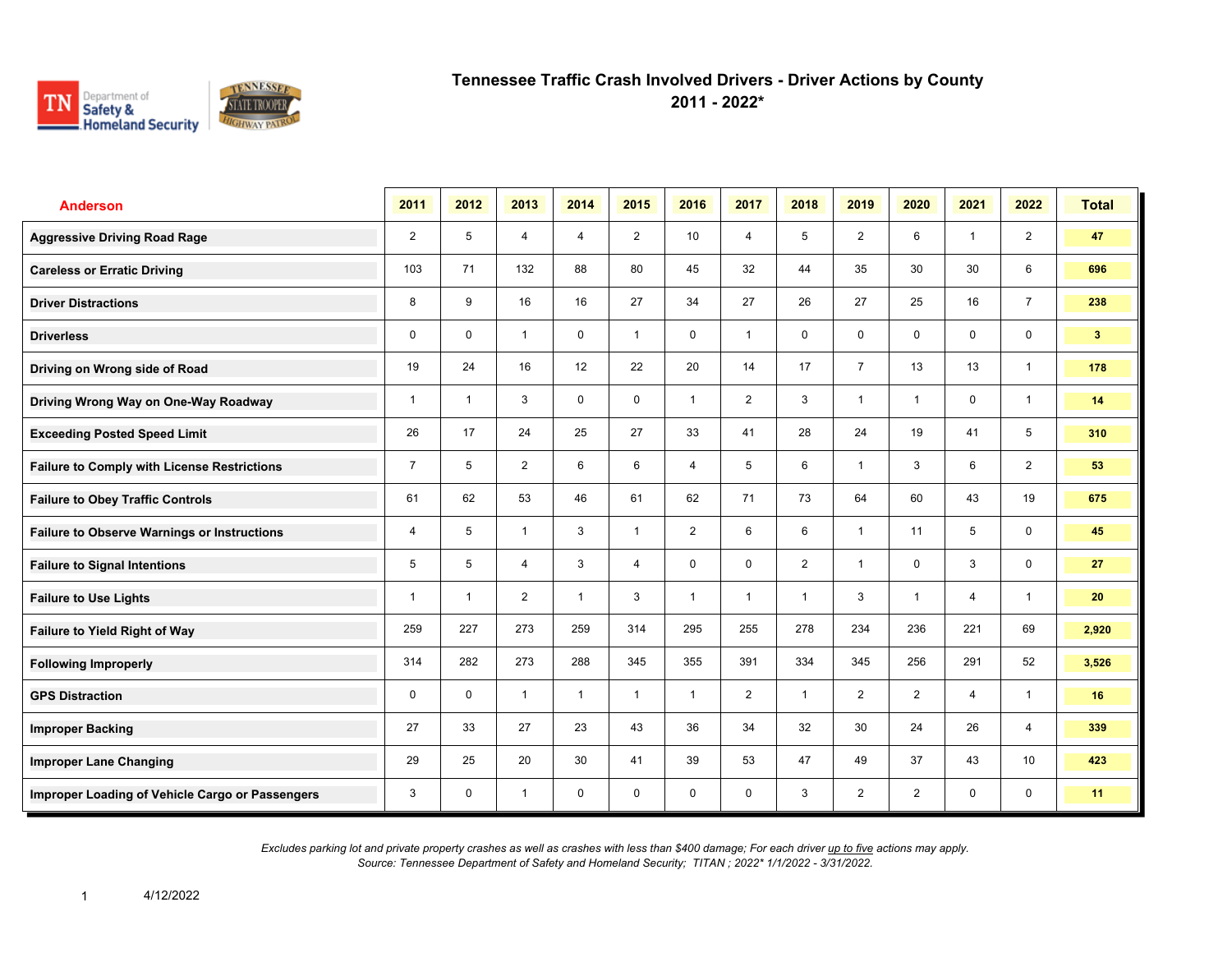# Tennessee Traffic Crash Involved Drivers - Driver Actions by County

## 2011 - 2022*

| Anderson | 2011 | 2012 | 2013 | 2014 | 2015 | 2016 | 2017 | 2018 | 2019 | 2020 | 2021 | 2022 | Total |
|---|---|---|---|---|---|---|---|---|---|---|---|---|---|
| **Aggressive Driving Road Rage** | 2 | 5 | 4 | 4 | 2 | 10 | 4 | 5 | 2 | 6 | 1 | 2 | **47** |
| **Careless or Erratic Driving** | 103 | 71 | 132 | 88 | 80 | 45 | 32 | 44 | 35 | 30 | 30 | 6 | **696** |
| **Driver Distractions** | 8 | 9 | 16 | 16 | 27 | 34 | 27 | 26 | 27 | 25 | 16 | 7 | **238** |
| **Driverless** | 0 | 0 | 1 | 0 | 1 | 0 | 1 | 0 | 0 | 0 | 0 | 0 | **3** |
| **Driving on Wrong side of Road** | 19 | 24 | 16 | 12 | 22 | 20 | 14 | 17 | 7 | 13 | 13 | 1 | **178** |
| **Driving Wrong Way on One-Way Roadway** | 1 | 1 | 3 | 0 | 0 | 1 | 2 | 3 | 1 | 1 | 0 | 1 | **14** |
| **Exceeding Posted Speed Limit** | 26 | 17 | 24 | 25 | 27 | 33 | 41 | 28 | 24 | 19 | 41 | 5 | **310** |
| **Failure to Comply with License Restrictions** | 7 | 5 | 2 | 6 | 6 | 4 | 5 | 6 | 1 | 3 | 6 | 2 | **53** |
| **Failure to Obey Traffic Controls** | 61 | 62 | 53 | 46 | 61 | 62 | 71 | 73 | 64 | 60 | 43 | 19 | **675** |
| **Failure to Observe Warnings or Instructions** | 4 | 5 | 1 | 3 | 1 | 2 | 6 | 6 | 1 | 11 | 5 | 0 | **45** |
| **Failure to Signal Intentions** | 5 | 5 | 4 | 3 | 4 | 0 | 0 | 2 | 1 | 0 | 3 | 0 | **27** |
| **Failure to Use Lights** | 1 | 1 | 2 | 1 | 3 | 1 | 1 | 1 | 3 | 1 | 4 | 1 | **20** |
| **Failure to Yield Right of Way** | 259 | 227 | 273 | 259 | 314 | 295 | 255 | 278 | 234 | 236 | 221 | 69 | **2,920** |
| **Following Improperly** | 314 | 282 | 273 | 288 | 345 | 355 | 391 | 334 | 345 | 256 | 291 | 52 | **3,526** |
| **GPS Distraction** | 0 | 0 | 1 | 1 | 1 | 1 | 2 | 1 | 2 | 2 | 4 | 1 | **16** |
| **Improper Backing** | 27 | 33 | 27 | 23 | 43 | 36 | 34 | 32 | 30 | 24 | 26 | 4 | **339** |
| **Improper Lane Changing** | 29 | 25 | 20 | 30 | 41 | 39 | 53 | 47 | 49 | 37 | 43 | 10 | **423** |
| **Improper Loading of Vehicle Cargo or Passengers** | 3 | 0 | 1 | 0 | 0 | 0 | 0 | 3 | 2 | 2 | 0 | 0 | **11** |

*Excludes parking lot and private property crashes as well as crashes with less than $400 damage; For each driver up to five actions may apply.*
*Source: Tennessee Department of Safety and Homeland Security; TITAN ; 2022* 1/1/2022 - 3/31/2022.*

4/12/2022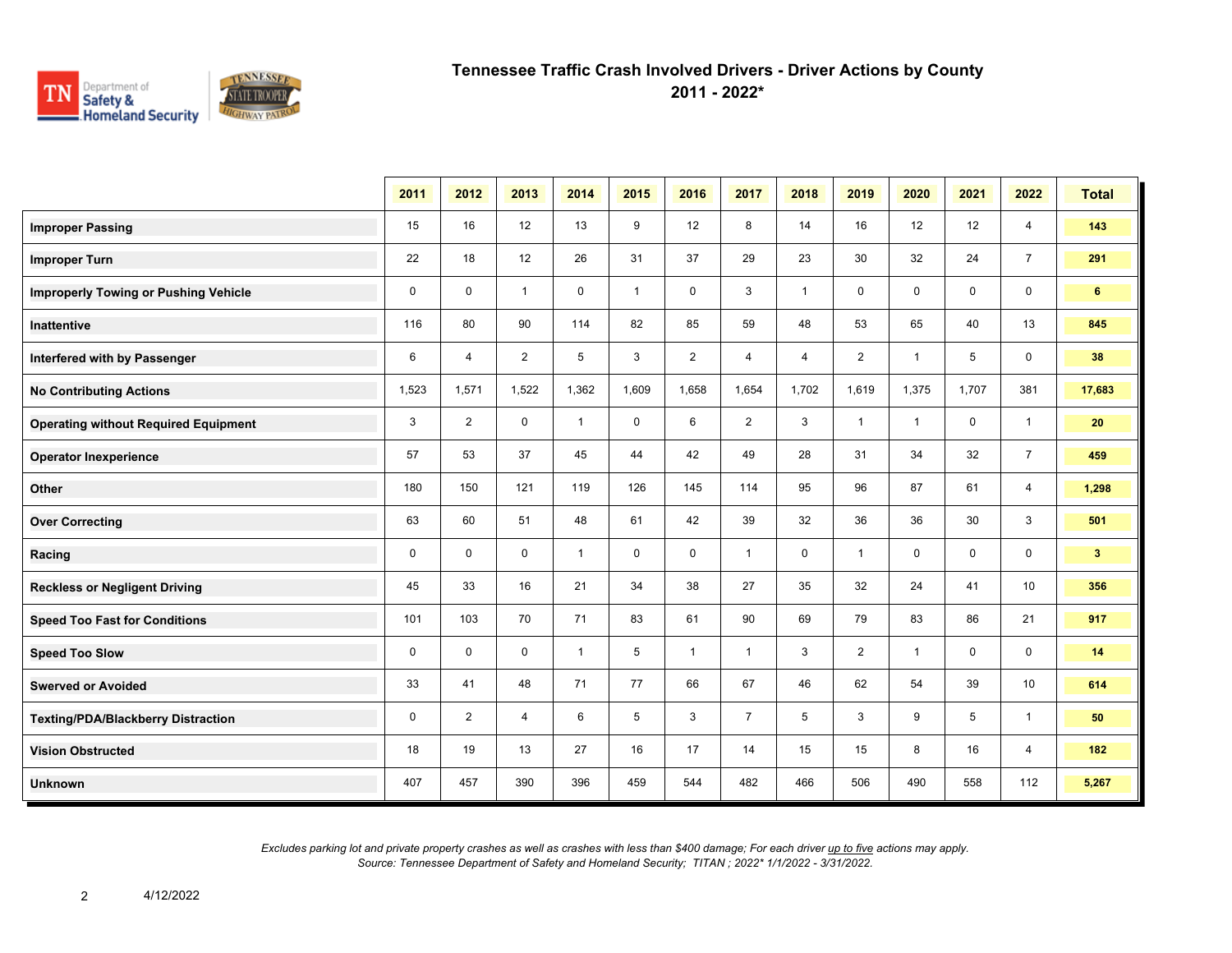# Tennessee Traffic Crash Involved Drivers - Driver Actions by County
## 2011 - 2022*

| | 2011 | 2012 | 2013 | 2014 | 2015 | 2016 | 2017 | 2018 | 2019 | 2020 | 2021 | 2022 | Total |
|---|---|---|---|---|---|---|---|---|---|---|---|---|---|
| **Improper Passing** | 15 | 16 | 12 | 13 | 9 | 12 | 8 | 14 | 16 | 12 | 12 | 4 | **143** |
| **Improper Turn** | 22 | 18 | 12 | 26 | 31 | 37 | 29 | 23 | 30 | 32 | 24 | 7 | **291** |
| **Improperly Towing or Pushing Vehicle** | 0 | 0 | 1 | 0 | 1 | 0 | 3 | 1 | 0 | 0 | 0 | 0 | **6** |
| **Inattentive** | 116 | 80 | 90 | 114 | 82 | 85 | 59 | 48 | 53 | 65 | 40 | 13 | **845** |
| **Interfered with by Passenger** | 6 | 4 | 2 | 5 | 3 | 2 | 4 | 4 | 2 | 1 | 5 | 0 | **38** |
| **No Contributing Actions** | 1,523 | 1,571 | 1,522 | 1,362 | 1,609 | 1,658 | 1,654 | 1,702 | 1,619 | 1,375 | 1,707 | 381 | **17,683** |
| **Operating without Required Equipment** | 3 | 2 | 0 | 1 | 0 | 6 | 2 | 3 | 1 | 1 | 0 | 1 | **20** |
| **Operator Inexperience** | 57 | 53 | 37 | 45 | 44 | 42 | 49 | 28 | 31 | 34 | 32 | 7 | **459** |
| **Other** | 180 | 150 | 121 | 119 | 126 | 145 | 114 | 95 | 96 | 87 | 61 | 4 | **1,298** |
| **Over Correcting** | 63 | 60 | 51 | 48 | 61 | 42 | 39 | 32 | 36 | 36 | 30 | 3 | **501** |
| **Racing** | 0 | 0 | 0 | 1 | 0 | 0 | 1 | 0 | 1 | 0 | 0 | 0 | **3** |
| **Reckless or Negligent Driving** | 45 | 33 | 16 | 21 | 34 | 38 | 27 | 35 | 32 | 24 | 41 | 10 | **356** |
| **Speed Too Fast for Conditions** | 101 | 103 | 70 | 71 | 83 | 61 | 90 | 69 | 79 | 83 | 86 | 21 | **917** |
| **Speed Too Slow** | 0 | 0 | 0 | 1 | 5 | 1 | 1 | 3 | 2 | 1 | 0 | 0 | **14** |
| **Swerved or Avoided** | 33 | 41 | 48 | 71 | 77 | 66 | 67 | 46 | 62 | 54 | 39 | 10 | **614** |
| **Texting/PDA/Blackberry Distraction** | 0 | 2 | 4 | 6 | 5 | 3 | 7 | 5 | 3 | 9 | 5 | 1 | **50** |
| **Vision Obstructed** | 18 | 19 | 13 | 27 | 16 | 17 | 14 | 15 | 15 | 8 | 16 | 4 | **182** |
| **Unknown** | 407 | 457 | 390 | 396 | 459 | 544 | 482 | 466 | 506 | 490 | 558 | 112 | **5,267** |

*Excludes parking lot and private property crashes as well as crashes with less than $400 damage; For each driver up to five actions may apply.*
*Source: Tennessee Department of Safety and Homeland Security; TITAN ; 2022* 1/1/2022 - 3/31/2022.*

4/12/2022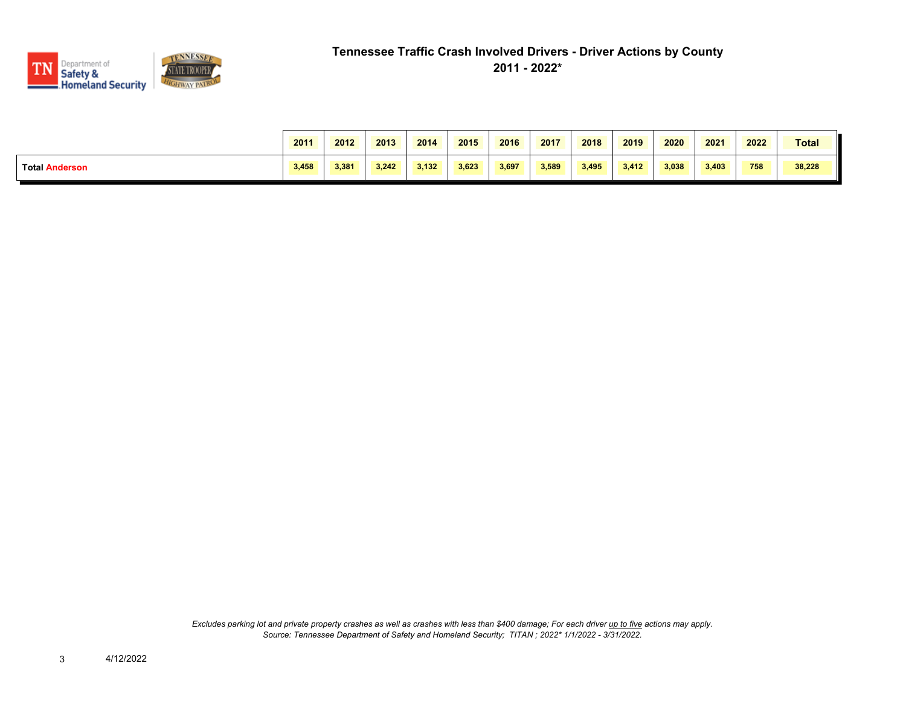# Tennessee Traffic Crash Involved Drivers - Driver Actions by County

## 2011 - 2022*

| | 2011 | 2012 | 2013 | 2014 | 2015 | 2016 | 2017 | 2018 | 2019 | 2020 | 2021 | 2022 | Total |
|---|---|---|---|---|---|---|---|---|---|---|---|---|---|
| **Total Anderson** | 3,458 | 3,381 | 3,242 | 3,132 | 3,623 | 3,697 | 3,589 | 3,495 | 3,412 | 3,038 | 3,403 | 758 | 38,228 |

*Excludes parking lot and private property crashes as well as crashes with less than $400 damage; For each driver up to five actions may apply.*
*Source: Tennessee Department of Safety and Homeland Security; TITAN ; 2022* 1/1/2022 - 3/31/2022.*

4/12/2022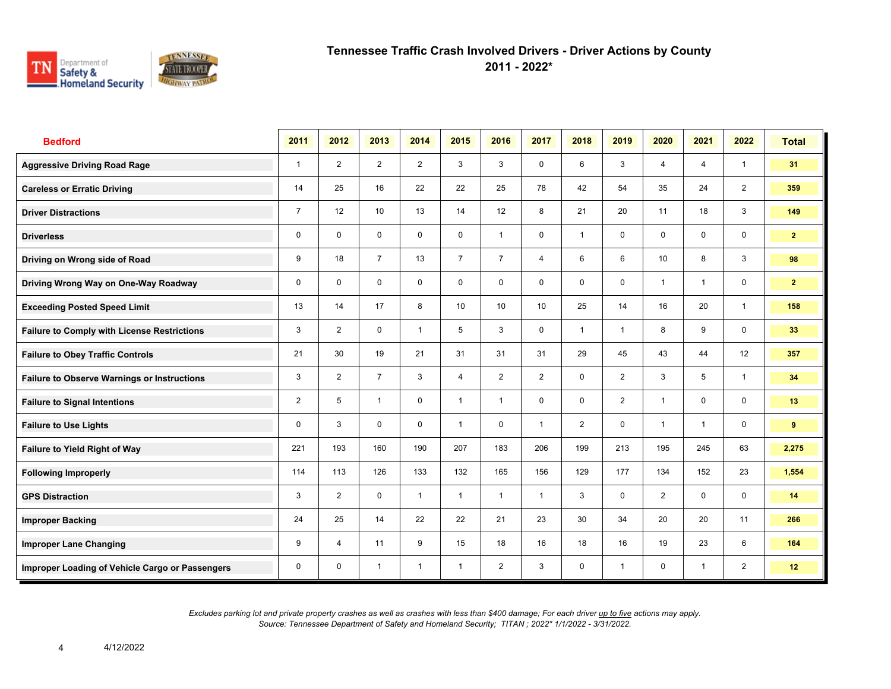# Tennessee Traffic Crash Involved Drivers - Driver Actions by County
## 2011 - 2022*

| Bedford | 2011 | 2012 | 2013 | 2014 | 2015 | 2016 | 2017 | 2018 | 2019 | 2020 | 2021 | 2022 | Total |
|---|---|---|---|---|---|---|---|---|---|---|---|---|---|
| Aggressive Driving Road Rage | 1 | 2 | 2 | 2 | 3 | 3 | 0 | 6 | 3 | 4 | 4 | 1 | **31** |
| Careless or Erratic Driving | 14 | 25 | 16 | 22 | 22 | 25 | 78 | 42 | 54 | 35 | 24 | 2 | **359** |
| Driver Distractions | 7 | 12 | 10 | 13 | 14 | 12 | 8 | 21 | 20 | 11 | 18 | 3 | **149** |
| Driverless | 0 | 0 | 0 | 0 | 0 | 1 | 0 | 1 | 0 | 0 | 0 | 0 | **2** |
| Driving on Wrong side of Road | 9 | 18 | 7 | 13 | 7 | 7 | 4 | 6 | 6 | 10 | 8 | 3 | **98** |
| Driving Wrong Way on One-Way Roadway | 0 | 0 | 0 | 0 | 0 | 0 | 0 | 0 | 0 | 1 | 1 | 0 | **2** |
| Exceeding Posted Speed Limit | 13 | 14 | 17 | 8 | 10 | 10 | 10 | 25 | 14 | 16 | 20 | 1 | **158** |
| Failure to Comply with License Restrictions | 3 | 2 | 0 | 1 | 5 | 3 | 0 | 1 | 1 | 8 | 9 | 0 | **33** |
| Failure to Obey Traffic Controls | 21 | 30 | 19 | 21 | 31 | 31 | 31 | 29 | 45 | 43 | 44 | 12 | **357** |
| Failure to Observe Warnings or Instructions | 3 | 2 | 7 | 3 | 4 | 2 | 2 | 0 | 2 | 3 | 5 | 1 | **34** |
| Failure to Signal Intentions | 2 | 5 | 1 | 0 | 1 | 1 | 0 | 0 | 2 | 1 | 0 | 0 | **13** |
| Failure to Use Lights | 0 | 3 | 0 | 0 | 1 | 0 | 1 | 2 | 0 | 1 | 1 | 0 | **9** |
| Failure to Yield Right of Way | 221 | 193 | 160 | 190 | 207 | 183 | 206 | 199 | 213 | 195 | 245 | 63 | **2,275** |
| Following Improperly | 114 | 113 | 126 | 133 | 132 | 165 | 156 | 129 | 177 | 134 | 152 | 23 | **1,554** |
| GPS Distraction | 3 | 2 | 0 | 1 | 1 | 1 | 1 | 3 | 0 | 2 | 0 | 0 | **14** |
| Improper Backing | 24 | 25 | 14 | 22 | 22 | 21 | 23 | 30 | 34 | 20 | 20 | 11 | **266** |
| Improper Lane Changing | 9 | 4 | 11 | 9 | 15 | 18 | 16 | 18 | 16 | 19 | 23 | 6 | **164** |
| Improper Loading of Vehicle Cargo or Passengers | 0 | 0 | 1 | 1 | 1 | 2 | 3 | 0 | 1 | 0 | 1 | 2 | **12** |

*Excludes parking lot and private property crashes as well as crashes with less than $400 damage; For each driver up to five actions may apply.*
*Source: Tennessee Department of Safety and Homeland Security; TITAN ; 2022* 1/1/2022 - 3/31/2022.*

4/12/2022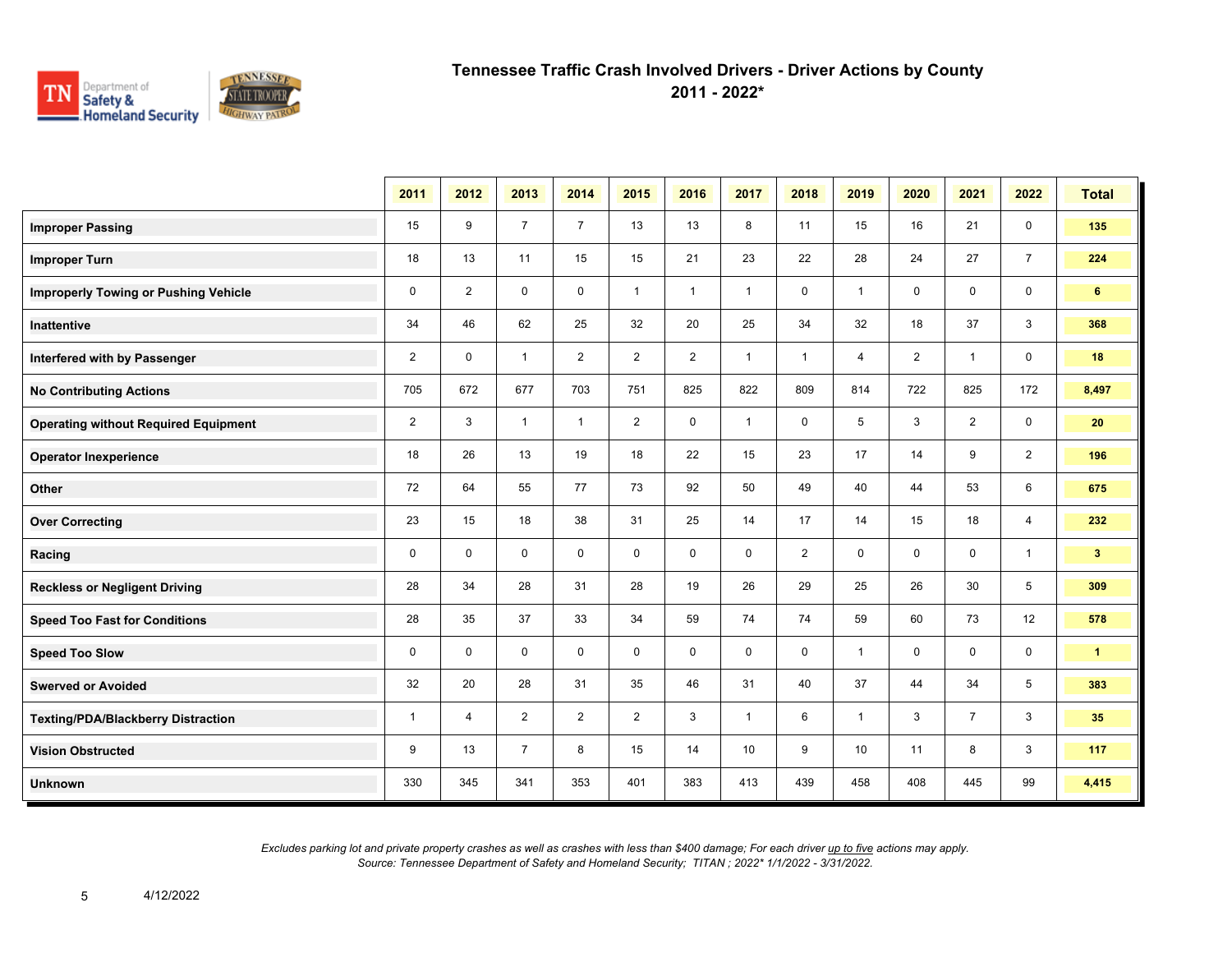# Tennessee Traffic Crash Involved Drivers - Driver Actions by County
## 2011 - 2022*

| | 2011 | 2012 | 2013 | 2014 | 2015 | 2016 | 2017 | 2018 | 2019 | 2020 | 2021 | 2022 | Total |
|---|---|---|---|---|---|---|---|---|---|---|---|---|---|
| **Improper Passing** | 15 | 9 | 7 | 7 | 13 | 13 | 8 | 11 | 15 | 16 | 21 | 0 | **135** |
| **Improper Turn** | 18 | 13 | 11 | 15 | 15 | 21 | 23 | 22 | 28 | 24 | 27 | 7 | **224** |
| **Improperly Towing or Pushing Vehicle** | 0 | 2 | 0 | 0 | 1 | 1 | 1 | 0 | 1 | 0 | 0 | 0 | **6** |
| **Inattentive** | 34 | 46 | 62 | 25 | 32 | 20 | 25 | 34 | 32 | 18 | 37 | 3 | **368** |
| **Interfered with by Passenger** | 2 | 0 | 1 | 2 | 2 | 2 | 1 | 1 | 4 | 2 | 1 | 0 | **18** |
| **No Contributing Actions** | 705 | 672 | 677 | 703 | 751 | 825 | 822 | 809 | 814 | 722 | 825 | 172 | **8,497** |
| **Operating without Required Equipment** | 2 | 3 | 1 | 1 | 2 | 0 | 1 | 0 | 5 | 3 | 2 | 0 | **20** |
| **Operator Inexperience** | 18 | 26 | 13 | 19 | 18 | 22 | 15 | 23 | 17 | 14 | 9 | 2 | **196** |
| **Other** | 72 | 64 | 55 | 77 | 73 | 92 | 50 | 49 | 40 | 44 | 53 | 6 | **675** |
| **Over Correcting** | 23 | 15 | 18 | 38 | 31 | 25 | 14 | 17 | 14 | 15 | 18 | 4 | **232** |
| **Racing** | 0 | 0 | 0 | 0 | 0 | 0 | 0 | 2 | 0 | 0 | 0 | 1 | **3** |
| **Reckless or Negligent Driving** | 28 | 34 | 28 | 31 | 28 | 19 | 26 | 29 | 25 | 26 | 30 | 5 | **309** |
| **Speed Too Fast for Conditions** | 28 | 35 | 37 | 33 | 34 | 59 | 74 | 74 | 59 | 60 | 73 | 12 | **578** |
| **Speed Too Slow** | 0 | 0 | 0 | 0 | 0 | 0 | 0 | 0 | 1 | 0 | 0 | 0 | **1** |
| **Swerved or Avoided** | 32 | 20 | 28 | 31 | 35 | 46 | 31 | 40 | 37 | 44 | 34 | 5 | **383** |
| **Texting/PDA/Blackberry Distraction** | 1 | 4 | 2 | 2 | 2 | 3 | 1 | 6 | 1 | 3 | 7 | 3 | **35** |
| **Vision Obstructed** | 9 | 13 | 7 | 8 | 15 | 14 | 10 | 9 | 10 | 11 | 8 | 3 | **117** |
| **Unknown** | 330 | 345 | 341 | 353 | 401 | 383 | 413 | 439 | 458 | 408 | 445 | 99 | **4,415** |

*Excludes parking lot and private property crashes as well as crashes with less than $400 damage; For each driver up to five actions may apply.*
*Source: Tennessee Department of Safety and Homeland Security; TITAN ; 2022* 1/1/2022 - 3/31/2022.*

4/12/2022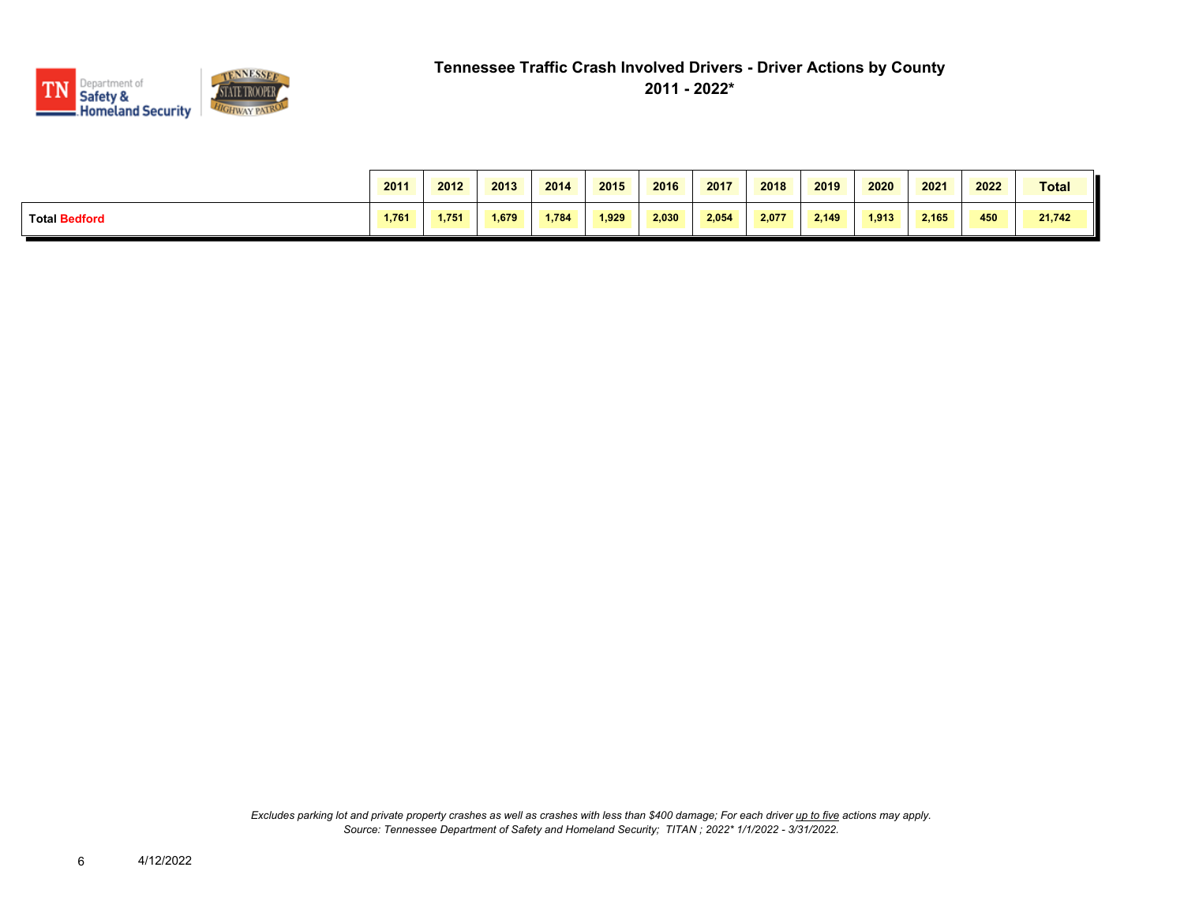# Tennessee Traffic Crash Involved Drivers - Driver Actions by County
## 2011 - 2022*

| | 2011 | 2012 | 2013 | 2014 | 2015 | 2016 | 2017 | 2018 | 2019 | 2020 | 2021 | 2022 | Total |
|---|---|---|---|---|---|---|---|---|---|---|---|---|---|
| **Total Bedford** | 1,761 | 1,751 | 1,679 | 1,784 | 1,929 | 2,030 | 2,054 | 2,077 | 2,149 | 1,913 | 2,165 | 450 | 21,742 |

*Excludes parking lot and private property crashes as well as crashes with less than $400 damage; For each driver up to five actions may apply.*
*Source: Tennessee Department of Safety and Homeland Security; TITAN ; 2022* 1/1/2022 - 3/31/2022.*

4/12/2022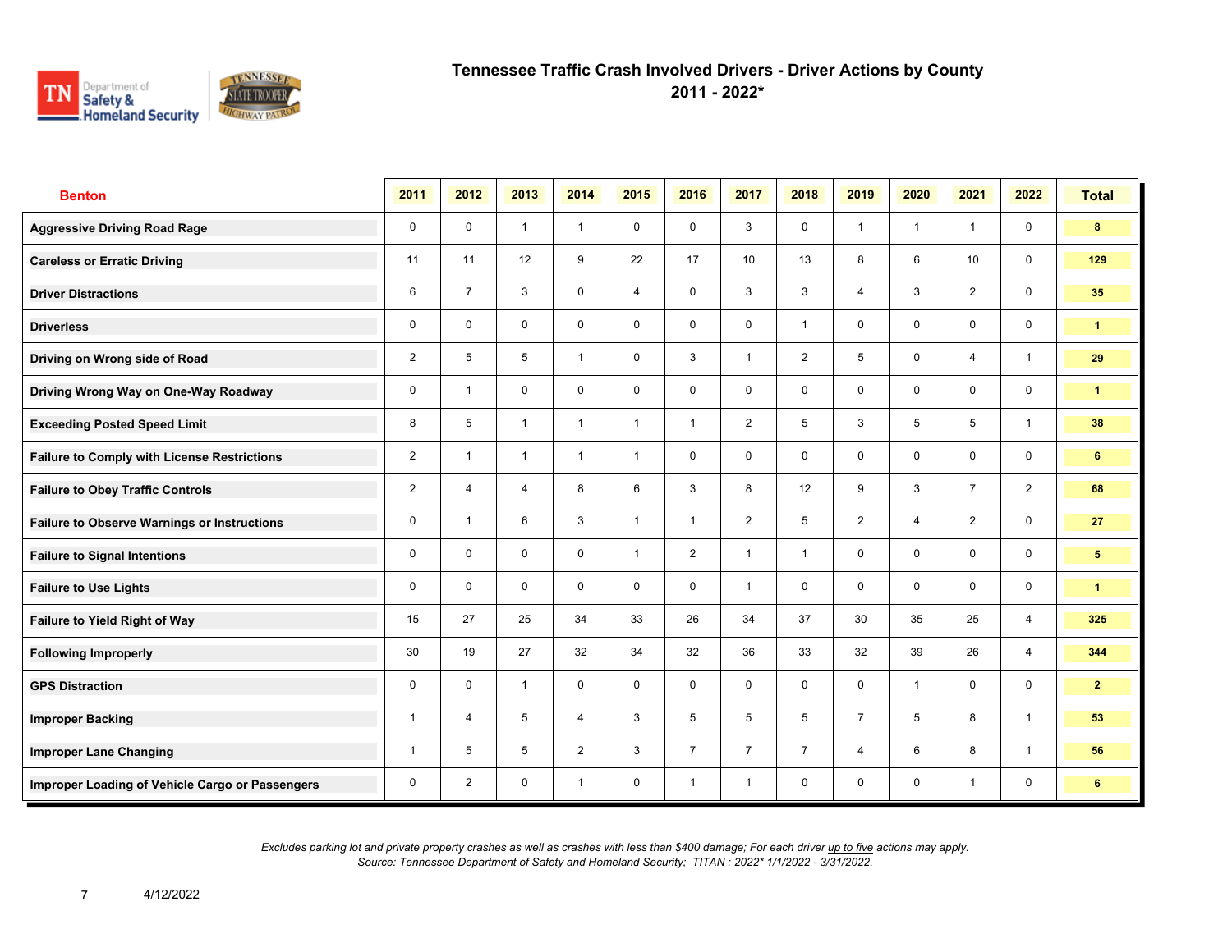# Tennessee Traffic Crash Involved Drivers - Driver Actions by County
## 2011 - 2022*

| Benton | 2011 | 2012 | 2013 | 2014 | 2015 | 2016 | 2017 | 2018 | 2019 | 2020 | 2021 | 2022 | Total |
|---|---|---|---|---|---|---|---|---|---|---|---|---|---|
| Aggressive Driving Road Rage | 0 | 0 | 1 | 1 | 0 | 0 | 3 | 0 | 1 | 1 | 1 | 0 | 8 |
| Careless or Erratic Driving | 11 | 11 | 12 | 9 | 22 | 17 | 10 | 13 | 8 | 6 | 10 | 0 | 129 |
| Driver Distractions | 6 | 7 | 3 | 0 | 4 | 0 | 3 | 3 | 4 | 3 | 2 | 0 | 35 |
| Driverless | 0 | 0 | 0 | 0 | 0 | 0 | 0 | 1 | 0 | 0 | 0 | 0 | 1 |
| Driving on Wrong side of Road | 2 | 5 | 5 | 1 | 0 | 3 | 1 | 2 | 5 | 0 | 4 | 1 | 29 |
| Driving Wrong Way on One-Way Roadway | 0 | 1 | 0 | 0 | 0 | 0 | 0 | 0 | 0 | 0 | 0 | 0 | 1 |
| Exceeding Posted Speed Limit | 8 | 5 | 1 | 1 | 1 | 1 | 2 | 5 | 3 | 5 | 5 | 1 | 38 |
| Failure to Comply with License Restrictions | 2 | 1 | 1 | 1 | 1 | 0 | 0 | 0 | 0 | 0 | 0 | 0 | 6 |
| Failure to Obey Traffic Controls | 2 | 4 | 4 | 8 | 6 | 3 | 8 | 12 | 9 | 3 | 7 | 2 | 68 |
| Failure to Observe Warnings or Instructions | 0 | 1 | 6 | 3 | 1 | 1 | 2 | 5 | 2 | 4 | 2 | 0 | 27 |
| Failure to Signal Intentions | 0 | 0 | 0 | 0 | 1 | 2 | 1 | 1 | 0 | 0 | 0 | 0 | 5 |
| Failure to Use Lights | 0 | 0 | 0 | 0 | 0 | 0 | 1 | 0 | 0 | 0 | 0 | 0 | 1 |
| Failure to Yield Right of Way | 15 | 27 | 25 | 34 | 33 | 26 | 34 | 37 | 30 | 35 | 25 | 4 | 325 |
| Following Improperly | 30 | 19 | 27 | 32 | 34 | 32 | 36 | 33 | 32 | 39 | 26 | 4 | 344 |
| GPS Distraction | 0 | 0 | 1 | 0 | 0 | 0 | 0 | 0 | 0 | 1 | 0 | 0 | 2 |
| Improper Backing | 1 | 4 | 5 | 4 | 3 | 5 | 5 | 5 | 7 | 5 | 8 | 1 | 53 |
| Improper Lane Changing | 1 | 5 | 5 | 2 | 3 | 7 | 7 | 7 | 4 | 6 | 8 | 1 | 56 |
| Improper Loading of Vehicle Cargo or Passengers | 0 | 2 | 0 | 1 | 0 | 1 | 1 | 0 | 0 | 0 | 1 | 0 | 6 |

*Excludes parking lot and private property crashes as well as crashes with less than $400 damage; For each driver up to five actions may apply.*
*Source: Tennessee Department of Safety and Homeland Security; TITAN ; 2022* 1/1/2022 - 3/31/2022.*

4/12/2022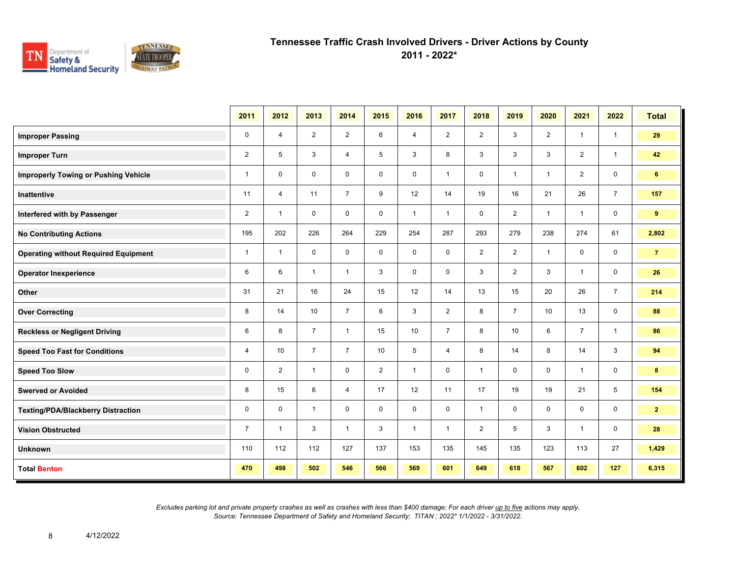# Tennessee Traffic Crash Involved Drivers - Driver Actions by County

## 2011 - 2022*

| | 2011 | 2012 | 2013 | 2014 | 2015 | 2016 | 2017 | 2018 | 2019 | 2020 | 2021 | 2022 | Total |
|---|---|---|---|---|---|---|---|---|---|---|---|---|---|
| **Improper Passing** | 0 | 4 | 2 | 2 | 6 | 4 | 2 | 2 | 3 | 2 | 1 | 1 | **29** |
| **Improper Turn** | 2 | 5 | 3 | 4 | 5 | 3 | 8 | 3 | 3 | 3 | 2 | 1 | **42** |
| **Improperly Towing or Pushing Vehicle** | 1 | 0 | 0 | 0 | 0 | 0 | 1 | 0 | 1 | 1 | 2 | 0 | **6** |
| **Inattentive** | 11 | 4 | 11 | 7 | 9 | 12 | 14 | 19 | 16 | 21 | 26 | 7 | **157** |
| **Interfered with by Passenger** | 2 | 1 | 0 | 0 | 0 | 1 | 1 | 0 | 2 | 1 | 1 | 0 | **9** |
| **No Contributing Actions** | 195 | 202 | 226 | 264 | 229 | 254 | 287 | 293 | 279 | 238 | 274 | 61 | **2,802** |
| **Operating without Required Equipment** | 1 | 1 | 0 | 0 | 0 | 0 | 0 | 2 | 2 | 1 | 0 | 0 | **7** |
| **Operator Inexperience** | 6 | 6 | 1 | 1 | 3 | 0 | 0 | 3 | 2 | 3 | 1 | 0 | **26** |
| **Other** | 31 | 21 | 16 | 24 | 15 | 12 | 14 | 13 | 15 | 20 | 26 | 7 | **214** |
| **Over Correcting** | 8 | 14 | 10 | 7 | 6 | 3 | 2 | 8 | 7 | 10 | 13 | 0 | **88** |
| **Reckless or Negligent Driving** | 6 | 8 | 7 | 1 | 15 | 10 | 7 | 8 | 10 | 6 | 7 | 1 | **86** |
| **Speed Too Fast for Conditions** | 4 | 10 | 7 | 7 | 10 | 5 | 4 | 8 | 14 | 8 | 14 | 3 | **94** |
| **Speed Too Slow** | 0 | 2 | 1 | 0 | 2 | 1 | 0 | 1 | 0 | 0 | 1 | 0 | **8** |
| **Swerved or Avoided** | 8 | 15 | 6 | 4 | 17 | 12 | 11 | 17 | 19 | 19 | 21 | 5 | **154** |
| **Texting/PDA/Blackberry Distraction** | 0 | 0 | 1 | 0 | 0 | 0 | 0 | 1 | 0 | 0 | 0 | 0 | **2** |
| **Vision Obstructed** | 7 | 1 | 3 | 1 | 3 | 1 | 1 | 2 | 5 | 3 | 1 | 0 | **28** |
| **Unknown** | 110 | 112 | 112 | 127 | 137 | 153 | 135 | 145 | 135 | 123 | 113 | 27 | **1,429** |
| **Total Benton** | **470** | **498** | **502** | **546** | **566** | **569** | **601** | **649** | **618** | **567** | **602** | **127** | **6,315** |

*Excludes parking lot and private property crashes as well as crashes with less than $400 damage; For each driver up to five actions may apply.*
*Source: Tennessee Department of Safety and Homeland Security; TITAN ; 2022* 1/1/2022 - 3/31/2022.*

4/12/2022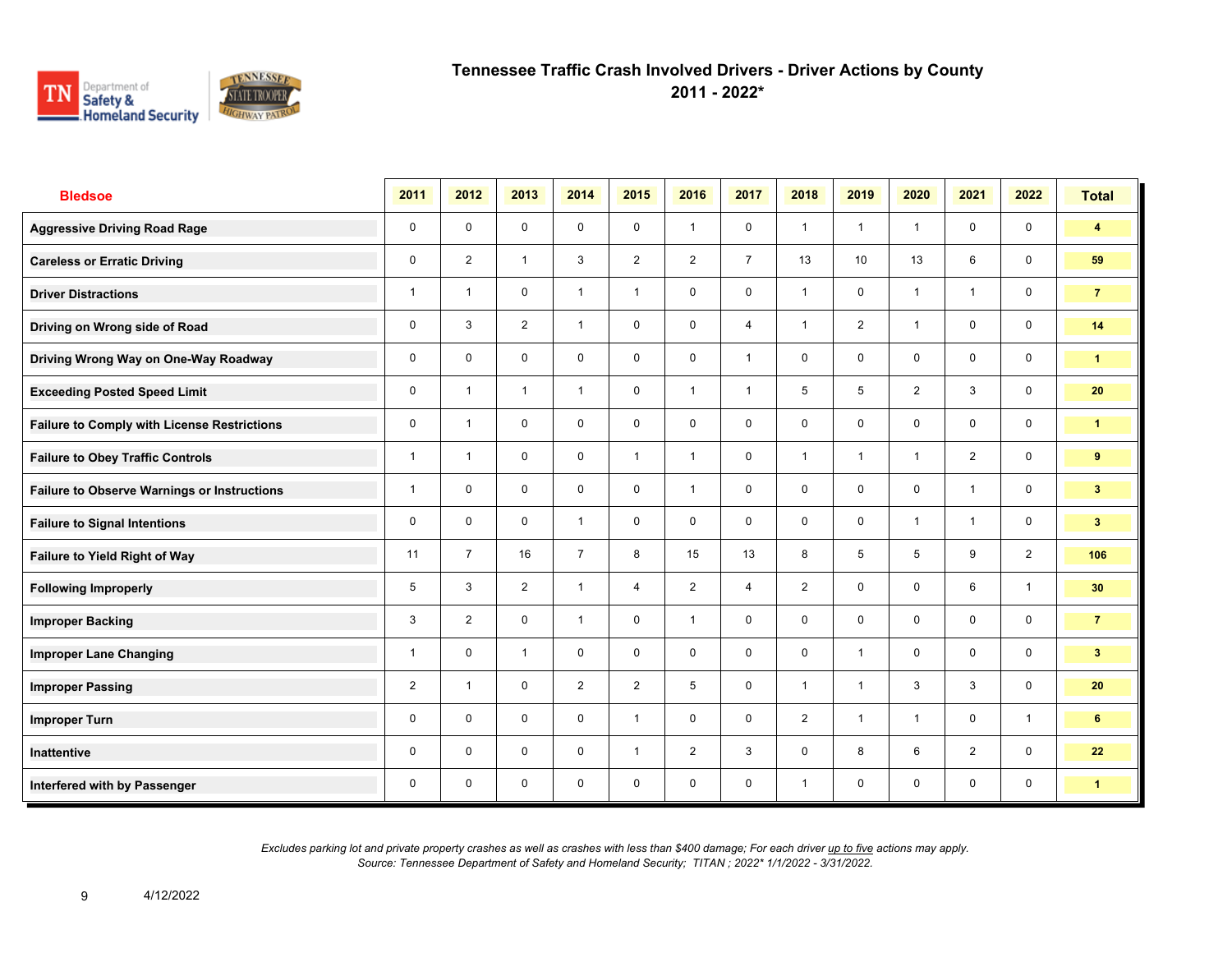# Tennessee Traffic Crash Involved Drivers - Driver Actions by County
## 2011 - 2022*

| Bledsoe | 2011 | 2012 | 2013 | 2014 | 2015 | 2016 | 2017 | 2018 | 2019 | 2020 | 2021 | 2022 | Total |
|---|---|---|---|---|---|---|---|---|---|---|---|---|---|
| Aggressive Driving Road Rage | 0 | 0 | 0 | 0 | 0 | 1 | 0 | 1 | 1 | 1 | 0 | 0 | 4 |
| Careless or Erratic Driving | 0 | 2 | 1 | 3 | 2 | 2 | 7 | 13 | 10 | 13 | 6 | 0 | 59 |
| Driver Distractions | 1 | 1 | 0 | 1 | 1 | 0 | 0 | 1 | 0 | 1 | 1 | 0 | 7 |
| Driving on Wrong side of Road | 0 | 3 | 2 | 1 | 0 | 0 | 4 | 1 | 2 | 1 | 0 | 0 | 14 |
| Driving Wrong Way on One-Way Roadway | 0 | 0 | 0 | 0 | 0 | 0 | 1 | 0 | 0 | 0 | 0 | 0 | 1 |
| Exceeding Posted Speed Limit | 0 | 1 | 1 | 1 | 0 | 1 | 1 | 5 | 5 | 2 | 3 | 0 | 20 |
| Failure to Comply with License Restrictions | 0 | 1 | 0 | 0 | 0 | 0 | 0 | 0 | 0 | 0 | 0 | 0 | 1 |
| Failure to Obey Traffic Controls | 1 | 1 | 0 | 0 | 1 | 1 | 0 | 1 | 1 | 1 | 2 | 0 | 9 |
| Failure to Observe Warnings or Instructions | 1 | 0 | 0 | 0 | 0 | 1 | 0 | 0 | 0 | 0 | 1 | 0 | 3 |
| Failure to Signal Intentions | 0 | 0 | 0 | 1 | 0 | 0 | 0 | 0 | 0 | 1 | 1 | 0 | 3 |
| Failure to Yield Right of Way | 11 | 7 | 16 | 7 | 8 | 15 | 13 | 8 | 5 | 5 | 9 | 2 | 106 |
| Following Improperly | 5 | 3 | 2 | 1 | 4 | 2 | 4 | 2 | 0 | 0 | 6 | 1 | 30 |
| Improper Backing | 3 | 2 | 0 | 1 | 0 | 1 | 0 | 0 | 0 | 0 | 0 | 0 | 7 |
| Improper Lane Changing | 1 | 0 | 1 | 0 | 0 | 0 | 0 | 0 | 1 | 0 | 0 | 0 | 3 |
| Improper Passing | 2 | 1 | 0 | 2 | 2 | 5 | 0 | 1 | 1 | 3 | 3 | 0 | 20 |
| Improper Turn | 0 | 0 | 0 | 0 | 1 | 0 | 0 | 2 | 1 | 1 | 0 | 1 | 6 |
| Inattentive | 0 | 0 | 0 | 0 | 1 | 2 | 3 | 0 | 8 | 6 | 2 | 0 | 22 |
| Interfered with by Passenger | 0 | 0 | 0 | 0 | 0 | 0 | 0 | 1 | 0 | 0 | 0 | 0 | 1 |

*Excludes parking lot and private property crashes as well as crashes with less than $400 damage; For each driver up to five actions may apply.*
*Source: Tennessee Department of Safety and Homeland Security; TITAN ; 2022* 1/1/2022 - 3/31/2022.*

4/12/2022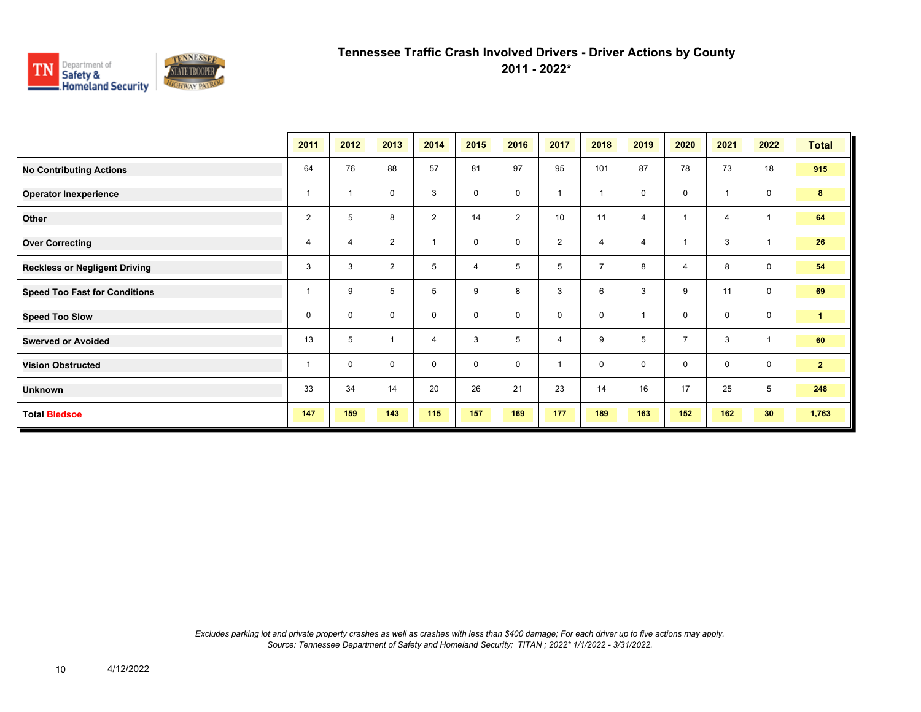# Tennessee Traffic Crash Involved Drivers - Driver Actions by County

## 2011 - 2022*

| | 2011 | 2012 | 2013 | 2014 | 2015 | 2016 | 2017 | 2018 | 2019 | 2020 | 2021 | 2022 | Total |
|---|---|---|---|---|---|---|---|---|---|---|---|---|---|
| **No Contributing Actions** | 64 | 76 | 88 | 57 | 81 | 97 | 95 | 101 | 87 | 78 | 73 | 18 | **915** |
| **Operator Inexperience** | 1 | 1 | 0 | 3 | 0 | 0 | 1 | 1 | 0 | 0 | 1 | 0 | **8** |
| **Other** | 2 | 5 | 8 | 2 | 14 | 2 | 10 | 11 | 4 | 1 | 4 | 1 | **64** |
| **Over Correcting** | 4 | 4 | 2 | 1 | 0 | 0 | 2 | 4 | 4 | 1 | 3 | 1 | **26** |
| **Reckless or Negligent Driving** | 3 | 3 | 2 | 5 | 4 | 5 | 5 | 7 | 8 | 4 | 8 | 0 | **54** |
| **Speed Too Fast for Conditions** | 1 | 9 | 5 | 5 | 9 | 8 | 3 | 6 | 3 | 9 | 11 | 0 | **69** |
| **Speed Too Slow** | 0 | 0 | 0 | 0 | 0 | 0 | 0 | 0 | 1 | 0 | 0 | 0 | **1** |
| **Swerved or Avoided** | 13 | 5 | 1 | 4 | 3 | 5 | 4 | 9 | 5 | 7 | 3 | 1 | **60** |
| **Vision Obstructed** | 1 | 0 | 0 | 0 | 0 | 0 | 1 | 0 | 0 | 0 | 0 | 0 | **2** |
| **Unknown** | 33 | 34 | 14 | 20 | 26 | 21 | 23 | 14 | 16 | 17 | 25 | 5 | **248** |
| **Total Bledsoe** | **147** | **159** | **143** | **115** | **157** | **169** | **177** | **189** | **163** | **152** | **162** | **30** | **1,763** |

*Excludes parking lot and private property crashes as well as crashes with less than $400 damage; For each driver up to five actions may apply.*
*Source: Tennessee Department of Safety and Homeland Security; TITAN ; 2022* 1/1/2022 - 3/31/2022.*

4/12/2022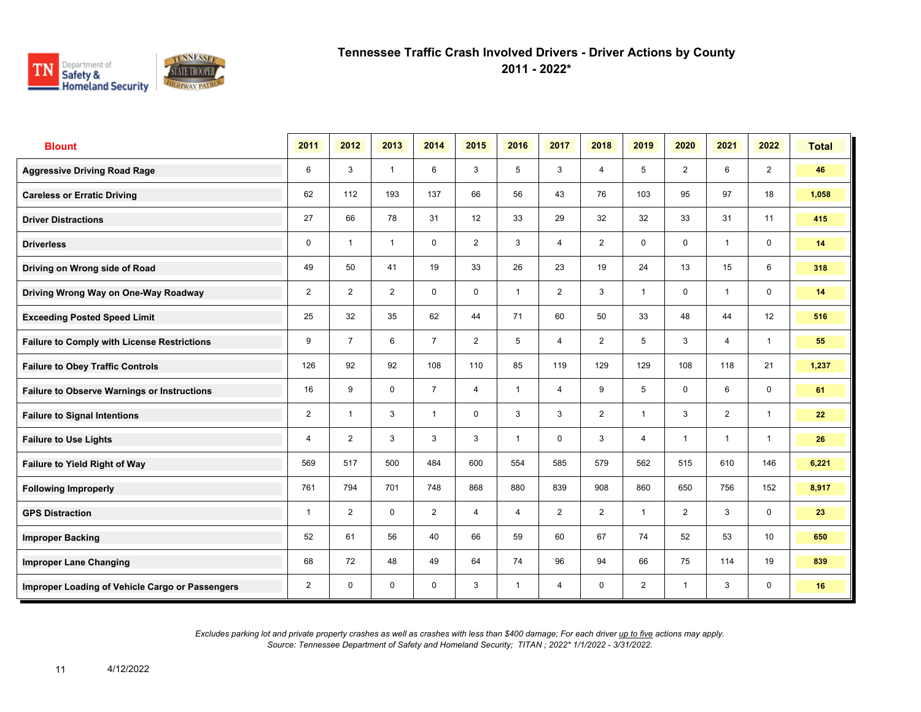# Tennessee Traffic Crash Involved Drivers - Driver Actions by County
## 2011 - 2022*

| Blount | 2011 | 2012 | 2013 | 2014 | 2015 | 2016 | 2017 | 2018 | 2019 | 2020 | 2021 | 2022 | Total |
|---|---|---|---|---|---|---|---|---|---|---|---|---|---|
| Aggressive Driving Road Rage | 6 | 3 | 1 | 6 | 3 | 5 | 3 | 4 | 5 | 2 | 6 | 2 | 46 |
| Careless or Erratic Driving | 62 | 112 | 193 | 137 | 66 | 56 | 43 | 76 | 103 | 95 | 97 | 18 | 1,058 |
| Driver Distractions | 27 | 66 | 78 | 31 | 12 | 33 | 29 | 32 | 32 | 33 | 31 | 11 | 415 |
| Driverless | 0 | 1 | 1 | 0 | 2 | 3 | 4 | 2 | 0 | 0 | 1 | 0 | 14 |
| Driving on Wrong side of Road | 49 | 50 | 41 | 19 | 33 | 26 | 23 | 19 | 24 | 13 | 15 | 6 | 318 |
| Driving Wrong Way on One-Way Roadway | 2 | 2 | 2 | 0 | 0 | 1 | 2 | 3 | 1 | 0 | 1 | 0 | 14 |
| Exceeding Posted Speed Limit | 25 | 32 | 35 | 62 | 44 | 71 | 60 | 50 | 33 | 48 | 44 | 12 | 516 |
| Failure to Comply with License Restrictions | 9 | 7 | 6 | 7 | 2 | 5 | 4 | 2 | 5 | 3 | 4 | 1 | 55 |
| Failure to Obey Traffic Controls | 126 | 92 | 92 | 108 | 110 | 85 | 119 | 129 | 129 | 108 | 118 | 21 | 1,237 |
| Failure to Observe Warnings or Instructions | 16 | 9 | 0 | 7 | 4 | 1 | 4 | 9 | 5 | 0 | 6 | 0 | 61 |
| Failure to Signal Intentions | 2 | 1 | 3 | 1 | 0 | 3 | 3 | 2 | 1 | 3 | 2 | 1 | 22 |
| Failure to Use Lights | 4 | 2 | 3 | 3 | 3 | 1 | 0 | 3 | 4 | 1 | 1 | 1 | 26 |
| Failure to Yield Right of Way | 569 | 517 | 500 | 484 | 600 | 554 | 585 | 579 | 562 | 515 | 610 | 146 | 6,221 |
| Following Improperly | 761 | 794 | 701 | 748 | 868 | 880 | 839 | 908 | 860 | 650 | 756 | 152 | 8,917 |
| GPS Distraction | 1 | 2 | 0 | 2 | 4 | 4 | 2 | 2 | 1 | 2 | 3 | 0 | 23 |
| Improper Backing | 52 | 61 | 56 | 40 | 66 | 59 | 60 | 67 | 74 | 52 | 53 | 10 | 650 |
| Improper Lane Changing | 68 | 72 | 48 | 49 | 64 | 74 | 96 | 94 | 66 | 75 | 114 | 19 | 839 |
| Improper Loading of Vehicle Cargo or Passengers | 2 | 0 | 0 | 0 | 3 | 1 | 4 | 0 | 2 | 1 | 3 | 0 | 16 |

*Excludes parking lot and private property crashes as well as crashes with less than $400 damage; For each driver up to five actions may apply.*
*Source: Tennessee Department of Safety and Homeland Security; TITAN ; 2022* 1/1/2022 - 3/31/2022.*

4/12/2022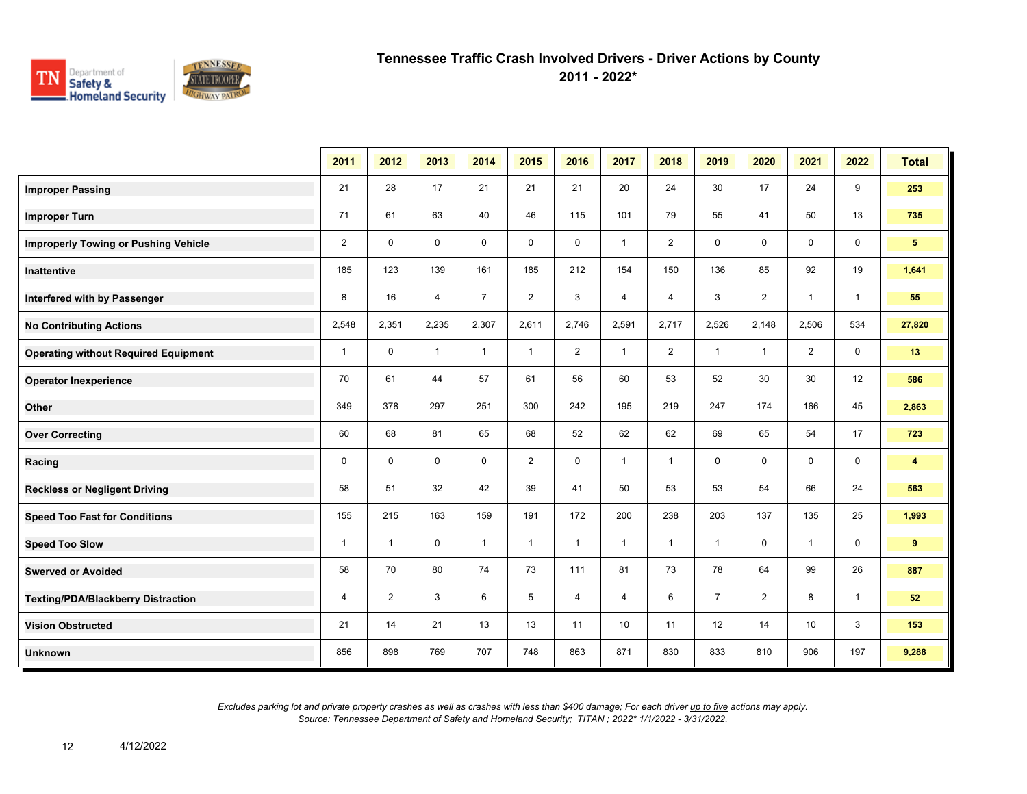# Tennessee Traffic Crash Involved Drivers - Driver Actions by County
## 2011 - 2022*

| | 2011 | 2012 | 2013 | 2014 | 2015 | 2016 | 2017 | 2018 | 2019 | 2020 | 2021 | 2022 | Total |
|---|---|---|---|---|---|---|---|---|---|---|---|---|---|
| **Improper Passing** | 21 | 28 | 17 | 21 | 21 | 21 | 20 | 24 | 30 | 17 | 24 | 9 | **253** |
| **Improper Turn** | 71 | 61 | 63 | 40 | 46 | 115 | 101 | 79 | 55 | 41 | 50 | 13 | **735** |
| **Improperly Towing or Pushing Vehicle** | 2 | 0 | 0 | 0 | 0 | 0 | 1 | 2 | 0 | 0 | 0 | 0 | **5** |
| **Inattentive** | 185 | 123 | 139 | 161 | 185 | 212 | 154 | 150 | 136 | 85 | 92 | 19 | **1,641** |
| **Interfered with by Passenger** | 8 | 16 | 4 | 7 | 2 | 3 | 4 | 4 | 3 | 2 | 1 | 1 | **55** |
| **No Contributing Actions** | 2,548 | 2,351 | 2,235 | 2,307 | 2,611 | 2,746 | 2,591 | 2,717 | 2,526 | 2,148 | 2,506 | 534 | **27,820** |
| **Operating without Required Equipment** | 1 | 0 | 1 | 1 | 1 | 2 | 1 | 2 | 1 | 1 | 2 | 0 | **13** |
| **Operator Inexperience** | 70 | 61 | 44 | 57 | 61 | 56 | 60 | 53 | 52 | 30 | 30 | 12 | **586** |
| **Other** | 349 | 378 | 297 | 251 | 300 | 242 | 195 | 219 | 247 | 174 | 166 | 45 | **2,863** |
| **Over Correcting** | 60 | 68 | 81 | 65 | 68 | 52 | 62 | 62 | 69 | 65 | 54 | 17 | **723** |
| **Racing** | 0 | 0 | 0 | 0 | 2 | 0 | 1 | 1 | 0 | 0 | 0 | 0 | **4** |
| **Reckless or Negligent Driving** | 58 | 51 | 32 | 42 | 39 | 41 | 50 | 53 | 53 | 54 | 66 | 24 | **563** |
| **Speed Too Fast for Conditions** | 155 | 215 | 163 | 159 | 191 | 172 | 200 | 238 | 203 | 137 | 135 | 25 | **1,993** |
| **Speed Too Slow** | 1 | 1 | 0 | 1 | 1 | 1 | 1 | 1 | 1 | 0 | 1 | 0 | **9** |
| **Swerved or Avoided** | 58 | 70 | 80 | 74 | 73 | 111 | 81 | 73 | 78 | 64 | 99 | 26 | **887** |
| **Texting/PDA/Blackberry Distraction** | 4 | 2 | 3 | 6 | 5 | 4 | 4 | 6 | 7 | 2 | 8 | 1 | **52** |
| **Vision Obstructed** | 21 | 14 | 21 | 13 | 13 | 11 | 10 | 11 | 12 | 14 | 10 | 3 | **153** |
| **Unknown** | 856 | 898 | 769 | 707 | 748 | 863 | 871 | 830 | 833 | 810 | 906 | 197 | **9,288** |

*Excludes parking lot and private property crashes as well as crashes with less than $400 damage; For each driver up to five actions may apply.*
*Source: Tennessee Department of Safety and Homeland Security; TITAN ; 2022* 1/1/2022 - 3/31/2022.*

4/12/2022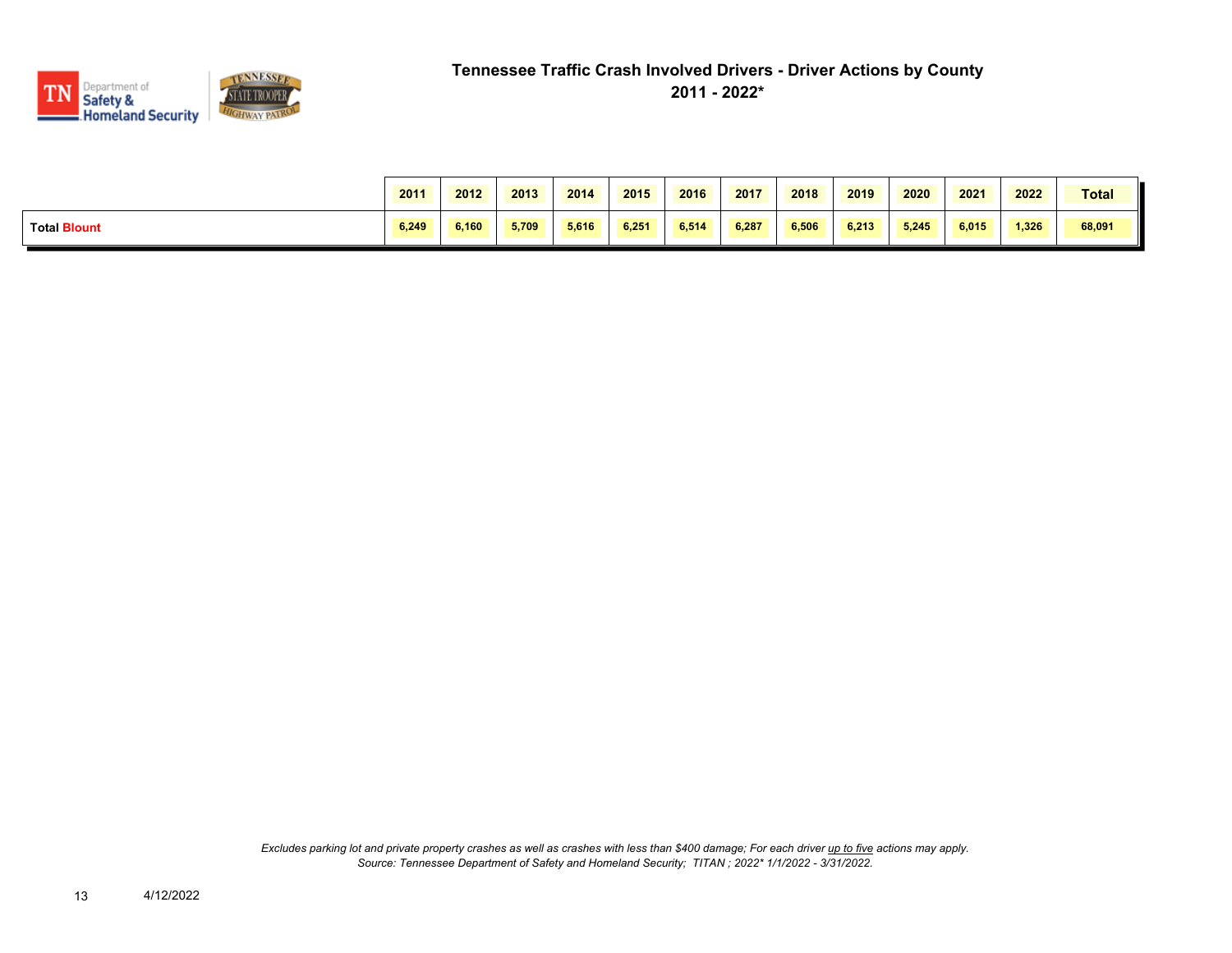# Tennessee Traffic Crash Involved Drivers - Driver Actions by County

## 2011 - 2022*

| | 2011 | 2012 | 2013 | 2014 | 2015 | 2016 | 2017 | 2018 | 2019 | 2020 | 2021 | 2022 | Total |
|---|---|---|---|---|---|---|---|---|---|---|---|---|---|
| **Total Blount** | 6,249 | 6,160 | 5,709 | 5,616 | 6,251 | 6,514 | 6,287 | 6,506 | 6,213 | 5,245 | 6,015 | 1,326 | 68,091 |

*Excludes parking lot and private property crashes as well as crashes with less than $400 damage; For each driver up to five actions may apply.*
*Source: Tennessee Department of Safety and Homeland Security; TITAN ; 2022* 1/1/2022 - 3/31/2022.*

4/12/2022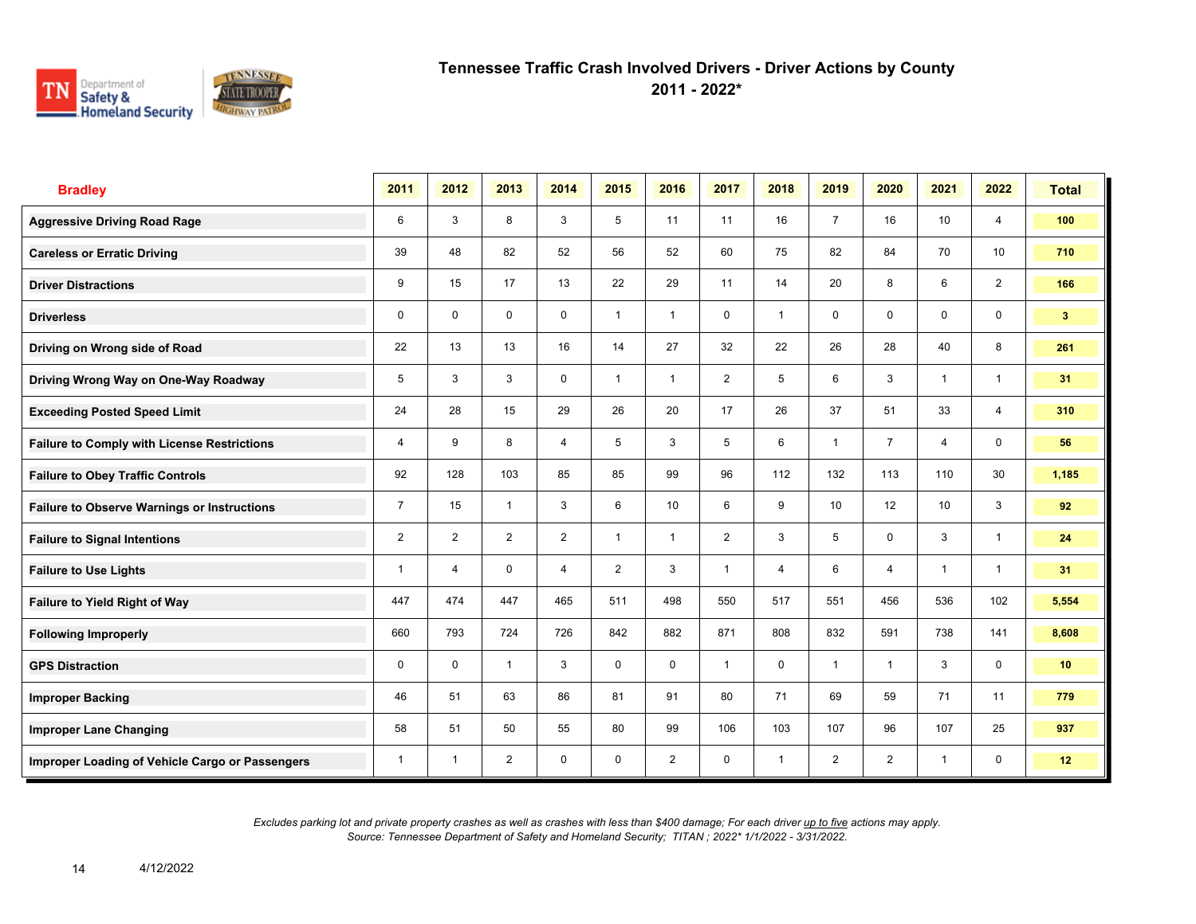# Tennessee Traffic Crash Involved Drivers - Driver Actions by County
## 2011 - 2022*

| Bradley | 2011 | 2012 | 2013 | 2014 | 2015 | 2016 | 2017 | 2018 | 2019 | 2020 | 2021 | 2022 | Total |
|---|---|---|---|---|---|---|---|---|---|---|---|---|---|
| Aggressive Driving Road Rage | 6 | 3 | 8 | 3 | 5 | 11 | 11 | 16 | 7 | 16 | 10 | 4 | 100 |
| Careless or Erratic Driving | 39 | 48 | 82 | 52 | 56 | 52 | 60 | 75 | 82 | 84 | 70 | 10 | 710 |
| Driver Distractions | 9 | 15 | 17 | 13 | 22 | 29 | 11 | 14 | 20 | 8 | 6 | 2 | 166 |
| Driverless | 0 | 0 | 0 | 0 | 1 | 1 | 0 | 1 | 0 | 0 | 0 | 0 | 3 |
| Driving on Wrong side of Road | 22 | 13 | 13 | 16 | 14 | 27 | 32 | 22 | 26 | 28 | 40 | 8 | 261 |
| Driving Wrong Way on One-Way Roadway | 5 | 3 | 3 | 0 | 1 | 1 | 2 | 5 | 6 | 3 | 1 | 1 | 31 |
| Exceeding Posted Speed Limit | 24 | 28 | 15 | 29 | 26 | 20 | 17 | 26 | 37 | 51 | 33 | 4 | 310 |
| Failure to Comply with License Restrictions | 4 | 9 | 8 | 4 | 5 | 3 | 5 | 6 | 1 | 7 | 4 | 0 | 56 |
| Failure to Obey Traffic Controls | 92 | 128 | 103 | 85 | 85 | 99 | 96 | 112 | 132 | 113 | 110 | 30 | 1,185 |
| Failure to Observe Warnings or Instructions | 7 | 15 | 1 | 3 | 6 | 10 | 6 | 9 | 10 | 12 | 10 | 3 | 92 |
| Failure to Signal Intentions | 2 | 2 | 2 | 2 | 1 | 1 | 2 | 3 | 5 | 0 | 3 | 1 | 24 |
| Failure to Use Lights | 1 | 4 | 0 | 4 | 2 | 3 | 1 | 4 | 6 | 4 | 1 | 1 | 31 |
| Failure to Yield Right of Way | 447 | 474 | 447 | 465 | 511 | 498 | 550 | 517 | 551 | 456 | 536 | 102 | 5,554 |
| Following Improperly | 660 | 793 | 724 | 726 | 842 | 882 | 871 | 808 | 832 | 591 | 738 | 141 | 8,608 |
| GPS Distraction | 0 | 0 | 1 | 3 | 0 | 0 | 1 | 0 | 1 | 1 | 3 | 0 | 10 |
| Improper Backing | 46 | 51 | 63 | 86 | 81 | 91 | 80 | 71 | 69 | 59 | 71 | 11 | 779 |
| Improper Lane Changing | 58 | 51 | 50 | 55 | 80 | 99 | 106 | 103 | 107 | 96 | 107 | 25 | 937 |
| Improper Loading of Vehicle Cargo or Passengers | 1 | 1 | 2 | 0 | 0 | 2 | 0 | 1 | 2 | 2 | 1 | 0 | 12 |

*Excludes parking lot and private property crashes as well as crashes with less than $400 damage; For each driver up to five actions may apply.*
*Source: Tennessee Department of Safety and Homeland Security; TITAN ; 2022* 1/1/2022 - 3/31/2022.*

4/12/2022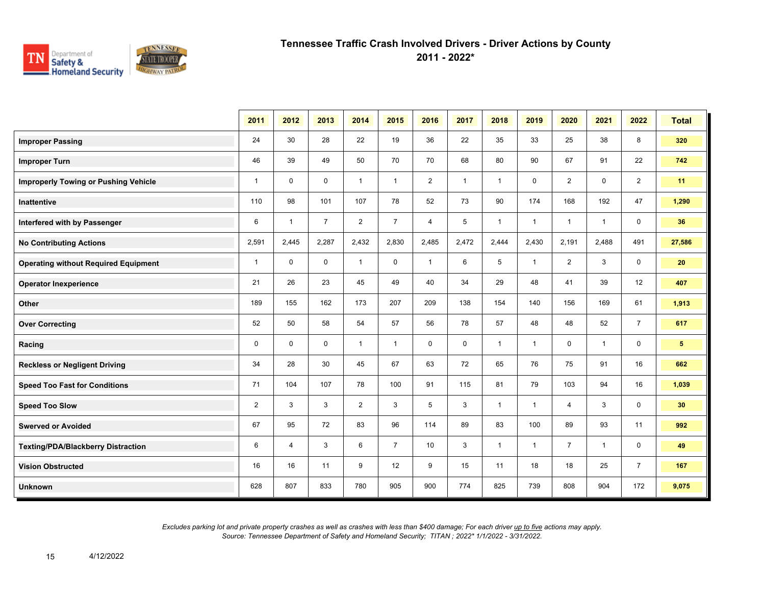# Tennessee Traffic Crash Involved Drivers - Driver Actions by County
## 2011 - 2022*

| | 2011 | 2012 | 2013 | 2014 | 2015 | 2016 | 2017 | 2018 | 2019 | 2020 | 2021 | 2022 | Total |
|---|---|---|---|---|---|---|---|---|---|---|---|---|---|
| **Improper Passing** | 24 | 30 | 28 | 22 | 19 | 36 | 22 | 35 | 33 | 25 | 38 | 8 | **320** |
| **Improper Turn** | 46 | 39 | 49 | 50 | 70 | 70 | 68 | 80 | 90 | 67 | 91 | 22 | **742** |
| **Improperly Towing or Pushing Vehicle** | 1 | 0 | 0 | 1 | 1 | 2 | 1 | 1 | 0 | 2 | 0 | 2 | **11** |
| **Inattentive** | 110 | 98 | 101 | 107 | 78 | 52 | 73 | 90 | 174 | 168 | 192 | 47 | **1,290** |
| **Interfered with by Passenger** | 6 | 1 | 7 | 2 | 7 | 4 | 5 | 1 | 1 | 1 | 1 | 0 | **36** |
| **No Contributing Actions** | 2,591 | 2,445 | 2,287 | 2,432 | 2,830 | 2,485 | 2,472 | 2,444 | 2,430 | 2,191 | 2,488 | 491 | **27,586** |
| **Operating without Required Equipment** | 1 | 0 | 0 | 1 | 0 | 1 | 6 | 5 | 1 | 2 | 3 | 0 | **20** |
| **Operator Inexperience** | 21 | 26 | 23 | 45 | 49 | 40 | 34 | 29 | 48 | 41 | 39 | 12 | **407** |
| **Other** | 189 | 155 | 162 | 173 | 207 | 209 | 138 | 154 | 140 | 156 | 169 | 61 | **1,913** |
| **Over Correcting** | 52 | 50 | 58 | 54 | 57 | 56 | 78 | 57 | 48 | 48 | 52 | 7 | **617** |
| **Racing** | 0 | 0 | 0 | 1 | 1 | 0 | 0 | 1 | 1 | 0 | 1 | 0 | **5** |
| **Reckless or Negligent Driving** | 34 | 28 | 30 | 45 | 67 | 63 | 72 | 65 | 76 | 75 | 91 | 16 | **662** |
| **Speed Too Fast for Conditions** | 71 | 104 | 107 | 78 | 100 | 91 | 115 | 81 | 79 | 103 | 94 | 16 | **1,039** |
| **Speed Too Slow** | 2 | 3 | 3 | 2 | 3 | 5 | 3 | 1 | 1 | 4 | 3 | 0 | **30** |
| **Swerved or Avoided** | 67 | 95 | 72 | 83 | 96 | 114 | 89 | 83 | 100 | 89 | 93 | 11 | **992** |
| **Texting/PDA/Blackberry Distraction** | 6 | 4 | 3 | 6 | 7 | 10 | 3 | 1 | 1 | 7 | 1 | 0 | **49** |
| **Vision Obstructed** | 16 | 16 | 11 | 9 | 12 | 9 | 15 | 11 | 18 | 18 | 25 | 7 | **167** |
| **Unknown** | 628 | 807 | 833 | 780 | 905 | 900 | 774 | 825 | 739 | 808 | 904 | 172 | **9,075** |

*Excludes parking lot and private property crashes as well as crashes with less than $400 damage; For each driver up to five actions may apply.*
*Source: Tennessee Department of Safety and Homeland Security; TITAN ; 2022* 1/1/2022 - 3/31/2022.*

4/12/2022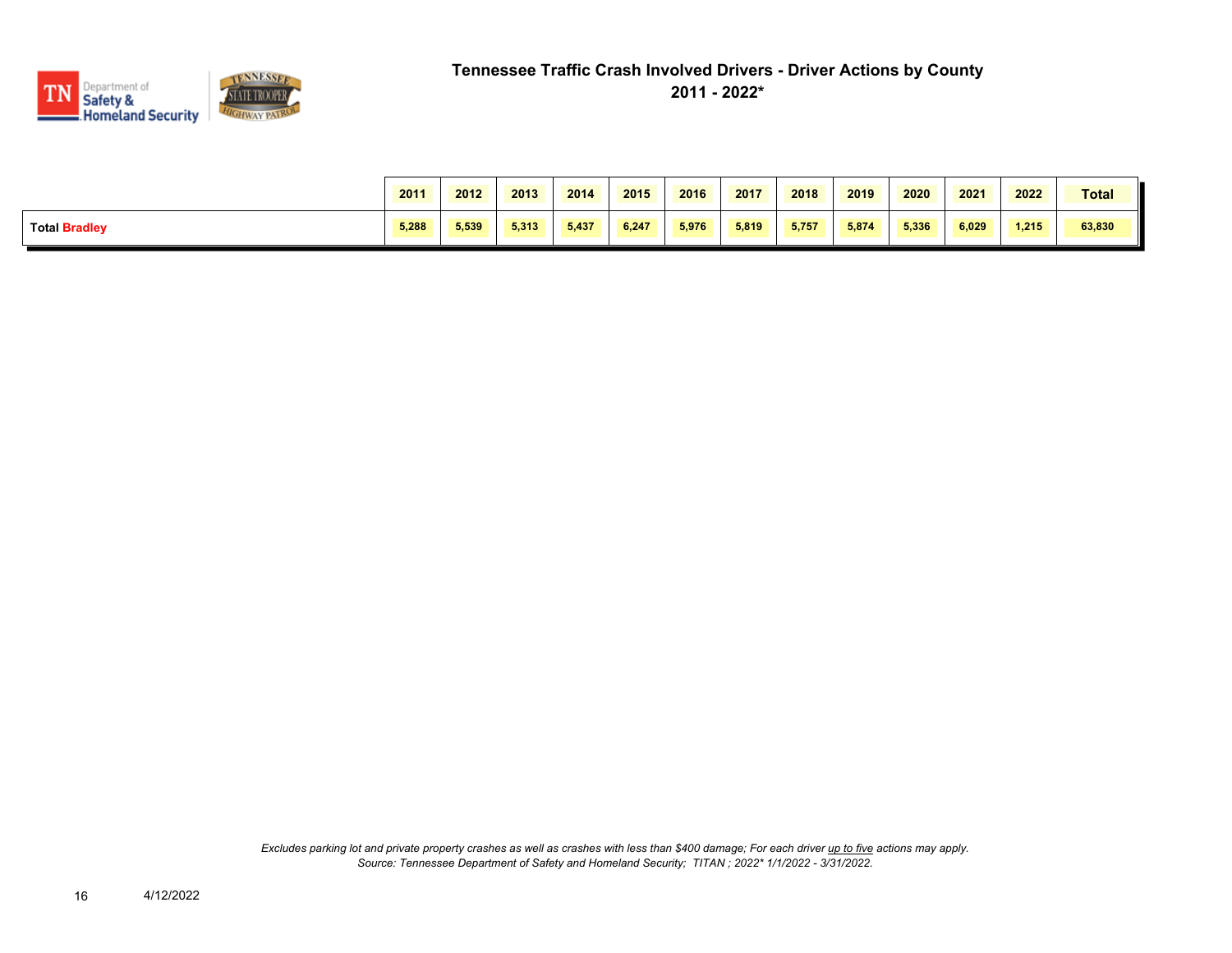# Tennessee Traffic Crash Involved Drivers - Driver Actions by County

## 2011 - 2022*

| | 2011 | 2012 | 2013 | 2014 | 2015 | 2016 | 2017 | 2018 | 2019 | 2020 | 2021 | 2022 | Total |
|---|---|---|---|---|---|---|---|---|---|---|---|---|---|
| **Total Bradley** | 5,288 | 5,539 | 5,313 | 5,437 | 6,247 | 5,976 | 5,819 | 5,757 | 5,874 | 5,336 | 6,029 | 1,215 | 63,830 |

*Excludes parking lot and private property crashes as well as crashes with less than $400 damage; For each driver up to five actions may apply.*
*Source: Tennessee Department of Safety and Homeland Security; TITAN ; 2022* 1/1/2022 - 3/31/2022.*

4/12/2022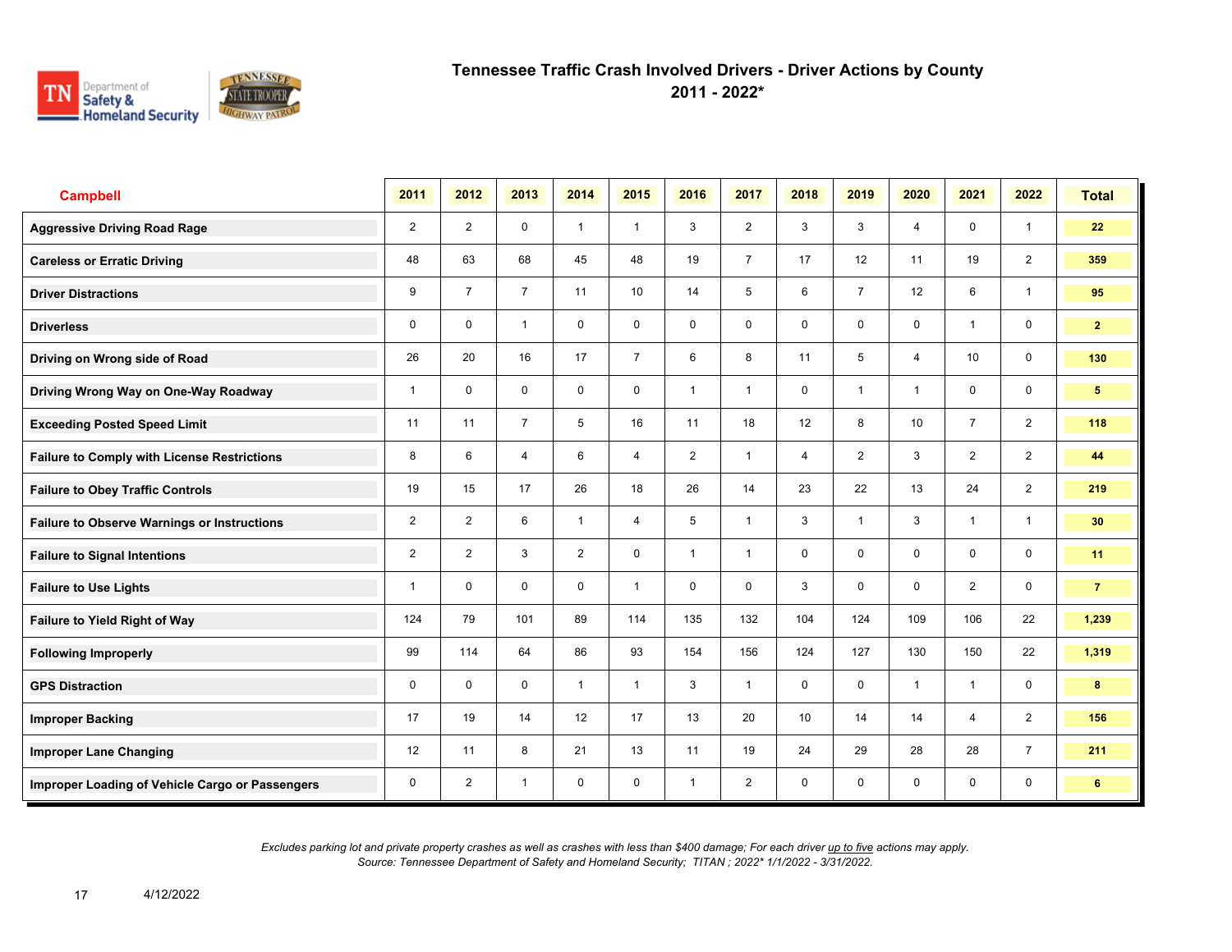# Tennessee Traffic Crash Involved Drivers - Driver Actions by County
## 2011 - 2022*

| Campbell | 2011 | 2012 | 2013 | 2014 | 2015 | 2016 | 2017 | 2018 | 2019 | 2020 | 2021 | 2022 | Total |
|---|---|---|---|---|---|---|---|---|---|---|---|---|---|
| Aggressive Driving Road Rage | 2 | 2 | 0 | 1 | 1 | 3 | 2 | 3 | 3 | 4 | 0 | 1 | 22 |
| Careless or Erratic Driving | 48 | 63 | 68 | 45 | 48 | 19 | 7 | 17 | 12 | 11 | 19 | 2 | 359 |
| Driver Distractions | 9 | 7 | 7 | 11 | 10 | 14 | 5 | 6 | 7 | 12 | 6 | 1 | 95 |
| Driverless | 0 | 0 | 1 | 0 | 0 | 0 | 0 | 0 | 0 | 0 | 1 | 0 | 2 |
| Driving on Wrong side of Road | 26 | 20 | 16 | 17 | 7 | 6 | 8 | 11 | 5 | 4 | 10 | 0 | 130 |
| Driving Wrong Way on One-Way Roadway | 1 | 0 | 0 | 0 | 0 | 1 | 1 | 0 | 1 | 1 | 0 | 0 | 5 |
| Exceeding Posted Speed Limit | 11 | 11 | 7 | 5 | 16 | 11 | 18 | 12 | 8 | 10 | 7 | 2 | 118 |
| Failure to Comply with License Restrictions | 8 | 6 | 4 | 6 | 4 | 2 | 1 | 4 | 2 | 3 | 2 | 2 | 44 |
| Failure to Obey Traffic Controls | 19 | 15 | 17 | 26 | 18 | 26 | 14 | 23 | 22 | 13 | 24 | 2 | 219 |
| Failure to Observe Warnings or Instructions | 2 | 2 | 6 | 1 | 4 | 5 | 1 | 3 | 1 | 3 | 1 | 1 | 30 |
| Failure to Signal Intentions | 2 | 2 | 3 | 2 | 0 | 1 | 1 | 0 | 0 | 0 | 0 | 0 | 11 |
| Failure to Use Lights | 1 | 0 | 0 | 0 | 1 | 0 | 0 | 3 | 0 | 0 | 2 | 0 | 7 |
| Failure to Yield Right of Way | 124 | 79 | 101 | 89 | 114 | 135 | 132 | 104 | 124 | 109 | 106 | 22 | 1,239 |
| Following Improperly | 99 | 114 | 64 | 86 | 93 | 154 | 156 | 124 | 127 | 130 | 150 | 22 | 1,319 |
| GPS Distraction | 0 | 0 | 0 | 1 | 1 | 3 | 1 | 0 | 0 | 1 | 1 | 0 | 8 |
| Improper Backing | 17 | 19 | 14 | 12 | 17 | 13 | 20 | 10 | 14 | 14 | 4 | 2 | 156 |
| Improper Lane Changing | 12 | 11 | 8 | 21 | 13 | 11 | 19 | 24 | 29 | 28 | 28 | 7 | 211 |
| Improper Loading of Vehicle Cargo or Passengers | 0 | 2 | 1 | 0 | 0 | 1 | 2 | 0 | 0 | 0 | 0 | 0 | 6 |

*Excludes parking lot and private property crashes as well as crashes with less than $400 damage; For each driver up to five actions may apply.*
*Source: Tennessee Department of Safety and Homeland Security; TITAN ; 2022* 1/1/2022 - 3/31/2022.*

4/12/2022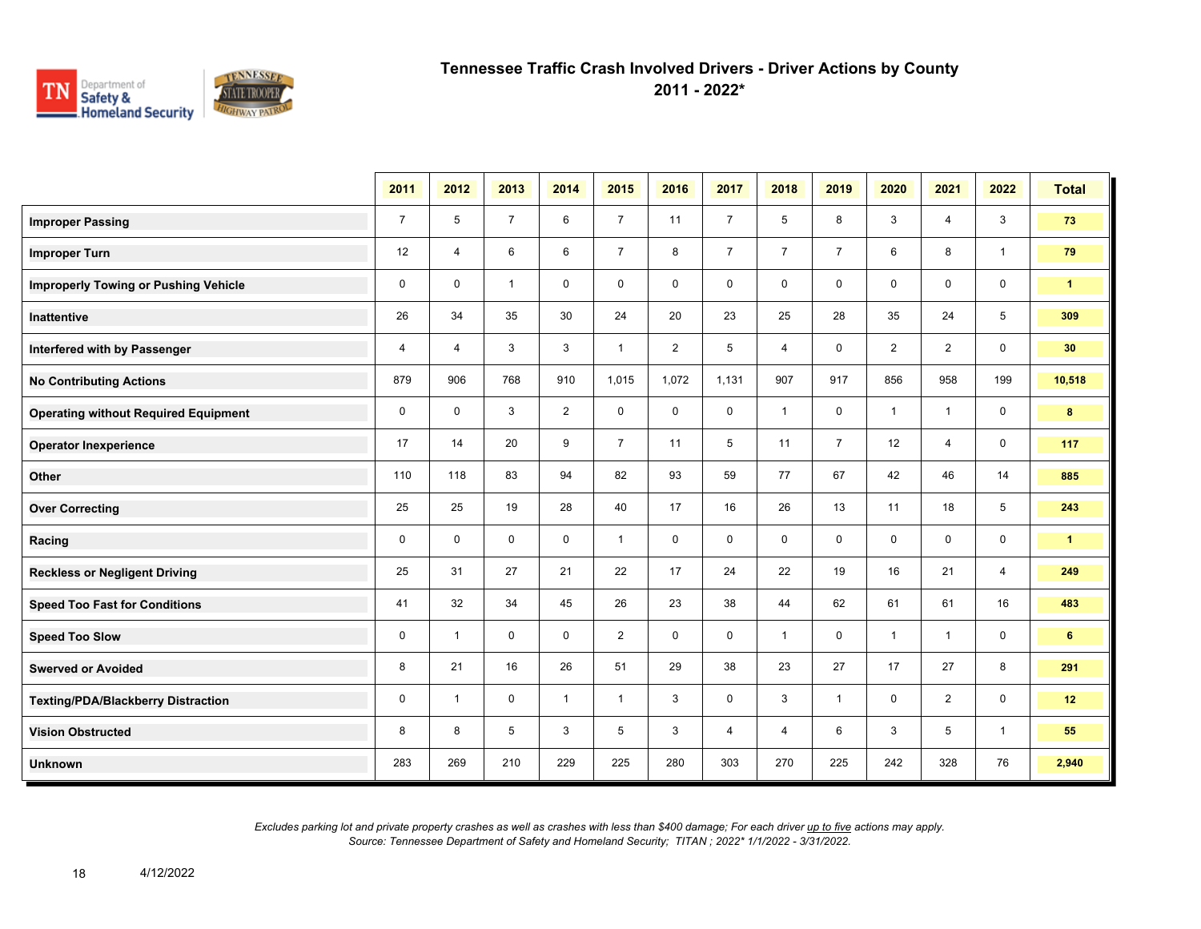# Tennessee Traffic Crash Involved Drivers - Driver Actions by County
## 2011 - 2022*

| | 2011 | 2012 | 2013 | 2014 | 2015 | 2016 | 2017 | 2018 | 2019 | 2020 | 2021 | 2022 | Total |
|---|---|---|---|---|---|---|---|---|---|---|---|---|---|
| **Improper Passing** | 7 | 5 | 7 | 6 | 7 | 11 | 7 | 5 | 8 | 3 | 4 | 3 | **73** |
| **Improper Turn** | 12 | 4 | 6 | 6 | 7 | 8 | 7 | 7 | 7 | 6 | 8 | 1 | **79** |
| **Improperly Towing or Pushing Vehicle** | 0 | 0 | 1 | 0 | 0 | 0 | 0 | 0 | 0 | 0 | 0 | 0 | **1** |
| **Inattentive** | 26 | 34 | 35 | 30 | 24 | 20 | 23 | 25 | 28 | 35 | 24 | 5 | **309** |
| **Interfered with by Passenger** | 4 | 4 | 3 | 3 | 1 | 2 | 5 | 4 | 0 | 2 | 2 | 0 | **30** |
| **No Contributing Actions** | 879 | 906 | 768 | 910 | 1,015 | 1,072 | 1,131 | 907 | 917 | 856 | 958 | 199 | **10,518** |
| **Operating without Required Equipment** | 0 | 0 | 3 | 2 | 0 | 0 | 0 | 1 | 0 | 1 | 1 | 0 | **8** |
| **Operator Inexperience** | 17 | 14 | 20 | 9 | 7 | 11 | 5 | 11 | 7 | 12 | 4 | 0 | **117** |
| **Other** | 110 | 118 | 83 | 94 | 82 | 93 | 59 | 77 | 67 | 42 | 46 | 14 | **885** |
| **Over Correcting** | 25 | 25 | 19 | 28 | 40 | 17 | 16 | 26 | 13 | 11 | 18 | 5 | **243** |
| **Racing** | 0 | 0 | 0 | 0 | 1 | 0 | 0 | 0 | 0 | 0 | 0 | 0 | **1** |
| **Reckless or Negligent Driving** | 25 | 31 | 27 | 21 | 22 | 17 | 24 | 22 | 19 | 16 | 21 | 4 | **249** |
| **Speed Too Fast for Conditions** | 41 | 32 | 34 | 45 | 26 | 23 | 38 | 44 | 62 | 61 | 61 | 16 | **483** |
| **Speed Too Slow** | 0 | 1 | 0 | 0 | 2 | 0 | 0 | 1 | 0 | 1 | 1 | 0 | **6** |
| **Swerved or Avoided** | 8 | 21 | 16 | 26 | 51 | 29 | 38 | 23 | 27 | 17 | 27 | 8 | **291** |
| **Texting/PDA/Blackberry Distraction** | 0 | 1 | 0 | 1 | 1 | 3 | 0 | 3 | 1 | 0 | 2 | 0 | **12** |
| **Vision Obstructed** | 8 | 8 | 5 | 3 | 5 | 3 | 4 | 4 | 6 | 3 | 5 | 1 | **55** |
| **Unknown** | 283 | 269 | 210 | 229 | 225 | 280 | 303 | 270 | 225 | 242 | 328 | 76 | **2,940** |

*Excludes parking lot and private property crashes as well as crashes with less than $400 damage; For each driver up to five actions may apply.*
*Source: Tennessee Department of Safety and Homeland Security; TITAN ; 2022* 1/1/2022 - 3/31/2022.*

4/12/2022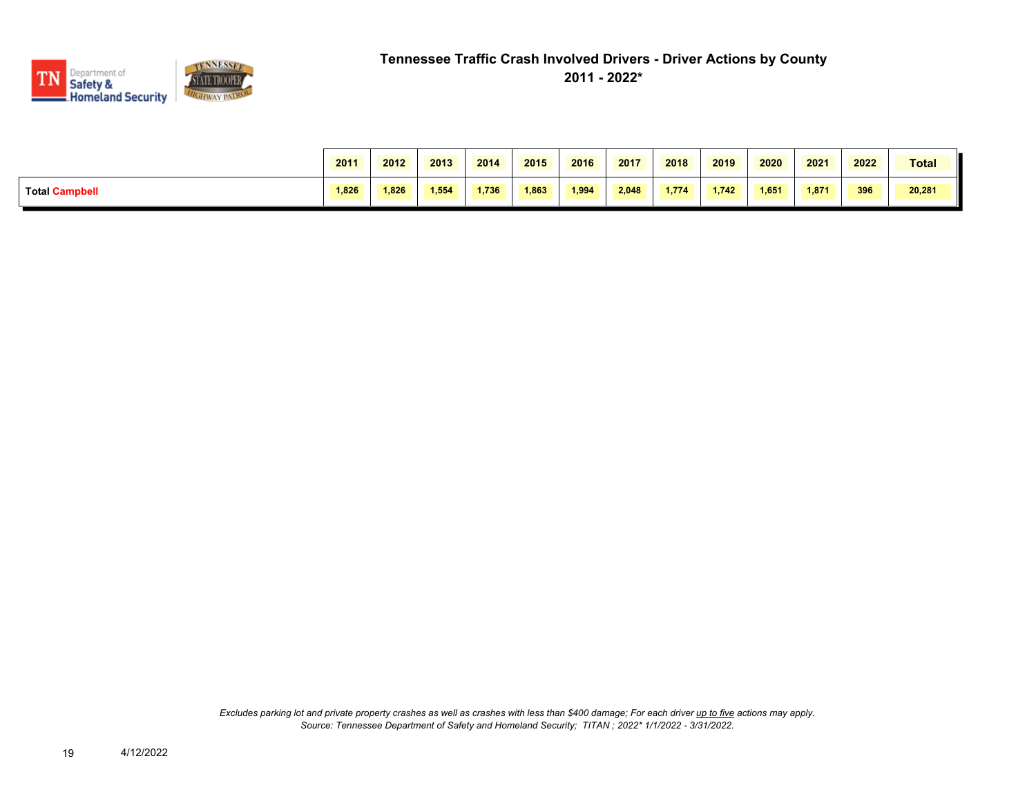# Tennessee Traffic Crash Involved Drivers - Driver Actions by County
## 2011 - 2022*

| | 2011 | 2012 | 2013 | 2014 | 2015 | 2016 | 2017 | 2018 | 2019 | 2020 | 2021 | 2022 | Total |
|---|---|---|---|---|---|---|---|---|---|---|---|---|---|
| **Total Campbell** | 1,826 | 1,826 | 1,554 | 1,736 | 1,863 | 1,994 | 2,048 | 1,774 | 1,742 | 1,651 | 1,871 | 396 | 20,281 |

*Excludes parking lot and private property crashes as well as crashes with less than $400 damage; For each driver up to five actions may apply.*
*Source: Tennessee Department of Safety and Homeland Security; TITAN ; 2022* 1/1/2022 - 3/31/2022.*

4/12/2022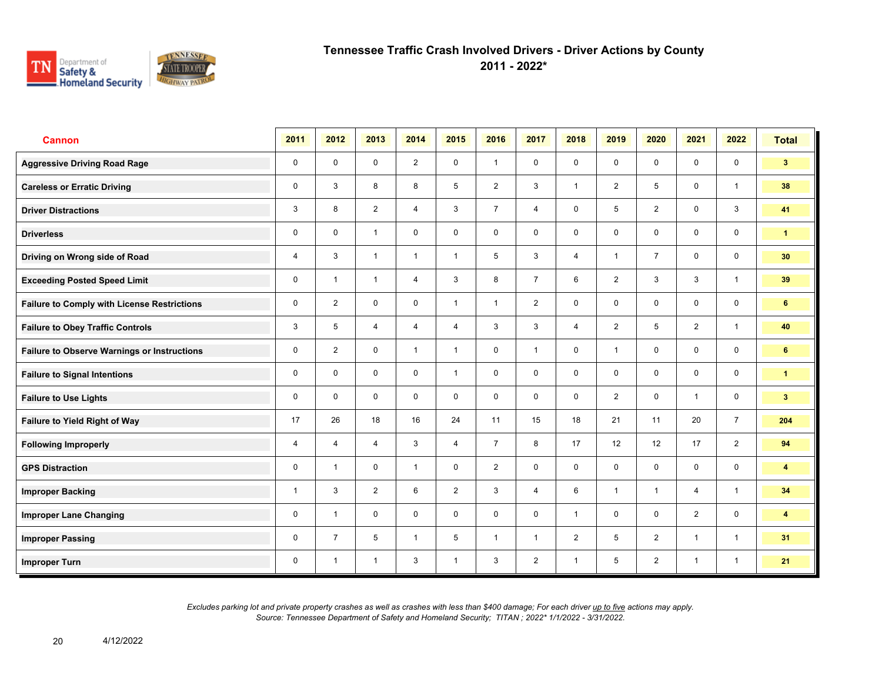# Tennessee Traffic Crash Involved Drivers - Driver Actions by County

## 2011 - 2022*

| Cannon | 2011 | 2012 | 2013 | 2014 | 2015 | 2016 | 2017 | 2018 | 2019 | 2020 | 2021 | 2022 | Total |
|---|---|---|---|---|---|---|---|---|---|---|---|---|---|
| Aggressive Driving Road Rage | 0 | 0 | 0 | 2 | 0 | 1 | 0 | 0 | 0 | 0 | 0 | 0 | 3 |
| Careless or Erratic Driving | 0 | 3 | 8 | 8 | 5 | 2 | 3 | 1 | 2 | 5 | 0 | 1 | 38 |
| Driver Distractions | 3 | 8 | 2 | 4 | 3 | 7 | 4 | 0 | 5 | 2 | 0 | 3 | 41 |
| Driverless | 0 | 0 | 1 | 0 | 0 | 0 | 0 | 0 | 0 | 0 | 0 | 0 | 1 |
| Driving on Wrong side of Road | 4 | 3 | 1 | 1 | 1 | 5 | 3 | 4 | 1 | 7 | 0 | 0 | 30 |
| Exceeding Posted Speed Limit | 0 | 1 | 1 | 4 | 3 | 8 | 7 | 6 | 2 | 3 | 3 | 1 | 39 |
| Failure to Comply with License Restrictions | 0 | 2 | 0 | 0 | 1 | 1 | 2 | 0 | 0 | 0 | 0 | 0 | 6 |
| Failure to Obey Traffic Controls | 3 | 5 | 4 | 4 | 4 | 3 | 3 | 4 | 2 | 5 | 2 | 1 | 40 |
| Failure to Observe Warnings or Instructions | 0 | 2 | 0 | 1 | 1 | 0 | 1 | 0 | 1 | 0 | 0 | 0 | 6 |
| Failure to Signal Intentions | 0 | 0 | 0 | 0 | 1 | 0 | 0 | 0 | 0 | 0 | 0 | 0 | 1 |
| Failure to Use Lights | 0 | 0 | 0 | 0 | 0 | 0 | 0 | 0 | 2 | 0 | 1 | 0 | 3 |
| Failure to Yield Right of Way | 17 | 26 | 18 | 16 | 24 | 11 | 15 | 18 | 21 | 11 | 20 | 7 | 204 |
| Following Improperly | 4 | 4 | 4 | 3 | 4 | 7 | 8 | 17 | 12 | 12 | 17 | 2 | 94 |
| GPS Distraction | 0 | 1 | 0 | 1 | 0 | 2 | 0 | 0 | 0 | 0 | 0 | 0 | 4 |
| Improper Backing | 1 | 3 | 2 | 6 | 2 | 3 | 4 | 6 | 1 | 1 | 4 | 1 | 34 |
| Improper Lane Changing | 0 | 1 | 0 | 0 | 0 | 0 | 0 | 1 | 0 | 0 | 2 | 0 | 4 |
| Improper Passing | 0 | 7 | 5 | 1 | 5 | 1 | 1 | 2 | 5 | 2 | 1 | 1 | 31 |
| Improper Turn | 0 | 1 | 1 | 3 | 1 | 3 | 2 | 1 | 5 | 2 | 1 | 1 | 21 |

*Excludes parking lot and private property crashes as well as crashes with less than $400 damage; For each driver up to five actions may apply.*
*Source: Tennessee Department of Safety and Homeland Security; TITAN ; 2022* 1/1/2022 - 3/31/2022.*

4/12/2022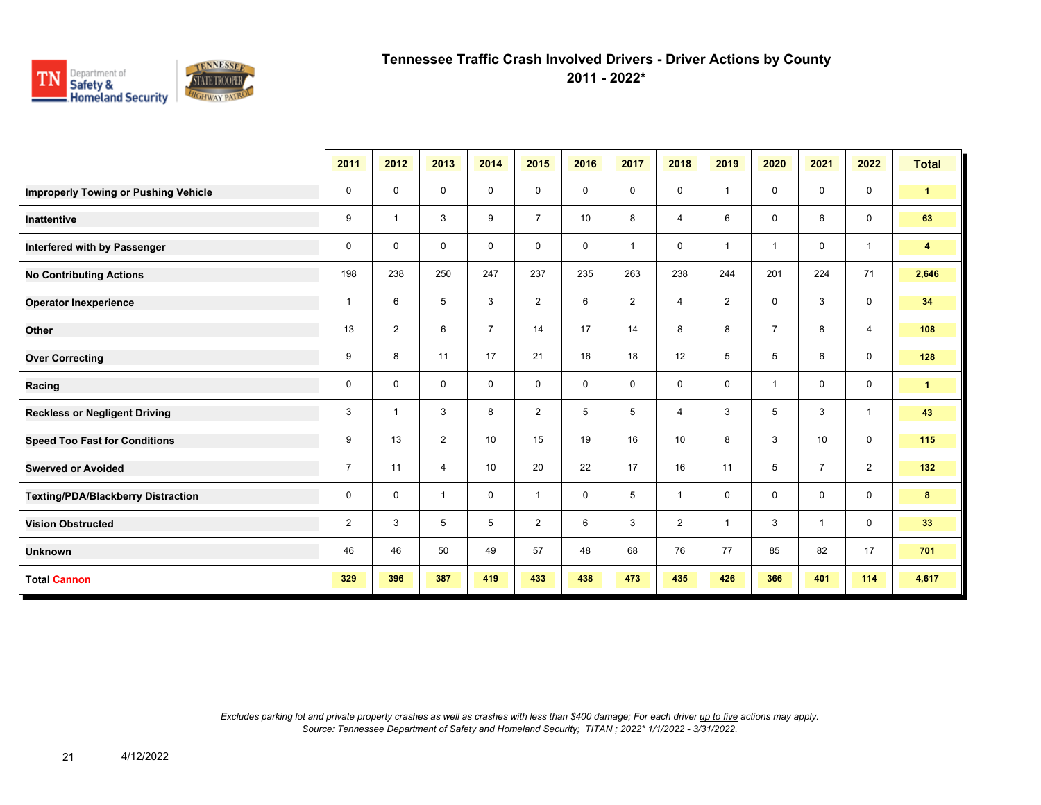# Tennessee Traffic Crash Involved Drivers - Driver Actions by County
## 2011 - 2022*

| | 2011 | 2012 | 2013 | 2014 | 2015 | 2016 | 2017 | 2018 | 2019 | 2020 | 2021 | 2022 | Total |
|---|---|---|---|---|---|---|---|---|---|---|---|---|---|
| **Improperly Towing or Pushing Vehicle** | 0 | 0 | 0 | 0 | 0 | 0 | 0 | 0 | 1 | 0 | 0 | 0 | **1** |
| **Inattentive** | 9 | 1 | 3 | 9 | 7 | 10 | 8 | 4 | 6 | 0 | 6 | 0 | **63** |
| **Interfered with by Passenger** | 0 | 0 | 0 | 0 | 0 | 0 | 1 | 0 | 1 | 1 | 0 | 1 | **4** |
| **No Contributing Actions** | 198 | 238 | 250 | 247 | 237 | 235 | 263 | 238 | 244 | 201 | 224 | 71 | **2,646** |
| **Operator Inexperience** | 1 | 6 | 5 | 3 | 2 | 6 | 2 | 4 | 2 | 0 | 3 | 0 | **34** |
| **Other** | 13 | 2 | 6 | 7 | 14 | 17 | 14 | 8 | 8 | 7 | 8 | 4 | **108** |
| **Over Correcting** | 9 | 8 | 11 | 17 | 21 | 16 | 18 | 12 | 5 | 5 | 6 | 0 | **128** |
| **Racing** | 0 | 0 | 0 | 0 | 0 | 0 | 0 | 0 | 0 | 1 | 0 | 0 | **1** |
| **Reckless or Negligent Driving** | 3 | 1 | 3 | 8 | 2 | 5 | 5 | 4 | 3 | 5 | 3 | 1 | **43** |
| **Speed Too Fast for Conditions** | 9 | 13 | 2 | 10 | 15 | 19 | 16 | 10 | 8 | 3 | 10 | 0 | **115** |
| **Swerved or Avoided** | 7 | 11 | 4 | 10 | 20 | 22 | 17 | 16 | 11 | 5 | 7 | 2 | **132** |
| **Texting/PDA/Blackberry Distraction** | 0 | 0 | 1 | 0 | 1 | 0 | 5 | 1 | 0 | 0 | 0 | 0 | **8** |
| **Vision Obstructed** | 2 | 3 | 5 | 5 | 2 | 6 | 3 | 2 | 1 | 3 | 1 | 0 | **33** |
| **Unknown** | 46 | 46 | 50 | 49 | 57 | 48 | 68 | 76 | 77 | 85 | 82 | 17 | **701** |
| **Total Cannon** | **329** | **396** | **387** | **419** | **433** | **438** | **473** | **435** | **426** | **366** | **401** | **114** | **4,617** |

*Excludes parking lot and private property crashes as well as crashes with less than $400 damage; For each driver up to five actions may apply.*
*Source: Tennessee Department of Safety and Homeland Security; TITAN ; 2022* 1/1/2022 - 3/31/2022.*

4/12/2022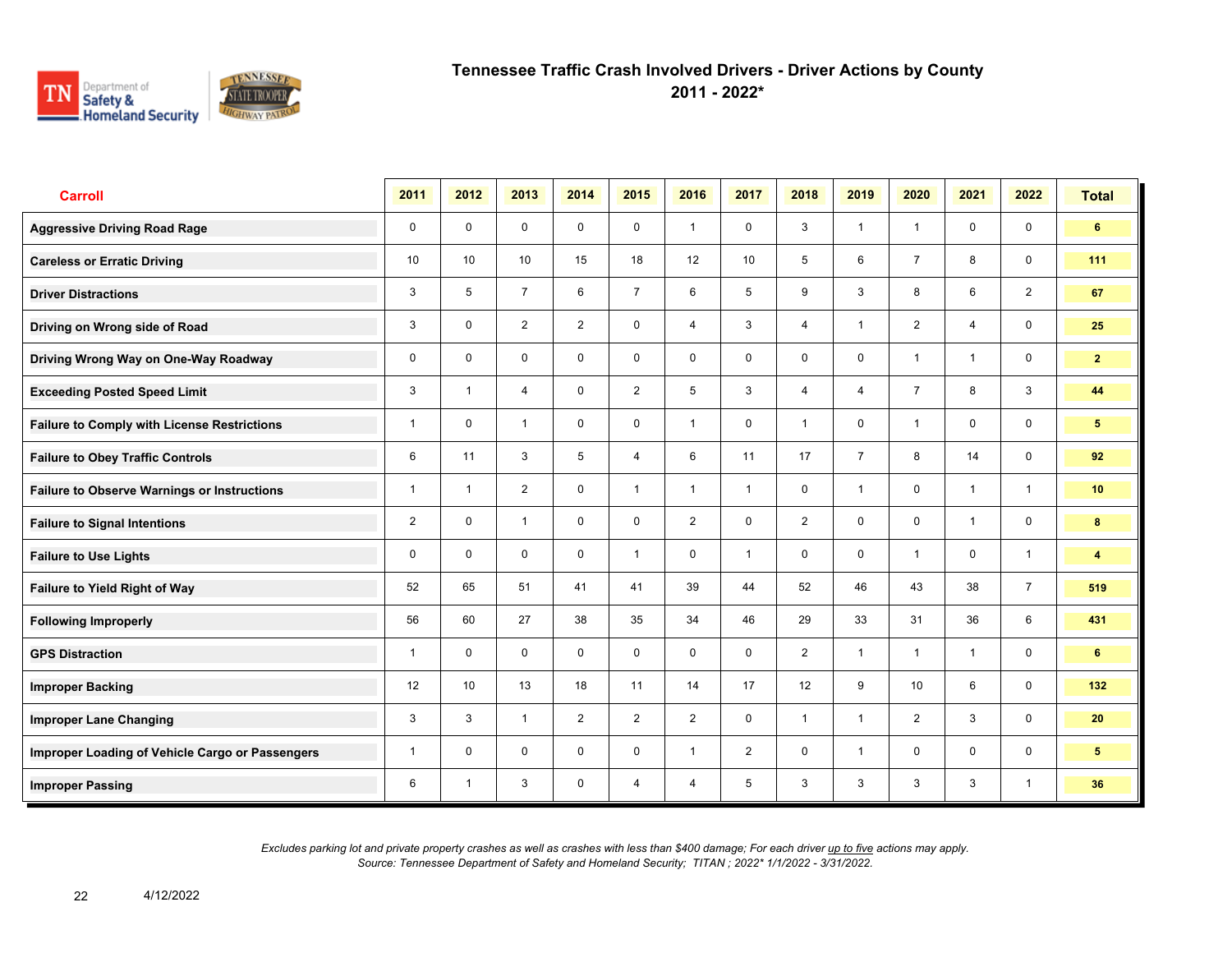# Tennessee Traffic Crash Involved Drivers - Driver Actions by County

## 2011 - 2022*

| Carroll | 2011 | 2012 | 2013 | 2014 | 2015 | 2016 | 2017 | 2018 | 2019 | 2020 | 2021 | 2022 | Total |
|---|---|---|---|---|---|---|---|---|---|---|---|---|---|
| Aggressive Driving Road Rage | 0 | 0 | 0 | 0 | 0 | 1 | 0 | 3 | 1 | 1 | 0 | 0 | 6 |
| Careless or Erratic Driving | 10 | 10 | 10 | 15 | 18 | 12 | 10 | 5 | 6 | 7 | 8 | 0 | 111 |
| Driver Distractions | 3 | 5 | 7 | 6 | 7 | 6 | 5 | 9 | 3 | 8 | 6 | 2 | 67 |
| Driving on Wrong side of Road | 3 | 0 | 2 | 2 | 0 | 4 | 3 | 4 | 1 | 2 | 4 | 0 | 25 |
| Driving Wrong Way on One-Way Roadway | 0 | 0 | 0 | 0 | 0 | 0 | 0 | 0 | 0 | 1 | 1 | 0 | 2 |
| Exceeding Posted Speed Limit | 3 | 1 | 4 | 0 | 2 | 5 | 3 | 4 | 4 | 7 | 8 | 3 | 44 |
| Failure to Comply with License Restrictions | 1 | 0 | 1 | 0 | 0 | 1 | 0 | 1 | 0 | 1 | 0 | 0 | 5 |
| Failure to Obey Traffic Controls | 6 | 11 | 3 | 5 | 4 | 6 | 11 | 17 | 7 | 8 | 14 | 0 | 92 |
| Failure to Observe Warnings or Instructions | 1 | 1 | 2 | 0 | 1 | 1 | 1 | 0 | 1 | 0 | 1 | 1 | 10 |
| Failure to Signal Intentions | 2 | 0 | 1 | 0 | 0 | 2 | 0 | 2 | 0 | 0 | 1 | 0 | 8 |
| Failure to Use Lights | 0 | 0 | 0 | 0 | 1 | 0 | 1 | 0 | 0 | 1 | 0 | 1 | 4 |
| Failure to Yield Right of Way | 52 | 65 | 51 | 41 | 41 | 39 | 44 | 52 | 46 | 43 | 38 | 7 | 519 |
| Following Improperly | 56 | 60 | 27 | 38 | 35 | 34 | 46 | 29 | 33 | 31 | 36 | 6 | 431 |
| GPS Distraction | 1 | 0 | 0 | 0 | 0 | 0 | 0 | 2 | 1 | 1 | 1 | 0 | 6 |
| Improper Backing | 12 | 10 | 13 | 18 | 11 | 14 | 17 | 12 | 9 | 10 | 6 | 0 | 132 |
| Improper Lane Changing | 3 | 3 | 1 | 2 | 2 | 2 | 0 | 1 | 1 | 2 | 3 | 0 | 20 |
| Improper Loading of Vehicle Cargo or Passengers | 1 | 0 | 0 | 0 | 0 | 1 | 2 | 0 | 1 | 0 | 0 | 0 | 5 |
| Improper Passing | 6 | 1 | 3 | 0 | 4 | 4 | 5 | 3 | 3 | 3 | 3 | 1 | 36 |

*Excludes parking lot and private property crashes as well as crashes with less than $400 damage; For each driver up to five actions may apply.*
*Source: Tennessee Department of Safety and Homeland Security; TITAN ; 2022* 1/1/2022 - 3/31/2022.*

4/12/2022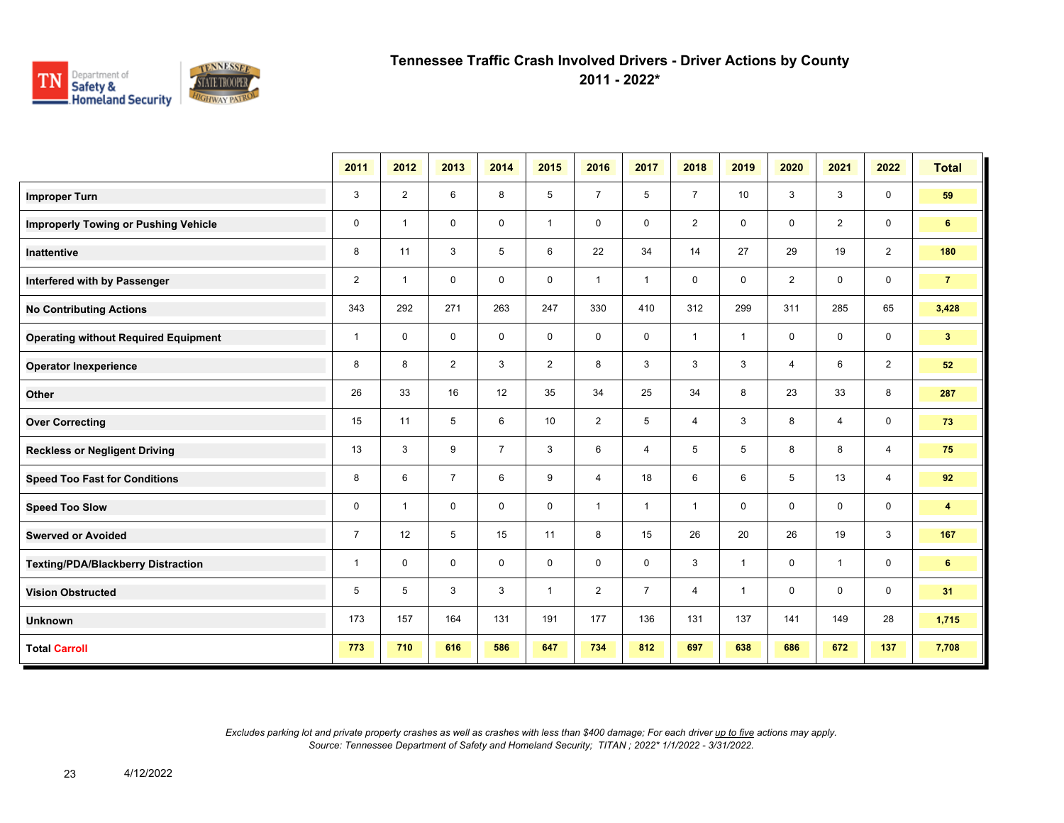# Tennessee Traffic Crash Involved Drivers - Driver Actions by County

## 2011 - 2022*

| | 2011 | 2012 | 2013 | 2014 | 2015 | 2016 | 2017 | 2018 | 2019 | 2020 | 2021 | 2022 | Total |
|---|---|---|---|---|---|---|---|---|---|---|---|---|---|
| Improper Turn | 3 | 2 | 6 | 8 | 5 | 7 | 5 | 7 | 10 | 3 | 3 | 0 | 59 |
| Improperly Towing or Pushing Vehicle | 0 | 1 | 0 | 0 | 1 | 0 | 0 | 2 | 0 | 0 | 2 | 0 | 6 |
| Inattentive | 8 | 11 | 3 | 5 | 6 | 22 | 34 | 14 | 27 | 29 | 19 | 2 | 180 |
| Interfered with by Passenger | 2 | 1 | 0 | 0 | 0 | 1 | 1 | 0 | 0 | 2 | 0 | 0 | 7 |
| No Contributing Actions | 343 | 292 | 271 | 263 | 247 | 330 | 410 | 312 | 299 | 311 | 285 | 65 | 3,428 |
| Operating without Required Equipment | 1 | 0 | 0 | 0 | 0 | 0 | 0 | 1 | 1 | 0 | 0 | 0 | 3 |
| Operator Inexperience | 8 | 8 | 2 | 3 | 2 | 8 | 3 | 3 | 3 | 4 | 6 | 2 | 52 |
| Other | 26 | 33 | 16 | 12 | 35 | 34 | 25 | 34 | 8 | 23 | 33 | 8 | 287 |
| Over Correcting | 15 | 11 | 5 | 6 | 10 | 2 | 5 | 4 | 3 | 8 | 4 | 0 | 73 |
| Reckless or Negligent Driving | 13 | 3 | 9 | 7 | 3 | 6 | 4 | 5 | 5 | 8 | 8 | 4 | 75 |
| Speed Too Fast for Conditions | 8 | 6 | 7 | 6 | 9 | 4 | 18 | 6 | 6 | 5 | 13 | 4 | 92 |
| Speed Too Slow | 0 | 1 | 0 | 0 | 0 | 1 | 1 | 1 | 0 | 0 | 0 | 0 | 4 |
| Swerved or Avoided | 7 | 12 | 5 | 15 | 11 | 8 | 15 | 26 | 20 | 26 | 19 | 3 | 167 |
| Texting/PDA/Blackberry Distraction | 1 | 0 | 0 | 0 | 0 | 0 | 0 | 3 | 1 | 0 | 1 | 0 | 6 |
| Vision Obstructed | 5 | 5 | 3 | 3 | 1 | 2 | 7 | 4 | 1 | 0 | 0 | 0 | 31 |
| Unknown | 173 | 157 | 164 | 131 | 191 | 177 | 136 | 131 | 137 | 141 | 149 | 28 | 1,715 |
| **Total Carroll** | **773** | **710** | **616** | **586** | **647** | **734** | **812** | **697** | **638** | **686** | **672** | **137** | **7,708** |

*Excludes parking lot and private property crashes as well as crashes with less than $400 damage; For each driver up to five actions may apply.*
*Source: Tennessee Department of Safety and Homeland Security; TITAN ; 2022* 1/1/2022 - 3/31/2022.*

4/12/2022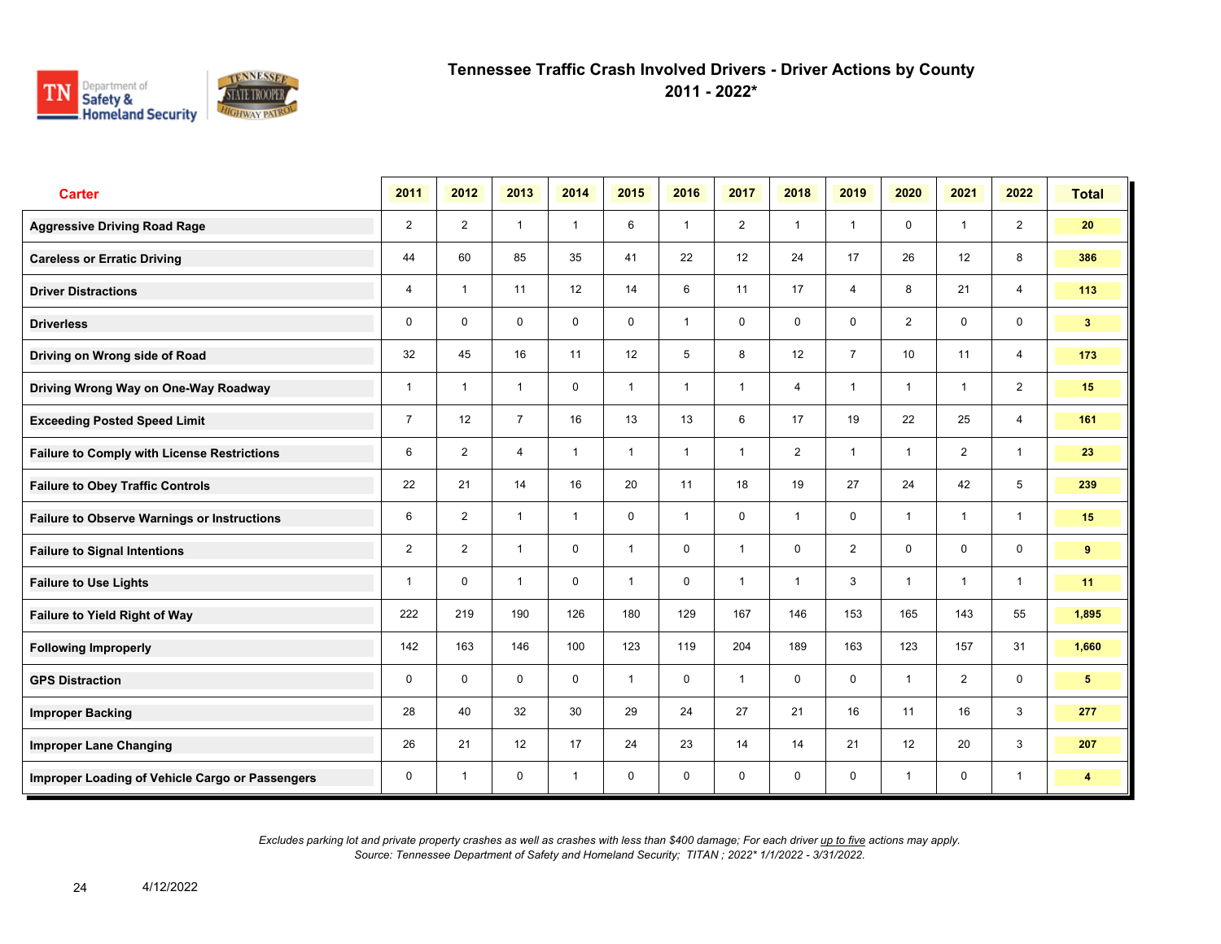# Tennessee Traffic Crash Involved Drivers - Driver Actions by County
## 2011 - 2022*

| Carter | 2011 | 2012 | 2013 | 2014 | 2015 | 2016 | 2017 | 2018 | 2019 | 2020 | 2021 | 2022 | Total |
|---|---|---|---|---|---|---|---|---|---|---|---|---|---|
| Aggressive Driving Road Rage | 2 | 2 | 1 | 1 | 6 | 1 | 2 | 1 | 1 | 0 | 1 | 2 | 20 |
| Careless or Erratic Driving | 44 | 60 | 85 | 35 | 41 | 22 | 12 | 24 | 17 | 26 | 12 | 8 | 386 |
| Driver Distractions | 4 | 1 | 11 | 12 | 14 | 6 | 11 | 17 | 4 | 8 | 21 | 4 | 113 |
| Driverless | 0 | 0 | 0 | 0 | 0 | 1 | 0 | 0 | 0 | 2 | 0 | 0 | 3 |
| Driving on Wrong side of Road | 32 | 45 | 16 | 11 | 12 | 5 | 8 | 12 | 7 | 10 | 11 | 4 | 173 |
| Driving Wrong Way on One-Way Roadway | 1 | 1 | 1 | 0 | 1 | 1 | 1 | 4 | 1 | 1 | 1 | 2 | 15 |
| Exceeding Posted Speed Limit | 7 | 12 | 7 | 16 | 13 | 13 | 6 | 17 | 19 | 22 | 25 | 4 | 161 |
| Failure to Comply with License Restrictions | 6 | 2 | 4 | 1 | 1 | 1 | 1 | 2 | 1 | 1 | 2 | 1 | 23 |
| Failure to Obey Traffic Controls | 22 | 21 | 14 | 16 | 20 | 11 | 18 | 19 | 27 | 24 | 42 | 5 | 239 |
| Failure to Observe Warnings or Instructions | 6 | 2 | 1 | 1 | 0 | 1 | 0 | 1 | 0 | 1 | 1 | 1 | 15 |
| Failure to Signal Intentions | 2 | 2 | 1 | 0 | 1 | 0 | 1 | 0 | 2 | 0 | 0 | 0 | 9 |
| Failure to Use Lights | 1 | 0 | 1 | 0 | 1 | 0 | 1 | 1 | 3 | 1 | 1 | 1 | 11 |
| Failure to Yield Right of Way | 222 | 219 | 190 | 126 | 180 | 129 | 167 | 146 | 153 | 165 | 143 | 55 | 1,895 |
| Following Improperly | 142 | 163 | 146 | 100 | 123 | 119 | 204 | 189 | 163 | 123 | 157 | 31 | 1,660 |
| GPS Distraction | 0 | 0 | 0 | 0 | 1 | 0 | 1 | 0 | 0 | 1 | 2 | 0 | 5 |
| Improper Backing | 28 | 40 | 32 | 30 | 29 | 24 | 27 | 21 | 16 | 11 | 16 | 3 | 277 |
| Improper Lane Changing | 26 | 21 | 12 | 17 | 24 | 23 | 14 | 14 | 21 | 12 | 20 | 3 | 207 |
| Improper Loading of Vehicle Cargo or Passengers | 0 | 1 | 0 | 1 | 0 | 0 | 0 | 0 | 0 | 1 | 0 | 1 | 4 |

*Excludes parking lot and private property crashes as well as crashes with less than $400 damage; For each driver up to five actions may apply.*
*Source: Tennessee Department of Safety and Homeland Security; TITAN ; 2022* 1/1/2022 - 3/31/2022.*

4/12/2022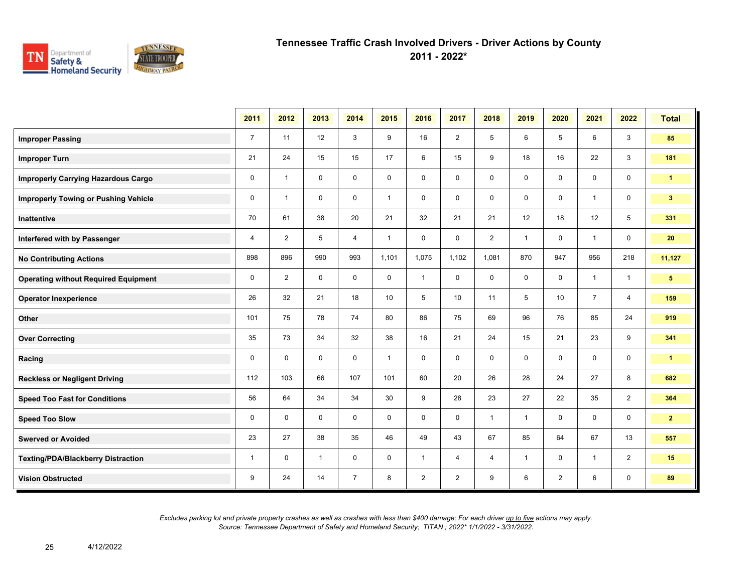# Tennessee Traffic Crash Involved Drivers - Driver Actions by County

## 2011 - 2022*

| | 2011 | 2012 | 2013 | 2014 | 2015 | 2016 | 2017 | 2018 | 2019 | 2020 | 2021 | 2022 | Total |
|---|---|---|---|---|---|---|---|---|---|---|---|---|---|
| **Improper Passing** | 7 | 11 | 12 | 3 | 9 | 16 | 2 | 5 | 6 | 5 | 6 | 3 | **85** |
| **Improper Turn** | 21 | 24 | 15 | 15 | 17 | 6 | 15 | 9 | 18 | 16 | 22 | 3 | **181** |
| **Improperly Carrying Hazardous Cargo** | 0 | 1 | 0 | 0 | 0 | 0 | 0 | 0 | 0 | 0 | 0 | 0 | **1** |
| **Improperly Towing or Pushing Vehicle** | 0 | 1 | 0 | 0 | 1 | 0 | 0 | 0 | 0 | 0 | 1 | 0 | **3** |
| **Inattentive** | 70 | 61 | 38 | 20 | 21 | 32 | 21 | 21 | 12 | 18 | 12 | 5 | **331** |
| **Interfered with by Passenger** | 4 | 2 | 5 | 4 | 1 | 0 | 0 | 2 | 1 | 0 | 1 | 0 | **20** |
| **No Contributing Actions** | 898 | 896 | 990 | 993 | 1,101 | 1,075 | 1,102 | 1,081 | 870 | 947 | 956 | 218 | **11,127** |
| **Operating without Required Equipment** | 0 | 2 | 0 | 0 | 0 | 1 | 0 | 0 | 0 | 0 | 1 | 1 | **5** |
| **Operator Inexperience** | 26 | 32 | 21 | 18 | 10 | 5 | 10 | 11 | 5 | 10 | 7 | 4 | **159** |
| **Other** | 101 | 75 | 78 | 74 | 80 | 86 | 75 | 69 | 96 | 76 | 85 | 24 | **919** |
| **Over Correcting** | 35 | 73 | 34 | 32 | 38 | 16 | 21 | 24 | 15 | 21 | 23 | 9 | **341** |
| **Racing** | 0 | 0 | 0 | 0 | 1 | 0 | 0 | 0 | 0 | 0 | 0 | 0 | **1** |
| **Reckless or Negligent Driving** | 112 | 103 | 66 | 107 | 101 | 60 | 20 | 26 | 28 | 24 | 27 | 8 | **682** |
| **Speed Too Fast for Conditions** | 56 | 64 | 34 | 34 | 30 | 9 | 28 | 23 | 27 | 22 | 35 | 2 | **364** |
| **Speed Too Slow** | 0 | 0 | 0 | 0 | 0 | 0 | 0 | 1 | 1 | 0 | 0 | 0 | **2** |
| **Swerved or Avoided** | 23 | 27 | 38 | 35 | 46 | 49 | 43 | 67 | 85 | 64 | 67 | 13 | **557** |
| **Texting/PDA/Blackberry Distraction** | 1 | 0 | 1 | 0 | 0 | 1 | 4 | 4 | 1 | 0 | 1 | 2 | **15** |
| **Vision Obstructed** | 9 | 24 | 14 | 7 | 8 | 2 | 2 | 9 | 6 | 2 | 6 | 0 | **89** |

*Excludes parking lot and private property crashes as well as crashes with less than $400 damage; For each driver up to five actions may apply.*
*Source: Tennessee Department of Safety and Homeland Security; TITAN ; 2022* 1/1/2022 - 3/31/2022.*

4/12/2022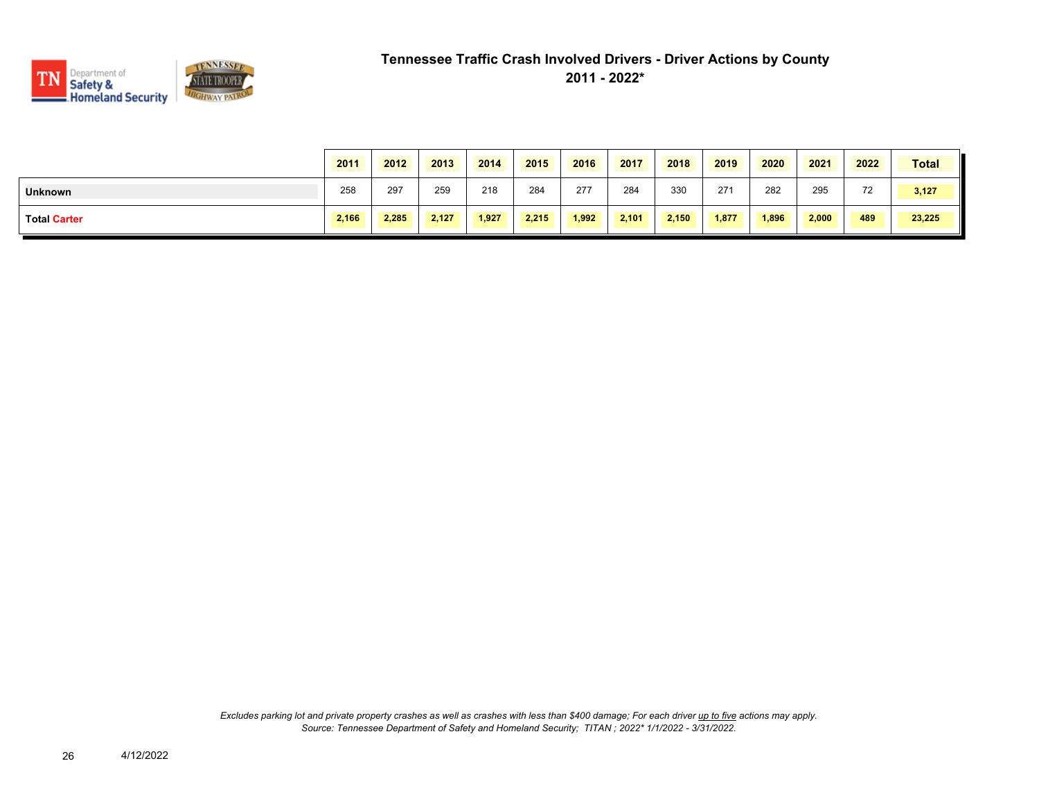# Tennessee Traffic Crash Involved Drivers - Driver Actions by County

## 2011 - 2022*

| | 2011 | 2012 | 2013 | 2014 | 2015 | 2016 | 2017 | 2018 | 2019 | 2020 | 2021 | 2022 | Total |
|---|---|---|---|---|---|---|---|---|---|---|---|---|---|
| **Unknown** | 258 | 297 | 259 | 218 | 284 | 277 | 284 | 330 | 271 | 282 | 295 | 72 | **3,127** |
| **Total Carter** | **2,166** | **2,285** | **2,127** | **1,927** | **2,215** | **1,992** | **2,101** | **2,150** | **1,877** | **1,896** | **2,000** | **489** | **23,225** |

*Excludes parking lot and private property crashes as well as crashes with less than $400 damage; For each driver up to five actions may apply.*
*Source: Tennessee Department of Safety and Homeland Security; TITAN ; 2022* 1/1/2022 - 3/31/2022.*

4/12/2022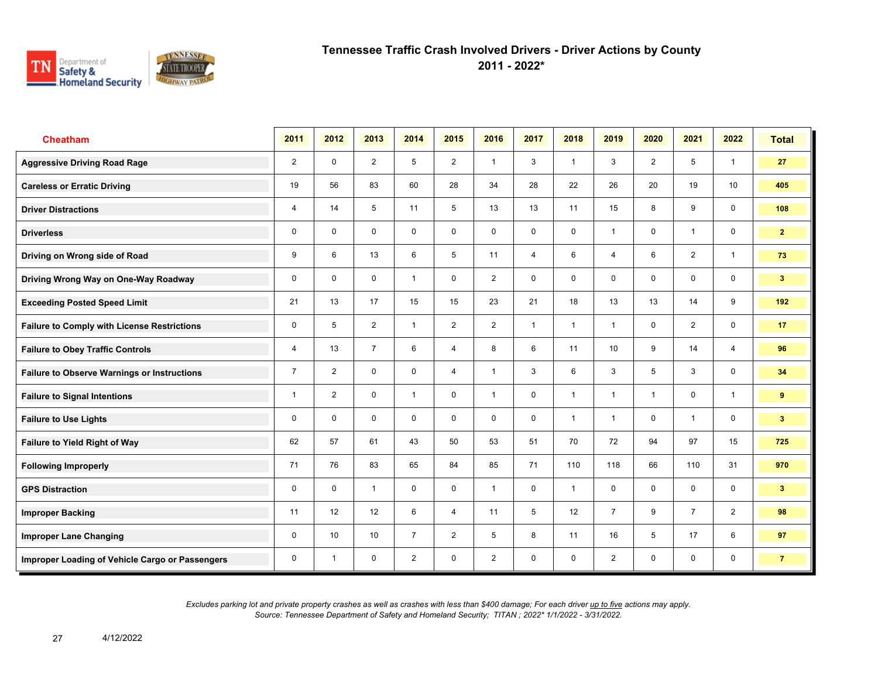# Tennessee Traffic Crash Involved Drivers - Driver Actions by County

## 2011 - 2022*

| Cheatham | 2011 | 2012 | 2013 | 2014 | 2015 | 2016 | 2017 | 2018 | 2019 | 2020 | 2021 | 2022 | Total |
|---|---|---|---|---|---|---|---|---|---|---|---|---|---|
| Aggressive Driving Road Rage | 2 | 0 | 2 | 5 | 2 | 1 | 3 | 1 | 3 | 2 | 5 | 1 | 27 |
| Careless or Erratic Driving | 19 | 56 | 83 | 60 | 28 | 34 | 28 | 22 | 26 | 20 | 19 | 10 | 405 |
| Driver Distractions | 4 | 14 | 5 | 11 | 5 | 13 | 13 | 11 | 15 | 8 | 9 | 0 | 108 |
| Driverless | 0 | 0 | 0 | 0 | 0 | 0 | 0 | 0 | 1 | 0 | 1 | 0 | 2 |
| Driving on Wrong side of Road | 9 | 6 | 13 | 6 | 5 | 11 | 4 | 6 | 4 | 6 | 2 | 1 | 73 |
| Driving Wrong Way on One-Way Roadway | 0 | 0 | 0 | 1 | 0 | 2 | 0 | 0 | 0 | 0 | 0 | 0 | 3 |
| Exceeding Posted Speed Limit | 21 | 13 | 17 | 15 | 15 | 23 | 21 | 18 | 13 | 13 | 14 | 9 | 192 |
| Failure to Comply with License Restrictions | 0 | 5 | 2 | 1 | 2 | 2 | 1 | 1 | 1 | 0 | 2 | 0 | 17 |
| Failure to Obey Traffic Controls | 4 | 13 | 7 | 6 | 4 | 8 | 6 | 11 | 10 | 9 | 14 | 4 | 96 |
| Failure to Observe Warnings or Instructions | 7 | 2 | 0 | 0 | 4 | 1 | 3 | 6 | 3 | 5 | 3 | 0 | 34 |
| Failure to Signal Intentions | 1 | 2 | 0 | 1 | 0 | 1 | 0 | 1 | 1 | 1 | 0 | 1 | 9 |
| Failure to Use Lights | 0 | 0 | 0 | 0 | 0 | 0 | 0 | 1 | 1 | 0 | 1 | 0 | 3 |
| Failure to Yield Right of Way | 62 | 57 | 61 | 43 | 50 | 53 | 51 | 70 | 72 | 94 | 97 | 15 | 725 |
| Following Improperly | 71 | 76 | 83 | 65 | 84 | 85 | 71 | 110 | 118 | 66 | 110 | 31 | 970 |
| GPS Distraction | 0 | 0 | 1 | 0 | 0 | 1 | 0 | 1 | 0 | 0 | 0 | 0 | 3 |
| Improper Backing | 11 | 12 | 12 | 6 | 4 | 11 | 5 | 12 | 7 | 9 | 7 | 2 | 98 |
| Improper Lane Changing | 0 | 10 | 10 | 7 | 2 | 5 | 8 | 11 | 16 | 5 | 17 | 6 | 97 |
| Improper Loading of Vehicle Cargo or Passengers | 0 | 1 | 0 | 2 | 0 | 2 | 0 | 0 | 2 | 0 | 0 | 0 | 7 |

*Excludes parking lot and private property crashes as well as crashes with less than $400 damage; For each driver up to five actions may apply.*
*Source: Tennessee Department of Safety and Homeland Security; TITAN ; 2022* 1/1/2022 - 3/31/2022.*

4/12/2022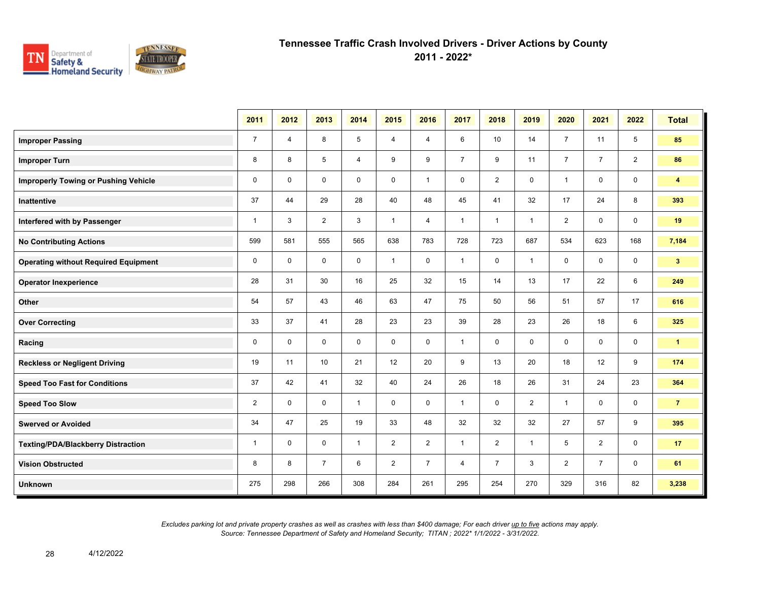# Tennessee Traffic Crash Involved Drivers - Driver Actions by County
## 2011 - 2022*

| | 2011 | 2012 | 2013 | 2014 | 2015 | 2016 | 2017 | 2018 | 2019 | 2020 | 2021 | 2022 | Total |
|---|---|---|---|---|---|---|---|---|---|---|---|---|---|
| **Improper Passing** | 7 | 4 | 8 | 5 | 4 | 4 | 6 | 10 | 14 | 7 | 11 | 5 | **85** |
| **Improper Turn** | 8 | 8 | 5 | 4 | 9 | 9 | 7 | 9 | 11 | 7 | 7 | 2 | **86** |
| **Improperly Towing or Pushing Vehicle** | 0 | 0 | 0 | 0 | 0 | 1 | 0 | 2 | 0 | 1 | 0 | 0 | **4** |
| **Inattentive** | 37 | 44 | 29 | 28 | 40 | 48 | 45 | 41 | 32 | 17 | 24 | 8 | **393** |
| **Interfered with by Passenger** | 1 | 3 | 2 | 3 | 1 | 4 | 1 | 1 | 1 | 2 | 0 | 0 | **19** |
| **No Contributing Actions** | 599 | 581 | 555 | 565 | 638 | 783 | 728 | 723 | 687 | 534 | 623 | 168 | **7,184** |
| **Operating without Required Equipment** | 0 | 0 | 0 | 0 | 1 | 0 | 1 | 0 | 1 | 0 | 0 | 0 | **3** |
| **Operator Inexperience** | 28 | 31 | 30 | 16 | 25 | 32 | 15 | 14 | 13 | 17 | 22 | 6 | **249** |
| **Other** | 54 | 57 | 43 | 46 | 63 | 47 | 75 | 50 | 56 | 51 | 57 | 17 | **616** |
| **Over Correcting** | 33 | 37 | 41 | 28 | 23 | 23 | 39 | 28 | 23 | 26 | 18 | 6 | **325** |
| **Racing** | 0 | 0 | 0 | 0 | 0 | 0 | 1 | 0 | 0 | 0 | 0 | 0 | **1** |
| **Reckless or Negligent Driving** | 19 | 11 | 10 | 21 | 12 | 20 | 9 | 13 | 20 | 18 | 12 | 9 | **174** |
| **Speed Too Fast for Conditions** | 37 | 42 | 41 | 32 | 40 | 24 | 26 | 18 | 26 | 31 | 24 | 23 | **364** |
| **Speed Too Slow** | 2 | 0 | 0 | 1 | 0 | 0 | 1 | 0 | 2 | 1 | 0 | 0 | **7** |
| **Swerved or Avoided** | 34 | 47 | 25 | 19 | 33 | 48 | 32 | 32 | 32 | 27 | 57 | 9 | **395** |
| **Texting/PDA/Blackberry Distraction** | 1 | 0 | 0 | 1 | 2 | 2 | 1 | 2 | 1 | 5 | 2 | 0 | **17** |
| **Vision Obstructed** | 8 | 8 | 7 | 6 | 2 | 7 | 4 | 7 | 3 | 2 | 7 | 0 | **61** |
| **Unknown** | 275 | 298 | 266 | 308 | 284 | 261 | 295 | 254 | 270 | 329 | 316 | 82 | **3,238** |

*Excludes parking lot and private property crashes as well as crashes with less than $400 damage; For each driver up to five actions may apply.*
*Source: Tennessee Department of Safety and Homeland Security; TITAN ; 2022* 1/1/2022 - 3/31/2022.*

4/12/2022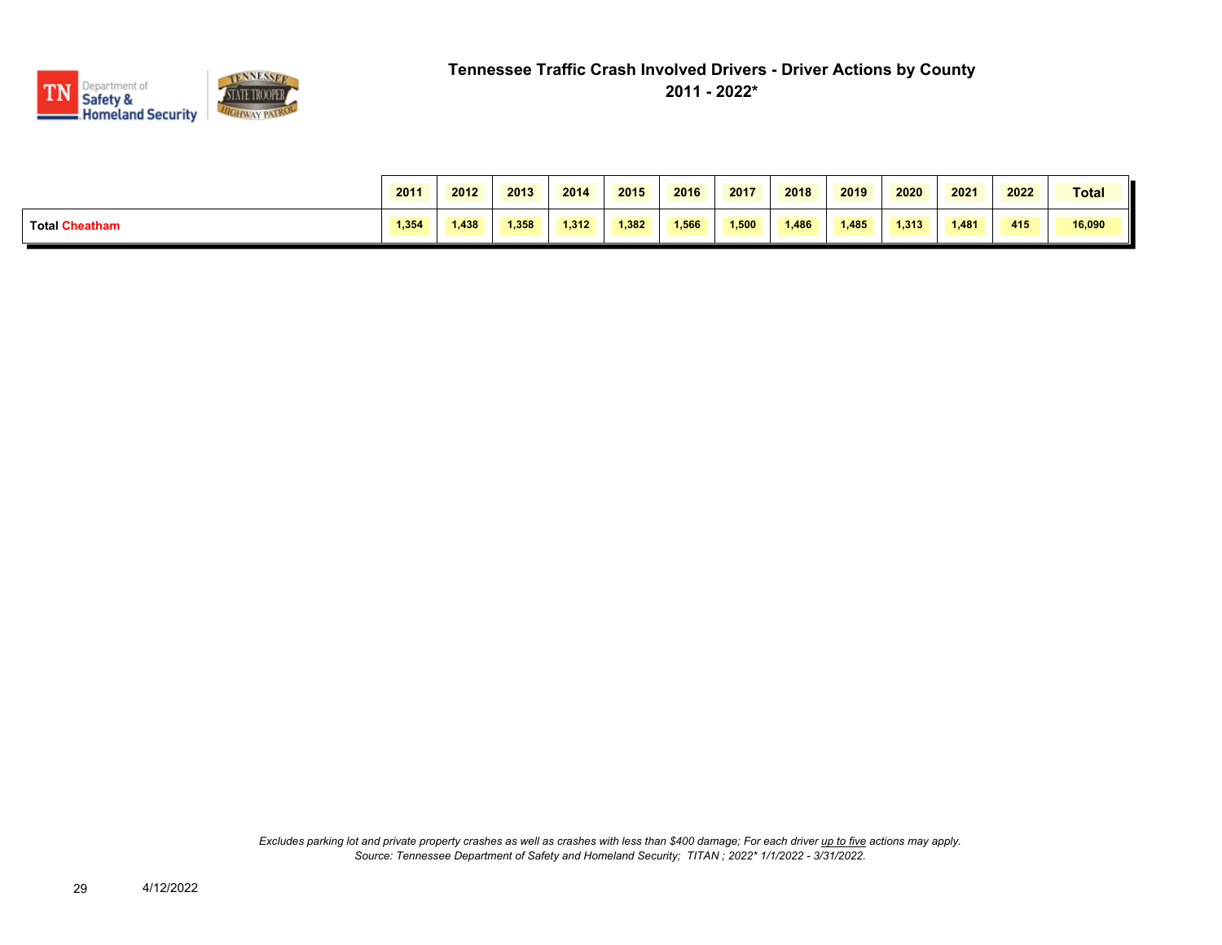# Tennessee Traffic Crash Involved Drivers - Driver Actions by County
## 2011 - 2022*

| | 2011 | 2012 | 2013 | 2014 | 2015 | 2016 | 2017 | 2018 | 2019 | 2020 | 2021 | 2022 | Total |
|---|---|---|---|---|---|---|---|---|---|---|---|---|---|
| **Total Cheatham** | 1,354 | 1,438 | 1,358 | 1,312 | 1,382 | 1,566 | 1,500 | 1,486 | 1,485 | 1,313 | 1,481 | 415 | 16,090 |

*Excludes parking lot and private property crashes as well as crashes with less than $400 damage; For each driver up to five actions may apply.*
*Source: Tennessee Department of Safety and Homeland Security; TITAN ; 2022* 1/1/2022 - 3/31/2022.*

4/12/2022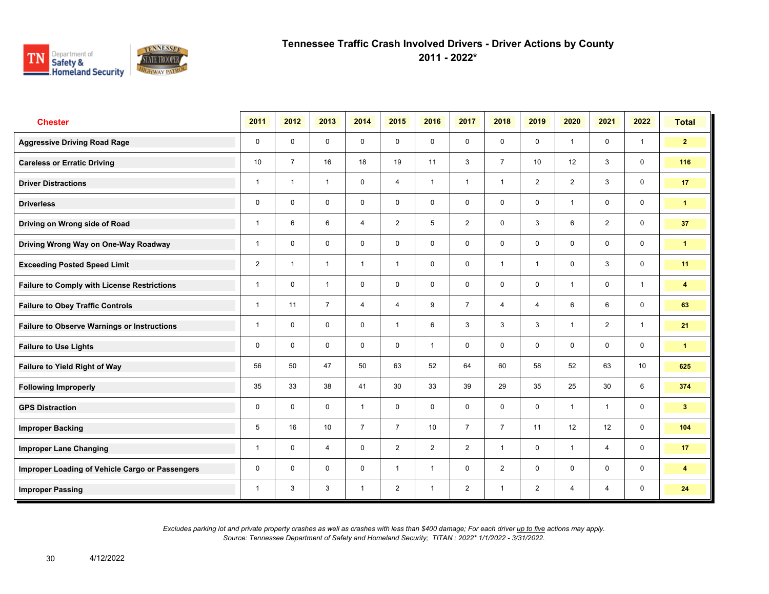# Tennessee Traffic Crash Involved Drivers - Driver Actions by County

## 2011 - 2022*

| Chester | 2011 | 2012 | 2013 | 2014 | 2015 | 2016 | 2017 | 2018 | 2019 | 2020 | 2021 | 2022 | Total |
|---|---|---|---|---|---|---|---|---|---|---|---|---|---|
| Aggressive Driving Road Rage | 0 | 0 | 0 | 0 | 0 | 0 | 0 | 0 | 0 | 1 | 0 | 1 | 2 |
| Careless or Erratic Driving | 10 | 7 | 16 | 18 | 19 | 11 | 3 | 7 | 10 | 12 | 3 | 0 | 116 |
| Driver Distractions | 1 | 1 | 1 | 0 | 4 | 1 | 1 | 1 | 2 | 2 | 3 | 0 | 17 |
| Driverless | 0 | 0 | 0 | 0 | 0 | 0 | 0 | 0 | 0 | 1 | 0 | 0 | 1 |
| Driving on Wrong side of Road | 1 | 6 | 6 | 4 | 2 | 5 | 2 | 0 | 3 | 6 | 2 | 0 | 37 |
| Driving Wrong Way on One-Way Roadway | 1 | 0 | 0 | 0 | 0 | 0 | 0 | 0 | 0 | 0 | 0 | 0 | 1 |
| Exceeding Posted Speed Limit | 2 | 1 | 1 | 1 | 1 | 0 | 0 | 1 | 1 | 0 | 3 | 0 | 11 |
| Failure to Comply with License Restrictions | 1 | 0 | 1 | 0 | 0 | 0 | 0 | 0 | 0 | 1 | 0 | 1 | 4 |
| Failure to Obey Traffic Controls | 1 | 11 | 7 | 4 | 4 | 9 | 7 | 4 | 4 | 6 | 6 | 0 | 63 |
| Failure to Observe Warnings or Instructions | 1 | 0 | 0 | 0 | 1 | 6 | 3 | 3 | 3 | 1 | 2 | 1 | 21 |
| Failure to Use Lights | 0 | 0 | 0 | 0 | 0 | 1 | 0 | 0 | 0 | 0 | 0 | 0 | 1 |
| Failure to Yield Right of Way | 56 | 50 | 47 | 50 | 63 | 52 | 64 | 60 | 58 | 52 | 63 | 10 | 625 |
| Following Improperly | 35 | 33 | 38 | 41 | 30 | 33 | 39 | 29 | 35 | 25 | 30 | 6 | 374 |
| GPS Distraction | 0 | 0 | 0 | 1 | 0 | 0 | 0 | 0 | 0 | 1 | 1 | 0 | 3 |
| Improper Backing | 5 | 16 | 10 | 7 | 7 | 10 | 7 | 7 | 11 | 12 | 12 | 0 | 104 |
| Improper Lane Changing | 1 | 0 | 4 | 0 | 2 | 2 | 2 | 1 | 0 | 1 | 4 | 0 | 17 |
| Improper Loading of Vehicle Cargo or Passengers | 0 | 0 | 0 | 0 | 1 | 1 | 0 | 2 | 0 | 0 | 0 | 0 | 4 |
| Improper Passing | 1 | 3 | 3 | 1 | 2 | 1 | 2 | 1 | 2 | 4 | 4 | 0 | 24 |

*Excludes parking lot and private property crashes as well as crashes with less than $400 damage; For each driver up to five actions may apply.*
*Source: Tennessee Department of Safety and Homeland Security; TITAN ; 2022* 1/1/2022 - 3/31/2022.*

4/12/2022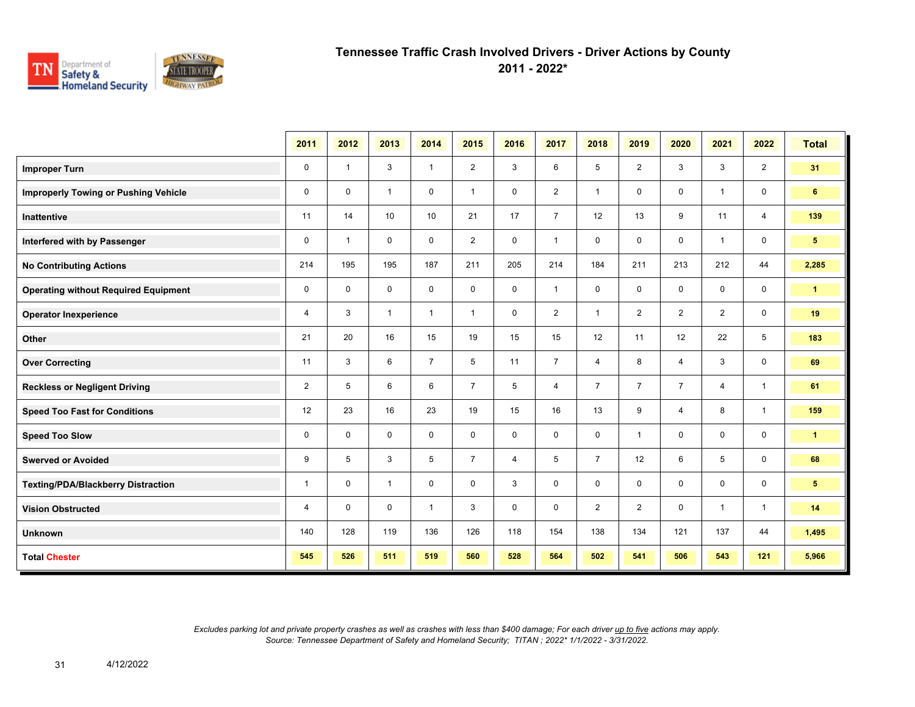# Tennessee Traffic Crash Involved Drivers - Driver Actions by County
## 2011 - 2022*

| | 2011 | 2012 | 2013 | 2014 | 2015 | 2016 | 2017 | 2018 | 2019 | 2020 | 2021 | 2022 | Total |
|---|---|---|---|---|---|---|---|---|---|---|---|---|---|
| **Improper Turn** | 0 | 1 | 3 | 1 | 2 | 3 | 6 | 5 | 2 | 3 | 3 | 2 | **31** |
| **Improperly Towing or Pushing Vehicle** | 0 | 0 | 1 | 0 | 1 | 0 | 2 | 1 | 0 | 0 | 1 | 0 | **6** |
| **Inattentive** | 11 | 14 | 10 | 10 | 21 | 17 | 7 | 12 | 13 | 9 | 11 | 4 | **139** |
| **Interfered with by Passenger** | 0 | 1 | 0 | 0 | 2 | 0 | 1 | 0 | 0 | 0 | 1 | 0 | **5** |
| **No Contributing Actions** | 214 | 195 | 195 | 187 | 211 | 205 | 214 | 184 | 211 | 213 | 212 | 44 | **2,285** |
| **Operating without Required Equipment** | 0 | 0 | 0 | 0 | 0 | 0 | 1 | 0 | 0 | 0 | 0 | 0 | **1** |
| **Operator Inexperience** | 4 | 3 | 1 | 1 | 1 | 0 | 2 | 1 | 2 | 2 | 2 | 0 | **19** |
| **Other** | 21 | 20 | 16 | 15 | 19 | 15 | 15 | 12 | 11 | 12 | 22 | 5 | **183** |
| **Over Correcting** | 11 | 3 | 6 | 7 | 5 | 11 | 7 | 4 | 8 | 4 | 3 | 0 | **69** |
| **Reckless or Negligent Driving** | 2 | 5 | 6 | 6 | 7 | 5 | 4 | 7 | 7 | 7 | 4 | 1 | **61** |
| **Speed Too Fast for Conditions** | 12 | 23 | 16 | 23 | 19 | 15 | 16 | 13 | 9 | 4 | 8 | 1 | **159** |
| **Speed Too Slow** | 0 | 0 | 0 | 0 | 0 | 0 | 0 | 0 | 1 | 0 | 0 | 0 | **1** |
| **Swerved or Avoided** | 9 | 5 | 3 | 5 | 7 | 4 | 5 | 7 | 12 | 6 | 5 | 0 | **68** |
| **Texting/PDA/Blackberry Distraction** | 1 | 0 | 1 | 0 | 0 | 3 | 0 | 0 | 0 | 0 | 0 | 0 | **5** |
| **Vision Obstructed** | 4 | 0 | 0 | 1 | 3 | 0 | 0 | 2 | 2 | 0 | 1 | 1 | **14** |
| **Unknown** | 140 | 128 | 119 | 136 | 126 | 118 | 154 | 138 | 134 | 121 | 137 | 44 | **1,495** |
| **Total Chester** | **545** | **526** | **511** | **519** | **560** | **528** | **564** | **502** | **541** | **506** | **543** | **121** | **5,966** |

*Excludes parking lot and private property crashes as well as crashes with less than $400 damage; For each driver up to five actions may apply.*
*Source: Tennessee Department of Safety and Homeland Security; TITAN ; 2022* 1/1/2022 - 3/31/2022.*

4/12/2022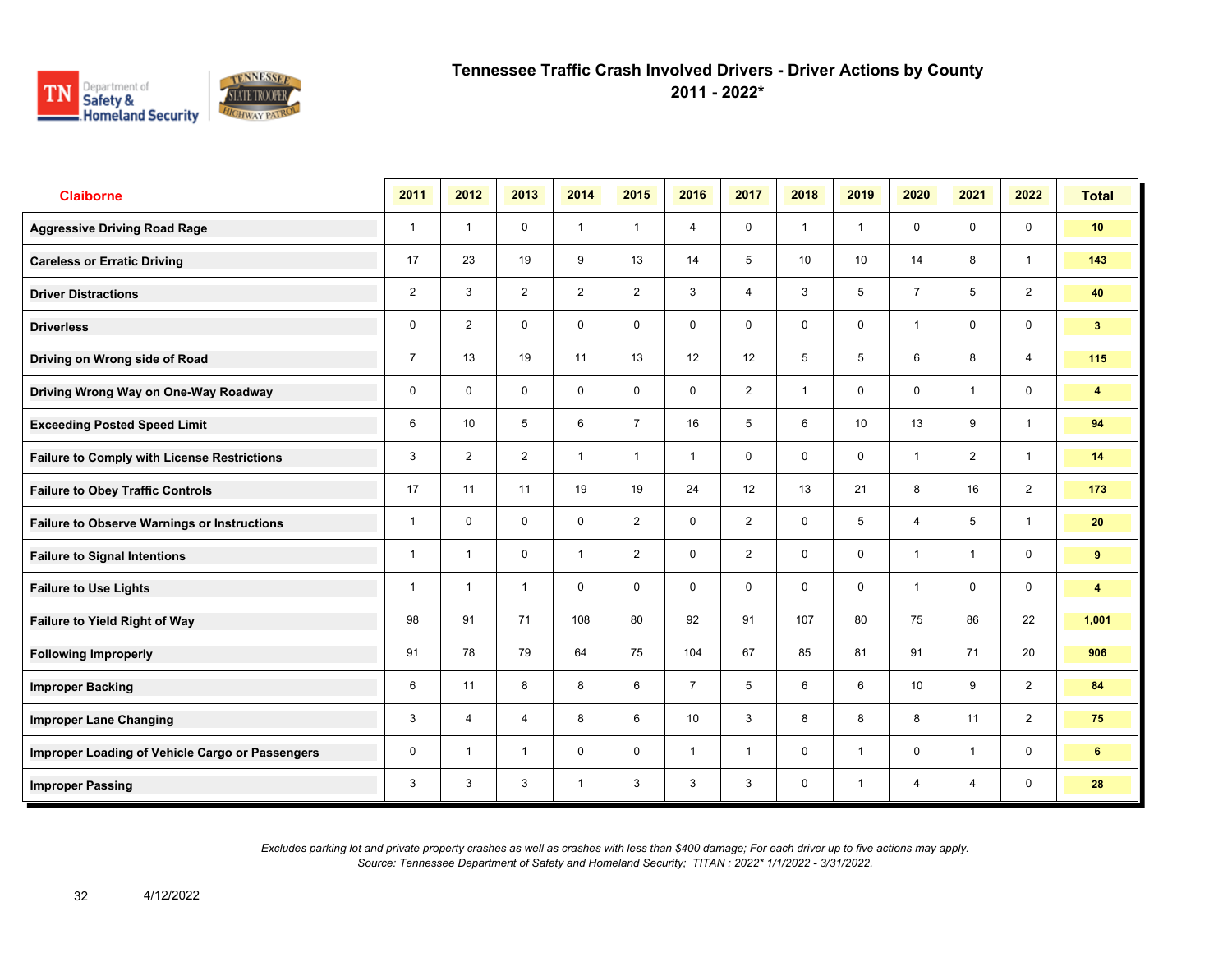# Tennessee Traffic Crash Involved Drivers - Driver Actions by County
## 2011 - 2022*

| Claiborne | 2011 | 2012 | 2013 | 2014 | 2015 | 2016 | 2017 | 2018 | 2019 | 2020 | 2021 | 2022 | Total |
|---|---|---|---|---|---|---|---|---|---|---|---|---|---|
| Aggressive Driving Road Rage | 1 | 1 | 0 | 1 | 1 | 4 | 0 | 1 | 1 | 0 | 0 | 0 | 10 |
| Careless or Erratic Driving | 17 | 23 | 19 | 9 | 13 | 14 | 5 | 10 | 10 | 14 | 8 | 1 | 143 |
| Driver Distractions | 2 | 3 | 2 | 2 | 2 | 3 | 4 | 3 | 5 | 7 | 5 | 2 | 40 |
| Driverless | 0 | 2 | 0 | 0 | 0 | 0 | 0 | 0 | 0 | 1 | 0 | 0 | 3 |
| Driving on Wrong side of Road | 7 | 13 | 19 | 11 | 13 | 12 | 12 | 5 | 5 | 6 | 8 | 4 | 115 |
| Driving Wrong Way on One-Way Roadway | 0 | 0 | 0 | 0 | 0 | 0 | 2 | 1 | 0 | 0 | 1 | 0 | 4 |
| Exceeding Posted Speed Limit | 6 | 10 | 5 | 6 | 7 | 16 | 5 | 6 | 10 | 13 | 9 | 1 | 94 |
| Failure to Comply with License Restrictions | 3 | 2 | 2 | 1 | 1 | 1 | 0 | 0 | 0 | 1 | 2 | 1 | 14 |
| Failure to Obey Traffic Controls | 17 | 11 | 11 | 19 | 19 | 24 | 12 | 13 | 21 | 8 | 16 | 2 | 173 |
| Failure to Observe Warnings or Instructions | 1 | 0 | 0 | 0 | 2 | 0 | 2 | 0 | 5 | 4 | 5 | 1 | 20 |
| Failure to Signal Intentions | 1 | 1 | 0 | 1 | 2 | 0 | 2 | 0 | 0 | 1 | 1 | 0 | 9 |
| Failure to Use Lights | 1 | 1 | 1 | 0 | 0 | 0 | 0 | 0 | 0 | 1 | 0 | 0 | 4 |
| Failure to Yield Right of Way | 98 | 91 | 71 | 108 | 80 | 92 | 91 | 107 | 80 | 75 | 86 | 22 | 1,001 |
| Following Improperly | 91 | 78 | 79 | 64 | 75 | 104 | 67 | 85 | 81 | 91 | 71 | 20 | 906 |
| Improper Backing | 6 | 11 | 8 | 8 | 6 | 7 | 5 | 6 | 6 | 10 | 9 | 2 | 84 |
| Improper Lane Changing | 3 | 4 | 4 | 8 | 6 | 10 | 3 | 8 | 8 | 8 | 11 | 2 | 75 |
| Improper Loading of Vehicle Cargo or Passengers | 0 | 1 | 1 | 0 | 0 | 1 | 1 | 0 | 1 | 0 | 1 | 0 | 6 |
| Improper Passing | 3 | 3 | 3 | 1 | 3 | 3 | 3 | 0 | 1 | 4 | 4 | 0 | 28 |

*Excludes parking lot and private property crashes as well as crashes with less than $400 damage; For each driver up to five actions may apply.*
*Source: Tennessee Department of Safety and Homeland Security; TITAN ; 2022* 1/1/2022 - 3/31/2022.*

4/12/2022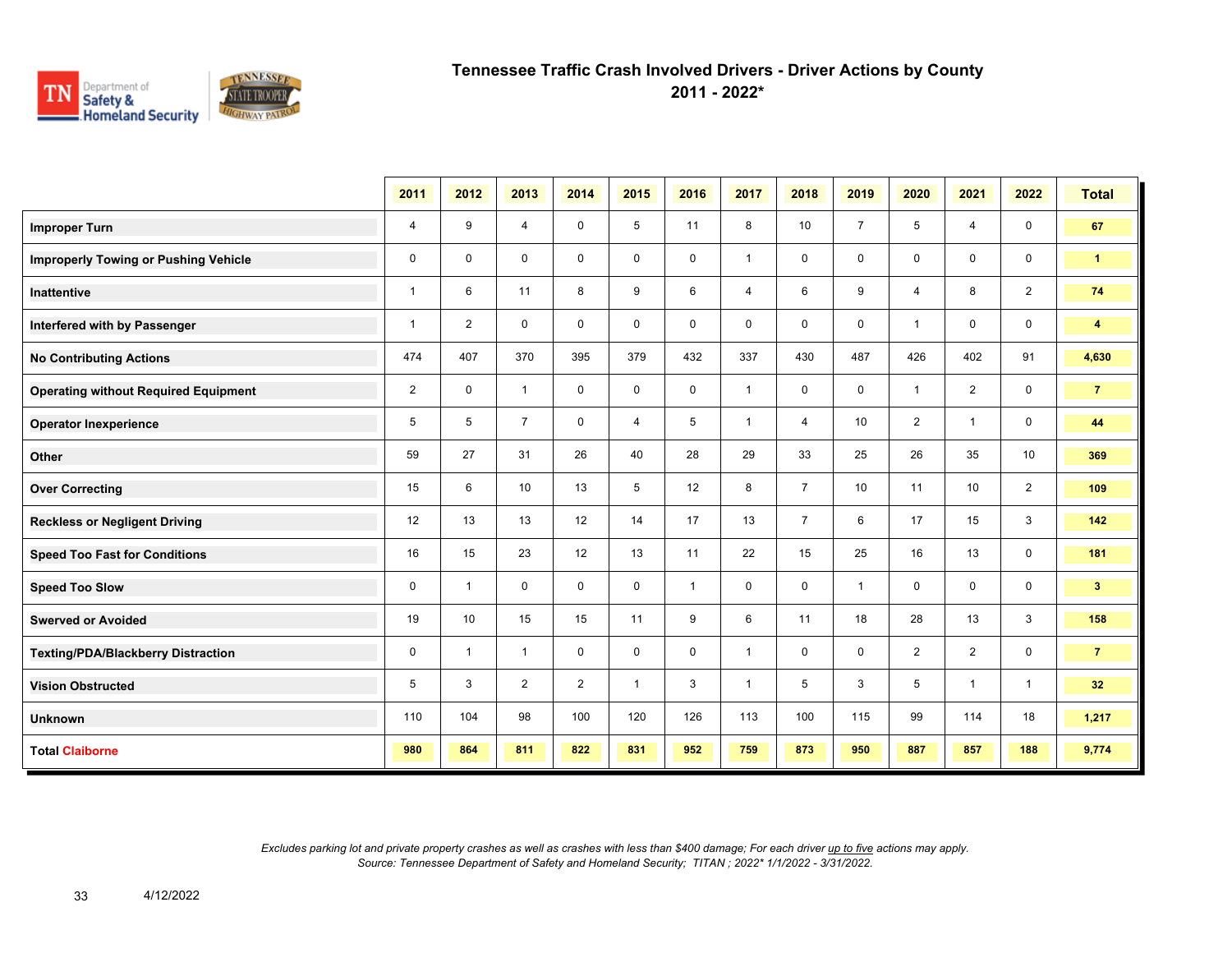# Tennessee Traffic Crash Involved Drivers - Driver Actions by County
## 2011 - 2022*

| | 2011 | 2012 | 2013 | 2014 | 2015 | 2016 | 2017 | 2018 | 2019 | 2020 | 2021 | 2022 | Total |
|---|---|---|---|---|---|---|---|---|---|---|---|---|---|
| **Improper Turn** | 4 | 9 | 4 | 0 | 5 | 11 | 8 | 10 | 7 | 5 | 4 | 0 | **67** |
| **Improperly Towing or Pushing Vehicle** | 0 | 0 | 0 | 0 | 0 | 0 | 1 | 0 | 0 | 0 | 0 | 0 | **1** |
| **Inattentive** | 1 | 6 | 11 | 8 | 9 | 6 | 4 | 6 | 9 | 4 | 8 | 2 | **74** |
| **Interfered with by Passenger** | 1 | 2 | 0 | 0 | 0 | 0 | 0 | 0 | 0 | 1 | 0 | 0 | **4** |
| **No Contributing Actions** | 474 | 407 | 370 | 395 | 379 | 432 | 337 | 430 | 487 | 426 | 402 | 91 | **4,630** |
| **Operating without Required Equipment** | 2 | 0 | 1 | 0 | 0 | 0 | 1 | 0 | 0 | 1 | 2 | 0 | **7** |
| **Operator Inexperience** | 5 | 5 | 7 | 0 | 4 | 5 | 1 | 4 | 10 | 2 | 1 | 0 | **44** |
| **Other** | 59 | 27 | 31 | 26 | 40 | 28 | 29 | 33 | 25 | 26 | 35 | 10 | **369** |
| **Over Correcting** | 15 | 6 | 10 | 13 | 5 | 12 | 8 | 7 | 10 | 11 | 10 | 2 | **109** |
| **Reckless or Negligent Driving** | 12 | 13 | 13 | 12 | 14 | 17 | 13 | 7 | 6 | 17 | 15 | 3 | **142** |
| **Speed Too Fast for Conditions** | 16 | 15 | 23 | 12 | 13 | 11 | 22 | 15 | 25 | 16 | 13 | 0 | **181** |
| **Speed Too Slow** | 0 | 1 | 0 | 0 | 0 | 1 | 0 | 0 | 1 | 0 | 0 | 0 | **3** |
| **Swerved or Avoided** | 19 | 10 | 15 | 15 | 11 | 9 | 6 | 11 | 18 | 28 | 13 | 3 | **158** |
| **Texting/PDA/Blackberry Distraction** | 0 | 1 | 1 | 0 | 0 | 0 | 1 | 0 | 0 | 2 | 2 | 0 | **7** |
| **Vision Obstructed** | 5 | 3 | 2 | 2 | 1 | 3 | 1 | 5 | 3 | 5 | 1 | 1 | **32** |
| **Unknown** | 110 | 104 | 98 | 100 | 120 | 126 | 113 | 100 | 115 | 99 | 114 | 18 | **1,217** |
| **Total Claiborne** | **980** | **864** | **811** | **822** | **831** | **952** | **759** | **873** | **950** | **887** | **857** | **188** | **9,774** |

*Excludes parking lot and private property crashes as well as crashes with less than $400 damage; For each driver up to five actions may apply.*
*Source: Tennessee Department of Safety and Homeland Security; TITAN ; 2022* 1/1/2022 - 3/31/2022.*

4/12/2022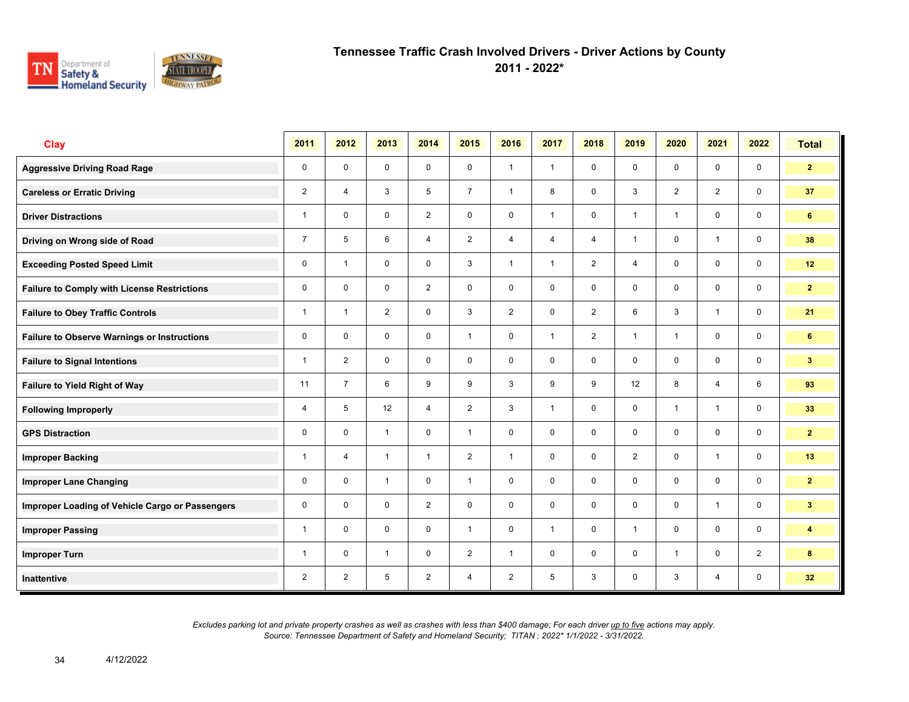# Tennessee Traffic Crash Involved Drivers - Driver Actions by County

## 2011 - 2022*

| Clay | 2011 | 2012 | 2013 | 2014 | 2015 | 2016 | 2017 | 2018 | 2019 | 2020 | 2021 | 2022 | Total |
|---|---|---|---|---|---|---|---|---|---|---|---|---|---|
| Aggressive Driving Road Rage | 0 | 0 | 0 | 0 | 0 | 1 | 1 | 0 | 0 | 0 | 0 | 0 | 2 |
| Careless or Erratic Driving | 2 | 4 | 3 | 5 | 7 | 1 | 8 | 0 | 3 | 2 | 2 | 0 | 37 |
| Driver Distractions | 1 | 0 | 0 | 2 | 0 | 0 | 1 | 0 | 1 | 1 | 0 | 0 | 6 |
| Driving on Wrong side of Road | 7 | 5 | 6 | 4 | 2 | 4 | 4 | 4 | 1 | 0 | 1 | 0 | 38 |
| Exceeding Posted Speed Limit | 0 | 1 | 0 | 0 | 3 | 1 | 1 | 2 | 4 | 0 | 0 | 0 | 12 |
| Failure to Comply with License Restrictions | 0 | 0 | 0 | 2 | 0 | 0 | 0 | 0 | 0 | 0 | 0 | 0 | 2 |
| Failure to Obey Traffic Controls | 1 | 1 | 2 | 0 | 3 | 2 | 0 | 2 | 6 | 3 | 1 | 0 | 21 |
| Failure to Observe Warnings or Instructions | 0 | 0 | 0 | 0 | 1 | 0 | 1 | 2 | 1 | 1 | 0 | 0 | 6 |
| Failure to Signal Intentions | 1 | 2 | 0 | 0 | 0 | 0 | 0 | 0 | 0 | 0 | 0 | 0 | 3 |
| Failure to Yield Right of Way | 11 | 7 | 6 | 9 | 9 | 3 | 9 | 9 | 12 | 8 | 4 | 6 | 93 |
| Following Improperly | 4 | 5 | 12 | 4 | 2 | 3 | 1 | 0 | 0 | 1 | 1 | 0 | 33 |
| GPS Distraction | 0 | 0 | 1 | 0 | 1 | 0 | 0 | 0 | 0 | 0 | 0 | 0 | 2 |
| Improper Backing | 1 | 4 | 1 | 1 | 2 | 1 | 0 | 0 | 2 | 0 | 1 | 0 | 13 |
| Improper Lane Changing | 0 | 0 | 1 | 0 | 1 | 0 | 0 | 0 | 0 | 0 | 0 | 0 | 2 |
| Improper Loading of Vehicle Cargo or Passengers | 0 | 0 | 0 | 2 | 0 | 0 | 0 | 0 | 0 | 0 | 1 | 0 | 3 |
| Improper Passing | 1 | 0 | 0 | 0 | 1 | 0 | 1 | 0 | 1 | 0 | 0 | 0 | 4 |
| Improper Turn | 1 | 0 | 1 | 0 | 2 | 1 | 0 | 0 | 0 | 1 | 0 | 2 | 8 |
| Inattentive | 2 | 2 | 5 | 2 | 4 | 2 | 5 | 3 | 0 | 3 | 4 | 0 | 32 |

*Excludes parking lot and private property crashes as well as crashes with less than $400 damage; For each driver up to five actions may apply.*
*Source: Tennessee Department of Safety and Homeland Security; TITAN ; 2022* 1/1/2022 - 3/31/2022.*

4/12/2022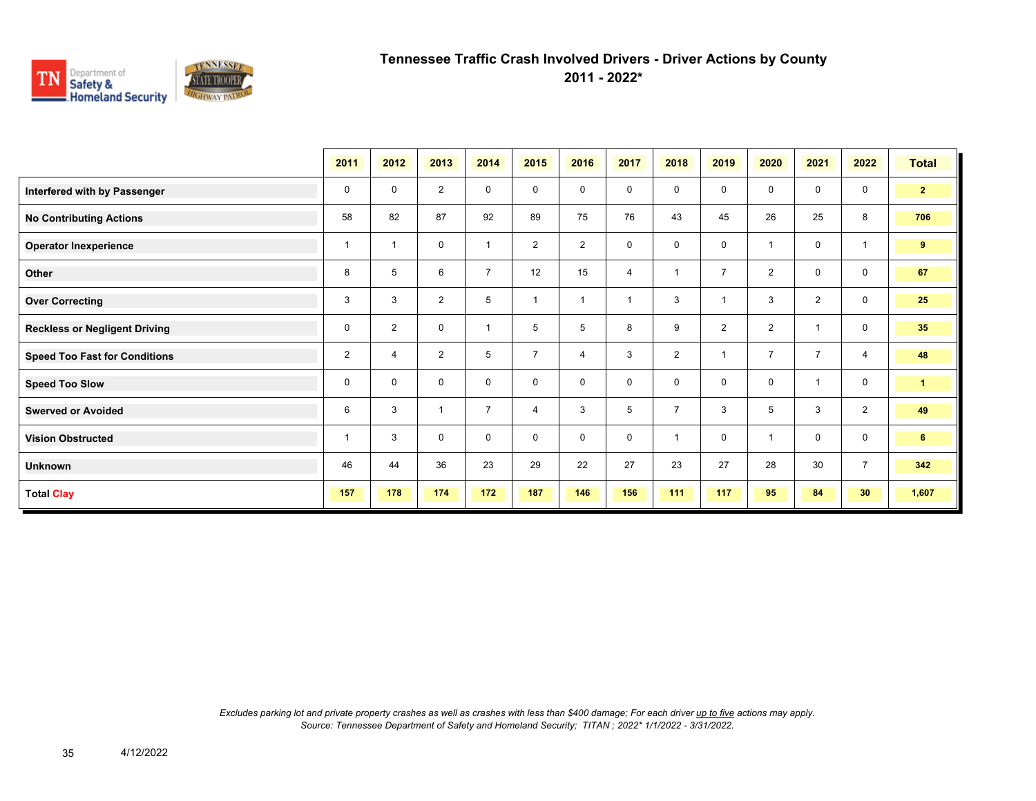# Tennessee Traffic Crash Involved Drivers - Driver Actions by County

## 2011 - 2022*

| | 2011 | 2012 | 2013 | 2014 | 2015 | 2016 | 2017 | 2018 | 2019 | 2020 | 2021 | 2022 | Total |
|---|---|---|---|---|---|---|---|---|---|---|---|---|---|
| **Interfered with by Passenger** | 0 | 0 | 2 | 0 | 0 | 0 | 0 | 0 | 0 | 0 | 0 | 0 | **2** |
| **No Contributing Actions** | 58 | 82 | 87 | 92 | 89 | 75 | 76 | 43 | 45 | 26 | 25 | 8 | **706** |
| **Operator Inexperience** | 1 | 1 | 0 | 1 | 2 | 2 | 0 | 0 | 0 | 1 | 0 | 1 | **9** |
| **Other** | 8 | 5 | 6 | 7 | 12 | 15 | 4 | 1 | 7 | 2 | 0 | 0 | **67** |
| **Over Correcting** | 3 | 3 | 2 | 5 | 1 | 1 | 1 | 3 | 1 | 3 | 2 | 0 | **25** |
| **Reckless or Negligent Driving** | 0 | 2 | 0 | 1 | 5 | 5 | 8 | 9 | 2 | 2 | 1 | 0 | **35** |
| **Speed Too Fast for Conditions** | 2 | 4 | 2 | 5 | 7 | 4 | 3 | 2 | 1 | 7 | 7 | 4 | **48** |
| **Speed Too Slow** | 0 | 0 | 0 | 0 | 0 | 0 | 0 | 0 | 0 | 0 | 1 | 0 | **1** |
| **Swerved or Avoided** | 6 | 3 | 1 | 7 | 4 | 3 | 5 | 7 | 3 | 5 | 3 | 2 | **49** |
| **Vision Obstructed** | 1 | 3 | 0 | 0 | 0 | 0 | 0 | 1 | 0 | 1 | 0 | 0 | **6** |
| **Unknown** | 46 | 44 | 36 | 23 | 29 | 22 | 27 | 23 | 27 | 28 | 30 | 7 | **342** |
| **Total Clay** | **157** | **178** | **174** | **172** | **187** | **146** | **156** | **111** | **117** | **95** | **84** | **30** | **1,607** |

*Excludes parking lot and private property crashes as well as crashes with less than $400 damage; For each driver up to five actions may apply.*
*Source: Tennessee Department of Safety and Homeland Security; TITAN ; 2022* 1/1/2022 - 3/31/2022.*

4/12/2022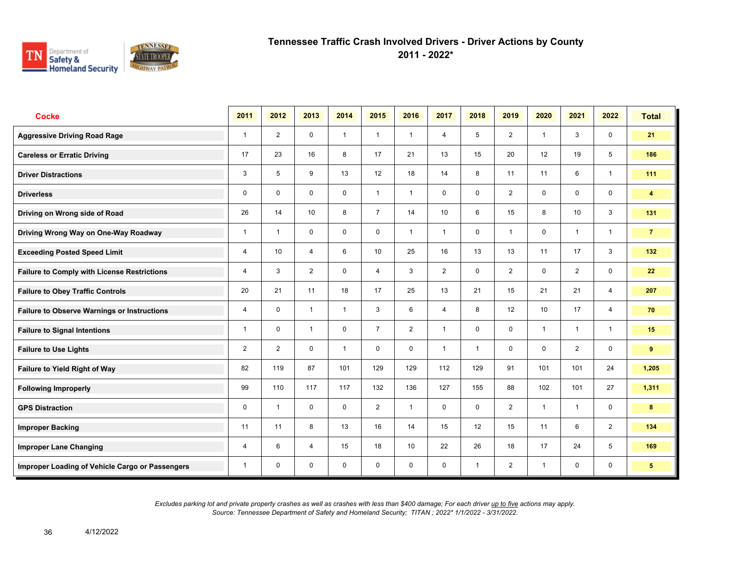# Tennessee Traffic Crash Involved Drivers - Driver Actions by County

## 2011 - 2022*

| Cocke | 2011 | 2012 | 2013 | 2014 | 2015 | 2016 | 2017 | 2018 | 2019 | 2020 | 2021 | 2022 | Total |
|---|---|---|---|---|---|---|---|---|---|---|---|---|---|
| Aggressive Driving Road Rage | 1 | 2 | 0 | 1 | 1 | 1 | 4 | 5 | 2 | 1 | 3 | 0 | 21 |
| Careless or Erratic Driving | 17 | 23 | 16 | 8 | 17 | 21 | 13 | 15 | 20 | 12 | 19 | 5 | 186 |
| Driver Distractions | 3 | 5 | 9 | 13 | 12 | 18 | 14 | 8 | 11 | 11 | 6 | 1 | 111 |
| Driverless | 0 | 0 | 0 | 0 | 1 | 1 | 0 | 0 | 2 | 0 | 0 | 0 | 4 |
| Driving on Wrong side of Road | 26 | 14 | 10 | 8 | 7 | 14 | 10 | 6 | 15 | 8 | 10 | 3 | 131 |
| Driving Wrong Way on One-Way Roadway | 1 | 1 | 0 | 0 | 0 | 1 | 1 | 0 | 1 | 0 | 1 | 1 | 7 |
| Exceeding Posted Speed Limit | 4 | 10 | 4 | 6 | 10 | 25 | 16 | 13 | 13 | 11 | 17 | 3 | 132 |
| Failure to Comply with License Restrictions | 4 | 3 | 2 | 0 | 4 | 3 | 2 | 0 | 2 | 0 | 2 | 0 | 22 |
| Failure to Obey Traffic Controls | 20 | 21 | 11 | 18 | 17 | 25 | 13 | 21 | 15 | 21 | 21 | 4 | 207 |
| Failure to Observe Warnings or Instructions | 4 | 0 | 1 | 1 | 3 | 6 | 4 | 8 | 12 | 10 | 17 | 4 | 70 |
| Failure to Signal Intentions | 1 | 0 | 1 | 0 | 7 | 2 | 1 | 0 | 0 | 1 | 1 | 1 | 15 |
| Failure to Use Lights | 2 | 2 | 0 | 1 | 0 | 0 | 1 | 1 | 0 | 0 | 2 | 0 | 9 |
| Failure to Yield Right of Way | 82 | 119 | 87 | 101 | 129 | 129 | 112 | 129 | 91 | 101 | 101 | 24 | 1,205 |
| Following Improperly | 99 | 110 | 117 | 117 | 132 | 136 | 127 | 155 | 88 | 102 | 101 | 27 | 1,311 |
| GPS Distraction | 0 | 1 | 0 | 0 | 2 | 1 | 0 | 0 | 2 | 1 | 1 | 0 | 8 |
| Improper Backing | 11 | 11 | 8 | 13 | 16 | 14 | 15 | 12 | 15 | 11 | 6 | 2 | 134 |
| Improper Lane Changing | 4 | 6 | 4 | 15 | 18 | 10 | 22 | 26 | 18 | 17 | 24 | 5 | 169 |
| Improper Loading of Vehicle Cargo or Passengers | 1 | 0 | 0 | 0 | 0 | 0 | 0 | 1 | 2 | 1 | 0 | 0 | 5 |

*Excludes parking lot and private property crashes as well as crashes with less than $400 damage; For each driver up to five actions may apply.*
*Source: Tennessee Department of Safety and Homeland Security; TITAN ; 2022* 1/1/2022 - 3/31/2022.*

4/12/2022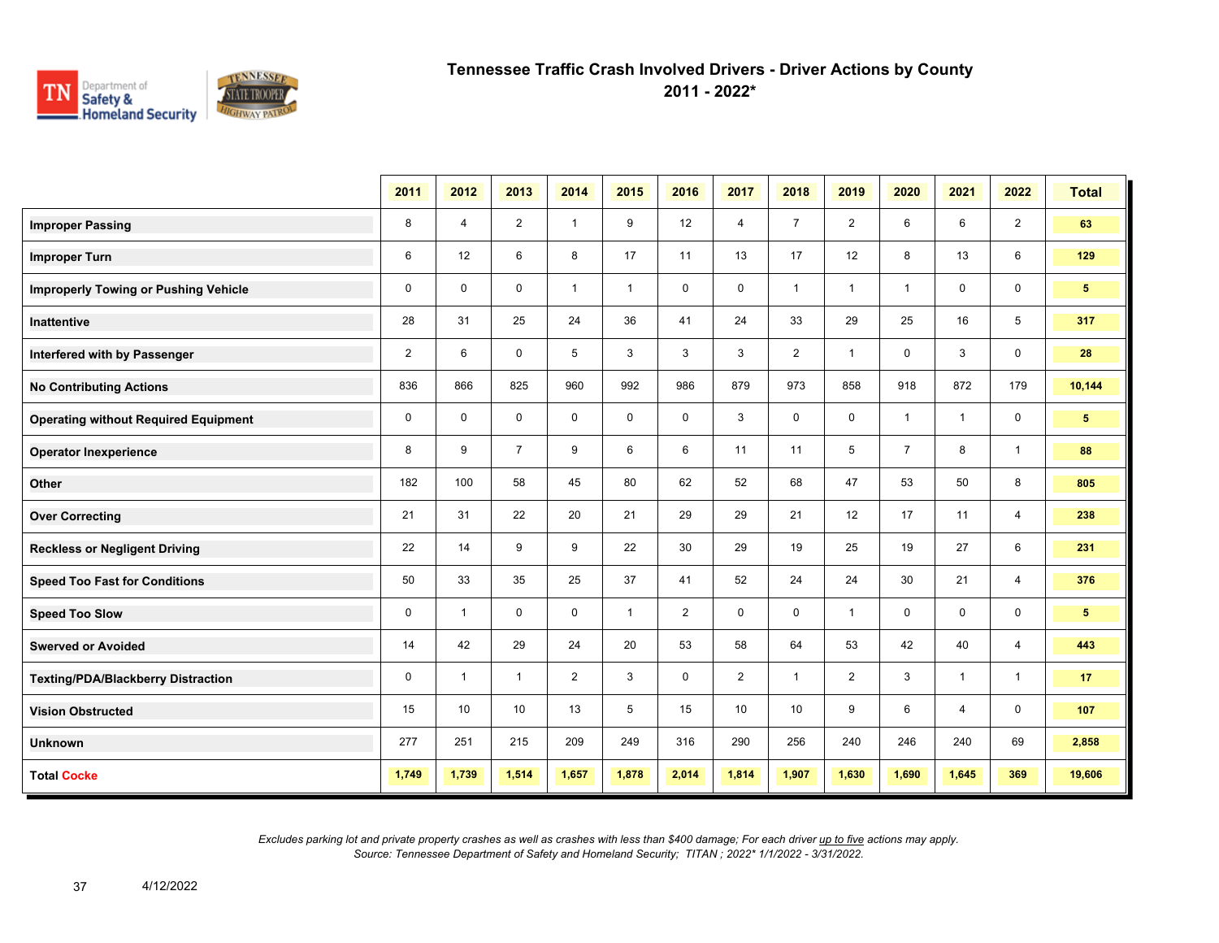# Tennessee Traffic Crash Involved Drivers - Driver Actions by County
## 2011 - 2022*

| | 2011 | 2012 | 2013 | 2014 | 2015 | 2016 | 2017 | 2018 | 2019 | 2020 | 2021 | 2022 | Total |
|---|---|---|---|---|---|---|---|---|---|---|---|---|---|
| **Improper Passing** | 8 | 4 | 2 | 1 | 9 | 12 | 4 | 7 | 2 | 6 | 6 | 2 | **63** |
| **Improper Turn** | 6 | 12 | 6 | 8 | 17 | 11 | 13 | 17 | 12 | 8 | 13 | 6 | **129** |
| **Improperly Towing or Pushing Vehicle** | 0 | 0 | 0 | 1 | 1 | 0 | 0 | 1 | 1 | 1 | 0 | 0 | **5** |
| **Inattentive** | 28 | 31 | 25 | 24 | 36 | 41 | 24 | 33 | 29 | 25 | 16 | 5 | **317** |
| **Interfered with by Passenger** | 2 | 6 | 0 | 5 | 3 | 3 | 3 | 2 | 1 | 0 | 3 | 0 | **28** |
| **No Contributing Actions** | 836 | 866 | 825 | 960 | 992 | 986 | 879 | 973 | 858 | 918 | 872 | 179 | **10,144** |
| **Operating without Required Equipment** | 0 | 0 | 0 | 0 | 0 | 0 | 3 | 0 | 0 | 1 | 1 | 0 | **5** |
| **Operator Inexperience** | 8 | 9 | 7 | 9 | 6 | 6 | 11 | 11 | 5 | 7 | 8 | 1 | **88** |
| **Other** | 182 | 100 | 58 | 45 | 80 | 62 | 52 | 68 | 47 | 53 | 50 | 8 | **805** |
| **Over Correcting** | 21 | 31 | 22 | 20 | 21 | 29 | 29 | 21 | 12 | 17 | 11 | 4 | **238** |
| **Reckless or Negligent Driving** | 22 | 14 | 9 | 9 | 22 | 30 | 29 | 19 | 25 | 19 | 27 | 6 | **231** |
| **Speed Too Fast for Conditions** | 50 | 33 | 35 | 25 | 37 | 41 | 52 | 24 | 24 | 30 | 21 | 4 | **376** |
| **Speed Too Slow** | 0 | 1 | 0 | 0 | 1 | 2 | 0 | 0 | 1 | 0 | 0 | 0 | **5** |
| **Swerved or Avoided** | 14 | 42 | 29 | 24 | 20 | 53 | 58 | 64 | 53 | 42 | 40 | 4 | **443** |
| **Texting/PDA/Blackberry Distraction** | 0 | 1 | 1 | 2 | 3 | 0 | 2 | 1 | 2 | 3 | 1 | 1 | **17** |
| **Vision Obstructed** | 15 | 10 | 10 | 13 | 5 | 15 | 10 | 10 | 9 | 6 | 4 | 0 | **107** |
| **Unknown** | 277 | 251 | 215 | 209 | 249 | 316 | 290 | 256 | 240 | 246 | 240 | 69 | **2,858** |
| **Total Cocke** | **1,749** | **1,739** | **1,514** | **1,657** | **1,878** | **2,014** | **1,814** | **1,907** | **1,630** | **1,690** | **1,645** | **369** | **19,606** |

*Excludes parking lot and private property crashes as well as crashes with less than $400 damage; For each driver up to five actions may apply.*
*Source: Tennessee Department of Safety and Homeland Security; TITAN ; 2022* 1/1/2022 - 3/31/2022.*

4/12/2022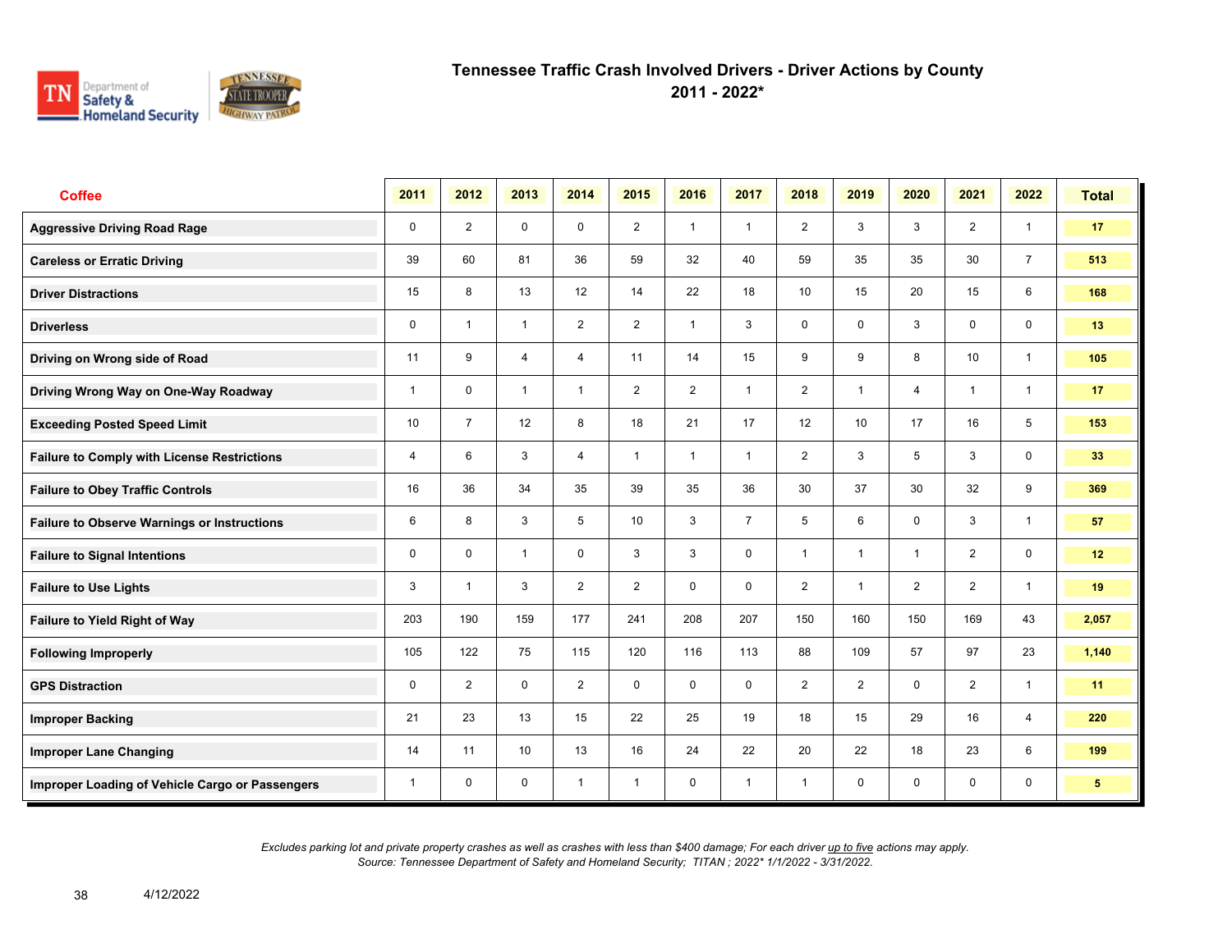# Tennessee Traffic Crash Involved Drivers - Driver Actions by County

## 2011 - 2022*

| Coffee | 2011 | 2012 | 2013 | 2014 | 2015 | 2016 | 2017 | 2018 | 2019 | 2020 | 2021 | 2022 | Total |
|---|---|---|---|---|---|---|---|---|---|---|---|---|---|
| Aggressive Driving Road Rage | 0 | 2 | 0 | 0 | 2 | 1 | 1 | 2 | 3 | 3 | 2 | 1 | 17 |
| Careless or Erratic Driving | 39 | 60 | 81 | 36 | 59 | 32 | 40 | 59 | 35 | 35 | 30 | 7 | 513 |
| Driver Distractions | 15 | 8 | 13 | 12 | 14 | 22 | 18 | 10 | 15 | 20 | 15 | 6 | 168 |
| Driverless | 0 | 1 | 1 | 2 | 2 | 1 | 3 | 0 | 0 | 3 | 0 | 0 | 13 |
| Driving on Wrong side of Road | 11 | 9 | 4 | 4 | 11 | 14 | 15 | 9 | 9 | 8 | 10 | 1 | 105 |
| Driving Wrong Way on One-Way Roadway | 1 | 0 | 1 | 1 | 2 | 2 | 1 | 2 | 1 | 4 | 1 | 1 | 17 |
| Exceeding Posted Speed Limit | 10 | 7 | 12 | 8 | 18 | 21 | 17 | 12 | 10 | 17 | 16 | 5 | 153 |
| Failure to Comply with License Restrictions | 4 | 6 | 3 | 4 | 1 | 1 | 1 | 2 | 3 | 5 | 3 | 0 | 33 |
| Failure to Obey Traffic Controls | 16 | 36 | 34 | 35 | 39 | 35 | 36 | 30 | 37 | 30 | 32 | 9 | 369 |
| Failure to Observe Warnings or Instructions | 6 | 8 | 3 | 5 | 10 | 3 | 7 | 5 | 6 | 0 | 3 | 1 | 57 |
| Failure to Signal Intentions | 0 | 0 | 1 | 0 | 3 | 3 | 0 | 1 | 1 | 1 | 2 | 0 | 12 |
| Failure to Use Lights | 3 | 1 | 3 | 2 | 2 | 0 | 0 | 2 | 1 | 2 | 2 | 1 | 19 |
| Failure to Yield Right of Way | 203 | 190 | 159 | 177 | 241 | 208 | 207 | 150 | 160 | 150 | 169 | 43 | 2,057 |
| Following Improperly | 105 | 122 | 75 | 115 | 120 | 116 | 113 | 88 | 109 | 57 | 97 | 23 | 1,140 |
| GPS Distraction | 0 | 2 | 0 | 2 | 0 | 0 | 0 | 2 | 2 | 0 | 2 | 1 | 11 |
| Improper Backing | 21 | 23 | 13 | 15 | 22 | 25 | 19 | 18 | 15 | 29 | 16 | 4 | 220 |
| Improper Lane Changing | 14 | 11 | 10 | 13 | 16 | 24 | 22 | 20 | 22 | 18 | 23 | 6 | 199 |
| Improper Loading of Vehicle Cargo or Passengers | 1 | 0 | 0 | 1 | 1 | 0 | 1 | 1 | 0 | 0 | 0 | 0 | 5 |

*Excludes parking lot and private property crashes as well as crashes with less than $400 damage; For each driver up to five actions may apply.*
*Source: Tennessee Department of Safety and Homeland Security; TITAN ; 2022* 1/1/2022 - 3/31/2022.*

4/12/2022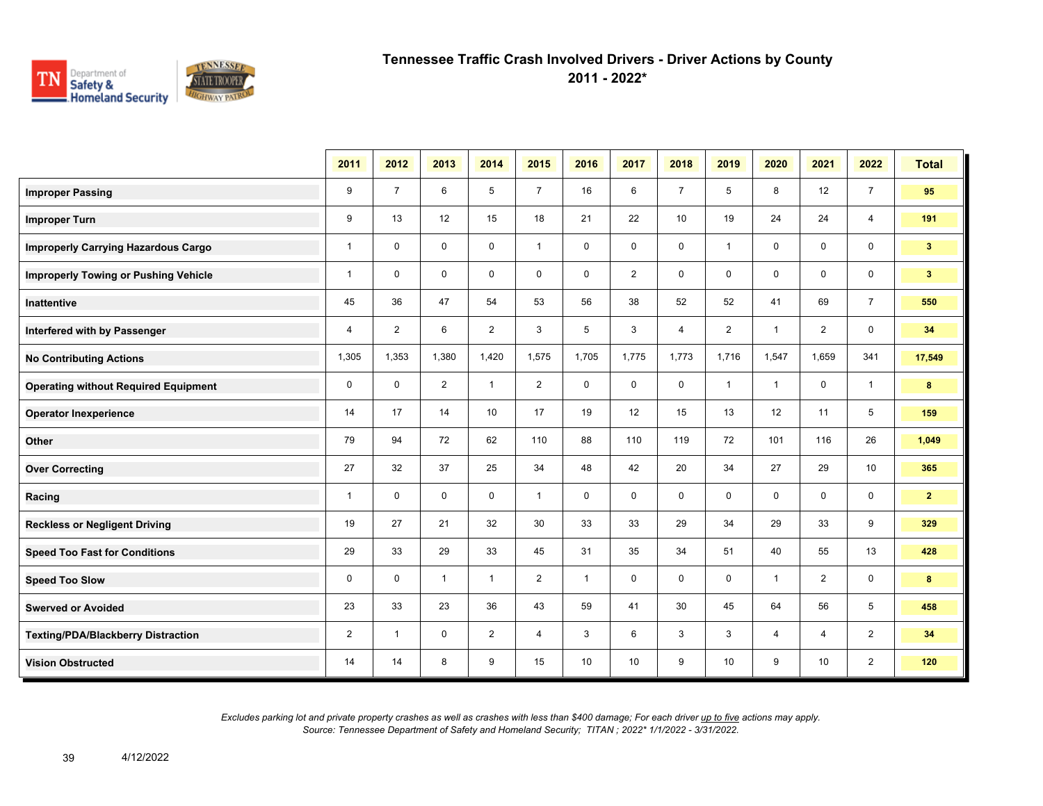# Tennessee Traffic Crash Involved Drivers - Driver Actions by County
## 2011 - 2022*

| | 2011 | 2012 | 2013 | 2014 | 2015 | 2016 | 2017 | 2018 | 2019 | 2020 | 2021 | 2022 | Total |
|---|---|---|---|---|---|---|---|---|---|---|---|---|---|
| **Improper Passing** | 9 | 7 | 6 | 5 | 7 | 16 | 6 | 7 | 5 | 8 | 12 | 7 | **95** |
| **Improper Turn** | 9 | 13 | 12 | 15 | 18 | 21 | 22 | 10 | 19 | 24 | 24 | 4 | **191** |
| **Improperly Carrying Hazardous Cargo** | 1 | 0 | 0 | 0 | 1 | 0 | 0 | 0 | 1 | 0 | 0 | 0 | **3** |
| **Improperly Towing or Pushing Vehicle** | 1 | 0 | 0 | 0 | 0 | 0 | 2 | 0 | 0 | 0 | 0 | 0 | **3** |
| **Inattentive** | 45 | 36 | 47 | 54 | 53 | 56 | 38 | 52 | 52 | 41 | 69 | 7 | **550** |
| **Interfered with by Passenger** | 4 | 2 | 6 | 2 | 3 | 5 | 3 | 4 | 2 | 1 | 2 | 0 | **34** |
| **No Contributing Actions** | 1,305 | 1,353 | 1,380 | 1,420 | 1,575 | 1,705 | 1,775 | 1,773 | 1,716 | 1,547 | 1,659 | 341 | **17,549** |
| **Operating without Required Equipment** | 0 | 0 | 2 | 1 | 2 | 0 | 0 | 0 | 1 | 1 | 0 | 1 | **8** |
| **Operator Inexperience** | 14 | 17 | 14 | 10 | 17 | 19 | 12 | 15 | 13 | 12 | 11 | 5 | **159** |
| **Other** | 79 | 94 | 72 | 62 | 110 | 88 | 110 | 119 | 72 | 101 | 116 | 26 | **1,049** |
| **Over Correcting** | 27 | 32 | 37 | 25 | 34 | 48 | 42 | 20 | 34 | 27 | 29 | 10 | **365** |
| **Racing** | 1 | 0 | 0 | 0 | 1 | 0 | 0 | 0 | 0 | 0 | 0 | 0 | **2** |
| **Reckless or Negligent Driving** | 19 | 27 | 21 | 32 | 30 | 33 | 33 | 29 | 34 | 29 | 33 | 9 | **329** |
| **Speed Too Fast for Conditions** | 29 | 33 | 29 | 33 | 45 | 31 | 35 | 34 | 51 | 40 | 55 | 13 | **428** |
| **Speed Too Slow** | 0 | 0 | 1 | 1 | 2 | 1 | 0 | 0 | 0 | 1 | 2 | 0 | **8** |
| **Swerved or Avoided** | 23 | 33 | 23 | 36 | 43 | 59 | 41 | 30 | 45 | 64 | 56 | 5 | **458** |
| **Texting/PDA/Blackberry Distraction** | 2 | 1 | 0 | 2 | 4 | 3 | 6 | 3 | 3 | 4 | 4 | 2 | **34** |
| **Vision Obstructed** | 14 | 14 | 8 | 9 | 15 | 10 | 10 | 9 | 10 | 9 | 10 | 2 | **120** |

*Excludes parking lot and private property crashes as well as crashes with less than $400 damage; For each driver up to five actions may apply.*
*Source: Tennessee Department of Safety and Homeland Security; TITAN ; 2022* 1/1/2022 - 3/31/2022.*

4/12/2022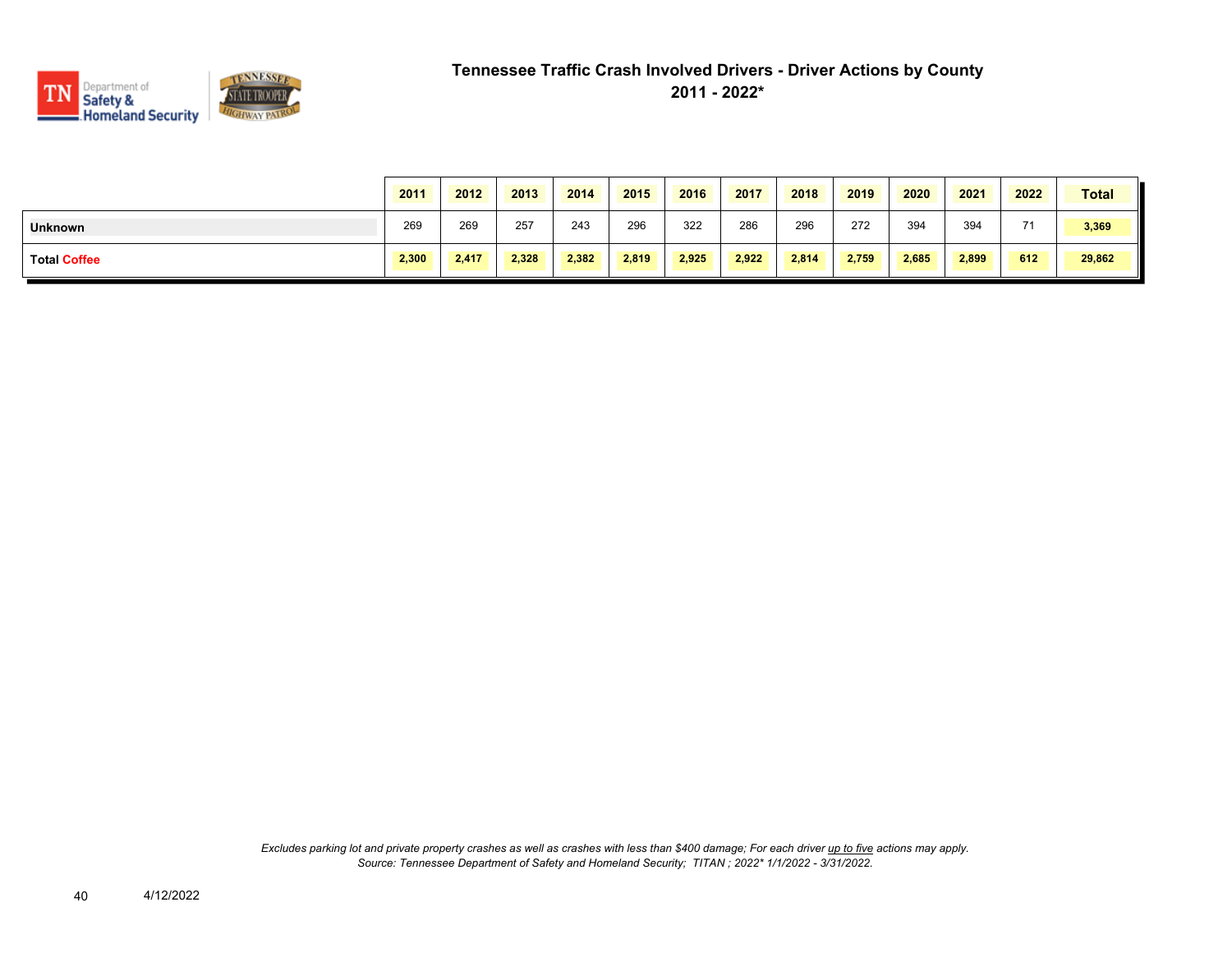# Tennessee Traffic Crash Involved Drivers - Driver Actions by County

## 2011 - 2022*

| | 2011 | 2012 | 2013 | 2014 | 2015 | 2016 | 2017 | 2018 | 2019 | 2020 | 2021 | 2022 | Total |
|---|---|---|---|---|---|---|---|---|---|---|---|---|---|
| **Unknown** | 269 | 269 | 257 | 243 | 296 | 322 | 286 | 296 | 272 | 394 | 394 | 71 | **3,369** |
| **Total Coffee** | **2,300** | **2,417** | **2,328** | **2,382** | **2,819** | **2,925** | **2,922** | **2,814** | **2,759** | **2,685** | **2,899** | **612** | **29,862** |

*Excludes parking lot and private property crashes as well as crashes with less than $400 damage; For each driver up to five actions may apply.*
*Source: Tennessee Department of Safety and Homeland Security; TITAN ; 2022* 1/1/2022 - 3/31/2022.*

4/12/2022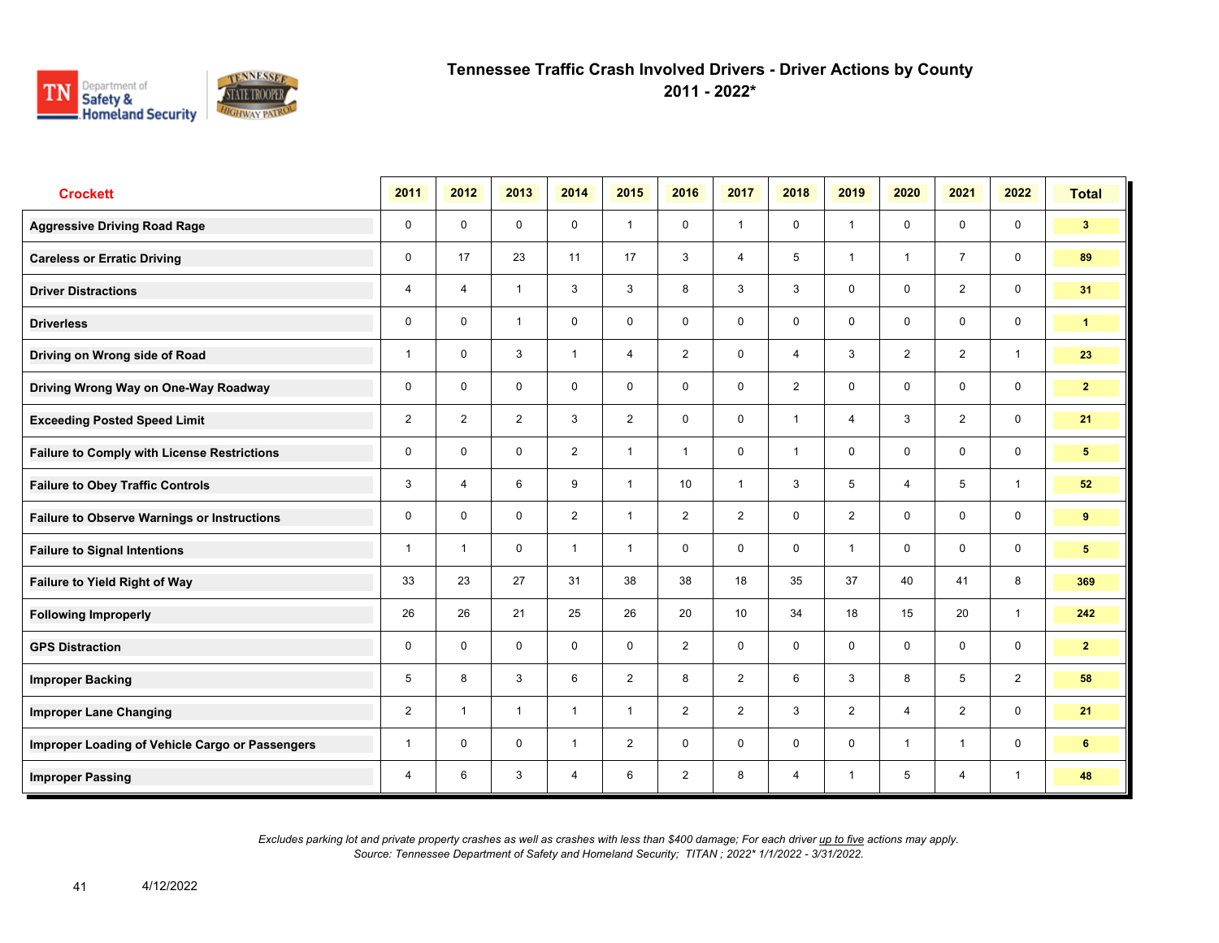# Tennessee Traffic Crash Involved Drivers - Driver Actions by County
## 2011 - 2022*

| Crockett | 2011 | 2012 | 2013 | 2014 | 2015 | 2016 | 2017 | 2018 | 2019 | 2020 | 2021 | 2022 | Total |
|---|---|---|---|---|---|---|---|---|---|---|---|---|---|
| Aggressive Driving Road Rage | 0 | 0 | 0 | 0 | 1 | 0 | 1 | 0 | 1 | 0 | 0 | 0 | 3 |
| Careless or Erratic Driving | 0 | 17 | 23 | 11 | 17 | 3 | 4 | 5 | 1 | 1 | 7 | 0 | 89 |
| Driver Distractions | 4 | 4 | 1 | 3 | 3 | 8 | 3 | 3 | 0 | 0 | 2 | 0 | 31 |
| Driverless | 0 | 0 | 1 | 0 | 0 | 0 | 0 | 0 | 0 | 0 | 0 | 0 | 1 |
| Driving on Wrong side of Road | 1 | 0 | 3 | 1 | 4 | 2 | 0 | 4 | 3 | 2 | 2 | 1 | 23 |
| Driving Wrong Way on One-Way Roadway | 0 | 0 | 0 | 0 | 0 | 0 | 0 | 2 | 0 | 0 | 0 | 0 | 2 |
| Exceeding Posted Speed Limit | 2 | 2 | 2 | 3 | 2 | 0 | 0 | 1 | 4 | 3 | 2 | 0 | 21 |
| Failure to Comply with License Restrictions | 0 | 0 | 0 | 2 | 1 | 1 | 0 | 1 | 0 | 0 | 0 | 0 | 5 |
| Failure to Obey Traffic Controls | 3 | 4 | 6 | 9 | 1 | 10 | 1 | 3 | 5 | 4 | 5 | 1 | 52 |
| Failure to Observe Warnings or Instructions | 0 | 0 | 0 | 2 | 1 | 2 | 2 | 0 | 2 | 0 | 0 | 0 | 9 |
| Failure to Signal Intentions | 1 | 1 | 0 | 1 | 1 | 0 | 0 | 0 | 1 | 0 | 0 | 0 | 5 |
| Failure to Yield Right of Way | 33 | 23 | 27 | 31 | 38 | 38 | 18 | 35 | 37 | 40 | 41 | 8 | 369 |
| Following Improperly | 26 | 26 | 21 | 25 | 26 | 20 | 10 | 34 | 18 | 15 | 20 | 1 | 242 |
| GPS Distraction | 0 | 0 | 0 | 0 | 0 | 2 | 0 | 0 | 0 | 0 | 0 | 0 | 2 |
| Improper Backing | 5 | 8 | 3 | 6 | 2 | 8 | 2 | 6 | 3 | 8 | 5 | 2 | 58 |
| Improper Lane Changing | 2 | 1 | 1 | 1 | 1 | 2 | 2 | 3 | 2 | 4 | 2 | 0 | 21 |
| Improper Loading of Vehicle Cargo or Passengers | 1 | 0 | 0 | 1 | 2 | 0 | 0 | 0 | 0 | 1 | 1 | 0 | 6 |
| Improper Passing | 4 | 6 | 3 | 4 | 6 | 2 | 8 | 4 | 1 | 5 | 4 | 1 | 48 |

*Excludes parking lot and private property crashes as well as crashes with less than $400 damage; For each driver up to five actions may apply.*
*Source: Tennessee Department of Safety and Homeland Security; TITAN ; 2022* 1/1/2022 - 3/31/2022.*

4/12/2022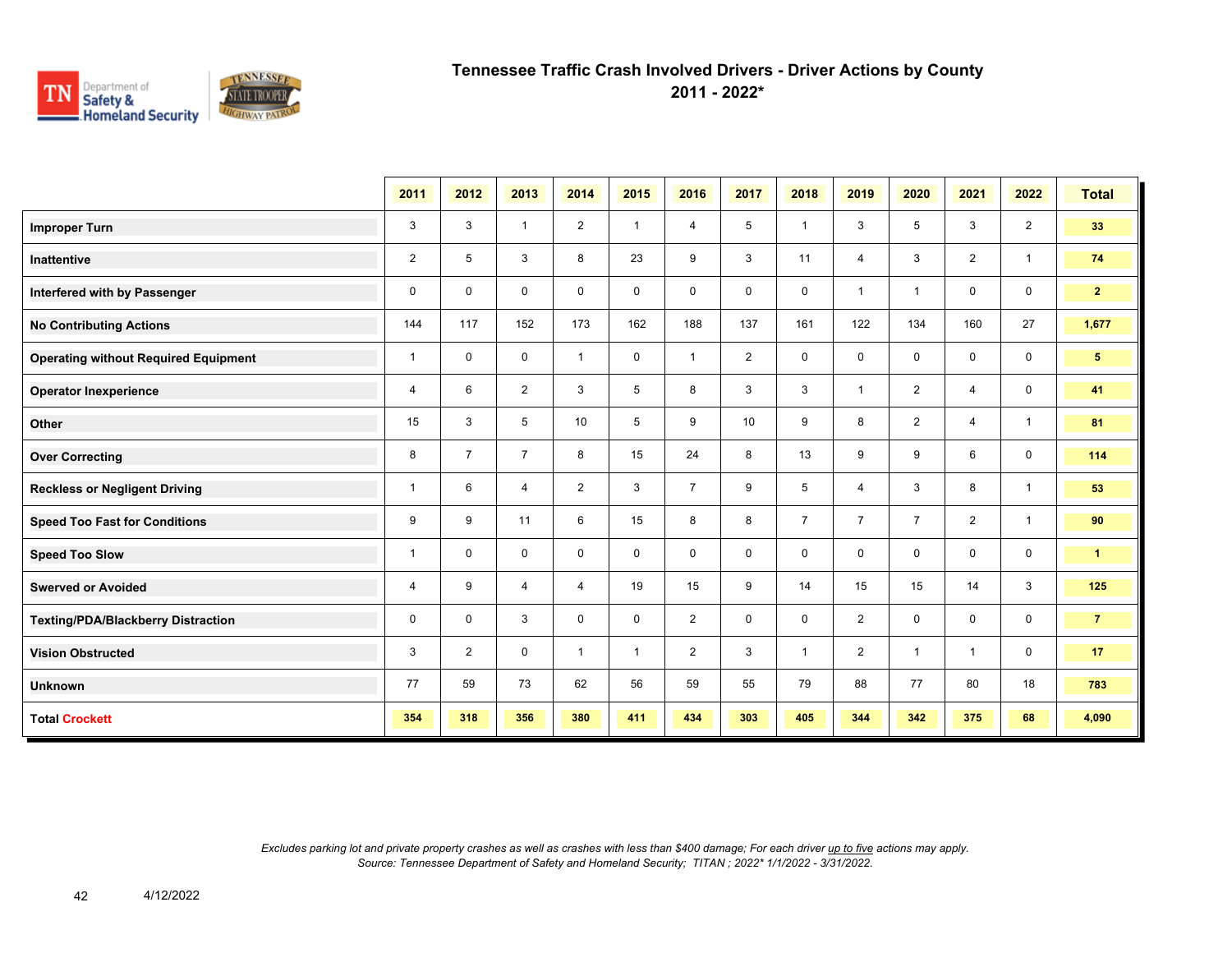# Tennessee Traffic Crash Involved Drivers - Driver Actions by County
## 2011 - 2022*

| | 2011 | 2012 | 2013 | 2014 | 2015 | 2016 | 2017 | 2018 | 2019 | 2020 | 2021 | 2022 | Total |
|---|---|---|---|---|---|---|---|---|---|---|---|---|---|
| **Improper Turn** | 3 | 3 | 1 | 2 | 1 | 4 | 5 | 1 | 3 | 5 | 3 | 2 | **33** |
| **Inattentive** | 2 | 5 | 3 | 8 | 23 | 9 | 3 | 11 | 4 | 3 | 2 | 1 | **74** |
| **Interfered with by Passenger** | 0 | 0 | 0 | 0 | 0 | 0 | 0 | 0 | 1 | 1 | 0 | 0 | **2** |
| **No Contributing Actions** | 144 | 117 | 152 | 173 | 162 | 188 | 137 | 161 | 122 | 134 | 160 | 27 | **1,677** |
| **Operating without Required Equipment** | 1 | 0 | 0 | 1 | 0 | 1 | 2 | 0 | 0 | 0 | 0 | 0 | **5** |
| **Operator Inexperience** | 4 | 6 | 2 | 3 | 5 | 8 | 3 | 3 | 1 | 2 | 4 | 0 | **41** |
| **Other** | 15 | 3 | 5 | 10 | 5 | 9 | 10 | 9 | 8 | 2 | 4 | 1 | **81** |
| **Over Correcting** | 8 | 7 | 7 | 8 | 15 | 24 | 8 | 13 | 9 | 9 | 6 | 0 | **114** |
| **Reckless or Negligent Driving** | 1 | 6 | 4 | 2 | 3 | 7 | 9 | 5 | 4 | 3 | 8 | 1 | **53** |
| **Speed Too Fast for Conditions** | 9 | 9 | 11 | 6 | 15 | 8 | 8 | 7 | 7 | 7 | 2 | 1 | **90** |
| **Speed Too Slow** | 1 | 0 | 0 | 0 | 0 | 0 | 0 | 0 | 0 | 0 | 0 | 0 | **1** |
| **Swerved or Avoided** | 4 | 9 | 4 | 4 | 19 | 15 | 9 | 14 | 15 | 15 | 14 | 3 | **125** |
| **Texting/PDA/Blackberry Distraction** | 0 | 0 | 3 | 0 | 0 | 2 | 0 | 0 | 2 | 0 | 0 | 0 | **7** |
| **Vision Obstructed** | 3 | 2 | 0 | 1 | 1 | 2 | 3 | 1 | 2 | 1 | 1 | 0 | **17** |
| **Unknown** | 77 | 59 | 73 | 62 | 56 | 59 | 55 | 79 | 88 | 77 | 80 | 18 | **783** |
| **Total Crockett** | **354** | **318** | **356** | **380** | **411** | **434** | **303** | **405** | **344** | **342** | **375** | **68** | **4,090** |

*Excludes parking lot and private property crashes as well as crashes with less than $400 damage; For each driver up to five actions may apply.*
*Source: Tennessee Department of Safety and Homeland Security; TITAN ; 2022* 1/1/2022 - 3/31/2022.*

4/12/2022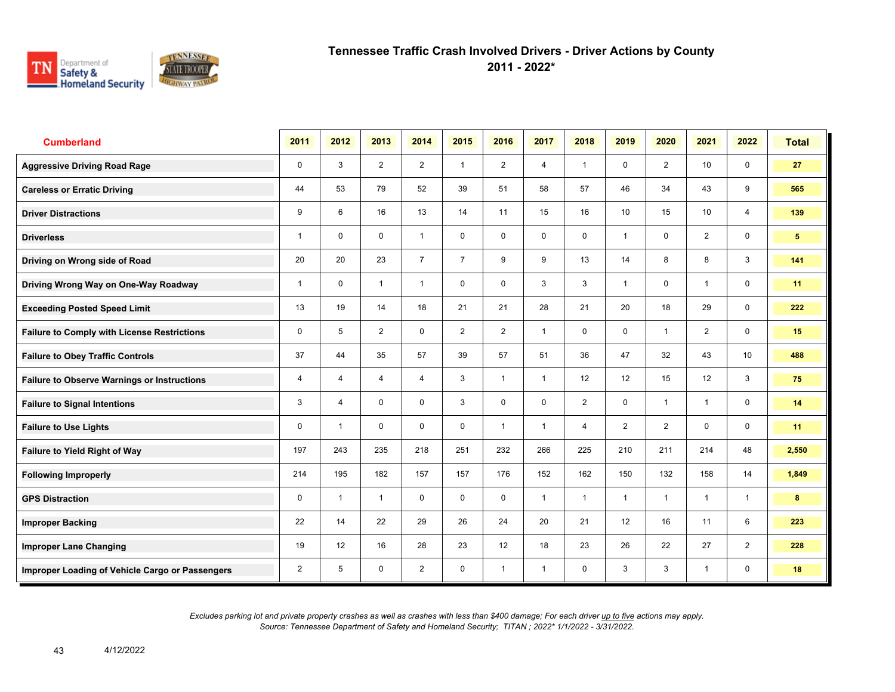# Tennessee Traffic Crash Involved Drivers - Driver Actions by County
## 2011 - 2022*

| Cumberland | 2011 | 2012 | 2013 | 2014 | 2015 | 2016 | 2017 | 2018 | 2019 | 2020 | 2021 | 2022 | Total |
|---|---|---|---|---|---|---|---|---|---|---|---|---|---|
| Aggressive Driving Road Rage | 0 | 3 | 2 | 2 | 1 | 2 | 4 | 1 | 0 | 2 | 10 | 0 | 27 |
| Careless or Erratic Driving | 44 | 53 | 79 | 52 | 39 | 51 | 58 | 57 | 46 | 34 | 43 | 9 | 565 |
| Driver Distractions | 9 | 6 | 16 | 13 | 14 | 11 | 15 | 16 | 10 | 15 | 10 | 4 | 139 |
| Driverless | 1 | 0 | 0 | 1 | 0 | 0 | 0 | 0 | 1 | 0 | 2 | 0 | 5 |
| Driving on Wrong side of Road | 20 | 20 | 23 | 7 | 7 | 9 | 9 | 13 | 14 | 8 | 8 | 3 | 141 |
| Driving Wrong Way on One-Way Roadway | 1 | 0 | 1 | 1 | 0 | 0 | 3 | 3 | 1 | 0 | 1 | 0 | 11 |
| Exceeding Posted Speed Limit | 13 | 19 | 14 | 18 | 21 | 21 | 28 | 21 | 20 | 18 | 29 | 0 | 222 |
| Failure to Comply with License Restrictions | 0 | 5 | 2 | 0 | 2 | 2 | 1 | 0 | 0 | 1 | 2 | 0 | 15 |
| Failure to Obey Traffic Controls | 37 | 44 | 35 | 57 | 39 | 57 | 51 | 36 | 47 | 32 | 43 | 10 | 488 |
| Failure to Observe Warnings or Instructions | 4 | 4 | 4 | 4 | 3 | 1 | 1 | 12 | 12 | 15 | 12 | 3 | 75 |
| Failure to Signal Intentions | 3 | 4 | 0 | 0 | 3 | 0 | 0 | 2 | 0 | 1 | 1 | 0 | 14 |
| Failure to Use Lights | 0 | 1 | 0 | 0 | 0 | 1 | 1 | 4 | 2 | 2 | 0 | 0 | 11 |
| Failure to Yield Right of Way | 197 | 243 | 235 | 218 | 251 | 232 | 266 | 225 | 210 | 211 | 214 | 48 | 2,550 |
| Following Improperly | 214 | 195 | 182 | 157 | 157 | 176 | 152 | 162 | 150 | 132 | 158 | 14 | 1,849 |
| GPS Distraction | 0 | 1 | 1 | 0 | 0 | 0 | 1 | 1 | 1 | 1 | 1 | 1 | 8 |
| Improper Backing | 22 | 14 | 22 | 29 | 26 | 24 | 20 | 21 | 12 | 16 | 11 | 6 | 223 |
| Improper Lane Changing | 19 | 12 | 16 | 28 | 23 | 12 | 18 | 23 | 26 | 22 | 27 | 2 | 228 |
| Improper Loading of Vehicle Cargo or Passengers | 2 | 5 | 0 | 2 | 0 | 1 | 1 | 0 | 3 | 3 | 1 | 0 | 18 |

*Excludes parking lot and private property crashes as well as crashes with less than $400 damage; For each driver up to five actions may apply.*
*Source: Tennessee Department of Safety and Homeland Security; TITAN ; 2022* 1/1/2022 - 3/31/2022.*

4/12/2022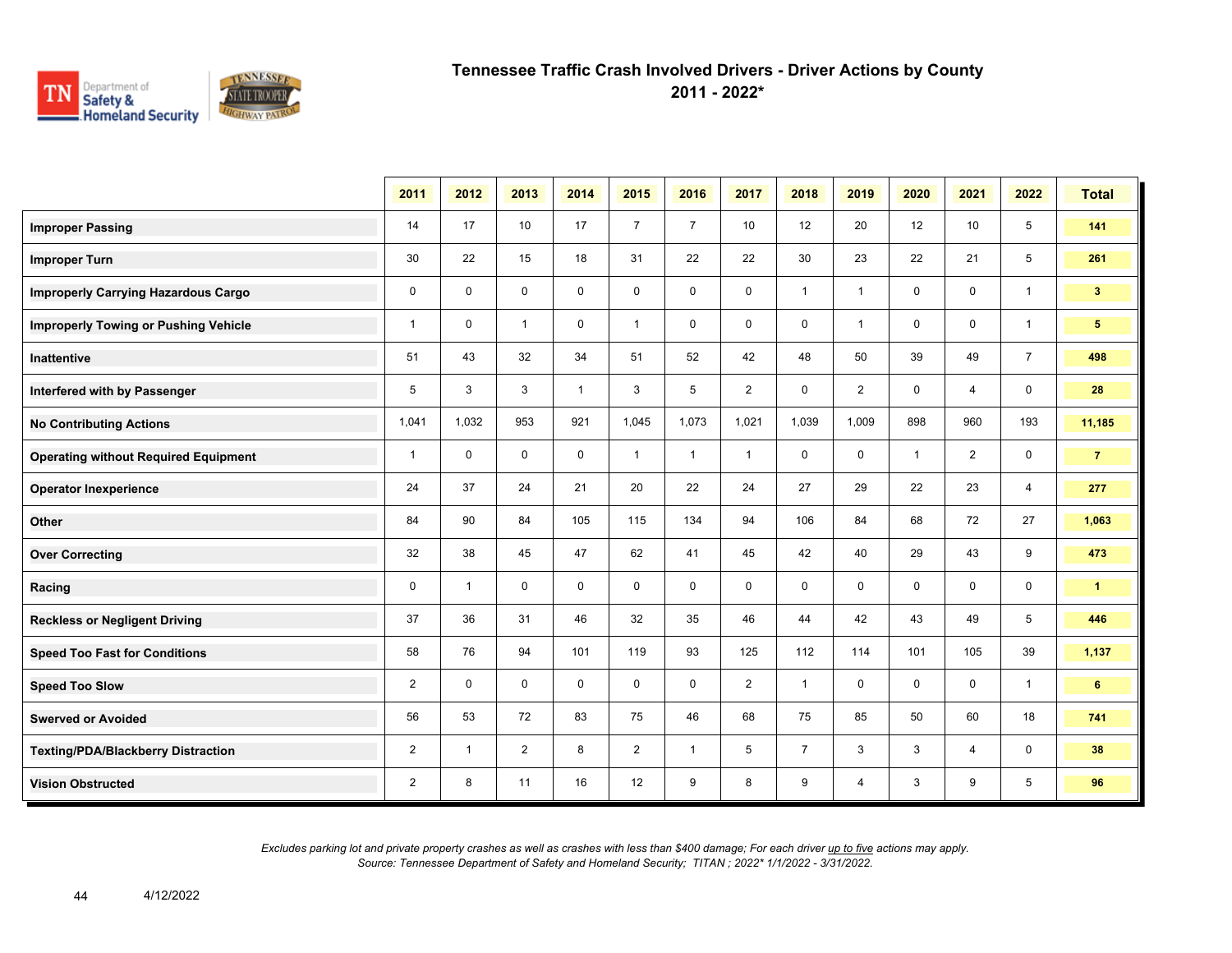# Tennessee Traffic Crash Involved Drivers - Driver Actions by County

## 2011 - 2022*

| | 2011 | 2012 | 2013 | 2014 | 2015 | 2016 | 2017 | 2018 | 2019 | 2020 | 2021 | 2022 | Total |
|---|---|---|---|---|---|---|---|---|---|---|---|---|---|
| **Improper Passing** | 14 | 17 | 10 | 17 | 7 | 7 | 10 | 12 | 20 | 12 | 10 | 5 | **141** |
| **Improper Turn** | 30 | 22 | 15 | 18 | 31 | 22 | 22 | 30 | 23 | 22 | 21 | 5 | **261** |
| **Improperly Carrying Hazardous Cargo** | 0 | 0 | 0 | 0 | 0 | 0 | 0 | 1 | 1 | 0 | 0 | 1 | **3** |
| **Improperly Towing or Pushing Vehicle** | 1 | 0 | 1 | 0 | 1 | 0 | 0 | 0 | 1 | 0 | 0 | 1 | **5** |
| **Inattentive** | 51 | 43 | 32 | 34 | 51 | 52 | 42 | 48 | 50 | 39 | 49 | 7 | **498** |
| **Interfered with by Passenger** | 5 | 3 | 3 | 1 | 3 | 5 | 2 | 0 | 2 | 0 | 4 | 0 | **28** |
| **No Contributing Actions** | 1,041 | 1,032 | 953 | 921 | 1,045 | 1,073 | 1,021 | 1,039 | 1,009 | 898 | 960 | 193 | **11,185** |
| **Operating without Required Equipment** | 1 | 0 | 0 | 0 | 1 | 1 | 1 | 0 | 0 | 1 | 2 | 0 | **7** |
| **Operator Inexperience** | 24 | 37 | 24 | 21 | 20 | 22 | 24 | 27 | 29 | 22 | 23 | 4 | **277** |
| **Other** | 84 | 90 | 84 | 105 | 115 | 134 | 94 | 106 | 84 | 68 | 72 | 27 | **1,063** |
| **Over Correcting** | 32 | 38 | 45 | 47 | 62 | 41 | 45 | 42 | 40 | 29 | 43 | 9 | **473** |
| **Racing** | 0 | 1 | 0 | 0 | 0 | 0 | 0 | 0 | 0 | 0 | 0 | 0 | **1** |
| **Reckless or Negligent Driving** | 37 | 36 | 31 | 46 | 32 | 35 | 46 | 44 | 42 | 43 | 49 | 5 | **446** |
| **Speed Too Fast for Conditions** | 58 | 76 | 94 | 101 | 119 | 93 | 125 | 112 | 114 | 101 | 105 | 39 | **1,137** |
| **Speed Too Slow** | 2 | 0 | 0 | 0 | 0 | 0 | 2 | 1 | 0 | 0 | 0 | 1 | **6** |
| **Swerved or Avoided** | 56 | 53 | 72 | 83 | 75 | 46 | 68 | 75 | 85 | 50 | 60 | 18 | **741** |
| **Texting/PDA/Blackberry Distraction** | 2 | 1 | 2 | 8 | 2 | 1 | 5 | 7 | 3 | 3 | 4 | 0 | **38** |
| **Vision Obstructed** | 2 | 8 | 11 | 16 | 12 | 9 | 8 | 9 | 4 | 3 | 9 | 5 | **96** |

*Excludes parking lot and private property crashes as well as crashes with less than $400 damage; For each driver up to five actions may apply.*
*Source: Tennessee Department of Safety and Homeland Security; TITAN ; 2022* 1/1/2022 - 3/31/2022.*

4/12/2022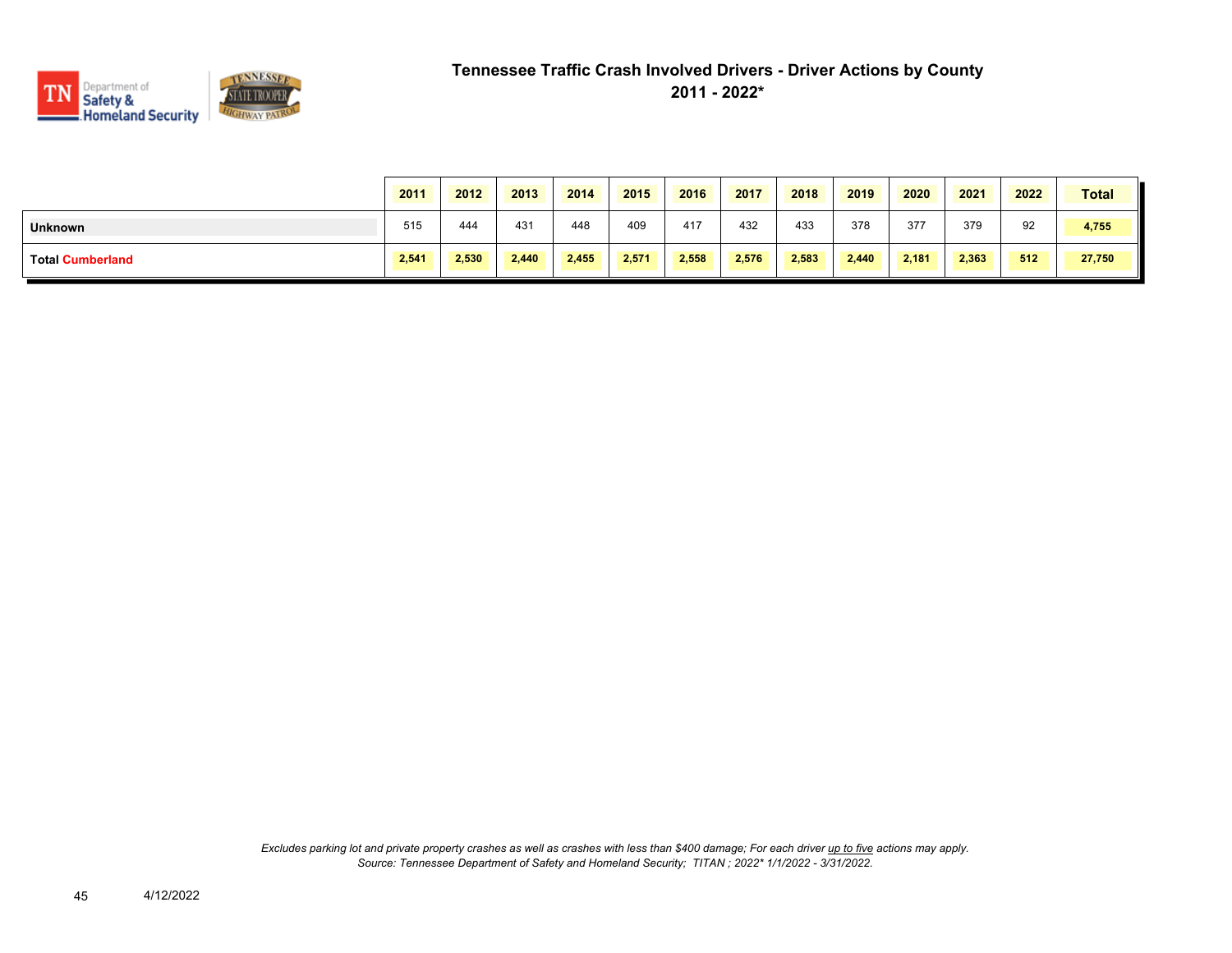# Tennessee Traffic Crash Involved Drivers - Driver Actions by County

## 2011 - 2022*

| | 2011 | 2012 | 2013 | 2014 | 2015 | 2016 | 2017 | 2018 | 2019 | 2020 | 2021 | 2022 | Total |
|---|---|---|---|---|---|---|---|---|---|---|---|---|---|
| **Unknown** | 515 | 444 | 431 | 448 | 409 | 417 | 432 | 433 | 378 | 377 | 379 | 92 | **4,755** |
| **Total Cumberland** | **2,541** | **2,530** | **2,440** | **2,455** | **2,571** | **2,558** | **2,576** | **2,583** | **2,440** | **2,181** | **2,363** | **512** | **27,750** |

*Excludes parking lot and private property crashes as well as crashes with less than $400 damage; For each driver up to five actions may apply.*
*Source: Tennessee Department of Safety and Homeland Security; TITAN ; 2022* 1/1/2022 - 3/31/2022.*

4/12/2022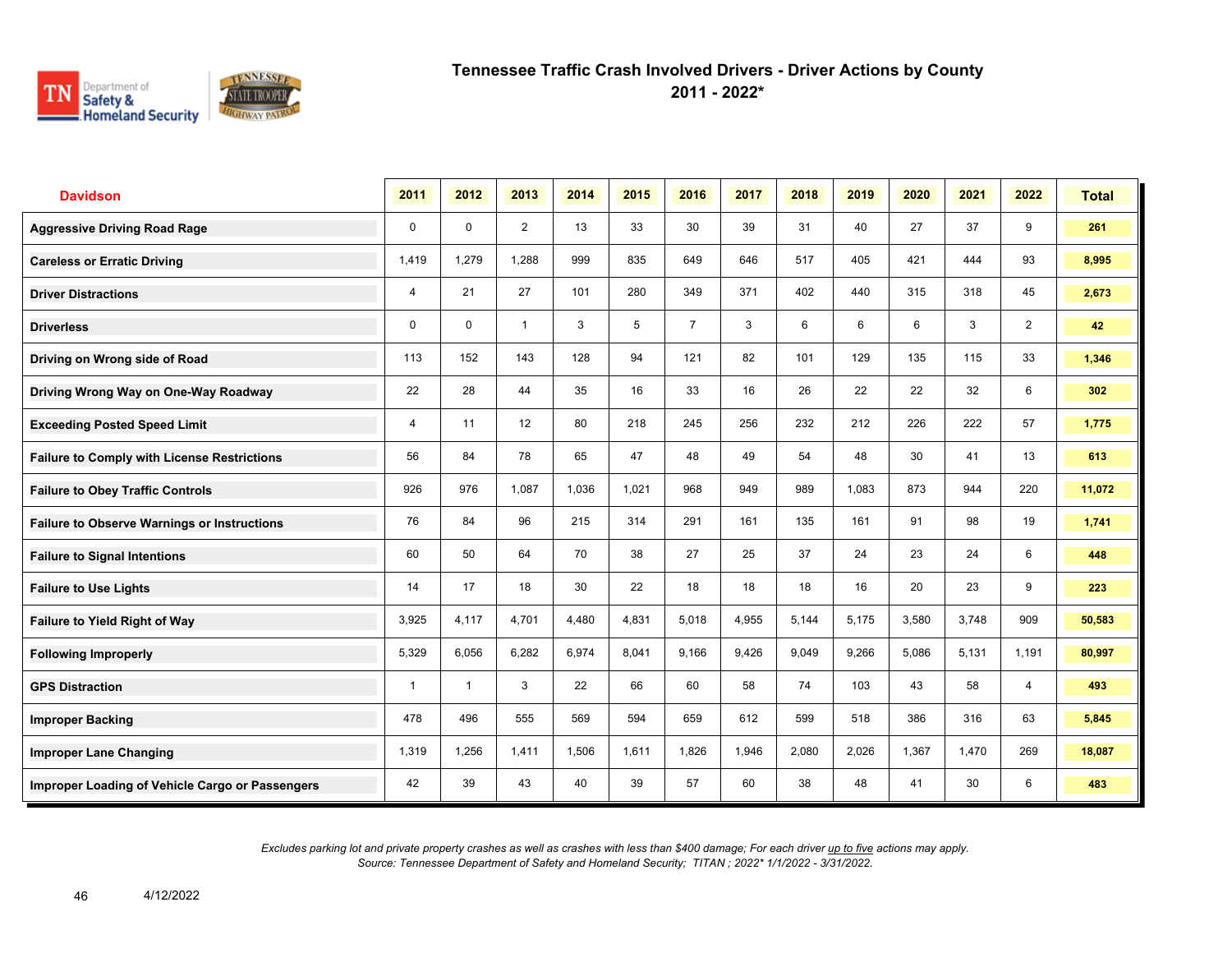# Tennessee Traffic Crash Involved Drivers - Driver Actions by County
## 2011 - 2022*

| Davidson | 2011 | 2012 | 2013 | 2014 | 2015 | 2016 | 2017 | 2018 | 2019 | 2020 | 2021 | 2022 | Total |
|---|---|---|---|---|---|---|---|---|---|---|---|---|---|
| Aggressive Driving Road Rage | 0 | 0 | 2 | 13 | 33 | 30 | 39 | 31 | 40 | 27 | 37 | 9 | 261 |
| Careless or Erratic Driving | 1,419 | 1,279 | 1,288 | 999 | 835 | 649 | 646 | 517 | 405 | 421 | 444 | 93 | 8,995 |
| Driver Distractions | 4 | 21 | 27 | 101 | 280 | 349 | 371 | 402 | 440 | 315 | 318 | 45 | 2,673 |
| Driverless | 0 | 0 | 1 | 3 | 5 | 7 | 3 | 6 | 6 | 6 | 3 | 2 | 42 |
| Driving on Wrong side of Road | 113 | 152 | 143 | 128 | 94 | 121 | 82 | 101 | 129 | 135 | 115 | 33 | 1,346 |
| Driving Wrong Way on One-Way Roadway | 22 | 28 | 44 | 35 | 16 | 33 | 16 | 26 | 22 | 22 | 32 | 6 | 302 |
| Exceeding Posted Speed Limit | 4 | 11 | 12 | 80 | 218 | 245 | 256 | 232 | 212 | 226 | 222 | 57 | 1,775 |
| Failure to Comply with License Restrictions | 56 | 84 | 78 | 65 | 47 | 48 | 49 | 54 | 48 | 30 | 41 | 13 | 613 |
| Failure to Obey Traffic Controls | 926 | 976 | 1,087 | 1,036 | 1,021 | 968 | 949 | 989 | 1,083 | 873 | 944 | 220 | 11,072 |
| Failure to Observe Warnings or Instructions | 76 | 84 | 96 | 215 | 314 | 291 | 161 | 135 | 161 | 91 | 98 | 19 | 1,741 |
| Failure to Signal Intentions | 60 | 50 | 64 | 70 | 38 | 27 | 25 | 37 | 24 | 23 | 24 | 6 | 448 |
| Failure to Use Lights | 14 | 17 | 18 | 30 | 22 | 18 | 18 | 18 | 16 | 20 | 23 | 9 | 223 |
| Failure to Yield Right of Way | 3,925 | 4,117 | 4,701 | 4,480 | 4,831 | 5,018 | 4,955 | 5,144 | 5,175 | 3,580 | 3,748 | 909 | 50,583 |
| Following Improperly | 5,329 | 6,056 | 6,282 | 6,974 | 8,041 | 9,166 | 9,426 | 9,049 | 9,266 | 5,086 | 5,131 | 1,191 | 80,997 |
| GPS Distraction | 1 | 1 | 3 | 22 | 66 | 60 | 58 | 74 | 103 | 43 | 58 | 4 | 493 |
| Improper Backing | 478 | 496 | 555 | 569 | 594 | 659 | 612 | 599 | 518 | 386 | 316 | 63 | 5,845 |
| Improper Lane Changing | 1,319 | 1,256 | 1,411 | 1,506 | 1,611 | 1,826 | 1,946 | 2,080 | 2,026 | 1,367 | 1,470 | 269 | 18,087 |
| Improper Loading of Vehicle Cargo or Passengers | 42 | 39 | 43 | 40 | 39 | 57 | 60 | 38 | 48 | 41 | 30 | 6 | 483 |

*Excludes parking lot and private property crashes as well as crashes with less than $400 damage; For each driver up to five actions may apply.*
*Source: Tennessee Department of Safety and Homeland Security; TITAN ; 2022* 1/1/2022 - 3/31/2022.*

4/12/2022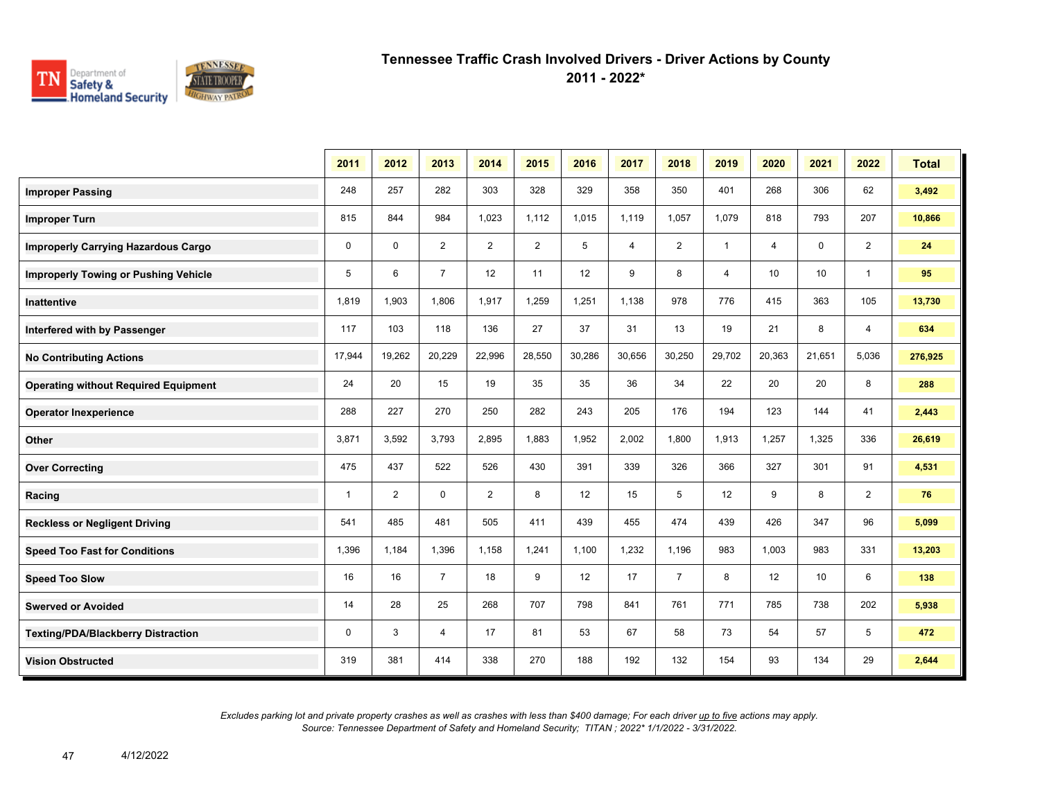# Tennessee Traffic Crash Involved Drivers - Driver Actions by County
## 2011 - 2022*

| | 2011 | 2012 | 2013 | 2014 | 2015 | 2016 | 2017 | 2018 | 2019 | 2020 | 2021 | 2022 | Total |
|---|---|---|---|---|---|---|---|---|---|---|---|---|---|
| **Improper Passing** | 248 | 257 | 282 | 303 | 328 | 329 | 358 | 350 | 401 | 268 | 306 | 62 | **3,492** |
| **Improper Turn** | 815 | 844 | 984 | 1,023 | 1,112 | 1,015 | 1,119 | 1,057 | 1,079 | 818 | 793 | 207 | **10,866** |
| **Improperly Carrying Hazardous Cargo** | 0 | 0 | 2 | 2 | 2 | 5 | 4 | 2 | 1 | 4 | 0 | 2 | **24** |
| **Improperly Towing or Pushing Vehicle** | 5 | 6 | 7 | 12 | 11 | 12 | 9 | 8 | 4 | 10 | 10 | 1 | **95** |
| **Inattentive** | 1,819 | 1,903 | 1,806 | 1,917 | 1,259 | 1,251 | 1,138 | 978 | 776 | 415 | 363 | 105 | **13,730** |
| **Interfered with by Passenger** | 117 | 103 | 118 | 136 | 27 | 37 | 31 | 13 | 19 | 21 | 8 | 4 | **634** |
| **No Contributing Actions** | 17,944 | 19,262 | 20,229 | 22,996 | 28,550 | 30,286 | 30,656 | 30,250 | 29,702 | 20,363 | 21,651 | 5,036 | **276,925** |
| **Operating without Required Equipment** | 24 | 20 | 15 | 19 | 35 | 35 | 36 | 34 | 22 | 20 | 20 | 8 | **288** |
| **Operator Inexperience** | 288 | 227 | 270 | 250 | 282 | 243 | 205 | 176 | 194 | 123 | 144 | 41 | **2,443** |
| **Other** | 3,871 | 3,592 | 3,793 | 2,895 | 1,883 | 1,952 | 2,002 | 1,800 | 1,913 | 1,257 | 1,325 | 336 | **26,619** |
| **Over Correcting** | 475 | 437 | 522 | 526 | 430 | 391 | 339 | 326 | 366 | 327 | 301 | 91 | **4,531** |
| **Racing** | 1 | 2 | 0 | 2 | 8 | 12 | 15 | 5 | 12 | 9 | 8 | 2 | **76** |
| **Reckless or Negligent Driving** | 541 | 485 | 481 | 505 | 411 | 439 | 455 | 474 | 439 | 426 | 347 | 96 | **5,099** |
| **Speed Too Fast for Conditions** | 1,396 | 1,184 | 1,396 | 1,158 | 1,241 | 1,100 | 1,232 | 1,196 | 983 | 1,003 | 983 | 331 | **13,203** |
| **Speed Too Slow** | 16 | 16 | 7 | 18 | 9 | 12 | 17 | 7 | 8 | 12 | 10 | 6 | **138** |
| **Swerved or Avoided** | 14 | 28 | 25 | 268 | 707 | 798 | 841 | 761 | 771 | 785 | 738 | 202 | **5,938** |
| **Texting/PDA/Blackberry Distraction** | 0 | 3 | 4 | 17 | 81 | 53 | 67 | 58 | 73 | 54 | 57 | 5 | **472** |
| **Vision Obstructed** | 319 | 381 | 414 | 338 | 270 | 188 | 192 | 132 | 154 | 93 | 134 | 29 | **2,644** |

*Excludes parking lot and private property crashes as well as crashes with less than $400 damage; For each driver up to five actions may apply.*
*Source: Tennessee Department of Safety and Homeland Security; TITAN ; 2022* 1/1/2022 - 3/31/2022.*

4/12/2022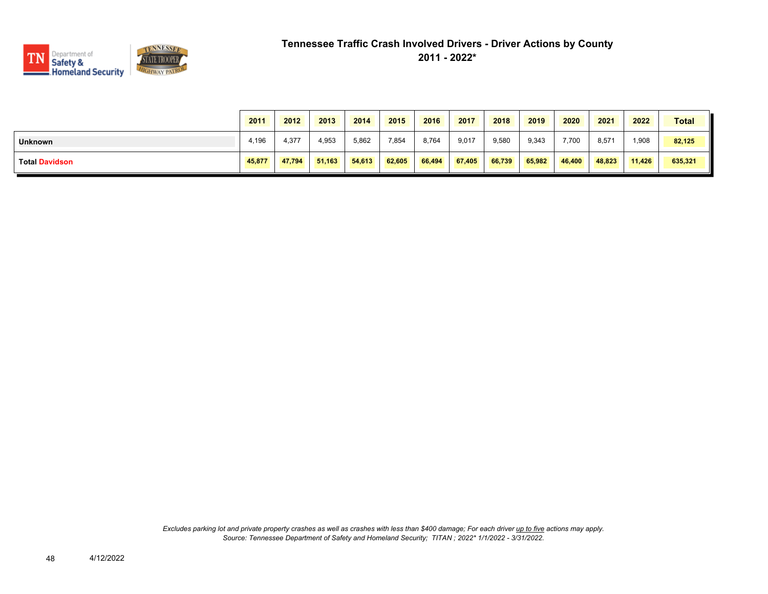# Tennessee Traffic Crash Involved Drivers - Driver Actions by County

## 2011 - 2022*

| | 2011 | 2012 | 2013 | 2014 | 2015 | 2016 | 2017 | 2018 | 2019 | 2020 | 2021 | 2022 | Total |
|---|---|---|---|---|---|---|---|---|---|---|---|---|---|
| **Unknown** | 4,196 | 4,377 | 4,953 | 5,862 | 7,854 | 8,764 | 9,017 | 9,580 | 9,343 | 7,700 | 8,571 | 1,908 | **82,125** |
| **Total Davidson** | **45,877** | **47,794** | **51,163** | **54,613** | **62,605** | **66,494** | **67,405** | **66,739** | **65,982** | **46,400** | **48,823** | **11,426** | **635,321** |

*Excludes parking lot and private property crashes as well as crashes with less than $400 damage; For each driver up to five actions may apply.*
*Source: Tennessee Department of Safety and Homeland Security; TITAN ; 2022* 1/1/2022 - 3/31/2022.*

4/12/2022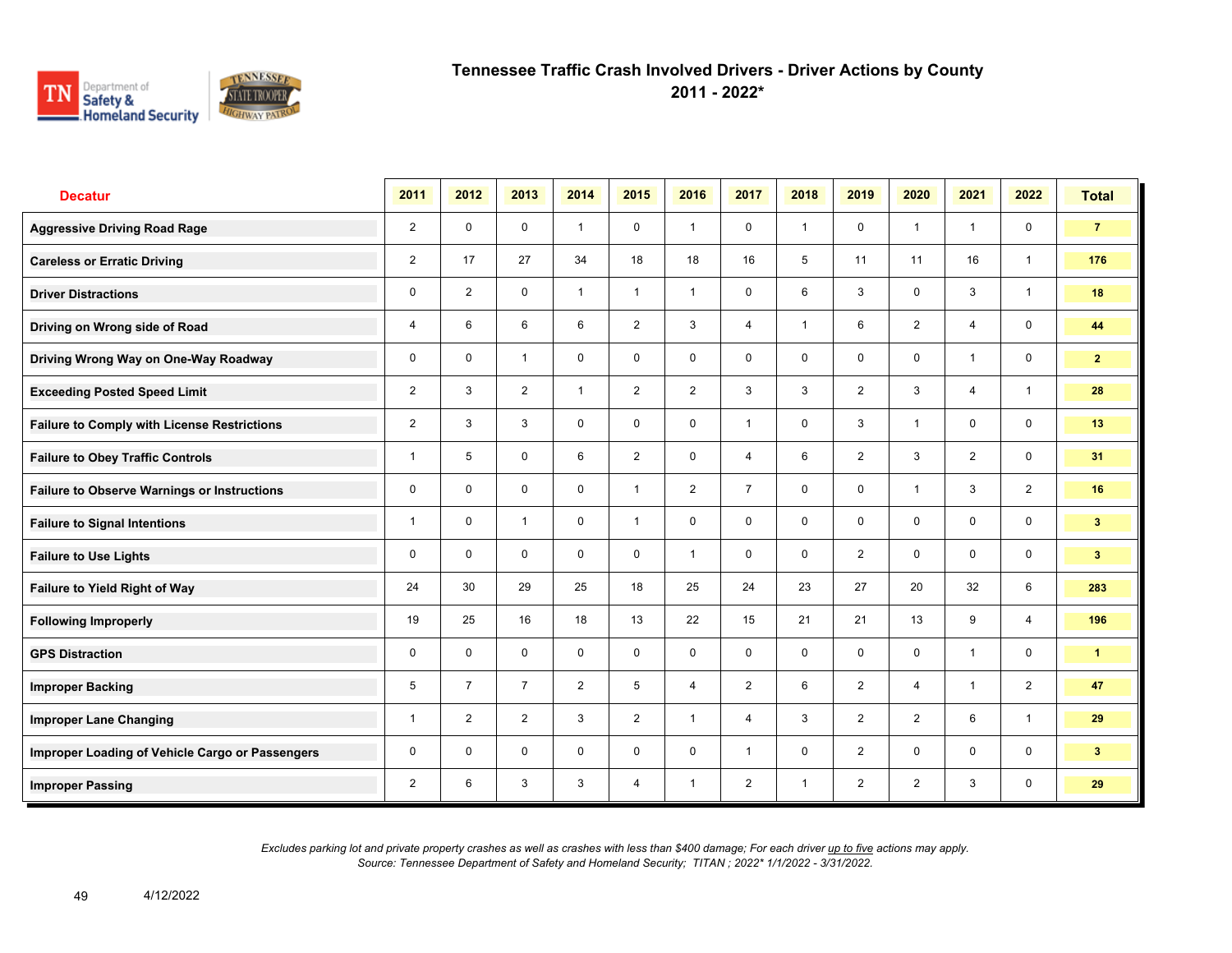# Tennessee Traffic Crash Involved Drivers - Driver Actions by County

## 2011 - 2022*

| Decatur | 2011 | 2012 | 2013 | 2014 | 2015 | 2016 | 2017 | 2018 | 2019 | 2020 | 2021 | 2022 | Total |
|---|---|---|---|---|---|---|---|---|---|---|---|---|---|
| Aggressive Driving Road Rage | 2 | 0 | 0 | 1 | 0 | 1 | 0 | 1 | 0 | 1 | 1 | 0 | **7** |
| Careless or Erratic Driving | 2 | 17 | 27 | 34 | 18 | 18 | 16 | 5 | 11 | 11 | 16 | 1 | **176** |
| Driver Distractions | 0 | 2 | 0 | 1 | 1 | 1 | 0 | 6 | 3 | 0 | 3 | 1 | **18** |
| Driving on Wrong side of Road | 4 | 6 | 6 | 6 | 2 | 3 | 4 | 1 | 6 | 2 | 4 | 0 | **44** |
| Driving Wrong Way on One-Way Roadway | 0 | 0 | 1 | 0 | 0 | 0 | 0 | 0 | 0 | 0 | 1 | 0 | **2** |
| Exceeding Posted Speed Limit | 2 | 3 | 2 | 1 | 2 | 2 | 3 | 3 | 2 | 3 | 4 | 1 | **28** |
| Failure to Comply with License Restrictions | 2 | 3 | 3 | 0 | 0 | 0 | 1 | 0 | 3 | 1 | 0 | 0 | **13** |
| Failure to Obey Traffic Controls | 1 | 5 | 0 | 6 | 2 | 0 | 4 | 6 | 2 | 3 | 2 | 0 | **31** |
| Failure to Observe Warnings or Instructions | 0 | 0 | 0 | 0 | 1 | 2 | 7 | 0 | 0 | 1 | 3 | 2 | **16** |
| Failure to Signal Intentions | 1 | 0 | 1 | 0 | 1 | 0 | 0 | 0 | 0 | 0 | 0 | 0 | **3** |
| Failure to Use Lights | 0 | 0 | 0 | 0 | 0 | 1 | 0 | 0 | 2 | 0 | 0 | 0 | **3** |
| Failure to Yield Right of Way | 24 | 30 | 29 | 25 | 18 | 25 | 24 | 23 | 27 | 20 | 32 | 6 | **283** |
| Following Improperly | 19 | 25 | 16 | 18 | 13 | 22 | 15 | 21 | 21 | 13 | 9 | 4 | **196** |
| GPS Distraction | 0 | 0 | 0 | 0 | 0 | 0 | 0 | 0 | 0 | 0 | 1 | 0 | **1** |
| Improper Backing | 5 | 7 | 7 | 2 | 5 | 4 | 2 | 6 | 2 | 4 | 1 | 2 | **47** |
| Improper Lane Changing | 1 | 2 | 2 | 3 | 2 | 1 | 4 | 3 | 2 | 2 | 6 | 1 | **29** |
| Improper Loading of Vehicle Cargo or Passengers | 0 | 0 | 0 | 0 | 0 | 0 | 1 | 0 | 2 | 0 | 0 | 0 | **3** |
| Improper Passing | 2 | 6 | 3 | 3 | 4 | 1 | 2 | 1 | 2 | 2 | 3 | 0 | **29** |

*Excludes parking lot and private property crashes as well as crashes with less than $400 damage; For each driver up to five actions may apply.*
*Source: Tennessee Department of Safety and Homeland Security; TITAN ; 2022* 1/1/2022 - 3/31/2022.*

4/12/2022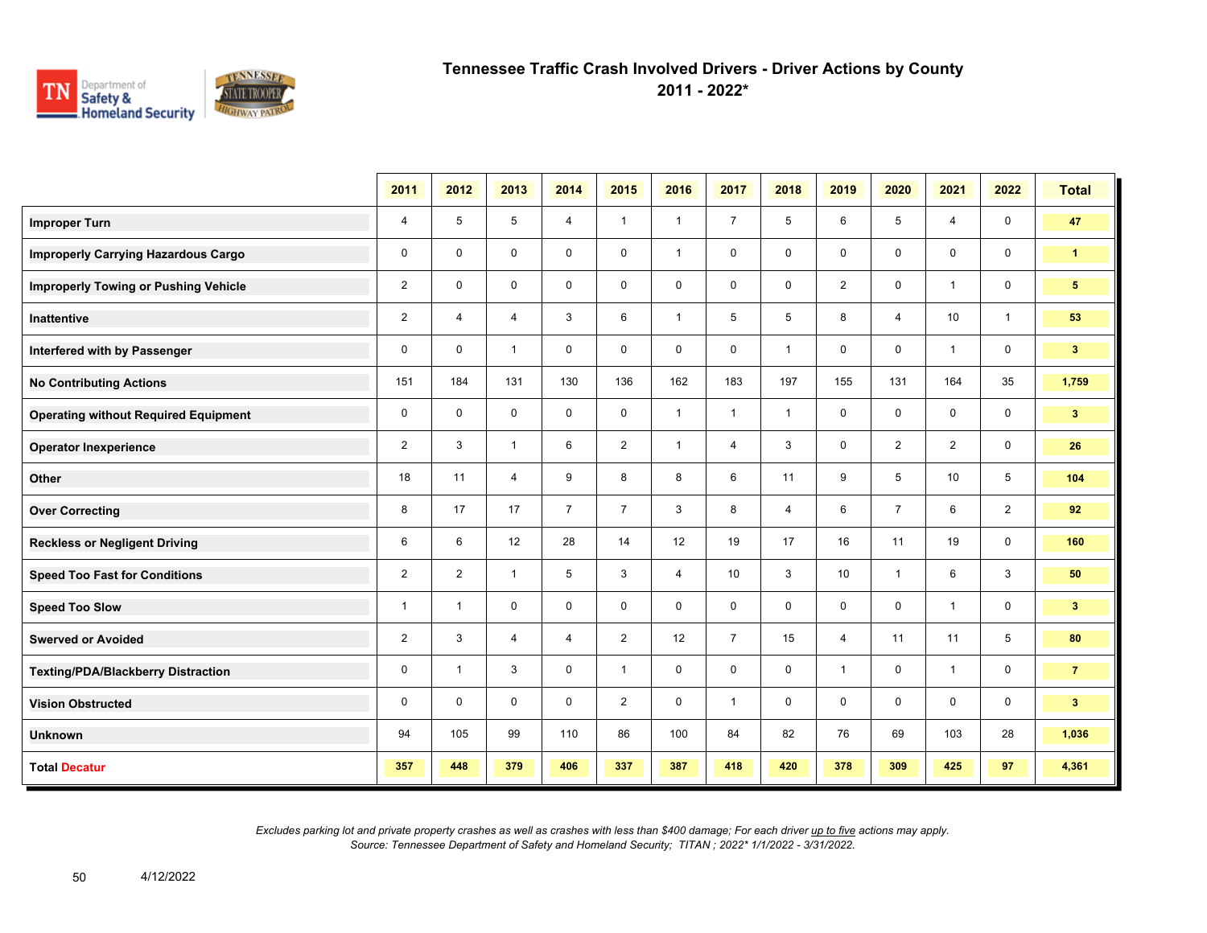# Tennessee Traffic Crash Involved Drivers - Driver Actions by County

## 2011 - 2022*

| | 2011 | 2012 | 2013 | 2014 | 2015 | 2016 | 2017 | 2018 | 2019 | 2020 | 2021 | 2022 | Total |
|---|---|---|---|---|---|---|---|---|---|---|---|---|---|
| **Improper Turn** | 4 | 5 | 5 | 4 | 1 | 1 | 7 | 5 | 6 | 5 | 4 | 0 | **47** |
| **Improperly Carrying Hazardous Cargo** | 0 | 0 | 0 | 0 | 0 | 1 | 0 | 0 | 0 | 0 | 0 | 0 | **1** |
| **Improperly Towing or Pushing Vehicle** | 2 | 0 | 0 | 0 | 0 | 0 | 0 | 0 | 2 | 0 | 1 | 0 | **5** |
| **Inattentive** | 2 | 4 | 4 | 3 | 6 | 1 | 5 | 5 | 8 | 4 | 10 | 1 | **53** |
| **Interfered with by Passenger** | 0 | 0 | 1 | 0 | 0 | 0 | 0 | 1 | 0 | 0 | 1 | 0 | **3** |
| **No Contributing Actions** | 151 | 184 | 131 | 130 | 136 | 162 | 183 | 197 | 155 | 131 | 164 | 35 | **1,759** |
| **Operating without Required Equipment** | 0 | 0 | 0 | 0 | 0 | 1 | 1 | 1 | 0 | 0 | 0 | 0 | **3** |
| **Operator Inexperience** | 2 | 3 | 1 | 6 | 2 | 1 | 4 | 3 | 0 | 2 | 2 | 0 | **26** |
| **Other** | 18 | 11 | 4 | 9 | 8 | 8 | 6 | 11 | 9 | 5 | 10 | 5 | **104** |
| **Over Correcting** | 8 | 17 | 17 | 7 | 7 | 3 | 8 | 4 | 6 | 7 | 6 | 2 | **92** |
| **Reckless or Negligent Driving** | 6 | 6 | 12 | 28 | 14 | 12 | 19 | 17 | 16 | 11 | 19 | 0 | **160** |
| **Speed Too Fast for Conditions** | 2 | 2 | 1 | 5 | 3 | 4 | 10 | 3 | 10 | 1 | 6 | 3 | **50** |
| **Speed Too Slow** | 1 | 1 | 0 | 0 | 0 | 0 | 0 | 0 | 0 | 0 | 1 | 0 | **3** |
| **Swerved or Avoided** | 2 | 3 | 4 | 4 | 2 | 12 | 7 | 15 | 4 | 11 | 11 | 5 | **80** |
| **Texting/PDA/Blackberry Distraction** | 0 | 1 | 3 | 0 | 1 | 0 | 0 | 0 | 1 | 0 | 1 | 0 | **7** |
| **Vision Obstructed** | 0 | 0 | 0 | 0 | 2 | 0 | 1 | 0 | 0 | 0 | 0 | 0 | **3** |
| **Unknown** | 94 | 105 | 99 | 110 | 86 | 100 | 84 | 82 | 76 | 69 | 103 | 28 | **1,036** |
| **Total Decatur** | **357** | **448** | **379** | **406** | **337** | **387** | **418** | **420** | **378** | **309** | **425** | **97** | **4,361** |

*Excludes parking lot and private property crashes as well as crashes with less than $400 damage; For each driver up to five actions may apply.*
*Source: Tennessee Department of Safety and Homeland Security; TITAN ; 2022* 1/1/2022 - 3/31/2022.*

4/12/2022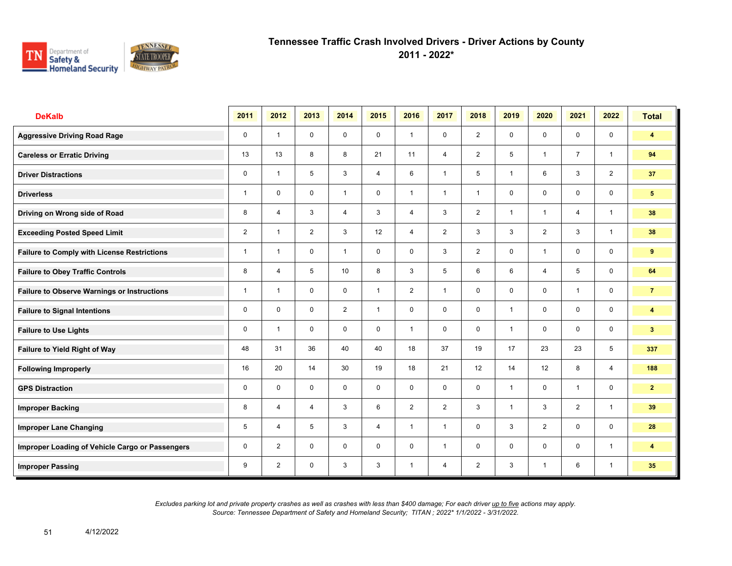# Tennessee Traffic Crash Involved Drivers - Driver Actions by County

## 2011 - 2022*

| DeKalb | 2011 | 2012 | 2013 | 2014 | 2015 | 2016 | 2017 | 2018 | 2019 | 2020 | 2021 | 2022 | Total |
|---|---|---|---|---|---|---|---|---|---|---|---|---|---|
| Aggressive Driving Road Rage | 0 | 1 | 0 | 0 | 0 | 1 | 0 | 2 | 0 | 0 | 0 | 0 | 4 |
| Careless or Erratic Driving | 13 | 13 | 8 | 8 | 21 | 11 | 4 | 2 | 5 | 1 | 7 | 1 | 94 |
| Driver Distractions | 0 | 1 | 5 | 3 | 4 | 6 | 1 | 5 | 1 | 6 | 3 | 2 | 37 |
| Driverless | 1 | 0 | 0 | 1 | 0 | 1 | 1 | 1 | 0 | 0 | 0 | 0 | 5 |
| Driving on Wrong side of Road | 8 | 4 | 3 | 4 | 3 | 4 | 3 | 2 | 1 | 1 | 4 | 1 | 38 |
| Exceeding Posted Speed Limit | 2 | 1 | 2 | 3 | 12 | 4 | 2 | 3 | 3 | 2 | 3 | 1 | 38 |
| Failure to Comply with License Restrictions | 1 | 1 | 0 | 1 | 0 | 0 | 3 | 2 | 0 | 1 | 0 | 0 | 9 |
| Failure to Obey Traffic Controls | 8 | 4 | 5 | 10 | 8 | 3 | 5 | 6 | 6 | 4 | 5 | 0 | 64 |
| Failure to Observe Warnings or Instructions | 1 | 1 | 0 | 0 | 1 | 2 | 1 | 0 | 0 | 0 | 1 | 0 | 7 |
| Failure to Signal Intentions | 0 | 0 | 0 | 2 | 1 | 0 | 0 | 0 | 1 | 0 | 0 | 0 | 4 |
| Failure to Use Lights | 0 | 1 | 0 | 0 | 0 | 1 | 0 | 0 | 1 | 0 | 0 | 0 | 3 |
| Failure to Yield Right of Way | 48 | 31 | 36 | 40 | 40 | 18 | 37 | 19 | 17 | 23 | 23 | 5 | 337 |
| Following Improperly | 16 | 20 | 14 | 30 | 19 | 18 | 21 | 12 | 14 | 12 | 8 | 4 | 188 |
| GPS Distraction | 0 | 0 | 0 | 0 | 0 | 0 | 0 | 0 | 1 | 0 | 1 | 0 | 2 |
| Improper Backing | 8 | 4 | 4 | 3 | 6 | 2 | 2 | 3 | 1 | 3 | 2 | 1 | 39 |
| Improper Lane Changing | 5 | 4 | 5 | 3 | 4 | 1 | 1 | 0 | 3 | 2 | 0 | 0 | 28 |
| Improper Loading of Vehicle Cargo or Passengers | 0 | 2 | 0 | 0 | 0 | 0 | 1 | 0 | 0 | 0 | 0 | 1 | 4 |
| Improper Passing | 9 | 2 | 0 | 3 | 3 | 1 | 4 | 2 | 3 | 1 | 6 | 1 | 35 |

*Excludes parking lot and private property crashes as well as crashes with less than $400 damage; For each driver up to five actions may apply.*
*Source: Tennessee Department of Safety and Homeland Security; TITAN ; 2022* 1/1/2022 - 3/31/2022.*

4/12/2022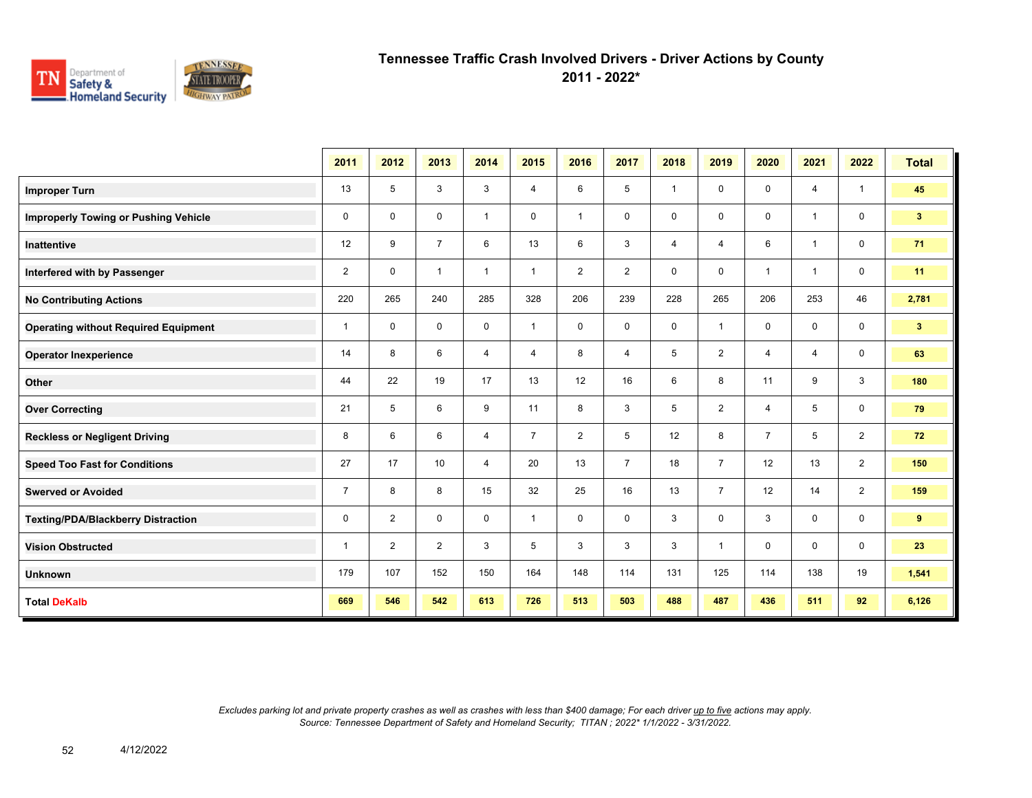# Tennessee Traffic Crash Involved Drivers - Driver Actions by County

## 2011 - 2022*

| | 2011 | 2012 | 2013 | 2014 | 2015 | 2016 | 2017 | 2018 | 2019 | 2020 | 2021 | 2022 | Total |
|---|---|---|---|---|---|---|---|---|---|---|---|---|---|
| **Improper Turn** | 13 | 5 | 3 | 3 | 4 | 6 | 5 | 1 | 0 | 0 | 4 | 1 | **45** |
| **Improperly Towing or Pushing Vehicle** | 0 | 0 | 0 | 1 | 0 | 1 | 0 | 0 | 0 | 0 | 1 | 0 | **3** |
| **Inattentive** | 12 | 9 | 7 | 6 | 13 | 6 | 3 | 4 | 4 | 6 | 1 | 0 | **71** |
| **Interfered with by Passenger** | 2 | 0 | 1 | 1 | 1 | 2 | 2 | 0 | 0 | 1 | 1 | 0 | **11** |
| **No Contributing Actions** | 220 | 265 | 240 | 285 | 328 | 206 | 239 | 228 | 265 | 206 | 253 | 46 | **2,781** |
| **Operating without Required Equipment** | 1 | 0 | 0 | 0 | 1 | 0 | 0 | 0 | 1 | 0 | 0 | 0 | **3** |
| **Operator Inexperience** | 14 | 8 | 6 | 4 | 4 | 8 | 4 | 5 | 2 | 4 | 4 | 0 | **63** |
| **Other** | 44 | 22 | 19 | 17 | 13 | 12 | 16 | 6 | 8 | 11 | 9 | 3 | **180** |
| **Over Correcting** | 21 | 5 | 6 | 9 | 11 | 8 | 3 | 5 | 2 | 4 | 5 | 0 | **79** |
| **Reckless or Negligent Driving** | 8 | 6 | 6 | 4 | 7 | 2 | 5 | 12 | 8 | 7 | 5 | 2 | **72** |
| **Speed Too Fast for Conditions** | 27 | 17 | 10 | 4 | 20 | 13 | 7 | 18 | 7 | 12 | 13 | 2 | **150** |
| **Swerved or Avoided** | 7 | 8 | 8 | 15 | 32 | 25 | 16 | 13 | 7 | 12 | 14 | 2 | **159** |
| **Texting/PDA/Blackberry Distraction** | 0 | 2 | 0 | 0 | 1 | 0 | 0 | 3 | 0 | 3 | 0 | 0 | **9** |
| **Vision Obstructed** | 1 | 2 | 2 | 3 | 5 | 3 | 3 | 3 | 1 | 0 | 0 | 0 | **23** |
| **Unknown** | 179 | 107 | 152 | 150 | 164 | 148 | 114 | 131 | 125 | 114 | 138 | 19 | **1,541** |
| **Total DeKalb** | **669** | **546** | **542** | **613** | **726** | **513** | **503** | **488** | **487** | **436** | **511** | **92** | **6,126** |

*Excludes parking lot and private property crashes as well as crashes with less than $400 damage; For each driver up to five actions may apply.*
*Source: Tennessee Department of Safety and Homeland Security; TITAN ; 2022* 1/1/2022 - 3/31/2022.*

4/12/2022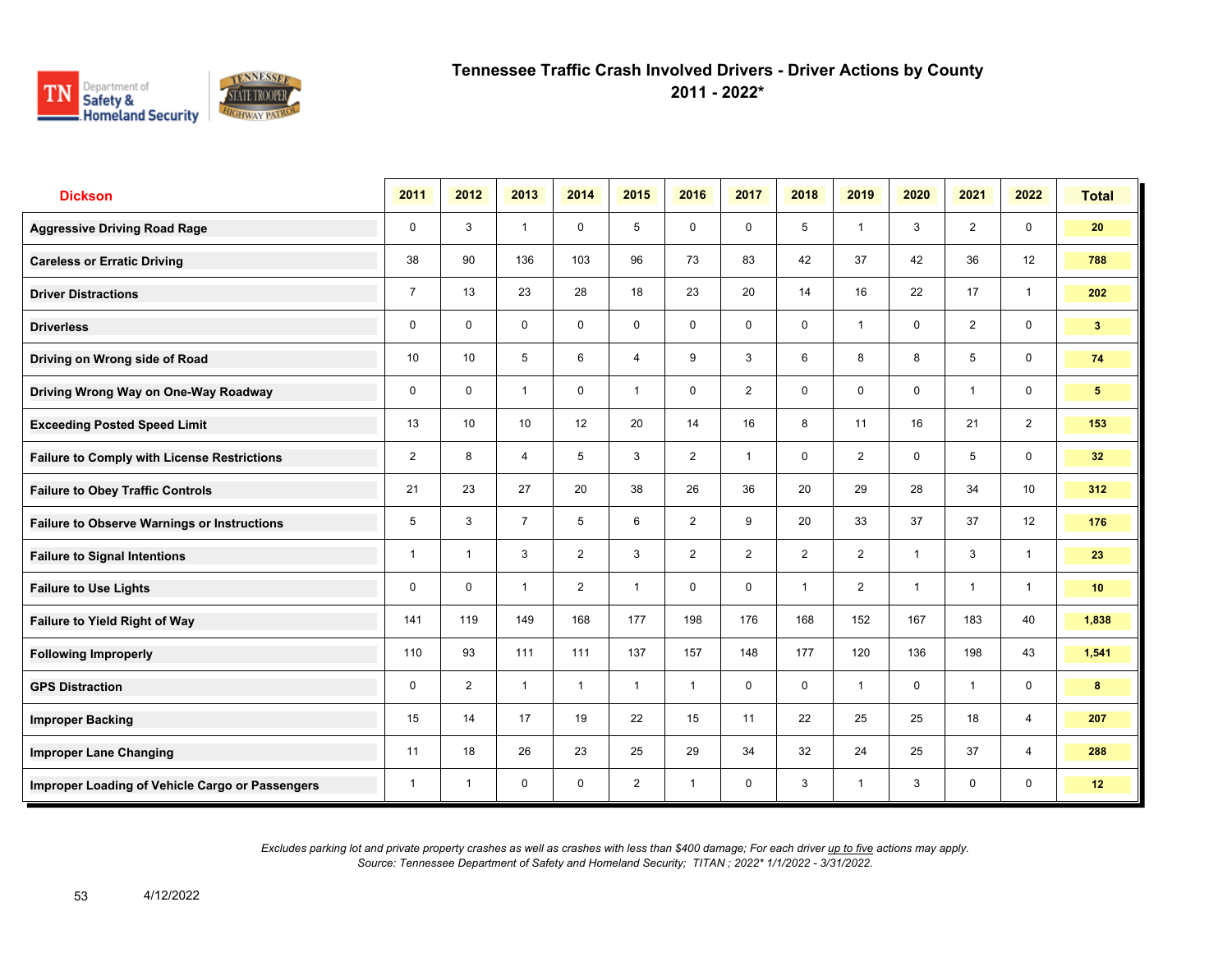# Tennessee Traffic Crash Involved Drivers - Driver Actions by County
## 2011 - 2022*

| Dickson | 2011 | 2012 | 2013 | 2014 | 2015 | 2016 | 2017 | 2018 | 2019 | 2020 | 2021 | 2022 | Total |
|---|---|---|---|---|---|---|---|---|---|---|---|---|---|
| Aggressive Driving Road Rage | 0 | 3 | 1 | 0 | 5 | 0 | 0 | 5 | 1 | 3 | 2 | 0 | 20 |
| Careless or Erratic Driving | 38 | 90 | 136 | 103 | 96 | 73 | 83 | 42 | 37 | 42 | 36 | 12 | 788 |
| Driver Distractions | 7 | 13 | 23 | 28 | 18 | 23 | 20 | 14 | 16 | 22 | 17 | 1 | 202 |
| Driverless | 0 | 0 | 0 | 0 | 0 | 0 | 0 | 0 | 1 | 0 | 2 | 0 | 3 |
| Driving on Wrong side of Road | 10 | 10 | 5 | 6 | 4 | 9 | 3 | 6 | 8 | 8 | 5 | 0 | 74 |
| Driving Wrong Way on One-Way Roadway | 0 | 0 | 1 | 0 | 1 | 0 | 2 | 0 | 0 | 0 | 1 | 0 | 5 |
| Exceeding Posted Speed Limit | 13 | 10 | 10 | 12 | 20 | 14 | 16 | 8 | 11 | 16 | 21 | 2 | 153 |
| Failure to Comply with License Restrictions | 2 | 8 | 4 | 5 | 3 | 2 | 1 | 0 | 2 | 0 | 5 | 0 | 32 |
| Failure to Obey Traffic Controls | 21 | 23 | 27 | 20 | 38 | 26 | 36 | 20 | 29 | 28 | 34 | 10 | 312 |
| Failure to Observe Warnings or Instructions | 5 | 3 | 7 | 5 | 6 | 2 | 9 | 20 | 33 | 37 | 37 | 12 | 176 |
| Failure to Signal Intentions | 1 | 1 | 3 | 2 | 3 | 2 | 2 | 2 | 2 | 1 | 3 | 1 | 23 |
| Failure to Use Lights | 0 | 0 | 1 | 2 | 1 | 0 | 0 | 1 | 2 | 1 | 1 | 1 | 10 |
| Failure to Yield Right of Way | 141 | 119 | 149 | 168 | 177 | 198 | 176 | 168 | 152 | 167 | 183 | 40 | 1,838 |
| Following Improperly | 110 | 93 | 111 | 111 | 137 | 157 | 148 | 177 | 120 | 136 | 198 | 43 | 1,541 |
| GPS Distraction | 0 | 2 | 1 | 1 | 1 | 1 | 0 | 0 | 1 | 0 | 1 | 0 | 8 |
| Improper Backing | 15 | 14 | 17 | 19 | 22 | 15 | 11 | 22 | 25 | 25 | 18 | 4 | 207 |
| Improper Lane Changing | 11 | 18 | 26 | 23 | 25 | 29 | 34 | 32 | 24 | 25 | 37 | 4 | 288 |
| Improper Loading of Vehicle Cargo or Passengers | 1 | 1 | 0 | 0 | 2 | 1 | 0 | 3 | 1 | 3 | 0 | 0 | 12 |

*Excludes parking lot and private property crashes as well as crashes with less than $400 damage; For each driver up to five actions may apply.*
*Source: Tennessee Department of Safety and Homeland Security; TITAN ; 2022* 1/1/2022 - 3/31/2022.*

4/12/2022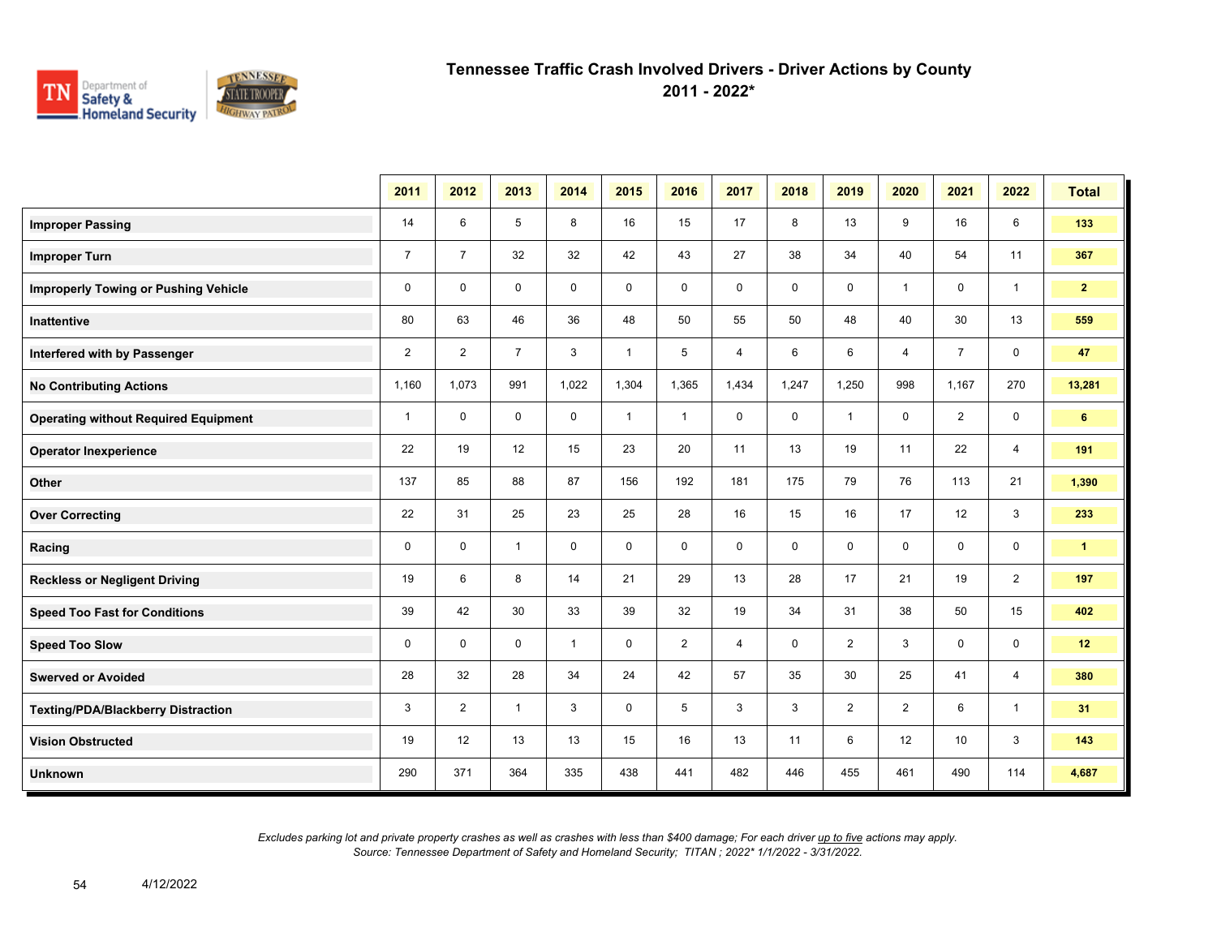# Tennessee Traffic Crash Involved Drivers - Driver Actions by County
## 2011 - 2022*

| | 2011 | 2012 | 2013 | 2014 | 2015 | 2016 | 2017 | 2018 | 2019 | 2020 | 2021 | 2022 | Total |
|---|---|---|---|---|---|---|---|---|---|---|---|---|---|
| **Improper Passing** | 14 | 6 | 5 | 8 | 16 | 15 | 17 | 8 | 13 | 9 | 16 | 6 | **133** |
| **Improper Turn** | 7 | 7 | 32 | 32 | 42 | 43 | 27 | 38 | 34 | 40 | 54 | 11 | **367** |
| **Improperly Towing or Pushing Vehicle** | 0 | 0 | 0 | 0 | 0 | 0 | 0 | 0 | 0 | 1 | 0 | 1 | **2** |
| **Inattentive** | 80 | 63 | 46 | 36 | 48 | 50 | 55 | 50 | 48 | 40 | 30 | 13 | **559** |
| **Interfered with by Passenger** | 2 | 2 | 7 | 3 | 1 | 5 | 4 | 6 | 6 | 4 | 7 | 0 | **47** |
| **No Contributing Actions** | 1,160 | 1,073 | 991 | 1,022 | 1,304 | 1,365 | 1,434 | 1,247 | 1,250 | 998 | 1,167 | 270 | **13,281** |
| **Operating without Required Equipment** | 1 | 0 | 0 | 0 | 1 | 1 | 0 | 0 | 1 | 0 | 2 | 0 | **6** |
| **Operator Inexperience** | 22 | 19 | 12 | 15 | 23 | 20 | 11 | 13 | 19 | 11 | 22 | 4 | **191** |
| **Other** | 137 | 85 | 88 | 87 | 156 | 192 | 181 | 175 | 79 | 76 | 113 | 21 | **1,390** |
| **Over Correcting** | 22 | 31 | 25 | 23 | 25 | 28 | 16 | 15 | 16 | 17 | 12 | 3 | **233** |
| **Racing** | 0 | 0 | 1 | 0 | 0 | 0 | 0 | 0 | 0 | 0 | 0 | 0 | **1** |
| **Reckless or Negligent Driving** | 19 | 6 | 8 | 14 | 21 | 29 | 13 | 28 | 17 | 21 | 19 | 2 | **197** |
| **Speed Too Fast for Conditions** | 39 | 42 | 30 | 33 | 39 | 32 | 19 | 34 | 31 | 38 | 50 | 15 | **402** |
| **Speed Too Slow** | 0 | 0 | 0 | 1 | 0 | 2 | 4 | 0 | 2 | 3 | 0 | 0 | **12** |
| **Swerved or Avoided** | 28 | 32 | 28 | 34 | 24 | 42 | 57 | 35 | 30 | 25 | 41 | 4 | **380** |
| **Texting/PDA/Blackberry Distraction** | 3 | 2 | 1 | 3 | 0 | 5 | 3 | 3 | 2 | 2 | 6 | 1 | **31** |
| **Vision Obstructed** | 19 | 12 | 13 | 13 | 15 | 16 | 13 | 11 | 6 | 12 | 10 | 3 | **143** |
| **Unknown** | 290 | 371 | 364 | 335 | 438 | 441 | 482 | 446 | 455 | 461 | 490 | 114 | **4,687** |

*Excludes parking lot and private property crashes as well as crashes with less than $400 damage; For each driver up to five actions may apply.*
*Source: Tennessee Department of Safety and Homeland Security; TITAN ; 2022* 1/1/2022 - 3/31/2022.*

4/12/2022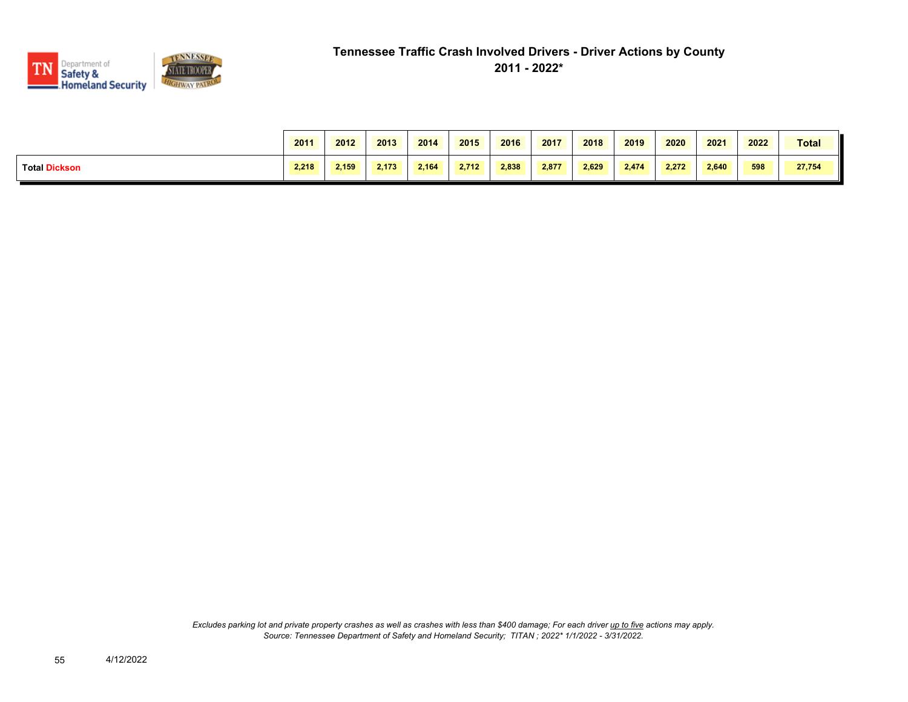# Tennessee Traffic Crash Involved Drivers - Driver Actions by County

## 2011 - 2022*

| | 2011 | 2012 | 2013 | 2014 | 2015 | 2016 | 2017 | 2018 | 2019 | 2020 | 2021 | 2022 | Total |
|---|---|---|---|---|---|---|---|---|---|---|---|---|---|
| **Total Dickson** | 2,218 | 2,159 | 2,173 | 2,164 | 2,712 | 2,838 | 2,877 | 2,629 | 2,474 | 2,272 | 2,640 | 598 | 27,754 |

*Excludes parking lot and private property crashes as well as crashes with less than $400 damage; For each driver up to five actions may apply.*
*Source: Tennessee Department of Safety and Homeland Security; TITAN ; 2022* 1/1/2022 - 3/31/2022.*

4/12/2022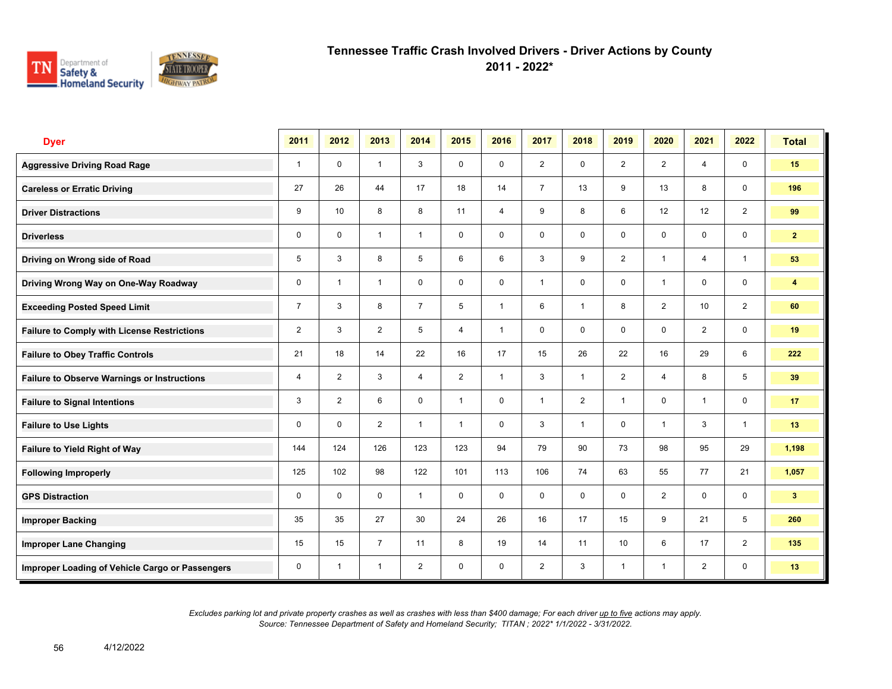# Tennessee Traffic Crash Involved Drivers - Driver Actions by County

## 2011 - 2022*

| Dyer | 2011 | 2012 | 2013 | 2014 | 2015 | 2016 | 2017 | 2018 | 2019 | 2020 | 2021 | 2022 | Total |
|---|---|---|---|---|---|---|---|---|---|---|---|---|---|
| Aggressive Driving Road Rage | 1 | 0 | 1 | 3 | 0 | 0 | 2 | 0 | 2 | 2 | 4 | 0 | 15 |
| Careless or Erratic Driving | 27 | 26 | 44 | 17 | 18 | 14 | 7 | 13 | 9 | 13 | 8 | 0 | 196 |
| Driver Distractions | 9 | 10 | 8 | 8 | 11 | 4 | 9 | 8 | 6 | 12 | 12 | 2 | 99 |
| Driverless | 0 | 0 | 1 | 1 | 0 | 0 | 0 | 0 | 0 | 0 | 0 | 0 | 2 |
| Driving on Wrong side of Road | 5 | 3 | 8 | 5 | 6 | 6 | 3 | 9 | 2 | 1 | 4 | 1 | 53 |
| Driving Wrong Way on One-Way Roadway | 0 | 1 | 1 | 0 | 0 | 0 | 1 | 0 | 0 | 1 | 0 | 0 | 4 |
| Exceeding Posted Speed Limit | 7 | 3 | 8 | 7 | 5 | 1 | 6 | 1 | 8 | 2 | 10 | 2 | 60 |
| Failure to Comply with License Restrictions | 2 | 3 | 2 | 5 | 4 | 1 | 0 | 0 | 0 | 0 | 2 | 0 | 19 |
| Failure to Obey Traffic Controls | 21 | 18 | 14 | 22 | 16 | 17 | 15 | 26 | 22 | 16 | 29 | 6 | 222 |
| Failure to Observe Warnings or Instructions | 4 | 2 | 3 | 4 | 2 | 1 | 3 | 1 | 2 | 4 | 8 | 5 | 39 |
| Failure to Signal Intentions | 3 | 2 | 6 | 0 | 1 | 0 | 1 | 2 | 1 | 0 | 1 | 0 | 17 |
| Failure to Use Lights | 0 | 0 | 2 | 1 | 1 | 0 | 3 | 1 | 0 | 1 | 3 | 1 | 13 |
| Failure to Yield Right of Way | 144 | 124 | 126 | 123 | 123 | 94 | 79 | 90 | 73 | 98 | 95 | 29 | 1,198 |
| Following Improperly | 125 | 102 | 98 | 122 | 101 | 113 | 106 | 74 | 63 | 55 | 77 | 21 | 1,057 |
| GPS Distraction | 0 | 0 | 0 | 1 | 0 | 0 | 0 | 0 | 0 | 2 | 0 | 0 | 3 |
| Improper Backing | 35 | 35 | 27 | 30 | 24 | 26 | 16 | 17 | 15 | 9 | 21 | 5 | 260 |
| Improper Lane Changing | 15 | 15 | 7 | 11 | 8 | 19 | 14 | 11 | 10 | 6 | 17 | 2 | 135 |
| Improper Loading of Vehicle Cargo or Passengers | 0 | 1 | 1 | 2 | 0 | 0 | 2 | 3 | 1 | 1 | 2 | 0 | 13 |

*Excludes parking lot and private property crashes as well as crashes with less than $400 damage; For each driver up to five actions may apply.*
*Source: Tennessee Department of Safety and Homeland Security; TITAN ; 2022* 1/1/2022 - 3/31/2022.*

4/12/2022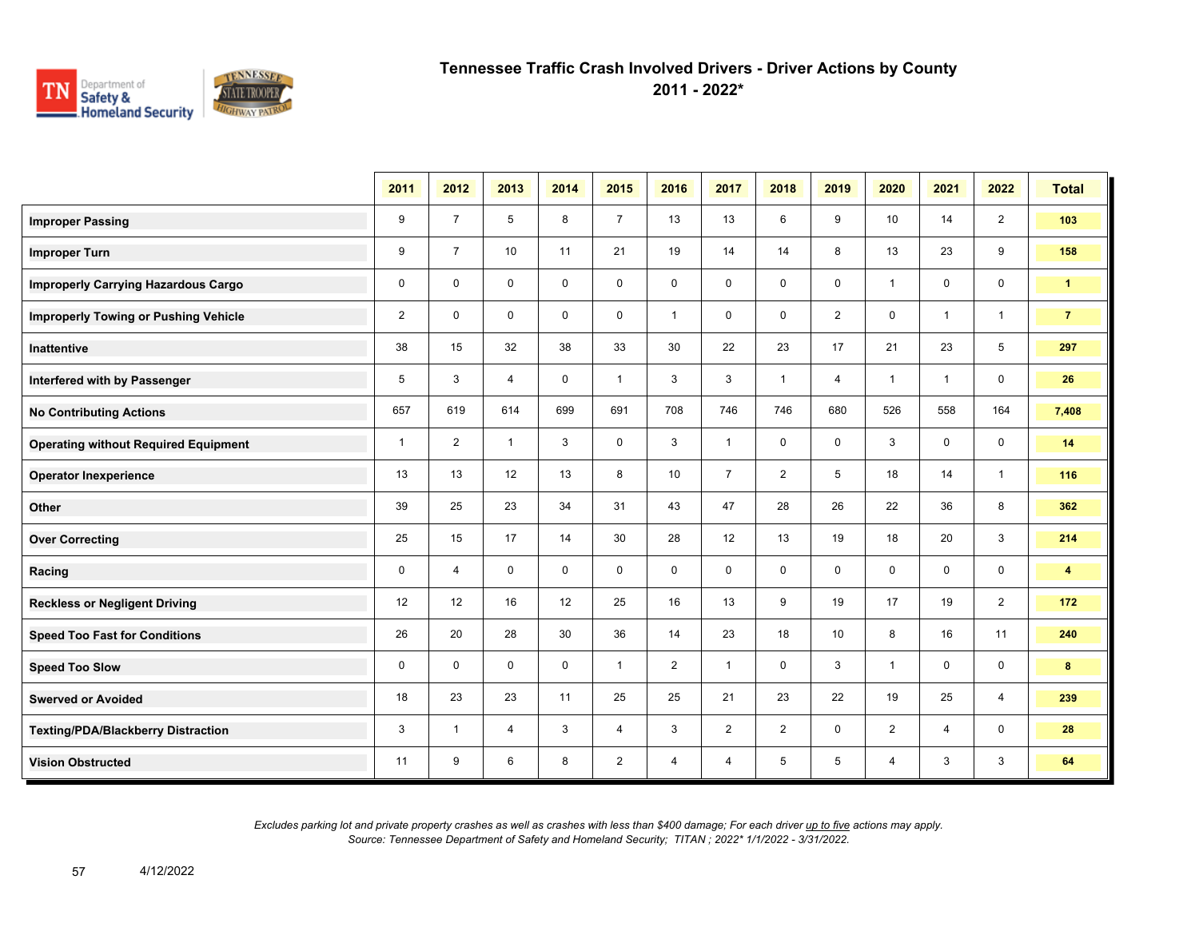# Tennessee Traffic Crash Involved Drivers - Driver Actions by County
## 2011 - 2022*

| | 2011 | 2012 | 2013 | 2014 | 2015 | 2016 | 2017 | 2018 | 2019 | 2020 | 2021 | 2022 | Total |
|---|---|---|---|---|---|---|---|---|---|---|---|---|---|
| **Improper Passing** | 9 | 7 | 5 | 8 | 7 | 13 | 13 | 6 | 9 | 10 | 14 | 2 | **103** |
| **Improper Turn** | 9 | 7 | 10 | 11 | 21 | 19 | 14 | 14 | 8 | 13 | 23 | 9 | **158** |
| **Improperly Carrying Hazardous Cargo** | 0 | 0 | 0 | 0 | 0 | 0 | 0 | 0 | 0 | 1 | 0 | 0 | **1** |
| **Improperly Towing or Pushing Vehicle** | 2 | 0 | 0 | 0 | 0 | 1 | 0 | 0 | 2 | 0 | 1 | 1 | **7** |
| **Inattentive** | 38 | 15 | 32 | 38 | 33 | 30 | 22 | 23 | 17 | 21 | 23 | 5 | **297** |
| **Interfered with by Passenger** | 5 | 3 | 4 | 0 | 1 | 3 | 3 | 1 | 4 | 1 | 1 | 0 | **26** |
| **No Contributing Actions** | 657 | 619 | 614 | 699 | 691 | 708 | 746 | 746 | 680 | 526 | 558 | 164 | **7,408** |
| **Operating without Required Equipment** | 1 | 2 | 1 | 3 | 0 | 3 | 1 | 0 | 0 | 3 | 0 | 0 | **14** |
| **Operator Inexperience** | 13 | 13 | 12 | 13 | 8 | 10 | 7 | 2 | 5 | 18 | 14 | 1 | **116** |
| **Other** | 39 | 25 | 23 | 34 | 31 | 43 | 47 | 28 | 26 | 22 | 36 | 8 | **362** |
| **Over Correcting** | 25 | 15 | 17 | 14 | 30 | 28 | 12 | 13 | 19 | 18 | 20 | 3 | **214** |
| **Racing** | 0 | 4 | 0 | 0 | 0 | 0 | 0 | 0 | 0 | 0 | 0 | 0 | **4** |
| **Reckless or Negligent Driving** | 12 | 12 | 16 | 12 | 25 | 16 | 13 | 9 | 19 | 17 | 19 | 2 | **172** |
| **Speed Too Fast for Conditions** | 26 | 20 | 28 | 30 | 36 | 14 | 23 | 18 | 10 | 8 | 16 | 11 | **240** |
| **Speed Too Slow** | 0 | 0 | 0 | 0 | 1 | 2 | 1 | 0 | 3 | 1 | 0 | 0 | **8** |
| **Swerved or Avoided** | 18 | 23 | 23 | 11 | 25 | 25 | 21 | 23 | 22 | 19 | 25 | 4 | **239** |
| **Texting/PDA/Blackberry Distraction** | 3 | 1 | 4 | 3 | 4 | 3 | 2 | 2 | 0 | 2 | 4 | 0 | **28** |
| **Vision Obstructed** | 11 | 9 | 6 | 8 | 2 | 4 | 4 | 5 | 5 | 4 | 3 | 3 | **64** |

*Excludes parking lot and private property crashes as well as crashes with less than $400 damage; For each driver up to five actions may apply.*
*Source: Tennessee Department of Safety and Homeland Security; TITAN ; 2022* 1/1/2022 - 3/31/2022.*

4/12/2022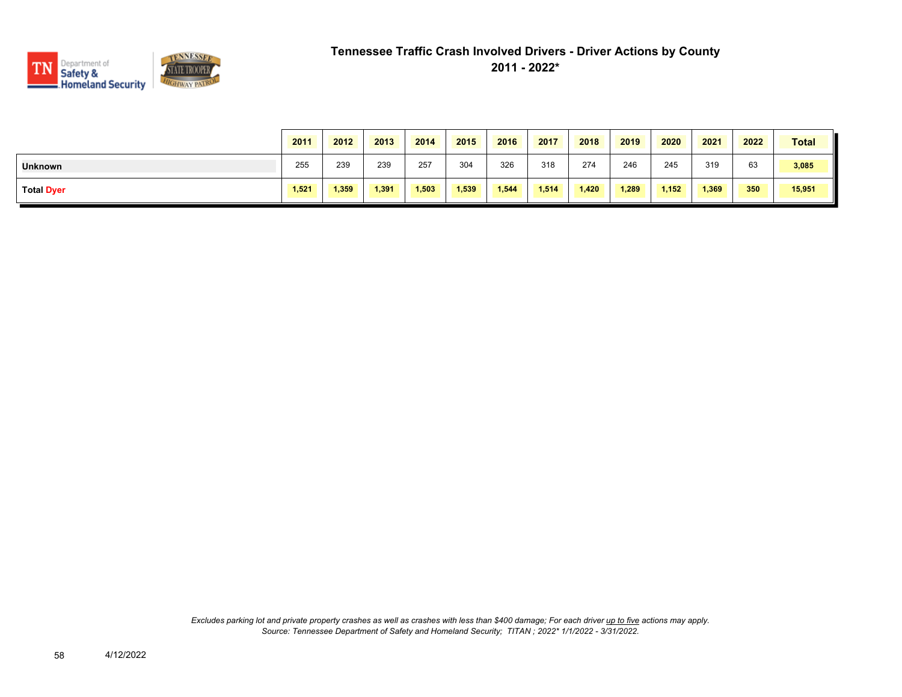# Tennessee Traffic Crash Involved Drivers - Driver Actions by County

## 2011 - 2022*

| | 2011 | 2012 | 2013 | 2014 | 2015 | 2016 | 2017 | 2018 | 2019 | 2020 | 2021 | 2022 | Total |
|---|---|---|---|---|---|---|---|---|---|---|---|---|---|
| **Unknown** | 255 | 239 | 239 | 257 | 304 | 326 | 318 | 274 | 246 | 245 | 319 | 63 | **3,085** |
| **Total Dyer** | **1,521** | **1,359** | **1,391** | **1,503** | **1,539** | **1,544** | **1,514** | **1,420** | **1,289** | **1,152** | **1,369** | **350** | **15,951** |

*Excludes parking lot and private property crashes as well as crashes with less than $400 damage; For each driver up to five actions may apply.*
*Source: Tennessee Department of Safety and Homeland Security; TITAN ; 2022* 1/1/2022 - 3/31/2022.*

4/12/2022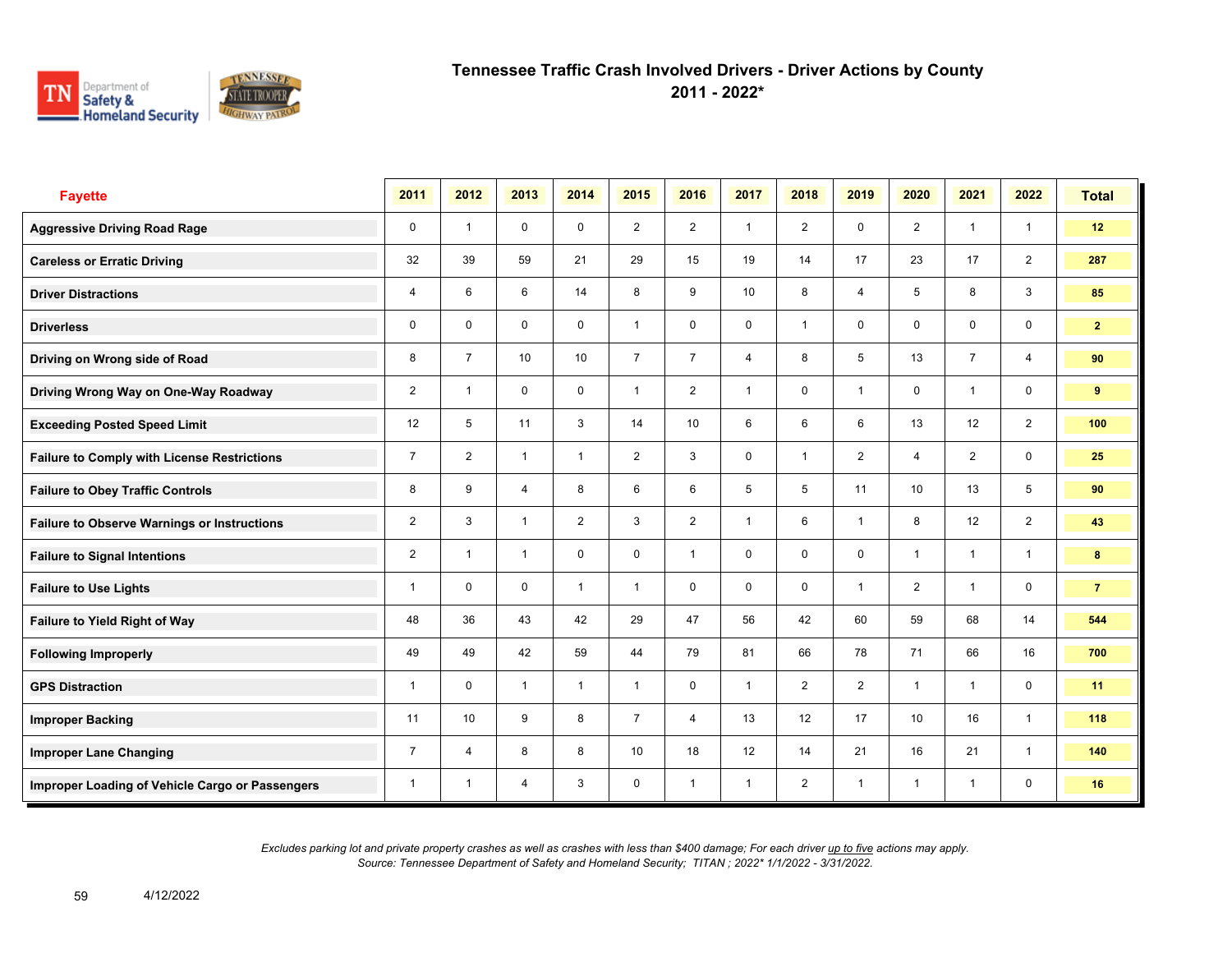# Tennessee Traffic Crash Involved Drivers - Driver Actions by County
## 2011 - 2022*

| Fayette | 2011 | 2012 | 2013 | 2014 | 2015 | 2016 | 2017 | 2018 | 2019 | 2020 | 2021 | 2022 | Total |
|---|---|---|---|---|---|---|---|---|---|---|---|---|---|
| Aggressive Driving Road Rage | 0 | 1 | 0 | 0 | 2 | 2 | 1 | 2 | 0 | 2 | 1 | 1 | 12 |
| Careless or Erratic Driving | 32 | 39 | 59 | 21 | 29 | 15 | 19 | 14 | 17 | 23 | 17 | 2 | 287 |
| Driver Distractions | 4 | 6 | 6 | 14 | 8 | 9 | 10 | 8 | 4 | 5 | 8 | 3 | 85 |
| Driverless | 0 | 0 | 0 | 0 | 1 | 0 | 0 | 1 | 0 | 0 | 0 | 0 | 2 |
| Driving on Wrong side of Road | 8 | 7 | 10 | 10 | 7 | 7 | 4 | 8 | 5 | 13 | 7 | 4 | 90 |
| Driving Wrong Way on One-Way Roadway | 2 | 1 | 0 | 0 | 1 | 2 | 1 | 0 | 1 | 0 | 1 | 0 | 9 |
| Exceeding Posted Speed Limit | 12 | 5 | 11 | 3 | 14 | 10 | 6 | 6 | 6 | 13 | 12 | 2 | 100 |
| Failure to Comply with License Restrictions | 7 | 2 | 1 | 1 | 2 | 3 | 0 | 1 | 2 | 4 | 2 | 0 | 25 |
| Failure to Obey Traffic Controls | 8 | 9 | 4 | 8 | 6 | 6 | 5 | 5 | 11 | 10 | 13 | 5 | 90 |
| Failure to Observe Warnings or Instructions | 2 | 3 | 1 | 2 | 3 | 2 | 1 | 6 | 1 | 8 | 12 | 2 | 43 |
| Failure to Signal Intentions | 2 | 1 | 1 | 0 | 0 | 1 | 0 | 0 | 0 | 1 | 1 | 1 | 8 |
| Failure to Use Lights | 1 | 0 | 0 | 1 | 1 | 0 | 0 | 0 | 1 | 2 | 1 | 0 | 7 |
| Failure to Yield Right of Way | 48 | 36 | 43 | 42 | 29 | 47 | 56 | 42 | 60 | 59 | 68 | 14 | 544 |
| Following Improperly | 49 | 49 | 42 | 59 | 44 | 79 | 81 | 66 | 78 | 71 | 66 | 16 | 700 |
| GPS Distraction | 1 | 0 | 1 | 1 | 1 | 0 | 1 | 2 | 2 | 1 | 1 | 0 | 11 |
| Improper Backing | 11 | 10 | 9 | 8 | 7 | 4 | 13 | 12 | 17 | 10 | 16 | 1 | 118 |
| Improper Lane Changing | 7 | 4 | 8 | 8 | 10 | 18 | 12 | 14 | 21 | 16 | 21 | 1 | 140 |
| Improper Loading of Vehicle Cargo or Passengers | 1 | 1 | 4 | 3 | 0 | 1 | 1 | 2 | 1 | 1 | 1 | 0 | 16 |

*Excludes parking lot and private property crashes as well as crashes with less than $400 damage; For each driver up to five actions may apply.*
*Source: Tennessee Department of Safety and Homeland Security; TITAN ; 2022* 1/1/2022 - 3/31/2022.*

4/12/2022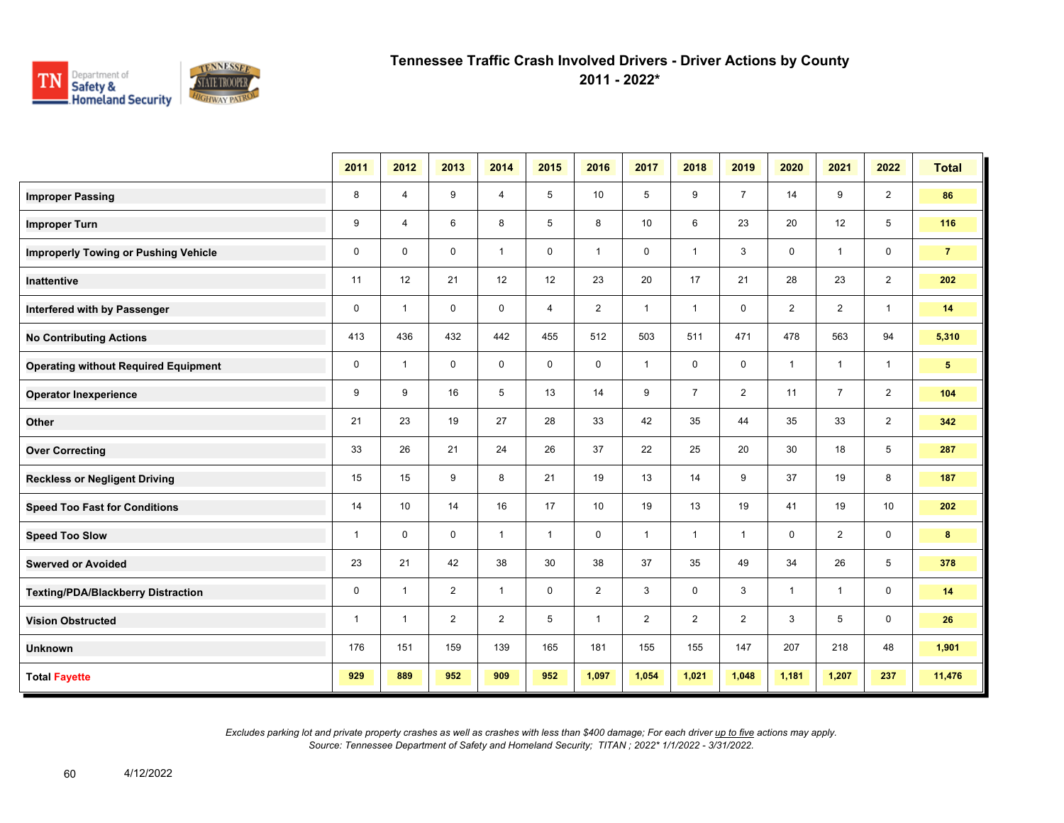# Tennessee Traffic Crash Involved Drivers - Driver Actions by County

## 2011 - 2022*

| | 2011 | 2012 | 2013 | 2014 | 2015 | 2016 | 2017 | 2018 | 2019 | 2020 | 2021 | 2022 | Total |
|---|---|---|---|---|---|---|---|---|---|---|---|---|---|
| **Improper Passing** | 8 | 4 | 9 | 4 | 5 | 10 | 5 | 9 | 7 | 14 | 9 | 2 | **86** |
| **Improper Turn** | 9 | 4 | 6 | 8 | 5 | 8 | 10 | 6 | 23 | 20 | 12 | 5 | **116** |
| **Improperly Towing or Pushing Vehicle** | 0 | 0 | 0 | 1 | 0 | 1 | 0 | 1 | 3 | 0 | 1 | 0 | **7** |
| **Inattentive** | 11 | 12 | 21 | 12 | 12 | 23 | 20 | 17 | 21 | 28 | 23 | 2 | **202** |
| **Interfered with by Passenger** | 0 | 1 | 0 | 0 | 4 | 2 | 1 | 1 | 0 | 2 | 2 | 1 | **14** |
| **No Contributing Actions** | 413 | 436 | 432 | 442 | 455 | 512 | 503 | 511 | 471 | 478 | 563 | 94 | **5,310** |
| **Operating without Required Equipment** | 0 | 1 | 0 | 0 | 0 | 0 | 1 | 0 | 0 | 1 | 1 | 1 | **5** |
| **Operator Inexperience** | 9 | 9 | 16 | 5 | 13 | 14 | 9 | 7 | 2 | 11 | 7 | 2 | **104** |
| **Other** | 21 | 23 | 19 | 27 | 28 | 33 | 42 | 35 | 44 | 35 | 33 | 2 | **342** |
| **Over Correcting** | 33 | 26 | 21 | 24 | 26 | 37 | 22 | 25 | 20 | 30 | 18 | 5 | **287** |
| **Reckless or Negligent Driving** | 15 | 15 | 9 | 8 | 21 | 19 | 13 | 14 | 9 | 37 | 19 | 8 | **187** |
| **Speed Too Fast for Conditions** | 14 | 10 | 14 | 16 | 17 | 10 | 19 | 13 | 19 | 41 | 19 | 10 | **202** |
| **Speed Too Slow** | 1 | 0 | 0 | 1 | 1 | 0 | 1 | 1 | 1 | 0 | 2 | 0 | **8** |
| **Swerved or Avoided** | 23 | 21 | 42 | 38 | 30 | 38 | 37 | 35 | 49 | 34 | 26 | 5 | **378** |
| **Texting/PDA/Blackberry Distraction** | 0 | 1 | 2 | 1 | 0 | 2 | 3 | 0 | 3 | 1 | 1 | 0 | **14** |
| **Vision Obstructed** | 1 | 1 | 2 | 2 | 5 | 1 | 2 | 2 | 2 | 3 | 5 | 0 | **26** |
| **Unknown** | 176 | 151 | 159 | 139 | 165 | 181 | 155 | 155 | 147 | 207 | 218 | 48 | **1,901** |
| **Total Fayette** | **929** | **889** | **952** | **909** | **952** | **1,097** | **1,054** | **1,021** | **1,048** | **1,181** | **1,207** | **237** | **11,476** |

*Excludes parking lot and private property crashes as well as crashes with less than $400 damage; For each driver up to five actions may apply.*
*Source: Tennessee Department of Safety and Homeland Security; TITAN ; 2022* 1/1/2022 - 3/31/2022.*

4/12/2022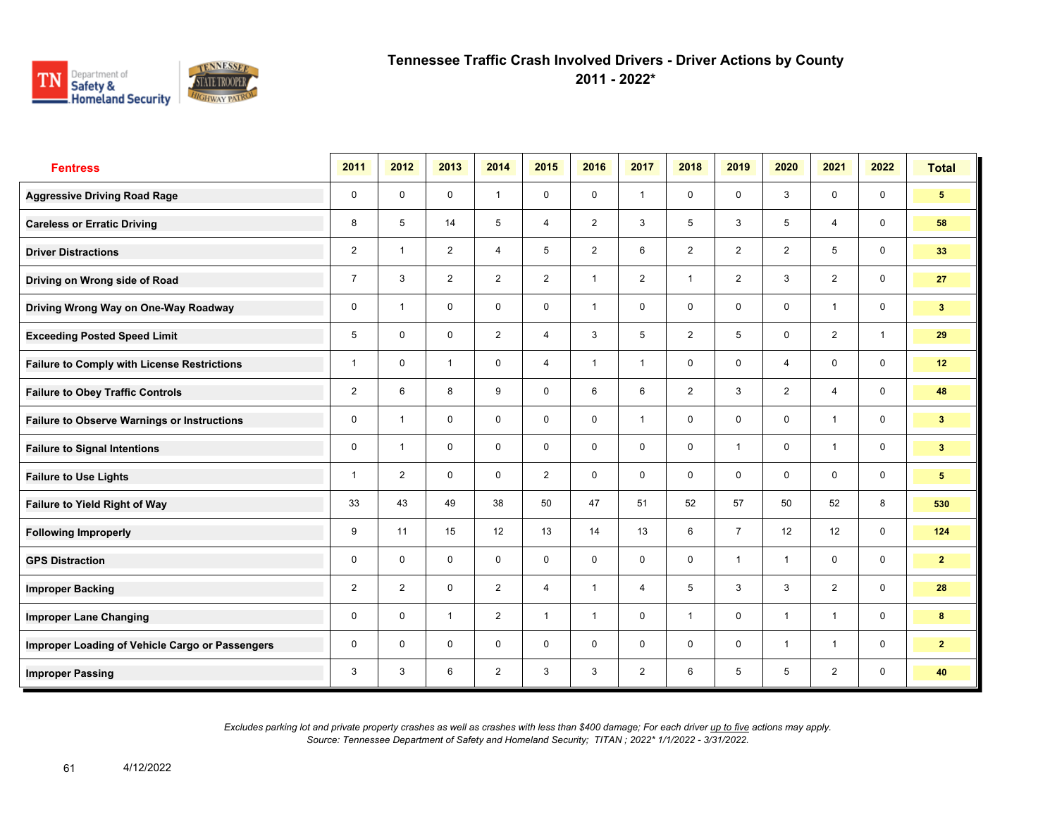# Tennessee Traffic Crash Involved Drivers - Driver Actions by County

## 2011 - 2022*

| Fentress | 2011 | 2012 | 2013 | 2014 | 2015 | 2016 | 2017 | 2018 | 2019 | 2020 | 2021 | 2022 | Total |
|---|---|---|---|---|---|---|---|---|---|---|---|---|---|
| Aggressive Driving Road Rage | 0 | 0 | 0 | 1 | 0 | 0 | 1 | 0 | 0 | 3 | 0 | 0 | **5** |
| Careless or Erratic Driving | 8 | 5 | 14 | 5 | 4 | 2 | 3 | 5 | 3 | 5 | 4 | 0 | **58** |
| Driver Distractions | 2 | 1 | 2 | 4 | 5 | 2 | 6 | 2 | 2 | 2 | 5 | 0 | **33** |
| Driving on Wrong side of Road | 7 | 3 | 2 | 2 | 2 | 1 | 2 | 1 | 2 | 3 | 2 | 0 | **27** |
| Driving Wrong Way on One-Way Roadway | 0 | 1 | 0 | 0 | 0 | 1 | 0 | 0 | 0 | 0 | 1 | 0 | **3** |
| Exceeding Posted Speed Limit | 5 | 0 | 0 | 2 | 4 | 3 | 5 | 2 | 5 | 0 | 2 | 1 | **29** |
| Failure to Comply with License Restrictions | 1 | 0 | 1 | 0 | 4 | 1 | 1 | 0 | 0 | 4 | 0 | 0 | **12** |
| Failure to Obey Traffic Controls | 2 | 6 | 8 | 9 | 0 | 6 | 6 | 2 | 3 | 2 | 4 | 0 | **48** |
| Failure to Observe Warnings or Instructions | 0 | 1 | 0 | 0 | 0 | 0 | 1 | 0 | 0 | 0 | 1 | 0 | **3** |
| Failure to Signal Intentions | 0 | 1 | 0 | 0 | 0 | 0 | 0 | 0 | 1 | 0 | 1 | 0 | **3** |
| Failure to Use Lights | 1 | 2 | 0 | 0 | 2 | 0 | 0 | 0 | 0 | 0 | 0 | 0 | **5** |
| Failure to Yield Right of Way | 33 | 43 | 49 | 38 | 50 | 47 | 51 | 52 | 57 | 50 | 52 | 8 | **530** |
| Following Improperly | 9 | 11 | 15 | 12 | 13 | 14 | 13 | 6 | 7 | 12 | 12 | 0 | **124** |
| GPS Distraction | 0 | 0 | 0 | 0 | 0 | 0 | 0 | 0 | 1 | 1 | 0 | 0 | **2** |
| Improper Backing | 2 | 2 | 0 | 2 | 4 | 1 | 4 | 5 | 3 | 3 | 2 | 0 | **28** |
| Improper Lane Changing | 0 | 0 | 1 | 2 | 1 | 1 | 0 | 1 | 0 | 1 | 1 | 0 | **8** |
| Improper Loading of Vehicle Cargo or Passengers | 0 | 0 | 0 | 0 | 0 | 0 | 0 | 0 | 0 | 1 | 1 | 0 | **2** |
| Improper Passing | 3 | 3 | 6 | 2 | 3 | 3 | 2 | 6 | 5 | 5 | 2 | 0 | **40** |

*Excludes parking lot and private property crashes as well as crashes with less than $400 damage; For each driver up to five actions may apply.*
*Source: Tennessee Department of Safety and Homeland Security; TITAN ; 2022* 1/1/2022 - 3/31/2022.*

4/12/2022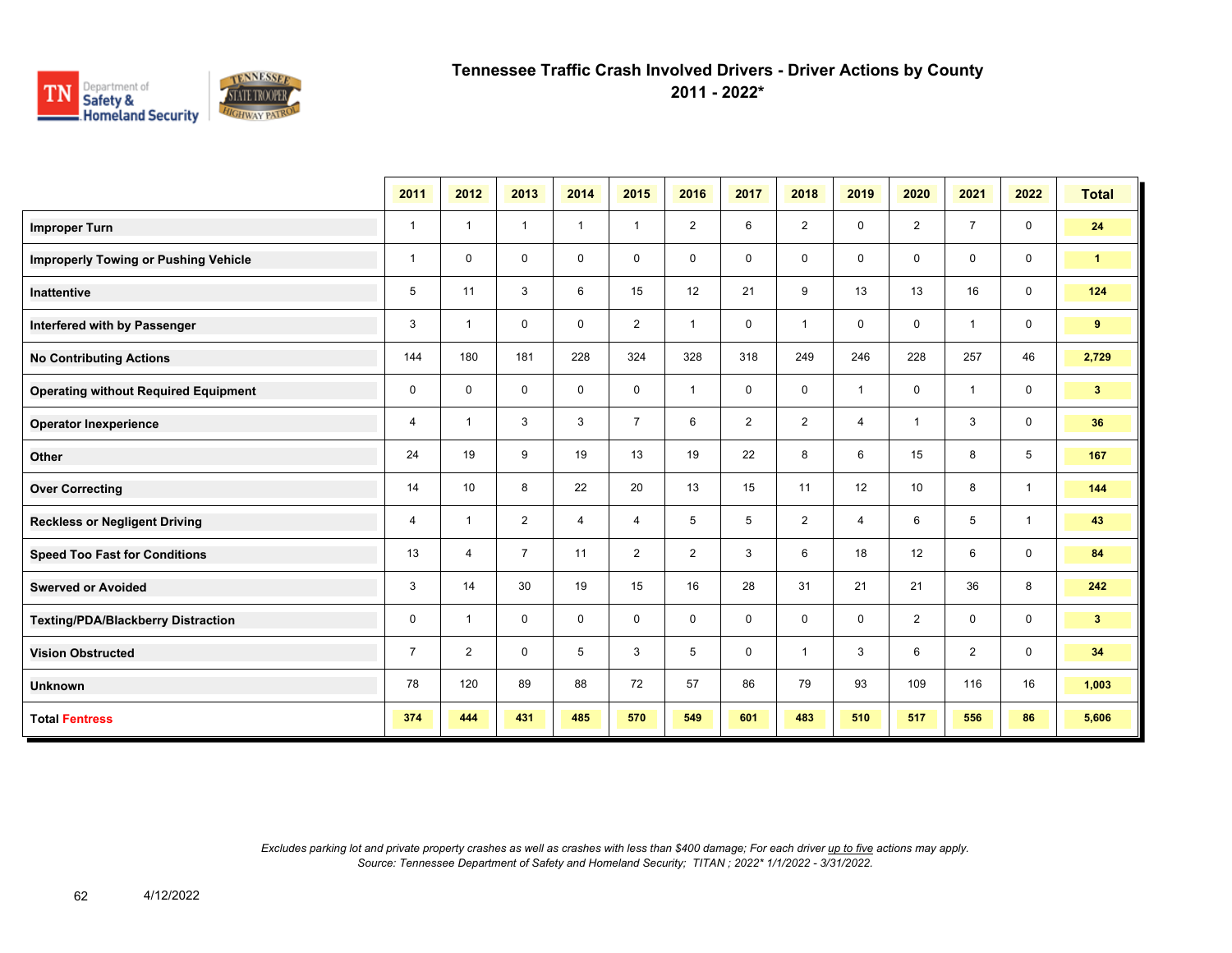# Tennessee Traffic Crash Involved Drivers - Driver Actions by County
## 2011 - 2022*

| | 2011 | 2012 | 2013 | 2014 | 2015 | 2016 | 2017 | 2018 | 2019 | 2020 | 2021 | 2022 | Total |
|---|---|---|---|---|---|---|---|---|---|---|---|---|---|
| **Improper Turn** | 1 | 1 | 1 | 1 | 1 | 2 | 6 | 2 | 0 | 2 | 7 | 0 | **24** |
| **Improperly Towing or Pushing Vehicle** | 1 | 0 | 0 | 0 | 0 | 0 | 0 | 0 | 0 | 0 | 0 | 0 | **1** |
| **Inattentive** | 5 | 11 | 3 | 6 | 15 | 12 | 21 | 9 | 13 | 13 | 16 | 0 | **124** |
| **Interfered with by Passenger** | 3 | 1 | 0 | 0 | 2 | 1 | 0 | 1 | 0 | 0 | 1 | 0 | **9** |
| **No Contributing Actions** | 144 | 180 | 181 | 228 | 324 | 328 | 318 | 249 | 246 | 228 | 257 | 46 | **2,729** |
| **Operating without Required Equipment** | 0 | 0 | 0 | 0 | 0 | 1 | 0 | 0 | 1 | 0 | 1 | 0 | **3** |
| **Operator Inexperience** | 4 | 1 | 3 | 3 | 7 | 6 | 2 | 2 | 4 | 1 | 3 | 0 | **36** |
| **Other** | 24 | 19 | 9 | 19 | 13 | 19 | 22 | 8 | 6 | 15 | 8 | 5 | **167** |
| **Over Correcting** | 14 | 10 | 8 | 22 | 20 | 13 | 15 | 11 | 12 | 10 | 8 | 1 | **144** |
| **Reckless or Negligent Driving** | 4 | 1 | 2 | 4 | 4 | 5 | 5 | 2 | 4 | 6 | 5 | 1 | **43** |
| **Speed Too Fast for Conditions** | 13 | 4 | 7 | 11 | 2 | 2 | 3 | 6 | 18 | 12 | 6 | 0 | **84** |
| **Swerved or Avoided** | 3 | 14 | 30 | 19 | 15 | 16 | 28 | 31 | 21 | 21 | 36 | 8 | **242** |
| **Texting/PDA/Blackberry Distraction** | 0 | 1 | 0 | 0 | 0 | 0 | 0 | 0 | 0 | 2 | 0 | 0 | **3** |
| **Vision Obstructed** | 7 | 2 | 0 | 5 | 3 | 5 | 0 | 1 | 3 | 6 | 2 | 0 | **34** |
| **Unknown** | 78 | 120 | 89 | 88 | 72 | 57 | 86 | 79 | 93 | 109 | 116 | 16 | **1,003** |
| **Total Fentress** | **374** | **444** | **431** | **485** | **570** | **549** | **601** | **483** | **510** | **517** | **556** | **86** | **5,606** |

*Excludes parking lot and private property crashes as well as crashes with less than $400 damage; For each driver up to five actions may apply.*
*Source: Tennessee Department of Safety and Homeland Security; TITAN ; 2022* 1/1/2022 - 3/31/2022.*

4/12/2022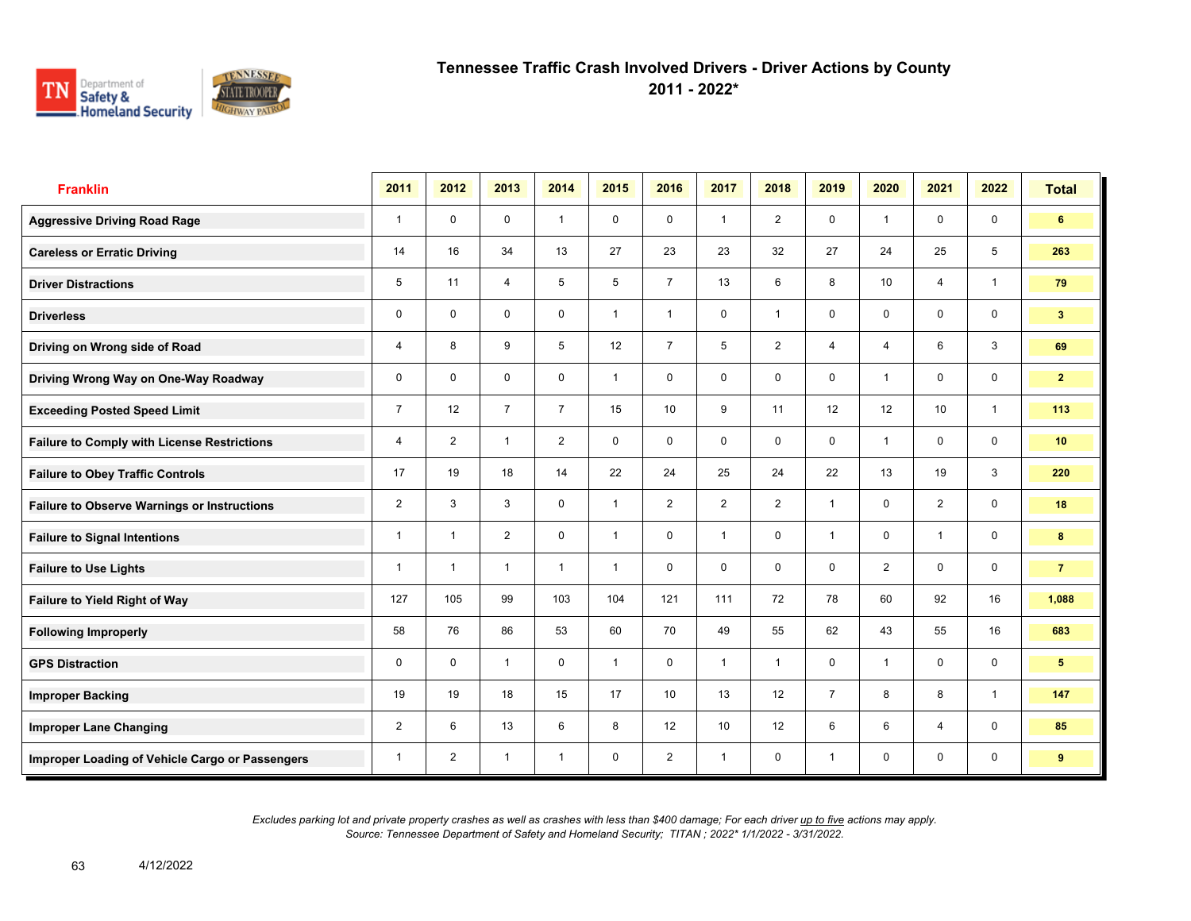# Tennessee Traffic Crash Involved Drivers - Driver Actions by County
## 2011 - 2022*

| Franklin | 2011 | 2012 | 2013 | 2014 | 2015 | 2016 | 2017 | 2018 | 2019 | 2020 | 2021 | 2022 | Total |
|---|---|---|---|---|---|---|---|---|---|---|---|---|---|
| Aggressive Driving Road Rage | 1 | 0 | 0 | 1 | 0 | 0 | 1 | 2 | 0 | 1 | 0 | 0 | 6 |
| Careless or Erratic Driving | 14 | 16 | 34 | 13 | 27 | 23 | 23 | 32 | 27 | 24 | 25 | 5 | 263 |
| Driver Distractions | 5 | 11 | 4 | 5 | 5 | 7 | 13 | 6 | 8 | 10 | 4 | 1 | 79 |
| Driverless | 0 | 0 | 0 | 0 | 1 | 1 | 0 | 1 | 0 | 0 | 0 | 0 | 3 |
| Driving on Wrong side of Road | 4 | 8 | 9 | 5 | 12 | 7 | 5 | 2 | 4 | 4 | 6 | 3 | 69 |
| Driving Wrong Way on One-Way Roadway | 0 | 0 | 0 | 0 | 1 | 0 | 0 | 0 | 0 | 1 | 0 | 0 | 2 |
| Exceeding Posted Speed Limit | 7 | 12 | 7 | 7 | 15 | 10 | 9 | 11 | 12 | 12 | 10 | 1 | 113 |
| Failure to Comply with License Restrictions | 4 | 2 | 1 | 2 | 0 | 0 | 0 | 0 | 0 | 1 | 0 | 0 | 10 |
| Failure to Obey Traffic Controls | 17 | 19 | 18 | 14 | 22 | 24 | 25 | 24 | 22 | 13 | 19 | 3 | 220 |
| Failure to Observe Warnings or Instructions | 2 | 3 | 3 | 0 | 1 | 2 | 2 | 2 | 1 | 0 | 2 | 0 | 18 |
| Failure to Signal Intentions | 1 | 1 | 2 | 0 | 1 | 0 | 1 | 0 | 1 | 0 | 1 | 0 | 8 |
| Failure to Use Lights | 1 | 1 | 1 | 1 | 1 | 0 | 0 | 0 | 0 | 2 | 0 | 0 | 7 |
| Failure to Yield Right of Way | 127 | 105 | 99 | 103 | 104 | 121 | 111 | 72 | 78 | 60 | 92 | 16 | 1,088 |
| Following Improperly | 58 | 76 | 86 | 53 | 60 | 70 | 49 | 55 | 62 | 43 | 55 | 16 | 683 |
| GPS Distraction | 0 | 0 | 1 | 0 | 1 | 0 | 1 | 1 | 0 | 1 | 0 | 0 | 5 |
| Improper Backing | 19 | 19 | 18 | 15 | 17 | 10 | 13 | 12 | 7 | 8 | 8 | 1 | 147 |
| Improper Lane Changing | 2 | 6 | 13 | 6 | 8 | 12 | 10 | 12 | 6 | 6 | 4 | 0 | 85 |
| Improper Loading of Vehicle Cargo or Passengers | 1 | 2 | 1 | 1 | 0 | 2 | 1 | 0 | 1 | 0 | 0 | 0 | 9 |

*Excludes parking lot and private property crashes as well as crashes with less than $400 damage; For each driver up to five actions may apply.*
*Source: Tennessee Department of Safety and Homeland Security; TITAN ; 2022* 1/1/2022 - 3/31/2022.*

4/12/2022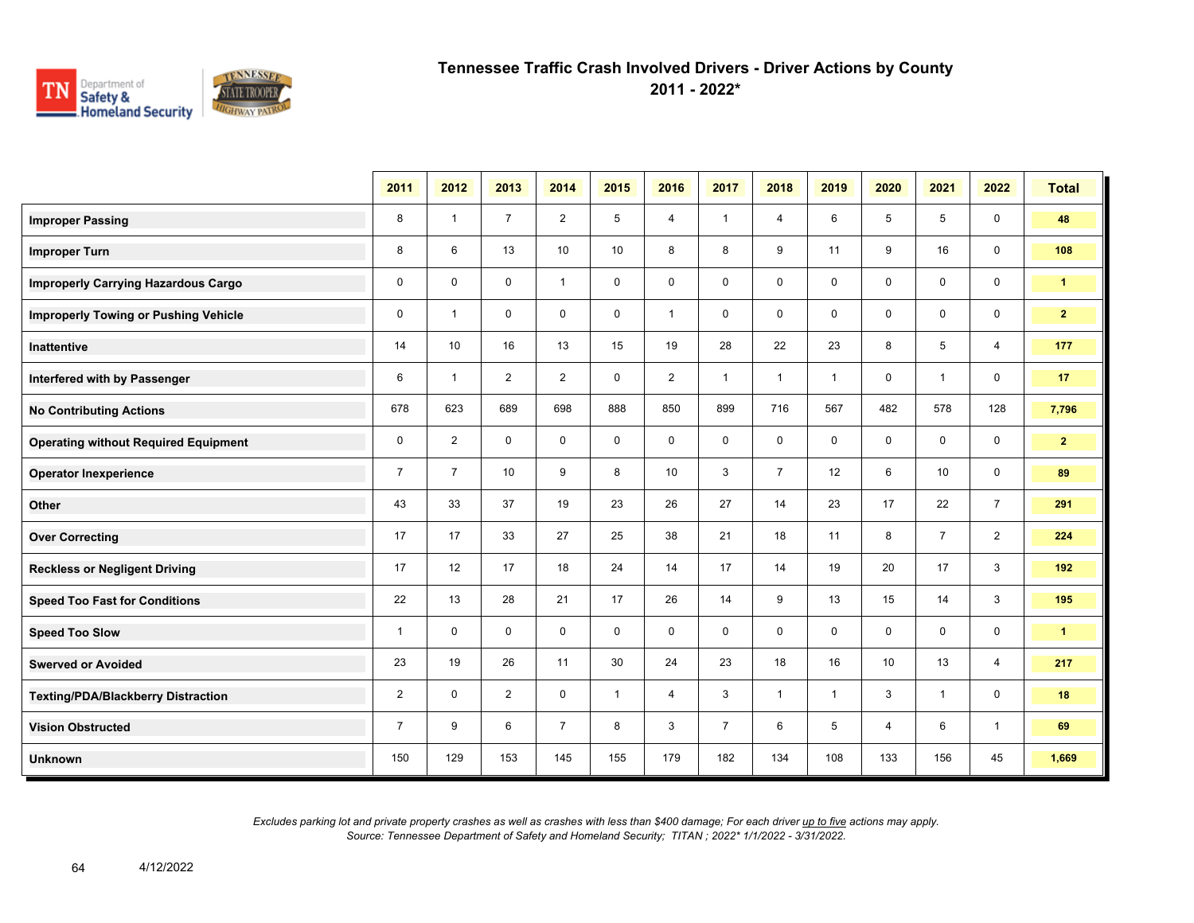# Tennessee Traffic Crash Involved Drivers - Driver Actions by County
## 2011 - 2022*

| | 2011 | 2012 | 2013 | 2014 | 2015 | 2016 | 2017 | 2018 | 2019 | 2020 | 2021 | 2022 | Total |
|---|---|---|---|---|---|---|---|---|---|---|---|---|---|
| **Improper Passing** | 8 | 1 | 7 | 2 | 5 | 4 | 1 | 4 | 6 | 5 | 5 | 0 | **48** |
| **Improper Turn** | 8 | 6 | 13 | 10 | 10 | 8 | 8 | 9 | 11 | 9 | 16 | 0 | **108** |
| **Improperly Carrying Hazardous Cargo** | 0 | 0 | 0 | 1 | 0 | 0 | 0 | 0 | 0 | 0 | 0 | 0 | **1** |
| **Improperly Towing or Pushing Vehicle** | 0 | 1 | 0 | 0 | 0 | 1 | 0 | 0 | 0 | 0 | 0 | 0 | **2** |
| **Inattentive** | 14 | 10 | 16 | 13 | 15 | 19 | 28 | 22 | 23 | 8 | 5 | 4 | **177** |
| **Interfered with by Passenger** | 6 | 1 | 2 | 2 | 0 | 2 | 1 | 1 | 1 | 0 | 1 | 0 | **17** |
| **No Contributing Actions** | 678 | 623 | 689 | 698 | 888 | 850 | 899 | 716 | 567 | 482 | 578 | 128 | **7,796** |
| **Operating without Required Equipment** | 0 | 2 | 0 | 0 | 0 | 0 | 0 | 0 | 0 | 0 | 0 | 0 | **2** |
| **Operator Inexperience** | 7 | 7 | 10 | 9 | 8 | 10 | 3 | 7 | 12 | 6 | 10 | 0 | **89** |
| **Other** | 43 | 33 | 37 | 19 | 23 | 26 | 27 | 14 | 23 | 17 | 22 | 7 | **291** |
| **Over Correcting** | 17 | 17 | 33 | 27 | 25 | 38 | 21 | 18 | 11 | 8 | 7 | 2 | **224** |
| **Reckless or Negligent Driving** | 17 | 12 | 17 | 18 | 24 | 14 | 17 | 14 | 19 | 20 | 17 | 3 | **192** |
| **Speed Too Fast for Conditions** | 22 | 13 | 28 | 21 | 17 | 26 | 14 | 9 | 13 | 15 | 14 | 3 | **195** |
| **Speed Too Slow** | 1 | 0 | 0 | 0 | 0 | 0 | 0 | 0 | 0 | 0 | 0 | 0 | **1** |
| **Swerved or Avoided** | 23 | 19 | 26 | 11 | 30 | 24 | 23 | 18 | 16 | 10 | 13 | 4 | **217** |
| **Texting/PDA/Blackberry Distraction** | 2 | 0 | 2 | 0 | 1 | 4 | 3 | 1 | 1 | 3 | 1 | 0 | **18** |
| **Vision Obstructed** | 7 | 9 | 6 | 7 | 8 | 3 | 7 | 6 | 5 | 4 | 6 | 1 | **69** |
| **Unknown** | 150 | 129 | 153 | 145 | 155 | 179 | 182 | 134 | 108 | 133 | 156 | 45 | **1,669** |

*Excludes parking lot and private property crashes as well as crashes with less than $400 damage; For each driver up to five actions may apply.*
*Source: Tennessee Department of Safety and Homeland Security; TITAN ; 2022* 1/1/2022 - 3/31/2022.*

4/12/2022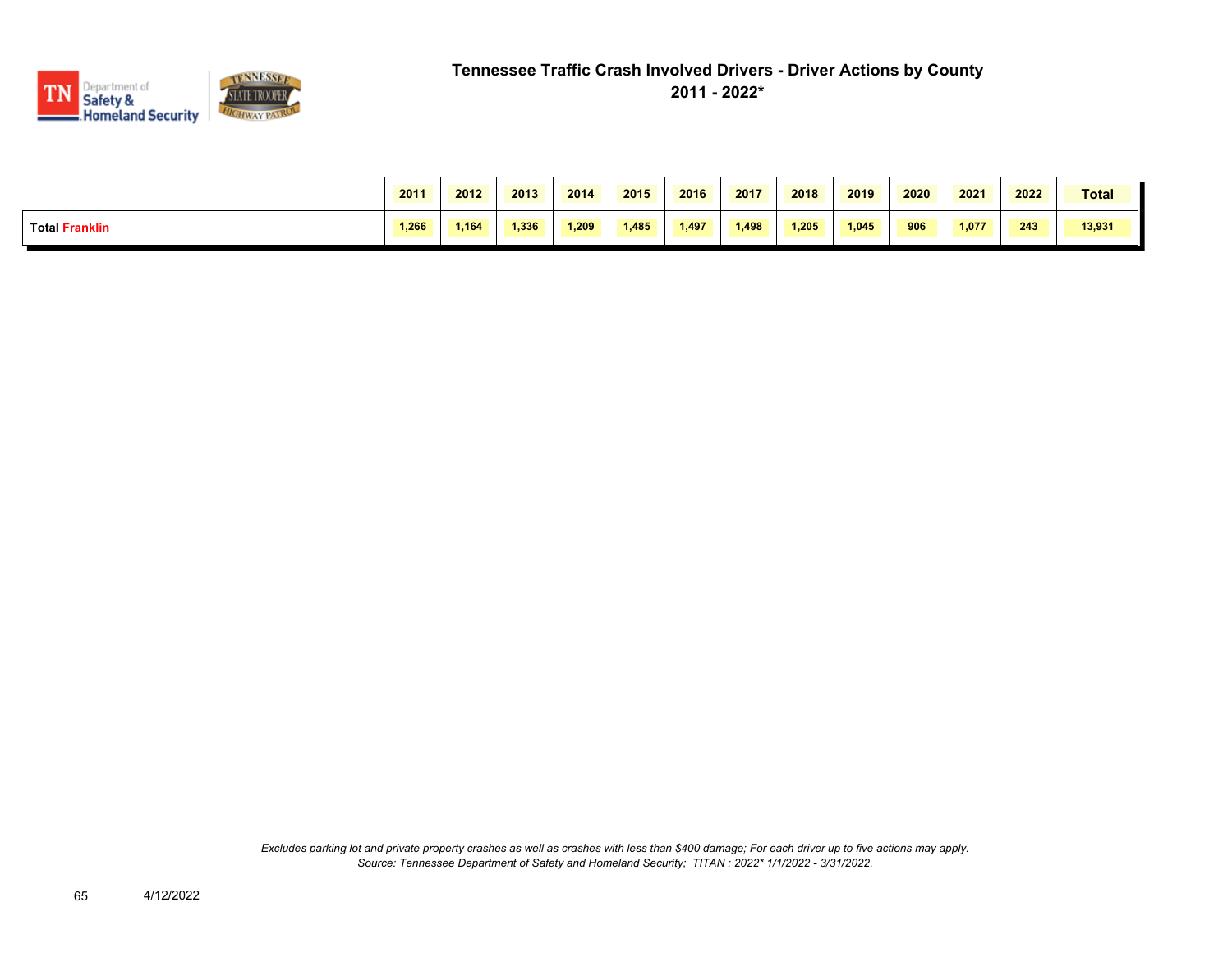# Tennessee Traffic Crash Involved Drivers - Driver Actions by County

## 2011 - 2022*

| | 2011 | 2012 | 2013 | 2014 | 2015 | 2016 | 2017 | 2018 | 2019 | 2020 | 2021 | 2022 | Total |
|---|---|---|---|---|---|---|---|---|---|---|---|---|---|
| **Total Franklin** | 1,266 | 1,164 | 1,336 | 1,209 | 1,485 | 1,497 | 1,498 | 1,205 | 1,045 | 906 | 1,077 | 243 | 13,931 |

*Excludes parking lot and private property crashes as well as crashes with less than $400 damage; For each driver up to five actions may apply.*
*Source: Tennessee Department of Safety and Homeland Security; TITAN ; 2022* 1/1/2022 - 3/31/2022.*

4/12/2022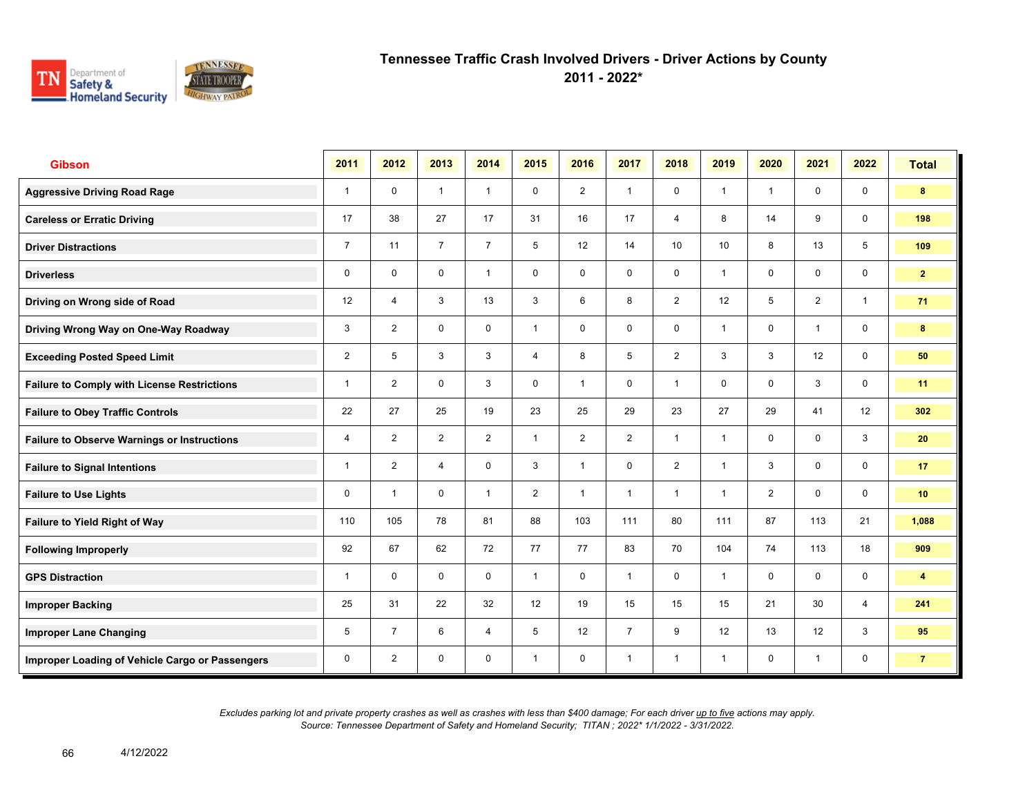# Tennessee Traffic Crash Involved Drivers - Driver Actions by County
## 2011 - 2022*

| Gibson | 2011 | 2012 | 2013 | 2014 | 2015 | 2016 | 2017 | 2018 | 2019 | 2020 | 2021 | 2022 | Total |
|---|---|---|---|---|---|---|---|---|---|---|---|---|---|
| Aggressive Driving Road Rage | 1 | 0 | 1 | 1 | 0 | 2 | 1 | 0 | 1 | 1 | 0 | 0 | 8 |
| Careless or Erratic Driving | 17 | 38 | 27 | 17 | 31 | 16 | 17 | 4 | 8 | 14 | 9 | 0 | 198 |
| Driver Distractions | 7 | 11 | 7 | 7 | 5 | 12 | 14 | 10 | 10 | 8 | 13 | 5 | 109 |
| Driverless | 0 | 0 | 0 | 1 | 0 | 0 | 0 | 0 | 1 | 0 | 0 | 0 | 2 |
| Driving on Wrong side of Road | 12 | 4 | 3 | 13 | 3 | 6 | 8 | 2 | 12 | 5 | 2 | 1 | 71 |
| Driving Wrong Way on One-Way Roadway | 3 | 2 | 0 | 0 | 1 | 0 | 0 | 0 | 1 | 0 | 1 | 0 | 8 |
| Exceeding Posted Speed Limit | 2 | 5 | 3 | 3 | 4 | 8 | 5 | 2 | 3 | 3 | 12 | 0 | 50 |
| Failure to Comply with License Restrictions | 1 | 2 | 0 | 3 | 0 | 1 | 0 | 1 | 0 | 0 | 3 | 0 | 11 |
| Failure to Obey Traffic Controls | 22 | 27 | 25 | 19 | 23 | 25 | 29 | 23 | 27 | 29 | 41 | 12 | 302 |
| Failure to Observe Warnings or Instructions | 4 | 2 | 2 | 2 | 1 | 2 | 2 | 1 | 1 | 0 | 0 | 3 | 20 |
| Failure to Signal Intentions | 1 | 2 | 4 | 0 | 3 | 1 | 0 | 2 | 1 | 3 | 0 | 0 | 17 |
| Failure to Use Lights | 0 | 1 | 0 | 1 | 2 | 1 | 1 | 1 | 1 | 2 | 0 | 0 | 10 |
| Failure to Yield Right of Way | 110 | 105 | 78 | 81 | 88 | 103 | 111 | 80 | 111 | 87 | 113 | 21 | 1,088 |
| Following Improperly | 92 | 67 | 62 | 72 | 77 | 77 | 83 | 70 | 104 | 74 | 113 | 18 | 909 |
| GPS Distraction | 1 | 0 | 0 | 0 | 1 | 0 | 1 | 0 | 1 | 0 | 0 | 0 | 4 |
| Improper Backing | 25 | 31 | 22 | 32 | 12 | 19 | 15 | 15 | 15 | 21 | 30 | 4 | 241 |
| Improper Lane Changing | 5 | 7 | 6 | 4 | 5 | 12 | 7 | 9 | 12 | 13 | 12 | 3 | 95 |
| Improper Loading of Vehicle Cargo or Passengers | 0 | 2 | 0 | 0 | 1 | 0 | 1 | 1 | 1 | 0 | 1 | 0 | 7 |

*Excludes parking lot and private property crashes as well as crashes with less than $400 damage; For each driver up to five actions may apply.*
*Source: Tennessee Department of Safety and Homeland Security; TITAN ; 2022* 1/1/2022 - 3/31/2022.*

4/12/2022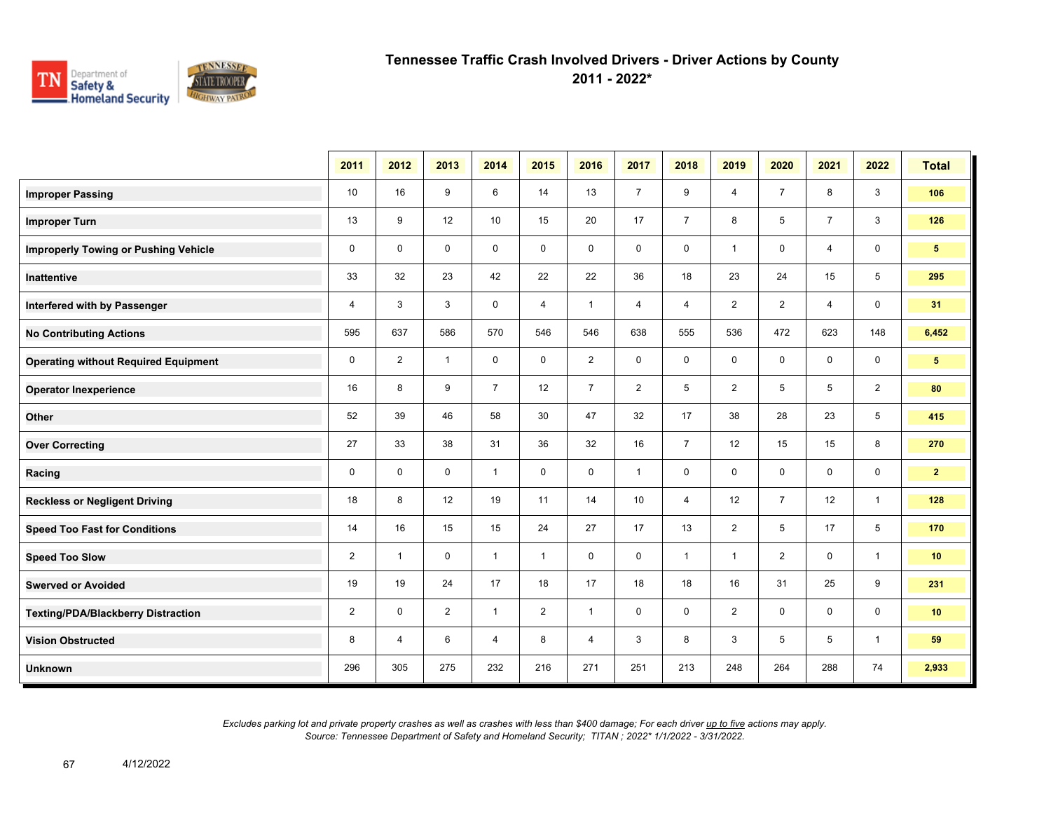# Tennessee Traffic Crash Involved Drivers - Driver Actions by County
## 2011 - 2022*

| | 2011 | 2012 | 2013 | 2014 | 2015 | 2016 | 2017 | 2018 | 2019 | 2020 | 2021 | 2022 | Total |
|---|---|---|---|---|---|---|---|---|---|---|---|---|---|
| **Improper Passing** | 10 | 16 | 9 | 6 | 14 | 13 | 7 | 9 | 4 | 7 | 8 | 3 | **106** |
| **Improper Turn** | 13 | 9 | 12 | 10 | 15 | 20 | 17 | 7 | 8 | 5 | 7 | 3 | **126** |
| **Improperly Towing or Pushing Vehicle** | 0 | 0 | 0 | 0 | 0 | 0 | 0 | 0 | 1 | 0 | 4 | 0 | **5** |
| **Inattentive** | 33 | 32 | 23 | 42 | 22 | 22 | 36 | 18 | 23 | 24 | 15 | 5 | **295** |
| **Interfered with by Passenger** | 4 | 3 | 3 | 0 | 4 | 1 | 4 | 4 | 2 | 2 | 4 | 0 | **31** |
| **No Contributing Actions** | 595 | 637 | 586 | 570 | 546 | 546 | 638 | 555 | 536 | 472 | 623 | 148 | **6,452** |
| **Operating without Required Equipment** | 0 | 2 | 1 | 0 | 0 | 2 | 0 | 0 | 0 | 0 | 0 | 0 | **5** |
| **Operator Inexperience** | 16 | 8 | 9 | 7 | 12 | 7 | 2 | 5 | 2 | 5 | 5 | 2 | **80** |
| **Other** | 52 | 39 | 46 | 58 | 30 | 47 | 32 | 17 | 38 | 28 | 23 | 5 | **415** |
| **Over Correcting** | 27 | 33 | 38 | 31 | 36 | 32 | 16 | 7 | 12 | 15 | 15 | 8 | **270** |
| **Racing** | 0 | 0 | 0 | 1 | 0 | 0 | 1 | 0 | 0 | 0 | 0 | 0 | **2** |
| **Reckless or Negligent Driving** | 18 | 8 | 12 | 19 | 11 | 14 | 10 | 4 | 12 | 7 | 12 | 1 | **128** |
| **Speed Too Fast for Conditions** | 14 | 16 | 15 | 15 | 24 | 27 | 17 | 13 | 2 | 5 | 17 | 5 | **170** |
| **Speed Too Slow** | 2 | 1 | 0 | 1 | 1 | 0 | 0 | 1 | 1 | 2 | 0 | 1 | **10** |
| **Swerved or Avoided** | 19 | 19 | 24 | 17 | 18 | 17 | 18 | 18 | 16 | 31 | 25 | 9 | **231** |
| **Texting/PDA/Blackberry Distraction** | 2 | 0 | 2 | 1 | 2 | 1 | 0 | 0 | 2 | 0 | 0 | 0 | **10** |
| **Vision Obstructed** | 8 | 4 | 6 | 4 | 8 | 4 | 3 | 8 | 3 | 5 | 5 | 1 | **59** |
| **Unknown** | 296 | 305 | 275 | 232 | 216 | 271 | 251 | 213 | 248 | 264 | 288 | 74 | **2,933** |

*Excludes parking lot and private property crashes as well as crashes with less than $400 damage; For each driver up to five actions may apply.*
*Source: Tennessee Department of Safety and Homeland Security; TITAN ; 2022* 1/1/2022 - 3/31/2022.*

4/12/2022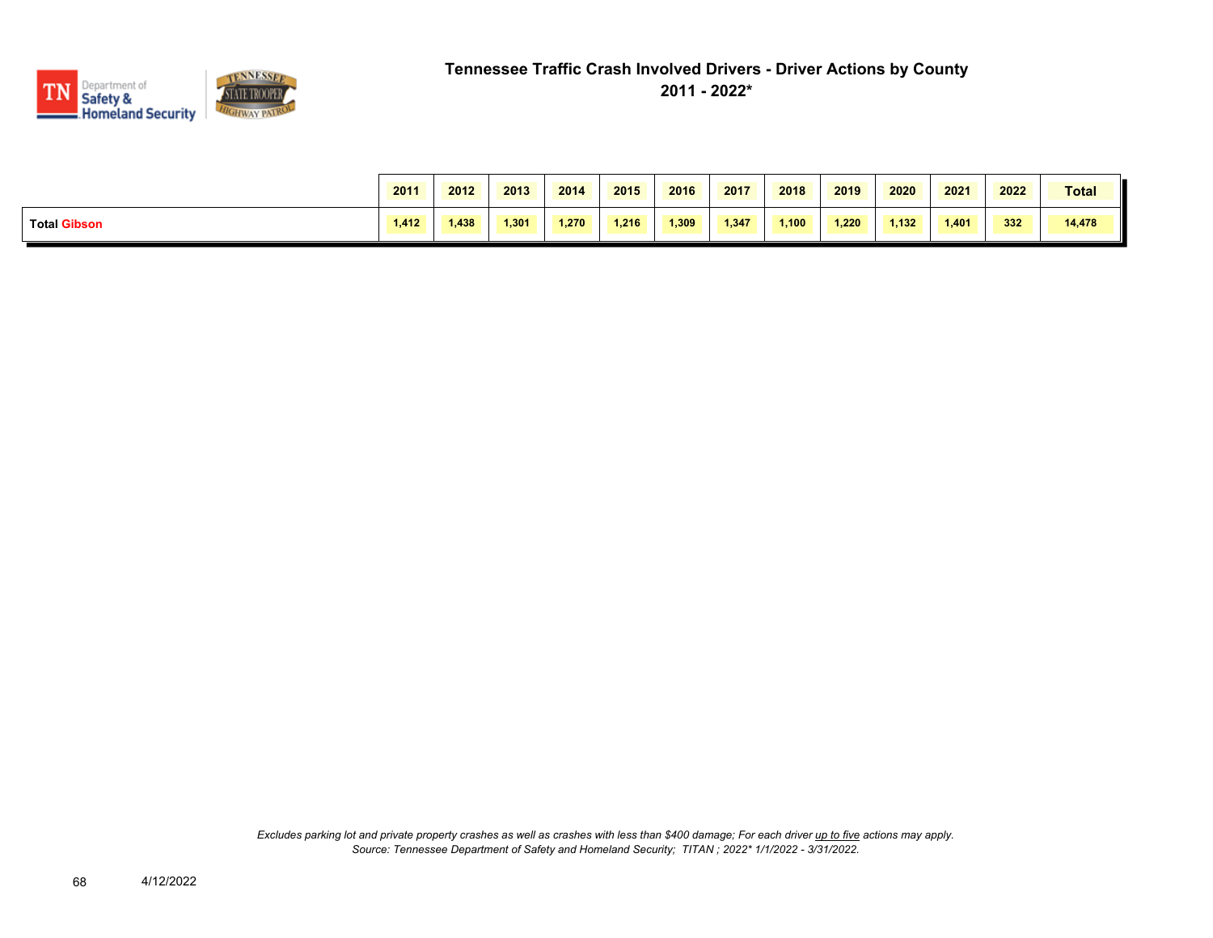# Tennessee Traffic Crash Involved Drivers - Driver Actions by County

## 2011 - 2022*

| | 2011 | 2012 | 2013 | 2014 | 2015 | 2016 | 2017 | 2018 | 2019 | 2020 | 2021 | 2022 | Total |
|---|---|---|---|---|---|---|---|---|---|---|---|---|---|
| **Total Gibson** | 1,412 | 1,438 | 1,301 | 1,270 | 1,216 | 1,309 | 1,347 | 1,100 | 1,220 | 1,132 | 1,401 | 332 | 14,478 |

*Excludes parking lot and private property crashes as well as crashes with less than $400 damage; For each driver up to five actions may apply.*
*Source: Tennessee Department of Safety and Homeland Security; TITAN ; 2022* 1/1/2022 - 3/31/2022.*

4/12/2022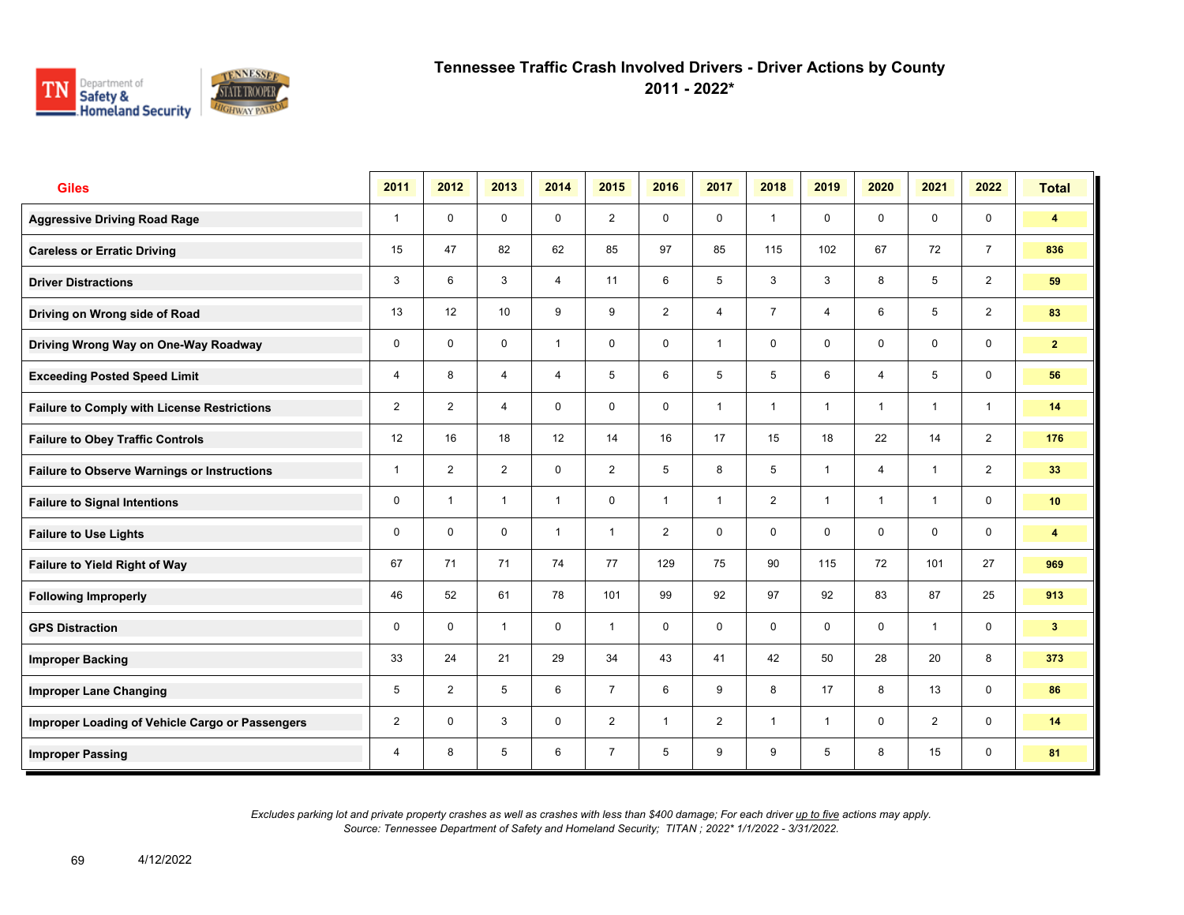# Tennessee Traffic Crash Involved Drivers - Driver Actions by County
## 2011 - 2022*

| Giles | 2011 | 2012 | 2013 | 2014 | 2015 | 2016 | 2017 | 2018 | 2019 | 2020 | 2021 | 2022 | Total |
|---|---|---|---|---|---|---|---|---|---|---|---|---|---|
| Aggressive Driving Road Rage | 1 | 0 | 0 | 0 | 2 | 0 | 0 | 1 | 0 | 0 | 0 | 0 | 4 |
| Careless or Erratic Driving | 15 | 47 | 82 | 62 | 85 | 97 | 85 | 115 | 102 | 67 | 72 | 7 | 836 |
| Driver Distractions | 3 | 6 | 3 | 4 | 11 | 6 | 5 | 3 | 3 | 8 | 5 | 2 | 59 |
| Driving on Wrong side of Road | 13 | 12 | 10 | 9 | 9 | 2 | 4 | 7 | 4 | 6 | 5 | 2 | 83 |
| Driving Wrong Way on One-Way Roadway | 0 | 0 | 0 | 1 | 0 | 0 | 1 | 0 | 0 | 0 | 0 | 0 | 2 |
| Exceeding Posted Speed Limit | 4 | 8 | 4 | 4 | 5 | 6 | 5 | 5 | 6 | 4 | 5 | 0 | 56 |
| Failure to Comply with License Restrictions | 2 | 2 | 4 | 0 | 0 | 0 | 1 | 1 | 1 | 1 | 1 | 1 | 14 |
| Failure to Obey Traffic Controls | 12 | 16 | 18 | 12 | 14 | 16 | 17 | 15 | 18 | 22 | 14 | 2 | 176 |
| Failure to Observe Warnings or Instructions | 1 | 2 | 2 | 0 | 2 | 5 | 8 | 5 | 1 | 4 | 1 | 2 | 33 |
| Failure to Signal Intentions | 0 | 1 | 1 | 1 | 0 | 1 | 1 | 2 | 1 | 1 | 1 | 0 | 10 |
| Failure to Use Lights | 0 | 0 | 0 | 1 | 1 | 2 | 0 | 0 | 0 | 0 | 0 | 0 | 4 |
| Failure to Yield Right of Way | 67 | 71 | 71 | 74 | 77 | 129 | 75 | 90 | 115 | 72 | 101 | 27 | 969 |
| Following Improperly | 46 | 52 | 61 | 78 | 101 | 99 | 92 | 97 | 92 | 83 | 87 | 25 | 913 |
| GPS Distraction | 0 | 0 | 1 | 0 | 1 | 0 | 0 | 0 | 0 | 0 | 1 | 0 | 3 |
| Improper Backing | 33 | 24 | 21 | 29 | 34 | 43 | 41 | 42 | 50 | 28 | 20 | 8 | 373 |
| Improper Lane Changing | 5 | 2 | 5 | 6 | 7 | 6 | 9 | 8 | 17 | 8 | 13 | 0 | 86 |
| Improper Loading of Vehicle Cargo or Passengers | 2 | 0 | 3 | 0 | 2 | 1 | 2 | 1 | 1 | 0 | 2 | 0 | 14 |
| Improper Passing | 4 | 8 | 5 | 6 | 7 | 5 | 9 | 9 | 5 | 8 | 15 | 0 | 81 |

*Excludes parking lot and private property crashes as well as crashes with less than $400 damage; For each driver up to five actions may apply.*
*Source: Tennessee Department of Safety and Homeland Security; TITAN ; 2022* 1/1/2022 - 3/31/2022.*

4/12/2022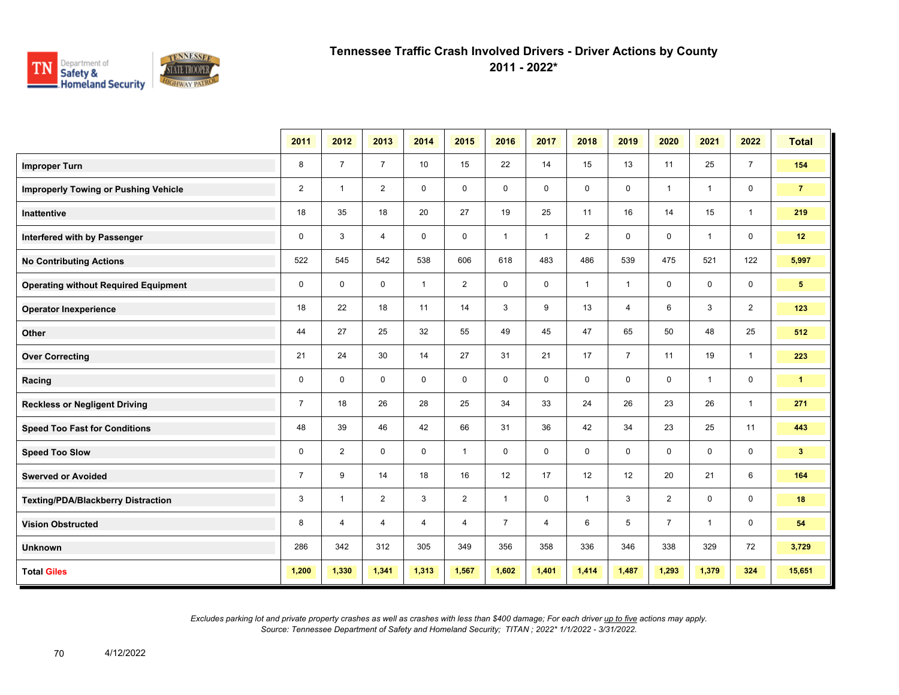# Tennessee Traffic Crash Involved Drivers - Driver Actions by County
## 2011 - 2022*

| | 2011 | 2012 | 2013 | 2014 | 2015 | 2016 | 2017 | 2018 | 2019 | 2020 | 2021 | 2022 | Total |
|---|---|---|---|---|---|---|---|---|---|---|---|---|---|
| **Improper Turn** | 8 | 7 | 7 | 10 | 15 | 22 | 14 | 15 | 13 | 11 | 25 | 7 | **154** |
| **Improperly Towing or Pushing Vehicle** | 2 | 1 | 2 | 0 | 0 | 0 | 0 | 0 | 0 | 1 | 1 | 0 | **7** |
| **Inattentive** | 18 | 35 | 18 | 20 | 27 | 19 | 25 | 11 | 16 | 14 | 15 | 1 | **219** |
| **Interfered with by Passenger** | 0 | 3 | 4 | 0 | 0 | 1 | 1 | 2 | 0 | 0 | 1 | 0 | **12** |
| **No Contributing Actions** | 522 | 545 | 542 | 538 | 606 | 618 | 483 | 486 | 539 | 475 | 521 | 122 | **5,997** |
| **Operating without Required Equipment** | 0 | 0 | 0 | 1 | 2 | 0 | 0 | 1 | 1 | 0 | 0 | 0 | **5** |
| **Operator Inexperience** | 18 | 22 | 18 | 11 | 14 | 3 | 9 | 13 | 4 | 6 | 3 | 2 | **123** |
| **Other** | 44 | 27 | 25 | 32 | 55 | 49 | 45 | 47 | 65 | 50 | 48 | 25 | **512** |
| **Over Correcting** | 21 | 24 | 30 | 14 | 27 | 31 | 21 | 17 | 7 | 11 | 19 | 1 | **223** |
| **Racing** | 0 | 0 | 0 | 0 | 0 | 0 | 0 | 0 | 0 | 0 | 1 | 0 | **1** |
| **Reckless or Negligent Driving** | 7 | 18 | 26 | 28 | 25 | 34 | 33 | 24 | 26 | 23 | 26 | 1 | **271** |
| **Speed Too Fast for Conditions** | 48 | 39 | 46 | 42 | 66 | 31 | 36 | 42 | 34 | 23 | 25 | 11 | **443** |
| **Speed Too Slow** | 0 | 2 | 0 | 0 | 1 | 0 | 0 | 0 | 0 | 0 | 0 | 0 | **3** |
| **Swerved or Avoided** | 7 | 9 | 14 | 18 | 16 | 12 | 17 | 12 | 12 | 20 | 21 | 6 | **164** |
| **Texting/PDA/Blackberry Distraction** | 3 | 1 | 2 | 3 | 2 | 1 | 0 | 1 | 3 | 2 | 0 | 0 | **18** |
| **Vision Obstructed** | 8 | 4 | 4 | 4 | 4 | 7 | 4 | 6 | 5 | 7 | 1 | 0 | **54** |
| **Unknown** | 286 | 342 | 312 | 305 | 349 | 356 | 358 | 336 | 346 | 338 | 329 | 72 | **3,729** |
| **Total Giles** | **1,200** | **1,330** | **1,341** | **1,313** | **1,567** | **1,602** | **1,401** | **1,414** | **1,487** | **1,293** | **1,379** | **324** | **15,651** |

*Excludes parking lot and private property crashes as well as crashes with less than $400 damage; For each driver up to five actions may apply.*
*Source: Tennessee Department of Safety and Homeland Security; TITAN ; 2022* 1/1/2022 - 3/31/2022.*

4/12/2022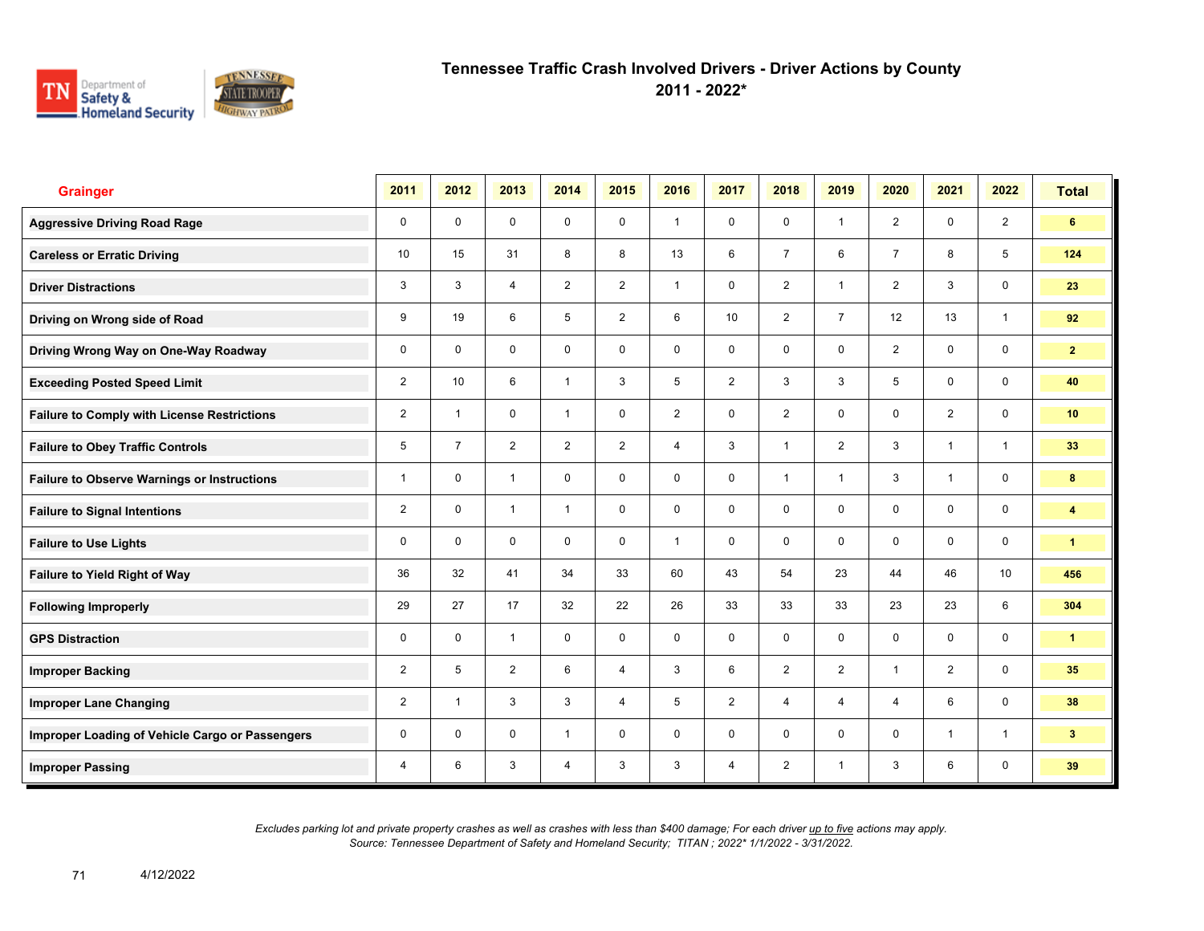# Tennessee Traffic Crash Involved Drivers - Driver Actions by County

## 2011 - 2022*

| Grainger | 2011 | 2012 | 2013 | 2014 | 2015 | 2016 | 2017 | 2018 | 2019 | 2020 | 2021 | 2022 | Total |
|---|---|---|---|---|---|---|---|---|---|---|---|---|---|
| Aggressive Driving Road Rage | 0 | 0 | 0 | 0 | 0 | 1 | 0 | 0 | 1 | 2 | 0 | 2 | 6 |
| Careless or Erratic Driving | 10 | 15 | 31 | 8 | 8 | 13 | 6 | 7 | 6 | 7 | 8 | 5 | 124 |
| Driver Distractions | 3 | 3 | 4 | 2 | 2 | 1 | 0 | 2 | 1 | 2 | 3 | 0 | 23 |
| Driving on Wrong side of Road | 9 | 19 | 6 | 5 | 2 | 6 | 10 | 2 | 7 | 12 | 13 | 1 | 92 |
| Driving Wrong Way on One-Way Roadway | 0 | 0 | 0 | 0 | 0 | 0 | 0 | 0 | 0 | 2 | 0 | 0 | 2 |
| Exceeding Posted Speed Limit | 2 | 10 | 6 | 1 | 3 | 5 | 2 | 3 | 3 | 5 | 0 | 0 | 40 |
| Failure to Comply with License Restrictions | 2 | 1 | 0 | 1 | 0 | 2 | 0 | 2 | 0 | 0 | 2 | 0 | 10 |
| Failure to Obey Traffic Controls | 5 | 7 | 2 | 2 | 2 | 4 | 3 | 1 | 2 | 3 | 1 | 1 | 33 |
| Failure to Observe Warnings or Instructions | 1 | 0 | 1 | 0 | 0 | 0 | 0 | 1 | 1 | 3 | 1 | 0 | 8 |
| Failure to Signal Intentions | 2 | 0 | 1 | 1 | 0 | 0 | 0 | 0 | 0 | 0 | 0 | 0 | 4 |
| Failure to Use Lights | 0 | 0 | 0 | 0 | 0 | 1 | 0 | 0 | 0 | 0 | 0 | 0 | 1 |
| Failure to Yield Right of Way | 36 | 32 | 41 | 34 | 33 | 60 | 43 | 54 | 23 | 44 | 46 | 10 | 456 |
| Following Improperly | 29 | 27 | 17 | 32 | 22 | 26 | 33 | 33 | 33 | 23 | 23 | 6 | 304 |
| GPS Distraction | 0 | 0 | 1 | 0 | 0 | 0 | 0 | 0 | 0 | 0 | 0 | 0 | 1 |
| Improper Backing | 2 | 5 | 2 | 6 | 4 | 3 | 6 | 2 | 2 | 1 | 2 | 0 | 35 |
| Improper Lane Changing | 2 | 1 | 3 | 3 | 4 | 5 | 2 | 4 | 4 | 4 | 6 | 0 | 38 |
| Improper Loading of Vehicle Cargo or Passengers | 0 | 0 | 0 | 1 | 0 | 0 | 0 | 0 | 0 | 0 | 1 | 1 | 3 |
| Improper Passing | 4 | 6 | 3 | 4 | 3 | 3 | 4 | 2 | 1 | 3 | 6 | 0 | 39 |

*Excludes parking lot and private property crashes as well as crashes with less than $400 damage; For each driver up to five actions may apply.*
*Source: Tennessee Department of Safety and Homeland Security; TITAN ; 2022* 1/1/2022 - 3/31/2022.*

4/12/2022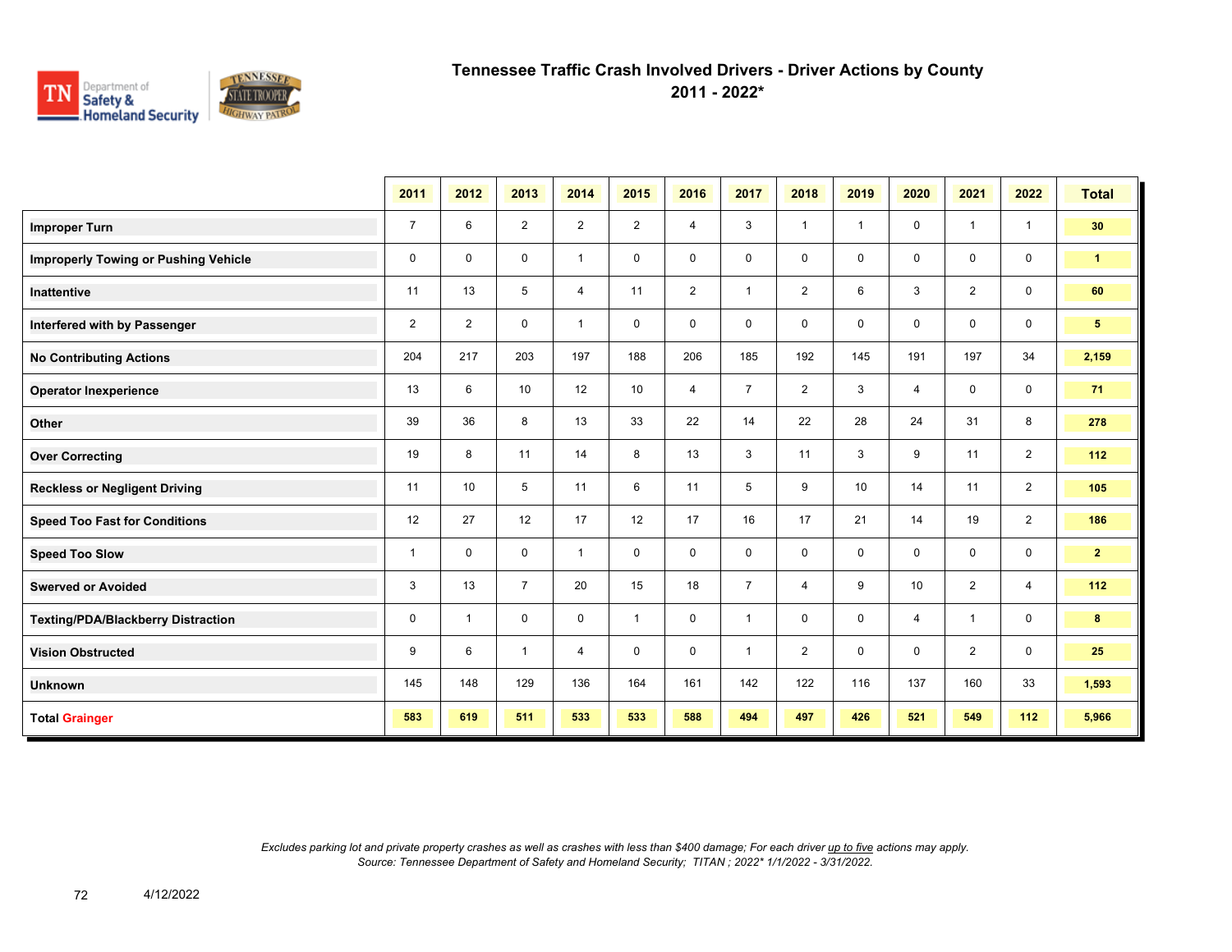# Tennessee Traffic Crash Involved Drivers - Driver Actions by County

## 2011 - 2022*

| | 2011 | 2012 | 2013 | 2014 | 2015 | 2016 | 2017 | 2018 | 2019 | 2020 | 2021 | 2022 | Total |
|---|---|---|---|---|---|---|---|---|---|---|---|---|---|
| **Improper Turn** | 7 | 6 | 2 | 2 | 2 | 4 | 3 | 1 | 1 | 0 | 1 | 1 | **30** |
| **Improperly Towing or Pushing Vehicle** | 0 | 0 | 0 | 1 | 0 | 0 | 0 | 0 | 0 | 0 | 0 | 0 | **1** |
| **Inattentive** | 11 | 13 | 5 | 4 | 11 | 2 | 1 | 2 | 6 | 3 | 2 | 0 | **60** |
| **Interfered with by Passenger** | 2 | 2 | 0 | 1 | 0 | 0 | 0 | 0 | 0 | 0 | 0 | 0 | **5** |
| **No Contributing Actions** | 204 | 217 | 203 | 197 | 188 | 206 | 185 | 192 | 145 | 191 | 197 | 34 | **2,159** |
| **Operator Inexperience** | 13 | 6 | 10 | 12 | 10 | 4 | 7 | 2 | 3 | 4 | 0 | 0 | **71** |
| **Other** | 39 | 36 | 8 | 13 | 33 | 22 | 14 | 22 | 28 | 24 | 31 | 8 | **278** |
| **Over Correcting** | 19 | 8 | 11 | 14 | 8 | 13 | 3 | 11 | 3 | 9 | 11 | 2 | **112** |
| **Reckless or Negligent Driving** | 11 | 10 | 5 | 11 | 6 | 11 | 5 | 9 | 10 | 14 | 11 | 2 | **105** |
| **Speed Too Fast for Conditions** | 12 | 27 | 12 | 17 | 12 | 17 | 16 | 17 | 21 | 14 | 19 | 2 | **186** |
| **Speed Too Slow** | 1 | 0 | 0 | 1 | 0 | 0 | 0 | 0 | 0 | 0 | 0 | 0 | **2** |
| **Swerved or Avoided** | 3 | 13 | 7 | 20 | 15 | 18 | 7 | 4 | 9 | 10 | 2 | 4 | **112** |
| **Texting/PDA/Blackberry Distraction** | 0 | 1 | 0 | 0 | 1 | 0 | 1 | 0 | 0 | 4 | 1 | 0 | **8** |
| **Vision Obstructed** | 9 | 6 | 1 | 4 | 0 | 0 | 1 | 2 | 0 | 0 | 2 | 0 | **25** |
| **Unknown** | 145 | 148 | 129 | 136 | 164 | 161 | 142 | 122 | 116 | 137 | 160 | 33 | **1,593** |
| **Total Grainger** | **583** | **619** | **511** | **533** | **533** | **588** | **494** | **497** | **426** | **521** | **549** | **112** | **5,966** |

*Excludes parking lot and private property crashes as well as crashes with less than $400 damage; For each driver up to five actions may apply.*
*Source: Tennessee Department of Safety and Homeland Security; TITAN ; 2022* 1/1/2022 - 3/31/2022.*

4/12/2022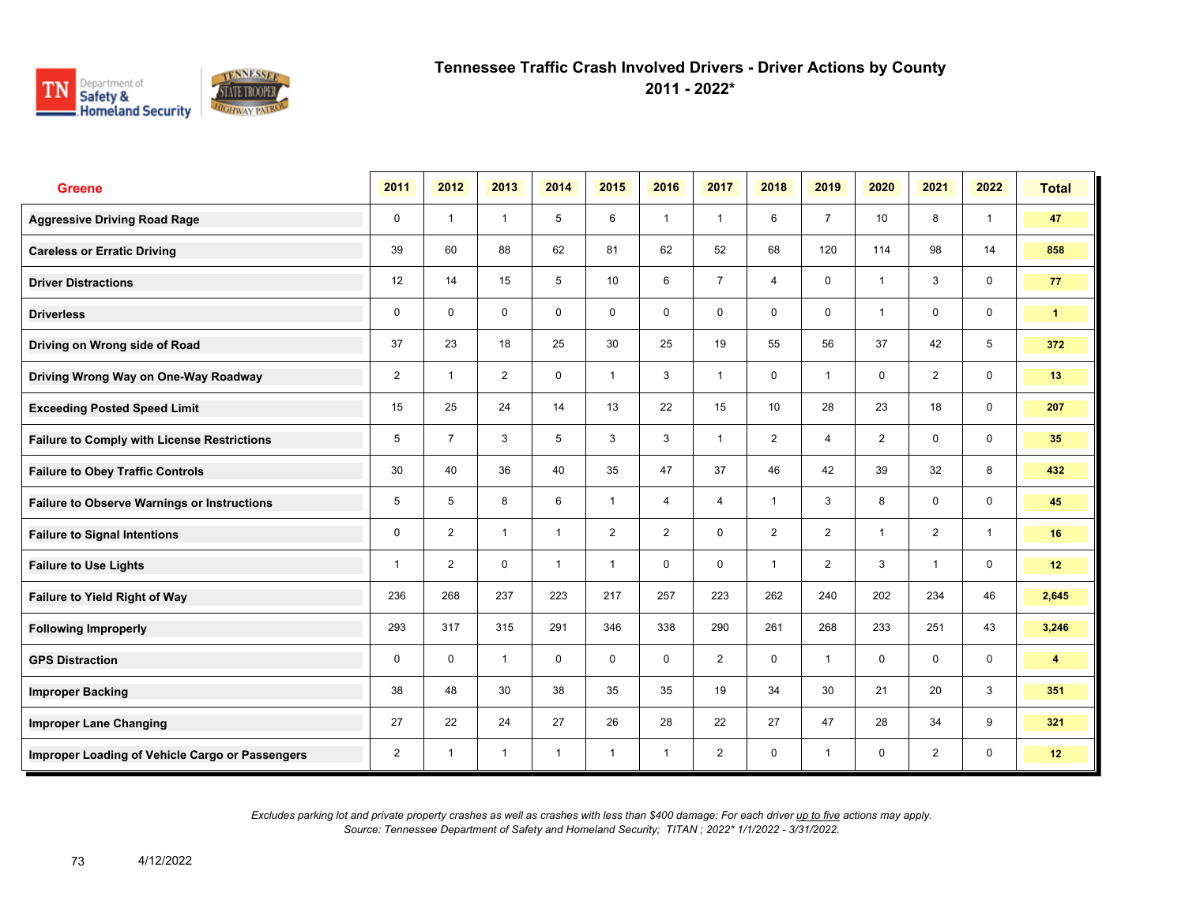# Tennessee Traffic Crash Involved Drivers - Driver Actions by County
## 2011 - 2022*

| Greene | 2011 | 2012 | 2013 | 2014 | 2015 | 2016 | 2017 | 2018 | 2019 | 2020 | 2021 | 2022 | Total |
|---|---|---|---|---|---|---|---|---|---|---|---|---|---|
| Aggressive Driving Road Rage | 0 | 1 | 1 | 5 | 6 | 1 | 1 | 6 | 7 | 10 | 8 | 1 | 47 |
| Careless or Erratic Driving | 39 | 60 | 88 | 62 | 81 | 62 | 52 | 68 | 120 | 114 | 98 | 14 | 858 |
| Driver Distractions | 12 | 14 | 15 | 5 | 10 | 6 | 7 | 4 | 0 | 1 | 3 | 0 | 77 |
| Driverless | 0 | 0 | 0 | 0 | 0 | 0 | 0 | 0 | 0 | 1 | 0 | 0 | 1 |
| Driving on Wrong side of Road | 37 | 23 | 18 | 25 | 30 | 25 | 19 | 55 | 56 | 37 | 42 | 5 | 372 |
| Driving Wrong Way on One-Way Roadway | 2 | 1 | 2 | 0 | 1 | 3 | 1 | 0 | 1 | 0 | 2 | 0 | 13 |
| Exceeding Posted Speed Limit | 15 | 25 | 24 | 14 | 13 | 22 | 15 | 10 | 28 | 23 | 18 | 0 | 207 |
| Failure to Comply with License Restrictions | 5 | 7 | 3 | 5 | 3 | 3 | 1 | 2 | 4 | 2 | 0 | 0 | 35 |
| Failure to Obey Traffic Controls | 30 | 40 | 36 | 40 | 35 | 47 | 37 | 46 | 42 | 39 | 32 | 8 | 432 |
| Failure to Observe Warnings or Instructions | 5 | 5 | 8 | 6 | 1 | 4 | 4 | 1 | 3 | 8 | 0 | 0 | 45 |
| Failure to Signal Intentions | 0 | 2 | 1 | 1 | 2 | 2 | 0 | 2 | 2 | 1 | 2 | 1 | 16 |
| Failure to Use Lights | 1 | 2 | 0 | 1 | 1 | 0 | 0 | 1 | 2 | 3 | 1 | 0 | 12 |
| Failure to Yield Right of Way | 236 | 268 | 237 | 223 | 217 | 257 | 223 | 262 | 240 | 202 | 234 | 46 | 2,645 |
| Following Improperly | 293 | 317 | 315 | 291 | 346 | 338 | 290 | 261 | 268 | 233 | 251 | 43 | 3,246 |
| GPS Distraction | 0 | 0 | 1 | 0 | 0 | 0 | 2 | 0 | 1 | 0 | 0 | 0 | 4 |
| Improper Backing | 38 | 48 | 30 | 38 | 35 | 35 | 19 | 34 | 30 | 21 | 20 | 3 | 351 |
| Improper Lane Changing | 27 | 22 | 24 | 27 | 26 | 28 | 22 | 27 | 47 | 28 | 34 | 9 | 321 |
| Improper Loading of Vehicle Cargo or Passengers | 2 | 1 | 1 | 1 | 1 | 1 | 2 | 0 | 1 | 0 | 2 | 0 | 12 |

*Excludes parking lot and private property crashes as well as crashes with less than $400 damage; For each driver up to five actions may apply.*
*Source: Tennessee Department of Safety and Homeland Security; TITAN ; 2022* 1/1/2022 - 3/31/2022.*

4/12/2022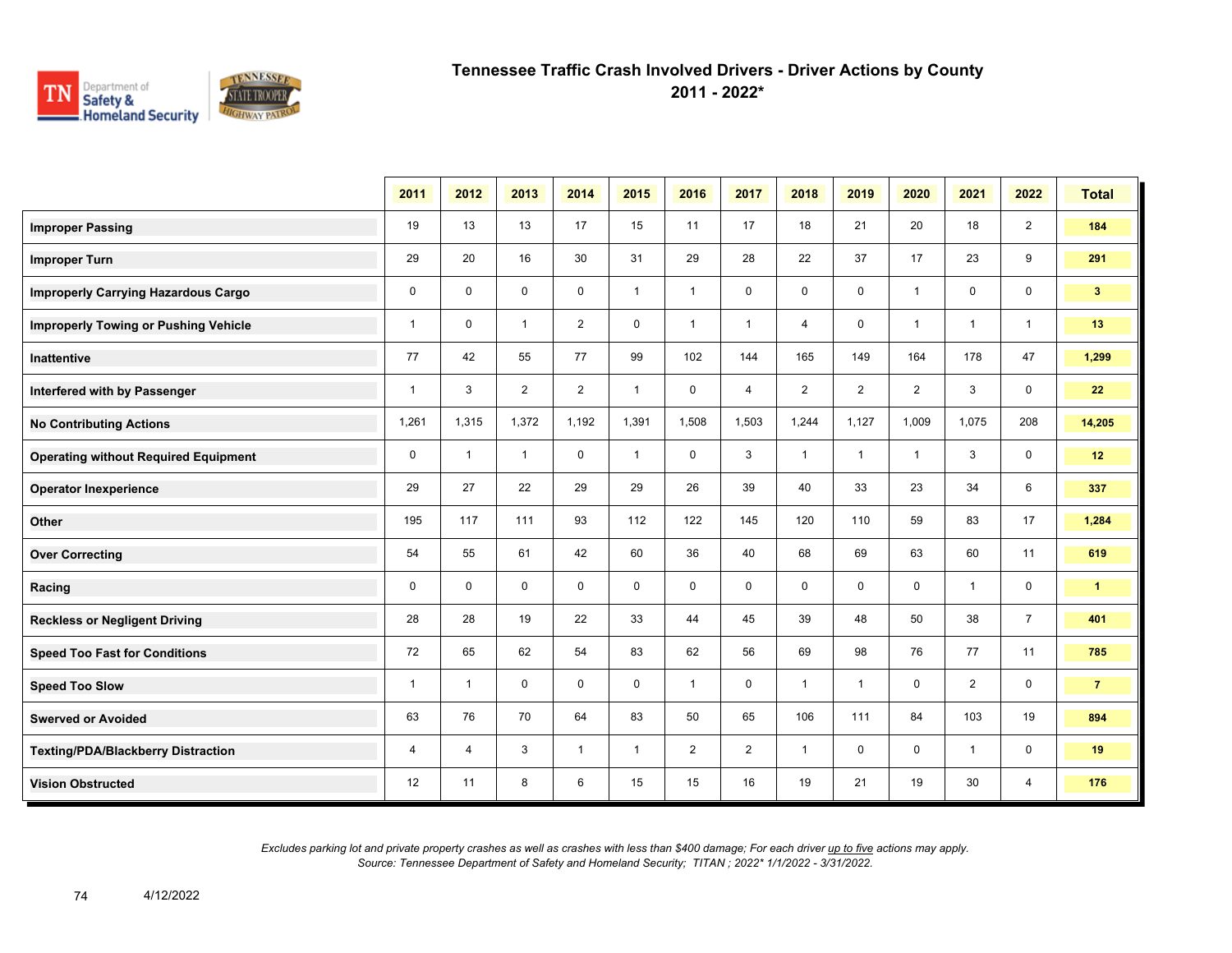# Tennessee Traffic Crash Involved Drivers - Driver Actions by County

## 2011 - 2022*

| | 2011 | 2012 | 2013 | 2014 | 2015 | 2016 | 2017 | 2018 | 2019 | 2020 | 2021 | 2022 | Total |
|---|---|---|---|---|---|---|---|---|---|---|---|---|---|
| **Improper Passing** | 19 | 13 | 13 | 17 | 15 | 11 | 17 | 18 | 21 | 20 | 18 | 2 | **184** |
| **Improper Turn** | 29 | 20 | 16 | 30 | 31 | 29 | 28 | 22 | 37 | 17 | 23 | 9 | **291** |
| **Improperly Carrying Hazardous Cargo** | 0 | 0 | 0 | 0 | 1 | 1 | 0 | 0 | 0 | 1 | 0 | 0 | **3** |
| **Improperly Towing or Pushing Vehicle** | 1 | 0 | 1 | 2 | 0 | 1 | 1 | 4 | 0 | 1 | 1 | 1 | **13** |
| **Inattentive** | 77 | 42 | 55 | 77 | 99 | 102 | 144 | 165 | 149 | 164 | 178 | 47 | **1,299** |
| **Interfered with by Passenger** | 1 | 3 | 2 | 2 | 1 | 0 | 4 | 2 | 2 | 2 | 3 | 0 | **22** |
| **No Contributing Actions** | 1,261 | 1,315 | 1,372 | 1,192 | 1,391 | 1,508 | 1,503 | 1,244 | 1,127 | 1,009 | 1,075 | 208 | **14,205** |
| **Operating without Required Equipment** | 0 | 1 | 1 | 0 | 1 | 0 | 3 | 1 | 1 | 1 | 3 | 0 | **12** |
| **Operator Inexperience** | 29 | 27 | 22 | 29 | 29 | 26 | 39 | 40 | 33 | 23 | 34 | 6 | **337** |
| **Other** | 195 | 117 | 111 | 93 | 112 | 122 | 145 | 120 | 110 | 59 | 83 | 17 | **1,284** |
| **Over Correcting** | 54 | 55 | 61 | 42 | 60 | 36 | 40 | 68 | 69 | 63 | 60 | 11 | **619** |
| **Racing** | 0 | 0 | 0 | 0 | 0 | 0 | 0 | 0 | 0 | 0 | 1 | 0 | **1** |
| **Reckless or Negligent Driving** | 28 | 28 | 19 | 22 | 33 | 44 | 45 | 39 | 48 | 50 | 38 | 7 | **401** |
| **Speed Too Fast for Conditions** | 72 | 65 | 62 | 54 | 83 | 62 | 56 | 69 | 98 | 76 | 77 | 11 | **785** |
| **Speed Too Slow** | 1 | 1 | 0 | 0 | 0 | 1 | 0 | 1 | 1 | 0 | 2 | 0 | **7** |
| **Swerved or Avoided** | 63 | 76 | 70 | 64 | 83 | 50 | 65 | 106 | 111 | 84 | 103 | 19 | **894** |
| **Texting/PDA/Blackberry Distraction** | 4 | 4 | 3 | 1 | 1 | 2 | 2 | 1 | 0 | 0 | 1 | 0 | **19** |
| **Vision Obstructed** | 12 | 11 | 8 | 6 | 15 | 15 | 16 | 19 | 21 | 19 | 30 | 4 | **176** |

*Excludes parking lot and private property crashes as well as crashes with less than $400 damage; For each driver up to five actions may apply.*
*Source: Tennessee Department of Safety and Homeland Security; TITAN ; 2022* 1/1/2022 - 3/31/2022.*

4/12/2022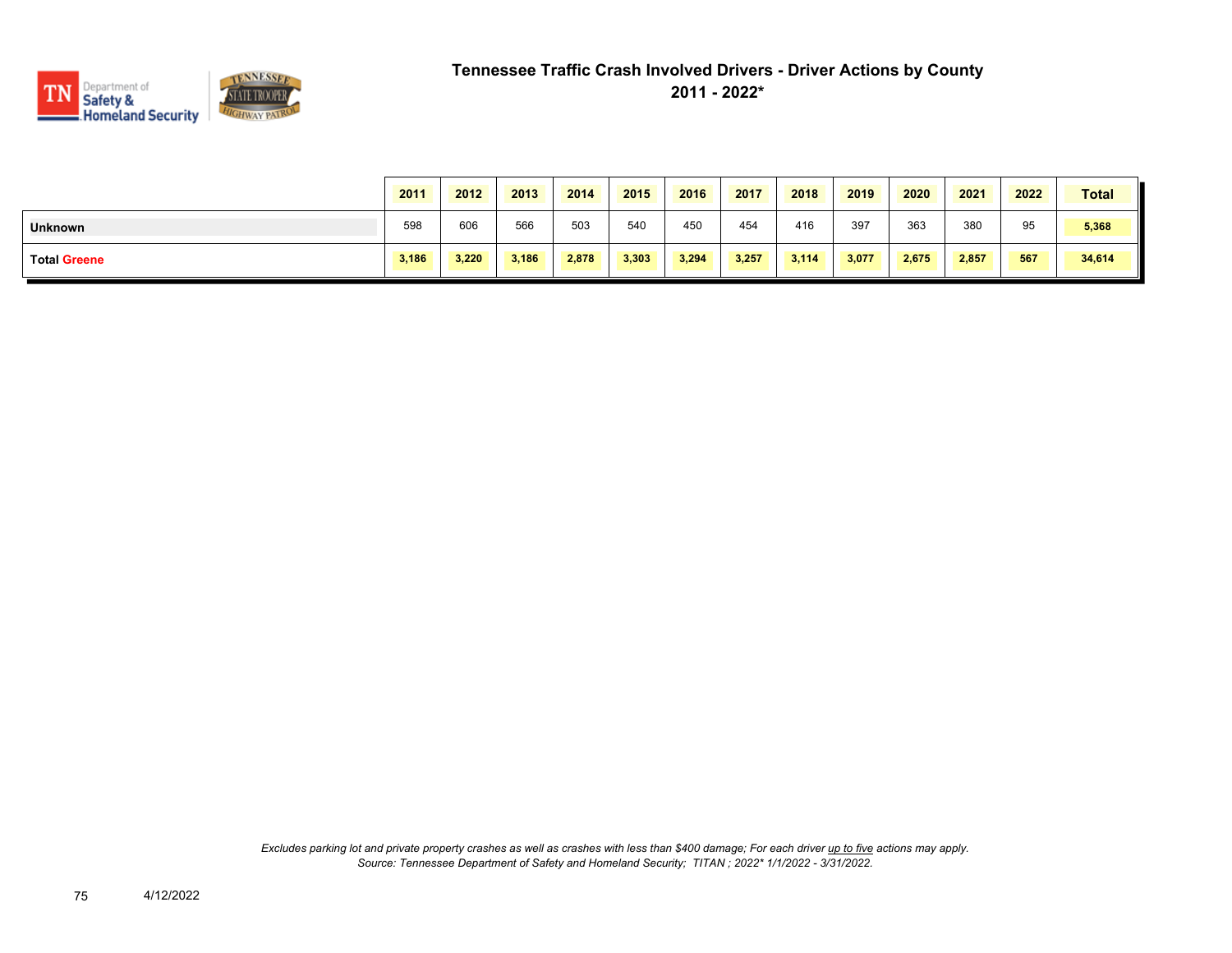# Tennessee Traffic Crash Involved Drivers - Driver Actions by County

## 2011 - 2022*

| | 2011 | 2012 | 2013 | 2014 | 2015 | 2016 | 2017 | 2018 | 2019 | 2020 | 2021 | 2022 | Total |
|---|---|---|---|---|---|---|---|---|---|---|---|---|---|
| **Unknown** | 598 | 606 | 566 | 503 | 540 | 450 | 454 | 416 | 397 | 363 | 380 | 95 | **5,368** |
| **Total Greene** | **3,186** | **3,220** | **3,186** | **2,878** | **3,303** | **3,294** | **3,257** | **3,114** | **3,077** | **2,675** | **2,857** | **567** | **34,614** |

*Excludes parking lot and private property crashes as well as crashes with less than $400 damage; For each driver up to five actions may apply.*
*Source: Tennessee Department of Safety and Homeland Security; TITAN ; 2022* 1/1/2022 - 3/31/2022.*

4/12/2022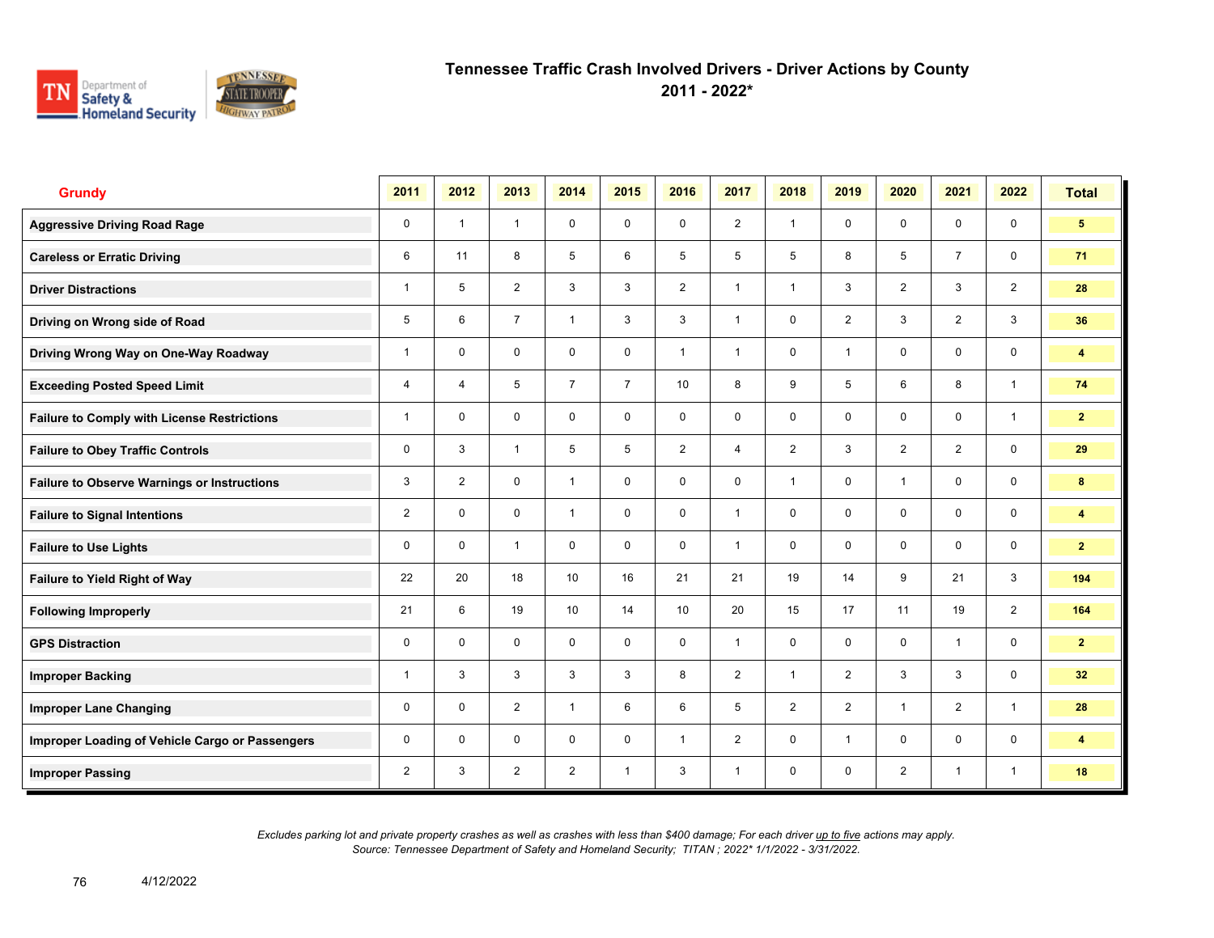# Tennessee Traffic Crash Involved Drivers - Driver Actions by County
## 2011 - 2022*

| Grundy | 2011 | 2012 | 2013 | 2014 | 2015 | 2016 | 2017 | 2018 | 2019 | 2020 | 2021 | 2022 | Total |
|---|---|---|---|---|---|---|---|---|---|---|---|---|---|
| Aggressive Driving Road Rage | 0 | 1 | 1 | 0 | 0 | 0 | 2 | 1 | 0 | 0 | 0 | 0 | 5 |
| Careless or Erratic Driving | 6 | 11 | 8 | 5 | 6 | 5 | 5 | 5 | 8 | 5 | 7 | 0 | 71 |
| Driver Distractions | 1 | 5 | 2 | 3 | 3 | 2 | 1 | 1 | 3 | 2 | 3 | 2 | 28 |
| Driving on Wrong side of Road | 5 | 6 | 7 | 1 | 3 | 3 | 1 | 0 | 2 | 3 | 2 | 3 | 36 |
| Driving Wrong Way on One-Way Roadway | 1 | 0 | 0 | 0 | 0 | 1 | 1 | 0 | 1 | 0 | 0 | 0 | 4 |
| Exceeding Posted Speed Limit | 4 | 4 | 5 | 7 | 7 | 10 | 8 | 9 | 5 | 6 | 8 | 1 | 74 |
| Failure to Comply with License Restrictions | 1 | 0 | 0 | 0 | 0 | 0 | 0 | 0 | 0 | 0 | 0 | 1 | 2 |
| Failure to Obey Traffic Controls | 0 | 3 | 1 | 5 | 5 | 2 | 4 | 2 | 3 | 2 | 2 | 0 | 29 |
| Failure to Observe Warnings or Instructions | 3 | 2 | 0 | 1 | 0 | 0 | 0 | 1 | 0 | 1 | 0 | 0 | 8 |
| Failure to Signal Intentions | 2 | 0 | 0 | 1 | 0 | 0 | 1 | 0 | 0 | 0 | 0 | 0 | 4 |
| Failure to Use Lights | 0 | 0 | 1 | 0 | 0 | 0 | 1 | 0 | 0 | 0 | 0 | 0 | 2 |
| Failure to Yield Right of Way | 22 | 20 | 18 | 10 | 16 | 21 | 21 | 19 | 14 | 9 | 21 | 3 | 194 |
| Following Improperly | 21 | 6 | 19 | 10 | 14 | 10 | 20 | 15 | 17 | 11 | 19 | 2 | 164 |
| GPS Distraction | 0 | 0 | 0 | 0 | 0 | 0 | 1 | 0 | 0 | 0 | 1 | 0 | 2 |
| Improper Backing | 1 | 3 | 3 | 3 | 3 | 8 | 2 | 1 | 2 | 3 | 3 | 0 | 32 |
| Improper Lane Changing | 0 | 0 | 2 | 1 | 6 | 6 | 5 | 2 | 2 | 1 | 2 | 1 | 28 |
| Improper Loading of Vehicle Cargo or Passengers | 0 | 0 | 0 | 0 | 0 | 1 | 2 | 0 | 1 | 0 | 0 | 0 | 4 |
| Improper Passing | 2 | 3 | 2 | 2 | 1 | 3 | 1 | 0 | 0 | 2 | 1 | 1 | 18 |

*Excludes parking lot and private property crashes as well as crashes with less than $400 damage; For each driver up to five actions may apply.*
*Source: Tennessee Department of Safety and Homeland Security; TITAN ; 2022* 1/1/2022 - 3/31/2022.*

4/12/2022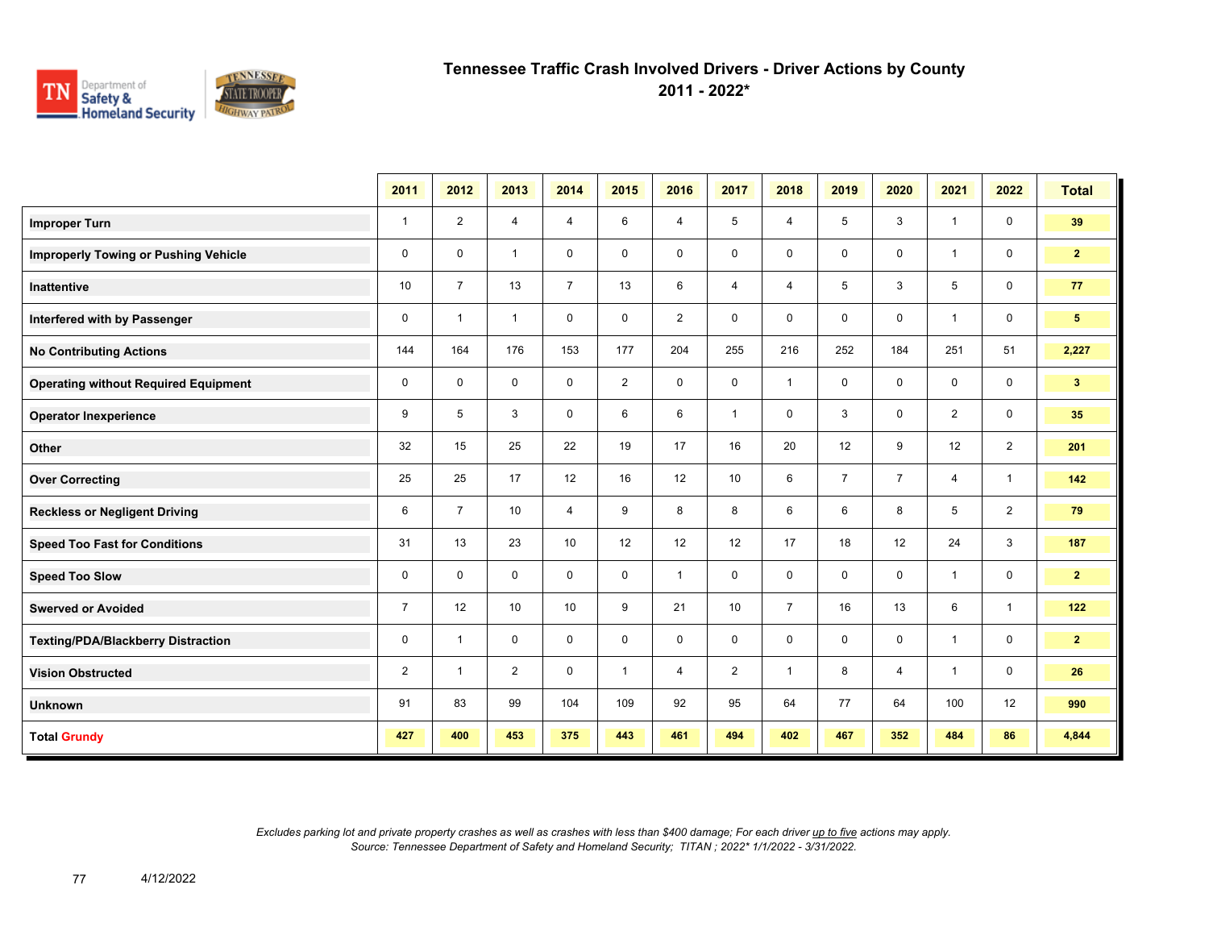# Tennessee Traffic Crash Involved Drivers - Driver Actions by County

## 2011 - 2022*

| | 2011 | 2012 | 2013 | 2014 | 2015 | 2016 | 2017 | 2018 | 2019 | 2020 | 2021 | 2022 | Total |
|---|---|---|---|---|---|---|---|---|---|---|---|---|---|
| **Improper Turn** | 1 | 2 | 4 | 4 | 6 | 4 | 5 | 4 | 5 | 3 | 1 | 0 | **39** |
| **Improperly Towing or Pushing Vehicle** | 0 | 0 | 1 | 0 | 0 | 0 | 0 | 0 | 0 | 0 | 1 | 0 | **2** |
| **Inattentive** | 10 | 7 | 13 | 7 | 13 | 6 | 4 | 4 | 5 | 3 | 5 | 0 | **77** |
| **Interfered with by Passenger** | 0 | 1 | 1 | 0 | 0 | 2 | 0 | 0 | 0 | 0 | 1 | 0 | **5** |
| **No Contributing Actions** | 144 | 164 | 176 | 153 | 177 | 204 | 255 | 216 | 252 | 184 | 251 | 51 | **2,227** |
| **Operating without Required Equipment** | 0 | 0 | 0 | 0 | 2 | 0 | 0 | 1 | 0 | 0 | 0 | 0 | **3** |
| **Operator Inexperience** | 9 | 5 | 3 | 0 | 6 | 6 | 1 | 0 | 3 | 0 | 2 | 0 | **35** |
| **Other** | 32 | 15 | 25 | 22 | 19 | 17 | 16 | 20 | 12 | 9 | 12 | 2 | **201** |
| **Over Correcting** | 25 | 25 | 17 | 12 | 16 | 12 | 10 | 6 | 7 | 7 | 4 | 1 | **142** |
| **Reckless or Negligent Driving** | 6 | 7 | 10 | 4 | 9 | 8 | 8 | 6 | 6 | 8 | 5 | 2 | **79** |
| **Speed Too Fast for Conditions** | 31 | 13 | 23 | 10 | 12 | 12 | 12 | 17 | 18 | 12 | 24 | 3 | **187** |
| **Speed Too Slow** | 0 | 0 | 0 | 0 | 0 | 1 | 0 | 0 | 0 | 0 | 1 | 0 | **2** |
| **Swerved or Avoided** | 7 | 12 | 10 | 10 | 9 | 21 | 10 | 7 | 16 | 13 | 6 | 1 | **122** |
| **Texting/PDA/Blackberry Distraction** | 0 | 1 | 0 | 0 | 0 | 0 | 0 | 0 | 0 | 0 | 1 | 0 | **2** |
| **Vision Obstructed** | 2 | 1 | 2 | 0 | 1 | 4 | 2 | 1 | 8 | 4 | 1 | 0 | **26** |
| **Unknown** | 91 | 83 | 99 | 104 | 109 | 92 | 95 | 64 | 77 | 64 | 100 | 12 | **990** |
| **Total Grundy** | **427** | **400** | **453** | **375** | **443** | **461** | **494** | **402** | **467** | **352** | **484** | **86** | **4,844** |

*Excludes parking lot and private property crashes as well as crashes with less than $400 damage; For each driver up to five actions may apply.*
*Source: Tennessee Department of Safety and Homeland Security; TITAN ; 2022* 1/1/2022 - 3/31/2022.*

4/12/2022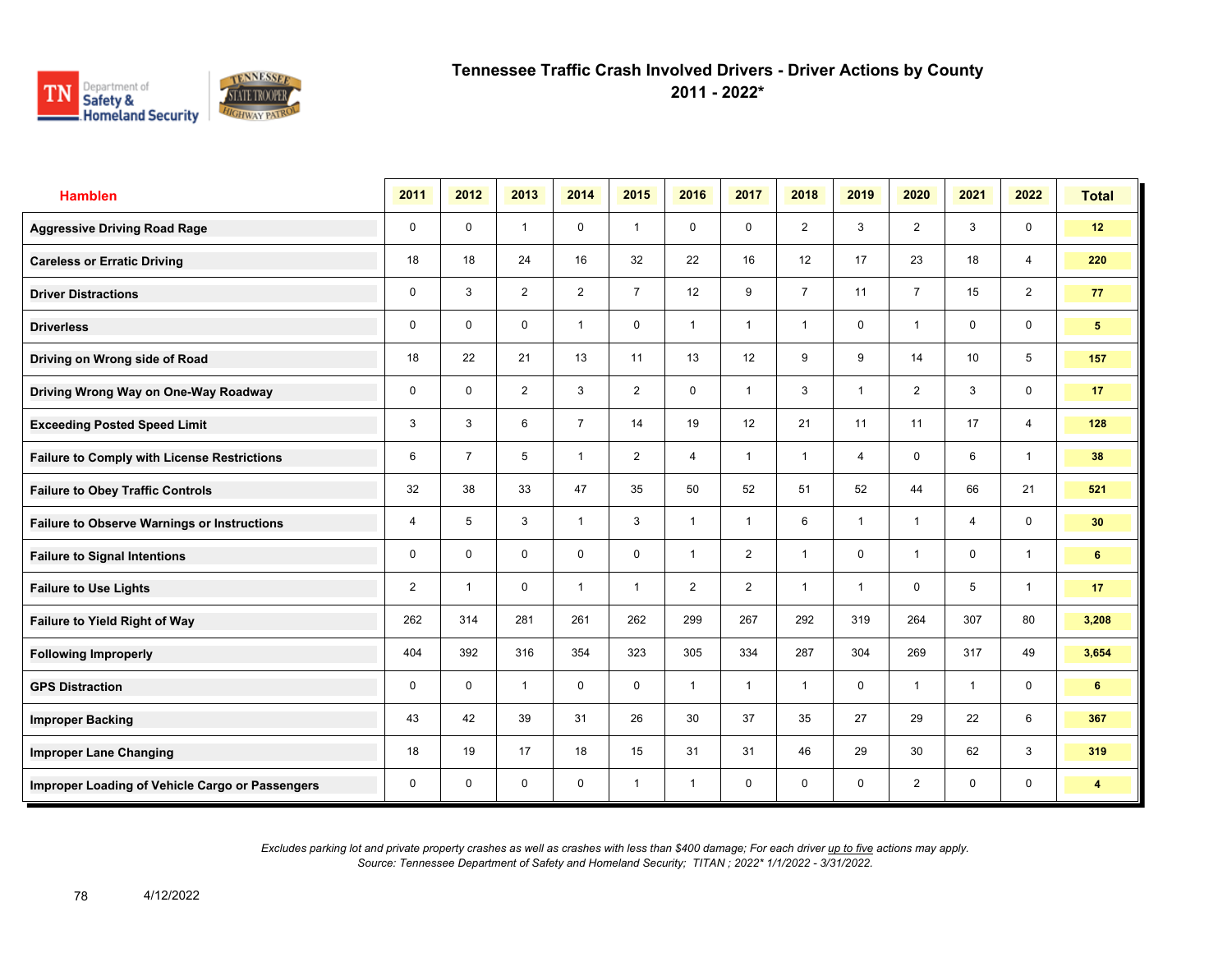# Tennessee Traffic Crash Involved Drivers - Driver Actions by County
## 2011 - 2022*

| Hamblen | 2011 | 2012 | 2013 | 2014 | 2015 | 2016 | 2017 | 2018 | 2019 | 2020 | 2021 | 2022 | Total |
|---|---|---|---|---|---|---|---|---|---|---|---|---|---|
| Aggressive Driving Road Rage | 0 | 0 | 1 | 0 | 1 | 0 | 0 | 2 | 3 | 2 | 3 | 0 | 12 |
| Careless or Erratic Driving | 18 | 18 | 24 | 16 | 32 | 22 | 16 | 12 | 17 | 23 | 18 | 4 | 220 |
| Driver Distractions | 0 | 3 | 2 | 2 | 7 | 12 | 9 | 7 | 11 | 7 | 15 | 2 | 77 |
| Driverless | 0 | 0 | 0 | 1 | 0 | 1 | 1 | 1 | 0 | 1 | 0 | 0 | 5 |
| Driving on Wrong side of Road | 18 | 22 | 21 | 13 | 11 | 13 | 12 | 9 | 9 | 14 | 10 | 5 | 157 |
| Driving Wrong Way on One-Way Roadway | 0 | 0 | 2 | 3 | 2 | 0 | 1 | 3 | 1 | 2 | 3 | 0 | 17 |
| Exceeding Posted Speed Limit | 3 | 3 | 6 | 7 | 14 | 19 | 12 | 21 | 11 | 11 | 17 | 4 | 128 |
| Failure to Comply with License Restrictions | 6 | 7 | 5 | 1 | 2 | 4 | 1 | 1 | 4 | 0 | 6 | 1 | 38 |
| Failure to Obey Traffic Controls | 32 | 38 | 33 | 47 | 35 | 50 | 52 | 51 | 52 | 44 | 66 | 21 | 521 |
| Failure to Observe Warnings or Instructions | 4 | 5 | 3 | 1 | 3 | 1 | 1 | 6 | 1 | 1 | 4 | 0 | 30 |
| Failure to Signal Intentions | 0 | 0 | 0 | 0 | 0 | 1 | 2 | 1 | 0 | 1 | 0 | 1 | 6 |
| Failure to Use Lights | 2 | 1 | 0 | 1 | 1 | 2 | 2 | 1 | 1 | 0 | 5 | 1 | 17 |
| Failure to Yield Right of Way | 262 | 314 | 281 | 261 | 262 | 299 | 267 | 292 | 319 | 264 | 307 | 80 | 3,208 |
| Following Improperly | 404 | 392 | 316 | 354 | 323 | 305 | 334 | 287 | 304 | 269 | 317 | 49 | 3,654 |
| GPS Distraction | 0 | 0 | 1 | 0 | 0 | 1 | 1 | 1 | 0 | 1 | 1 | 0 | 6 |
| Improper Backing | 43 | 42 | 39 | 31 | 26 | 30 | 37 | 35 | 27 | 29 | 22 | 6 | 367 |
| Improper Lane Changing | 18 | 19 | 17 | 18 | 15 | 31 | 31 | 46 | 29 | 30 | 62 | 3 | 319 |
| Improper Loading of Vehicle Cargo or Passengers | 0 | 0 | 0 | 0 | 1 | 1 | 0 | 0 | 0 | 2 | 0 | 0 | 4 |

*Excludes parking lot and private property crashes as well as crashes with less than $400 damage; For each driver up to five actions may apply.*
*Source: Tennessee Department of Safety and Homeland Security; TITAN ; 2022* 1/1/2022 - 3/31/2022.*

4/12/2022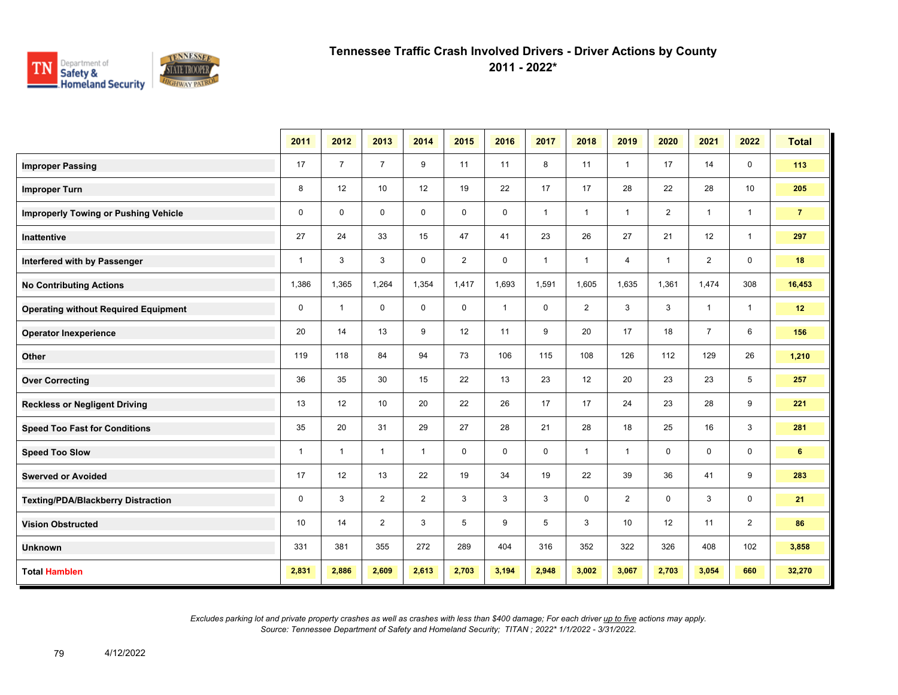# Tennessee Traffic Crash Involved Drivers - Driver Actions by County
## 2011 - 2022*

| | 2011 | 2012 | 2013 | 2014 | 2015 | 2016 | 2017 | 2018 | 2019 | 2020 | 2021 | 2022 | Total |
|---|---|---|---|---|---|---|---|---|---|---|---|---|---|
| **Improper Passing** | 17 | 7 | 7 | 9 | 11 | 11 | 8 | 11 | 1 | 17 | 14 | 0 | **113** |
| **Improper Turn** | 8 | 12 | 10 | 12 | 19 | 22 | 17 | 17 | 28 | 22 | 28 | 10 | **205** |
| **Improperly Towing or Pushing Vehicle** | 0 | 0 | 0 | 0 | 0 | 0 | 1 | 1 | 1 | 2 | 1 | 1 | **7** |
| **Inattentive** | 27 | 24 | 33 | 15 | 47 | 41 | 23 | 26 | 27 | 21 | 12 | 1 | **297** |
| **Interfered with by Passenger** | 1 | 3 | 3 | 0 | 2 | 0 | 1 | 1 | 4 | 1 | 2 | 0 | **18** |
| **No Contributing Actions** | 1,386 | 1,365 | 1,264 | 1,354 | 1,417 | 1,693 | 1,591 | 1,605 | 1,635 | 1,361 | 1,474 | 308 | **16,453** |
| **Operating without Required Equipment** | 0 | 1 | 0 | 0 | 0 | 1 | 0 | 2 | 3 | 3 | 1 | 1 | **12** |
| **Operator Inexperience** | 20 | 14 | 13 | 9 | 12 | 11 | 9 | 20 | 17 | 18 | 7 | 6 | **156** |
| **Other** | 119 | 118 | 84 | 94 | 73 | 106 | 115 | 108 | 126 | 112 | 129 | 26 | **1,210** |
| **Over Correcting** | 36 | 35 | 30 | 15 | 22 | 13 | 23 | 12 | 20 | 23 | 23 | 5 | **257** |
| **Reckless or Negligent Driving** | 13 | 12 | 10 | 20 | 22 | 26 | 17 | 17 | 24 | 23 | 28 | 9 | **221** |
| **Speed Too Fast for Conditions** | 35 | 20 | 31 | 29 | 27 | 28 | 21 | 28 | 18 | 25 | 16 | 3 | **281** |
| **Speed Too Slow** | 1 | 1 | 1 | 1 | 0 | 0 | 0 | 1 | 1 | 0 | 0 | 0 | **6** |
| **Swerved or Avoided** | 17 | 12 | 13 | 22 | 19 | 34 | 19 | 22 | 39 | 36 | 41 | 9 | **283** |
| **Texting/PDA/Blackberry Distraction** | 0 | 3 | 2 | 2 | 3 | 3 | 3 | 0 | 2 | 0 | 3 | 0 | **21** |
| **Vision Obstructed** | 10 | 14 | 2 | 3 | 5 | 9 | 5 | 3 | 10 | 12 | 11 | 2 | **86** |
| **Unknown** | 331 | 381 | 355 | 272 | 289 | 404 | 316 | 352 | 322 | 326 | 408 | 102 | **3,858** |
| **Total Hamblen** | **2,831** | **2,886** | **2,609** | **2,613** | **2,703** | **3,194** | **2,948** | **3,002** | **3,067** | **2,703** | **3,054** | **660** | **32,270** |

*Excludes parking lot and private property crashes as well as crashes with less than $400 damage; For each driver up to five actions may apply.*
*Source: Tennessee Department of Safety and Homeland Security; TITAN ; 2022* 1/1/2022 - 3/31/2022.*

4/12/2022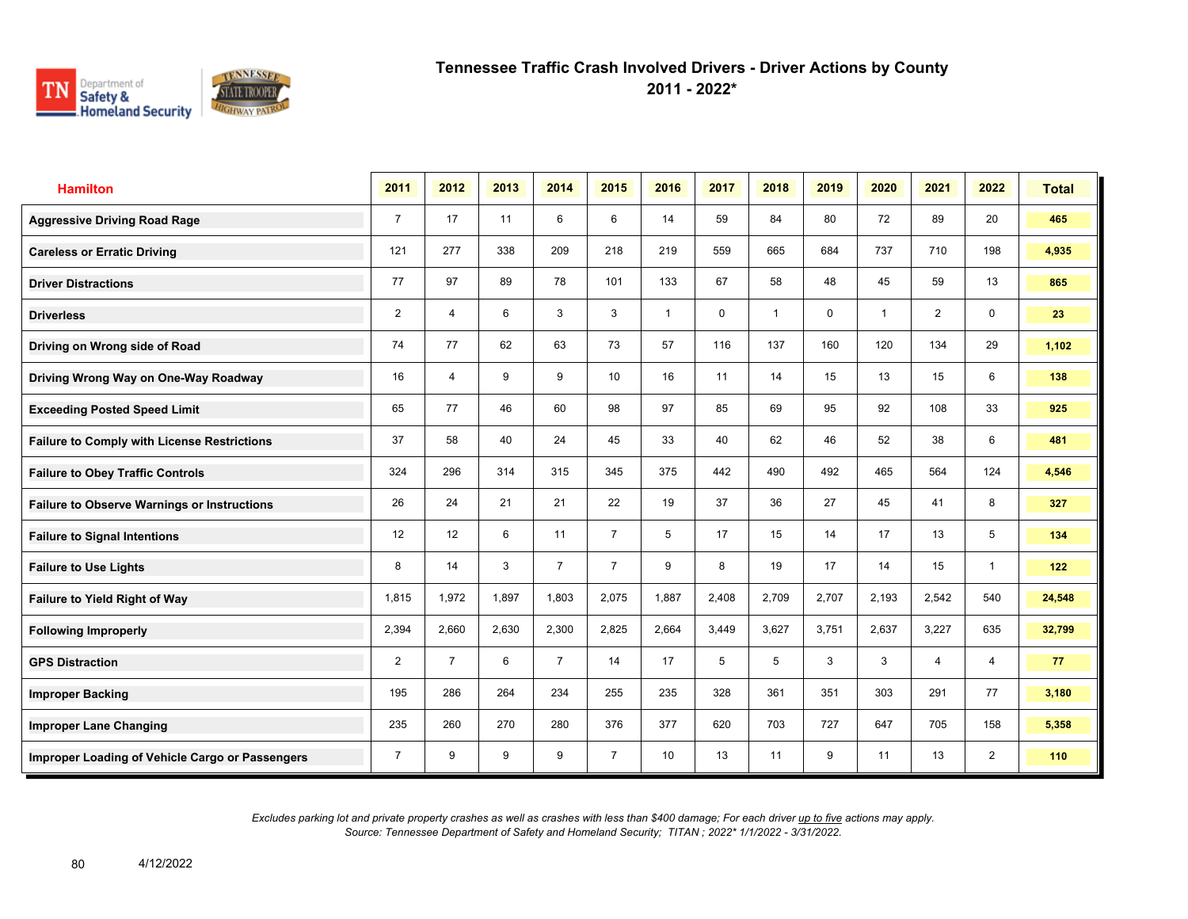# Tennessee Traffic Crash Involved Drivers - Driver Actions by County
## 2011 - 2022*

| Hamilton | 2011 | 2012 | 2013 | 2014 | 2015 | 2016 | 2017 | 2018 | 2019 | 2020 | 2021 | 2022 | Total |
|---|---|---|---|---|---|---|---|---|---|---|---|---|---|
| Aggressive Driving Road Rage | 7 | 17 | 11 | 6 | 6 | 14 | 59 | 84 | 80 | 72 | 89 | 20 | 465 |
| Careless or Erratic Driving | 121 | 277 | 338 | 209 | 218 | 219 | 559 | 665 | 684 | 737 | 710 | 198 | 4,935 |
| Driver Distractions | 77 | 97 | 89 | 78 | 101 | 133 | 67 | 58 | 48 | 45 | 59 | 13 | 865 |
| Driverless | 2 | 4 | 6 | 3 | 3 | 1 | 0 | 1 | 0 | 1 | 2 | 0 | 23 |
| Driving on Wrong side of Road | 74 | 77 | 62 | 63 | 73 | 57 | 116 | 137 | 160 | 120 | 134 | 29 | 1,102 |
| Driving Wrong Way on One-Way Roadway | 16 | 4 | 9 | 9 | 10 | 16 | 11 | 14 | 15 | 13 | 15 | 6 | 138 |
| Exceeding Posted Speed Limit | 65 | 77 | 46 | 60 | 98 | 97 | 85 | 69 | 95 | 92 | 108 | 33 | 925 |
| Failure to Comply with License Restrictions | 37 | 58 | 40 | 24 | 45 | 33 | 40 | 62 | 46 | 52 | 38 | 6 | 481 |
| Failure to Obey Traffic Controls | 324 | 296 | 314 | 315 | 345 | 375 | 442 | 490 | 492 | 465 | 564 | 124 | 4,546 |
| Failure to Observe Warnings or Instructions | 26 | 24 | 21 | 21 | 22 | 19 | 37 | 36 | 27 | 45 | 41 | 8 | 327 |
| Failure to Signal Intentions | 12 | 12 | 6 | 11 | 7 | 5 | 17 | 15 | 14 | 17 | 13 | 5 | 134 |
| Failure to Use Lights | 8 | 14 | 3 | 7 | 7 | 9 | 8 | 19 | 17 | 14 | 15 | 1 | 122 |
| Failure to Yield Right of Way | 1,815 | 1,972 | 1,897 | 1,803 | 2,075 | 1,887 | 2,408 | 2,709 | 2,707 | 2,193 | 2,542 | 540 | 24,548 |
| Following Improperly | 2,394 | 2,660 | 2,630 | 2,300 | 2,825 | 2,664 | 3,449 | 3,627 | 3,751 | 2,637 | 3,227 | 635 | 32,799 |
| GPS Distraction | 2 | 7 | 6 | 7 | 14 | 17 | 5 | 5 | 3 | 3 | 4 | 4 | 77 |
| Improper Backing | 195 | 286 | 264 | 234 | 255 | 235 | 328 | 361 | 351 | 303 | 291 | 77 | 3,180 |
| Improper Lane Changing | 235 | 260 | 270 | 280 | 376 | 377 | 620 | 703 | 727 | 647 | 705 | 158 | 5,358 |
| Improper Loading of Vehicle Cargo or Passengers | 7 | 9 | 9 | 9 | 7 | 10 | 13 | 11 | 9 | 11 | 13 | 2 | 110 |

*Excludes parking lot and private property crashes as well as crashes with less than $400 damage; For each driver up to five actions may apply.*
*Source: Tennessee Department of Safety and Homeland Security; TITAN ; 2022* 1/1/2022 - 3/31/2022.*

4/12/2022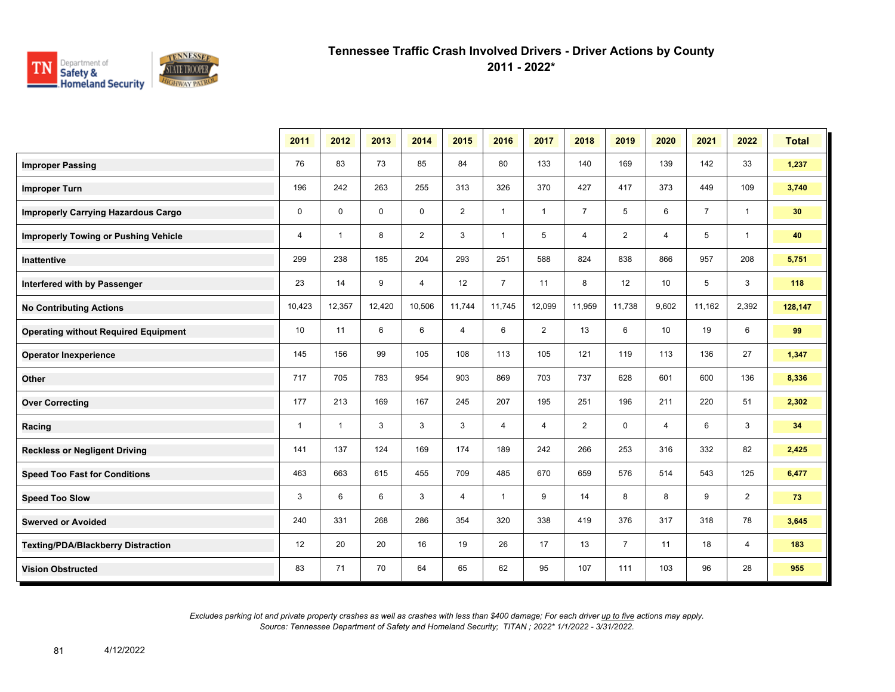# Tennessee Traffic Crash Involved Drivers - Driver Actions by County

## 2011 - 2022*

| | 2011 | 2012 | 2013 | 2014 | 2015 | 2016 | 2017 | 2018 | 2019 | 2020 | 2021 | 2022 | Total |
|---|---|---|---|---|---|---|---|---|---|---|---|---|---|
| **Improper Passing** | 76 | 83 | 73 | 85 | 84 | 80 | 133 | 140 | 169 | 139 | 142 | 33 | **1,237** |
| **Improper Turn** | 196 | 242 | 263 | 255 | 313 | 326 | 370 | 427 | 417 | 373 | 449 | 109 | **3,740** |
| **Improperly Carrying Hazardous Cargo** | 0 | 0 | 0 | 0 | 2 | 1 | 1 | 7 | 5 | 6 | 7 | 1 | **30** |
| **Improperly Towing or Pushing Vehicle** | 4 | 1 | 8 | 2 | 3 | 1 | 5 | 4 | 2 | 4 | 5 | 1 | **40** |
| **Inattentive** | 299 | 238 | 185 | 204 | 293 | 251 | 588 | 824 | 838 | 866 | 957 | 208 | **5,751** |
| **Interfered with by Passenger** | 23 | 14 | 9 | 4 | 12 | 7 | 11 | 8 | 12 | 10 | 5 | 3 | **118** |
| **No Contributing Actions** | 10,423 | 12,357 | 12,420 | 10,506 | 11,744 | 11,745 | 12,099 | 11,959 | 11,738 | 9,602 | 11,162 | 2,392 | **128,147** |
| **Operating without Required Equipment** | 10 | 11 | 6 | 6 | 4 | 6 | 2 | 13 | 6 | 10 | 19 | 6 | **99** |
| **Operator Inexperience** | 145 | 156 | 99 | 105 | 108 | 113 | 105 | 121 | 119 | 113 | 136 | 27 | **1,347** |
| **Other** | 717 | 705 | 783 | 954 | 903 | 869 | 703 | 737 | 628 | 601 | 600 | 136 | **8,336** |
| **Over Correcting** | 177 | 213 | 169 | 167 | 245 | 207 | 195 | 251 | 196 | 211 | 220 | 51 | **2,302** |
| **Racing** | 1 | 1 | 3 | 3 | 3 | 4 | 4 | 2 | 0 | 4 | 6 | 3 | **34** |
| **Reckless or Negligent Driving** | 141 | 137 | 124 | 169 | 174 | 189 | 242 | 266 | 253 | 316 | 332 | 82 | **2,425** |
| **Speed Too Fast for Conditions** | 463 | 663 | 615 | 455 | 709 | 485 | 670 | 659 | 576 | 514 | 543 | 125 | **6,477** |
| **Speed Too Slow** | 3 | 6 | 6 | 3 | 4 | 1 | 9 | 14 | 8 | 8 | 9 | 2 | **73** |
| **Swerved or Avoided** | 240 | 331 | 268 | 286 | 354 | 320 | 338 | 419 | 376 | 317 | 318 | 78 | **3,645** |
| **Texting/PDA/Blackberry Distraction** | 12 | 20 | 20 | 16 | 19 | 26 | 17 | 13 | 7 | 11 | 18 | 4 | **183** |
| **Vision Obstructed** | 83 | 71 | 70 | 64 | 65 | 62 | 95 | 107 | 111 | 103 | 96 | 28 | **955** |

*Excludes parking lot and private property crashes as well as crashes with less than $400 damage; For each driver up to five actions may apply.*
*Source: Tennessee Department of Safety and Homeland Security; TITAN ; 2022* 1/1/2022 - 3/31/2022.*

4/12/2022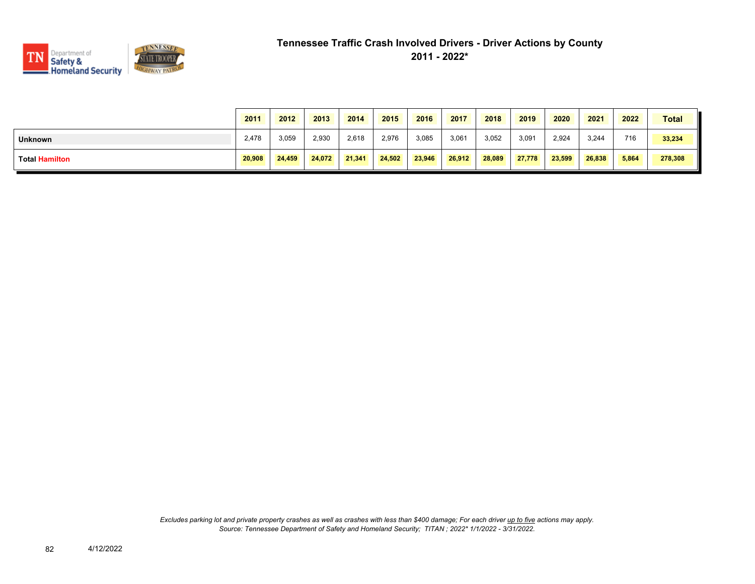# Tennessee Traffic Crash Involved Drivers - Driver Actions by County
## 2011 - 2022*

| | 2011 | 2012 | 2013 | 2014 | 2015 | 2016 | 2017 | 2018 | 2019 | 2020 | 2021 | 2022 | Total |
|---|---|---|---|---|---|---|---|---|---|---|---|---|---|
| **Unknown** | 2,478 | 3,059 | 2,930 | 2,618 | 2,976 | 3,085 | 3,061 | 3,052 | 3,091 | 2,924 | 3,244 | 716 | **33,234** |
| **Total Hamilton** | **20,908** | **24,459** | **24,072** | **21,341** | **24,502** | **23,946** | **26,912** | **28,089** | **27,778** | **23,599** | **26,838** | **5,864** | **278,308** |

*Excludes parking lot and private property crashes as well as crashes with less than $400 damage; For each driver up to five actions may apply.*
*Source: Tennessee Department of Safety and Homeland Security; TITAN ; 2022* 1/1/2022 - 3/31/2022.*

4/12/2022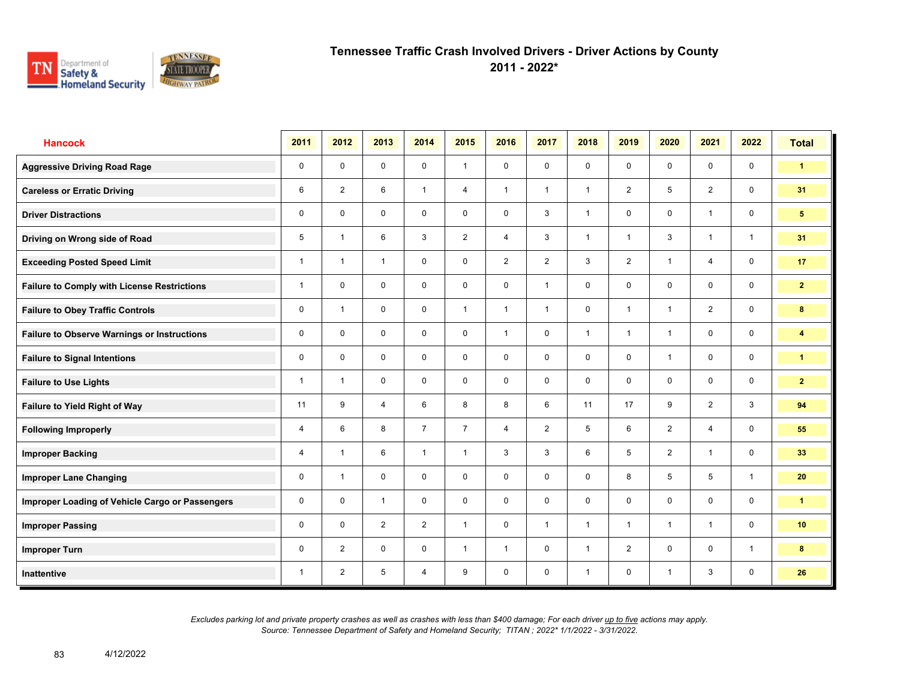# Tennessee Traffic Crash Involved Drivers - Driver Actions by County

## 2011 - 2022*

| Hancock | 2011 | 2012 | 2013 | 2014 | 2015 | 2016 | 2017 | 2018 | 2019 | 2020 | 2021 | 2022 | Total |
|---|---|---|---|---|---|---|---|---|---|---|---|---|---|
| Aggressive Driving Road Rage | 0 | 0 | 0 | 0 | 1 | 0 | 0 | 0 | 0 | 0 | 0 | 0 | 1 |
| Careless or Erratic Driving | 6 | 2 | 6 | 1 | 4 | 1 | 1 | 1 | 2 | 5 | 2 | 0 | 31 |
| Driver Distractions | 0 | 0 | 0 | 0 | 0 | 0 | 3 | 1 | 0 | 0 | 1 | 0 | 5 |
| Driving on Wrong side of Road | 5 | 1 | 6 | 3 | 2 | 4 | 3 | 1 | 1 | 3 | 1 | 1 | 31 |
| Exceeding Posted Speed Limit | 1 | 1 | 1 | 0 | 0 | 2 | 2 | 3 | 2 | 1 | 4 | 0 | 17 |
| Failure to Comply with License Restrictions | 1 | 0 | 0 | 0 | 0 | 0 | 1 | 0 | 0 | 0 | 0 | 0 | 2 |
| Failure to Obey Traffic Controls | 0 | 1 | 0 | 0 | 1 | 1 | 1 | 0 | 1 | 1 | 2 | 0 | 8 |
| Failure to Observe Warnings or Instructions | 0 | 0 | 0 | 0 | 0 | 1 | 0 | 1 | 1 | 1 | 0 | 0 | 4 |
| Failure to Signal Intentions | 0 | 0 | 0 | 0 | 0 | 0 | 0 | 0 | 0 | 1 | 0 | 0 | 1 |
| Failure to Use Lights | 1 | 1 | 0 | 0 | 0 | 0 | 0 | 0 | 0 | 0 | 0 | 0 | 2 |
| Failure to Yield Right of Way | 11 | 9 | 4 | 6 | 8 | 8 | 6 | 11 | 17 | 9 | 2 | 3 | 94 |
| Following Improperly | 4 | 6 | 8 | 7 | 7 | 4 | 2 | 5 | 6 | 2 | 4 | 0 | 55 |
| Improper Backing | 4 | 1 | 6 | 1 | 1 | 3 | 3 | 6 | 5 | 2 | 1 | 0 | 33 |
| Improper Lane Changing | 0 | 1 | 0 | 0 | 0 | 0 | 0 | 0 | 8 | 5 | 5 | 1 | 20 |
| Improper Loading of Vehicle Cargo or Passengers | 0 | 0 | 1 | 0 | 0 | 0 | 0 | 0 | 0 | 0 | 0 | 0 | 1 |
| Improper Passing | 0 | 0 | 2 | 2 | 1 | 0 | 1 | 1 | 1 | 1 | 1 | 0 | 10 |
| Improper Turn | 0 | 2 | 0 | 0 | 1 | 1 | 0 | 1 | 2 | 0 | 0 | 1 | 8 |
| Inattentive | 1 | 2 | 5 | 4 | 9 | 0 | 0 | 1 | 0 | 1 | 3 | 0 | 26 |

*Excludes parking lot and private property crashes as well as crashes with less than $400 damage; For each driver up to five actions may apply.*
*Source: Tennessee Department of Safety and Homeland Security; TITAN ; 2022* 1/1/2022 - 3/31/2022.*

4/12/2022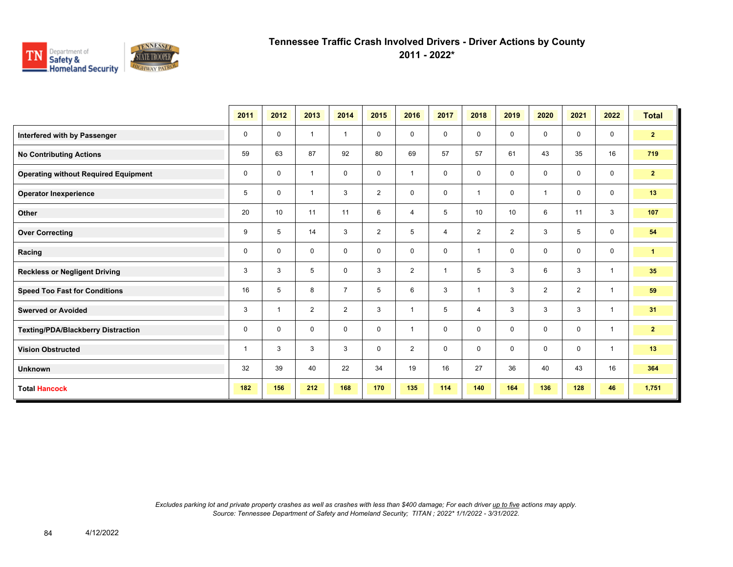# Tennessee Traffic Crash Involved Drivers - Driver Actions by County
## 2011 - 2022*

| | 2011 | 2012 | 2013 | 2014 | 2015 | 2016 | 2017 | 2018 | 2019 | 2020 | 2021 | 2022 | Total |
|---|---|---|---|---|---|---|---|---|---|---|---|---|---|
| **Interfered with by Passenger** | 0 | 0 | 1 | 1 | 0 | 0 | 0 | 0 | 0 | 0 | 0 | 0 | **2** |
| **No Contributing Actions** | 59 | 63 | 87 | 92 | 80 | 69 | 57 | 57 | 61 | 43 | 35 | 16 | **719** |
| **Operating without Required Equipment** | 0 | 0 | 1 | 0 | 0 | 1 | 0 | 0 | 0 | 0 | 0 | 0 | **2** |
| **Operator Inexperience** | 5 | 0 | 1 | 3 | 2 | 0 | 0 | 1 | 0 | 1 | 0 | 0 | **13** |
| **Other** | 20 | 10 | 11 | 11 | 6 | 4 | 5 | 10 | 10 | 6 | 11 | 3 | **107** |
| **Over Correcting** | 9 | 5 | 14 | 3 | 2 | 5 | 4 | 2 | 2 | 3 | 5 | 0 | **54** |
| **Racing** | 0 | 0 | 0 | 0 | 0 | 0 | 0 | 1 | 0 | 0 | 0 | 0 | **1** |
| **Reckless or Negligent Driving** | 3 | 3 | 5 | 0 | 3 | 2 | 1 | 5 | 3 | 6 | 3 | 1 | **35** |
| **Speed Too Fast for Conditions** | 16 | 5 | 8 | 7 | 5 | 6 | 3 | 1 | 3 | 2 | 2 | 1 | **59** |
| **Swerved or Avoided** | 3 | 1 | 2 | 2 | 3 | 1 | 5 | 4 | 3 | 3 | 3 | 1 | **31** |
| **Texting/PDA/Blackberry Distraction** | 0 | 0 | 0 | 0 | 0 | 1 | 0 | 0 | 0 | 0 | 0 | 1 | **2** |
| **Vision Obstructed** | 1 | 3 | 3 | 3 | 0 | 2 | 0 | 0 | 0 | 0 | 0 | 1 | **13** |
| **Unknown** | 32 | 39 | 40 | 22 | 34 | 19 | 16 | 27 | 36 | 40 | 43 | 16 | **364** |
| **Total Hancock** | **182** | **156** | **212** | **168** | **170** | **135** | **114** | **140** | **164** | **136** | **128** | **46** | **1,751** |

*Excludes parking lot and private property crashes as well as crashes with less than $400 damage; For each driver up to five actions may apply.*
*Source: Tennessee Department of Safety and Homeland Security; TITAN ; 2022* 1/1/2022 - 3/31/2022.*

4/12/2022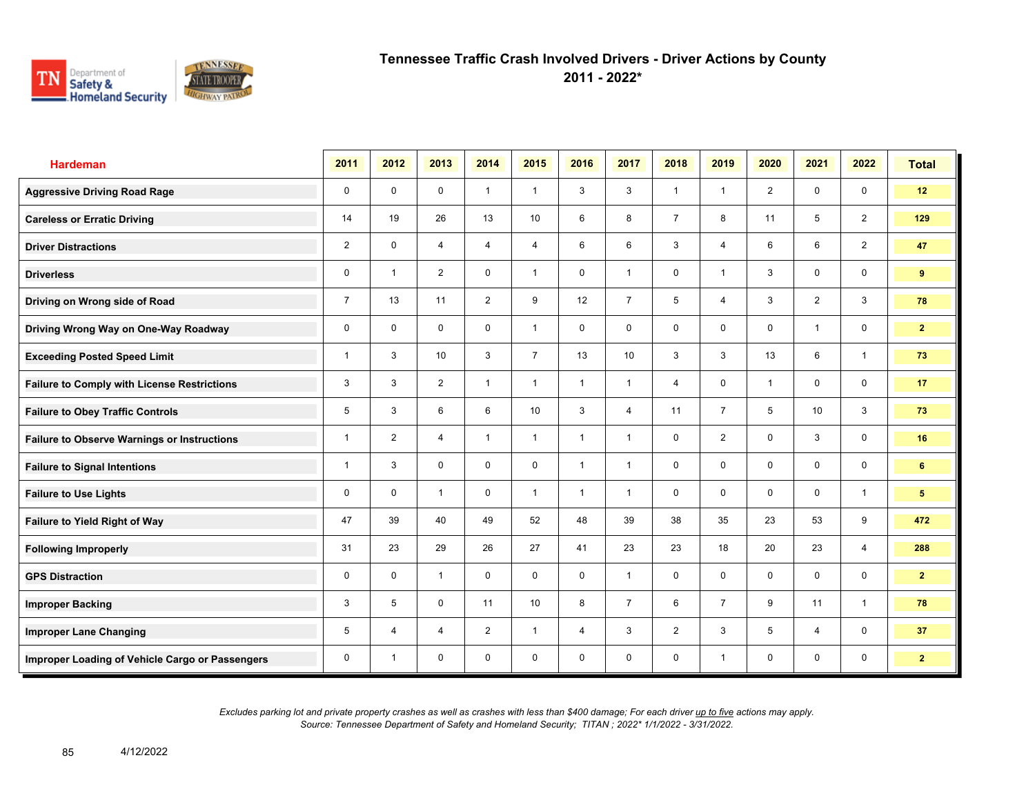# Tennessee Traffic Crash Involved Drivers - Driver Actions by County
## 2011 - 2022*

| Hardeman | 2011 | 2012 | 2013 | 2014 | 2015 | 2016 | 2017 | 2018 | 2019 | 2020 | 2021 | 2022 | Total |
|---|---|---|---|---|---|---|---|---|---|---|---|---|---|
| Aggressive Driving Road Rage | 0 | 0 | 0 | 1 | 1 | 3 | 3 | 1 | 1 | 2 | 0 | 0 | 12 |
| Careless or Erratic Driving | 14 | 19 | 26 | 13 | 10 | 6 | 8 | 7 | 8 | 11 | 5 | 2 | 129 |
| Driver Distractions | 2 | 0 | 4 | 4 | 4 | 6 | 6 | 3 | 4 | 6 | 6 | 2 | 47 |
| Driverless | 0 | 1 | 2 | 0 | 1 | 0 | 1 | 0 | 1 | 3 | 0 | 0 | 9 |
| Driving on Wrong side of Road | 7 | 13 | 11 | 2 | 9 | 12 | 7 | 5 | 4 | 3 | 2 | 3 | 78 |
| Driving Wrong Way on One-Way Roadway | 0 | 0 | 0 | 0 | 1 | 0 | 0 | 0 | 0 | 0 | 1 | 0 | 2 |
| Exceeding Posted Speed Limit | 1 | 3 | 10 | 3 | 7 | 13 | 10 | 3 | 3 | 13 | 6 | 1 | 73 |
| Failure to Comply with License Restrictions | 3 | 3 | 2 | 1 | 1 | 1 | 1 | 4 | 0 | 1 | 0 | 0 | 17 |
| Failure to Obey Traffic Controls | 5 | 3 | 6 | 6 | 10 | 3 | 4 | 11 | 7 | 5 | 10 | 3 | 73 |
| Failure to Observe Warnings or Instructions | 1 | 2 | 4 | 1 | 1 | 1 | 1 | 0 | 2 | 0 | 3 | 0 | 16 |
| Failure to Signal Intentions | 1 | 3 | 0 | 0 | 0 | 1 | 1 | 0 | 0 | 0 | 0 | 0 | 6 |
| Failure to Use Lights | 0 | 0 | 1 | 0 | 1 | 1 | 1 | 0 | 0 | 0 | 0 | 1 | 5 |
| Failure to Yield Right of Way | 47 | 39 | 40 | 49 | 52 | 48 | 39 | 38 | 35 | 23 | 53 | 9 | 472 |
| Following Improperly | 31 | 23 | 29 | 26 | 27 | 41 | 23 | 23 | 18 | 20 | 23 | 4 | 288 |
| GPS Distraction | 0 | 0 | 1 | 0 | 0 | 0 | 1 | 0 | 0 | 0 | 0 | 0 | 2 |
| Improper Backing | 3 | 5 | 0 | 11 | 10 | 8 | 7 | 6 | 7 | 9 | 11 | 1 | 78 |
| Improper Lane Changing | 5 | 4 | 4 | 2 | 1 | 4 | 3 | 2 | 3 | 5 | 4 | 0 | 37 |
| Improper Loading of Vehicle Cargo or Passengers | 0 | 1 | 0 | 0 | 0 | 0 | 0 | 0 | 1 | 0 | 0 | 0 | 2 |

*Excludes parking lot and private property crashes as well as crashes with less than $400 damage; For each driver up to five actions may apply.*
*Source: Tennessee Department of Safety and Homeland Security; TITAN ; 2022* 1/1/2022 - 3/31/2022.*

4/12/2022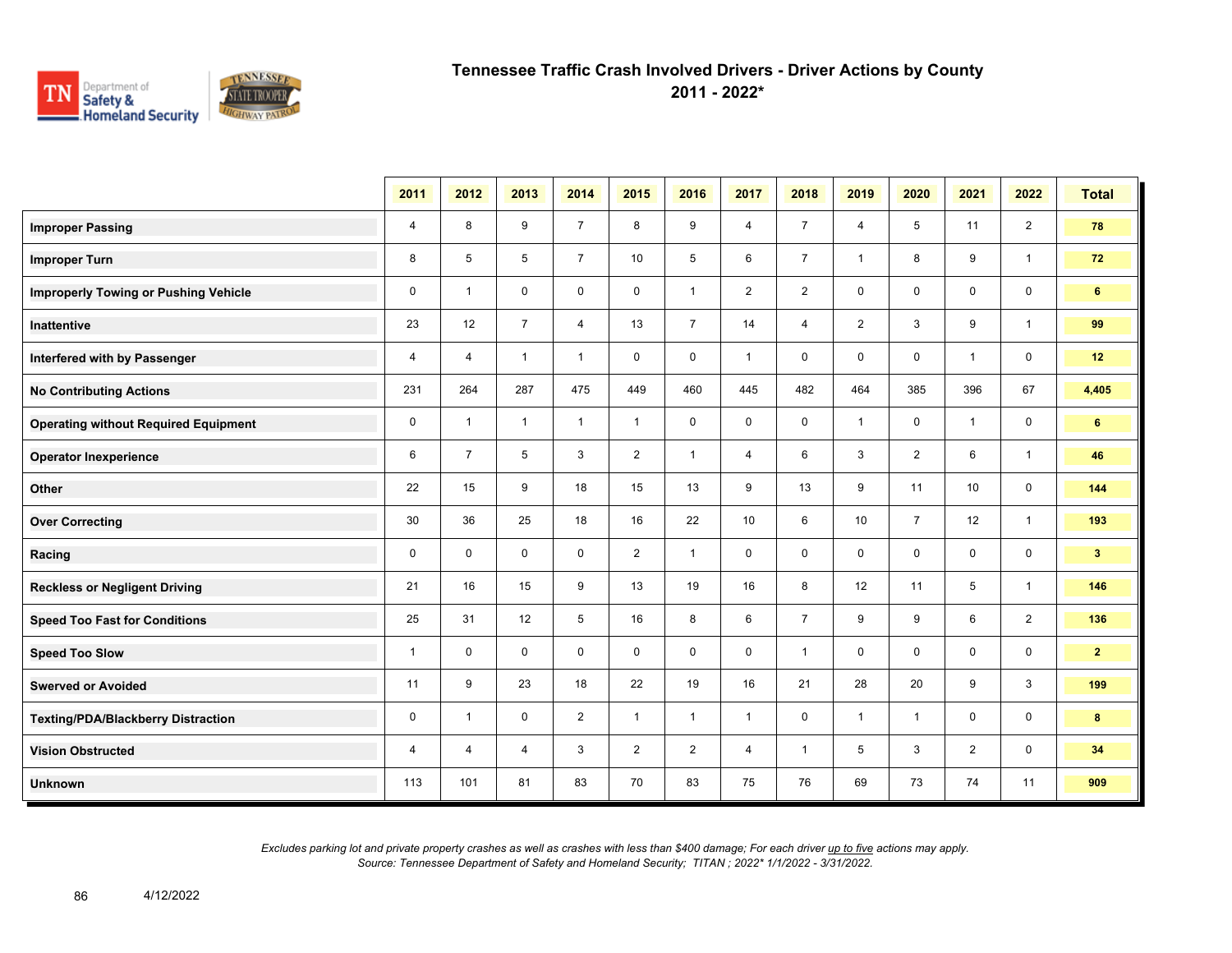# Tennessee Traffic Crash Involved Drivers - Driver Actions by County
## 2011 - 2022*

| | 2011 | 2012 | 2013 | 2014 | 2015 | 2016 | 2017 | 2018 | 2019 | 2020 | 2021 | 2022 | Total |
|---|---|---|---|---|---|---|---|---|---|---|---|---|---|
| **Improper Passing** | 4 | 8 | 9 | 7 | 8 | 9 | 4 | 7 | 4 | 5 | 11 | 2 | **78** |
| **Improper Turn** | 8 | 5 | 5 | 7 | 10 | 5 | 6 | 7 | 1 | 8 | 9 | 1 | **72** |
| **Improperly Towing or Pushing Vehicle** | 0 | 1 | 0 | 0 | 0 | 1 | 2 | 2 | 0 | 0 | 0 | 0 | **6** |
| **Inattentive** | 23 | 12 | 7 | 4 | 13 | 7 | 14 | 4 | 2 | 3 | 9 | 1 | **99** |
| **Interfered with by Passenger** | 4 | 4 | 1 | 1 | 0 | 0 | 1 | 0 | 0 | 0 | 1 | 0 | **12** |
| **No Contributing Actions** | 231 | 264 | 287 | 475 | 449 | 460 | 445 | 482 | 464 | 385 | 396 | 67 | **4,405** |
| **Operating without Required Equipment** | 0 | 1 | 1 | 1 | 1 | 0 | 0 | 0 | 1 | 0 | 1 | 0 | **6** |
| **Operator Inexperience** | 6 | 7 | 5 | 3 | 2 | 1 | 4 | 6 | 3 | 2 | 6 | 1 | **46** |
| **Other** | 22 | 15 | 9 | 18 | 15 | 13 | 9 | 13 | 9 | 11 | 10 | 0 | **144** |
| **Over Correcting** | 30 | 36 | 25 | 18 | 16 | 22 | 10 | 6 | 10 | 7 | 12 | 1 | **193** |
| **Racing** | 0 | 0 | 0 | 0 | 2 | 1 | 0 | 0 | 0 | 0 | 0 | 0 | **3** |
| **Reckless or Negligent Driving** | 21 | 16 | 15 | 9 | 13 | 19 | 16 | 8 | 12 | 11 | 5 | 1 | **146** |
| **Speed Too Fast for Conditions** | 25 | 31 | 12 | 5 | 16 | 8 | 6 | 7 | 9 | 9 | 6 | 2 | **136** |
| **Speed Too Slow** | 1 | 0 | 0 | 0 | 0 | 0 | 0 | 1 | 0 | 0 | 0 | 0 | **2** |
| **Swerved or Avoided** | 11 | 9 | 23 | 18 | 22 | 19 | 16 | 21 | 28 | 20 | 9 | 3 | **199** |
| **Texting/PDA/Blackberry Distraction** | 0 | 1 | 0 | 2 | 1 | 1 | 1 | 0 | 1 | 1 | 0 | 0 | **8** |
| **Vision Obstructed** | 4 | 4 | 4 | 3 | 2 | 2 | 4 | 1 | 5 | 3 | 2 | 0 | **34** |
| **Unknown** | 113 | 101 | 81 | 83 | 70 | 83 | 75 | 76 | 69 | 73 | 74 | 11 | **909** |

*Excludes parking lot and private property crashes as well as crashes with less than $400 damage; For each driver up to five actions may apply.*
*Source: Tennessee Department of Safety and Homeland Security; TITAN ; 2022* 1/1/2022 - 3/31/2022.*

4/12/2022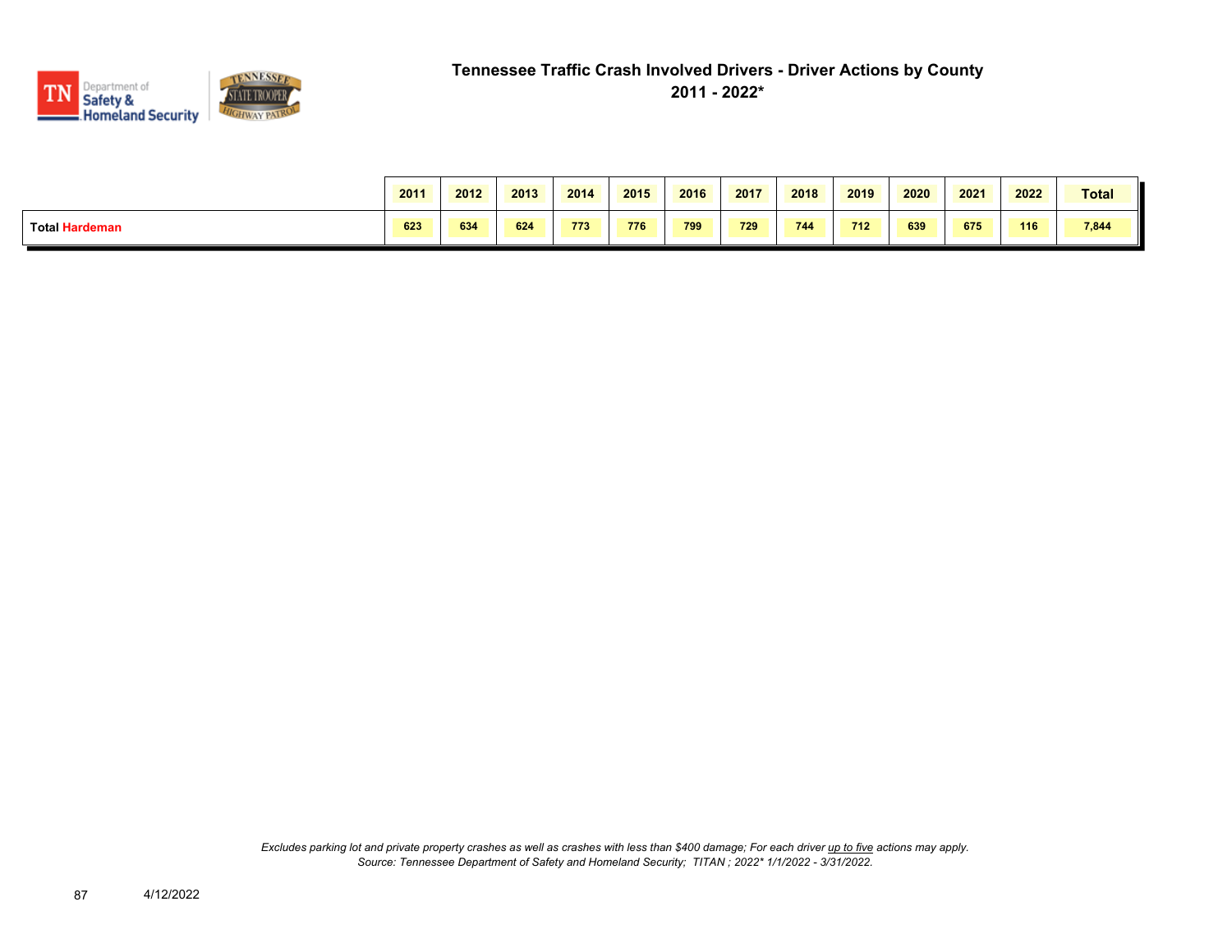# Tennessee Traffic Crash Involved Drivers - Driver Actions by County

## 2011 - 2022*

| | 2011 | 2012 | 2013 | 2014 | 2015 | 2016 | 2017 | 2018 | 2019 | 2020 | 2021 | 2022 | Total |
|---|---|---|---|---|---|---|---|---|---|---|---|---|---|
| **Total Hardeman** | 623 | 634 | 624 | 773 | 776 | 799 | 729 | 744 | 712 | 639 | 675 | 116 | 7,844 |

*Excludes parking lot and private property crashes as well as crashes with less than $400 damage; For each driver up to five actions may apply.*
*Source: Tennessee Department of Safety and Homeland Security; TITAN ; 2022* 1/1/2022 - 3/31/2022.*

4/12/2022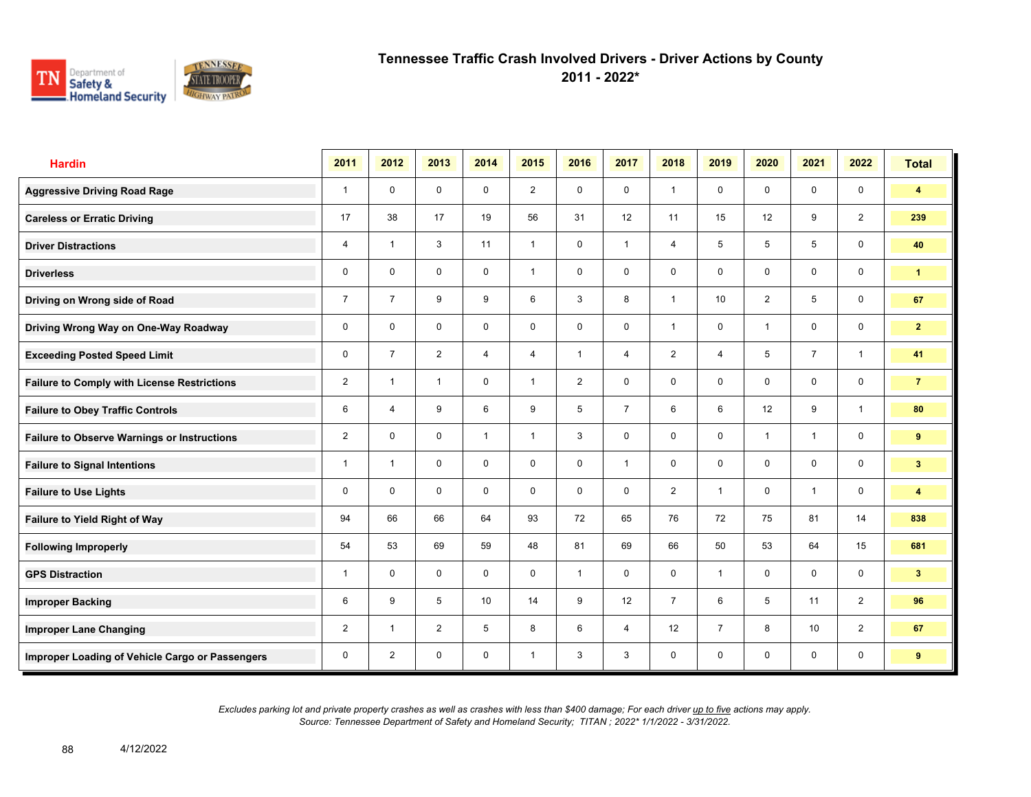# Tennessee Traffic Crash Involved Drivers - Driver Actions by County

## 2011 - 2022*

| Hardin | 2011 | 2012 | 2013 | 2014 | 2015 | 2016 | 2017 | 2018 | 2019 | 2020 | 2021 | 2022 | Total |
|---|---|---|---|---|---|---|---|---|---|---|---|---|---|
| Aggressive Driving Road Rage | 1 | 0 | 0 | 0 | 2 | 0 | 0 | 1 | 0 | 0 | 0 | 0 | **4** |
| Careless or Erratic Driving | 17 | 38 | 17 | 19 | 56 | 31 | 12 | 11 | 15 | 12 | 9 | 2 | **239** |
| Driver Distractions | 4 | 1 | 3 | 11 | 1 | 0 | 1 | 4 | 5 | 5 | 5 | 0 | **40** |
| Driverless | 0 | 0 | 0 | 0 | 1 | 0 | 0 | 0 | 0 | 0 | 0 | 0 | **1** |
| Driving on Wrong side of Road | 7 | 7 | 9 | 9 | 6 | 3 | 8 | 1 | 10 | 2 | 5 | 0 | **67** |
| Driving Wrong Way on One-Way Roadway | 0 | 0 | 0 | 0 | 0 | 0 | 0 | 1 | 0 | 1 | 0 | 0 | **2** |
| Exceeding Posted Speed Limit | 0 | 7 | 2 | 4 | 4 | 1 | 4 | 2 | 4 | 5 | 7 | 1 | **41** |
| Failure to Comply with License Restrictions | 2 | 1 | 1 | 0 | 1 | 2 | 0 | 0 | 0 | 0 | 0 | 0 | **7** |
| Failure to Obey Traffic Controls | 6 | 4 | 9 | 6 | 9 | 5 | 7 | 6 | 6 | 12 | 9 | 1 | **80** |
| Failure to Observe Warnings or Instructions | 2 | 0 | 0 | 1 | 1 | 3 | 0 | 0 | 0 | 1 | 1 | 0 | **9** |
| Failure to Signal Intentions | 1 | 1 | 0 | 0 | 0 | 0 | 1 | 0 | 0 | 0 | 0 | 0 | **3** |
| Failure to Use Lights | 0 | 0 | 0 | 0 | 0 | 0 | 0 | 2 | 1 | 0 | 1 | 0 | **4** |
| Failure to Yield Right of Way | 94 | 66 | 66 | 64 | 93 | 72 | 65 | 76 | 72 | 75 | 81 | 14 | **838** |
| Following Improperly | 54 | 53 | 69 | 59 | 48 | 81 | 69 | 66 | 50 | 53 | 64 | 15 | **681** |
| GPS Distraction | 1 | 0 | 0 | 0 | 0 | 1 | 0 | 0 | 1 | 0 | 0 | 0 | **3** |
| Improper Backing | 6 | 9 | 5 | 10 | 14 | 9 | 12 | 7 | 6 | 5 | 11 | 2 | **96** |
| Improper Lane Changing | 2 | 1 | 2 | 5 | 8 | 6 | 4 | 12 | 7 | 8 | 10 | 2 | **67** |
| Improper Loading of Vehicle Cargo or Passengers | 0 | 2 | 0 | 0 | 1 | 3 | 3 | 0 | 0 | 0 | 0 | 0 | **9** |

*Excludes parking lot and private property crashes as well as crashes with less than $400 damage; For each driver up to five actions may apply.*
*Source: Tennessee Department of Safety and Homeland Security; TITAN ; 2022* 1/1/2022 - 3/31/2022.*

4/12/2022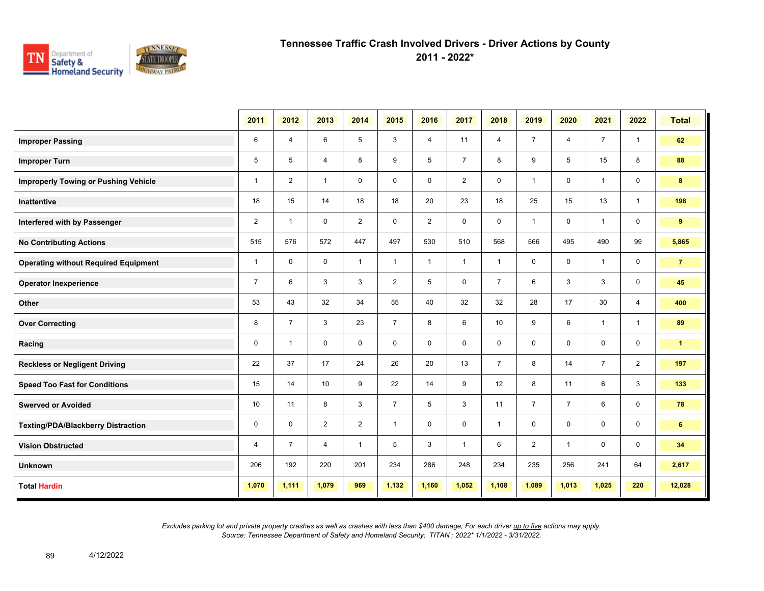# Tennessee Traffic Crash Involved Drivers - Driver Actions by County
## 2011 - 2022*

| | 2011 | 2012 | 2013 | 2014 | 2015 | 2016 | 2017 | 2018 | 2019 | 2020 | 2021 | 2022 | Total |
|---|---|---|---|---|---|---|---|---|---|---|---|---|---|
| **Improper Passing** | 6 | 4 | 6 | 5 | 3 | 4 | 11 | 4 | 7 | 4 | 7 | 1 | **62** |
| **Improper Turn** | 5 | 5 | 4 | 8 | 9 | 5 | 7 | 8 | 9 | 5 | 15 | 8 | **88** |
| **Improperly Towing or Pushing Vehicle** | 1 | 2 | 1 | 0 | 0 | 0 | 2 | 0 | 1 | 0 | 1 | 0 | **8** |
| **Inattentive** | 18 | 15 | 14 | 18 | 18 | 20 | 23 | 18 | 25 | 15 | 13 | 1 | **198** |
| **Interfered with by Passenger** | 2 | 1 | 0 | 2 | 0 | 2 | 0 | 0 | 1 | 0 | 1 | 0 | **9** |
| **No Contributing Actions** | 515 | 576 | 572 | 447 | 497 | 530 | 510 | 568 | 566 | 495 | 490 | 99 | **5,865** |
| **Operating without Required Equipment** | 1 | 0 | 0 | 1 | 1 | 1 | 1 | 1 | 0 | 0 | 1 | 0 | **7** |
| **Operator Inexperience** | 7 | 6 | 3 | 3 | 2 | 5 | 0 | 7 | 6 | 3 | 3 | 0 | **45** |
| **Other** | 53 | 43 | 32 | 34 | 55 | 40 | 32 | 32 | 28 | 17 | 30 | 4 | **400** |
| **Over Correcting** | 8 | 7 | 3 | 23 | 7 | 8 | 6 | 10 | 9 | 6 | 1 | 1 | **89** |
| **Racing** | 0 | 1 | 0 | 0 | 0 | 0 | 0 | 0 | 0 | 0 | 0 | 0 | **1** |
| **Reckless or Negligent Driving** | 22 | 37 | 17 | 24 | 26 | 20 | 13 | 7 | 8 | 14 | 7 | 2 | **197** |
| **Speed Too Fast for Conditions** | 15 | 14 | 10 | 9 | 22 | 14 | 9 | 12 | 8 | 11 | 6 | 3 | **133** |
| **Swerved or Avoided** | 10 | 11 | 8 | 3 | 7 | 5 | 3 | 11 | 7 | 7 | 6 | 0 | **78** |
| **Texting/PDA/Blackberry Distraction** | 0 | 0 | 2 | 2 | 1 | 0 | 0 | 1 | 0 | 0 | 0 | 0 | **6** |
| **Vision Obstructed** | 4 | 7 | 4 | 1 | 5 | 3 | 1 | 6 | 2 | 1 | 0 | 0 | **34** |
| **Unknown** | 206 | 192 | 220 | 201 | 234 | 286 | 248 | 234 | 235 | 256 | 241 | 64 | **2,617** |
| **Total Hardin** | **1,070** | **1,111** | **1,079** | **969** | **1,132** | **1,160** | **1,052** | **1,108** | **1,089** | **1,013** | **1,025** | **220** | **12,028** |

*Excludes parking lot and private property crashes as well as crashes with less than $400 damage; For each driver up to five actions may apply.*
*Source: Tennessee Department of Safety and Homeland Security; TITAN ; 2022* 1/1/2022 - 3/31/2022.*

4/12/2022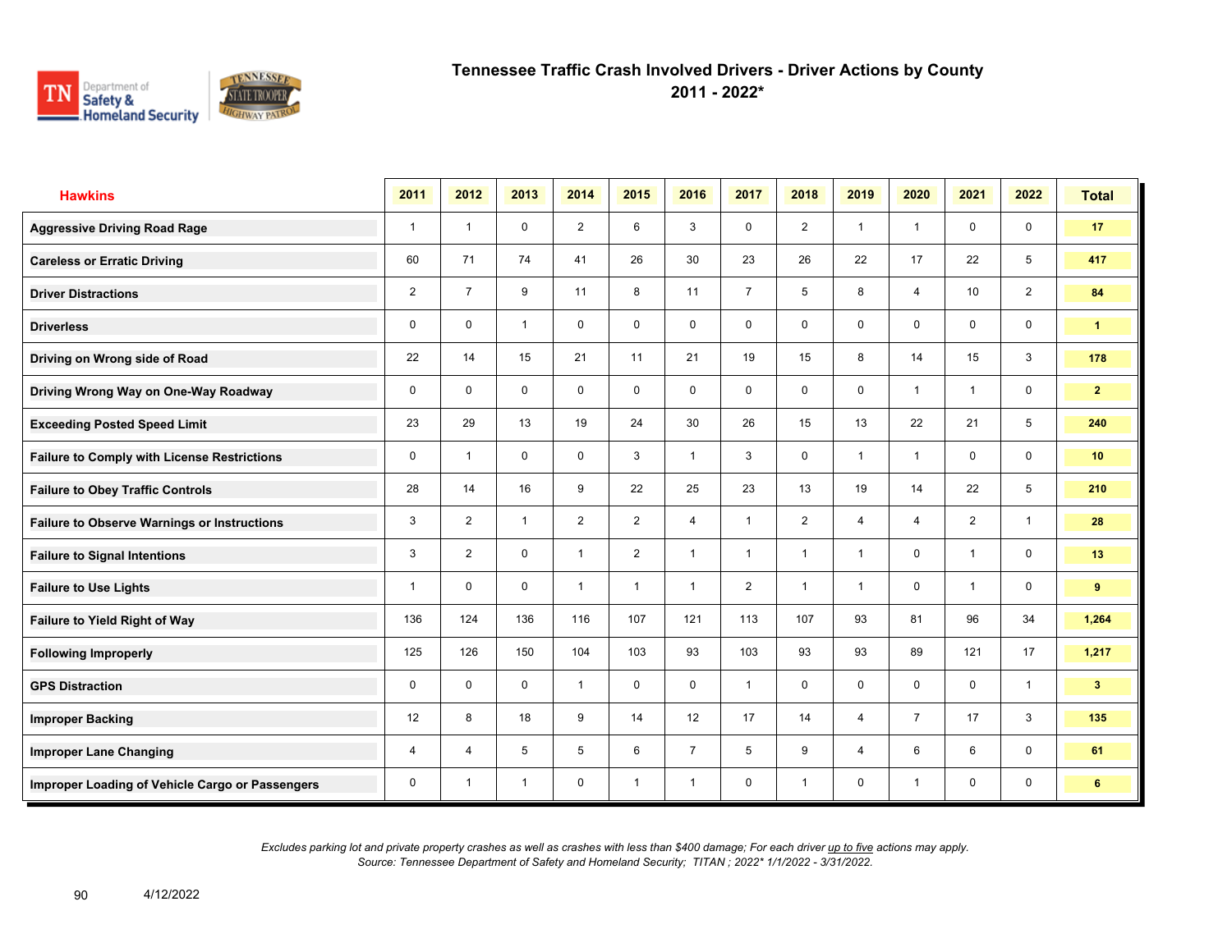# Tennessee Traffic Crash Involved Drivers - Driver Actions by County

## 2011 - 2022*

| Hawkins | 2011 | 2012 | 2013 | 2014 | 2015 | 2016 | 2017 | 2018 | 2019 | 2020 | 2021 | 2022 | Total |
|---|---|---|---|---|---|---|---|---|---|---|---|---|---|
| Aggressive Driving Road Rage | 1 | 1 | 0 | 2 | 6 | 3 | 0 | 2 | 1 | 1 | 0 | 0 | 17 |
| Careless or Erratic Driving | 60 | 71 | 74 | 41 | 26 | 30 | 23 | 26 | 22 | 17 | 22 | 5 | 417 |
| Driver Distractions | 2 | 7 | 9 | 11 | 8 | 11 | 7 | 5 | 8 | 4 | 10 | 2 | 84 |
| Driverless | 0 | 0 | 1 | 0 | 0 | 0 | 0 | 0 | 0 | 0 | 0 | 0 | 1 |
| Driving on Wrong side of Road | 22 | 14 | 15 | 21 | 11 | 21 | 19 | 15 | 8 | 14 | 15 | 3 | 178 |
| Driving Wrong Way on One-Way Roadway | 0 | 0 | 0 | 0 | 0 | 0 | 0 | 0 | 0 | 1 | 1 | 0 | 2 |
| Exceeding Posted Speed Limit | 23 | 29 | 13 | 19 | 24 | 30 | 26 | 15 | 13 | 22 | 21 | 5 | 240 |
| Failure to Comply with License Restrictions | 0 | 1 | 0 | 0 | 3 | 1 | 3 | 0 | 1 | 1 | 0 | 0 | 10 |
| Failure to Obey Traffic Controls | 28 | 14 | 16 | 9 | 22 | 25 | 23 | 13 | 19 | 14 | 22 | 5 | 210 |
| Failure to Observe Warnings or Instructions | 3 | 2 | 1 | 2 | 2 | 4 | 1 | 2 | 4 | 4 | 2 | 1 | 28 |
| Failure to Signal Intentions | 3 | 2 | 0 | 1 | 2 | 1 | 1 | 1 | 1 | 0 | 1 | 0 | 13 |
| Failure to Use Lights | 1 | 0 | 0 | 1 | 1 | 1 | 2 | 1 | 1 | 0 | 1 | 0 | 9 |
| Failure to Yield Right of Way | 136 | 124 | 136 | 116 | 107 | 121 | 113 | 107 | 93 | 81 | 96 | 34 | 1,264 |
| Following Improperly | 125 | 126 | 150 | 104 | 103 | 93 | 103 | 93 | 93 | 89 | 121 | 17 | 1,217 |
| GPS Distraction | 0 | 0 | 0 | 1 | 0 | 0 | 1 | 0 | 0 | 0 | 0 | 1 | 3 |
| Improper Backing | 12 | 8 | 18 | 9 | 14 | 12 | 17 | 14 | 4 | 7 | 17 | 3 | 135 |
| Improper Lane Changing | 4 | 4 | 5 | 5 | 6 | 7 | 5 | 9 | 4 | 6 | 6 | 0 | 61 |
| Improper Loading of Vehicle Cargo or Passengers | 0 | 1 | 1 | 0 | 1 | 1 | 0 | 1 | 0 | 1 | 0 | 0 | 6 |

*Excludes parking lot and private property crashes as well as crashes with less than $400 damage; For each driver up to five actions may apply.*
*Source: Tennessee Department of Safety and Homeland Security; TITAN ; 2022* 1/1/2022 - 3/31/2022.*

4/12/2022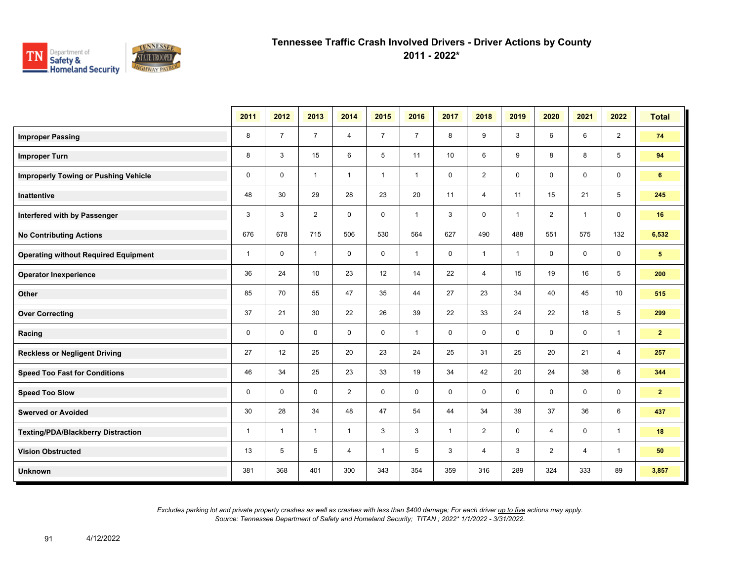# Tennessee Traffic Crash Involved Drivers - Driver Actions by County
## 2011 - 2022*

| | 2011 | 2012 | 2013 | 2014 | 2015 | 2016 | 2017 | 2018 | 2019 | 2020 | 2021 | 2022 | Total |
|---|---|---|---|---|---|---|---|---|---|---|---|---|---|
| **Improper Passing** | 8 | 7 | 7 | 4 | 7 | 7 | 8 | 9 | 3 | 6 | 6 | 2 | **74** |
| **Improper Turn** | 8 | 3 | 15 | 6 | 5 | 11 | 10 | 6 | 9 | 8 | 8 | 5 | **94** |
| **Improperly Towing or Pushing Vehicle** | 0 | 0 | 1 | 1 | 1 | 1 | 0 | 2 | 0 | 0 | 0 | 0 | **6** |
| **Inattentive** | 48 | 30 | 29 | 28 | 23 | 20 | 11 | 4 | 11 | 15 | 21 | 5 | **245** |
| **Interfered with by Passenger** | 3 | 3 | 2 | 0 | 0 | 1 | 3 | 0 | 1 | 2 | 1 | 0 | **16** |
| **No Contributing Actions** | 676 | 678 | 715 | 506 | 530 | 564 | 627 | 490 | 488 | 551 | 575 | 132 | **6,532** |
| **Operating without Required Equipment** | 1 | 0 | 1 | 0 | 0 | 1 | 0 | 1 | 1 | 0 | 0 | 0 | **5** |
| **Operator Inexperience** | 36 | 24 | 10 | 23 | 12 | 14 | 22 | 4 | 15 | 19 | 16 | 5 | **200** |
| **Other** | 85 | 70 | 55 | 47 | 35 | 44 | 27 | 23 | 34 | 40 | 45 | 10 | **515** |
| **Over Correcting** | 37 | 21 | 30 | 22 | 26 | 39 | 22 | 33 | 24 | 22 | 18 | 5 | **299** |
| **Racing** | 0 | 0 | 0 | 0 | 0 | 1 | 0 | 0 | 0 | 0 | 0 | 1 | **2** |
| **Reckless or Negligent Driving** | 27 | 12 | 25 | 20 | 23 | 24 | 25 | 31 | 25 | 20 | 21 | 4 | **257** |
| **Speed Too Fast for Conditions** | 46 | 34 | 25 | 23 | 33 | 19 | 34 | 42 | 20 | 24 | 38 | 6 | **344** |
| **Speed Too Slow** | 0 | 0 | 0 | 2 | 0 | 0 | 0 | 0 | 0 | 0 | 0 | 0 | **2** |
| **Swerved or Avoided** | 30 | 28 | 34 | 48 | 47 | 54 | 44 | 34 | 39 | 37 | 36 | 6 | **437** |
| **Texting/PDA/Blackberry Distraction** | 1 | 1 | 1 | 1 | 3 | 3 | 1 | 2 | 0 | 4 | 0 | 1 | **18** |
| **Vision Obstructed** | 13 | 5 | 5 | 4 | 1 | 5 | 3 | 4 | 3 | 2 | 4 | 1 | **50** |
| **Unknown** | 381 | 368 | 401 | 300 | 343 | 354 | 359 | 316 | 289 | 324 | 333 | 89 | **3,857** |

*Excludes parking lot and private property crashes as well as crashes with less than $400 damage; For each driver up to five actions may apply.*
*Source: Tennessee Department of Safety and Homeland Security; TITAN ; 2022* 1/1/2022 - 3/31/2022.*

4/12/2022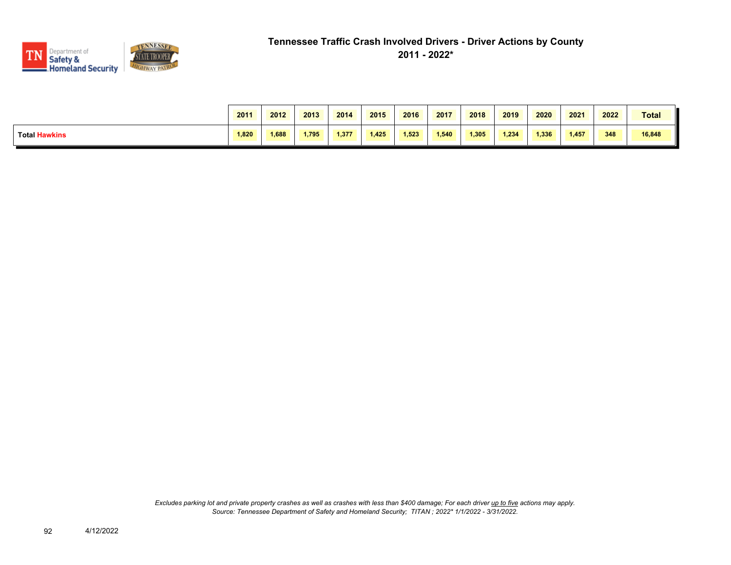# Tennessee Traffic Crash Involved Drivers - Driver Actions by County
## 2011 - 2022*

| | 2011 | 2012 | 2013 | 2014 | 2015 | 2016 | 2017 | 2018 | 2019 | 2020 | 2021 | 2022 | Total |
|---|---|---|---|---|---|---|---|---|---|---|---|---|---|
| **Total Hawkins** | 1,820 | 1,688 | 1,795 | 1,377 | 1,425 | 1,523 | 1,540 | 1,305 | 1,234 | 1,336 | 1,457 | 348 | 16,848 |

*Excludes parking lot and private property crashes as well as crashes with less than $400 damage; For each driver up to five actions may apply.*
*Source: Tennessee Department of Safety and Homeland Security; TITAN ; 2022* 1/1/2022 - 3/31/2022.*

4/12/2022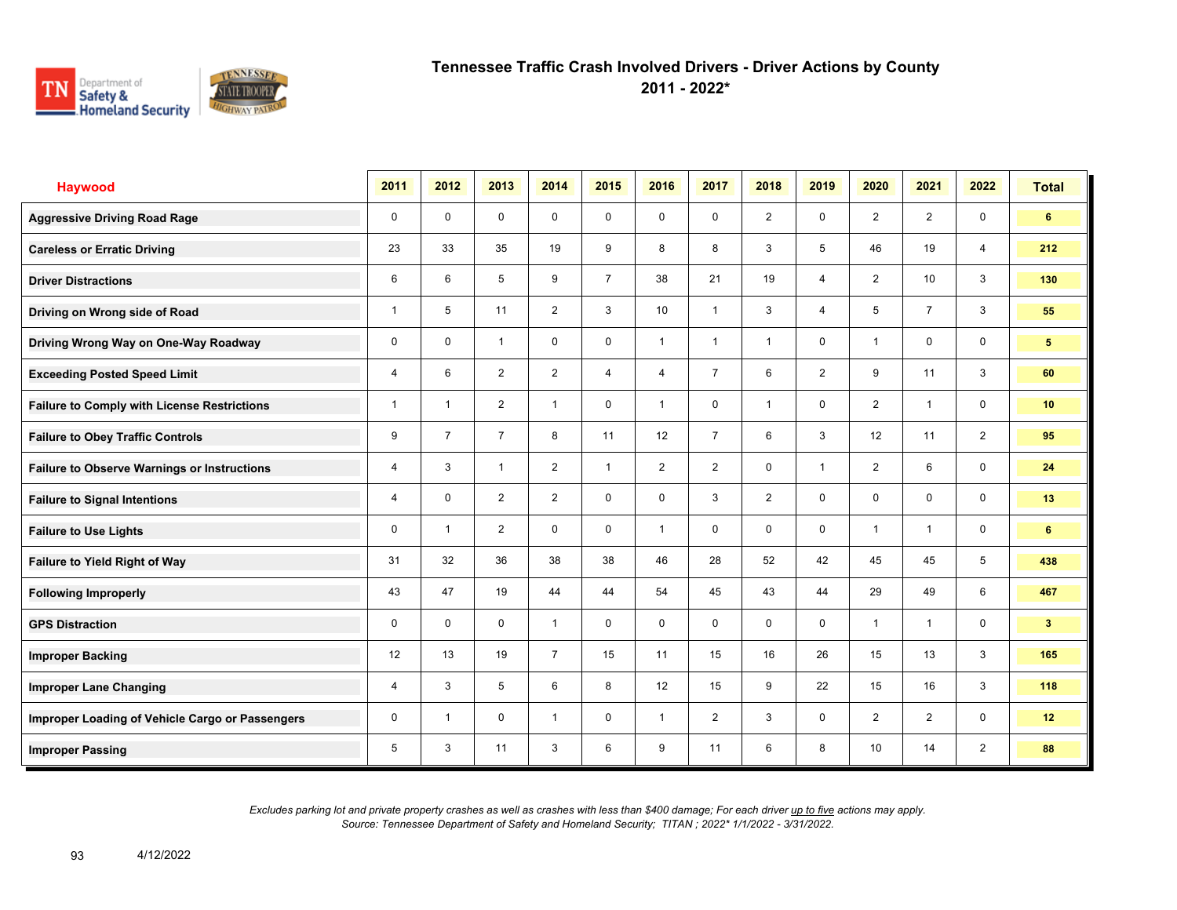# Tennessee Traffic Crash Involved Drivers - Driver Actions by County

## 2011 - 2022*

| Haywood | 2011 | 2012 | 2013 | 2014 | 2015 | 2016 | 2017 | 2018 | 2019 | 2020 | 2021 | 2022 | Total |
|---|---|---|---|---|---|---|---|---|---|---|---|---|---|
| Aggressive Driving Road Rage | 0 | 0 | 0 | 0 | 0 | 0 | 0 | 2 | 0 | 2 | 2 | 0 | **6** |
| Careless or Erratic Driving | 23 | 33 | 35 | 19 | 9 | 8 | 8 | 3 | 5 | 46 | 19 | 4 | **212** |
| Driver Distractions | 6 | 6 | 5 | 9 | 7 | 38 | 21 | 19 | 4 | 2 | 10 | 3 | **130** |
| Driving on Wrong side of Road | 1 | 5 | 11 | 2 | 3 | 10 | 1 | 3 | 4 | 5 | 7 | 3 | **55** |
| Driving Wrong Way on One-Way Roadway | 0 | 0 | 1 | 0 | 0 | 1 | 1 | 1 | 0 | 1 | 0 | 0 | **5** |
| Exceeding Posted Speed Limit | 4 | 6 | 2 | 2 | 4 | 4 | 7 | 6 | 2 | 9 | 11 | 3 | **60** |
| Failure to Comply with License Restrictions | 1 | 1 | 2 | 1 | 0 | 1 | 0 | 1 | 0 | 2 | 1 | 0 | **10** |
| Failure to Obey Traffic Controls | 9 | 7 | 7 | 8 | 11 | 12 | 7 | 6 | 3 | 12 | 11 | 2 | **95** |
| Failure to Observe Warnings or Instructions | 4 | 3 | 1 | 2 | 1 | 2 | 2 | 0 | 1 | 2 | 6 | 0 | **24** |
| Failure to Signal Intentions | 4 | 0 | 2 | 2 | 0 | 0 | 3 | 2 | 0 | 0 | 0 | 0 | **13** |
| Failure to Use Lights | 0 | 1 | 2 | 0 | 0 | 1 | 0 | 0 | 0 | 1 | 1 | 0 | **6** |
| Failure to Yield Right of Way | 31 | 32 | 36 | 38 | 38 | 46 | 28 | 52 | 42 | 45 | 45 | 5 | **438** |
| Following Improperly | 43 | 47 | 19 | 44 | 44 | 54 | 45 | 43 | 44 | 29 | 49 | 6 | **467** |
| GPS Distraction | 0 | 0 | 0 | 1 | 0 | 0 | 0 | 0 | 0 | 1 | 1 | 0 | **3** |
| Improper Backing | 12 | 13 | 19 | 7 | 15 | 11 | 15 | 16 | 26 | 15 | 13 | 3 | **165** |
| Improper Lane Changing | 4 | 3 | 5 | 6 | 8 | 12 | 15 | 9 | 22 | 15 | 16 | 3 | **118** |
| Improper Loading of Vehicle Cargo or Passengers | 0 | 1 | 0 | 1 | 0 | 1 | 2 | 3 | 0 | 2 | 2 | 0 | **12** |
| Improper Passing | 5 | 3 | 11 | 3 | 6 | 9 | 11 | 6 | 8 | 10 | 14 | 2 | **88** |

*Excludes parking lot and private property crashes as well as crashes with less than $400 damage; For each driver up to five actions may apply.*
*Source: Tennessee Department of Safety and Homeland Security; TITAN ; 2022* 1/1/2022 - 3/31/2022.*

4/12/2022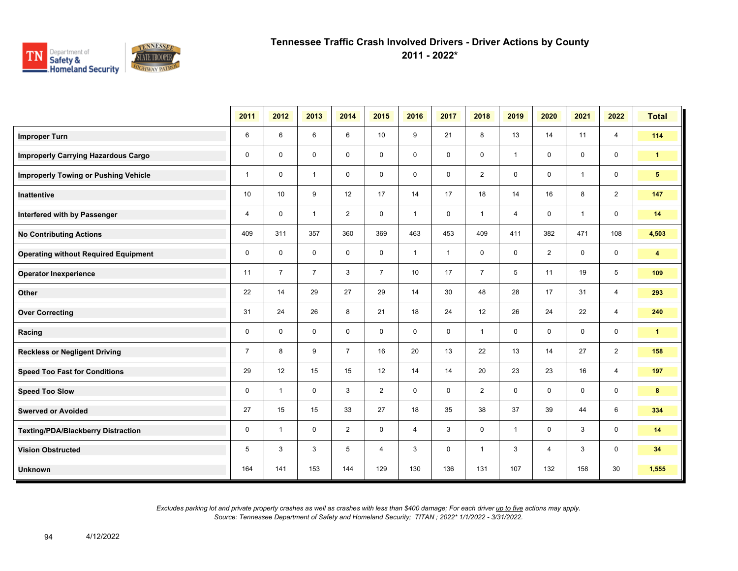# Tennessee Traffic Crash Involved Drivers - Driver Actions by County
## 2011 - 2022*

| | 2011 | 2012 | 2013 | 2014 | 2015 | 2016 | 2017 | 2018 | 2019 | 2020 | 2021 | 2022 | Total |
|---|---|---|---|---|---|---|---|---|---|---|---|---|---|
| **Improper Turn** | 6 | 6 | 6 | 6 | 10 | 9 | 21 | 8 | 13 | 14 | 11 | 4 | **114** |
| **Improperly Carrying Hazardous Cargo** | 0 | 0 | 0 | 0 | 0 | 0 | 0 | 0 | 1 | 0 | 0 | 0 | **1** |
| **Improperly Towing or Pushing Vehicle** | 1 | 0 | 1 | 0 | 0 | 0 | 0 | 2 | 0 | 0 | 1 | 0 | **5** |
| **Inattentive** | 10 | 10 | 9 | 12 | 17 | 14 | 17 | 18 | 14 | 16 | 8 | 2 | **147** |
| **Interfered with by Passenger** | 4 | 0 | 1 | 2 | 0 | 1 | 0 | 1 | 4 | 0 | 1 | 0 | **14** |
| **No Contributing Actions** | 409 | 311 | 357 | 360 | 369 | 463 | 453 | 409 | 411 | 382 | 471 | 108 | **4,503** |
| **Operating without Required Equipment** | 0 | 0 | 0 | 0 | 0 | 1 | 1 | 0 | 0 | 2 | 0 | 0 | **4** |
| **Operator Inexperience** | 11 | 7 | 7 | 3 | 7 | 10 | 17 | 7 | 5 | 11 | 19 | 5 | **109** |
| **Other** | 22 | 14 | 29 | 27 | 29 | 14 | 30 | 48 | 28 | 17 | 31 | 4 | **293** |
| **Over Correcting** | 31 | 24 | 26 | 8 | 21 | 18 | 24 | 12 | 26 | 24 | 22 | 4 | **240** |
| **Racing** | 0 | 0 | 0 | 0 | 0 | 0 | 0 | 1 | 0 | 0 | 0 | 0 | **1** |
| **Reckless or Negligent Driving** | 7 | 8 | 9 | 7 | 16 | 20 | 13 | 22 | 13 | 14 | 27 | 2 | **158** |
| **Speed Too Fast for Conditions** | 29 | 12 | 15 | 15 | 12 | 14 | 14 | 20 | 23 | 23 | 16 | 4 | **197** |
| **Speed Too Slow** | 0 | 1 | 0 | 3 | 2 | 0 | 0 | 2 | 0 | 0 | 0 | 0 | **8** |
| **Swerved or Avoided** | 27 | 15 | 15 | 33 | 27 | 18 | 35 | 38 | 37 | 39 | 44 | 6 | **334** |
| **Texting/PDA/Blackberry Distraction** | 0 | 1 | 0 | 2 | 0 | 4 | 3 | 0 | 1 | 0 | 3 | 0 | **14** |
| **Vision Obstructed** | 5 | 3 | 3 | 5 | 4 | 3 | 0 | 1 | 3 | 4 | 3 | 0 | **34** |
| **Unknown** | 164 | 141 | 153 | 144 | 129 | 130 | 136 | 131 | 107 | 132 | 158 | 30 | **1,555** |

*Excludes parking lot and private property crashes as well as crashes with less than $400 damage; For each driver up to five actions may apply.*
*Source: Tennessee Department of Safety and Homeland Security; TITAN ; 2022* 1/1/2022 - 3/31/2022.*

4/12/2022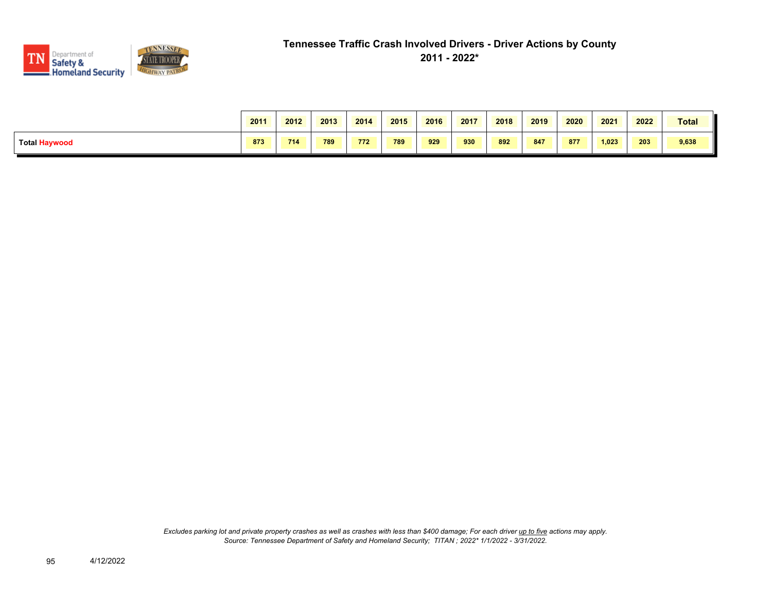# Tennessee Traffic Crash Involved Drivers - Driver Actions by County

## 2011 - 2022*

| | 2011 | 2012 | 2013 | 2014 | 2015 | 2016 | 2017 | 2018 | 2019 | 2020 | 2021 | 2022 | Total |
|---|---|---|---|---|---|---|---|---|---|---|---|---|---|
| **Total Haywood** | 873 | 714 | 789 | 772 | 789 | 929 | 930 | 892 | 847 | 877 | 1,023 | 203 | 9,638 |

*Excludes parking lot and private property crashes as well as crashes with less than $400 damage; For each driver up to five actions may apply.*
*Source: Tennessee Department of Safety and Homeland Security; TITAN ; 2022* 1/1/2022 - 3/31/2022.*

4/12/2022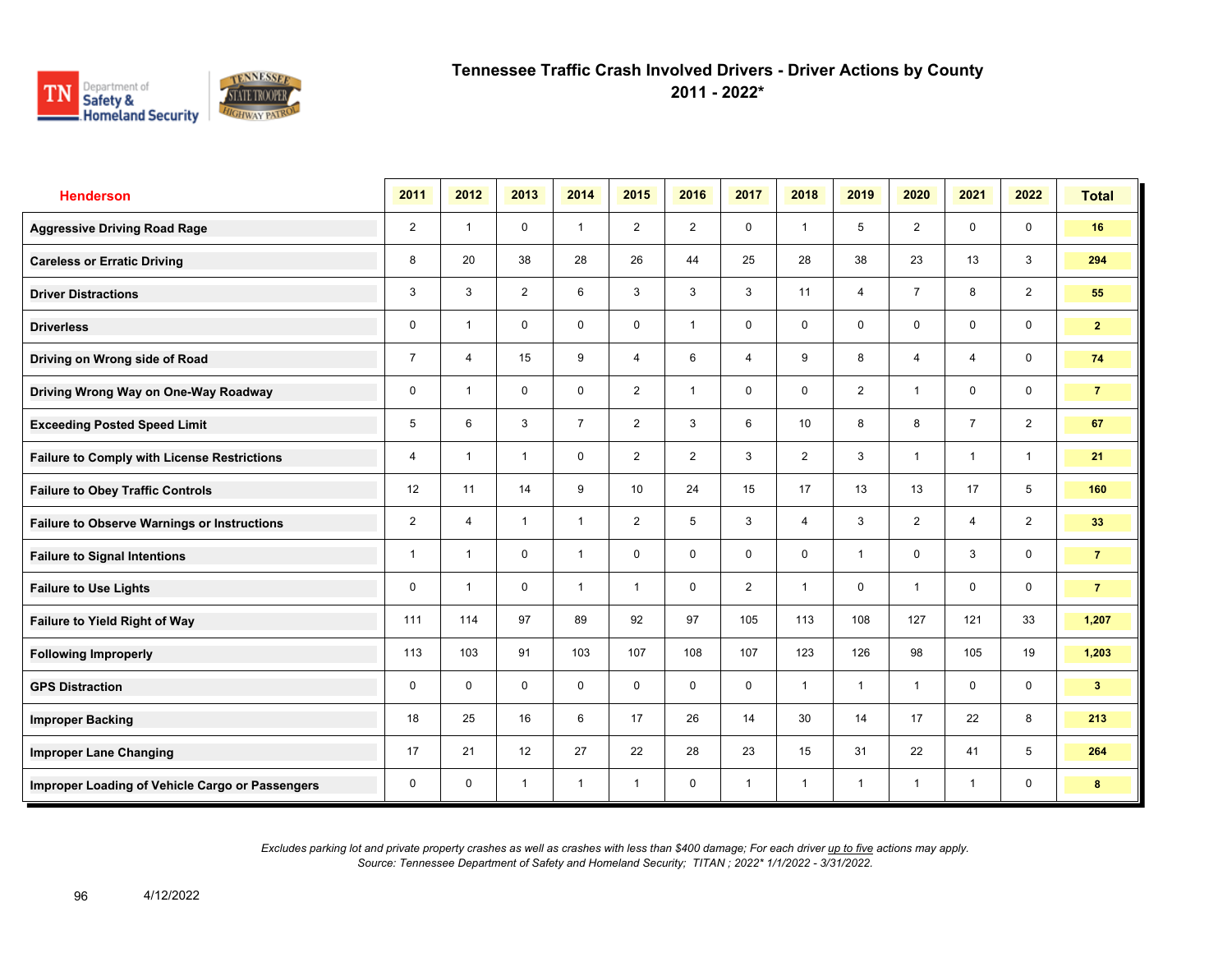# Tennessee Traffic Crash Involved Drivers - Driver Actions by County
## 2011 - 2022*

| Henderson | 2011 | 2012 | 2013 | 2014 | 2015 | 2016 | 2017 | 2018 | 2019 | 2020 | 2021 | 2022 | Total |
|---|---|---|---|---|---|---|---|---|---|---|---|---|---|
| Aggressive Driving Road Rage | 2 | 1 | 0 | 1 | 2 | 2 | 0 | 1 | 5 | 2 | 0 | 0 | 16 |
| Careless or Erratic Driving | 8 | 20 | 38 | 28 | 26 | 44 | 25 | 28 | 38 | 23 | 13 | 3 | 294 |
| Driver Distractions | 3 | 3 | 2 | 6 | 3 | 3 | 3 | 11 | 4 | 7 | 8 | 2 | 55 |
| Driverless | 0 | 1 | 0 | 0 | 0 | 1 | 0 | 0 | 0 | 0 | 0 | 0 | 2 |
| Driving on Wrong side of Road | 7 | 4 | 15 | 9 | 4 | 6 | 4 | 9 | 8 | 4 | 4 | 0 | 74 |
| Driving Wrong Way on One-Way Roadway | 0 | 1 | 0 | 0 | 2 | 1 | 0 | 0 | 2 | 1 | 0 | 0 | 7 |
| Exceeding Posted Speed Limit | 5 | 6 | 3 | 7 | 2 | 3 | 6 | 10 | 8 | 8 | 7 | 2 | 67 |
| Failure to Comply with License Restrictions | 4 | 1 | 1 | 0 | 2 | 2 | 3 | 2 | 3 | 1 | 1 | 1 | 21 |
| Failure to Obey Traffic Controls | 12 | 11 | 14 | 9 | 10 | 24 | 15 | 17 | 13 | 13 | 17 | 5 | 160 |
| Failure to Observe Warnings or Instructions | 2 | 4 | 1 | 1 | 2 | 5 | 3 | 4 | 3 | 2 | 4 | 2 | 33 |
| Failure to Signal Intentions | 1 | 1 | 0 | 1 | 0 | 0 | 0 | 0 | 1 | 0 | 3 | 0 | 7 |
| Failure to Use Lights | 0 | 1 | 0 | 1 | 1 | 0 | 2 | 1 | 0 | 1 | 0 | 0 | 7 |
| Failure to Yield Right of Way | 111 | 114 | 97 | 89 | 92 | 97 | 105 | 113 | 108 | 127 | 121 | 33 | 1,207 |
| Following Improperly | 113 | 103 | 91 | 103 | 107 | 108 | 107 | 123 | 126 | 98 | 105 | 19 | 1,203 |
| GPS Distraction | 0 | 0 | 0 | 0 | 0 | 0 | 0 | 1 | 1 | 1 | 0 | 0 | 3 |
| Improper Backing | 18 | 25 | 16 | 6 | 17 | 26 | 14 | 30 | 14 | 17 | 22 | 8 | 213 |
| Improper Lane Changing | 17 | 21 | 12 | 27 | 22 | 28 | 23 | 15 | 31 | 22 | 41 | 5 | 264 |
| Improper Loading of Vehicle Cargo or Passengers | 0 | 0 | 1 | 1 | 1 | 0 | 1 | 1 | 1 | 1 | 1 | 0 | 8 |

*Excludes parking lot and private property crashes as well as crashes with less than $400 damage; For each driver up to five actions may apply.*
*Source: Tennessee Department of Safety and Homeland Security; TITAN ; 2022* 1/1/2022 - 3/31/2022.*

4/12/2022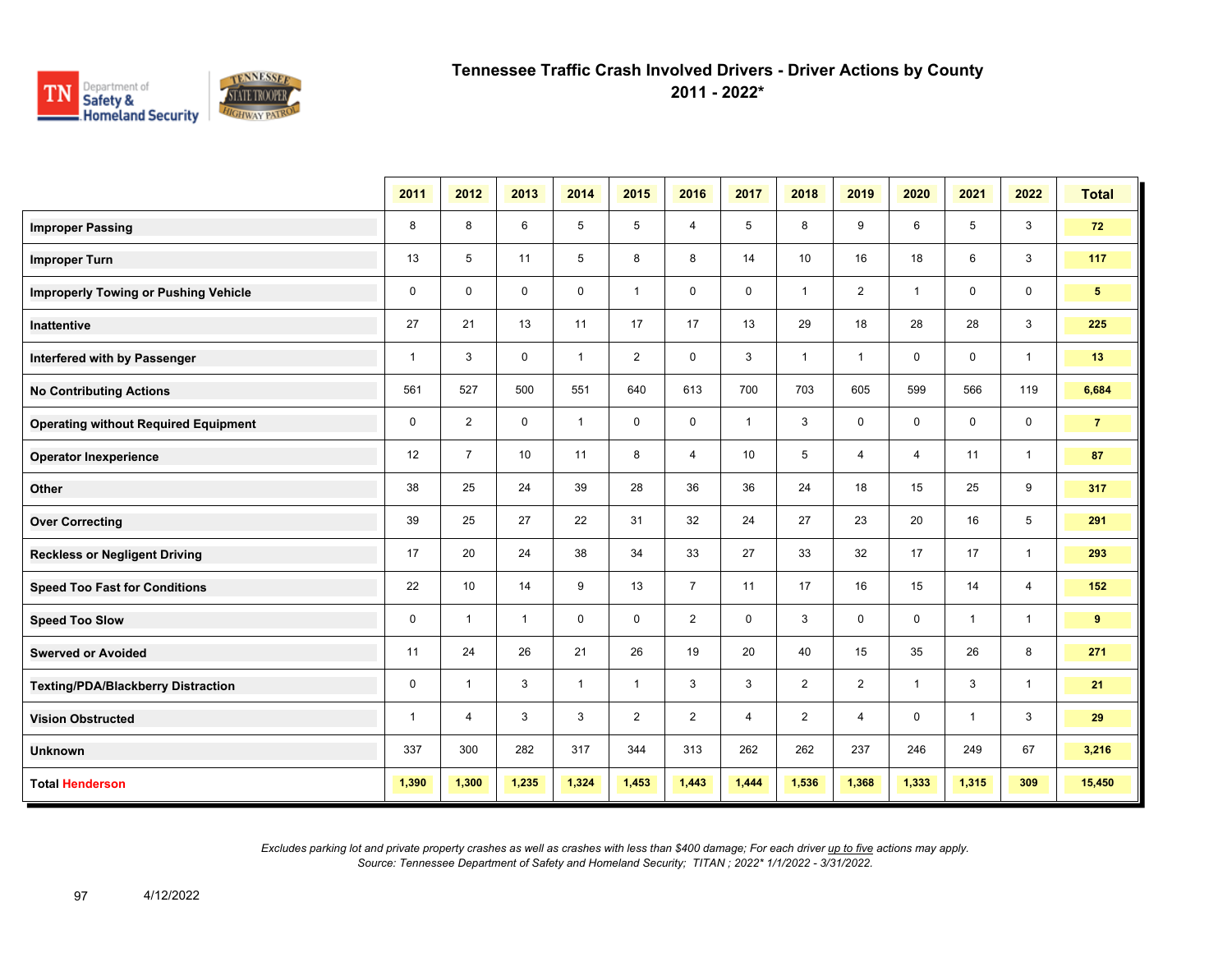# Tennessee Traffic Crash Involved Drivers - Driver Actions by County
## 2011 - 2022*

| | 2011 | 2012 | 2013 | 2014 | 2015 | 2016 | 2017 | 2018 | 2019 | 2020 | 2021 | 2022 | Total |
|---|---|---|---|---|---|---|---|---|---|---|---|---|---|
| **Improper Passing** | 8 | 8 | 6 | 5 | 5 | 4 | 5 | 8 | 9 | 6 | 5 | 3 | **72** |
| **Improper Turn** | 13 | 5 | 11 | 5 | 8 | 8 | 14 | 10 | 16 | 18 | 6 | 3 | **117** |
| **Improperly Towing or Pushing Vehicle** | 0 | 0 | 0 | 0 | 1 | 0 | 0 | 1 | 2 | 1 | 0 | 0 | **5** |
| **Inattentive** | 27 | 21 | 13 | 11 | 17 | 17 | 13 | 29 | 18 | 28 | 28 | 3 | **225** |
| **Interfered with by Passenger** | 1 | 3 | 0 | 1 | 2 | 0 | 3 | 1 | 1 | 0 | 0 | 1 | **13** |
| **No Contributing Actions** | 561 | 527 | 500 | 551 | 640 | 613 | 700 | 703 | 605 | 599 | 566 | 119 | **6,684** |
| **Operating without Required Equipment** | 0 | 2 | 0 | 1 | 0 | 0 | 1 | 3 | 0 | 0 | 0 | 0 | **7** |
| **Operator Inexperience** | 12 | 7 | 10 | 11 | 8 | 4 | 10 | 5 | 4 | 4 | 11 | 1 | **87** |
| **Other** | 38 | 25 | 24 | 39 | 28 | 36 | 36 | 24 | 18 | 15 | 25 | 9 | **317** |
| **Over Correcting** | 39 | 25 | 27 | 22 | 31 | 32 | 24 | 27 | 23 | 20 | 16 | 5 | **291** |
| **Reckless or Negligent Driving** | 17 | 20 | 24 | 38 | 34 | 33 | 27 | 33 | 32 | 17 | 17 | 1 | **293** |
| **Speed Too Fast for Conditions** | 22 | 10 | 14 | 9 | 13 | 7 | 11 | 17 | 16 | 15 | 14 | 4 | **152** |
| **Speed Too Slow** | 0 | 1 | 1 | 0 | 0 | 2 | 0 | 3 | 0 | 0 | 1 | 1 | **9** |
| **Swerved or Avoided** | 11 | 24 | 26 | 21 | 26 | 19 | 20 | 40 | 15 | 35 | 26 | 8 | **271** |
| **Texting/PDA/Blackberry Distraction** | 0 | 1 | 3 | 1 | 1 | 3 | 3 | 2 | 2 | 1 | 3 | 1 | **21** |
| **Vision Obstructed** | 1 | 4 | 3 | 3 | 2 | 2 | 4 | 2 | 4 | 0 | 1 | 3 | **29** |
| **Unknown** | 337 | 300 | 282 | 317 | 344 | 313 | 262 | 262 | 237 | 246 | 249 | 67 | **3,216** |
| **Total Henderson** | **1,390** | **1,300** | **1,235** | **1,324** | **1,453** | **1,443** | **1,444** | **1,536** | **1,368** | **1,333** | **1,315** | **309** | **15,450** |

*Excludes parking lot and private property crashes as well as crashes with less than $400 damage; For each driver up to five actions may apply.*
*Source: Tennessee Department of Safety and Homeland Security; TITAN ; 2022* 1/1/2022 - 3/31/2022.*

4/12/2022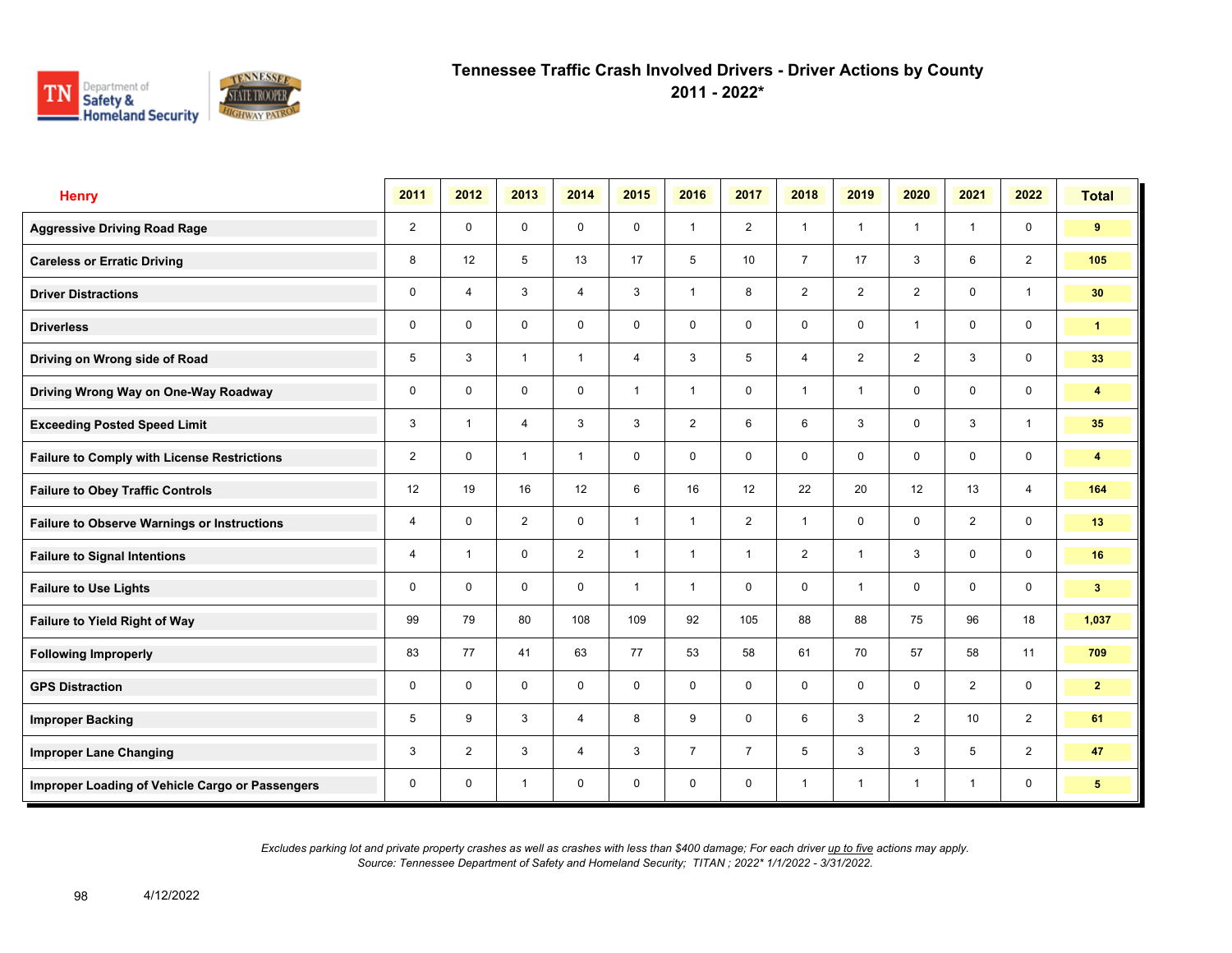# Tennessee Traffic Crash Involved Drivers - Driver Actions by County
## 2011 - 2022*

| Henry | 2011 | 2012 | 2013 | 2014 | 2015 | 2016 | 2017 | 2018 | 2019 | 2020 | 2021 | 2022 | Total |
|---|---|---|---|---|---|---|---|---|---|---|---|---|---|
| Aggressive Driving Road Rage | 2 | 0 | 0 | 0 | 0 | 1 | 2 | 1 | 1 | 1 | 1 | 0 | **9** |
| Careless or Erratic Driving | 8 | 12 | 5 | 13 | 17 | 5 | 10 | 7 | 17 | 3 | 6 | 2 | **105** |
| Driver Distractions | 0 | 4 | 3 | 4 | 3 | 1 | 8 | 2 | 2 | 2 | 0 | 1 | **30** |
| Driverless | 0 | 0 | 0 | 0 | 0 | 0 | 0 | 0 | 0 | 1 | 0 | 0 | **1** |
| Driving on Wrong side of Road | 5 | 3 | 1 | 1 | 4 | 3 | 5 | 4 | 2 | 2 | 3 | 0 | **33** |
| Driving Wrong Way on One-Way Roadway | 0 | 0 | 0 | 0 | 1 | 1 | 0 | 1 | 1 | 0 | 0 | 0 | **4** |
| Exceeding Posted Speed Limit | 3 | 1 | 4 | 3 | 3 | 2 | 6 | 6 | 3 | 0 | 3 | 1 | **35** |
| Failure to Comply with License Restrictions | 2 | 0 | 1 | 1 | 0 | 0 | 0 | 0 | 0 | 0 | 0 | 0 | **4** |
| Failure to Obey Traffic Controls | 12 | 19 | 16 | 12 | 6 | 16 | 12 | 22 | 20 | 12 | 13 | 4 | **164** |
| Failure to Observe Warnings or Instructions | 4 | 0 | 2 | 0 | 1 | 1 | 2 | 1 | 0 | 0 | 2 | 0 | **13** |
| Failure to Signal Intentions | 4 | 1 | 0 | 2 | 1 | 1 | 1 | 2 | 1 | 3 | 0 | 0 | **16** |
| Failure to Use Lights | 0 | 0 | 0 | 0 | 1 | 1 | 0 | 0 | 1 | 0 | 0 | 0 | **3** |
| Failure to Yield Right of Way | 99 | 79 | 80 | 108 | 109 | 92 | 105 | 88 | 88 | 75 | 96 | 18 | **1,037** |
| Following Improperly | 83 | 77 | 41 | 63 | 77 | 53 | 58 | 61 | 70 | 57 | 58 | 11 | **709** |
| GPS Distraction | 0 | 0 | 0 | 0 | 0 | 0 | 0 | 0 | 0 | 0 | 2 | 0 | **2** |
| Improper Backing | 5 | 9 | 3 | 4 | 8 | 9 | 0 | 6 | 3 | 2 | 10 | 2 | **61** |
| Improper Lane Changing | 3 | 2 | 3 | 4 | 3 | 7 | 7 | 5 | 3 | 3 | 5 | 2 | **47** |
| Improper Loading of Vehicle Cargo or Passengers | 0 | 0 | 1 | 0 | 0 | 0 | 0 | 1 | 1 | 1 | 1 | 0 | **5** |

*Excludes parking lot and private property crashes as well as crashes with less than $400 damage; For each driver up to five actions may apply.*
*Source: Tennessee Department of Safety and Homeland Security; TITAN ; 2022* 1/1/2022 - 3/31/2022.*

4/12/2022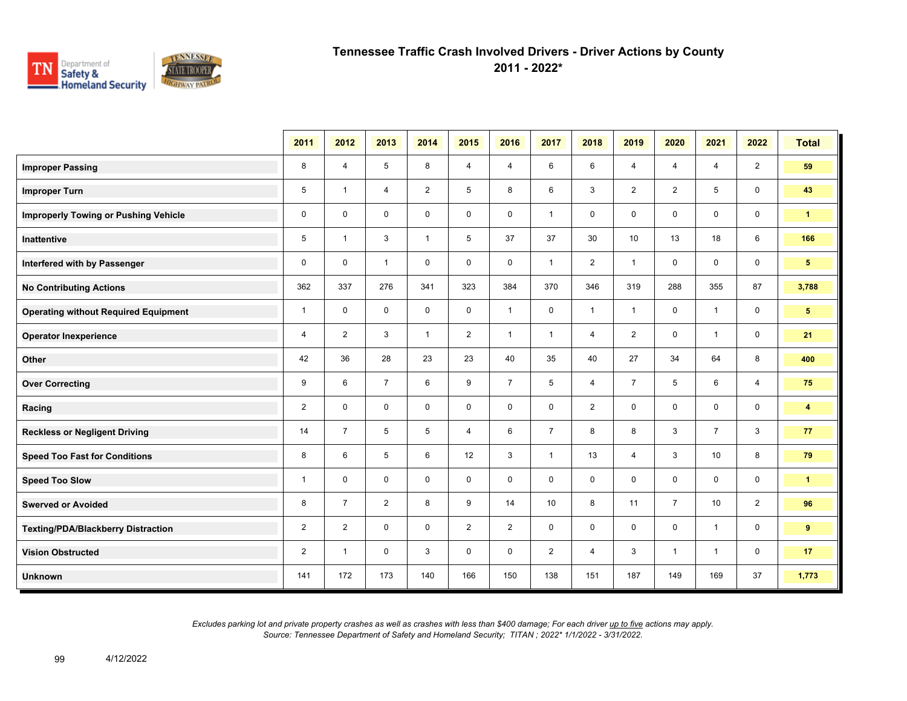# Tennessee Traffic Crash Involved Drivers - Driver Actions by County

## 2011 - 2022*

| | 2011 | 2012 | 2013 | 2014 | 2015 | 2016 | 2017 | 2018 | 2019 | 2020 | 2021 | 2022 | Total |
|---|---|---|---|---|---|---|---|---|---|---|---|---|---|
| **Improper Passing** | 8 | 4 | 5 | 8 | 4 | 4 | 6 | 6 | 4 | 4 | 4 | 2 | **59** |
| **Improper Turn** | 5 | 1 | 4 | 2 | 5 | 8 | 6 | 3 | 2 | 2 | 5 | 0 | **43** |
| **Improperly Towing or Pushing Vehicle** | 0 | 0 | 0 | 0 | 0 | 0 | 1 | 0 | 0 | 0 | 0 | 0 | **1** |
| **Inattentive** | 5 | 1 | 3 | 1 | 5 | 37 | 37 | 30 | 10 | 13 | 18 | 6 | **166** |
| **Interfered with by Passenger** | 0 | 0 | 1 | 0 | 0 | 0 | 1 | 2 | 1 | 0 | 0 | 0 | **5** |
| **No Contributing Actions** | 362 | 337 | 276 | 341 | 323 | 384 | 370 | 346 | 319 | 288 | 355 | 87 | **3,788** |
| **Operating without Required Equipment** | 1 | 0 | 0 | 0 | 0 | 1 | 0 | 1 | 1 | 0 | 1 | 0 | **5** |
| **Operator Inexperience** | 4 | 2 | 3 | 1 | 2 | 1 | 1 | 4 | 2 | 0 | 1 | 0 | **21** |
| **Other** | 42 | 36 | 28 | 23 | 23 | 40 | 35 | 40 | 27 | 34 | 64 | 8 | **400** |
| **Over Correcting** | 9 | 6 | 7 | 6 | 9 | 7 | 5 | 4 | 7 | 5 | 6 | 4 | **75** |
| **Racing** | 2 | 0 | 0 | 0 | 0 | 0 | 0 | 2 | 0 | 0 | 0 | 0 | **4** |
| **Reckless or Negligent Driving** | 14 | 7 | 5 | 5 | 4 | 6 | 7 | 8 | 8 | 3 | 7 | 3 | **77** |
| **Speed Too Fast for Conditions** | 8 | 6 | 5 | 6 | 12 | 3 | 1 | 13 | 4 | 3 | 10 | 8 | **79** |
| **Speed Too Slow** | 1 | 0 | 0 | 0 | 0 | 0 | 0 | 0 | 0 | 0 | 0 | 0 | **1** |
| **Swerved or Avoided** | 8 | 7 | 2 | 8 | 9 | 14 | 10 | 8 | 11 | 7 | 10 | 2 | **96** |
| **Texting/PDA/Blackberry Distraction** | 2 | 2 | 0 | 0 | 2 | 2 | 0 | 0 | 0 | 0 | 1 | 0 | **9** |
| **Vision Obstructed** | 2 | 1 | 0 | 3 | 0 | 0 | 2 | 4 | 3 | 1 | 1 | 0 | **17** |
| **Unknown** | 141 | 172 | 173 | 140 | 166 | 150 | 138 | 151 | 187 | 149 | 169 | 37 | **1,773** |

*Excludes parking lot and private property crashes as well as crashes with less than $400 damage; For each driver up to five actions may apply.*
*Source: Tennessee Department of Safety and Homeland Security; TITAN ; 2022* 1/1/2022 - 3/31/2022.*

4/12/2022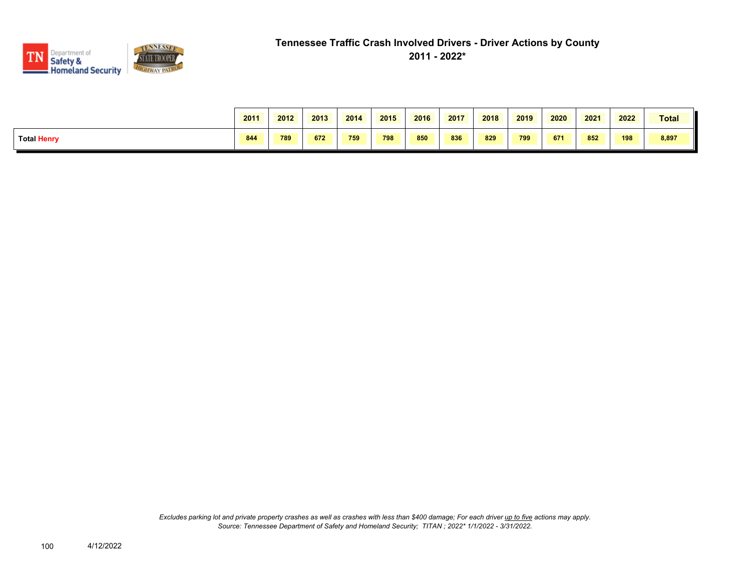# Tennessee Traffic Crash Involved Drivers - Driver Actions by County

## 2011 - 2022*

| | 2011 | 2012 | 2013 | 2014 | 2015 | 2016 | 2017 | 2018 | 2019 | 2020 | 2021 | 2022 | Total |
|---|---|---|---|---|---|---|---|---|---|---|---|---|---|
| **Total Henry** | 844 | 789 | 672 | 759 | 798 | 850 | 836 | 829 | 799 | 671 | 852 | 198 | 8,897 |

*Excludes parking lot and private property crashes as well as crashes with less than $400 damage; For each driver up to five actions may apply.*
*Source: Tennessee Department of Safety and Homeland Security; TITAN ; 2022* 1/1/2022 - 3/31/2022.*

4/12/2022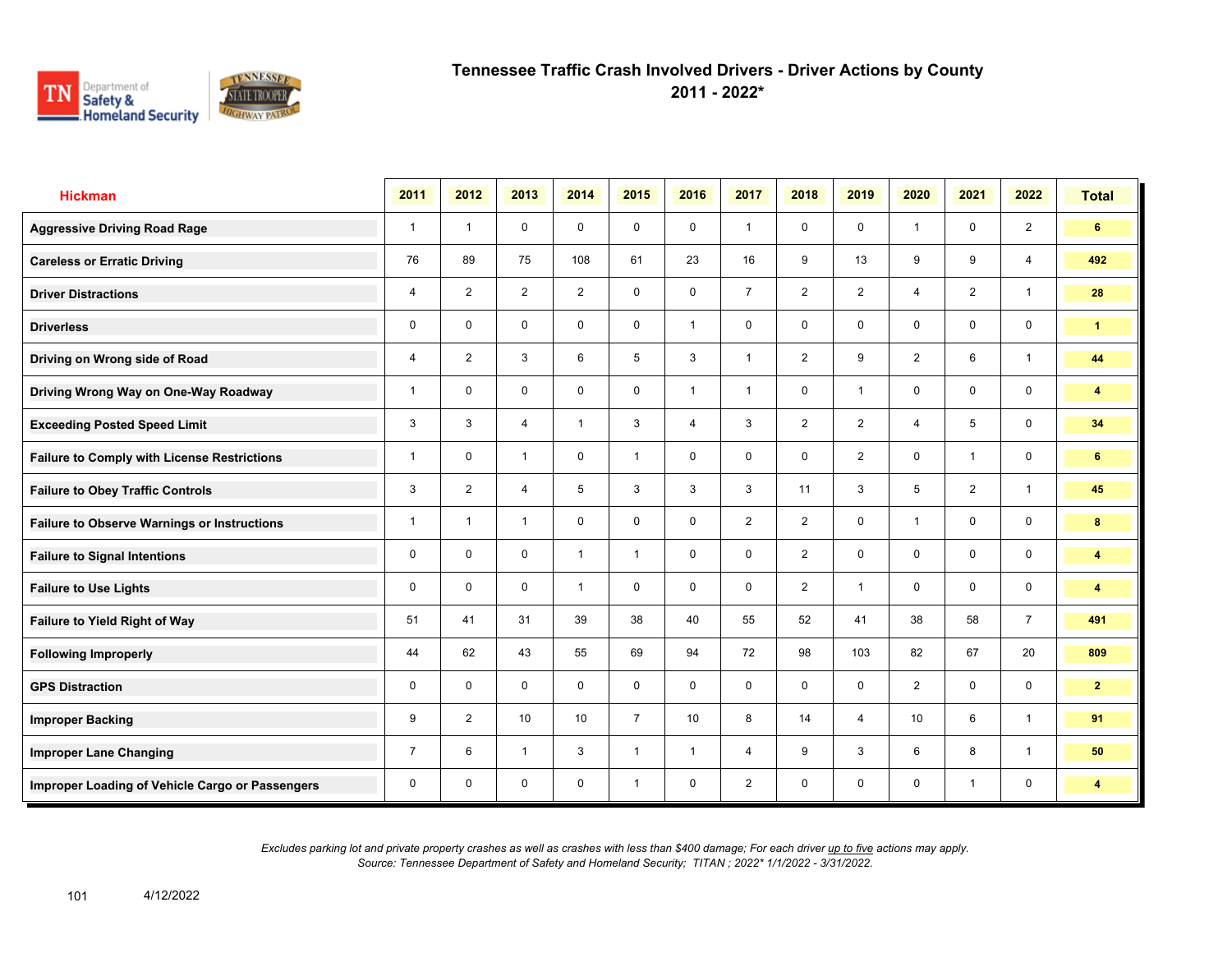# Tennessee Traffic Crash Involved Drivers - Driver Actions by County
## 2011 - 2022*

| Hickman | 2011 | 2012 | 2013 | 2014 | 2015 | 2016 | 2017 | 2018 | 2019 | 2020 | 2021 | 2022 | Total |
|---|---|---|---|---|---|---|---|---|---|---|---|---|---|
| Aggressive Driving Road Rage | 1 | 1 | 0 | 0 | 0 | 0 | 1 | 0 | 0 | 1 | 0 | 2 | 6 |
| Careless or Erratic Driving | 76 | 89 | 75 | 108 | 61 | 23 | 16 | 9 | 13 | 9 | 9 | 4 | 492 |
| Driver Distractions | 4 | 2 | 2 | 2 | 0 | 0 | 7 | 2 | 2 | 4 | 2 | 1 | 28 |
| Driverless | 0 | 0 | 0 | 0 | 0 | 1 | 0 | 0 | 0 | 0 | 0 | 0 | 1 |
| Driving on Wrong side of Road | 4 | 2 | 3 | 6 | 5 | 3 | 1 | 2 | 9 | 2 | 6 | 1 | 44 |
| Driving Wrong Way on One-Way Roadway | 1 | 0 | 0 | 0 | 0 | 1 | 1 | 0 | 1 | 0 | 0 | 0 | 4 |
| Exceeding Posted Speed Limit | 3 | 3 | 4 | 1 | 3 | 4 | 3 | 2 | 2 | 4 | 5 | 0 | 34 |
| Failure to Comply with License Restrictions | 1 | 0 | 1 | 0 | 1 | 0 | 0 | 0 | 2 | 0 | 1 | 0 | 6 |
| Failure to Obey Traffic Controls | 3 | 2 | 4 | 5 | 3 | 3 | 3 | 11 | 3 | 5 | 2 | 1 | 45 |
| Failure to Observe Warnings or Instructions | 1 | 1 | 1 | 0 | 0 | 0 | 2 | 2 | 0 | 1 | 0 | 0 | 8 |
| Failure to Signal Intentions | 0 | 0 | 0 | 1 | 1 | 0 | 0 | 2 | 0 | 0 | 0 | 0 | 4 |
| Failure to Use Lights | 0 | 0 | 0 | 1 | 0 | 0 | 0 | 2 | 1 | 0 | 0 | 0 | 4 |
| Failure to Yield Right of Way | 51 | 41 | 31 | 39 | 38 | 40 | 55 | 52 | 41 | 38 | 58 | 7 | 491 |
| Following Improperly | 44 | 62 | 43 | 55 | 69 | 94 | 72 | 98 | 103 | 82 | 67 | 20 | 809 |
| GPS Distraction | 0 | 0 | 0 | 0 | 0 | 0 | 0 | 0 | 0 | 2 | 0 | 0 | 2 |
| Improper Backing | 9 | 2 | 10 | 10 | 7 | 10 | 8 | 14 | 4 | 10 | 6 | 1 | 91 |
| Improper Lane Changing | 7 | 6 | 1 | 3 | 1 | 1 | 4 | 9 | 3 | 6 | 8 | 1 | 50 |
| Improper Loading of Vehicle Cargo or Passengers | 0 | 0 | 0 | 0 | 1 | 0 | 2 | 0 | 0 | 0 | 1 | 0 | 4 |

*Excludes parking lot and private property crashes as well as crashes with less than $400 damage; For each driver up to five actions may apply.*
*Source: Tennessee Department of Safety and Homeland Security; TITAN ; 2022* 1/1/2022 - 3/31/2022.*

4/12/2022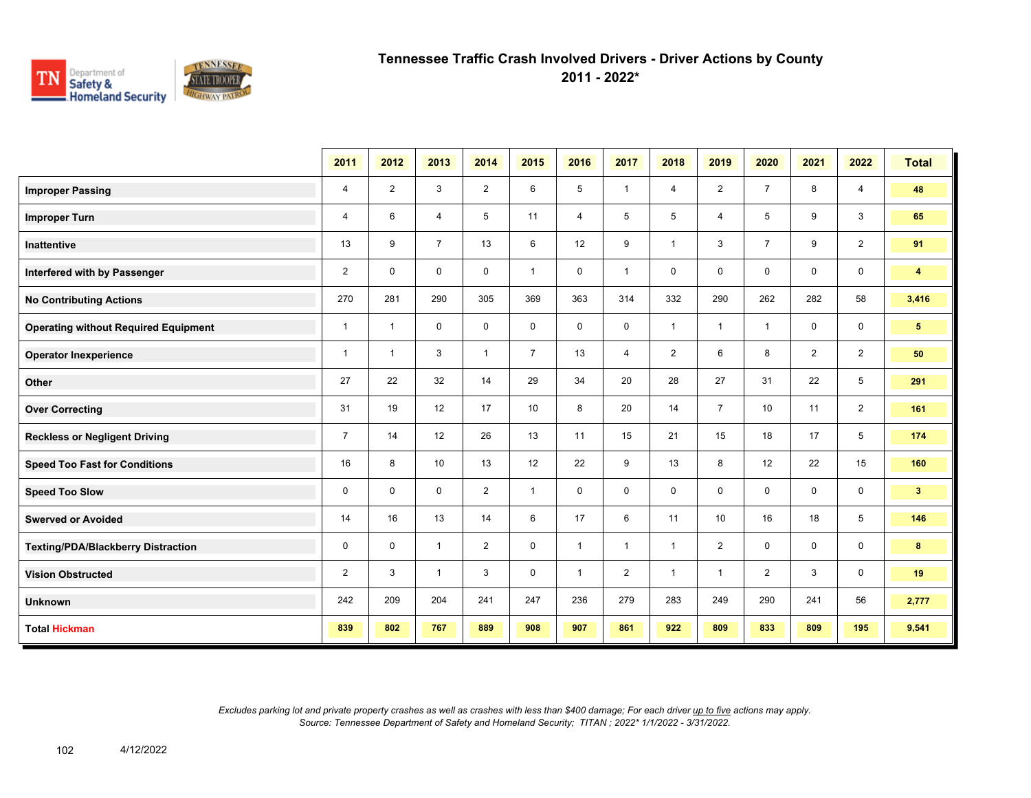# Tennessee Traffic Crash Involved Drivers - Driver Actions by County
## 2011 - 2022*

| | 2011 | 2012 | 2013 | 2014 | 2015 | 2016 | 2017 | 2018 | 2019 | 2020 | 2021 | 2022 | Total |
|---|---|---|---|---|---|---|---|---|---|---|---|---|---|
| **Improper Passing** | 4 | 2 | 3 | 2 | 6 | 5 | 1 | 4 | 2 | 7 | 8 | 4 | **48** |
| **Improper Turn** | 4 | 6 | 4 | 5 | 11 | 4 | 5 | 5 | 4 | 5 | 9 | 3 | **65** |
| **Inattentive** | 13 | 9 | 7 | 13 | 6 | 12 | 9 | 1 | 3 | 7 | 9 | 2 | **91** |
| **Interfered with by Passenger** | 2 | 0 | 0 | 0 | 1 | 0 | 1 | 0 | 0 | 0 | 0 | 0 | **4** |
| **No Contributing Actions** | 270 | 281 | 290 | 305 | 369 | 363 | 314 | 332 | 290 | 262 | 282 | 58 | **3,416** |
| **Operating without Required Equipment** | 1 | 1 | 0 | 0 | 0 | 0 | 0 | 1 | 1 | 1 | 0 | 0 | **5** |
| **Operator Inexperience** | 1 | 1 | 3 | 1 | 7 | 13 | 4 | 2 | 6 | 8 | 2 | 2 | **50** |
| **Other** | 27 | 22 | 32 | 14 | 29 | 34 | 20 | 28 | 27 | 31 | 22 | 5 | **291** |
| **Over Correcting** | 31 | 19 | 12 | 17 | 10 | 8 | 20 | 14 | 7 | 10 | 11 | 2 | **161** |
| **Reckless or Negligent Driving** | 7 | 14 | 12 | 26 | 13 | 11 | 15 | 21 | 15 | 18 | 17 | 5 | **174** |
| **Speed Too Fast for Conditions** | 16 | 8 | 10 | 13 | 12 | 22 | 9 | 13 | 8 | 12 | 22 | 15 | **160** |
| **Speed Too Slow** | 0 | 0 | 0 | 2 | 1 | 0 | 0 | 0 | 0 | 0 | 0 | 0 | **3** |
| **Swerved or Avoided** | 14 | 16 | 13 | 14 | 6 | 17 | 6 | 11 | 10 | 16 | 18 | 5 | **146** |
| **Texting/PDA/Blackberry Distraction** | 0 | 0 | 1 | 2 | 0 | 1 | 1 | 1 | 2 | 0 | 0 | 0 | **8** |
| **Vision Obstructed** | 2 | 3 | 1 | 3 | 0 | 1 | 2 | 1 | 1 | 2 | 3 | 0 | **19** |
| **Unknown** | 242 | 209 | 204 | 241 | 247 | 236 | 279 | 283 | 249 | 290 | 241 | 56 | **2,777** |
| **Total Hickman** | **839** | **802** | **767** | **889** | **908** | **907** | **861** | **922** | **809** | **833** | **809** | **195** | **9,541** |

*Excludes parking lot and private property crashes as well as crashes with less than $400 damage; For each driver up to five actions may apply.*
*Source: Tennessee Department of Safety and Homeland Security; TITAN ; 2022* 1/1/2022 - 3/31/2022.*

4/12/2022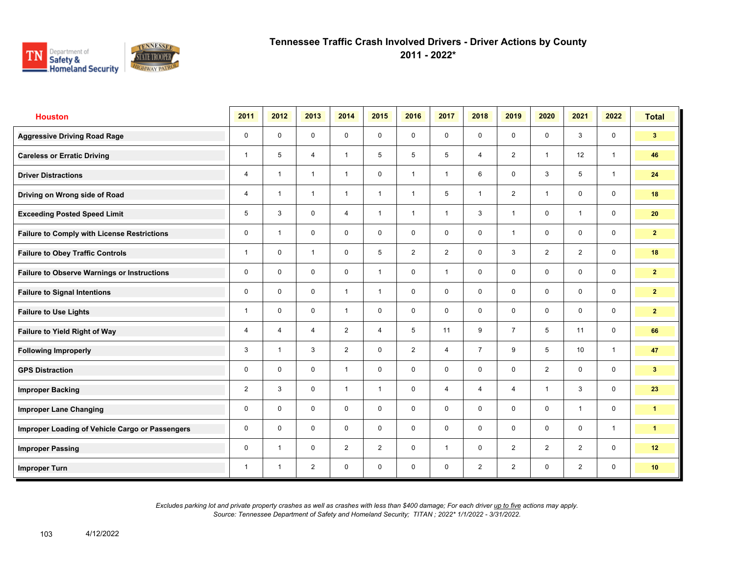# Tennessee Traffic Crash Involved Drivers - Driver Actions by County
## 2011 - 2022*

| Houston | 2011 | 2012 | 2013 | 2014 | 2015 | 2016 | 2017 | 2018 | 2019 | 2020 | 2021 | 2022 | Total |
|---|---|---|---|---|---|---|---|---|---|---|---|---|---|
| Aggressive Driving Road Rage | 0 | 0 | 0 | 0 | 0 | 0 | 0 | 0 | 0 | 0 | 3 | 0 | 3 |
| Careless or Erratic Driving | 1 | 5 | 4 | 1 | 5 | 5 | 5 | 4 | 2 | 1 | 12 | 1 | 46 |
| Driver Distractions | 4 | 1 | 1 | 1 | 0 | 1 | 1 | 6 | 0 | 3 | 5 | 1 | 24 |
| Driving on Wrong side of Road | 4 | 1 | 1 | 1 | 1 | 1 | 5 | 1 | 2 | 1 | 0 | 0 | 18 |
| Exceeding Posted Speed Limit | 5 | 3 | 0 | 4 | 1 | 1 | 1 | 3 | 1 | 0 | 1 | 0 | 20 |
| Failure to Comply with License Restrictions | 0 | 1 | 0 | 0 | 0 | 0 | 0 | 0 | 1 | 0 | 0 | 0 | 2 |
| Failure to Obey Traffic Controls | 1 | 0 | 1 | 0 | 5 | 2 | 2 | 0 | 3 | 2 | 2 | 0 | 18 |
| Failure to Observe Warnings or Instructions | 0 | 0 | 0 | 0 | 1 | 0 | 1 | 0 | 0 | 0 | 0 | 0 | 2 |
| Failure to Signal Intentions | 0 | 0 | 0 | 1 | 1 | 0 | 0 | 0 | 0 | 0 | 0 | 0 | 2 |
| Failure to Use Lights | 1 | 0 | 0 | 1 | 0 | 0 | 0 | 0 | 0 | 0 | 0 | 0 | 2 |
| Failure to Yield Right of Way | 4 | 4 | 4 | 2 | 4 | 5 | 11 | 9 | 7 | 5 | 11 | 0 | 66 |
| Following Improperly | 3 | 1 | 3 | 2 | 0 | 2 | 4 | 7 | 9 | 5 | 10 | 1 | 47 |
| GPS Distraction | 0 | 0 | 0 | 1 | 0 | 0 | 0 | 0 | 0 | 2 | 0 | 0 | 3 |
| Improper Backing | 2 | 3 | 0 | 1 | 1 | 0 | 4 | 4 | 4 | 1 | 3 | 0 | 23 |
| Improper Lane Changing | 0 | 0 | 0 | 0 | 0 | 0 | 0 | 0 | 0 | 0 | 1 | 0 | 1 |
| Improper Loading of Vehicle Cargo or Passengers | 0 | 0 | 0 | 0 | 0 | 0 | 0 | 0 | 0 | 0 | 0 | 1 | 1 |
| Improper Passing | 0 | 1 | 0 | 2 | 2 | 0 | 1 | 0 | 2 | 2 | 2 | 0 | 12 |
| Improper Turn | 1 | 1 | 2 | 0 | 0 | 0 | 0 | 2 | 2 | 0 | 2 | 0 | 10 |

*Excludes parking lot and private property crashes as well as crashes with less than $400 damage; For each driver up to five actions may apply.*
*Source: Tennessee Department of Safety and Homeland Security; TITAN ; 2022* 1/1/2022 - 3/31/2022.*

4/12/2022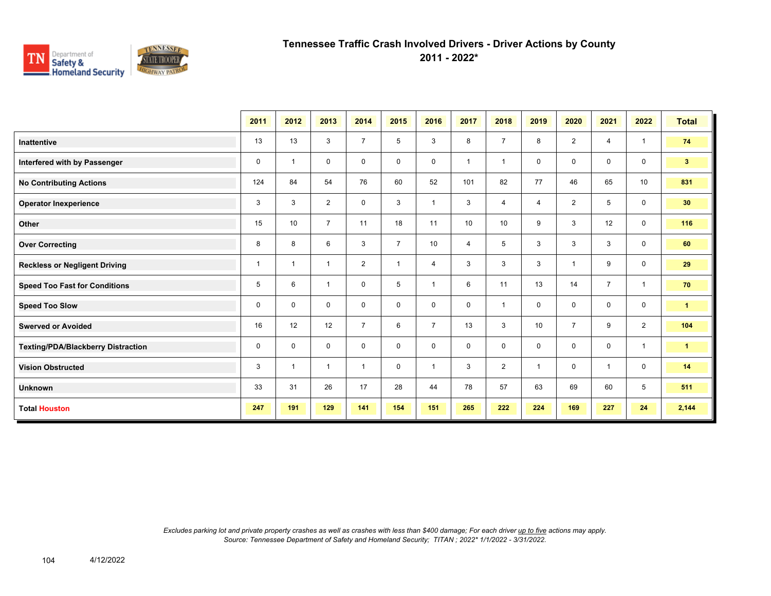# Tennessee Traffic Crash Involved Drivers - Driver Actions by County

## 2011 - 2022*

| | 2011 | 2012 | 2013 | 2014 | 2015 | 2016 | 2017 | 2018 | 2019 | 2020 | 2021 | 2022 | Total |
|---|---|---|---|---|---|---|---|---|---|---|---|---|---|
| **Inattentive** | 13 | 13 | 3 | 7 | 5 | 3 | 8 | 7 | 8 | 2 | 4 | 1 | **74** |
| **Interfered with by Passenger** | 0 | 1 | 0 | 0 | 0 | 0 | 1 | 1 | 0 | 0 | 0 | 0 | **3** |
| **No Contributing Actions** | 124 | 84 | 54 | 76 | 60 | 52 | 101 | 82 | 77 | 46 | 65 | 10 | **831** |
| **Operator Inexperience** | 3 | 3 | 2 | 0 | 3 | 1 | 3 | 4 | 4 | 2 | 5 | 0 | **30** |
| **Other** | 15 | 10 | 7 | 11 | 18 | 11 | 10 | 10 | 9 | 3 | 12 | 0 | **116** |
| **Over Correcting** | 8 | 8 | 6 | 3 | 7 | 10 | 4 | 5 | 3 | 3 | 3 | 0 | **60** |
| **Reckless or Negligent Driving** | 1 | 1 | 1 | 2 | 1 | 4 | 3 | 3 | 3 | 1 | 9 | 0 | **29** |
| **Speed Too Fast for Conditions** | 5 | 6 | 1 | 0 | 5 | 1 | 6 | 11 | 13 | 14 | 7 | 1 | **70** |
| **Speed Too Slow** | 0 | 0 | 0 | 0 | 0 | 0 | 0 | 1 | 0 | 0 | 0 | 0 | **1** |
| **Swerved or Avoided** | 16 | 12 | 12 | 7 | 6 | 7 | 13 | 3 | 10 | 7 | 9 | 2 | **104** |
| **Texting/PDA/Blackberry Distraction** | 0 | 0 | 0 | 0 | 0 | 0 | 0 | 0 | 0 | 0 | 0 | 1 | **1** |
| **Vision Obstructed** | 3 | 1 | 1 | 1 | 0 | 1 | 3 | 2 | 1 | 0 | 1 | 0 | **14** |
| **Unknown** | 33 | 31 | 26 | 17 | 28 | 44 | 78 | 57 | 63 | 69 | 60 | 5 | **511** |
| **Total Houston** | **247** | **191** | **129** | **141** | **154** | **151** | **265** | **222** | **224** | **169** | **227** | **24** | **2,144** |

*Excludes parking lot and private property crashes as well as crashes with less than $400 damage; For each driver up to five actions may apply.*
*Source: Tennessee Department of Safety and Homeland Security; TITAN ; 2022* 1/1/2022 - 3/31/2022.*

4/12/2022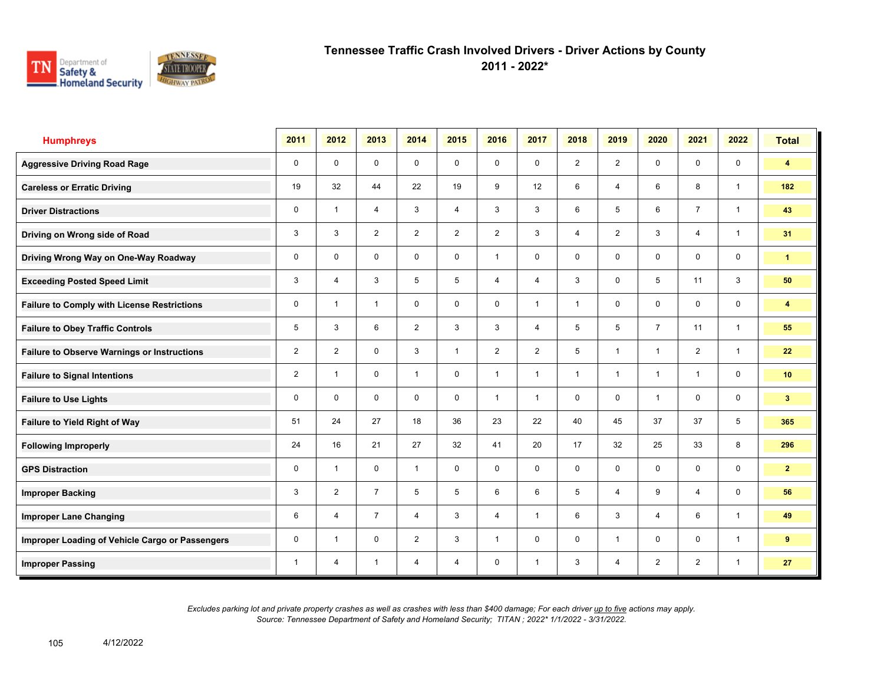# Tennessee Traffic Crash Involved Drivers - Driver Actions by County
## 2011 - 2022*

| Humphreys | 2011 | 2012 | 2013 | 2014 | 2015 | 2016 | 2017 | 2018 | 2019 | 2020 | 2021 | 2022 | Total |
|---|---|---|---|---|---|---|---|---|---|---|---|---|---|
| Aggressive Driving Road Rage | 0 | 0 | 0 | 0 | 0 | 0 | 0 | 2 | 2 | 0 | 0 | 0 | 4 |
| Careless or Erratic Driving | 19 | 32 | 44 | 22 | 19 | 9 | 12 | 6 | 4 | 6 | 8 | 1 | 182 |
| Driver Distractions | 0 | 1 | 4 | 3 | 4 | 3 | 3 | 6 | 5 | 6 | 7 | 1 | 43 |
| Driving on Wrong side of Road | 3 | 3 | 2 | 2 | 2 | 2 | 3 | 4 | 2 | 3 | 4 | 1 | 31 |
| Driving Wrong Way on One-Way Roadway | 0 | 0 | 0 | 0 | 0 | 1 | 0 | 0 | 0 | 0 | 0 | 0 | 1 |
| Exceeding Posted Speed Limit | 3 | 4 | 3 | 5 | 5 | 4 | 4 | 3 | 0 | 5 | 11 | 3 | 50 |
| Failure to Comply with License Restrictions | 0 | 1 | 1 | 0 | 0 | 0 | 1 | 1 | 0 | 0 | 0 | 0 | 4 |
| Failure to Obey Traffic Controls | 5 | 3 | 6 | 2 | 3 | 3 | 4 | 5 | 5 | 7 | 11 | 1 | 55 |
| Failure to Observe Warnings or Instructions | 2 | 2 | 0 | 3 | 1 | 2 | 2 | 5 | 1 | 1 | 2 | 1 | 22 |
| Failure to Signal Intentions | 2 | 1 | 0 | 1 | 0 | 1 | 1 | 1 | 1 | 1 | 1 | 0 | 10 |
| Failure to Use Lights | 0 | 0 | 0 | 0 | 0 | 1 | 1 | 0 | 0 | 1 | 0 | 0 | 3 |
| Failure to Yield Right of Way | 51 | 24 | 27 | 18 | 36 | 23 | 22 | 40 | 45 | 37 | 37 | 5 | 365 |
| Following Improperly | 24 | 16 | 21 | 27 | 32 | 41 | 20 | 17 | 32 | 25 | 33 | 8 | 296 |
| GPS Distraction | 0 | 1 | 0 | 1 | 0 | 0 | 0 | 0 | 0 | 0 | 0 | 0 | 2 |
| Improper Backing | 3 | 2 | 7 | 5 | 5 | 6 | 6 | 5 | 4 | 9 | 4 | 0 | 56 |
| Improper Lane Changing | 6 | 4 | 7 | 4 | 3 | 4 | 1 | 6 | 3 | 4 | 6 | 1 | 49 |
| Improper Loading of Vehicle Cargo or Passengers | 0 | 1 | 0 | 2 | 3 | 1 | 0 | 0 | 1 | 0 | 0 | 1 | 9 |
| Improper Passing | 1 | 4 | 1 | 4 | 4 | 0 | 1 | 3 | 4 | 2 | 2 | 1 | 27 |

*Excludes parking lot and private property crashes as well as crashes with less than $400 damage; For each driver up to five actions may apply.*
*Source: Tennessee Department of Safety and Homeland Security; TITAN ; 2022* 1/1/2022 - 3/31/2022.*

4/12/2022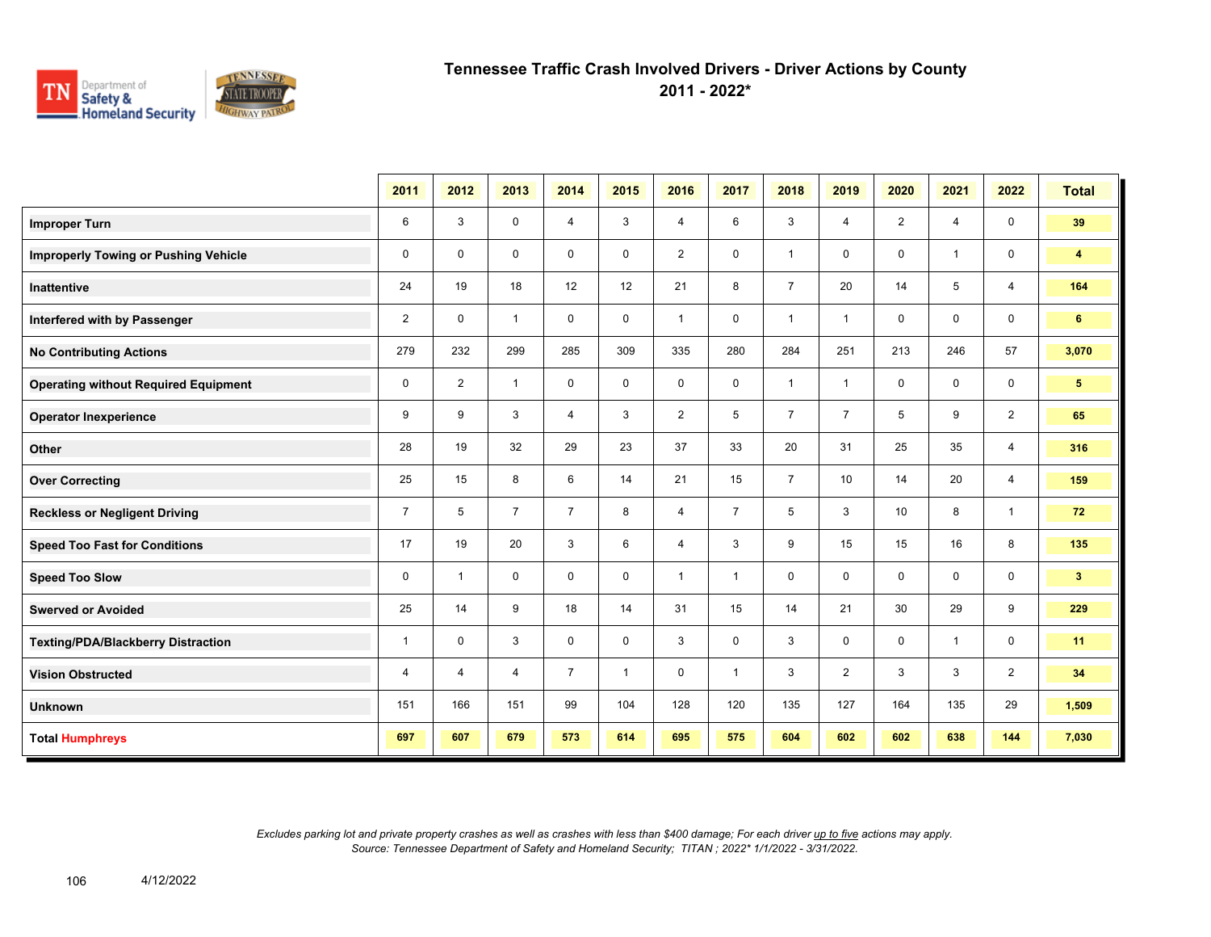# Tennessee Traffic Crash Involved Drivers - Driver Actions by County

## 2011 - 2022*

| | 2011 | 2012 | 2013 | 2014 | 2015 | 2016 | 2017 | 2018 | 2019 | 2020 | 2021 | 2022 | Total |
|---|---|---|---|---|---|---|---|---|---|---|---|---|---|
| **Improper Turn** | 6 | 3 | 0 | 4 | 3 | 4 | 6 | 3 | 4 | 2 | 4 | 0 | **39** |
| **Improperly Towing or Pushing Vehicle** | 0 | 0 | 0 | 0 | 0 | 2 | 0 | 1 | 0 | 0 | 1 | 0 | **4** |
| **Inattentive** | 24 | 19 | 18 | 12 | 12 | 21 | 8 | 7 | 20 | 14 | 5 | 4 | **164** |
| **Interfered with by Passenger** | 2 | 0 | 1 | 0 | 0 | 1 | 0 | 1 | 1 | 0 | 0 | 0 | **6** |
| **No Contributing Actions** | 279 | 232 | 299 | 285 | 309 | 335 | 280 | 284 | 251 | 213 | 246 | 57 | **3,070** |
| **Operating without Required Equipment** | 0 | 2 | 1 | 0 | 0 | 0 | 0 | 1 | 1 | 0 | 0 | 0 | **5** |
| **Operator Inexperience** | 9 | 9 | 3 | 4 | 3 | 2 | 5 | 7 | 7 | 5 | 9 | 2 | **65** |
| **Other** | 28 | 19 | 32 | 29 | 23 | 37 | 33 | 20 | 31 | 25 | 35 | 4 | **316** |
| **Over Correcting** | 25 | 15 | 8 | 6 | 14 | 21 | 15 | 7 | 10 | 14 | 20 | 4 | **159** |
| **Reckless or Negligent Driving** | 7 | 5 | 7 | 7 | 8 | 4 | 7 | 5 | 3 | 10 | 8 | 1 | **72** |
| **Speed Too Fast for Conditions** | 17 | 19 | 20 | 3 | 6 | 4 | 3 | 9 | 15 | 15 | 16 | 8 | **135** |
| **Speed Too Slow** | 0 | 1 | 0 | 0 | 0 | 1 | 1 | 0 | 0 | 0 | 0 | 0 | **3** |
| **Swerved or Avoided** | 25 | 14 | 9 | 18 | 14 | 31 | 15 | 14 | 21 | 30 | 29 | 9 | **229** |
| **Texting/PDA/Blackberry Distraction** | 1 | 0 | 3 | 0 | 0 | 3 | 0 | 3 | 0 | 0 | 1 | 0 | **11** |
| **Vision Obstructed** | 4 | 4 | 4 | 7 | 1 | 0 | 1 | 3 | 2 | 3 | 3 | 2 | **34** |
| **Unknown** | 151 | 166 | 151 | 99 | 104 | 128 | 120 | 135 | 127 | 164 | 135 | 29 | **1,509** |
| **Total Humphreys** | **697** | **607** | **679** | **573** | **614** | **695** | **575** | **604** | **602** | **602** | **638** | **144** | **7,030** |

*Excludes parking lot and private property crashes as well as crashes with less than $400 damage; For each driver up to five actions may apply.*
*Source: Tennessee Department of Safety and Homeland Security; TITAN ; 2022* 1/1/2022 - 3/31/2022.*

4/12/2022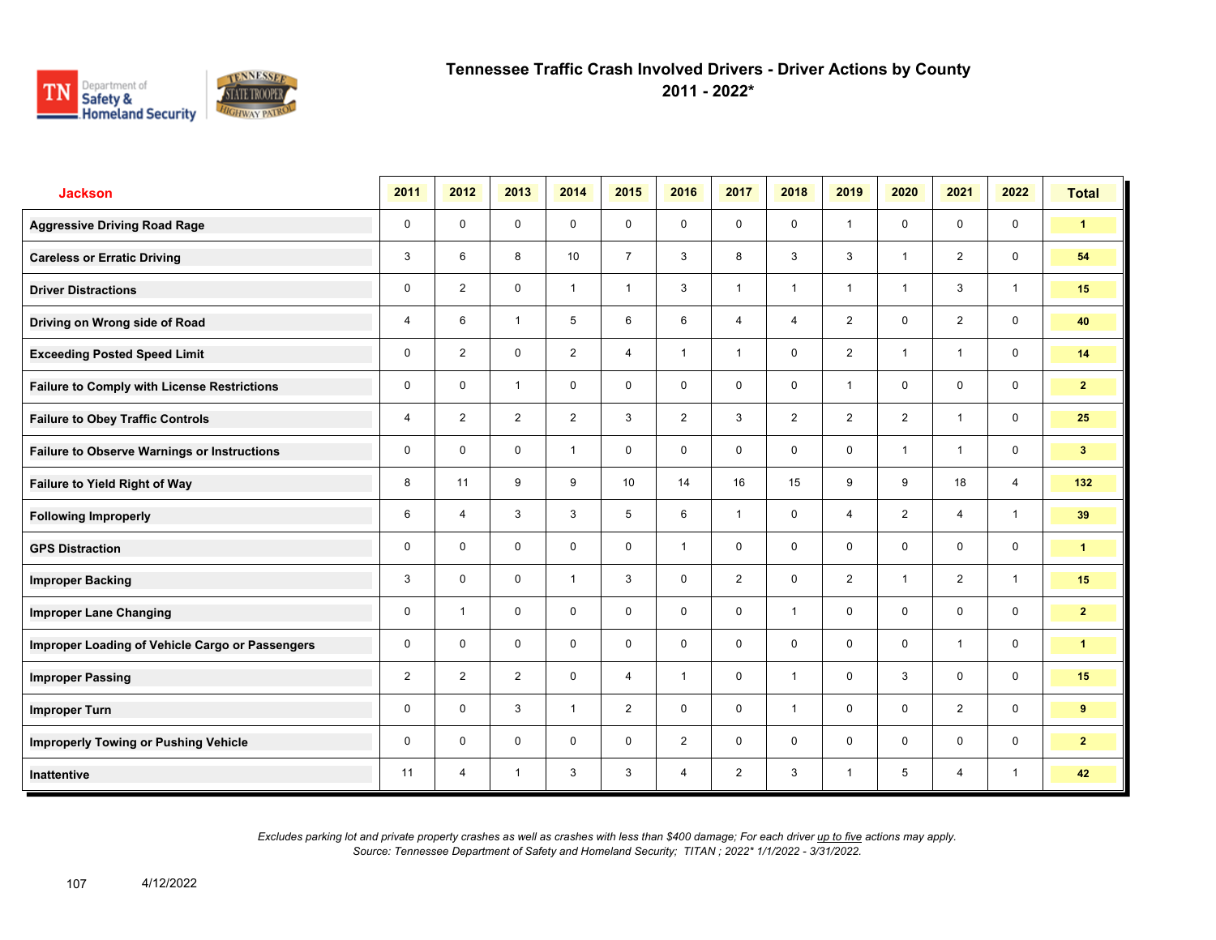# Tennessee Traffic Crash Involved Drivers - Driver Actions by County
## 2011 - 2022*

| Jackson | 2011 | 2012 | 2013 | 2014 | 2015 | 2016 | 2017 | 2018 | 2019 | 2020 | 2021 | 2022 | Total |
|---|---|---|---|---|---|---|---|---|---|---|---|---|---|
| Aggressive Driving Road Rage | 0 | 0 | 0 | 0 | 0 | 0 | 0 | 0 | 1 | 0 | 0 | 0 | 1 |
| Careless or Erratic Driving | 3 | 6 | 8 | 10 | 7 | 3 | 8 | 3 | 3 | 1 | 2 | 0 | 54 |
| Driver Distractions | 0 | 2 | 0 | 1 | 1 | 3 | 1 | 1 | 1 | 1 | 3 | 1 | 15 |
| Driving on Wrong side of Road | 4 | 6 | 1 | 5 | 6 | 6 | 4 | 4 | 2 | 0 | 2 | 0 | 40 |
| Exceeding Posted Speed Limit | 0 | 2 | 0 | 2 | 4 | 1 | 1 | 0 | 2 | 1 | 1 | 0 | 14 |
| Failure to Comply with License Restrictions | 0 | 0 | 1 | 0 | 0 | 0 | 0 | 0 | 1 | 0 | 0 | 0 | 2 |
| Failure to Obey Traffic Controls | 4 | 2 | 2 | 2 | 3 | 2 | 3 | 2 | 2 | 2 | 1 | 0 | 25 |
| Failure to Observe Warnings or Instructions | 0 | 0 | 0 | 1 | 0 | 0 | 0 | 0 | 0 | 1 | 1 | 0 | 3 |
| Failure to Yield Right of Way | 8 | 11 | 9 | 9 | 10 | 14 | 16 | 15 | 9 | 9 | 18 | 4 | 132 |
| Following Improperly | 6 | 4 | 3 | 3 | 5 | 6 | 1 | 0 | 4 | 2 | 4 | 1 | 39 |
| GPS Distraction | 0 | 0 | 0 | 0 | 0 | 1 | 0 | 0 | 0 | 0 | 0 | 0 | 1 |
| Improper Backing | 3 | 0 | 0 | 1 | 3 | 0 | 2 | 0 | 2 | 1 | 2 | 1 | 15 |
| Improper Lane Changing | 0 | 1 | 0 | 0 | 0 | 0 | 0 | 1 | 0 | 0 | 0 | 0 | 2 |
| Improper Loading of Vehicle Cargo or Passengers | 0 | 0 | 0 | 0 | 0 | 0 | 0 | 0 | 0 | 0 | 1 | 0 | 1 |
| Improper Passing | 2 | 2 | 2 | 0 | 4 | 1 | 0 | 1 | 0 | 3 | 0 | 0 | 15 |
| Improper Turn | 0 | 0 | 3 | 1 | 2 | 0 | 0 | 1 | 0 | 0 | 2 | 0 | 9 |
| Improperly Towing or Pushing Vehicle | 0 | 0 | 0 | 0 | 0 | 2 | 0 | 0 | 0 | 0 | 0 | 0 | 2 |
| Inattentive | 11 | 4 | 1 | 3 | 3 | 4 | 2 | 3 | 1 | 5 | 4 | 1 | 42 |

*Excludes parking lot and private property crashes as well as crashes with less than $400 damage; For each driver up to five actions may apply.*
*Source: Tennessee Department of Safety and Homeland Security; TITAN ; 2022* 1/1/2022 - 3/31/2022.*

4/12/2022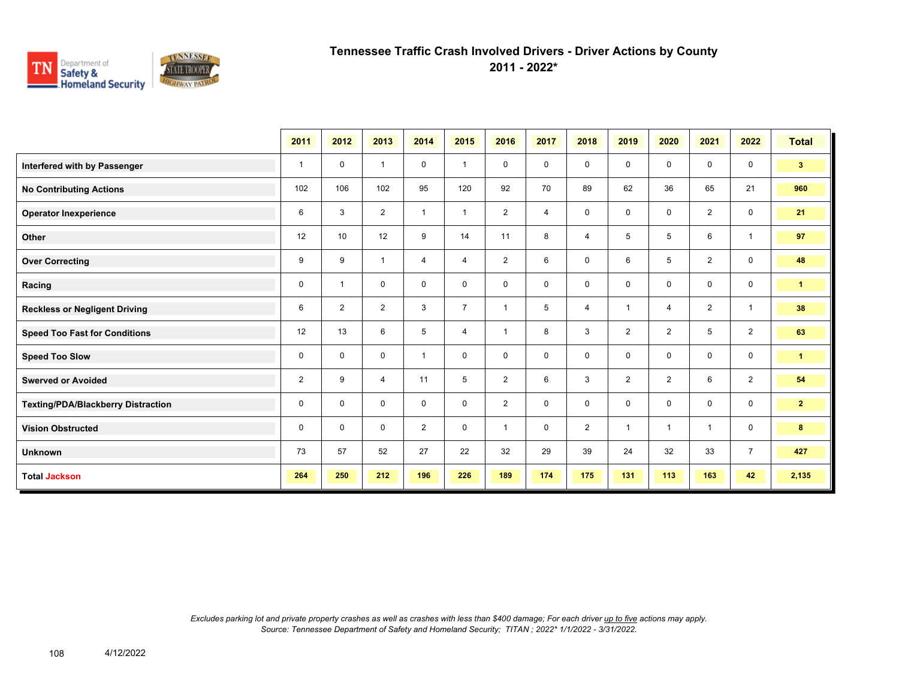# Tennessee Traffic Crash Involved Drivers - Driver Actions by County

## 2011 - 2022*

| | 2011 | 2012 | 2013 | 2014 | 2015 | 2016 | 2017 | 2018 | 2019 | 2020 | 2021 | 2022 | Total |
|---|---|---|---|---|---|---|---|---|---|---|---|---|---|
| **Interfered with by Passenger** | 1 | 0 | 1 | 0 | 1 | 0 | 0 | 0 | 0 | 0 | 0 | 0 | **3** |
| **No Contributing Actions** | 102 | 106 | 102 | 95 | 120 | 92 | 70 | 89 | 62 | 36 | 65 | 21 | **960** |
| **Operator Inexperience** | 6 | 3 | 2 | 1 | 1 | 2 | 4 | 0 | 0 | 0 | 2 | 0 | **21** |
| **Other** | 12 | 10 | 12 | 9 | 14 | 11 | 8 | 4 | 5 | 5 | 6 | 1 | **97** |
| **Over Correcting** | 9 | 9 | 1 | 4 | 4 | 2 | 6 | 0 | 6 | 5 | 2 | 0 | **48** |
| **Racing** | 0 | 1 | 0 | 0 | 0 | 0 | 0 | 0 | 0 | 0 | 0 | 0 | **1** |
| **Reckless or Negligent Driving** | 6 | 2 | 2 | 3 | 7 | 1 | 5 | 4 | 1 | 4 | 2 | 1 | **38** |
| **Speed Too Fast for Conditions** | 12 | 13 | 6 | 5 | 4 | 1 | 8 | 3 | 2 | 2 | 5 | 2 | **63** |
| **Speed Too Slow** | 0 | 0 | 0 | 1 | 0 | 0 | 0 | 0 | 0 | 0 | 0 | 0 | **1** |
| **Swerved or Avoided** | 2 | 9 | 4 | 11 | 5 | 2 | 6 | 3 | 2 | 2 | 6 | 2 | **54** |
| **Texting/PDA/Blackberry Distraction** | 0 | 0 | 0 | 0 | 0 | 2 | 0 | 0 | 0 | 0 | 0 | 0 | **2** |
| **Vision Obstructed** | 0 | 0 | 0 | 2 | 0 | 1 | 0 | 2 | 1 | 1 | 1 | 0 | **8** |
| **Unknown** | 73 | 57 | 52 | 27 | 22 | 32 | 29 | 39 | 24 | 32 | 33 | 7 | **427** |
| **Total Jackson** | **264** | **250** | **212** | **196** | **226** | **189** | **174** | **175** | **131** | **113** | **163** | **42** | **2,135** |

*Excludes parking lot and private property crashes as well as crashes with less than $400 damage; For each driver up to five actions may apply.*
*Source: Tennessee Department of Safety and Homeland Security; TITAN ; 2022* 1/1/2022 - 3/31/2022.*

4/12/2022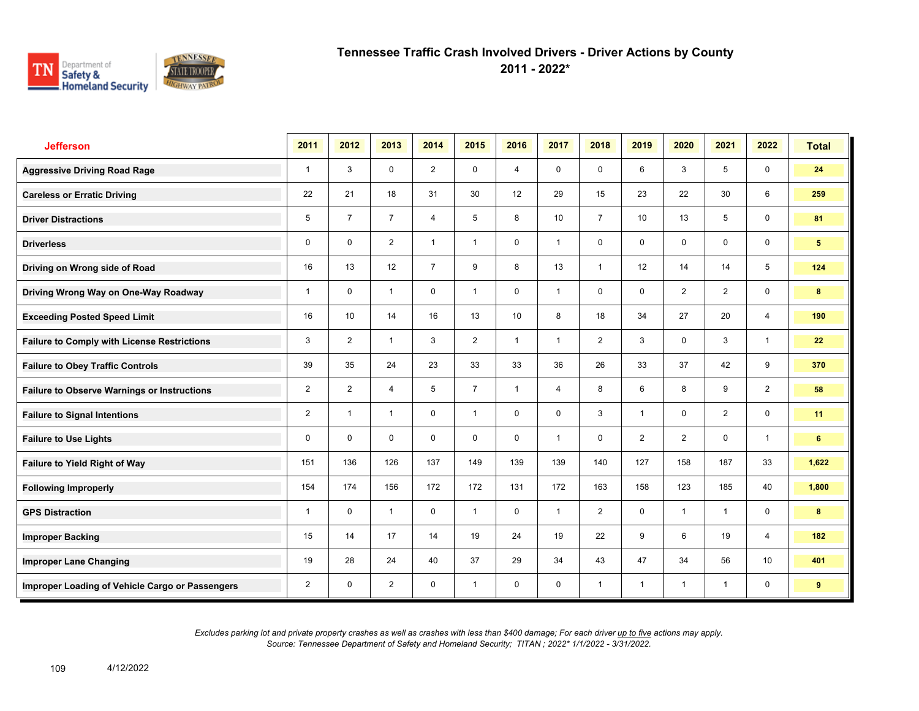# Tennessee Traffic Crash Involved Drivers - Driver Actions by County
## 2011 - 2022*

| Jefferson | 2011 | 2012 | 2013 | 2014 | 2015 | 2016 | 2017 | 2018 | 2019 | 2020 | 2021 | 2022 | Total |
|---|---|---|---|---|---|---|---|---|---|---|---|---|---|
| Aggressive Driving Road Rage | 1 | 3 | 0 | 2 | 0 | 4 | 0 | 0 | 6 | 3 | 5 | 0 | 24 |
| Careless or Erratic Driving | 22 | 21 | 18 | 31 | 30 | 12 | 29 | 15 | 23 | 22 | 30 | 6 | 259 |
| Driver Distractions | 5 | 7 | 7 | 4 | 5 | 8 | 10 | 7 | 10 | 13 | 5 | 0 | 81 |
| Driverless | 0 | 0 | 2 | 1 | 1 | 0 | 1 | 0 | 0 | 0 | 0 | 0 | 5 |
| Driving on Wrong side of Road | 16 | 13 | 12 | 7 | 9 | 8 | 13 | 1 | 12 | 14 | 14 | 5 | 124 |
| Driving Wrong Way on One-Way Roadway | 1 | 0 | 1 | 0 | 1 | 0 | 1 | 0 | 0 | 2 | 2 | 0 | 8 |
| Exceeding Posted Speed Limit | 16 | 10 | 14 | 16 | 13 | 10 | 8 | 18 | 34 | 27 | 20 | 4 | 190 |
| Failure to Comply with License Restrictions | 3 | 2 | 1 | 3 | 2 | 1 | 1 | 2 | 3 | 0 | 3 | 1 | 22 |
| Failure to Obey Traffic Controls | 39 | 35 | 24 | 23 | 33 | 33 | 36 | 26 | 33 | 37 | 42 | 9 | 370 |
| Failure to Observe Warnings or Instructions | 2 | 2 | 4 | 5 | 7 | 1 | 4 | 8 | 6 | 8 | 9 | 2 | 58 |
| Failure to Signal Intentions | 2 | 1 | 1 | 0 | 1 | 0 | 0 | 3 | 1 | 0 | 2 | 0 | 11 |
| Failure to Use Lights | 0 | 0 | 0 | 0 | 0 | 0 | 1 | 0 | 2 | 2 | 0 | 1 | 6 |
| Failure to Yield Right of Way | 151 | 136 | 126 | 137 | 149 | 139 | 139 | 140 | 127 | 158 | 187 | 33 | 1,622 |
| Following Improperly | 154 | 174 | 156 | 172 | 172 | 131 | 172 | 163 | 158 | 123 | 185 | 40 | 1,800 |
| GPS Distraction | 1 | 0 | 1 | 0 | 1 | 0 | 1 | 2 | 0 | 1 | 1 | 0 | 8 |
| Improper Backing | 15 | 14 | 17 | 14 | 19 | 24 | 19 | 22 | 9 | 6 | 19 | 4 | 182 |
| Improper Lane Changing | 19 | 28 | 24 | 40 | 37 | 29 | 34 | 43 | 47 | 34 | 56 | 10 | 401 |
| Improper Loading of Vehicle Cargo or Passengers | 2 | 0 | 2 | 0 | 1 | 0 | 0 | 1 | 1 | 1 | 1 | 0 | 9 |

*Excludes parking lot and private property crashes as well as crashes with less than $400 damage; For each driver up to five actions may apply.*
*Source: Tennessee Department of Safety and Homeland Security; TITAN ; 2022* 1/1/2022 - 3/31/2022.*

4/12/2022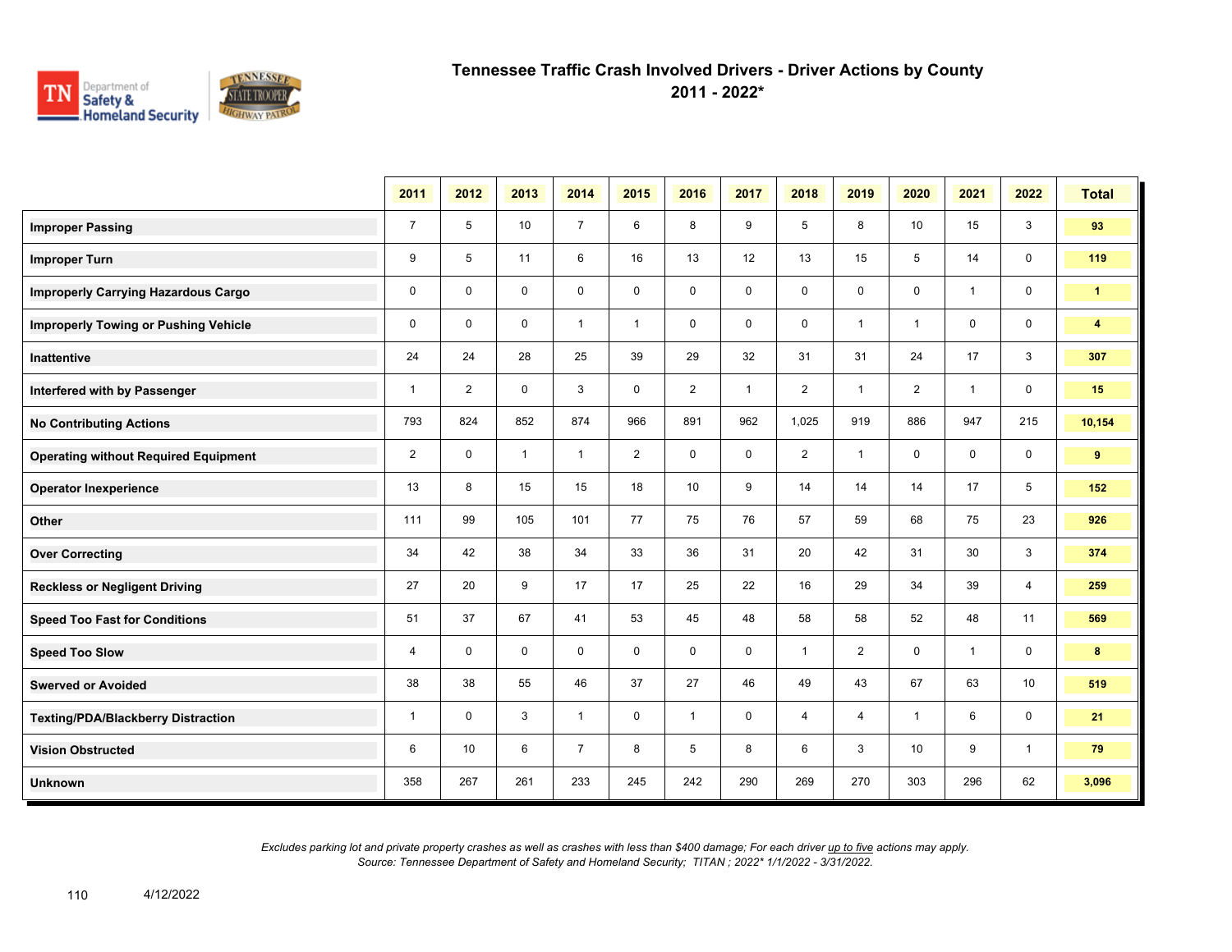# Tennessee Traffic Crash Involved Drivers - Driver Actions by County

## 2011 - 2022*

| | 2011 | 2012 | 2013 | 2014 | 2015 | 2016 | 2017 | 2018 | 2019 | 2020 | 2021 | 2022 | Total |
|---|---|---|---|---|---|---|---|---|---|---|---|---|---|
| **Improper Passing** | 7 | 5 | 10 | 7 | 6 | 8 | 9 | 5 | 8 | 10 | 15 | 3 | **93** |
| **Improper Turn** | 9 | 5 | 11 | 6 | 16 | 13 | 12 | 13 | 15 | 5 | 14 | 0 | **119** |
| **Improperly Carrying Hazardous Cargo** | 0 | 0 | 0 | 0 | 0 | 0 | 0 | 0 | 0 | 0 | 1 | 0 | **1** |
| **Improperly Towing or Pushing Vehicle** | 0 | 0 | 0 | 1 | 1 | 0 | 0 | 0 | 1 | 1 | 0 | 0 | **4** |
| **Inattentive** | 24 | 24 | 28 | 25 | 39 | 29 | 32 | 31 | 31 | 24 | 17 | 3 | **307** |
| **Interfered with by Passenger** | 1 | 2 | 0 | 3 | 0 | 2 | 1 | 2 | 1 | 2 | 1 | 0 | **15** |
| **No Contributing Actions** | 793 | 824 | 852 | 874 | 966 | 891 | 962 | 1,025 | 919 | 886 | 947 | 215 | **10,154** |
| **Operating without Required Equipment** | 2 | 0 | 1 | 1 | 2 | 0 | 0 | 2 | 1 | 0 | 0 | 0 | **9** |
| **Operator Inexperience** | 13 | 8 | 15 | 15 | 18 | 10 | 9 | 14 | 14 | 14 | 17 | 5 | **152** |
| **Other** | 111 | 99 | 105 | 101 | 77 | 75 | 76 | 57 | 59 | 68 | 75 | 23 | **926** |
| **Over Correcting** | 34 | 42 | 38 | 34 | 33 | 36 | 31 | 20 | 42 | 31 | 30 | 3 | **374** |
| **Reckless or Negligent Driving** | 27 | 20 | 9 | 17 | 17 | 25 | 22 | 16 | 29 | 34 | 39 | 4 | **259** |
| **Speed Too Fast for Conditions** | 51 | 37 | 67 | 41 | 53 | 45 | 48 | 58 | 58 | 52 | 48 | 11 | **569** |
| **Speed Too Slow** | 4 | 0 | 0 | 0 | 0 | 0 | 0 | 1 | 2 | 0 | 1 | 0 | **8** |
| **Swerved or Avoided** | 38 | 38 | 55 | 46 | 37 | 27 | 46 | 49 | 43 | 67 | 63 | 10 | **519** |
| **Texting/PDA/Blackberry Distraction** | 1 | 0 | 3 | 1 | 0 | 1 | 0 | 4 | 4 | 1 | 6 | 0 | **21** |
| **Vision Obstructed** | 6 | 10 | 6 | 7 | 8 | 5 | 8 | 6 | 3 | 10 | 9 | 1 | **79** |
| **Unknown** | 358 | 267 | 261 | 233 | 245 | 242 | 290 | 269 | 270 | 303 | 296 | 62 | **3,096** |

*Excludes parking lot and private property crashes as well as crashes with less than $400 damage; For each driver up to five actions may apply.*
*Source: Tennessee Department of Safety and Homeland Security; TITAN ; 2022* 1/1/2022 - 3/31/2022.*

4/12/2022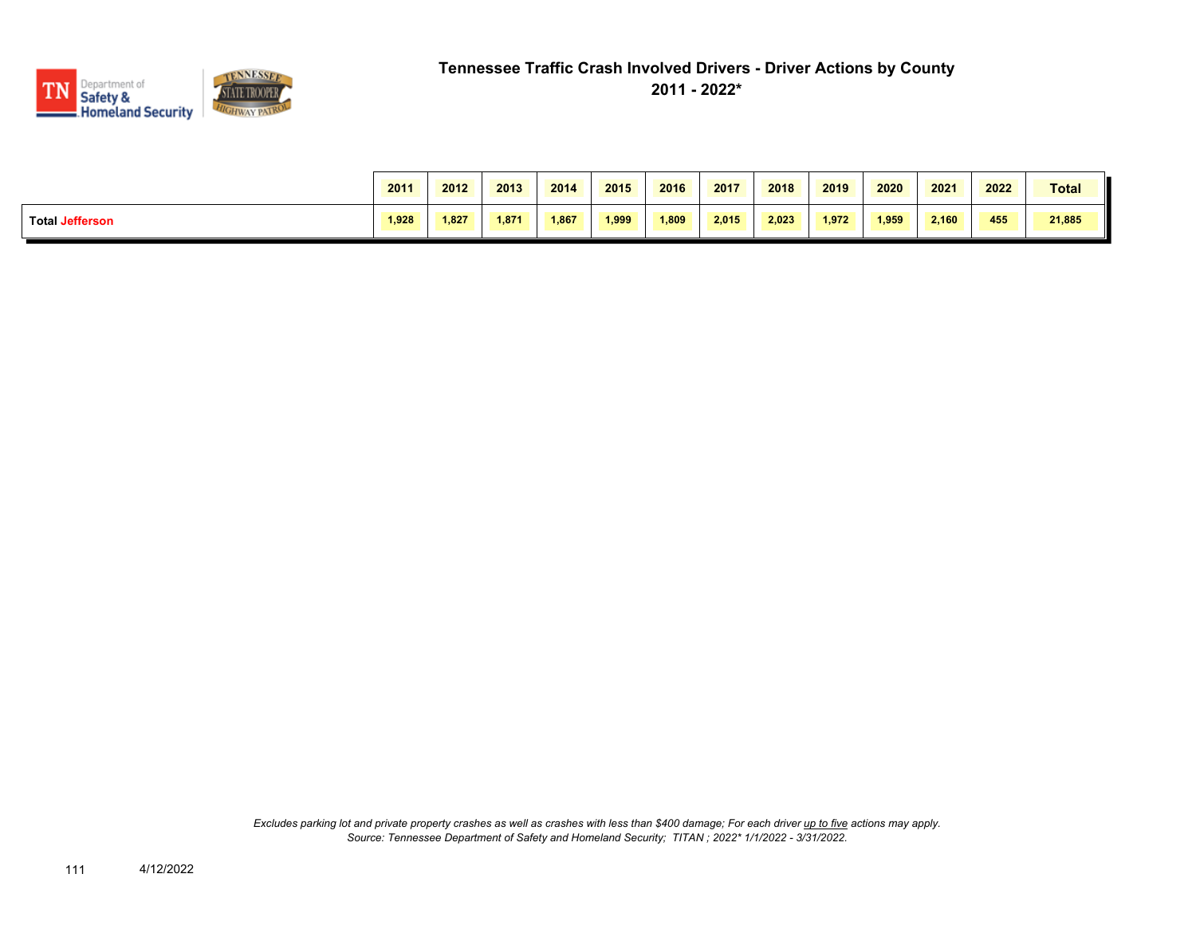# Tennessee Traffic Crash Involved Drivers - Driver Actions by County

## 2011 - 2022*

| | 2011 | 2012 | 2013 | 2014 | 2015 | 2016 | 2017 | 2018 | 2019 | 2020 | 2021 | 2022 | Total |
|---|---|---|---|---|---|---|---|---|---|---|---|---|---|
| **Total Jefferson** | 1,928 | 1,827 | 1,871 | 1,867 | 1,999 | 1,809 | 2,015 | 2,023 | 1,972 | 1,959 | 2,160 | 455 | 21,885 |

*Excludes parking lot and private property crashes as well as crashes with less than $400 damage; For each driver up to five actions may apply.*
*Source: Tennessee Department of Safety and Homeland Security; TITAN ; 2022* 1/1/2022 - 3/31/2022.*

4/12/2022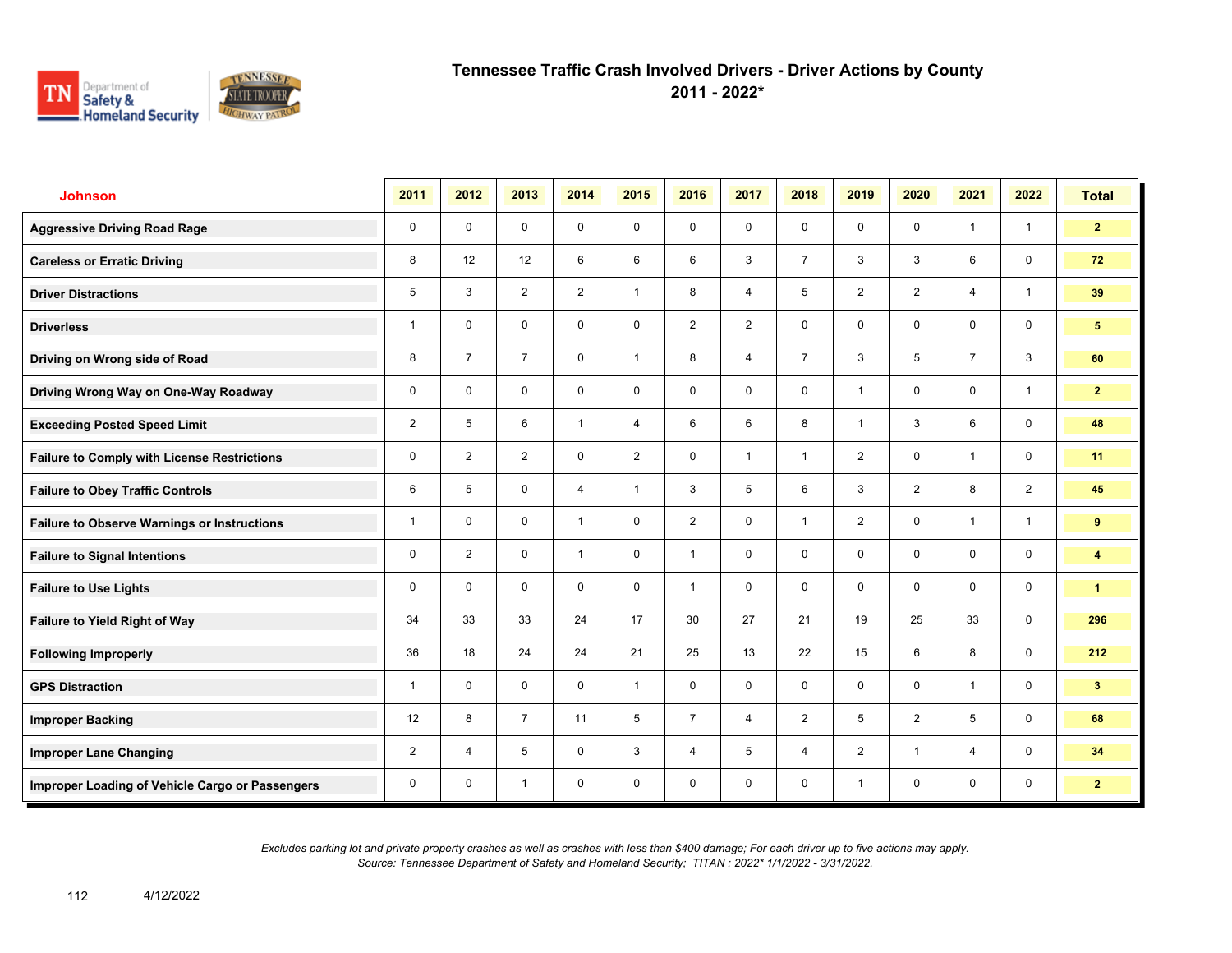# Tennessee Traffic Crash Involved Drivers - Driver Actions by County
## 2011 - 2022*

| Johnson | 2011 | 2012 | 2013 | 2014 | 2015 | 2016 | 2017 | 2018 | 2019 | 2020 | 2021 | 2022 | Total |
|---|---|---|---|---|---|---|---|---|---|---|---|---|---|
| Aggressive Driving Road Rage | 0 | 0 | 0 | 0 | 0 | 0 | 0 | 0 | 0 | 0 | 1 | 1 | 2 |
| Careless or Erratic Driving | 8 | 12 | 12 | 6 | 6 | 6 | 3 | 7 | 3 | 3 | 6 | 0 | 72 |
| Driver Distractions | 5 | 3 | 2 | 2 | 1 | 8 | 4 | 5 | 2 | 2 | 4 | 1 | 39 |
| Driverless | 1 | 0 | 0 | 0 | 0 | 2 | 2 | 0 | 0 | 0 | 0 | 0 | 5 |
| Driving on Wrong side of Road | 8 | 7 | 7 | 0 | 1 | 8 | 4 | 7 | 3 | 5 | 7 | 3 | 60 |
| Driving Wrong Way on One-Way Roadway | 0 | 0 | 0 | 0 | 0 | 0 | 0 | 0 | 1 | 0 | 0 | 1 | 2 |
| Exceeding Posted Speed Limit | 2 | 5 | 6 | 1 | 4 | 6 | 6 | 8 | 1 | 3 | 6 | 0 | 48 |
| Failure to Comply with License Restrictions | 0 | 2 | 2 | 0 | 2 | 0 | 1 | 1 | 2 | 0 | 1 | 0 | 11 |
| Failure to Obey Traffic Controls | 6 | 5 | 0 | 4 | 1 | 3 | 5 | 6 | 3 | 2 | 8 | 2 | 45 |
| Failure to Observe Warnings or Instructions | 1 | 0 | 0 | 1 | 0 | 2 | 0 | 1 | 2 | 0 | 1 | 1 | 9 |
| Failure to Signal Intentions | 0 | 2 | 0 | 1 | 0 | 1 | 0 | 0 | 0 | 0 | 0 | 0 | 4 |
| Failure to Use Lights | 0 | 0 | 0 | 0 | 0 | 1 | 0 | 0 | 0 | 0 | 0 | 0 | 1 |
| Failure to Yield Right of Way | 34 | 33 | 33 | 24 | 17 | 30 | 27 | 21 | 19 | 25 | 33 | 0 | 296 |
| Following Improperly | 36 | 18 | 24 | 24 | 21 | 25 | 13 | 22 | 15 | 6 | 8 | 0 | 212 |
| GPS Distraction | 1 | 0 | 0 | 0 | 1 | 0 | 0 | 0 | 0 | 0 | 1 | 0 | 3 |
| Improper Backing | 12 | 8 | 7 | 11 | 5 | 7 | 4 | 2 | 5 | 2 | 5 | 0 | 68 |
| Improper Lane Changing | 2 | 4 | 5 | 0 | 3 | 4 | 5 | 4 | 2 | 1 | 4 | 0 | 34 |
| Improper Loading of Vehicle Cargo or Passengers | 0 | 0 | 1 | 0 | 0 | 0 | 0 | 0 | 1 | 0 | 0 | 0 | 2 |

*Excludes parking lot and private property crashes as well as crashes with less than $400 damage; For each driver up to five actions may apply.*
*Source: Tennessee Department of Safety and Homeland Security; TITAN ; 2022* 1/1/2022 - 3/31/2022.*

4/12/2022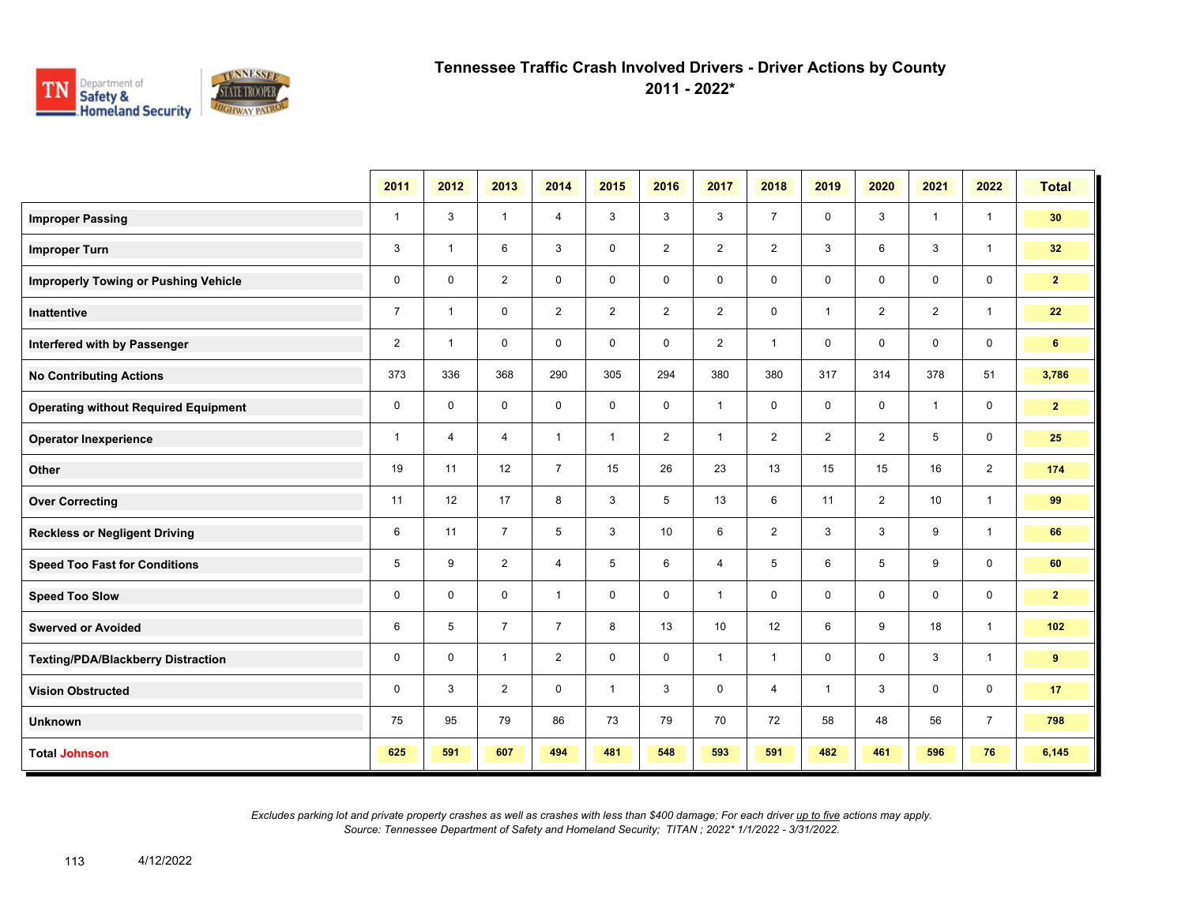# Tennessee Traffic Crash Involved Drivers - Driver Actions by County
## 2011 - 2022*

| | 2011 | 2012 | 2013 | 2014 | 2015 | 2016 | 2017 | 2018 | 2019 | 2020 | 2021 | 2022 | Total |
|---|---|---|---|---|---|---|---|---|---|---|---|---|---|
| **Improper Passing** | 1 | 3 | 1 | 4 | 3 | 3 | 3 | 7 | 0 | 3 | 1 | 1 | **30** |
| **Improper Turn** | 3 | 1 | 6 | 3 | 0 | 2 | 2 | 2 | 3 | 6 | 3 | 1 | **32** |
| **Improperly Towing or Pushing Vehicle** | 0 | 0 | 2 | 0 | 0 | 0 | 0 | 0 | 0 | 0 | 0 | 0 | **2** |
| **Inattentive** | 7 | 1 | 0 | 2 | 2 | 2 | 2 | 0 | 1 | 2 | 2 | 1 | **22** |
| **Interfered with by Passenger** | 2 | 1 | 0 | 0 | 0 | 0 | 2 | 1 | 0 | 0 | 0 | 0 | **6** |
| **No Contributing Actions** | 373 | 336 | 368 | 290 | 305 | 294 | 380 | 380 | 317 | 314 | 378 | 51 | **3,786** |
| **Operating without Required Equipment** | 0 | 0 | 0 | 0 | 0 | 0 | 1 | 0 | 0 | 0 | 1 | 0 | **2** |
| **Operator Inexperience** | 1 | 4 | 4 | 1 | 1 | 2 | 1 | 2 | 2 | 2 | 5 | 0 | **25** |
| **Other** | 19 | 11 | 12 | 7 | 15 | 26 | 23 | 13 | 15 | 15 | 16 | 2 | **174** |
| **Over Correcting** | 11 | 12 | 17 | 8 | 3 | 5 | 13 | 6 | 11 | 2 | 10 | 1 | **99** |
| **Reckless or Negligent Driving** | 6 | 11 | 7 | 5 | 3 | 10 | 6 | 2 | 3 | 3 | 9 | 1 | **66** |
| **Speed Too Fast for Conditions** | 5 | 9 | 2 | 4 | 5 | 6 | 4 | 5 | 6 | 5 | 9 | 0 | **60** |
| **Speed Too Slow** | 0 | 0 | 0 | 1 | 0 | 0 | 1 | 0 | 0 | 0 | 0 | 0 | **2** |
| **Swerved or Avoided** | 6 | 5 | 7 | 7 | 8 | 13 | 10 | 12 | 6 | 9 | 18 | 1 | **102** |
| **Texting/PDA/Blackberry Distraction** | 0 | 0 | 1 | 2 | 0 | 0 | 1 | 1 | 0 | 0 | 3 | 1 | **9** |
| **Vision Obstructed** | 0 | 3 | 2 | 0 | 1 | 3 | 0 | 4 | 1 | 3 | 0 | 0 | **17** |
| **Unknown** | 75 | 95 | 79 | 86 | 73 | 79 | 70 | 72 | 58 | 48 | 56 | 7 | **798** |
| **Total Johnson** | **625** | **591** | **607** | **494** | **481** | **548** | **593** | **591** | **482** | **461** | **596** | **76** | **6,145** |

*Excludes parking lot and private property crashes as well as crashes with less than $400 damage; For each driver up to five actions may apply.*
*Source: Tennessee Department of Safety and Homeland Security; TITAN ; 2022* 1/1/2022 - 3/31/2022.*

4/12/2022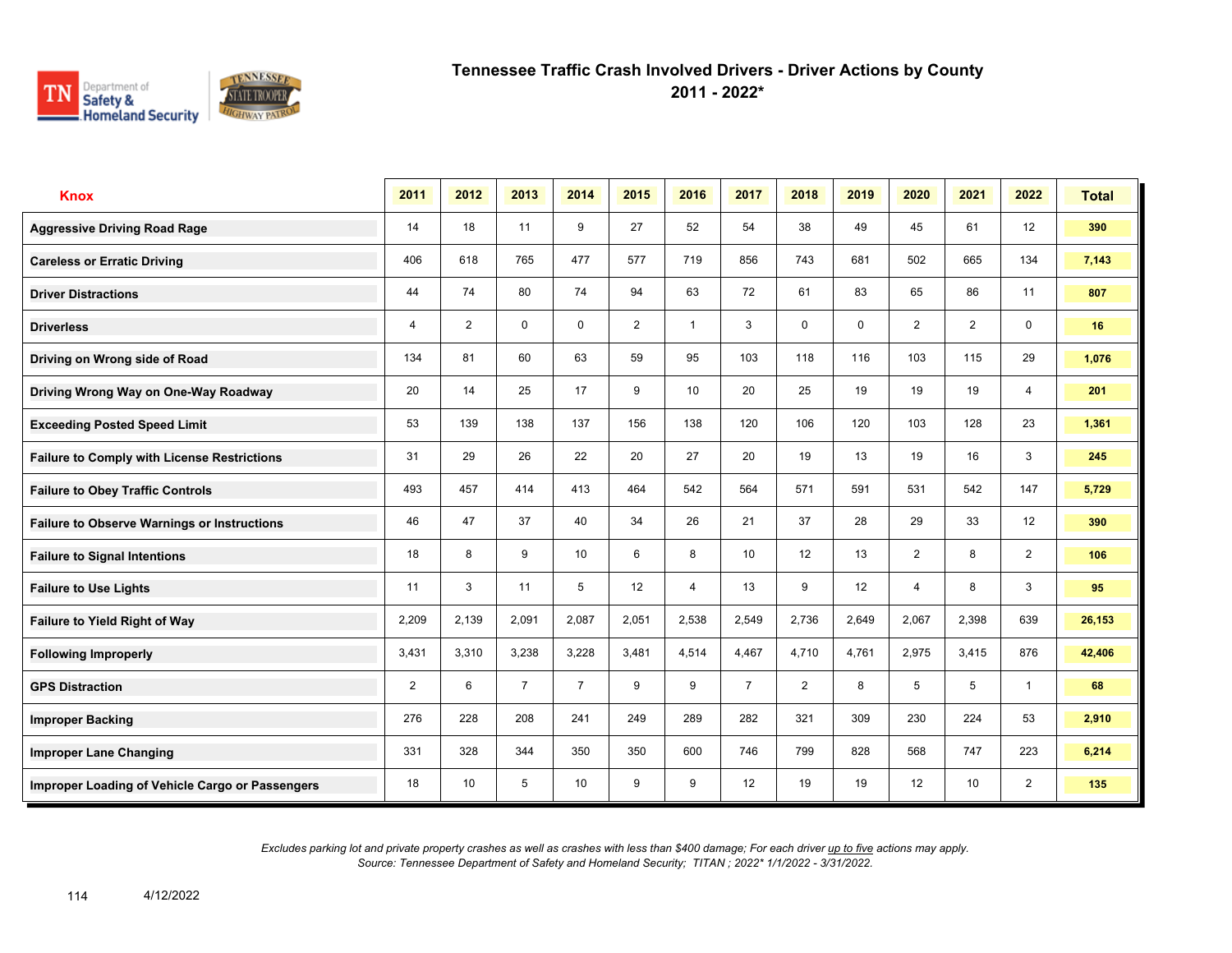# Tennessee Traffic Crash Involved Drivers - Driver Actions by County
## 2011 - 2022*

| Knox | 2011 | 2012 | 2013 | 2014 | 2015 | 2016 | 2017 | 2018 | 2019 | 2020 | 2021 | 2022 | Total |
|---|---|---|---|---|---|---|---|---|---|---|---|---|---|
| Aggressive Driving Road Rage | 14 | 18 | 11 | 9 | 27 | 52 | 54 | 38 | 49 | 45 | 61 | 12 | 390 |
| Careless or Erratic Driving | 406 | 618 | 765 | 477 | 577 | 719 | 856 | 743 | 681 | 502 | 665 | 134 | 7,143 |
| Driver Distractions | 44 | 74 | 80 | 74 | 94 | 63 | 72 | 61 | 83 | 65 | 86 | 11 | 807 |
| Driverless | 4 | 2 | 0 | 0 | 2 | 1 | 3 | 0 | 0 | 2 | 2 | 0 | 16 |
| Driving on Wrong side of Road | 134 | 81 | 60 | 63 | 59 | 95 | 103 | 118 | 116 | 103 | 115 | 29 | 1,076 |
| Driving Wrong Way on One-Way Roadway | 20 | 14 | 25 | 17 | 9 | 10 | 20 | 25 | 19 | 19 | 19 | 4 | 201 |
| Exceeding Posted Speed Limit | 53 | 139 | 138 | 137 | 156 | 138 | 120 | 106 | 120 | 103 | 128 | 23 | 1,361 |
| Failure to Comply with License Restrictions | 31 | 29 | 26 | 22 | 20 | 27 | 20 | 19 | 13 | 19 | 16 | 3 | 245 |
| Failure to Obey Traffic Controls | 493 | 457 | 414 | 413 | 464 | 542 | 564 | 571 | 591 | 531 | 542 | 147 | 5,729 |
| Failure to Observe Warnings or Instructions | 46 | 47 | 37 | 40 | 34 | 26 | 21 | 37 | 28 | 29 | 33 | 12 | 390 |
| Failure to Signal Intentions | 18 | 8 | 9 | 10 | 6 | 8 | 10 | 12 | 13 | 2 | 8 | 2 | 106 |
| Failure to Use Lights | 11 | 3 | 11 | 5 | 12 | 4 | 13 | 9 | 12 | 4 | 8 | 3 | 95 |
| Failure to Yield Right of Way | 2,209 | 2,139 | 2,091 | 2,087 | 2,051 | 2,538 | 2,549 | 2,736 | 2,649 | 2,067 | 2,398 | 639 | 26,153 |
| Following Improperly | 3,431 | 3,310 | 3,238 | 3,228 | 3,481 | 4,514 | 4,467 | 4,710 | 4,761 | 2,975 | 3,415 | 876 | 42,406 |
| GPS Distraction | 2 | 6 | 7 | 7 | 9 | 9 | 7 | 2 | 8 | 5 | 5 | 1 | 68 |
| Improper Backing | 276 | 228 | 208 | 241 | 249 | 289 | 282 | 321 | 309 | 230 | 224 | 53 | 2,910 |
| Improper Lane Changing | 331 | 328 | 344 | 350 | 350 | 600 | 746 | 799 | 828 | 568 | 747 | 223 | 6,214 |
| Improper Loading of Vehicle Cargo or Passengers | 18 | 10 | 5 | 10 | 9 | 9 | 12 | 19 | 19 | 12 | 10 | 2 | 135 |

*Excludes parking lot and private property crashes as well as crashes with less than $400 damage; For each driver up to five actions may apply.*
*Source: Tennessee Department of Safety and Homeland Security; TITAN ; 2022* 1/1/2022 - 3/31/2022.*

4/12/2022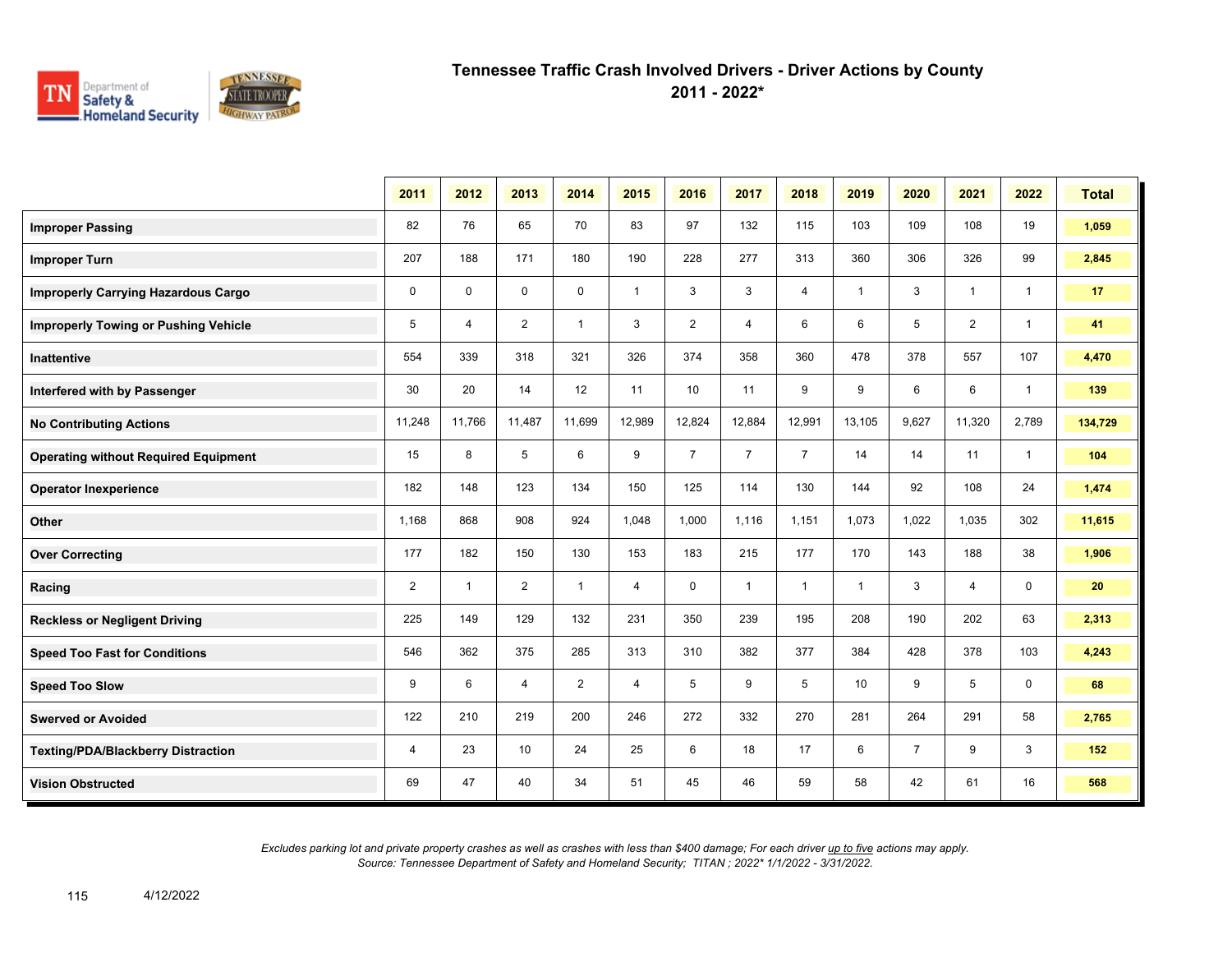# Tennessee Traffic Crash Involved Drivers - Driver Actions by County

## 2011 - 2022*

| | 2011 | 2012 | 2013 | 2014 | 2015 | 2016 | 2017 | 2018 | 2019 | 2020 | 2021 | 2022 | Total |
|---|---|---|---|---|---|---|---|---|---|---|---|---|---|
| **Improper Passing** | 82 | 76 | 65 | 70 | 83 | 97 | 132 | 115 | 103 | 109 | 108 | 19 | **1,059** |
| **Improper Turn** | 207 | 188 | 171 | 180 | 190 | 228 | 277 | 313 | 360 | 306 | 326 | 99 | **2,845** |
| **Improperly Carrying Hazardous Cargo** | 0 | 0 | 0 | 0 | 1 | 3 | 3 | 4 | 1 | 3 | 1 | 1 | **17** |
| **Improperly Towing or Pushing Vehicle** | 5 | 4 | 2 | 1 | 3 | 2 | 4 | 6 | 6 | 5 | 2 | 1 | **41** |
| **Inattentive** | 554 | 339 | 318 | 321 | 326 | 374 | 358 | 360 | 478 | 378 | 557 | 107 | **4,470** |
| **Interfered with by Passenger** | 30 | 20 | 14 | 12 | 11 | 10 | 11 | 9 | 9 | 6 | 6 | 1 | **139** |
| **No Contributing Actions** | 11,248 | 11,766 | 11,487 | 11,699 | 12,989 | 12,824 | 12,884 | 12,991 | 13,105 | 9,627 | 11,320 | 2,789 | **134,729** |
| **Operating without Required Equipment** | 15 | 8 | 5 | 6 | 9 | 7 | 7 | 7 | 14 | 14 | 11 | 1 | **104** |
| **Operator Inexperience** | 182 | 148 | 123 | 134 | 150 | 125 | 114 | 130 | 144 | 92 | 108 | 24 | **1,474** |
| **Other** | 1,168 | 868 | 908 | 924 | 1,048 | 1,000 | 1,116 | 1,151 | 1,073 | 1,022 | 1,035 | 302 | **11,615** |
| **Over Correcting** | 177 | 182 | 150 | 130 | 153 | 183 | 215 | 177 | 170 | 143 | 188 | 38 | **1,906** |
| **Racing** | 2 | 1 | 2 | 1 | 4 | 0 | 1 | 1 | 1 | 3 | 4 | 0 | **20** |
| **Reckless or Negligent Driving** | 225 | 149 | 129 | 132 | 231 | 350 | 239 | 195 | 208 | 190 | 202 | 63 | **2,313** |
| **Speed Too Fast for Conditions** | 546 | 362 | 375 | 285 | 313 | 310 | 382 | 377 | 384 | 428 | 378 | 103 | **4,243** |
| **Speed Too Slow** | 9 | 6 | 4 | 2 | 4 | 5 | 9 | 5 | 10 | 9 | 5 | 0 | **68** |
| **Swerved or Avoided** | 122 | 210 | 219 | 200 | 246 | 272 | 332 | 270 | 281 | 264 | 291 | 58 | **2,765** |
| **Texting/PDA/Blackberry Distraction** | 4 | 23 | 10 | 24 | 25 | 6 | 18 | 17 | 6 | 7 | 9 | 3 | **152** |
| **Vision Obstructed** | 69 | 47 | 40 | 34 | 51 | 45 | 46 | 59 | 58 | 42 | 61 | 16 | **568** |

*Excludes parking lot and private property crashes as well as crashes with less than $400 damage; For each driver up to five actions may apply.*
*Source: Tennessee Department of Safety and Homeland Security; TITAN ; 2022* 1/1/2022 - 3/31/2022.*

4/12/2022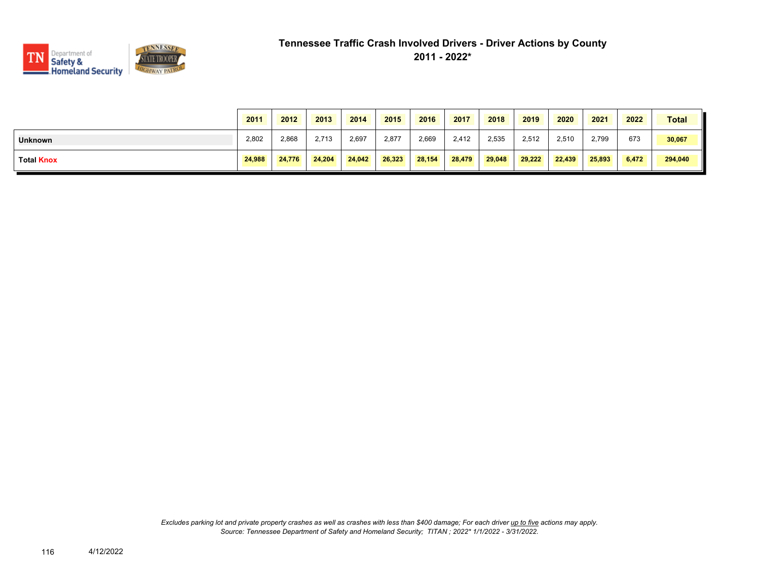# Tennessee Traffic Crash Involved Drivers - Driver Actions by County

## 2011 - 2022*

| | 2011 | 2012 | 2013 | 2014 | 2015 | 2016 | 2017 | 2018 | 2019 | 2020 | 2021 | 2022 | Total |
|---|---|---|---|---|---|---|---|---|---|---|---|---|---|
| **Unknown** | 2,802 | 2,868 | 2,713 | 2,697 | 2,877 | 2,669 | 2,412 | 2,535 | 2,512 | 2,510 | 2,799 | 673 | **30,067** |
| **Total Knox** | **24,988** | **24,776** | **24,204** | **24,042** | **26,323** | **28,154** | **28,479** | **29,048** | **29,222** | **22,439** | **25,893** | **6,472** | **294,040** |

*Excludes parking lot and private property crashes as well as crashes with less than $400 damage; For each driver up to five actions may apply.*
*Source: Tennessee Department of Safety and Homeland Security; TITAN ; 2022* 1/1/2022 - 3/31/2022.*

4/12/2022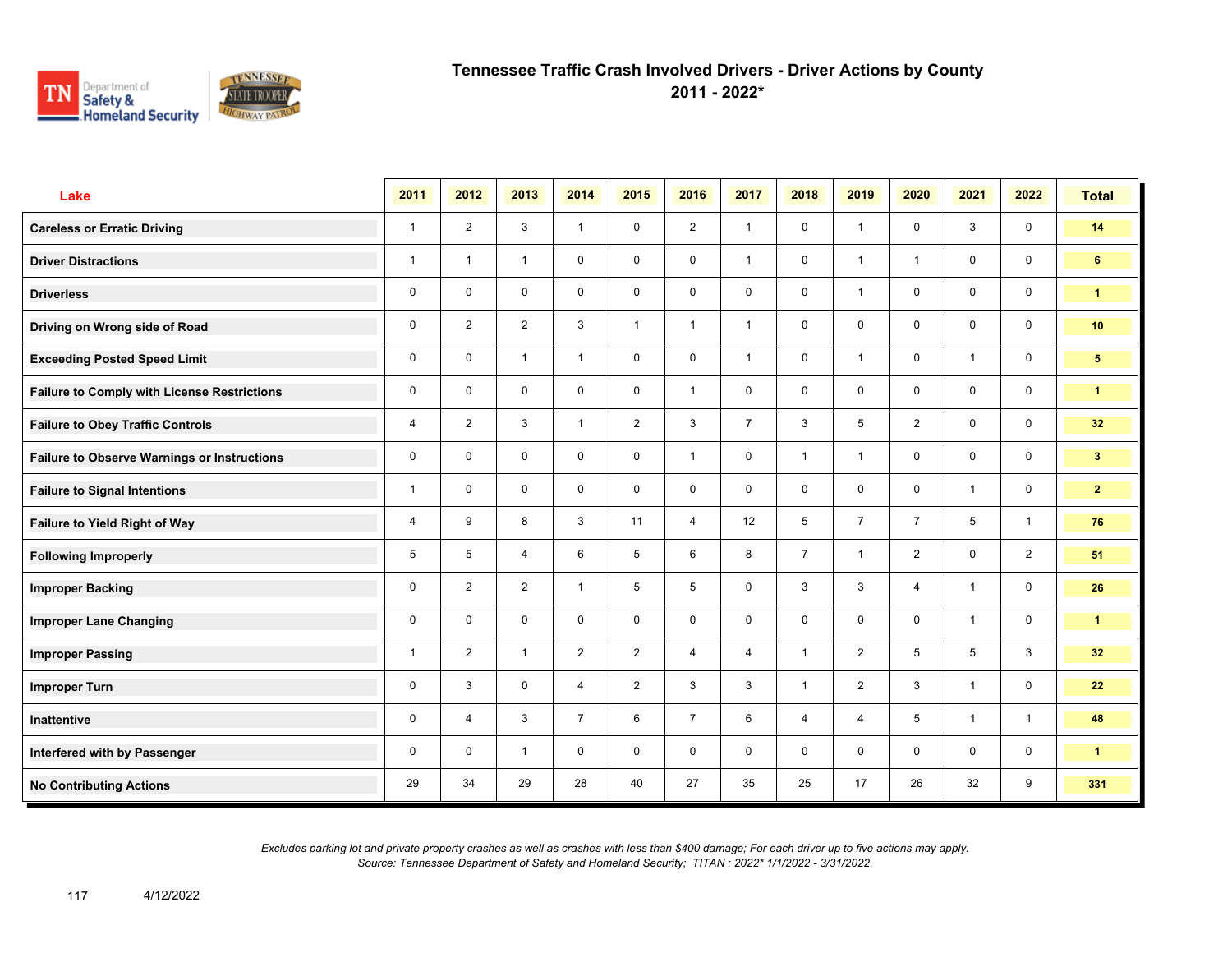# Tennessee Traffic Crash Involved Drivers - Driver Actions by County
## 2011 - 2022*

| Lake | 2011 | 2012 | 2013 | 2014 | 2015 | 2016 | 2017 | 2018 | 2019 | 2020 | 2021 | 2022 | Total |
|---|---|---|---|---|---|---|---|---|---|---|---|---|---|
| Careless or Erratic Driving | 1 | 2 | 3 | 1 | 0 | 2 | 1 | 0 | 1 | 0 | 3 | 0 | 14 |
| Driver Distractions | 1 | 1 | 1 | 0 | 0 | 0 | 1 | 0 | 1 | 1 | 0 | 0 | 6 |
| Driverless | 0 | 0 | 0 | 0 | 0 | 0 | 0 | 0 | 1 | 0 | 0 | 0 | 1 |
| Driving on Wrong side of Road | 0 | 2 | 2 | 3 | 1 | 1 | 1 | 0 | 0 | 0 | 0 | 0 | 10 |
| Exceeding Posted Speed Limit | 0 | 0 | 1 | 1 | 0 | 0 | 1 | 0 | 1 | 0 | 1 | 0 | 5 |
| Failure to Comply with License Restrictions | 0 | 0 | 0 | 0 | 0 | 1 | 0 | 0 | 0 | 0 | 0 | 0 | 1 |
| Failure to Obey Traffic Controls | 4 | 2 | 3 | 1 | 2 | 3 | 7 | 3 | 5 | 2 | 0 | 0 | 32 |
| Failure to Observe Warnings or Instructions | 0 | 0 | 0 | 0 | 0 | 1 | 0 | 1 | 1 | 0 | 0 | 0 | 3 |
| Failure to Signal Intentions | 1 | 0 | 0 | 0 | 0 | 0 | 0 | 0 | 0 | 0 | 1 | 0 | 2 |
| Failure to Yield Right of Way | 4 | 9 | 8 | 3 | 11 | 4 | 12 | 5 | 7 | 7 | 5 | 1 | 76 |
| Following Improperly | 5 | 5 | 4 | 6 | 5 | 6 | 8 | 7 | 1 | 2 | 0 | 2 | 51 |
| Improper Backing | 0 | 2 | 2 | 1 | 5 | 5 | 0 | 3 | 3 | 4 | 1 | 0 | 26 |
| Improper Lane Changing | 0 | 0 | 0 | 0 | 0 | 0 | 0 | 0 | 0 | 0 | 1 | 0 | 1 |
| Improper Passing | 1 | 2 | 1 | 2 | 2 | 4 | 4 | 1 | 2 | 5 | 5 | 3 | 32 |
| Improper Turn | 0 | 3 | 0 | 4 | 2 | 3 | 3 | 1 | 2 | 3 | 1 | 0 | 22 |
| Inattentive | 0 | 4 | 3 | 7 | 6 | 7 | 6 | 4 | 4 | 5 | 1 | 1 | 48 |
| Interfered with by Passenger | 0 | 0 | 1 | 0 | 0 | 0 | 0 | 0 | 0 | 0 | 0 | 0 | 1 |
| No Contributing Actions | 29 | 34 | 29 | 28 | 40 | 27 | 35 | 25 | 17 | 26 | 32 | 9 | 331 |

*Excludes parking lot and private property crashes as well as crashes with less than $400 damage; For each driver up to five actions may apply.*
*Source: Tennessee Department of Safety and Homeland Security; TITAN ; 2022* 1/1/2022 - 3/31/2022.*

4/12/2022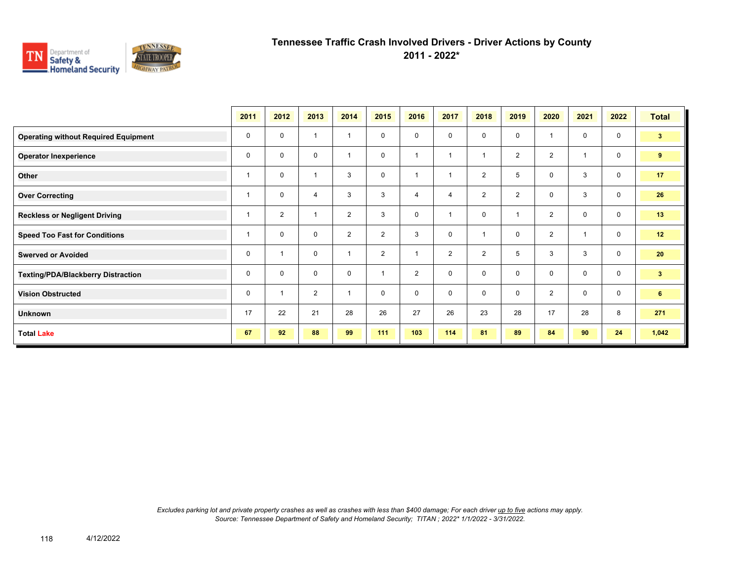# Tennessee Traffic Crash Involved Drivers - Driver Actions by County
## 2011 - 2022*

| | 2011 | 2012 | 2013 | 2014 | 2015 | 2016 | 2017 | 2018 | 2019 | 2020 | 2021 | 2022 | Total |
|---|---|---|---|---|---|---|---|---|---|---|---|---|---|
| **Operating without Required Equipment** | 0 | 0 | 1 | 1 | 0 | 0 | 0 | 0 | 0 | 1 | 0 | 0 | **3** |
| **Operator Inexperience** | 0 | 0 | 0 | 1 | 0 | 1 | 1 | 1 | 2 | 2 | 1 | 0 | **9** |
| **Other** | 1 | 0 | 1 | 3 | 0 | 1 | 1 | 2 | 5 | 0 | 3 | 0 | **17** |
| **Over Correcting** | 1 | 0 | 4 | 3 | 3 | 4 | 4 | 2 | 2 | 0 | 3 | 0 | **26** |
| **Reckless or Negligent Driving** | 1 | 2 | 1 | 2 | 3 | 0 | 1 | 0 | 1 | 2 | 0 | 0 | **13** |
| **Speed Too Fast for Conditions** | 1 | 0 | 0 | 2 | 2 | 3 | 0 | 1 | 0 | 2 | 1 | 0 | **12** |
| **Swerved or Avoided** | 0 | 1 | 0 | 1 | 2 | 1 | 2 | 2 | 5 | 3 | 3 | 0 | **20** |
| **Texting/PDA/Blackberry Distraction** | 0 | 0 | 0 | 0 | 1 | 2 | 0 | 0 | 0 | 0 | 0 | 0 | **3** |
| **Vision Obstructed** | 0 | 1 | 2 | 1 | 0 | 0 | 0 | 0 | 0 | 2 | 0 | 0 | **6** |
| **Unknown** | 17 | 22 | 21 | 28 | 26 | 27 | 26 | 23 | 28 | 17 | 28 | 8 | **271** |
| **Total Lake** | **67** | **92** | **88** | **99** | **111** | **103** | **114** | **81** | **89** | **84** | **90** | **24** | **1,042** |

*Excludes parking lot and private property crashes as well as crashes with less than $400 damage; For each driver up to five actions may apply.*
*Source: Tennessee Department of Safety and Homeland Security; TITAN ; 2022* 1/1/2022 - 3/31/2022.*

4/12/2022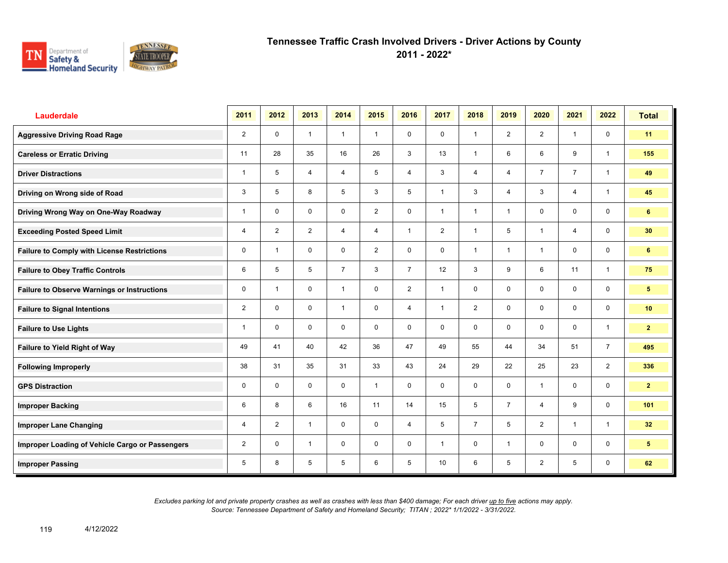# Tennessee Traffic Crash Involved Drivers - Driver Actions by County
## 2011 - 2022*

| Lauderdale | 2011 | 2012 | 2013 | 2014 | 2015 | 2016 | 2017 | 2018 | 2019 | 2020 | 2021 | 2022 | Total |
|---|---|---|---|---|---|---|---|---|---|---|---|---|---|
| Aggressive Driving Road Rage | 2 | 0 | 1 | 1 | 1 | 0 | 0 | 1 | 2 | 2 | 1 | 0 | 11 |
| Careless or Erratic Driving | 11 | 28 | 35 | 16 | 26 | 3 | 13 | 1 | 6 | 6 | 9 | 1 | 155 |
| Driver Distractions | 1 | 5 | 4 | 4 | 5 | 4 | 3 | 4 | 4 | 7 | 7 | 1 | 49 |
| Driving on Wrong side of Road | 3 | 5 | 8 | 5 | 3 | 5 | 1 | 3 | 4 | 3 | 4 | 1 | 45 |
| Driving Wrong Way on One-Way Roadway | 1 | 0 | 0 | 0 | 2 | 0 | 1 | 1 | 1 | 0 | 0 | 0 | 6 |
| Exceeding Posted Speed Limit | 4 | 2 | 2 | 4 | 4 | 1 | 2 | 1 | 5 | 1 | 4 | 0 | 30 |
| Failure to Comply with License Restrictions | 0 | 1 | 0 | 0 | 2 | 0 | 0 | 1 | 1 | 1 | 0 | 0 | 6 |
| Failure to Obey Traffic Controls | 6 | 5 | 5 | 7 | 3 | 7 | 12 | 3 | 9 | 6 | 11 | 1 | 75 |
| Failure to Observe Warnings or Instructions | 0 | 1 | 0 | 1 | 0 | 2 | 1 | 0 | 0 | 0 | 0 | 0 | 5 |
| Failure to Signal Intentions | 2 | 0 | 0 | 1 | 0 | 4 | 1 | 2 | 0 | 0 | 0 | 0 | 10 |
| Failure to Use Lights | 1 | 0 | 0 | 0 | 0 | 0 | 0 | 0 | 0 | 0 | 0 | 1 | 2 |
| Failure to Yield Right of Way | 49 | 41 | 40 | 42 | 36 | 47 | 49 | 55 | 44 | 34 | 51 | 7 | 495 |
| Following Improperly | 38 | 31 | 35 | 31 | 33 | 43 | 24 | 29 | 22 | 25 | 23 | 2 | 336 |
| GPS Distraction | 0 | 0 | 0 | 0 | 1 | 0 | 0 | 0 | 0 | 1 | 0 | 0 | 2 |
| Improper Backing | 6 | 8 | 6 | 16 | 11 | 14 | 15 | 5 | 7 | 4 | 9 | 0 | 101 |
| Improper Lane Changing | 4 | 2 | 1 | 0 | 0 | 4 | 5 | 7 | 5 | 2 | 1 | 1 | 32 |
| Improper Loading of Vehicle Cargo or Passengers | 2 | 0 | 1 | 0 | 0 | 0 | 1 | 0 | 1 | 0 | 0 | 0 | 5 |
| Improper Passing | 5 | 8 | 5 | 5 | 6 | 5 | 10 | 6 | 5 | 2 | 5 | 0 | 62 |

*Excludes parking lot and private property crashes as well as crashes with less than $400 damage; For each driver up to five actions may apply.*
*Source: Tennessee Department of Safety and Homeland Security; TITAN ; 2022* 1/1/2022 - 3/31/2022.*

4/12/2022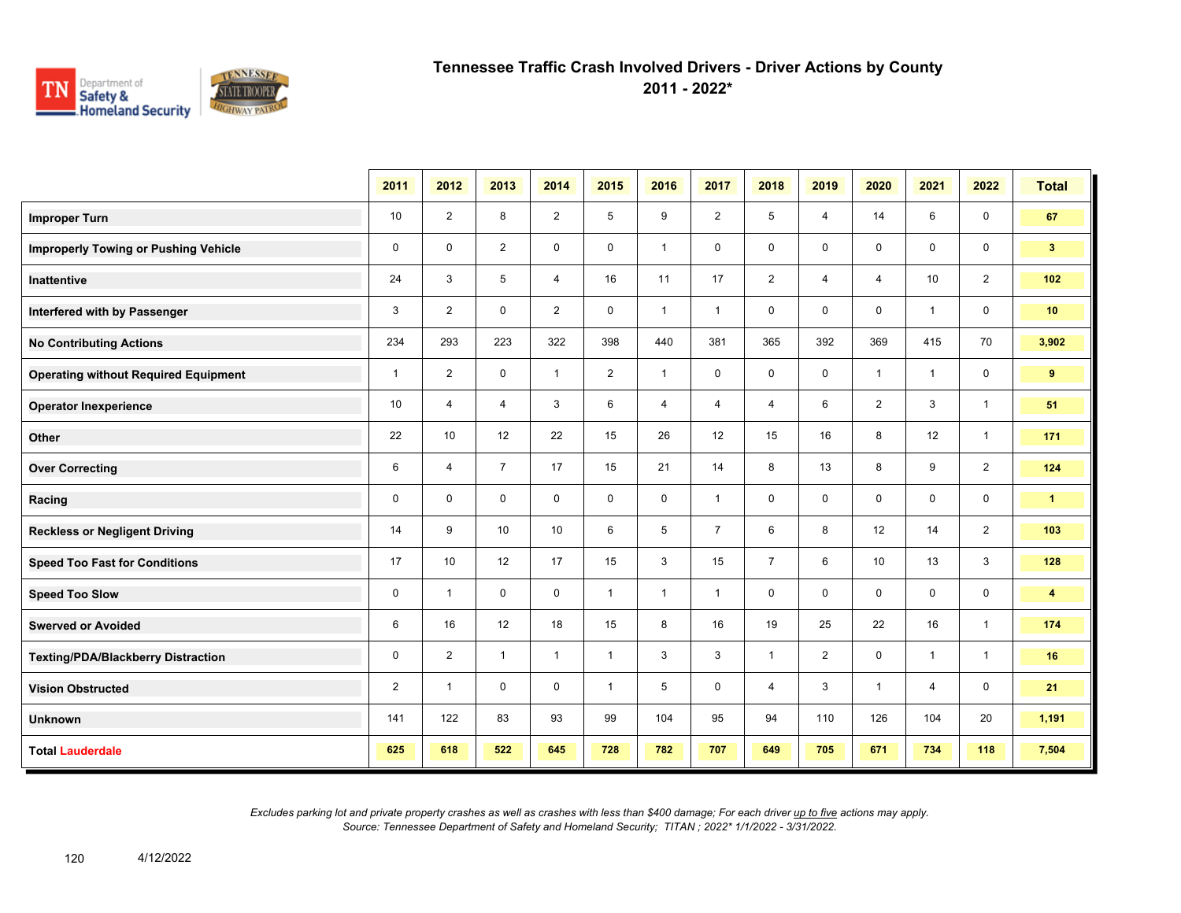# Tennessee Traffic Crash Involved Drivers - Driver Actions by County

## 2011 - 2022*

| | 2011 | 2012 | 2013 | 2014 | 2015 | 2016 | 2017 | 2018 | 2019 | 2020 | 2021 | 2022 | Total |
|---|---|---|---|---|---|---|---|---|---|---|---|---|---|
| **Improper Turn** | 10 | 2 | 8 | 2 | 5 | 9 | 2 | 5 | 4 | 14 | 6 | 0 | **67** |
| **Improperly Towing or Pushing Vehicle** | 0 | 0 | 2 | 0 | 0 | 1 | 0 | 0 | 0 | 0 | 0 | 0 | **3** |
| **Inattentive** | 24 | 3 | 5 | 4 | 16 | 11 | 17 | 2 | 4 | 4 | 10 | 2 | **102** |
| **Interfered with by Passenger** | 3 | 2 | 0 | 2 | 0 | 1 | 1 | 0 | 0 | 0 | 1 | 0 | **10** |
| **No Contributing Actions** | 234 | 293 | 223 | 322 | 398 | 440 | 381 | 365 | 392 | 369 | 415 | 70 | **3,902** |
| **Operating without Required Equipment** | 1 | 2 | 0 | 1 | 2 | 1 | 0 | 0 | 0 | 1 | 1 | 0 | **9** |
| **Operator Inexperience** | 10 | 4 | 4 | 3 | 6 | 4 | 4 | 4 | 6 | 2 | 3 | 1 | **51** |
| **Other** | 22 | 10 | 12 | 22 | 15 | 26 | 12 | 15 | 16 | 8 | 12 | 1 | **171** |
| **Over Correcting** | 6 | 4 | 7 | 17 | 15 | 21 | 14 | 8 | 13 | 8 | 9 | 2 | **124** |
| **Racing** | 0 | 0 | 0 | 0 | 0 | 0 | 1 | 0 | 0 | 0 | 0 | 0 | **1** |
| **Reckless or Negligent Driving** | 14 | 9 | 10 | 10 | 6 | 5 | 7 | 6 | 8 | 12 | 14 | 2 | **103** |
| **Speed Too Fast for Conditions** | 17 | 10 | 12 | 17 | 15 | 3 | 15 | 7 | 6 | 10 | 13 | 3 | **128** |
| **Speed Too Slow** | 0 | 1 | 0 | 0 | 1 | 1 | 1 | 0 | 0 | 0 | 0 | 0 | **4** |
| **Swerved or Avoided** | 6 | 16 | 12 | 18 | 15 | 8 | 16 | 19 | 25 | 22 | 16 | 1 | **174** |
| **Texting/PDA/Blackberry Distraction** | 0 | 2 | 1 | 1 | 1 | 3 | 3 | 1 | 2 | 0 | 1 | 1 | **16** |
| **Vision Obstructed** | 2 | 1 | 0 | 0 | 1 | 5 | 0 | 4 | 3 | 1 | 4 | 0 | **21** |
| **Unknown** | 141 | 122 | 83 | 93 | 99 | 104 | 95 | 94 | 110 | 126 | 104 | 20 | **1,191** |
| **Total Lauderdale** | **625** | **618** | **522** | **645** | **728** | **782** | **707** | **649** | **705** | **671** | **734** | **118** | **7,504** |

*Excludes parking lot and private property crashes as well as crashes with less than $400 damage; For each driver up to five actions may apply.*
*Source: Tennessee Department of Safety and Homeland Security; TITAN ; 2022* 1/1/2022 - 3/31/2022.*

4/12/2022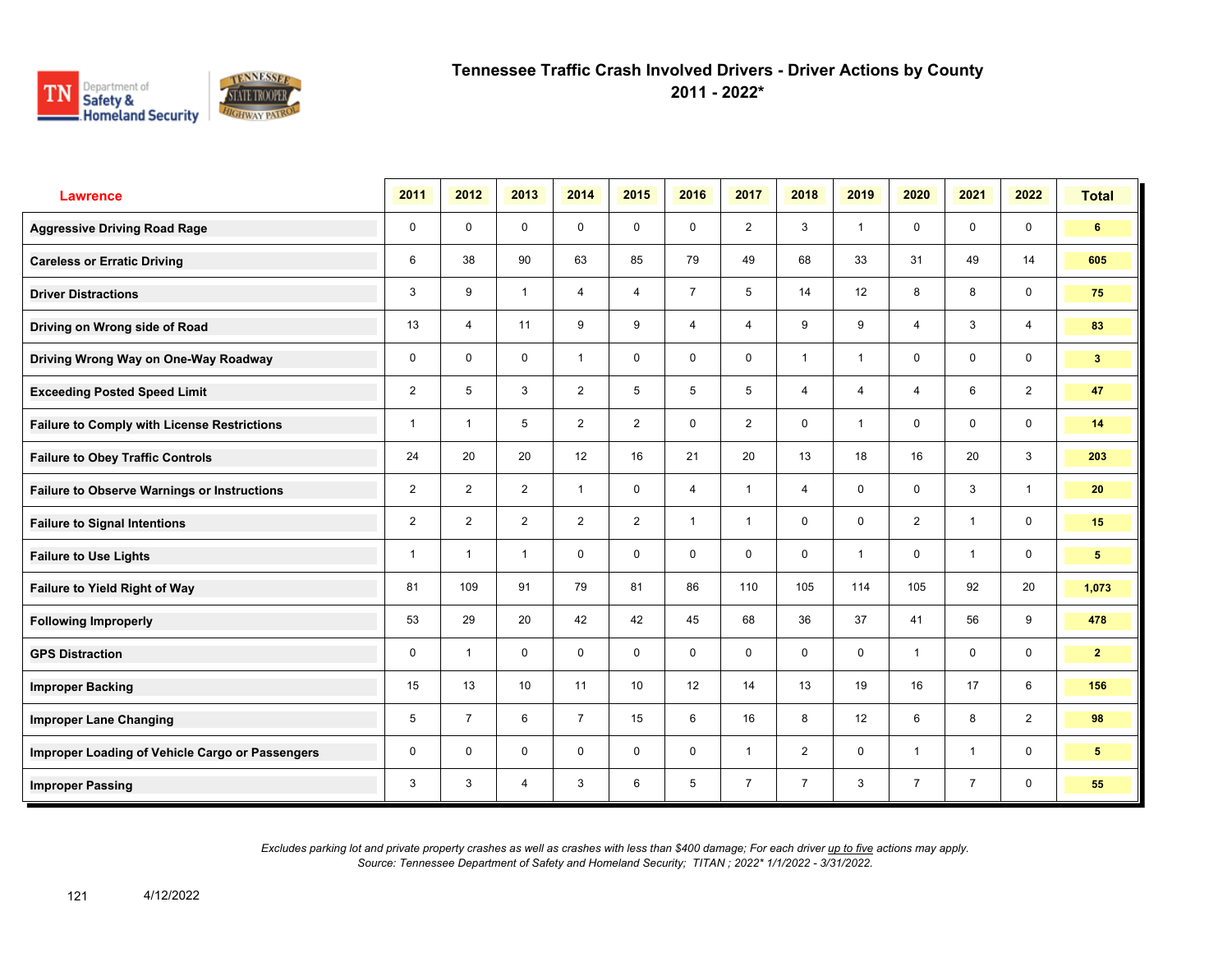# Tennessee Traffic Crash Involved Drivers - Driver Actions by County
## 2011 - 2022*

| Lawrence | 2011 | 2012 | 2013 | 2014 | 2015 | 2016 | 2017 | 2018 | 2019 | 2020 | 2021 | 2022 | Total |
|---|---|---|---|---|---|---|---|---|---|---|---|---|---|
| Aggressive Driving Road Rage | 0 | 0 | 0 | 0 | 0 | 0 | 2 | 3 | 1 | 0 | 0 | 0 | 6 |
| Careless or Erratic Driving | 6 | 38 | 90 | 63 | 85 | 79 | 49 | 68 | 33 | 31 | 49 | 14 | 605 |
| Driver Distractions | 3 | 9 | 1 | 4 | 4 | 7 | 5 | 14 | 12 | 8 | 8 | 0 | 75 |
| Driving on Wrong side of Road | 13 | 4 | 11 | 9 | 9 | 4 | 4 | 9 | 9 | 4 | 3 | 4 | 83 |
| Driving Wrong Way on One-Way Roadway | 0 | 0 | 0 | 1 | 0 | 0 | 0 | 1 | 1 | 0 | 0 | 0 | 3 |
| Exceeding Posted Speed Limit | 2 | 5 | 3 | 2 | 5 | 5 | 5 | 4 | 4 | 4 | 6 | 2 | 47 |
| Failure to Comply with License Restrictions | 1 | 1 | 5 | 2 | 2 | 0 | 2 | 0 | 1 | 0 | 0 | 0 | 14 |
| Failure to Obey Traffic Controls | 24 | 20 | 20 | 12 | 16 | 21 | 20 | 13 | 18 | 16 | 20 | 3 | 203 |
| Failure to Observe Warnings or Instructions | 2 | 2 | 2 | 1 | 0 | 4 | 1 | 4 | 0 | 0 | 3 | 1 | 20 |
| Failure to Signal Intentions | 2 | 2 | 2 | 2 | 2 | 1 | 1 | 0 | 0 | 2 | 1 | 0 | 15 |
| Failure to Use Lights | 1 | 1 | 1 | 0 | 0 | 0 | 0 | 0 | 1 | 0 | 1 | 0 | 5 |
| Failure to Yield Right of Way | 81 | 109 | 91 | 79 | 81 | 86 | 110 | 105 | 114 | 105 | 92 | 20 | 1,073 |
| Following Improperly | 53 | 29 | 20 | 42 | 42 | 45 | 68 | 36 | 37 | 41 | 56 | 9 | 478 |
| GPS Distraction | 0 | 1 | 0 | 0 | 0 | 0 | 0 | 0 | 0 | 1 | 0 | 0 | 2 |
| Improper Backing | 15 | 13 | 10 | 11 | 10 | 12 | 14 | 13 | 19 | 16 | 17 | 6 | 156 |
| Improper Lane Changing | 5 | 7 | 6 | 7 | 15 | 6 | 16 | 8 | 12 | 6 | 8 | 2 | 98 |
| Improper Loading of Vehicle Cargo or Passengers | 0 | 0 | 0 | 0 | 0 | 0 | 1 | 2 | 0 | 1 | 1 | 0 | 5 |
| Improper Passing | 3 | 3 | 4 | 3 | 6 | 5 | 7 | 7 | 3 | 7 | 7 | 0 | 55 |

*Excludes parking lot and private property crashes as well as crashes with less than $400 damage; For each driver up to five actions may apply.*
*Source: Tennessee Department of Safety and Homeland Security; TITAN ; 2022* 1/1/2022 - 3/31/2022.*

4/12/2022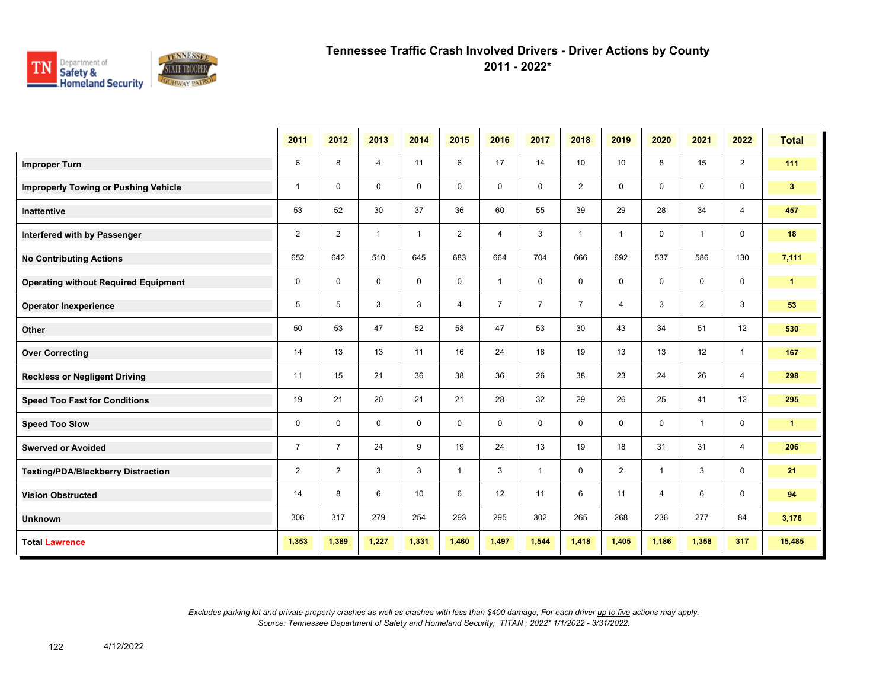# Tennessee Traffic Crash Involved Drivers - Driver Actions by County
## 2011 - 2022*

| | 2011 | 2012 | 2013 | 2014 | 2015 | 2016 | 2017 | 2018 | 2019 | 2020 | 2021 | 2022 | Total |
|---|---|---|---|---|---|---|---|---|---|---|---|---|---|
| **Improper Turn** | 6 | 8 | 4 | 11 | 6 | 17 | 14 | 10 | 10 | 8 | 15 | 2 | **111** |
| **Improperly Towing or Pushing Vehicle** | 1 | 0 | 0 | 0 | 0 | 0 | 0 | 2 | 0 | 0 | 0 | 0 | **3** |
| **Inattentive** | 53 | 52 | 30 | 37 | 36 | 60 | 55 | 39 | 29 | 28 | 34 | 4 | **457** |
| **Interfered with by Passenger** | 2 | 2 | 1 | 1 | 2 | 4 | 3 | 1 | 1 | 0 | 1 | 0 | **18** |
| **No Contributing Actions** | 652 | 642 | 510 | 645 | 683 | 664 | 704 | 666 | 692 | 537 | 586 | 130 | **7,111** |
| **Operating without Required Equipment** | 0 | 0 | 0 | 0 | 0 | 1 | 0 | 0 | 0 | 0 | 0 | 0 | **1** |
| **Operator Inexperience** | 5 | 5 | 3 | 3 | 4 | 7 | 7 | 7 | 4 | 3 | 2 | 3 | **53** |
| **Other** | 50 | 53 | 47 | 52 | 58 | 47 | 53 | 30 | 43 | 34 | 51 | 12 | **530** |
| **Over Correcting** | 14 | 13 | 13 | 11 | 16 | 24 | 18 | 19 | 13 | 13 | 12 | 1 | **167** |
| **Reckless or Negligent Driving** | 11 | 15 | 21 | 36 | 38 | 36 | 26 | 38 | 23 | 24 | 26 | 4 | **298** |
| **Speed Too Fast for Conditions** | 19 | 21 | 20 | 21 | 21 | 28 | 32 | 29 | 26 | 25 | 41 | 12 | **295** |
| **Speed Too Slow** | 0 | 0 | 0 | 0 | 0 | 0 | 0 | 0 | 0 | 0 | 1 | 0 | **1** |
| **Swerved or Avoided** | 7 | 7 | 24 | 9 | 19 | 24 | 13 | 19 | 18 | 31 | 31 | 4 | **206** |
| **Texting/PDA/Blackberry Distraction** | 2 | 2 | 3 | 3 | 1 | 3 | 1 | 0 | 2 | 1 | 3 | 0 | **21** |
| **Vision Obstructed** | 14 | 8 | 6 | 10 | 6 | 12 | 11 | 6 | 11 | 4 | 6 | 0 | **94** |
| **Unknown** | 306 | 317 | 279 | 254 | 293 | 295 | 302 | 265 | 268 | 236 | 277 | 84 | **3,176** |
| **Total Lawrence** | **1,353** | **1,389** | **1,227** | **1,331** | **1,460** | **1,497** | **1,544** | **1,418** | **1,405** | **1,186** | **1,358** | **317** | **15,485** |

*Excludes parking lot and private property crashes as well as crashes with less than $400 damage; For each driver up to five actions may apply.*
*Source: Tennessee Department of Safety and Homeland Security; TITAN ; 2022* 1/1/2022 - 3/31/2022.*

4/12/2022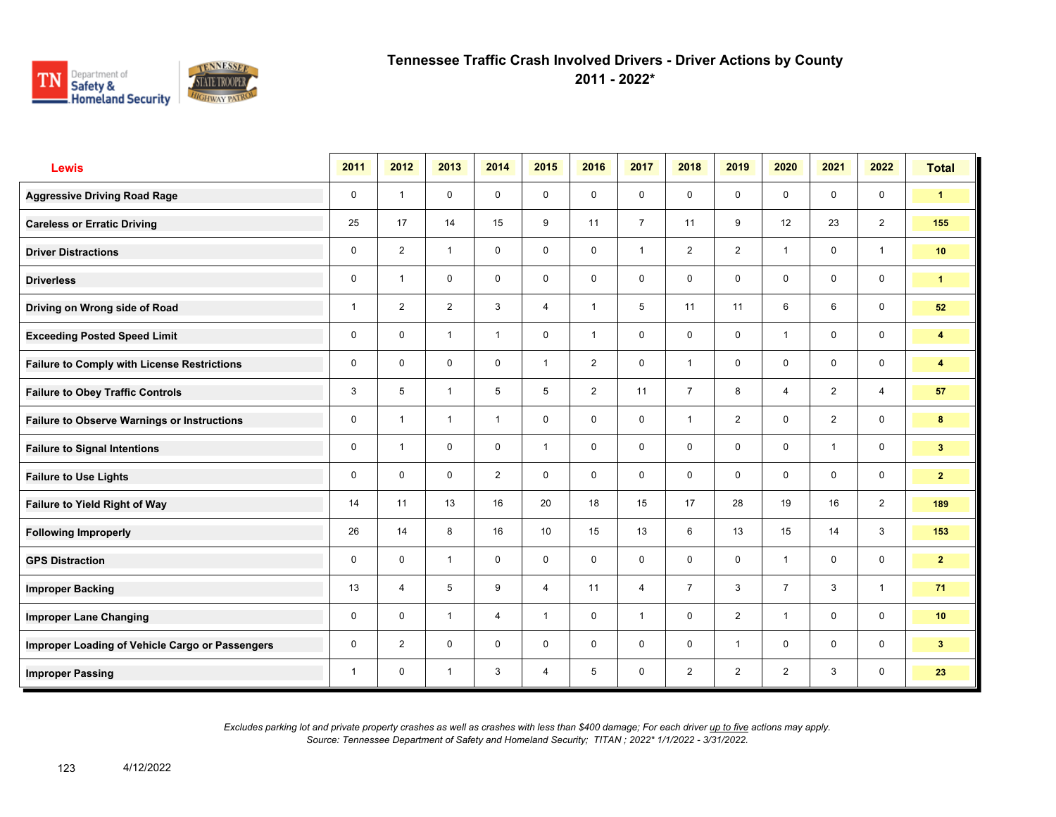# Tennessee Traffic Crash Involved Drivers - Driver Actions by County

## 2011 - 2022*

| Lewis | 2011 | 2012 | 2013 | 2014 | 2015 | 2016 | 2017 | 2018 | 2019 | 2020 | 2021 | 2022 | Total |
|---|---|---|---|---|---|---|---|---|---|---|---|---|---|
| Aggressive Driving Road Rage | 0 | 1 | 0 | 0 | 0 | 0 | 0 | 0 | 0 | 0 | 0 | 0 | 1 |
| Careless or Erratic Driving | 25 | 17 | 14 | 15 | 9 | 11 | 7 | 11 | 9 | 12 | 23 | 2 | 155 |
| Driver Distractions | 0 | 2 | 1 | 0 | 0 | 0 | 1 | 2 | 2 | 1 | 0 | 1 | 10 |
| Driverless | 0 | 1 | 0 | 0 | 0 | 0 | 0 | 0 | 0 | 0 | 0 | 0 | 1 |
| Driving on Wrong side of Road | 1 | 2 | 2 | 3 | 4 | 1 | 5 | 11 | 11 | 6 | 6 | 0 | 52 |
| Exceeding Posted Speed Limit | 0 | 0 | 1 | 1 | 0 | 1 | 0 | 0 | 0 | 1 | 0 | 0 | 4 |
| Failure to Comply with License Restrictions | 0 | 0 | 0 | 0 | 1 | 2 | 0 | 1 | 0 | 0 | 0 | 0 | 4 |
| Failure to Obey Traffic Controls | 3 | 5 | 1 | 5 | 5 | 2 | 11 | 7 | 8 | 4 | 2 | 4 | 57 |
| Failure to Observe Warnings or Instructions | 0 | 1 | 1 | 1 | 0 | 0 | 0 | 1 | 2 | 0 | 2 | 0 | 8 |
| Failure to Signal Intentions | 0 | 1 | 0 | 0 | 1 | 0 | 0 | 0 | 0 | 0 | 1 | 0 | 3 |
| Failure to Use Lights | 0 | 0 | 0 | 2 | 0 | 0 | 0 | 0 | 0 | 0 | 0 | 0 | 2 |
| Failure to Yield Right of Way | 14 | 11 | 13 | 16 | 20 | 18 | 15 | 17 | 28 | 19 | 16 | 2 | 189 |
| Following Improperly | 26 | 14 | 8 | 16 | 10 | 15 | 13 | 6 | 13 | 15 | 14 | 3 | 153 |
| GPS Distraction | 0 | 0 | 1 | 0 | 0 | 0 | 0 | 0 | 0 | 1 | 0 | 0 | 2 |
| Improper Backing | 13 | 4 | 5 | 9 | 4 | 11 | 4 | 7 | 3 | 7 | 3 | 1 | 71 |
| Improper Lane Changing | 0 | 0 | 1 | 4 | 1 | 0 | 1 | 0 | 2 | 1 | 0 | 0 | 10 |
| Improper Loading of Vehicle Cargo or Passengers | 0 | 2 | 0 | 0 | 0 | 0 | 0 | 0 | 1 | 0 | 0 | 0 | 3 |
| Improper Passing | 1 | 0 | 1 | 3 | 4 | 5 | 0 | 2 | 2 | 2 | 3 | 0 | 23 |

*Excludes parking lot and private property crashes as well as crashes with less than $400 damage; For each driver up to five actions may apply.*
*Source: Tennessee Department of Safety and Homeland Security; TITAN ; 2022* 1/1/2022 - 3/31/2022.*

4/12/2022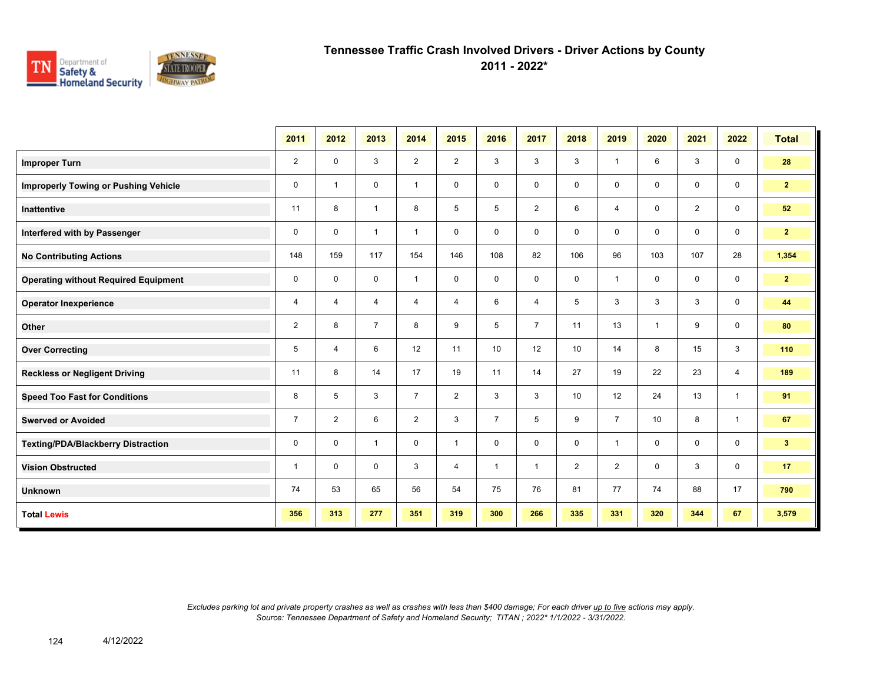# Tennessee Traffic Crash Involved Drivers - Driver Actions by County
## 2011 - 2022*

| | 2011 | 2012 | 2013 | 2014 | 2015 | 2016 | 2017 | 2018 | 2019 | 2020 | 2021 | 2022 | Total |
|---|---|---|---|---|---|---|---|---|---|---|---|---|---|
| **Improper Turn** | 2 | 0 | 3 | 2 | 2 | 3 | 3 | 3 | 1 | 6 | 3 | 0 | **28** |
| **Improperly Towing or Pushing Vehicle** | 0 | 1 | 0 | 1 | 0 | 0 | 0 | 0 | 0 | 0 | 0 | 0 | **2** |
| **Inattentive** | 11 | 8 | 1 | 8 | 5 | 5 | 2 | 6 | 4 | 0 | 2 | 0 | **52** |
| **Interfered with by Passenger** | 0 | 0 | 1 | 1 | 0 | 0 | 0 | 0 | 0 | 0 | 0 | 0 | **2** |
| **No Contributing Actions** | 148 | 159 | 117 | 154 | 146 | 108 | 82 | 106 | 96 | 103 | 107 | 28 | **1,354** |
| **Operating without Required Equipment** | 0 | 0 | 0 | 1 | 0 | 0 | 0 | 0 | 1 | 0 | 0 | 0 | **2** |
| **Operator Inexperience** | 4 | 4 | 4 | 4 | 4 | 6 | 4 | 5 | 3 | 3 | 3 | 0 | **44** |
| **Other** | 2 | 8 | 7 | 8 | 9 | 5 | 7 | 11 | 13 | 1 | 9 | 0 | **80** |
| **Over Correcting** | 5 | 4 | 6 | 12 | 11 | 10 | 12 | 10 | 14 | 8 | 15 | 3 | **110** |
| **Reckless or Negligent Driving** | 11 | 8 | 14 | 17 | 19 | 11 | 14 | 27 | 19 | 22 | 23 | 4 | **189** |
| **Speed Too Fast for Conditions** | 8 | 5 | 3 | 7 | 2 | 3 | 3 | 10 | 12 | 24 | 13 | 1 | **91** |
| **Swerved or Avoided** | 7 | 2 | 6 | 2 | 3 | 7 | 5 | 9 | 7 | 10 | 8 | 1 | **67** |
| **Texting/PDA/Blackberry Distraction** | 0 | 0 | 1 | 0 | 1 | 0 | 0 | 0 | 1 | 0 | 0 | 0 | **3** |
| **Vision Obstructed** | 1 | 0 | 0 | 3 | 4 | 1 | 1 | 2 | 2 | 0 | 3 | 0 | **17** |
| **Unknown** | 74 | 53 | 65 | 56 | 54 | 75 | 76 | 81 | 77 | 74 | 88 | 17 | **790** |
| **Total Lewis** | **356** | **313** | **277** | **351** | **319** | **300** | **266** | **335** | **331** | **320** | **344** | **67** | **3,579** |

*Excludes parking lot and private property crashes as well as crashes with less than $400 damage; For each driver up to five actions may apply.*
*Source: Tennessee Department of Safety and Homeland Security; TITAN ; 2022* 1/1/2022 - 3/31/2022.*

4/12/2022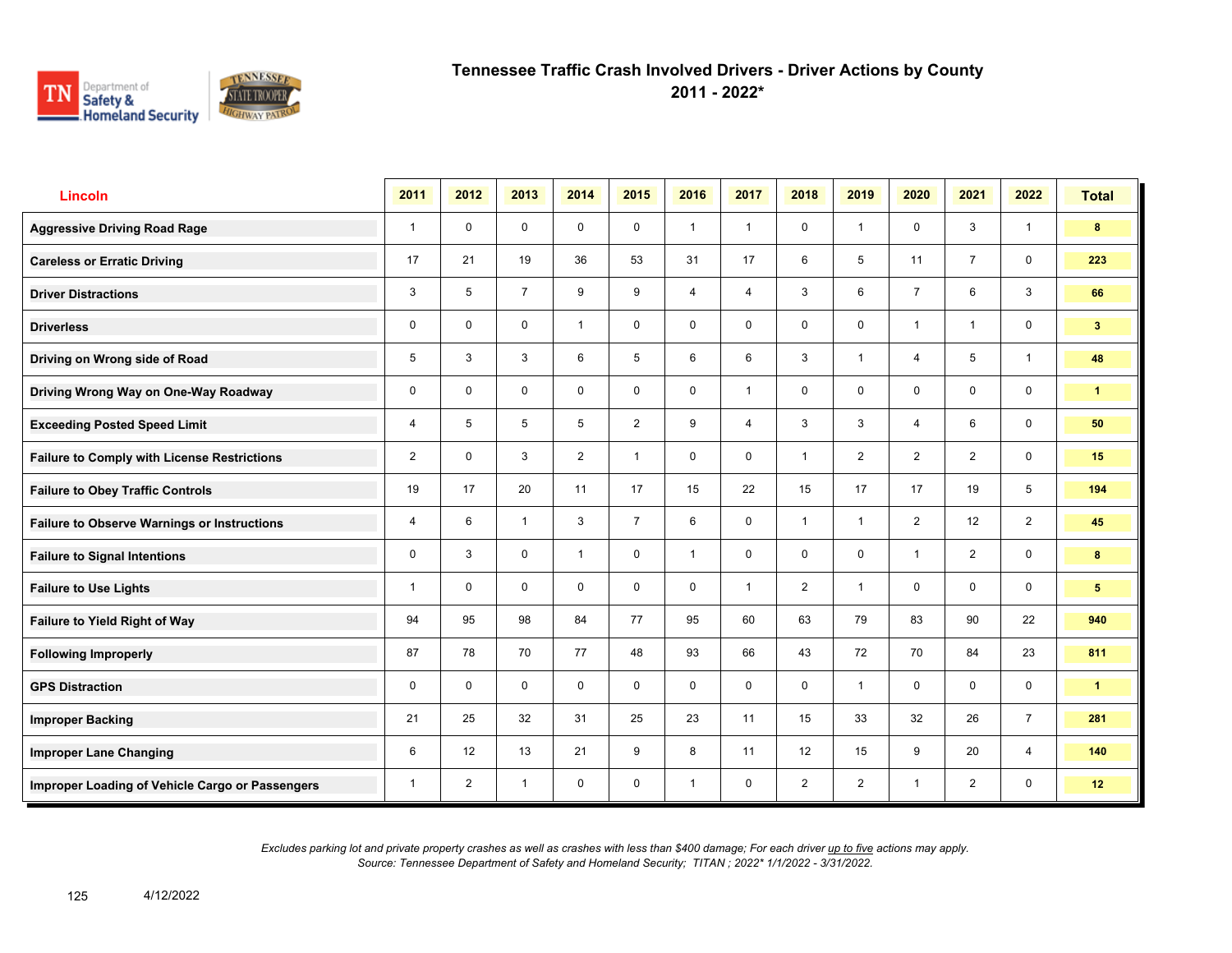# Tennessee Traffic Crash Involved Drivers - Driver Actions by County

## 2011 - 2022*

| Lincoln | 2011 | 2012 | 2013 | 2014 | 2015 | 2016 | 2017 | 2018 | 2019 | 2020 | 2021 | 2022 | Total |
|---|---|---|---|---|---|---|---|---|---|---|---|---|---|
| Aggressive Driving Road Rage | 1 | 0 | 0 | 0 | 0 | 1 | 1 | 0 | 1 | 0 | 3 | 1 | 8 |
| Careless or Erratic Driving | 17 | 21 | 19 | 36 | 53 | 31 | 17 | 6 | 5 | 11 | 7 | 0 | 223 |
| Driver Distractions | 3 | 5 | 7 | 9 | 9 | 4 | 4 | 3 | 6 | 7 | 6 | 3 | 66 |
| Driverless | 0 | 0 | 0 | 1 | 0 | 0 | 0 | 0 | 0 | 1 | 1 | 0 | 3 |
| Driving on Wrong side of Road | 5 | 3 | 3 | 6 | 5 | 6 | 6 | 3 | 1 | 4 | 5 | 1 | 48 |
| Driving Wrong Way on One-Way Roadway | 0 | 0 | 0 | 0 | 0 | 0 | 1 | 0 | 0 | 0 | 0 | 0 | 1 |
| Exceeding Posted Speed Limit | 4 | 5 | 5 | 5 | 2 | 9 | 4 | 3 | 3 | 4 | 6 | 0 | 50 |
| Failure to Comply with License Restrictions | 2 | 0 | 3 | 2 | 1 | 0 | 0 | 1 | 2 | 2 | 2 | 0 | 15 |
| Failure to Obey Traffic Controls | 19 | 17 | 20 | 11 | 17 | 15 | 22 | 15 | 17 | 17 | 19 | 5 | 194 |
| Failure to Observe Warnings or Instructions | 4 | 6 | 1 | 3 | 7 | 6 | 0 | 1 | 1 | 2 | 12 | 2 | 45 |
| Failure to Signal Intentions | 0 | 3 | 0 | 1 | 0 | 1 | 0 | 0 | 0 | 1 | 2 | 0 | 8 |
| Failure to Use Lights | 1 | 0 | 0 | 0 | 0 | 0 | 1 | 2 | 1 | 0 | 0 | 0 | 5 |
| Failure to Yield Right of Way | 94 | 95 | 98 | 84 | 77 | 95 | 60 | 63 | 79 | 83 | 90 | 22 | 940 |
| Following Improperly | 87 | 78 | 70 | 77 | 48 | 93 | 66 | 43 | 72 | 70 | 84 | 23 | 811 |
| GPS Distraction | 0 | 0 | 0 | 0 | 0 | 0 | 0 | 0 | 1 | 0 | 0 | 0 | 1 |
| Improper Backing | 21 | 25 | 32 | 31 | 25 | 23 | 11 | 15 | 33 | 32 | 26 | 7 | 281 |
| Improper Lane Changing | 6 | 12 | 13 | 21 | 9 | 8 | 11 | 12 | 15 | 9 | 20 | 4 | 140 |
| Improper Loading of Vehicle Cargo or Passengers | 1 | 2 | 1 | 0 | 0 | 1 | 0 | 2 | 2 | 1 | 2 | 0 | 12 |

*Excludes parking lot and private property crashes as well as crashes with less than $400 damage; For each driver up to five actions may apply.*
*Source: Tennessee Department of Safety and Homeland Security; TITAN ; 2022* 1/1/2022 - 3/31/2022.*

4/12/2022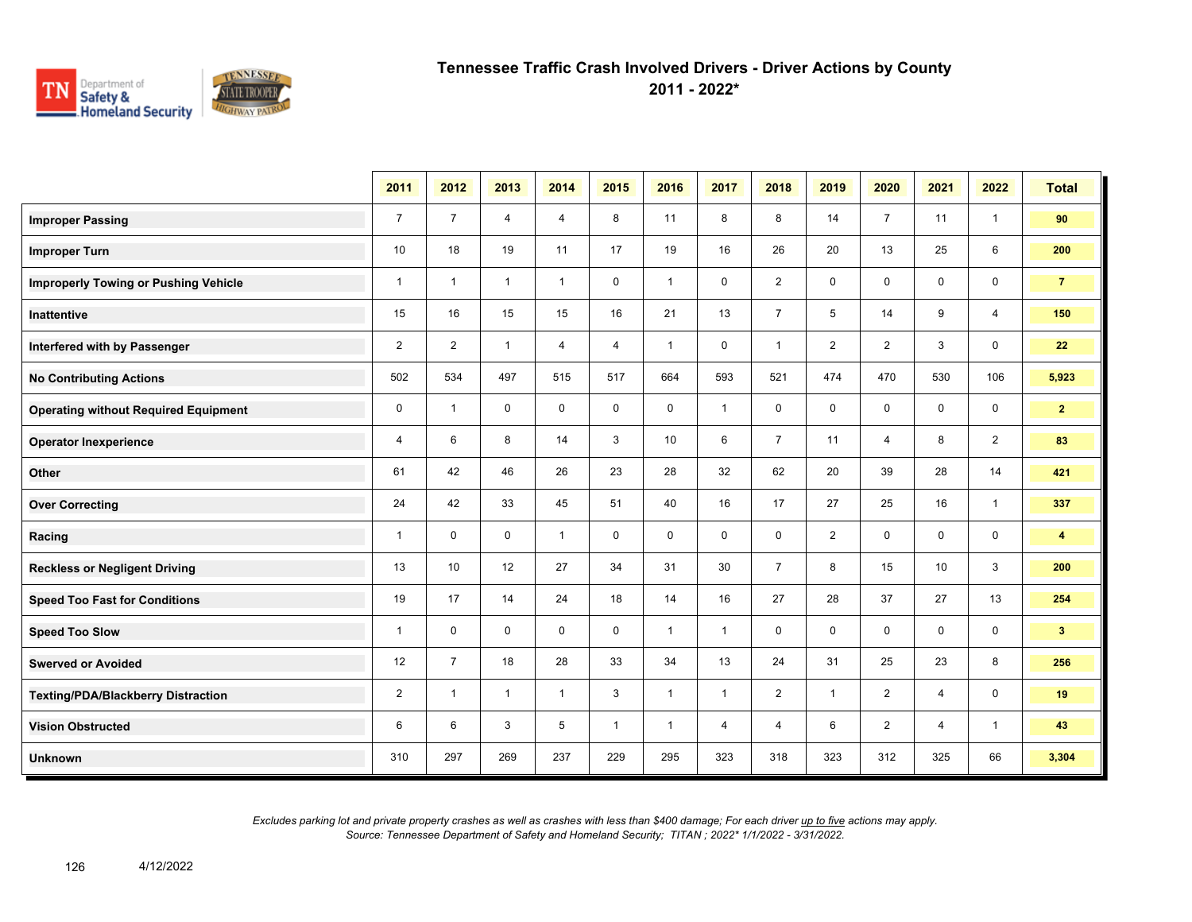# Tennessee Traffic Crash Involved Drivers - Driver Actions by County
## 2011 - 2022*

| | 2011 | 2012 | 2013 | 2014 | 2015 | 2016 | 2017 | 2018 | 2019 | 2020 | 2021 | 2022 | Total |
|---|---|---|---|---|---|---|---|---|---|---|---|---|---|
| **Improper Passing** | 7 | 7 | 4 | 4 | 8 | 11 | 8 | 8 | 14 | 7 | 11 | 1 | **90** |
| **Improper Turn** | 10 | 18 | 19 | 11 | 17 | 19 | 16 | 26 | 20 | 13 | 25 | 6 | **200** |
| **Improperly Towing or Pushing Vehicle** | 1 | 1 | 1 | 1 | 0 | 1 | 0 | 2 | 0 | 0 | 0 | 0 | **7** |
| **Inattentive** | 15 | 16 | 15 | 15 | 16 | 21 | 13 | 7 | 5 | 14 | 9 | 4 | **150** |
| **Interfered with by Passenger** | 2 | 2 | 1 | 4 | 4 | 1 | 0 | 1 | 2 | 2 | 3 | 0 | **22** |
| **No Contributing Actions** | 502 | 534 | 497 | 515 | 517 | 664 | 593 | 521 | 474 | 470 | 530 | 106 | **5,923** |
| **Operating without Required Equipment** | 0 | 1 | 0 | 0 | 0 | 0 | 1 | 0 | 0 | 0 | 0 | 0 | **2** |
| **Operator Inexperience** | 4 | 6 | 8 | 14 | 3 | 10 | 6 | 7 | 11 | 4 | 8 | 2 | **83** |
| **Other** | 61 | 42 | 46 | 26 | 23 | 28 | 32 | 62 | 20 | 39 | 28 | 14 | **421** |
| **Over Correcting** | 24 | 42 | 33 | 45 | 51 | 40 | 16 | 17 | 27 | 25 | 16 | 1 | **337** |
| **Racing** | 1 | 0 | 0 | 1 | 0 | 0 | 0 | 0 | 2 | 0 | 0 | 0 | **4** |
| **Reckless or Negligent Driving** | 13 | 10 | 12 | 27 | 34 | 31 | 30 | 7 | 8 | 15 | 10 | 3 | **200** |
| **Speed Too Fast for Conditions** | 19 | 17 | 14 | 24 | 18 | 14 | 16 | 27 | 28 | 37 | 27 | 13 | **254** |
| **Speed Too Slow** | 1 | 0 | 0 | 0 | 0 | 1 | 1 | 0 | 0 | 0 | 0 | 0 | **3** |
| **Swerved or Avoided** | 12 | 7 | 18 | 28 | 33 | 34 | 13 | 24 | 31 | 25 | 23 | 8 | **256** |
| **Texting/PDA/Blackberry Distraction** | 2 | 1 | 1 | 1 | 3 | 1 | 1 | 2 | 1 | 2 | 4 | 0 | **19** |
| **Vision Obstructed** | 6 | 6 | 3 | 5 | 1 | 1 | 4 | 4 | 6 | 2 | 4 | 1 | **43** |
| **Unknown** | 310 | 297 | 269 | 237 | 229 | 295 | 323 | 318 | 323 | 312 | 325 | 66 | **3,304** |

*Excludes parking lot and private property crashes as well as crashes with less than $400 damage; For each driver up to five actions may apply.*
*Source: Tennessee Department of Safety and Homeland Security; TITAN ; 2022* 1/1/2022 - 3/31/2022.*

4/12/2022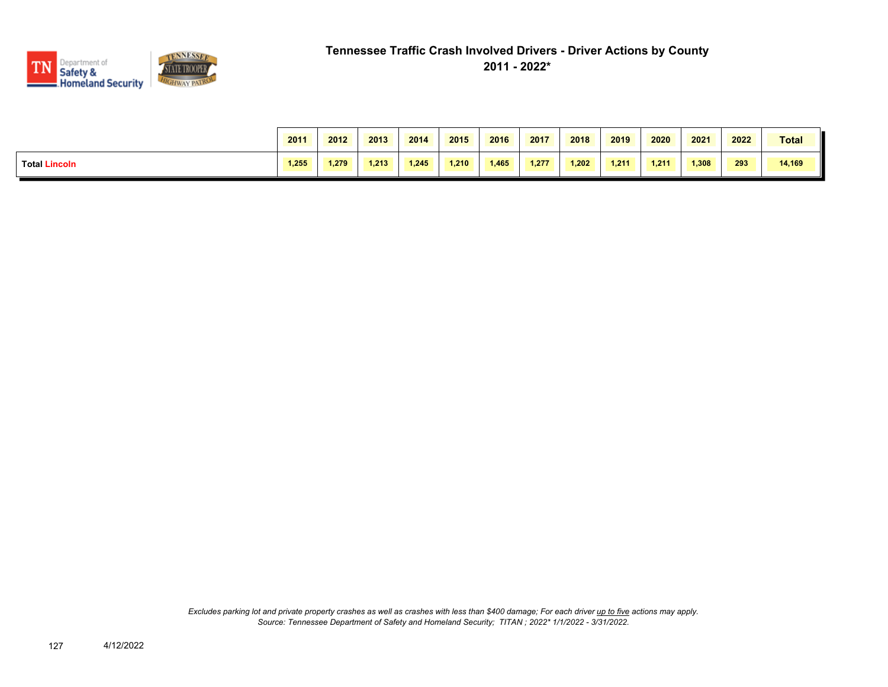# Tennessee Traffic Crash Involved Drivers - Driver Actions by County

## 2011 - 2022*

| | 2011 | 2012 | 2013 | 2014 | 2015 | 2016 | 2017 | 2018 | 2019 | 2020 | 2021 | 2022 | Total |
|---|---|---|---|---|---|---|---|---|---|---|---|---|---|
| **Total Lincoln** | 1,255 | 1,279 | 1,213 | 1,245 | 1,210 | 1,465 | 1,277 | 1,202 | 1,211 | 1,211 | 1,308 | 293 | 14,169 |

*Excludes parking lot and private property crashes as well as crashes with less than $400 damage; For each driver up to five actions may apply.*

*Source: Tennessee Department of Safety and Homeland Security; TITAN ; 2022* 1/1/2022 - 3/31/2022.*

4/12/2022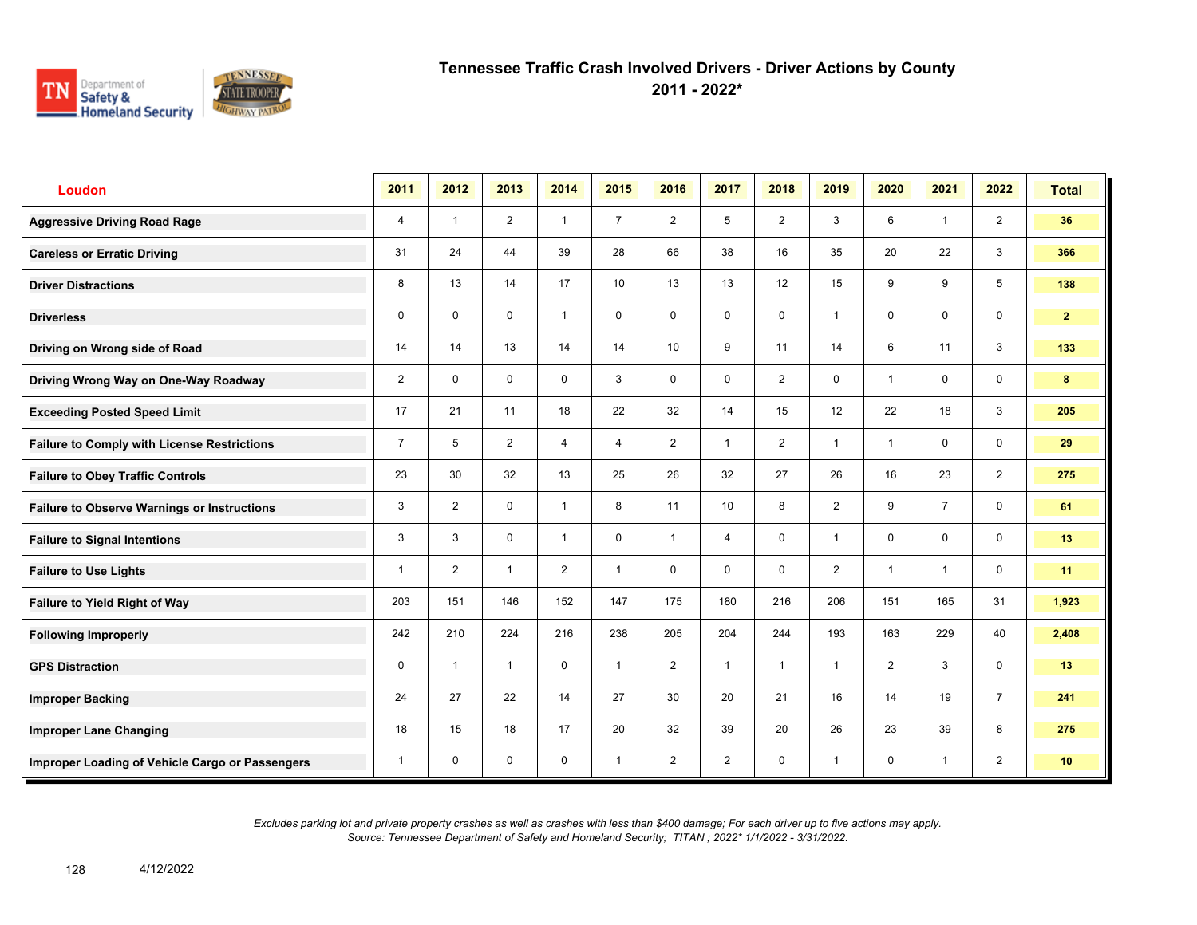# Tennessee Traffic Crash Involved Drivers - Driver Actions by County

## 2011 - 2022*

| Loudon | 2011 | 2012 | 2013 | 2014 | 2015 | 2016 | 2017 | 2018 | 2019 | 2020 | 2021 | 2022 | Total |
|---|---|---|---|---|---|---|---|---|---|---|---|---|---|
| Aggressive Driving Road Rage | 4 | 1 | 2 | 1 | 7 | 2 | 5 | 2 | 3 | 6 | 1 | 2 | 36 |
| Careless or Erratic Driving | 31 | 24 | 44 | 39 | 28 | 66 | 38 | 16 | 35 | 20 | 22 | 3 | 366 |
| Driver Distractions | 8 | 13 | 14 | 17 | 10 | 13 | 13 | 12 | 15 | 9 | 9 | 5 | 138 |
| Driverless | 0 | 0 | 0 | 1 | 0 | 0 | 0 | 0 | 1 | 0 | 0 | 0 | 2 |
| Driving on Wrong side of Road | 14 | 14 | 13 | 14 | 14 | 10 | 9 | 11 | 14 | 6 | 11 | 3 | 133 |
| Driving Wrong Way on One-Way Roadway | 2 | 0 | 0 | 0 | 3 | 0 | 0 | 2 | 0 | 1 | 0 | 0 | 8 |
| Exceeding Posted Speed Limit | 17 | 21 | 11 | 18 | 22 | 32 | 14 | 15 | 12 | 22 | 18 | 3 | 205 |
| Failure to Comply with License Restrictions | 7 | 5 | 2 | 4 | 4 | 2 | 1 | 2 | 1 | 1 | 0 | 0 | 29 |
| Failure to Obey Traffic Controls | 23 | 30 | 32 | 13 | 25 | 26 | 32 | 27 | 26 | 16 | 23 | 2 | 275 |
| Failure to Observe Warnings or Instructions | 3 | 2 | 0 | 1 | 8 | 11 | 10 | 8 | 2 | 9 | 7 | 0 | 61 |
| Failure to Signal Intentions | 3 | 3 | 0 | 1 | 0 | 1 | 4 | 0 | 1 | 0 | 0 | 0 | 13 |
| Failure to Use Lights | 1 | 2 | 1 | 2 | 1 | 0 | 0 | 0 | 2 | 1 | 1 | 0 | 11 |
| Failure to Yield Right of Way | 203 | 151 | 146 | 152 | 147 | 175 | 180 | 216 | 206 | 151 | 165 | 31 | 1,923 |
| Following Improperly | 242 | 210 | 224 | 216 | 238 | 205 | 204 | 244 | 193 | 163 | 229 | 40 | 2,408 |
| GPS Distraction | 0 | 1 | 1 | 0 | 1 | 2 | 1 | 1 | 1 | 2 | 3 | 0 | 13 |
| Improper Backing | 24 | 27 | 22 | 14 | 27 | 30 | 20 | 21 | 16 | 14 | 19 | 7 | 241 |
| Improper Lane Changing | 18 | 15 | 18 | 17 | 20 | 32 | 39 | 20 | 26 | 23 | 39 | 8 | 275 |
| Improper Loading of Vehicle Cargo or Passengers | 1 | 0 | 0 | 0 | 1 | 2 | 2 | 0 | 1 | 0 | 1 | 2 | 10 |

*Excludes parking lot and private property crashes as well as crashes with less than $400 damage; For each driver up to five actions may apply.*
*Source: Tennessee Department of Safety and Homeland Security; TITAN ; 2022* 1/1/2022 - 3/31/2022.*

4/12/2022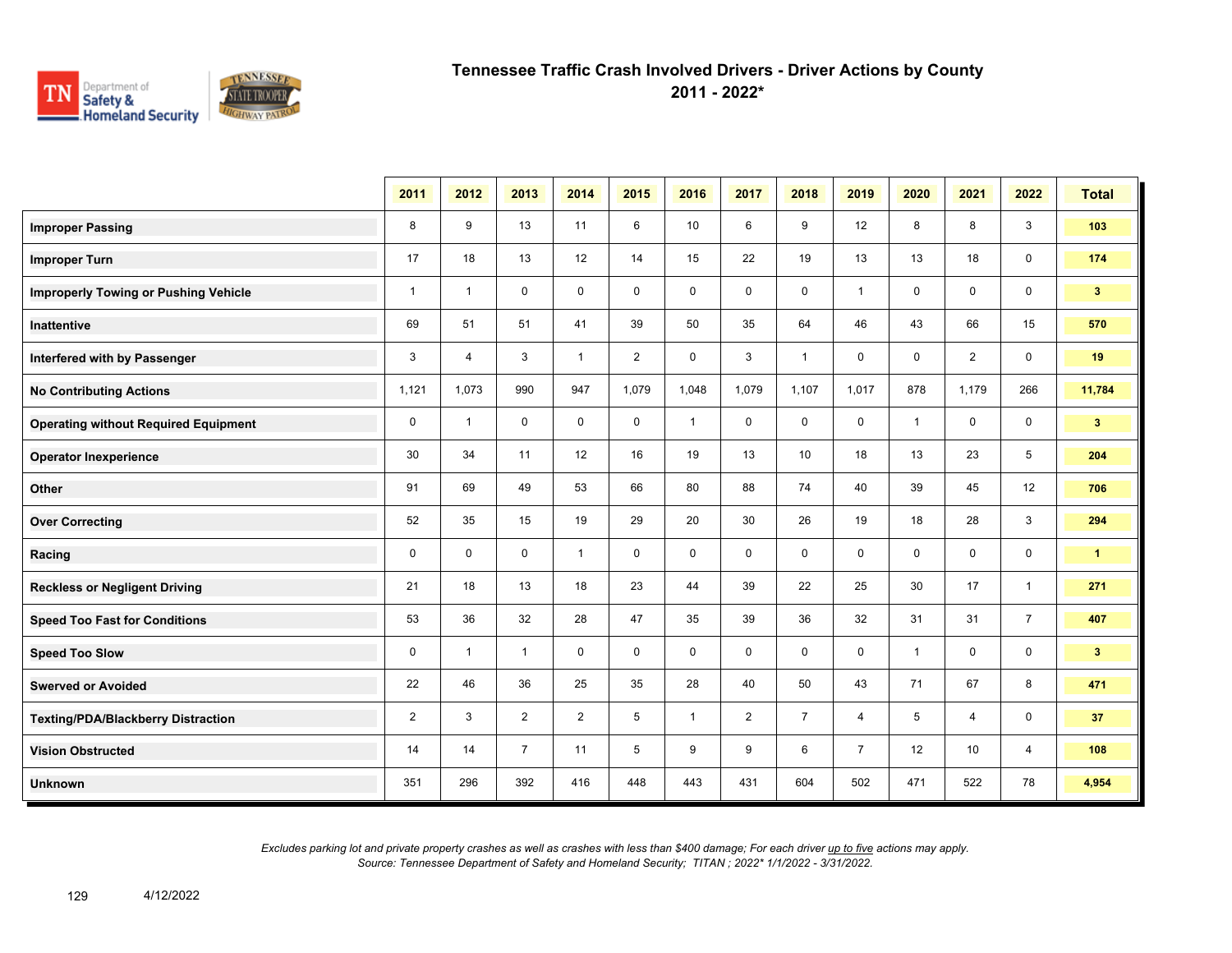# Tennessee Traffic Crash Involved Drivers - Driver Actions by County

## 2011 - 2022*

| | 2011 | 2012 | 2013 | 2014 | 2015 | 2016 | 2017 | 2018 | 2019 | 2020 | 2021 | 2022 | Total |
|---|---|---|---|---|---|---|---|---|---|---|---|---|---|
| **Improper Passing** | 8 | 9 | 13 | 11 | 6 | 10 | 6 | 9 | 12 | 8 | 8 | 3 | **103** |
| **Improper Turn** | 17 | 18 | 13 | 12 | 14 | 15 | 22 | 19 | 13 | 13 | 18 | 0 | **174** |
| **Improperly Towing or Pushing Vehicle** | 1 | 1 | 0 | 0 | 0 | 0 | 0 | 0 | 1 | 0 | 0 | 0 | **3** |
| **Inattentive** | 69 | 51 | 51 | 41 | 39 | 50 | 35 | 64 | 46 | 43 | 66 | 15 | **570** |
| **Interfered with by Passenger** | 3 | 4 | 3 | 1 | 2 | 0 | 3 | 1 | 0 | 0 | 2 | 0 | **19** |
| **No Contributing Actions** | 1,121 | 1,073 | 990 | 947 | 1,079 | 1,048 | 1,079 | 1,107 | 1,017 | 878 | 1,179 | 266 | **11,784** |
| **Operating without Required Equipment** | 0 | 1 | 0 | 0 | 0 | 1 | 0 | 0 | 0 | 1 | 0 | 0 | **3** |
| **Operator Inexperience** | 30 | 34 | 11 | 12 | 16 | 19 | 13 | 10 | 18 | 13 | 23 | 5 | **204** |
| **Other** | 91 | 69 | 49 | 53 | 66 | 80 | 88 | 74 | 40 | 39 | 45 | 12 | **706** |
| **Over Correcting** | 52 | 35 | 15 | 19 | 29 | 20 | 30 | 26 | 19 | 18 | 28 | 3 | **294** |
| **Racing** | 0 | 0 | 0 | 1 | 0 | 0 | 0 | 0 | 0 | 0 | 0 | 0 | **1** |
| **Reckless or Negligent Driving** | 21 | 18 | 13 | 18 | 23 | 44 | 39 | 22 | 25 | 30 | 17 | 1 | **271** |
| **Speed Too Fast for Conditions** | 53 | 36 | 32 | 28 | 47 | 35 | 39 | 36 | 32 | 31 | 31 | 7 | **407** |
| **Speed Too Slow** | 0 | 1 | 1 | 0 | 0 | 0 | 0 | 0 | 0 | 1 | 0 | 0 | **3** |
| **Swerved or Avoided** | 22 | 46 | 36 | 25 | 35 | 28 | 40 | 50 | 43 | 71 | 67 | 8 | **471** |
| **Texting/PDA/Blackberry Distraction** | 2 | 3 | 2 | 2 | 5 | 1 | 2 | 7 | 4 | 5 | 4 | 0 | **37** |
| **Vision Obstructed** | 14 | 14 | 7 | 11 | 5 | 9 | 9 | 6 | 7 | 12 | 10 | 4 | **108** |
| **Unknown** | 351 | 296 | 392 | 416 | 448 | 443 | 431 | 604 | 502 | 471 | 522 | 78 | **4,954** |

*Excludes parking lot and private property crashes as well as crashes with less than $400 damage; For each driver up to five actions may apply.*
*Source: Tennessee Department of Safety and Homeland Security; TITAN ; 2022* 1/1/2022 - 3/31/2022.*

4/12/2022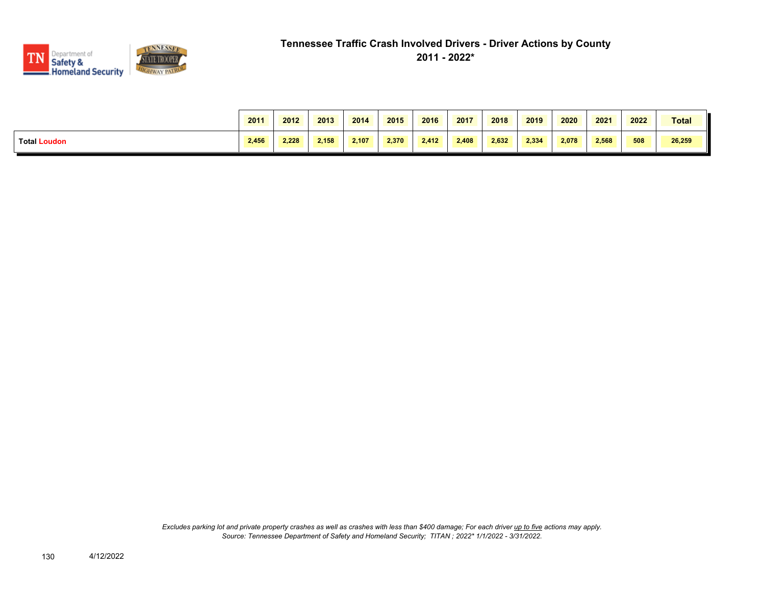# Tennessee Traffic Crash Involved Drivers - Driver Actions by County

## 2011 - 2022*

| | 2011 | 2012 | 2013 | 2014 | 2015 | 2016 | 2017 | 2018 | 2019 | 2020 | 2021 | 2022 | Total |
|---|---|---|---|---|---|---|---|---|---|---|---|---|---|
| **Total Loudon** | 2,456 | 2,228 | 2,158 | 2,107 | 2,370 | 2,412 | 2,408 | 2,632 | 2,334 | 2,078 | 2,568 | 508 | 26,259 |

*Excludes parking lot and private property crashes as well as crashes with less than $400 damage; For each driver up to five actions may apply.*
*Source: Tennessee Department of Safety and Homeland Security; TITAN ; 2022* 1/1/2022 - 3/31/2022.*

4/12/2022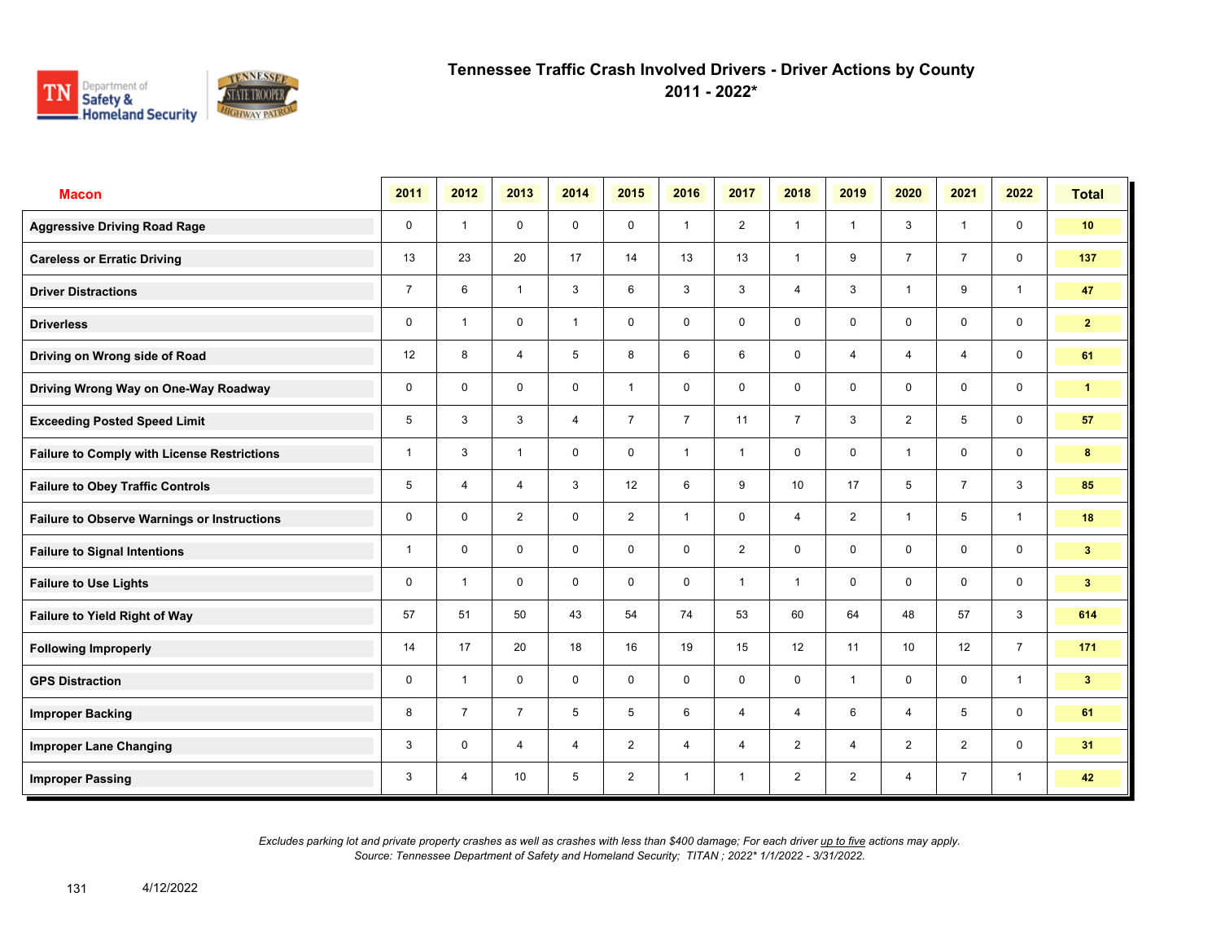# Tennessee Traffic Crash Involved Drivers - Driver Actions by County
## 2011 - 2022*

| Macon | 2011 | 2012 | 2013 | 2014 | 2015 | 2016 | 2017 | 2018 | 2019 | 2020 | 2021 | 2022 | Total |
|---|---|---|---|---|---|---|---|---|---|---|---|---|---|
| Aggressive Driving Road Rage | 0 | 1 | 0 | 0 | 0 | 1 | 2 | 1 | 1 | 3 | 1 | 0 | 10 |
| Careless or Erratic Driving | 13 | 23 | 20 | 17 | 14 | 13 | 13 | 1 | 9 | 7 | 7 | 0 | 137 |
| Driver Distractions | 7 | 6 | 1 | 3 | 6 | 3 | 3 | 4 | 3 | 1 | 9 | 1 | 47 |
| Driverless | 0 | 1 | 0 | 1 | 0 | 0 | 0 | 0 | 0 | 0 | 0 | 0 | 2 |
| Driving on Wrong side of Road | 12 | 8 | 4 | 5 | 8 | 6 | 6 | 0 | 4 | 4 | 4 | 0 | 61 |
| Driving Wrong Way on One-Way Roadway | 0 | 0 | 0 | 0 | 1 | 0 | 0 | 0 | 0 | 0 | 0 | 0 | 1 |
| Exceeding Posted Speed Limit | 5 | 3 | 3 | 4 | 7 | 7 | 11 | 7 | 3 | 2 | 5 | 0 | 57 |
| Failure to Comply with License Restrictions | 1 | 3 | 1 | 0 | 0 | 1 | 1 | 0 | 0 | 1 | 0 | 0 | 8 |
| Failure to Obey Traffic Controls | 5 | 4 | 4 | 3 | 12 | 6 | 9 | 10 | 17 | 5 | 7 | 3 | 85 |
| Failure to Observe Warnings or Instructions | 0 | 0 | 2 | 0 | 2 | 1 | 0 | 4 | 2 | 1 | 5 | 1 | 18 |
| Failure to Signal Intentions | 1 | 0 | 0 | 0 | 0 | 0 | 2 | 0 | 0 | 0 | 0 | 0 | 3 |
| Failure to Use Lights | 0 | 1 | 0 | 0 | 0 | 0 | 1 | 1 | 0 | 0 | 0 | 0 | 3 |
| Failure to Yield Right of Way | 57 | 51 | 50 | 43 | 54 | 74 | 53 | 60 | 64 | 48 | 57 | 3 | 614 |
| Following Improperly | 14 | 17 | 20 | 18 | 16 | 19 | 15 | 12 | 11 | 10 | 12 | 7 | 171 |
| GPS Distraction | 0 | 1 | 0 | 0 | 0 | 0 | 0 | 0 | 1 | 0 | 0 | 1 | 3 |
| Improper Backing | 8 | 7 | 7 | 5 | 5 | 6 | 4 | 4 | 6 | 4 | 5 | 0 | 61 |
| Improper Lane Changing | 3 | 0 | 4 | 4 | 2 | 4 | 4 | 2 | 4 | 2 | 2 | 0 | 31 |
| Improper Passing | 3 | 4 | 10 | 5 | 2 | 1 | 1 | 2 | 2 | 4 | 7 | 1 | 42 |

*Excludes parking lot and private property crashes as well as crashes with less than $400 damage; For each driver up to five actions may apply.*
*Source: Tennessee Department of Safety and Homeland Security; TITAN ; 2022* 1/1/2022 - 3/31/2022.*

4/12/2022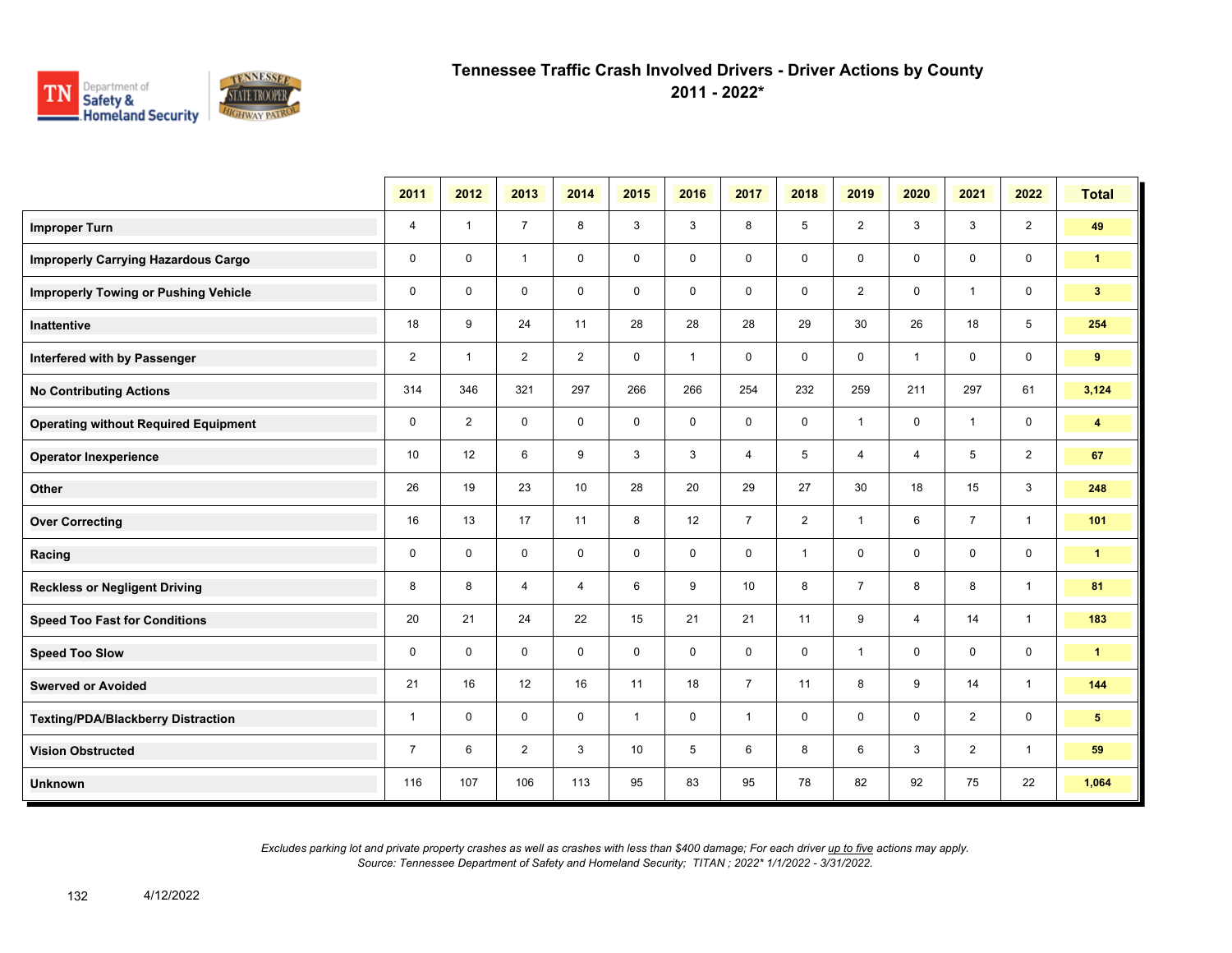# Tennessee Traffic Crash Involved Drivers - Driver Actions by County

## 2011 - 2022*

| | 2011 | 2012 | 2013 | 2014 | 2015 | 2016 | 2017 | 2018 | 2019 | 2020 | 2021 | 2022 | Total |
|---|---|---|---|---|---|---|---|---|---|---|---|---|---|
| **Improper Turn** | 4 | 1 | 7 | 8 | 3 | 3 | 8 | 5 | 2 | 3 | 3 | 2 | **49** |
| **Improperly Carrying Hazardous Cargo** | 0 | 0 | 1 | 0 | 0 | 0 | 0 | 0 | 0 | 0 | 0 | 0 | **1** |
| **Improperly Towing or Pushing Vehicle** | 0 | 0 | 0 | 0 | 0 | 0 | 0 | 0 | 2 | 0 | 1 | 0 | **3** |
| **Inattentive** | 18 | 9 | 24 | 11 | 28 | 28 | 28 | 29 | 30 | 26 | 18 | 5 | **254** |
| **Interfered with by Passenger** | 2 | 1 | 2 | 2 | 0 | 1 | 0 | 0 | 0 | 1 | 0 | 0 | **9** |
| **No Contributing Actions** | 314 | 346 | 321 | 297 | 266 | 266 | 254 | 232 | 259 | 211 | 297 | 61 | **3,124** |
| **Operating without Required Equipment** | 0 | 2 | 0 | 0 | 0 | 0 | 0 | 0 | 1 | 0 | 1 | 0 | **4** |
| **Operator Inexperience** | 10 | 12 | 6 | 9 | 3 | 3 | 4 | 5 | 4 | 4 | 5 | 2 | **67** |
| **Other** | 26 | 19 | 23 | 10 | 28 | 20 | 29 | 27 | 30 | 18 | 15 | 3 | **248** |
| **Over Correcting** | 16 | 13 | 17 | 11 | 8 | 12 | 7 | 2 | 1 | 6 | 7 | 1 | **101** |
| **Racing** | 0 | 0 | 0 | 0 | 0 | 0 | 0 | 1 | 0 | 0 | 0 | 0 | **1** |
| **Reckless or Negligent Driving** | 8 | 8 | 4 | 4 | 6 | 9 | 10 | 8 | 7 | 8 | 8 | 1 | **81** |
| **Speed Too Fast for Conditions** | 20 | 21 | 24 | 22 | 15 | 21 | 21 | 11 | 9 | 4 | 14 | 1 | **183** |
| **Speed Too Slow** | 0 | 0 | 0 | 0 | 0 | 0 | 0 | 0 | 1 | 0 | 0 | 0 | **1** |
| **Swerved or Avoided** | 21 | 16 | 12 | 16 | 11 | 18 | 7 | 11 | 8 | 9 | 14 | 1 | **144** |
| **Texting/PDA/Blackberry Distraction** | 1 | 0 | 0 | 0 | 1 | 0 | 1 | 0 | 0 | 0 | 2 | 0 | **5** |
| **Vision Obstructed** | 7 | 6 | 2 | 3 | 10 | 5 | 6 | 8 | 6 | 3 | 2 | 1 | **59** |
| **Unknown** | 116 | 107 | 106 | 113 | 95 | 83 | 95 | 78 | 82 | 92 | 75 | 22 | **1,064** |

*Excludes parking lot and private property crashes as well as crashes with less than $400 damage; For each driver up to five actions may apply.*
*Source: Tennessee Department of Safety and Homeland Security; TITAN ; 2022* 1/1/2022 - 3/31/2022.*

4/12/2022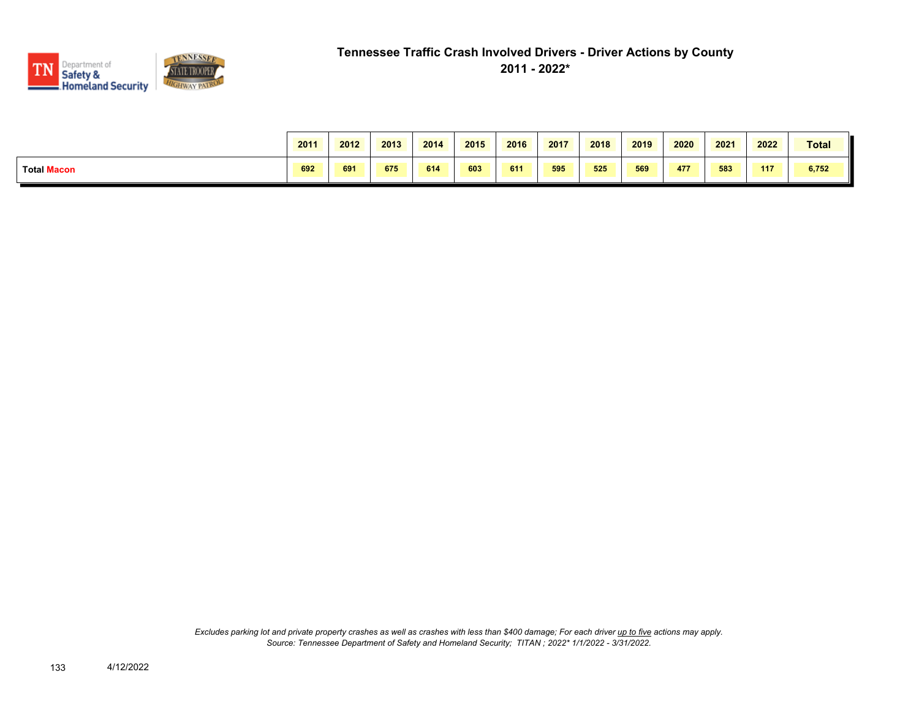# Tennessee Traffic Crash Involved Drivers - Driver Actions by County

## 2011 - 2022*

| | 2011 | 2012 | 2013 | 2014 | 2015 | 2016 | 2017 | 2018 | 2019 | 2020 | 2021 | 2022 | Total |
|---|---|---|---|---|---|---|---|---|---|---|---|---|---|
| **Total Macon** | 692 | 691 | 675 | 614 | 603 | 611 | 595 | 525 | 569 | 477 | 583 | 117 | 6,752 |

*Excludes parking lot and private property crashes as well as crashes with less than $400 damage; For each driver up to five actions may apply.*
*Source: Tennessee Department of Safety and Homeland Security; TITAN ; 2022* 1/1/2022 - 3/31/2022.*

4/12/2022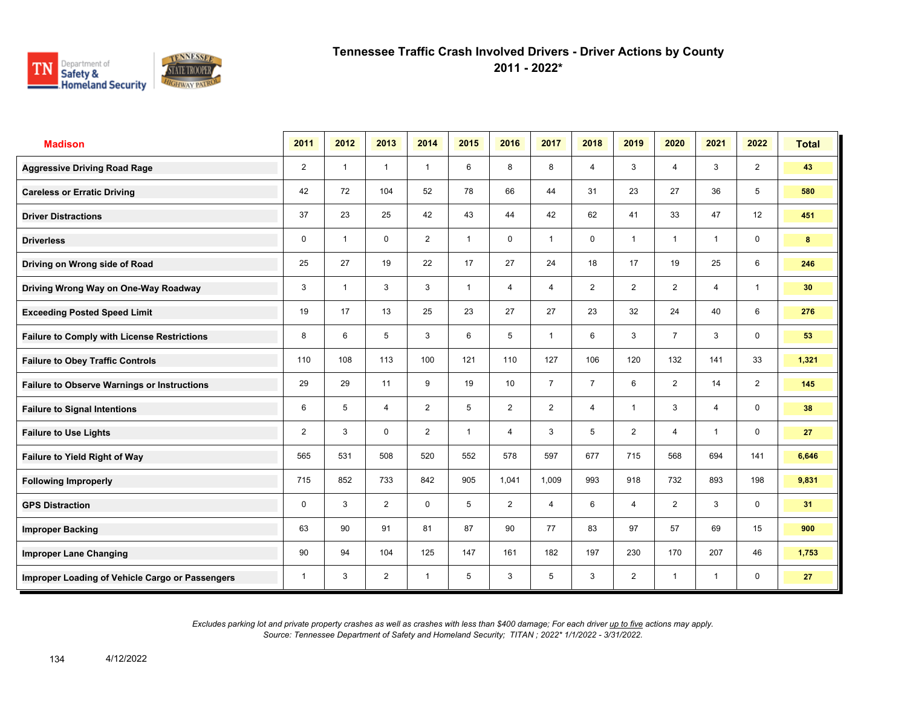# Tennessee Traffic Crash Involved Drivers - Driver Actions by County

## 2011 - 2022*

| Madison | 2011 | 2012 | 2013 | 2014 | 2015 | 2016 | 2017 | 2018 | 2019 | 2020 | 2021 | 2022 | Total |
|---|---|---|---|---|---|---|---|---|---|---|---|---|---|
| Aggressive Driving Road Rage | 2 | 1 | 1 | 1 | 6 | 8 | 8 | 4 | 3 | 4 | 3 | 2 | 43 |
| Careless or Erratic Driving | 42 | 72 | 104 | 52 | 78 | 66 | 44 | 31 | 23 | 27 | 36 | 5 | 580 |
| Driver Distractions | 37 | 23 | 25 | 42 | 43 | 44 | 42 | 62 | 41 | 33 | 47 | 12 | 451 |
| Driverless | 0 | 1 | 0 | 2 | 1 | 0 | 1 | 0 | 1 | 1 | 1 | 0 | 8 |
| Driving on Wrong side of Road | 25 | 27 | 19 | 22 | 17 | 27 | 24 | 18 | 17 | 19 | 25 | 6 | 246 |
| Driving Wrong Way on One-Way Roadway | 3 | 1 | 3 | 3 | 1 | 4 | 4 | 2 | 2 | 2 | 4 | 1 | 30 |
| Exceeding Posted Speed Limit | 19 | 17 | 13 | 25 | 23 | 27 | 27 | 23 | 32 | 24 | 40 | 6 | 276 |
| Failure to Comply with License Restrictions | 8 | 6 | 5 | 3 | 6 | 5 | 1 | 6 | 3 | 7 | 3 | 0 | 53 |
| Failure to Obey Traffic Controls | 110 | 108 | 113 | 100 | 121 | 110 | 127 | 106 | 120 | 132 | 141 | 33 | 1,321 |
| Failure to Observe Warnings or Instructions | 29 | 29 | 11 | 9 | 19 | 10 | 7 | 7 | 6 | 2 | 14 | 2 | 145 |
| Failure to Signal Intentions | 6 | 5 | 4 | 2 | 5 | 2 | 2 | 4 | 1 | 3 | 4 | 0 | 38 |
| Failure to Use Lights | 2 | 3 | 0 | 2 | 1 | 4 | 3 | 5 | 2 | 4 | 1 | 0 | 27 |
| Failure to Yield Right of Way | 565 | 531 | 508 | 520 | 552 | 578 | 597 | 677 | 715 | 568 | 694 | 141 | 6,646 |
| Following Improperly | 715 | 852 | 733 | 842 | 905 | 1,041 | 1,009 | 993 | 918 | 732 | 893 | 198 | 9,831 |
| GPS Distraction | 0 | 3 | 2 | 0 | 5 | 2 | 4 | 6 | 4 | 2 | 3 | 0 | 31 |
| Improper Backing | 63 | 90 | 91 | 81 | 87 | 90 | 77 | 83 | 97 | 57 | 69 | 15 | 900 |
| Improper Lane Changing | 90 | 94 | 104 | 125 | 147 | 161 | 182 | 197 | 230 | 170 | 207 | 46 | 1,753 |
| Improper Loading of Vehicle Cargo or Passengers | 1 | 3 | 2 | 1 | 5 | 3 | 5 | 3 | 2 | 1 | 1 | 0 | 27 |

*Excludes parking lot and private property crashes as well as crashes with less than $400 damage; For each driver up to five actions may apply.*
*Source: Tennessee Department of Safety and Homeland Security; TITAN ; 2022* 1/1/2022 - 3/31/2022.*

4/12/2022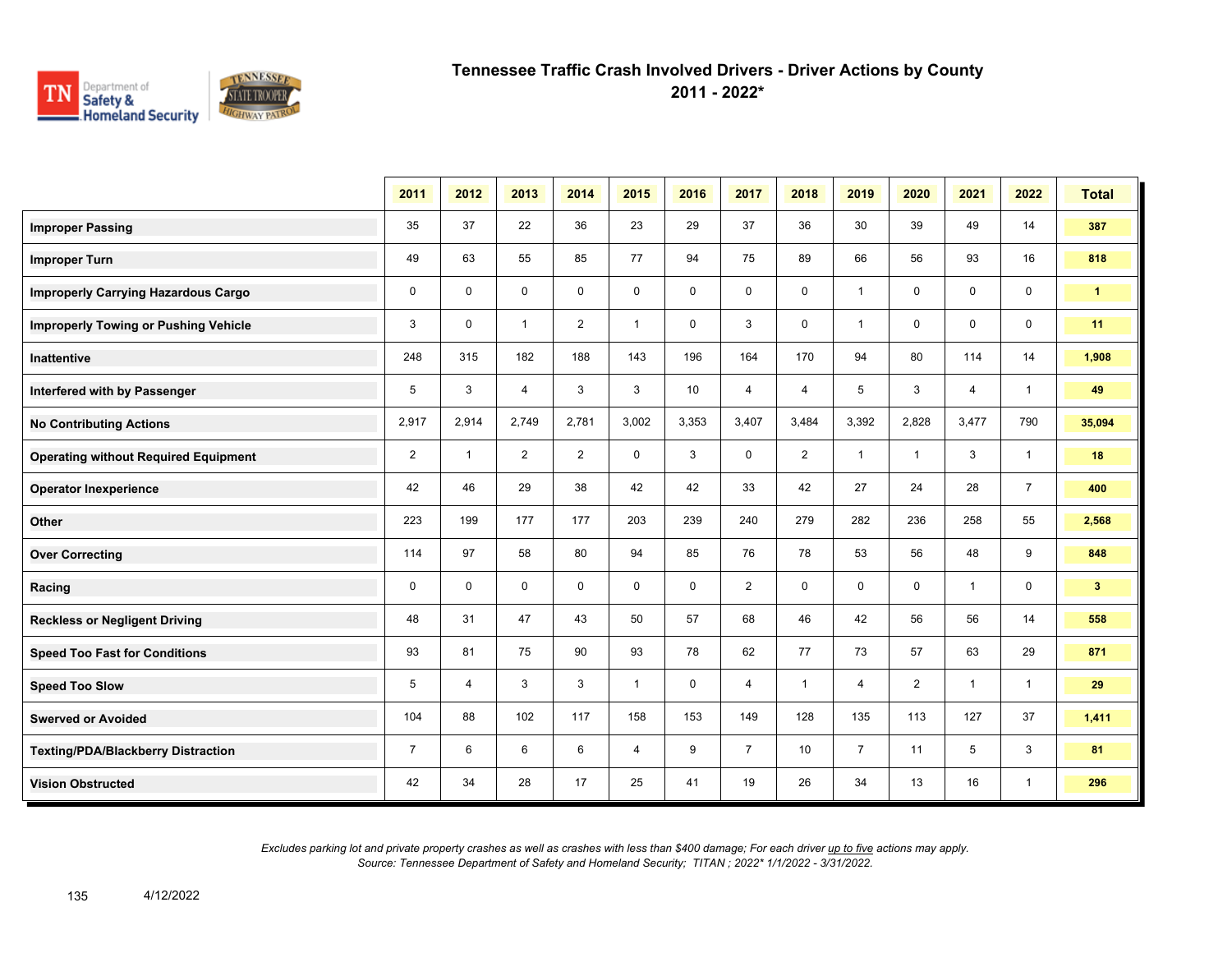# Tennessee Traffic Crash Involved Drivers - Driver Actions by County
## 2011 - 2022*

| | 2011 | 2012 | 2013 | 2014 | 2015 | 2016 | 2017 | 2018 | 2019 | 2020 | 2021 | 2022 | Total |
|---|---|---|---|---|---|---|---|---|---|---|---|---|---|
| **Improper Passing** | 35 | 37 | 22 | 36 | 23 | 29 | 37 | 36 | 30 | 39 | 49 | 14 | **387** |
| **Improper Turn** | 49 | 63 | 55 | 85 | 77 | 94 | 75 | 89 | 66 | 56 | 93 | 16 | **818** |
| **Improperly Carrying Hazardous Cargo** | 0 | 0 | 0 | 0 | 0 | 0 | 0 | 0 | 1 | 0 | 0 | 0 | **1** |
| **Improperly Towing or Pushing Vehicle** | 3 | 0 | 1 | 2 | 1 | 0 | 3 | 0 | 1 | 0 | 0 | 0 | **11** |
| **Inattentive** | 248 | 315 | 182 | 188 | 143 | 196 | 164 | 170 | 94 | 80 | 114 | 14 | **1,908** |
| **Interfered with by Passenger** | 5 | 3 | 4 | 3 | 3 | 10 | 4 | 4 | 5 | 3 | 4 | 1 | **49** |
| **No Contributing Actions** | 2,917 | 2,914 | 2,749 | 2,781 | 3,002 | 3,353 | 3,407 | 3,484 | 3,392 | 2,828 | 3,477 | 790 | **35,094** |
| **Operating without Required Equipment** | 2 | 1 | 2 | 2 | 0 | 3 | 0 | 2 | 1 | 1 | 3 | 1 | **18** |
| **Operator Inexperience** | 42 | 46 | 29 | 38 | 42 | 42 | 33 | 42 | 27 | 24 | 28 | 7 | **400** |
| **Other** | 223 | 199 | 177 | 177 | 203 | 239 | 240 | 279 | 282 | 236 | 258 | 55 | **2,568** |
| **Over Correcting** | 114 | 97 | 58 | 80 | 94 | 85 | 76 | 78 | 53 | 56 | 48 | 9 | **848** |
| **Racing** | 0 | 0 | 0 | 0 | 0 | 0 | 2 | 0 | 0 | 0 | 1 | 0 | **3** |
| **Reckless or Negligent Driving** | 48 | 31 | 47 | 43 | 50 | 57 | 68 | 46 | 42 | 56 | 56 | 14 | **558** |
| **Speed Too Fast for Conditions** | 93 | 81 | 75 | 90 | 93 | 78 | 62 | 77 | 73 | 57 | 63 | 29 | **871** |
| **Speed Too Slow** | 5 | 4 | 3 | 3 | 1 | 0 | 4 | 1 | 4 | 2 | 1 | 1 | **29** |
| **Swerved or Avoided** | 104 | 88 | 102 | 117 | 158 | 153 | 149 | 128 | 135 | 113 | 127 | 37 | **1,411** |
| **Texting/PDA/Blackberry Distraction** | 7 | 6 | 6 | 6 | 4 | 9 | 7 | 10 | 7 | 11 | 5 | 3 | **81** |
| **Vision Obstructed** | 42 | 34 | 28 | 17 | 25 | 41 | 19 | 26 | 34 | 13 | 16 | 1 | **296** |

*Excludes parking lot and private property crashes as well as crashes with less than $400 damage; For each driver up to five actions may apply.*
*Source: Tennessee Department of Safety and Homeland Security; TITAN ; 2022* 1/1/2022 - 3/31/2022.*

4/12/2022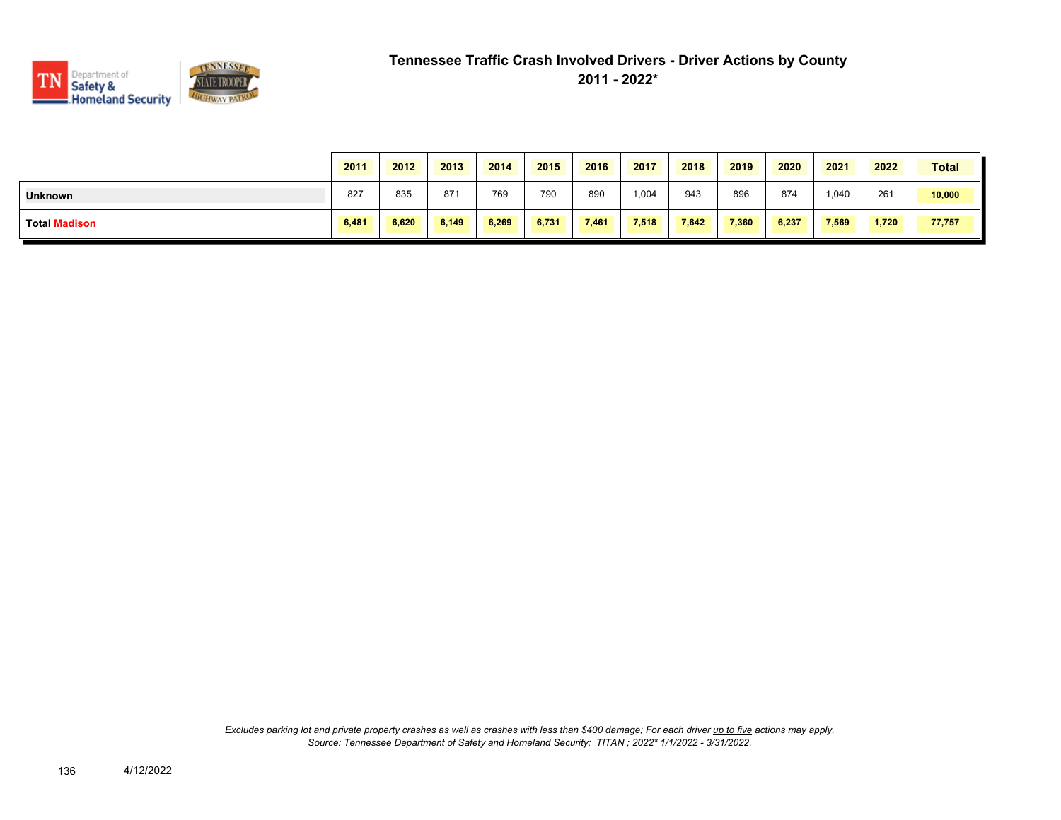# Tennessee Traffic Crash Involved Drivers - Driver Actions by County

## 2011 - 2022*

| | 2011 | 2012 | 2013 | 2014 | 2015 | 2016 | 2017 | 2018 | 2019 | 2020 | 2021 | 2022 | Total |
|---|---|---|---|---|---|---|---|---|---|---|---|---|---|
| **Unknown** | 827 | 835 | 871 | 769 | 790 | 890 | 1,004 | 943 | 896 | 874 | 1,040 | 261 | **10,000** |
| **Total Madison** | **6,481** | **6,620** | **6,149** | **6,269** | **6,731** | **7,461** | **7,518** | **7,642** | **7,360** | **6,237** | **7,569** | **1,720** | **77,757** |

*Excludes parking lot and private property crashes as well as crashes with less than $400 damage; For each driver up to five actions may apply.*
*Source: Tennessee Department of Safety and Homeland Security; TITAN ; 2022* 1/1/2022 - 3/31/2022.*

4/12/2022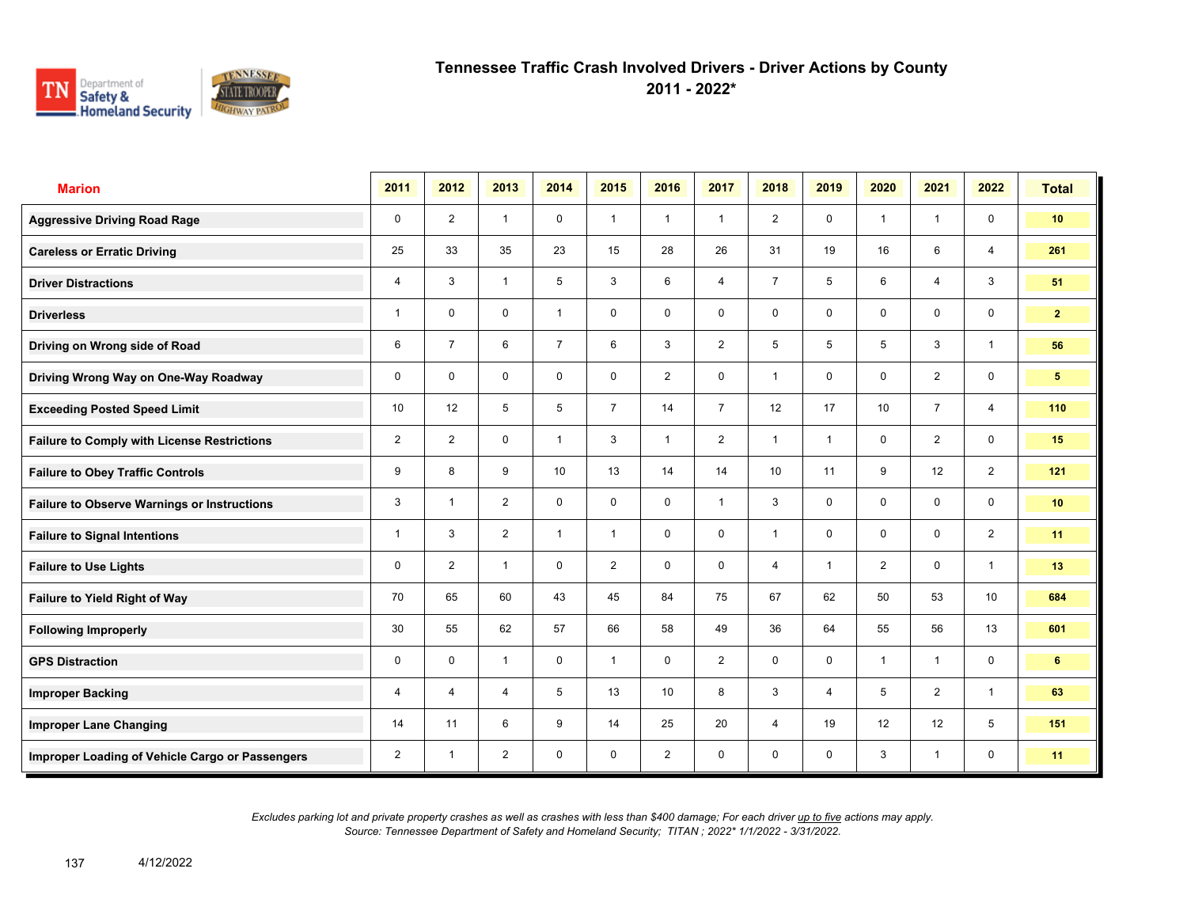# Tennessee Traffic Crash Involved Drivers - Driver Actions by County
## 2011 - 2022*

| Marion | 2011 | 2012 | 2013 | 2014 | 2015 | 2016 | 2017 | 2018 | 2019 | 2020 | 2021 | 2022 | Total |
|---|---|---|---|---|---|---|---|---|---|---|---|---|---|
| Aggressive Driving Road Rage | 0 | 2 | 1 | 0 | 1 | 1 | 1 | 2 | 0 | 1 | 1 | 0 | 10 |
| Careless or Erratic Driving | 25 | 33 | 35 | 23 | 15 | 28 | 26 | 31 | 19 | 16 | 6 | 4 | 261 |
| Driver Distractions | 4 | 3 | 1 | 5 | 3 | 6 | 4 | 7 | 5 | 6 | 4 | 3 | 51 |
| Driverless | 1 | 0 | 0 | 1 | 0 | 0 | 0 | 0 | 0 | 0 | 0 | 0 | 2 |
| Driving on Wrong side of Road | 6 | 7 | 6 | 7 | 6 | 3 | 2 | 5 | 5 | 5 | 3 | 1 | 56 |
| Driving Wrong Way on One-Way Roadway | 0 | 0 | 0 | 0 | 0 | 2 | 0 | 1 | 0 | 0 | 2 | 0 | 5 |
| Exceeding Posted Speed Limit | 10 | 12 | 5 | 5 | 7 | 14 | 7 | 12 | 17 | 10 | 7 | 4 | 110 |
| Failure to Comply with License Restrictions | 2 | 2 | 0 | 1 | 3 | 1 | 2 | 1 | 1 | 0 | 2 | 0 | 15 |
| Failure to Obey Traffic Controls | 9 | 8 | 9 | 10 | 13 | 14 | 14 | 10 | 11 | 9 | 12 | 2 | 121 |
| Failure to Observe Warnings or Instructions | 3 | 1 | 2 | 0 | 0 | 0 | 1 | 3 | 0 | 0 | 0 | 0 | 10 |
| Failure to Signal Intentions | 1 | 3 | 2 | 1 | 1 | 0 | 0 | 1 | 0 | 0 | 0 | 2 | 11 |
| Failure to Use Lights | 0 | 2 | 1 | 0 | 2 | 0 | 0 | 4 | 1 | 2 | 0 | 1 | 13 |
| Failure to Yield Right of Way | 70 | 65 | 60 | 43 | 45 | 84 | 75 | 67 | 62 | 50 | 53 | 10 | 684 |
| Following Improperly | 30 | 55 | 62 | 57 | 66 | 58 | 49 | 36 | 64 | 55 | 56 | 13 | 601 |
| GPS Distraction | 0 | 0 | 1 | 0 | 1 | 0 | 2 | 0 | 0 | 1 | 1 | 0 | 6 |
| Improper Backing | 4 | 4 | 4 | 5 | 13 | 10 | 8 | 3 | 4 | 5 | 2 | 1 | 63 |
| Improper Lane Changing | 14 | 11 | 6 | 9 | 14 | 25 | 20 | 4 | 19 | 12 | 12 | 5 | 151 |
| Improper Loading of Vehicle Cargo or Passengers | 2 | 1 | 2 | 0 | 0 | 2 | 0 | 0 | 0 | 3 | 1 | 0 | 11 |

*Excludes parking lot and private property crashes as well as crashes with less than $400 damage; For each driver up to five actions may apply.*
*Source: Tennessee Department of Safety and Homeland Security; TITAN ; 2022* 1/1/2022 - 3/31/2022.*

4/12/2022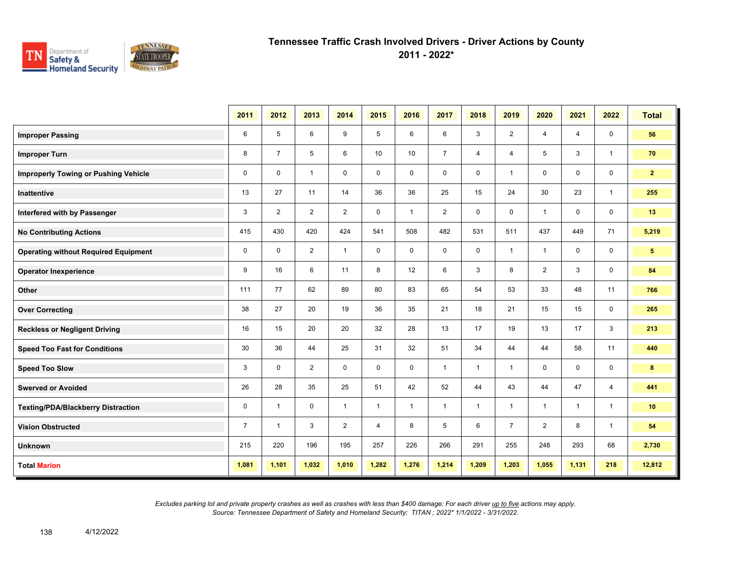# Tennessee Traffic Crash Involved Drivers - Driver Actions by County

## 2011 - 2022*

| | 2011 | 2012 | 2013 | 2014 | 2015 | 2016 | 2017 | 2018 | 2019 | 2020 | 2021 | 2022 | Total |
|---|---|---|---|---|---|---|---|---|---|---|---|---|---|
| **Improper Passing** | 6 | 5 | 6 | 9 | 5 | 6 | 6 | 3 | 2 | 4 | 4 | 0 | **56** |
| **Improper Turn** | 8 | 7 | 5 | 6 | 10 | 10 | 7 | 4 | 4 | 5 | 3 | 1 | **70** |
| **Improperly Towing or Pushing Vehicle** | 0 | 0 | 1 | 0 | 0 | 0 | 0 | 0 | 1 | 0 | 0 | 0 | **2** |
| **Inattentive** | 13 | 27 | 11 | 14 | 36 | 36 | 25 | 15 | 24 | 30 | 23 | 1 | **255** |
| **Interfered with by Passenger** | 3 | 2 | 2 | 2 | 0 | 1 | 2 | 0 | 0 | 1 | 0 | 0 | **13** |
| **No Contributing Actions** | 415 | 430 | 420 | 424 | 541 | 508 | 482 | 531 | 511 | 437 | 449 | 71 | **5,219** |
| **Operating without Required Equipment** | 0 | 0 | 2 | 1 | 0 | 0 | 0 | 0 | 1 | 1 | 0 | 0 | **5** |
| **Operator Inexperience** | 9 | 16 | 6 | 11 | 8 | 12 | 6 | 3 | 8 | 2 | 3 | 0 | **84** |
| **Other** | 111 | 77 | 62 | 89 | 80 | 83 | 65 | 54 | 53 | 33 | 48 | 11 | **766** |
| **Over Correcting** | 38 | 27 | 20 | 19 | 36 | 35 | 21 | 18 | 21 | 15 | 15 | 0 | **265** |
| **Reckless or Negligent Driving** | 16 | 15 | 20 | 20 | 32 | 28 | 13 | 17 | 19 | 13 | 17 | 3 | **213** |
| **Speed Too Fast for Conditions** | 30 | 36 | 44 | 25 | 31 | 32 | 51 | 34 | 44 | 44 | 58 | 11 | **440** |
| **Speed Too Slow** | 3 | 0 | 2 | 0 | 0 | 0 | 1 | 1 | 1 | 0 | 0 | 0 | **8** |
| **Swerved or Avoided** | 26 | 28 | 35 | 25 | 51 | 42 | 52 | 44 | 43 | 44 | 47 | 4 | **441** |
| **Texting/PDA/Blackberry Distraction** | 0 | 1 | 0 | 1 | 1 | 1 | 1 | 1 | 1 | 1 | 1 | 1 | **10** |
| **Vision Obstructed** | 7 | 1 | 3 | 2 | 4 | 8 | 5 | 6 | 7 | 2 | 8 | 1 | **54** |
| **Unknown** | 215 | 220 | 196 | 195 | 257 | 226 | 266 | 291 | 255 | 248 | 293 | 68 | **2,730** |
| **Total Marion** | **1,081** | **1,101** | **1,032** | **1,010** | **1,282** | **1,276** | **1,214** | **1,209** | **1,203** | **1,055** | **1,131** | **218** | **12,812** |

*Excludes parking lot and private property crashes as well as crashes with less than $400 damage; For each driver up to five actions may apply.*
*Source: Tennessee Department of Safety and Homeland Security; TITAN ; 2022* 1/1/2022 - 3/31/2022.*

4/12/2022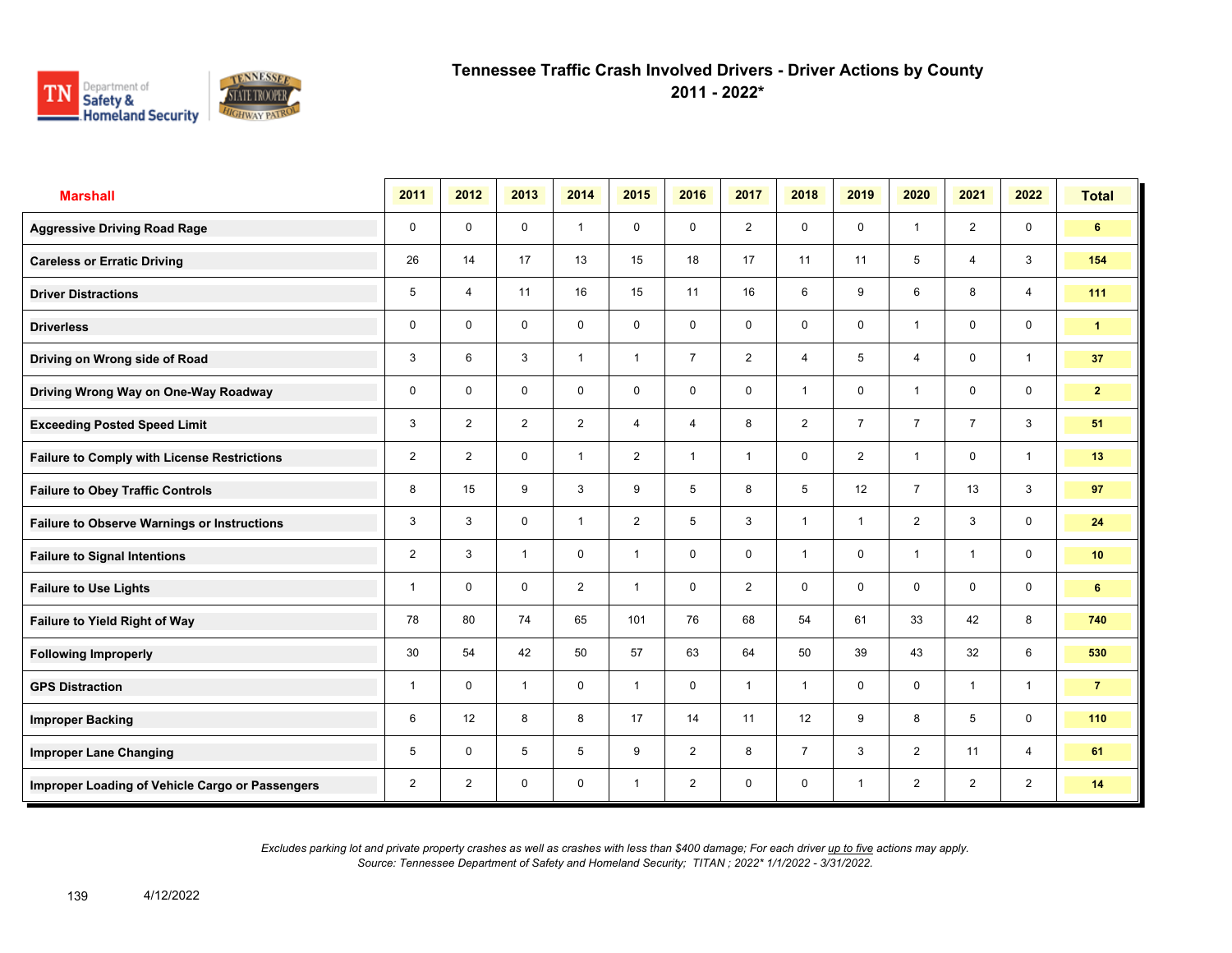# Tennessee Traffic Crash Involved Drivers - Driver Actions by County
## 2011 - 2022*

| Marshall | 2011 | 2012 | 2013 | 2014 | 2015 | 2016 | 2017 | 2018 | 2019 | 2020 | 2021 | 2022 | Total |
|---|---|---|---|---|---|---|---|---|---|---|---|---|---|
| Aggressive Driving Road Rage | 0 | 0 | 0 | 1 | 0 | 0 | 2 | 0 | 0 | 1 | 2 | 0 | 6 |
| Careless or Erratic Driving | 26 | 14 | 17 | 13 | 15 | 18 | 17 | 11 | 11 | 5 | 4 | 3 | 154 |
| Driver Distractions | 5 | 4 | 11 | 16 | 15 | 11 | 16 | 6 | 9 | 6 | 8 | 4 | 111 |
| Driverless | 0 | 0 | 0 | 0 | 0 | 0 | 0 | 0 | 0 | 1 | 0 | 0 | 1 |
| Driving on Wrong side of Road | 3 | 6 | 3 | 1 | 1 | 7 | 2 | 4 | 5 | 4 | 0 | 1 | 37 |
| Driving Wrong Way on One-Way Roadway | 0 | 0 | 0 | 0 | 0 | 0 | 0 | 1 | 0 | 1 | 0 | 0 | 2 |
| Exceeding Posted Speed Limit | 3 | 2 | 2 | 2 | 4 | 4 | 8 | 2 | 7 | 7 | 7 | 3 | 51 |
| Failure to Comply with License Restrictions | 2 | 2 | 0 | 1 | 2 | 1 | 1 | 0 | 2 | 1 | 0 | 1 | 13 |
| Failure to Obey Traffic Controls | 8 | 15 | 9 | 3 | 9 | 5 | 8 | 5 | 12 | 7 | 13 | 3 | 97 |
| Failure to Observe Warnings or Instructions | 3 | 3 | 0 | 1 | 2 | 5 | 3 | 1 | 1 | 2 | 3 | 0 | 24 |
| Failure to Signal Intentions | 2 | 3 | 1 | 0 | 1 | 0 | 0 | 1 | 0 | 1 | 1 | 0 | 10 |
| Failure to Use Lights | 1 | 0 | 0 | 2 | 1 | 0 | 2 | 0 | 0 | 0 | 0 | 0 | 6 |
| Failure to Yield Right of Way | 78 | 80 | 74 | 65 | 101 | 76 | 68 | 54 | 61 | 33 | 42 | 8 | 740 |
| Following Improperly | 30 | 54 | 42 | 50 | 57 | 63 | 64 | 50 | 39 | 43 | 32 | 6 | 530 |
| GPS Distraction | 1 | 0 | 1 | 0 | 1 | 0 | 1 | 1 | 0 | 0 | 1 | 1 | 7 |
| Improper Backing | 6 | 12 | 8 | 8 | 17 | 14 | 11 | 12 | 9 | 8 | 5 | 0 | 110 |
| Improper Lane Changing | 5 | 0 | 5 | 5 | 9 | 2 | 8 | 7 | 3 | 2 | 11 | 4 | 61 |
| Improper Loading of Vehicle Cargo or Passengers | 2 | 2 | 0 | 0 | 1 | 2 | 0 | 0 | 1 | 2 | 2 | 2 | 14 |

*Excludes parking lot and private property crashes as well as crashes with less than $400 damage; For each driver up to five actions may apply.*
*Source: Tennessee Department of Safety and Homeland Security; TITAN ; 2022* 1/1/2022 - 3/31/2022.*

4/12/2022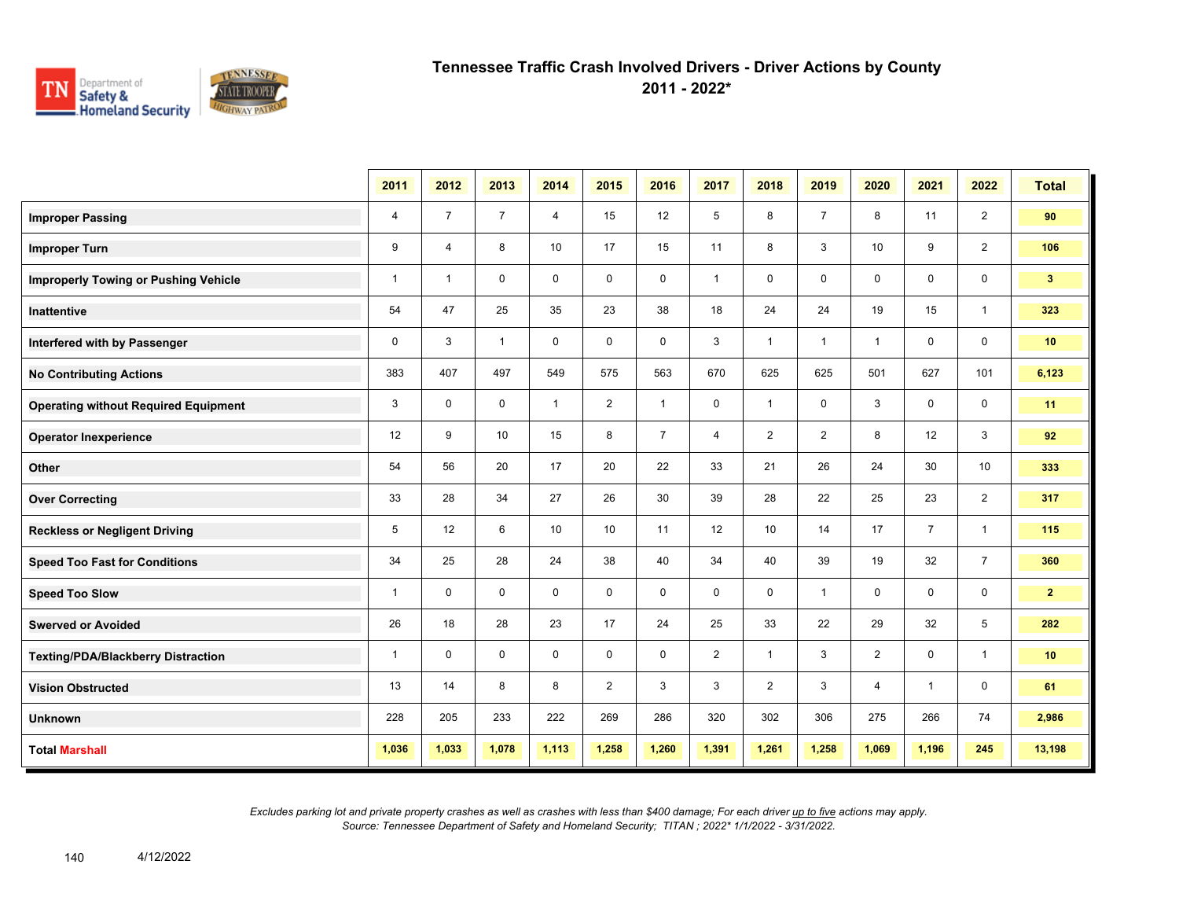# Tennessee Traffic Crash Involved Drivers - Driver Actions by County

## 2011 - 2022*

| | 2011 | 2012 | 2013 | 2014 | 2015 | 2016 | 2017 | 2018 | 2019 | 2020 | 2021 | 2022 | Total |
|---|---|---|---|---|---|---|---|---|---|---|---|---|---|
| **Improper Passing** | 4 | 7 | 7 | 4 | 15 | 12 | 5 | 8 | 7 | 8 | 11 | 2 | **90** |
| **Improper Turn** | 9 | 4 | 8 | 10 | 17 | 15 | 11 | 8 | 3 | 10 | 9 | 2 | **106** |
| **Improperly Towing or Pushing Vehicle** | 1 | 1 | 0 | 0 | 0 | 0 | 1 | 0 | 0 | 0 | 0 | 0 | **3** |
| **Inattentive** | 54 | 47 | 25 | 35 | 23 | 38 | 18 | 24 | 24 | 19 | 15 | 1 | **323** |
| **Interfered with by Passenger** | 0 | 3 | 1 | 0 | 0 | 0 | 3 | 1 | 1 | 1 | 0 | 0 | **10** |
| **No Contributing Actions** | 383 | 407 | 497 | 549 | 575 | 563 | 670 | 625 | 625 | 501 | 627 | 101 | **6,123** |
| **Operating without Required Equipment** | 3 | 0 | 0 | 1 | 2 | 1 | 0 | 1 | 0 | 3 | 0 | 0 | **11** |
| **Operator Inexperience** | 12 | 9 | 10 | 15 | 8 | 7 | 4 | 2 | 2 | 8 | 12 | 3 | **92** |
| **Other** | 54 | 56 | 20 | 17 | 20 | 22 | 33 | 21 | 26 | 24 | 30 | 10 | **333** |
| **Over Correcting** | 33 | 28 | 34 | 27 | 26 | 30 | 39 | 28 | 22 | 25 | 23 | 2 | **317** |
| **Reckless or Negligent Driving** | 5 | 12 | 6 | 10 | 10 | 11 | 12 | 10 | 14 | 17 | 7 | 1 | **115** |
| **Speed Too Fast for Conditions** | 34 | 25 | 28 | 24 | 38 | 40 | 34 | 40 | 39 | 19 | 32 | 7 | **360** |
| **Speed Too Slow** | 1 | 0 | 0 | 0 | 0 | 0 | 0 | 0 | 1 | 0 | 0 | 0 | **2** |
| **Swerved or Avoided** | 26 | 18 | 28 | 23 | 17 | 24 | 25 | 33 | 22 | 29 | 32 | 5 | **282** |
| **Texting/PDA/Blackberry Distraction** | 1 | 0 | 0 | 0 | 0 | 0 | 2 | 1 | 3 | 2 | 0 | 1 | **10** |
| **Vision Obstructed** | 13 | 14 | 8 | 8 | 2 | 3 | 3 | 2 | 3 | 4 | 1 | 0 | **61** |
| **Unknown** | 228 | 205 | 233 | 222 | 269 | 286 | 320 | 302 | 306 | 275 | 266 | 74 | **2,986** |
| **Total Marshall** | **1,036** | **1,033** | **1,078** | **1,113** | **1,258** | **1,260** | **1,391** | **1,261** | **1,258** | **1,069** | **1,196** | **245** | **13,198** |

*Excludes parking lot and private property crashes as well as crashes with less than $400 damage; For each driver up to five actions may apply.*
*Source: Tennessee Department of Safety and Homeland Security; TITAN ; 2022* 1/1/2022 - 3/31/2022.*

4/12/2022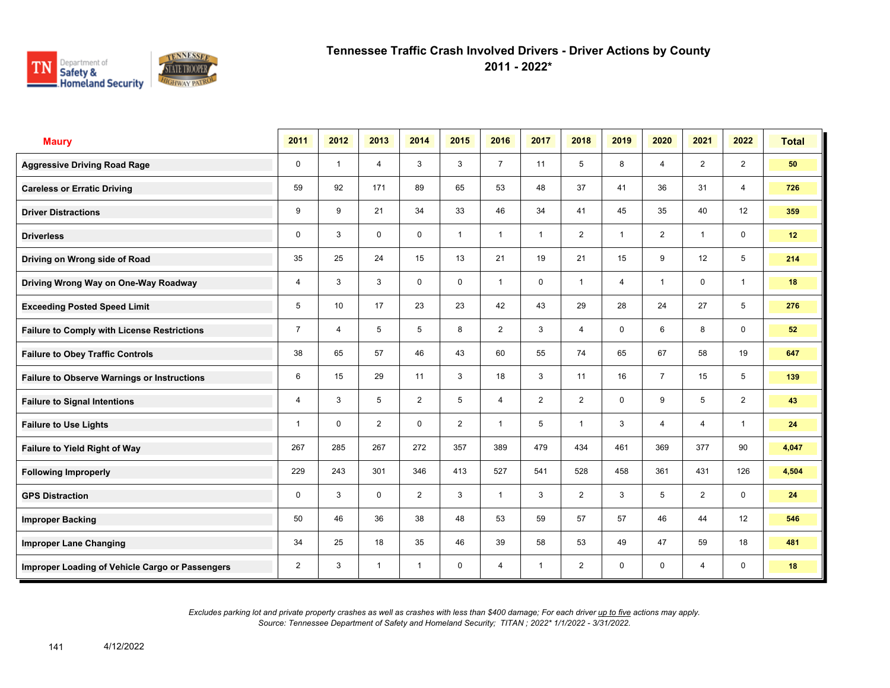# Tennessee Traffic Crash Involved Drivers - Driver Actions by County
## 2011 - 2022*

| Maury | 2011 | 2012 | 2013 | 2014 | 2015 | 2016 | 2017 | 2018 | 2019 | 2020 | 2021 | 2022 | Total |
|---|---|---|---|---|---|---|---|---|---|---|---|---|---|
| Aggressive Driving Road Rage | 0 | 1 | 4 | 3 | 3 | 7 | 11 | 5 | 8 | 4 | 2 | 2 | 50 |
| Careless or Erratic Driving | 59 | 92 | 171 | 89 | 65 | 53 | 48 | 37 | 41 | 36 | 31 | 4 | 726 |
| Driver Distractions | 9 | 9 | 21 | 34 | 33 | 46 | 34 | 41 | 45 | 35 | 40 | 12 | 359 |
| Driverless | 0 | 3 | 0 | 0 | 1 | 1 | 1 | 2 | 1 | 2 | 1 | 0 | 12 |
| Driving on Wrong side of Road | 35 | 25 | 24 | 15 | 13 | 21 | 19 | 21 | 15 | 9 | 12 | 5 | 214 |
| Driving Wrong Way on One-Way Roadway | 4 | 3 | 3 | 0 | 0 | 1 | 0 | 1 | 4 | 1 | 0 | 1 | 18 |
| Exceeding Posted Speed Limit | 5 | 10 | 17 | 23 | 23 | 42 | 43 | 29 | 28 | 24 | 27 | 5 | 276 |
| Failure to Comply with License Restrictions | 7 | 4 | 5 | 5 | 8 | 2 | 3 | 4 | 0 | 6 | 8 | 0 | 52 |
| Failure to Obey Traffic Controls | 38 | 65 | 57 | 46 | 43 | 60 | 55 | 74 | 65 | 67 | 58 | 19 | 647 |
| Failure to Observe Warnings or Instructions | 6 | 15 | 29 | 11 | 3 | 18 | 3 | 11 | 16 | 7 | 15 | 5 | 139 |
| Failure to Signal Intentions | 4 | 3 | 5 | 2 | 5 | 4 | 2 | 2 | 0 | 9 | 5 | 2 | 43 |
| Failure to Use Lights | 1 | 0 | 2 | 0 | 2 | 1 | 5 | 1 | 3 | 4 | 4 | 1 | 24 |
| Failure to Yield Right of Way | 267 | 285 | 267 | 272 | 357 | 389 | 479 | 434 | 461 | 369 | 377 | 90 | 4,047 |
| Following Improperly | 229 | 243 | 301 | 346 | 413 | 527 | 541 | 528 | 458 | 361 | 431 | 126 | 4,504 |
| GPS Distraction | 0 | 3 | 0 | 2 | 3 | 1 | 3 | 2 | 3 | 5 | 2 | 0 | 24 |
| Improper Backing | 50 | 46 | 36 | 38 | 48 | 53 | 59 | 57 | 57 | 46 | 44 | 12 | 546 |
| Improper Lane Changing | 34 | 25 | 18 | 35 | 46 | 39 | 58 | 53 | 49 | 47 | 59 | 18 | 481 |
| Improper Loading of Vehicle Cargo or Passengers | 2 | 3 | 1 | 1 | 0 | 4 | 1 | 2 | 0 | 0 | 4 | 0 | 18 |

*Excludes parking lot and private property crashes as well as crashes with less than $400 damage; For each driver up to five actions may apply.*
*Source: Tennessee Department of Safety and Homeland Security; TITAN ; 2022* 1/1/2022 - 3/31/2022.*

4/12/2022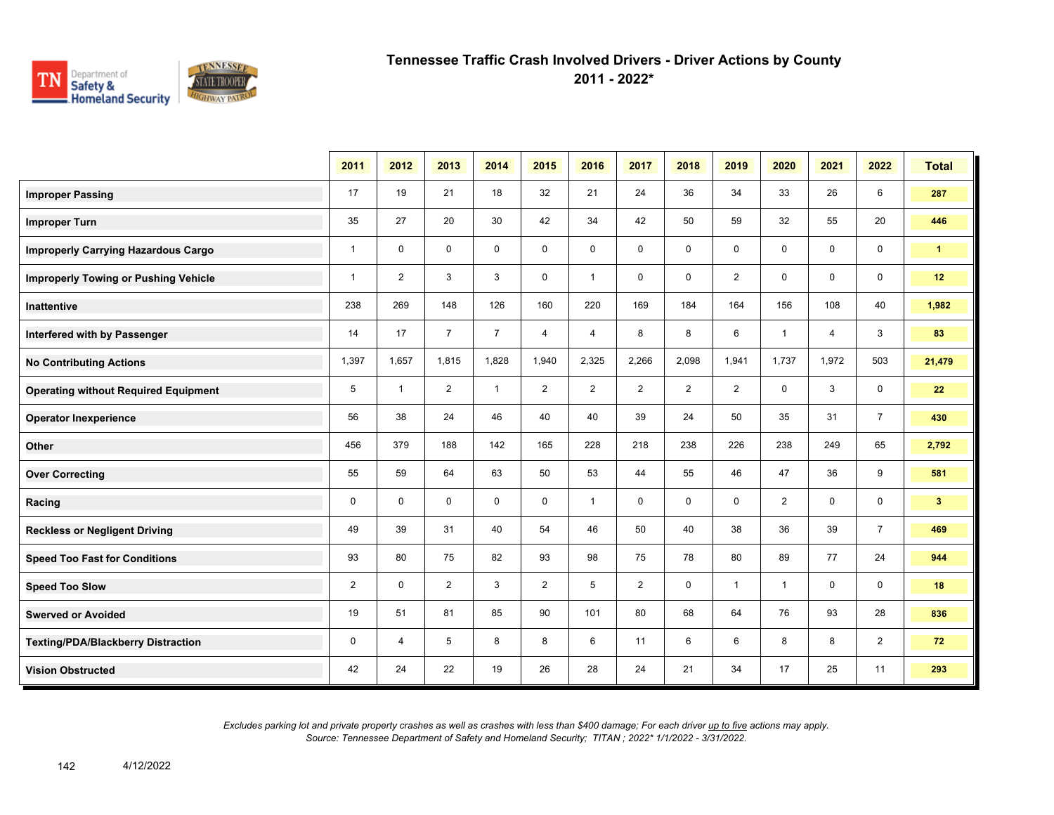# Tennessee Traffic Crash Involved Drivers - Driver Actions by County

## 2011 - 2022*

| | 2011 | 2012 | 2013 | 2014 | 2015 | 2016 | 2017 | 2018 | 2019 | 2020 | 2021 | 2022 | Total |
|---|---|---|---|---|---|---|---|---|---|---|---|---|---|
| **Improper Passing** | 17 | 19 | 21 | 18 | 32 | 21 | 24 | 36 | 34 | 33 | 26 | 6 | **287** |
| **Improper Turn** | 35 | 27 | 20 | 30 | 42 | 34 | 42 | 50 | 59 | 32 | 55 | 20 | **446** |
| **Improperly Carrying Hazardous Cargo** | 1 | 0 | 0 | 0 | 0 | 0 | 0 | 0 | 0 | 0 | 0 | 0 | **1** |
| **Improperly Towing or Pushing Vehicle** | 1 | 2 | 3 | 3 | 0 | 1 | 0 | 0 | 2 | 0 | 0 | 0 | **12** |
| **Inattentive** | 238 | 269 | 148 | 126 | 160 | 220 | 169 | 184 | 164 | 156 | 108 | 40 | **1,982** |
| **Interfered with by Passenger** | 14 | 17 | 7 | 7 | 4 | 4 | 8 | 8 | 6 | 1 | 4 | 3 | **83** |
| **No Contributing Actions** | 1,397 | 1,657 | 1,815 | 1,828 | 1,940 | 2,325 | 2,266 | 2,098 | 1,941 | 1,737 | 1,972 | 503 | **21,479** |
| **Operating without Required Equipment** | 5 | 1 | 2 | 1 | 2 | 2 | 2 | 2 | 2 | 0 | 3 | 0 | **22** |
| **Operator Inexperience** | 56 | 38 | 24 | 46 | 40 | 40 | 39 | 24 | 50 | 35 | 31 | 7 | **430** |
| **Other** | 456 | 379 | 188 | 142 | 165 | 228 | 218 | 238 | 226 | 238 | 249 | 65 | **2,792** |
| **Over Correcting** | 55 | 59 | 64 | 63 | 50 | 53 | 44 | 55 | 46 | 47 | 36 | 9 | **581** |
| **Racing** | 0 | 0 | 0 | 0 | 0 | 1 | 0 | 0 | 0 | 2 | 0 | 0 | **3** |
| **Reckless or Negligent Driving** | 49 | 39 | 31 | 40 | 54 | 46 | 50 | 40 | 38 | 36 | 39 | 7 | **469** |
| **Speed Too Fast for Conditions** | 93 | 80 | 75 | 82 | 93 | 98 | 75 | 78 | 80 | 89 | 77 | 24 | **944** |
| **Speed Too Slow** | 2 | 0 | 2 | 3 | 2 | 5 | 2 | 0 | 1 | 1 | 0 | 0 | **18** |
| **Swerved or Avoided** | 19 | 51 | 81 | 85 | 90 | 101 | 80 | 68 | 64 | 76 | 93 | 28 | **836** |
| **Texting/PDA/Blackberry Distraction** | 0 | 4 | 5 | 8 | 8 | 6 | 11 | 6 | 6 | 8 | 8 | 2 | **72** |
| **Vision Obstructed** | 42 | 24 | 22 | 19 | 26 | 28 | 24 | 21 | 34 | 17 | 25 | 11 | **293** |

*Excludes parking lot and private property crashes as well as crashes with less than $400 damage; For each driver up to five actions may apply.*
*Source: Tennessee Department of Safety and Homeland Security; TITAN ; 2022* 1/1/2022 - 3/31/2022.*

4/12/2022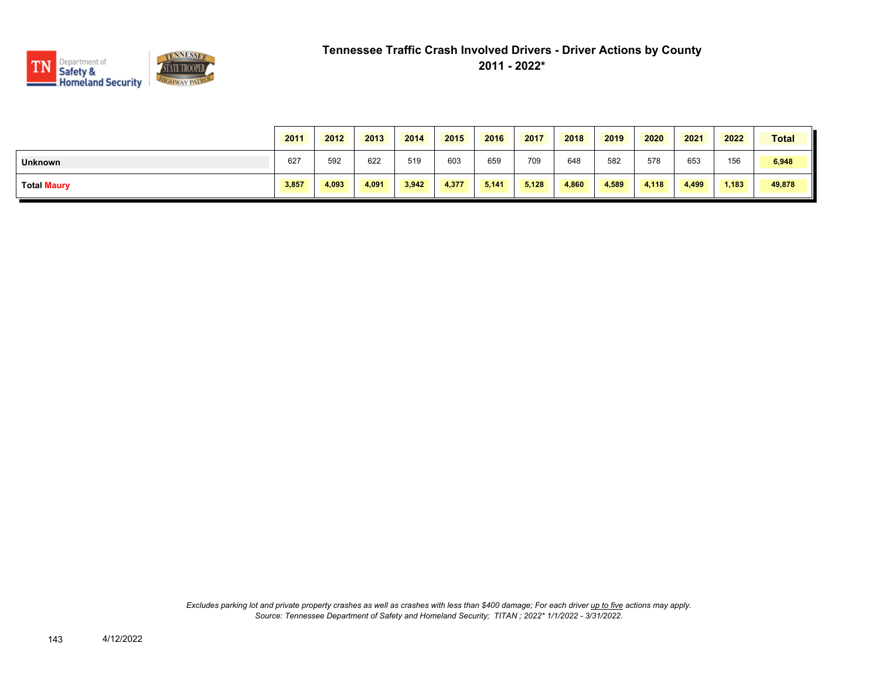# Tennessee Traffic Crash Involved Drivers - Driver Actions by County
## 2011 - 2022*

| | 2011 | 2012 | 2013 | 2014 | 2015 | 2016 | 2017 | 2018 | 2019 | 2020 | 2021 | 2022 | Total |
|---|---|---|---|---|---|---|---|---|---|---|---|---|---|
| **Unknown** | 627 | 592 | 622 | 519 | 603 | 659 | 709 | 648 | 582 | 578 | 653 | 156 | **6,948** |
| **Total Maury** | **3,857** | **4,093** | **4,091** | **3,942** | **4,377** | **5,141** | **5,128** | **4,860** | **4,589** | **4,118** | **4,499** | **1,183** | **49,878** |

*Excludes parking lot and private property crashes as well as crashes with less than $400 damage; For each driver up to five actions may apply.*
*Source: Tennessee Department of Safety and Homeland Security; TITAN ; 2022* 1/1/2022 - 3/31/2022.*

4/12/2022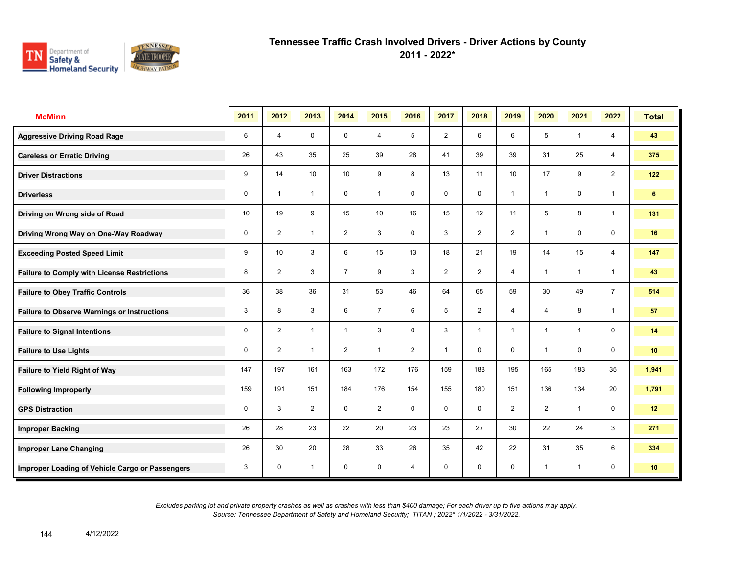# Tennessee Traffic Crash Involved Drivers - Driver Actions by County
## 2011 - 2022*

| McMinn | 2011 | 2012 | 2013 | 2014 | 2015 | 2016 | 2017 | 2018 | 2019 | 2020 | 2021 | 2022 | Total |
|---|---|---|---|---|---|---|---|---|---|---|---|---|---|
| Aggressive Driving Road Rage | 6 | 4 | 0 | 0 | 4 | 5 | 2 | 6 | 6 | 5 | 1 | 4 | 43 |
| Careless or Erratic Driving | 26 | 43 | 35 | 25 | 39 | 28 | 41 | 39 | 39 | 31 | 25 | 4 | 375 |
| Driver Distractions | 9 | 14 | 10 | 10 | 9 | 8 | 13 | 11 | 10 | 17 | 9 | 2 | 122 |
| Driverless | 0 | 1 | 1 | 0 | 1 | 0 | 0 | 0 | 1 | 1 | 0 | 1 | 6 |
| Driving on Wrong side of Road | 10 | 19 | 9 | 15 | 10 | 16 | 15 | 12 | 11 | 5 | 8 | 1 | 131 |
| Driving Wrong Way on One-Way Roadway | 0 | 2 | 1 | 2 | 3 | 0 | 3 | 2 | 2 | 1 | 0 | 0 | 16 |
| Exceeding Posted Speed Limit | 9 | 10 | 3 | 6 | 15 | 13 | 18 | 21 | 19 | 14 | 15 | 4 | 147 |
| Failure to Comply with License Restrictions | 8 | 2 | 3 | 7 | 9 | 3 | 2 | 2 | 4 | 1 | 1 | 1 | 43 |
| Failure to Obey Traffic Controls | 36 | 38 | 36 | 31 | 53 | 46 | 64 | 65 | 59 | 30 | 49 | 7 | 514 |
| Failure to Observe Warnings or Instructions | 3 | 8 | 3 | 6 | 7 | 6 | 5 | 2 | 4 | 4 | 8 | 1 | 57 |
| Failure to Signal Intentions | 0 | 2 | 1 | 1 | 3 | 0 | 3 | 1 | 1 | 1 | 1 | 0 | 14 |
| Failure to Use Lights | 0 | 2 | 1 | 2 | 1 | 2 | 1 | 0 | 0 | 1 | 0 | 0 | 10 |
| Failure to Yield Right of Way | 147 | 197 | 161 | 163 | 172 | 176 | 159 | 188 | 195 | 165 | 183 | 35 | 1,941 |
| Following Improperly | 159 | 191 | 151 | 184 | 176 | 154 | 155 | 180 | 151 | 136 | 134 | 20 | 1,791 |
| GPS Distraction | 0 | 3 | 2 | 0 | 2 | 0 | 0 | 0 | 2 | 2 | 1 | 0 | 12 |
| Improper Backing | 26 | 28 | 23 | 22 | 20 | 23 | 23 | 27 | 30 | 22 | 24 | 3 | 271 |
| Improper Lane Changing | 26 | 30 | 20 | 28 | 33 | 26 | 35 | 42 | 22 | 31 | 35 | 6 | 334 |
| Improper Loading of Vehicle Cargo or Passengers | 3 | 0 | 1 | 0 | 0 | 4 | 0 | 0 | 0 | 1 | 1 | 0 | 10 |

*Excludes parking lot and private property crashes as well as crashes with less than $400 damage; For each driver up to five actions may apply.*
*Source: Tennessee Department of Safety and Homeland Security; TITAN ; 2022* 1/1/2022 - 3/31/2022.*

4/12/2022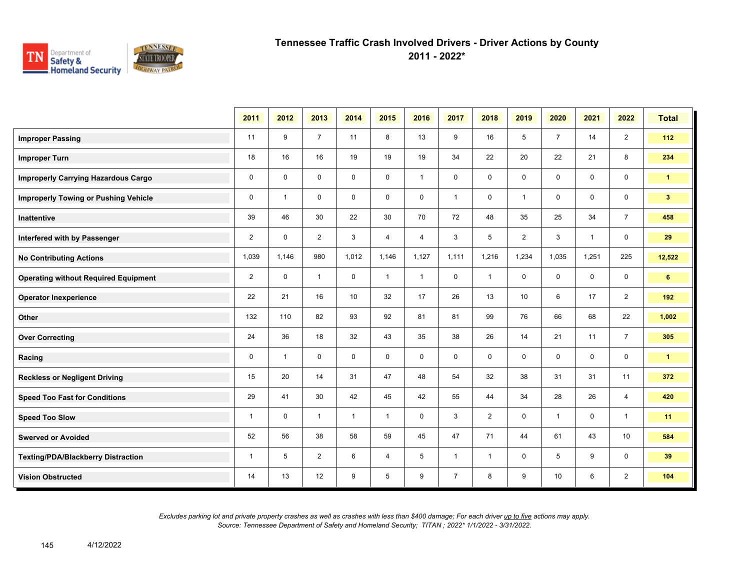# Tennessee Traffic Crash Involved Drivers - Driver Actions by County
## 2011 - 2022*

| | 2011 | 2012 | 2013 | 2014 | 2015 | 2016 | 2017 | 2018 | 2019 | 2020 | 2021 | 2022 | Total |
|---|---|---|---|---|---|---|---|---|---|---|---|---|---|
| **Improper Passing** | 11 | 9 | 7 | 11 | 8 | 13 | 9 | 16 | 5 | 7 | 14 | 2 | **112** |
| **Improper Turn** | 18 | 16 | 16 | 19 | 19 | 19 | 34 | 22 | 20 | 22 | 21 | 8 | **234** |
| **Improperly Carrying Hazardous Cargo** | 0 | 0 | 0 | 0 | 0 | 1 | 0 | 0 | 0 | 0 | 0 | 0 | **1** |
| **Improperly Towing or Pushing Vehicle** | 0 | 1 | 0 | 0 | 0 | 0 | 1 | 0 | 1 | 0 | 0 | 0 | **3** |
| **Inattentive** | 39 | 46 | 30 | 22 | 30 | 70 | 72 | 48 | 35 | 25 | 34 | 7 | **458** |
| **Interfered with by Passenger** | 2 | 0 | 2 | 3 | 4 | 4 | 3 | 5 | 2 | 3 | 1 | 0 | **29** |
| **No Contributing Actions** | 1,039 | 1,146 | 980 | 1,012 | 1,146 | 1,127 | 1,111 | 1,216 | 1,234 | 1,035 | 1,251 | 225 | **12,522** |
| **Operating without Required Equipment** | 2 | 0 | 1 | 0 | 1 | 1 | 0 | 1 | 0 | 0 | 0 | 0 | **6** |
| **Operator Inexperience** | 22 | 21 | 16 | 10 | 32 | 17 | 26 | 13 | 10 | 6 | 17 | 2 | **192** |
| **Other** | 132 | 110 | 82 | 93 | 92 | 81 | 81 | 99 | 76 | 66 | 68 | 22 | **1,002** |
| **Over Correcting** | 24 | 36 | 18 | 32 | 43 | 35 | 38 | 26 | 14 | 21 | 11 | 7 | **305** |
| **Racing** | 0 | 1 | 0 | 0 | 0 | 0 | 0 | 0 | 0 | 0 | 0 | 0 | **1** |
| **Reckless or Negligent Driving** | 15 | 20 | 14 | 31 | 47 | 48 | 54 | 32 | 38 | 31 | 31 | 11 | **372** |
| **Speed Too Fast for Conditions** | 29 | 41 | 30 | 42 | 45 | 42 | 55 | 44 | 34 | 28 | 26 | 4 | **420** |
| **Speed Too Slow** | 1 | 0 | 1 | 1 | 1 | 0 | 3 | 2 | 0 | 1 | 0 | 1 | **11** |
| **Swerved or Avoided** | 52 | 56 | 38 | 58 | 59 | 45 | 47 | 71 | 44 | 61 | 43 | 10 | **584** |
| **Texting/PDA/Blackberry Distraction** | 1 | 5 | 2 | 6 | 4 | 5 | 1 | 1 | 0 | 5 | 9 | 0 | **39** |
| **Vision Obstructed** | 14 | 13 | 12 | 9 | 5 | 9 | 7 | 8 | 9 | 10 | 6 | 2 | **104** |

*Excludes parking lot and private property crashes as well as crashes with less than $400 damage; For each driver up to five actions may apply.*
*Source: Tennessee Department of Safety and Homeland Security; TITAN ; 2022* 1/1/2022 - 3/31/2022.*

4/12/2022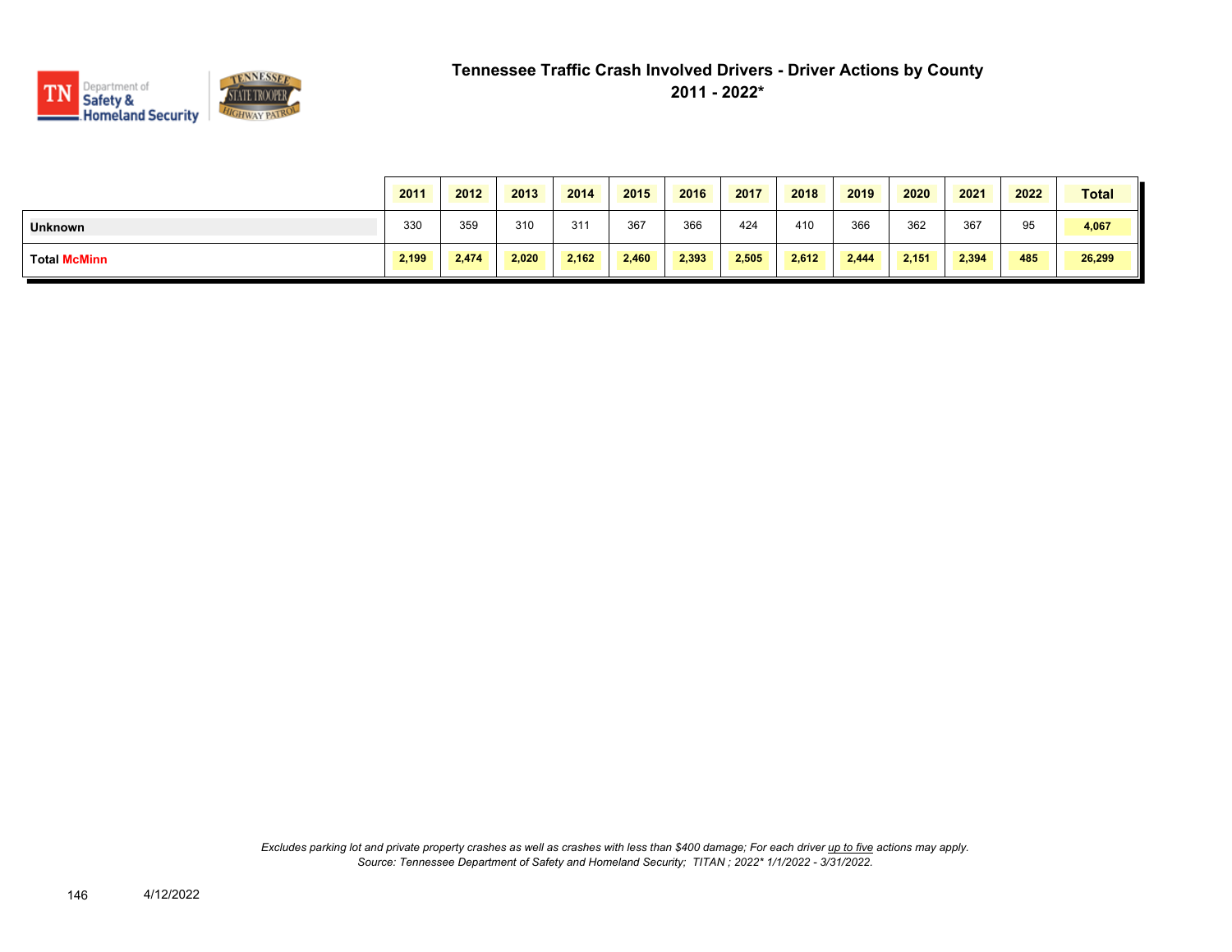# Tennessee Traffic Crash Involved Drivers - Driver Actions by County

## 2011 - 2022*

| | 2011 | 2012 | 2013 | 2014 | 2015 | 2016 | 2017 | 2018 | 2019 | 2020 | 2021 | 2022 | Total |
|---|---|---|---|---|---|---|---|---|---|---|---|---|---|
| **Unknown** | 330 | 359 | 310 | 311 | 367 | 366 | 424 | 410 | 366 | 362 | 367 | 95 | **4,067** |
| **Total McMinn** | **2,199** | **2,474** | **2,020** | **2,162** | **2,460** | **2,393** | **2,505** | **2,612** | **2,444** | **2,151** | **2,394** | **485** | **26,299** |

*Excludes parking lot and private property crashes as well as crashes with less than $400 damage; For each driver up to five actions may apply.*
*Source: Tennessee Department of Safety and Homeland Security; TITAN ; 2022* 1/1/2022 - 3/31/2022.*

4/12/2022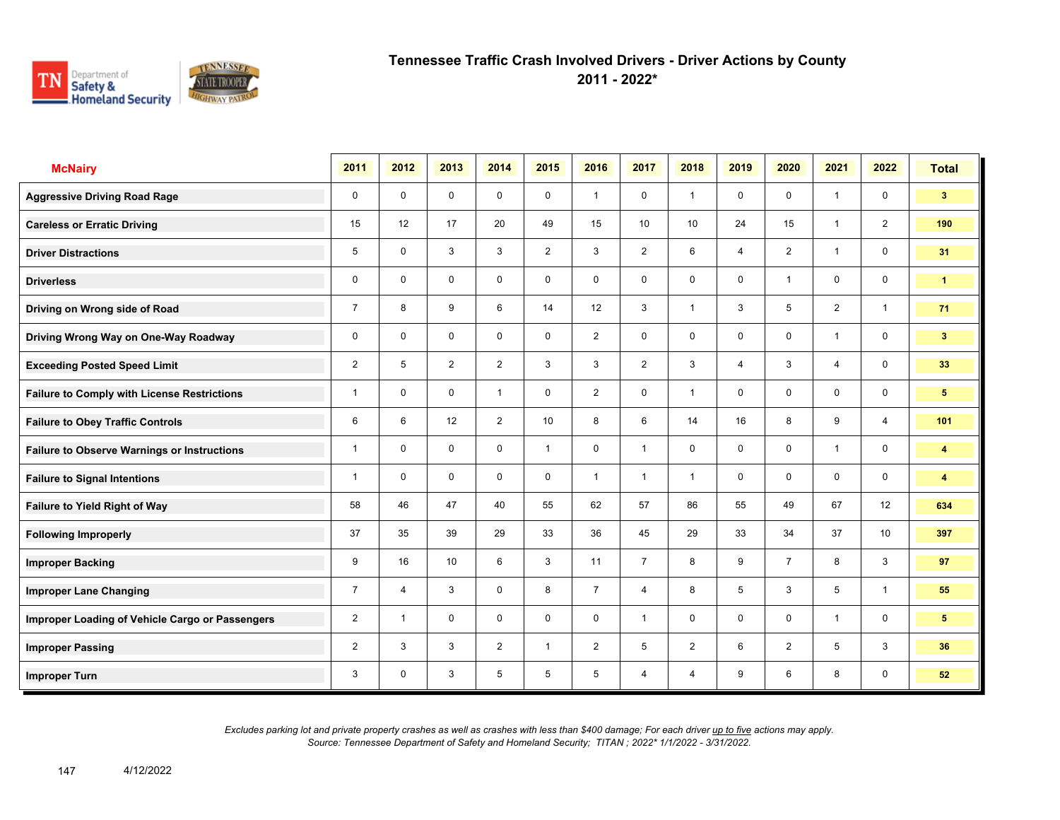# Tennessee Traffic Crash Involved Drivers - Driver Actions by County

## 2011 - 2022*

| McNairy | 2011 | 2012 | 2013 | 2014 | 2015 | 2016 | 2017 | 2018 | 2019 | 2020 | 2021 | 2022 | Total |
|---|---|---|---|---|---|---|---|---|---|---|---|---|---|
| Aggressive Driving Road Rage | 0 | 0 | 0 | 0 | 0 | 1 | 0 | 1 | 0 | 0 | 1 | 0 | **3** |
| Careless or Erratic Driving | 15 | 12 | 17 | 20 | 49 | 15 | 10 | 10 | 24 | 15 | 1 | 2 | **190** |
| Driver Distractions | 5 | 0 | 3 | 3 | 2 | 3 | 2 | 6 | 4 | 2 | 1 | 0 | **31** |
| Driverless | 0 | 0 | 0 | 0 | 0 | 0 | 0 | 0 | 0 | 1 | 0 | 0 | **1** |
| Driving on Wrong side of Road | 7 | 8 | 9 | 6 | 14 | 12 | 3 | 1 | 3 | 5 | 2 | 1 | **71** |
| Driving Wrong Way on One-Way Roadway | 0 | 0 | 0 | 0 | 0 | 2 | 0 | 0 | 0 | 0 | 1 | 0 | **3** |
| Exceeding Posted Speed Limit | 2 | 5 | 2 | 2 | 3 | 3 | 2 | 3 | 4 | 3 | 4 | 0 | **33** |
| Failure to Comply with License Restrictions | 1 | 0 | 0 | 1 | 0 | 2 | 0 | 1 | 0 | 0 | 0 | 0 | **5** |
| Failure to Obey Traffic Controls | 6 | 6 | 12 | 2 | 10 | 8 | 6 | 14 | 16 | 8 | 9 | 4 | **101** |
| Failure to Observe Warnings or Instructions | 1 | 0 | 0 | 0 | 1 | 0 | 1 | 0 | 0 | 0 | 1 | 0 | **4** |
| Failure to Signal Intentions | 1 | 0 | 0 | 0 | 0 | 1 | 1 | 1 | 0 | 0 | 0 | 0 | **4** |
| Failure to Yield Right of Way | 58 | 46 | 47 | 40 | 55 | 62 | 57 | 86 | 55 | 49 | 67 | 12 | **634** |
| Following Improperly | 37 | 35 | 39 | 29 | 33 | 36 | 45 | 29 | 33 | 34 | 37 | 10 | **397** |
| Improper Backing | 9 | 16 | 10 | 6 | 3 | 11 | 7 | 8 | 9 | 7 | 8 | 3 | **97** |
| Improper Lane Changing | 7 | 4 | 3 | 0 | 8 | 7 | 4 | 8 | 5 | 3 | 5 | 1 | **55** |
| Improper Loading of Vehicle Cargo or Passengers | 2 | 1 | 0 | 0 | 0 | 0 | 1 | 0 | 0 | 0 | 1 | 0 | **5** |
| Improper Passing | 2 | 3 | 3 | 2 | 1 | 2 | 5 | 2 | 6 | 2 | 5 | 3 | **36** |
| Improper Turn | 3 | 0 | 3 | 5 | 5 | 5 | 4 | 4 | 9 | 6 | 8 | 0 | **52** |

*Excludes parking lot and private property crashes as well as crashes with less than $400 damage; For each driver up to five actions may apply.*
*Source: Tennessee Department of Safety and Homeland Security; TITAN ; 2022* 1/1/2022 - 3/31/2022.*

4/12/2022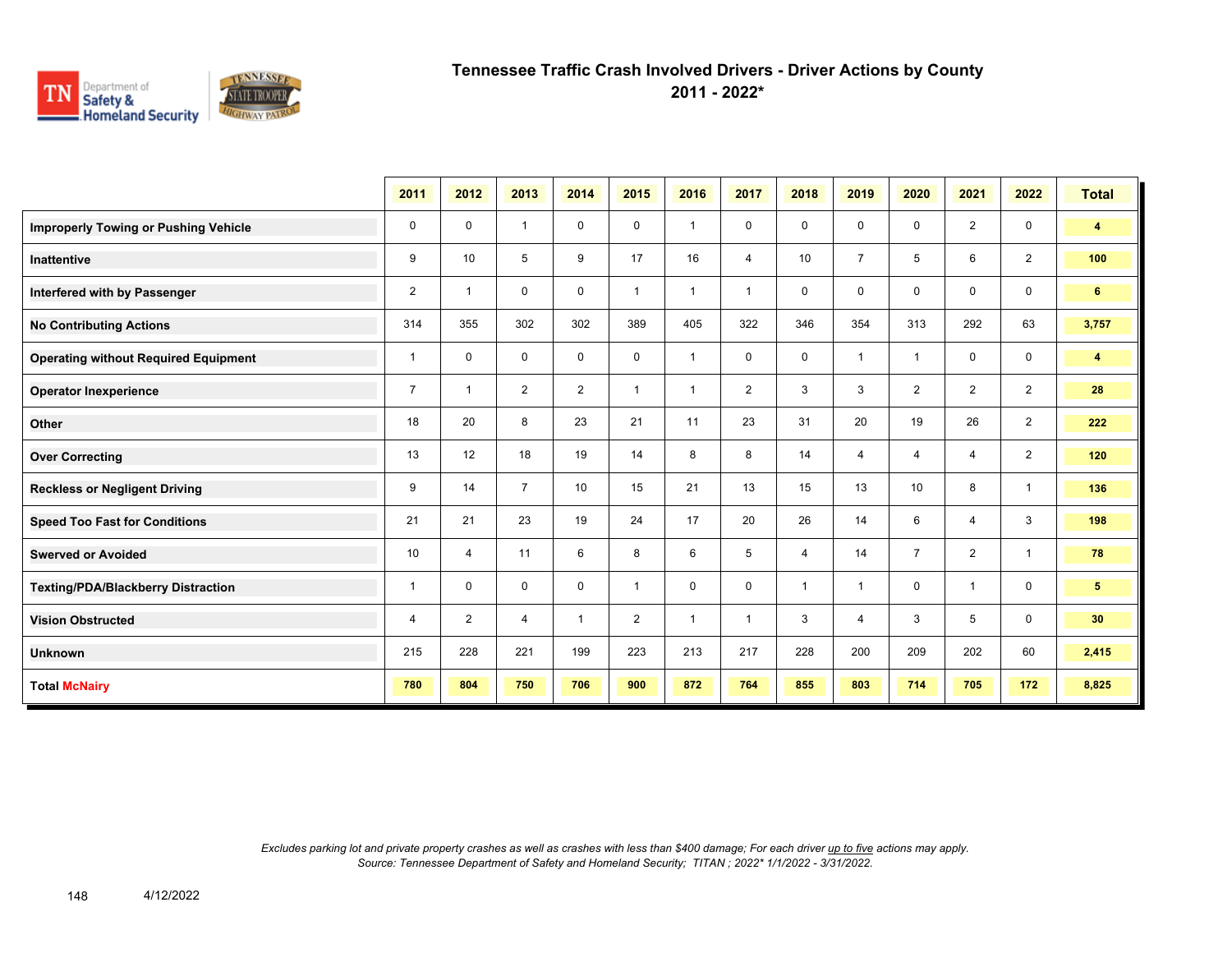# Tennessee Traffic Crash Involved Drivers - Driver Actions by County

## 2011 - 2022*

| | 2011 | 2012 | 2013 | 2014 | 2015 | 2016 | 2017 | 2018 | 2019 | 2020 | 2021 | 2022 | Total |
|---|---|---|---|---|---|---|---|---|---|---|---|---|---|
| **Improperly Towing or Pushing Vehicle** | 0 | 0 | 1 | 0 | 0 | 1 | 0 | 0 | 0 | 0 | 2 | 0 | **4** |
| **Inattentive** | 9 | 10 | 5 | 9 | 17 | 16 | 4 | 10 | 7 | 5 | 6 | 2 | **100** |
| **Interfered with by Passenger** | 2 | 1 | 0 | 0 | 1 | 1 | 1 | 0 | 0 | 0 | 0 | 0 | **6** |
| **No Contributing Actions** | 314 | 355 | 302 | 302 | 389 | 405 | 322 | 346 | 354 | 313 | 292 | 63 | **3,757** |
| **Operating without Required Equipment** | 1 | 0 | 0 | 0 | 0 | 1 | 0 | 0 | 1 | 1 | 0 | 0 | **4** |
| **Operator Inexperience** | 7 | 1 | 2 | 2 | 1 | 1 | 2 | 3 | 3 | 2 | 2 | 2 | **28** |
| **Other** | 18 | 20 | 8 | 23 | 21 | 11 | 23 | 31 | 20 | 19 | 26 | 2 | **222** |
| **Over Correcting** | 13 | 12 | 18 | 19 | 14 | 8 | 8 | 14 | 4 | 4 | 4 | 2 | **120** |
| **Reckless or Negligent Driving** | 9 | 14 | 7 | 10 | 15 | 21 | 13 | 15 | 13 | 10 | 8 | 1 | **136** |
| **Speed Too Fast for Conditions** | 21 | 21 | 23 | 19 | 24 | 17 | 20 | 26 | 14 | 6 | 4 | 3 | **198** |
| **Swerved or Avoided** | 10 | 4 | 11 | 6 | 8 | 6 | 5 | 4 | 14 | 7 | 2 | 1 | **78** |
| **Texting/PDA/Blackberry Distraction** | 1 | 0 | 0 | 0 | 1 | 0 | 0 | 1 | 1 | 0 | 1 | 0 | **5** |
| **Vision Obstructed** | 4 | 2 | 4 | 1 | 2 | 1 | 1 | 3 | 4 | 3 | 5 | 0 | **30** |
| **Unknown** | 215 | 228 | 221 | 199 | 223 | 213 | 217 | 228 | 200 | 209 | 202 | 60 | **2,415** |
| **Total McNairy** | **780** | **804** | **750** | **706** | **900** | **872** | **764** | **855** | **803** | **714** | **705** | **172** | **8,825** |

*Excludes parking lot and private property crashes as well as crashes with less than $400 damage; For each driver up to five actions may apply.*
*Source: Tennessee Department of Safety and Homeland Security; TITAN ; 2022* 1/1/2022 - 3/31/2022.*

4/12/2022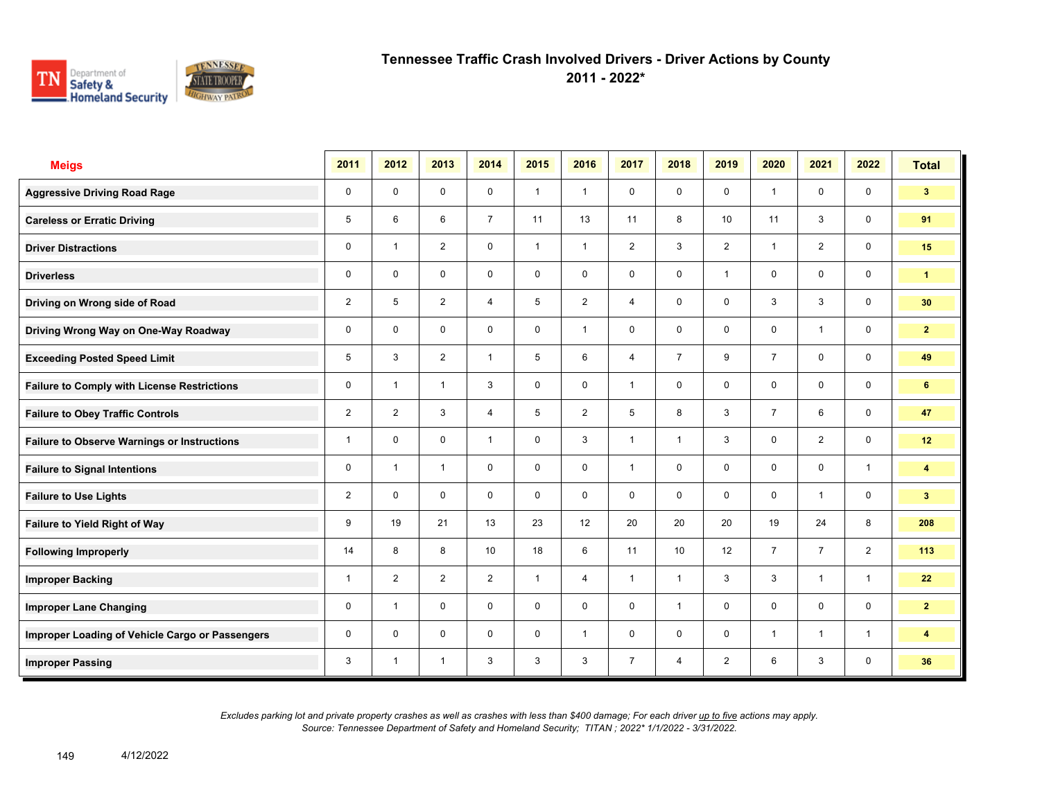# Tennessee Traffic Crash Involved Drivers - Driver Actions by County

## 2011 - 2022*

| Meigs | 2011 | 2012 | 2013 | 2014 | 2015 | 2016 | 2017 | 2018 | 2019 | 2020 | 2021 | 2022 | Total |
|---|---|---|---|---|---|---|---|---|---|---|---|---|---|
| Aggressive Driving Road Rage | 0 | 0 | 0 | 0 | 1 | 1 | 0 | 0 | 0 | 1 | 0 | 0 | 3 |
| Careless or Erratic Driving | 5 | 6 | 6 | 7 | 11 | 13 | 11 | 8 | 10 | 11 | 3 | 0 | 91 |
| Driver Distractions | 0 | 1 | 2 | 0 | 1 | 1 | 2 | 3 | 2 | 1 | 2 | 0 | 15 |
| Driverless | 0 | 0 | 0 | 0 | 0 | 0 | 0 | 0 | 1 | 0 | 0 | 0 | 1 |
| Driving on Wrong side of Road | 2 | 5 | 2 | 4 | 5 | 2 | 4 | 0 | 0 | 3 | 3 | 0 | 30 |
| Driving Wrong Way on One-Way Roadway | 0 | 0 | 0 | 0 | 0 | 1 | 0 | 0 | 0 | 0 | 1 | 0 | 2 |
| Exceeding Posted Speed Limit | 5 | 3 | 2 | 1 | 5 | 6 | 4 | 7 | 9 | 7 | 0 | 0 | 49 |
| Failure to Comply with License Restrictions | 0 | 1 | 1 | 3 | 0 | 0 | 1 | 0 | 0 | 0 | 0 | 0 | 6 |
| Failure to Obey Traffic Controls | 2 | 2 | 3 | 4 | 5 | 2 | 5 | 8 | 3 | 7 | 6 | 0 | 47 |
| Failure to Observe Warnings or Instructions | 1 | 0 | 0 | 1 | 0 | 3 | 1 | 1 | 3 | 0 | 2 | 0 | 12 |
| Failure to Signal Intentions | 0 | 1 | 1 | 0 | 0 | 0 | 1 | 0 | 0 | 0 | 0 | 1 | 4 |
| Failure to Use Lights | 2 | 0 | 0 | 0 | 0 | 0 | 0 | 0 | 0 | 0 | 1 | 0 | 3 |
| Failure to Yield Right of Way | 9 | 19 | 21 | 13 | 23 | 12 | 20 | 20 | 20 | 19 | 24 | 8 | 208 |
| Following Improperly | 14 | 8 | 8 | 10 | 18 | 6 | 11 | 10 | 12 | 7 | 7 | 2 | 113 |
| Improper Backing | 1 | 2 | 2 | 2 | 1 | 4 | 1 | 1 | 3 | 3 | 1 | 1 | 22 |
| Improper Lane Changing | 0 | 1 | 0 | 0 | 0 | 0 | 0 | 1 | 0 | 0 | 0 | 0 | 2 |
| Improper Loading of Vehicle Cargo or Passengers | 0 | 0 | 0 | 0 | 0 | 1 | 0 | 0 | 0 | 1 | 1 | 1 | 4 |
| Improper Passing | 3 | 1 | 1 | 3 | 3 | 3 | 7 | 4 | 2 | 6 | 3 | 0 | 36 |

*Excludes parking lot and private property crashes as well as crashes with less than $400 damage; For each driver up to five actions may apply.*
*Source: Tennessee Department of Safety and Homeland Security; TITAN ; 2022* 1/1/2022 - 3/31/2022.*

4/12/2022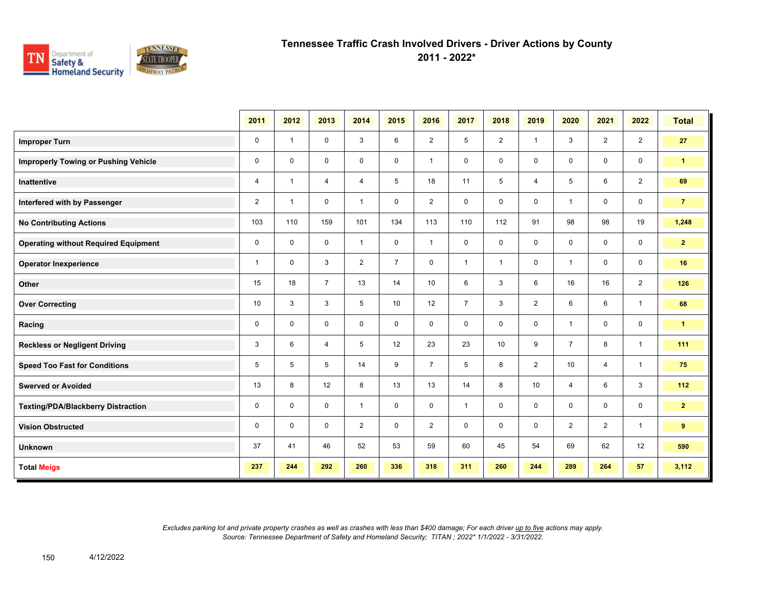# Tennessee Traffic Crash Involved Drivers - Driver Actions by County

## 2011 - 2022*

| | 2011 | 2012 | 2013 | 2014 | 2015 | 2016 | 2017 | 2018 | 2019 | 2020 | 2021 | 2022 | Total |
|---|---|---|---|---|---|---|---|---|---|---|---|---|---|
| **Improper Turn** | 0 | 1 | 0 | 3 | 6 | 2 | 5 | 2 | 1 | 3 | 2 | 2 | **27** |
| **Improperly Towing or Pushing Vehicle** | 0 | 0 | 0 | 0 | 0 | 1 | 0 | 0 | 0 | 0 | 0 | 0 | **1** |
| **Inattentive** | 4 | 1 | 4 | 4 | 5 | 18 | 11 | 5 | 4 | 5 | 6 | 2 | **69** |
| **Interfered with by Passenger** | 2 | 1 | 0 | 1 | 0 | 2 | 0 | 0 | 0 | 1 | 0 | 0 | **7** |
| **No Contributing Actions** | 103 | 110 | 159 | 101 | 134 | 113 | 110 | 112 | 91 | 98 | 98 | 19 | **1,248** |
| **Operating without Required Equipment** | 0 | 0 | 0 | 1 | 0 | 1 | 0 | 0 | 0 | 0 | 0 | 0 | **2** |
| **Operator Inexperience** | 1 | 0 | 3 | 2 | 7 | 0 | 1 | 1 | 0 | 1 | 0 | 0 | **16** |
| **Other** | 15 | 18 | 7 | 13 | 14 | 10 | 6 | 3 | 6 | 16 | 16 | 2 | **126** |
| **Over Correcting** | 10 | 3 | 3 | 5 | 10 | 12 | 7 | 3 | 2 | 6 | 6 | 1 | **68** |
| **Racing** | 0 | 0 | 0 | 0 | 0 | 0 | 0 | 0 | 0 | 1 | 0 | 0 | **1** |
| **Reckless or Negligent Driving** | 3 | 6 | 4 | 5 | 12 | 23 | 23 | 10 | 9 | 7 | 8 | 1 | **111** |
| **Speed Too Fast for Conditions** | 5 | 5 | 5 | 14 | 9 | 7 | 5 | 8 | 2 | 10 | 4 | 1 | **75** |
| **Swerved or Avoided** | 13 | 8 | 12 | 8 | 13 | 13 | 14 | 8 | 10 | 4 | 6 | 3 | **112** |
| **Texting/PDA/Blackberry Distraction** | 0 | 0 | 0 | 1 | 0 | 0 | 1 | 0 | 0 | 0 | 0 | 0 | **2** |
| **Vision Obstructed** | 0 | 0 | 0 | 2 | 0 | 2 | 0 | 0 | 0 | 2 | 2 | 1 | **9** |
| **Unknown** | 37 | 41 | 46 | 52 | 53 | 59 | 60 | 45 | 54 | 69 | 62 | 12 | **590** |
| **Total Meigs** | **237** | **244** | **292** | **260** | **336** | **318** | **311** | **260** | **244** | **289** | **264** | **57** | **3,112** |

*Excludes parking lot and private property crashes as well as crashes with less than $400 damage; For each driver up to five actions may apply.*
*Source: Tennessee Department of Safety and Homeland Security; TITAN ; 2022* 1/1/2022 - 3/31/2022.*

4/12/2022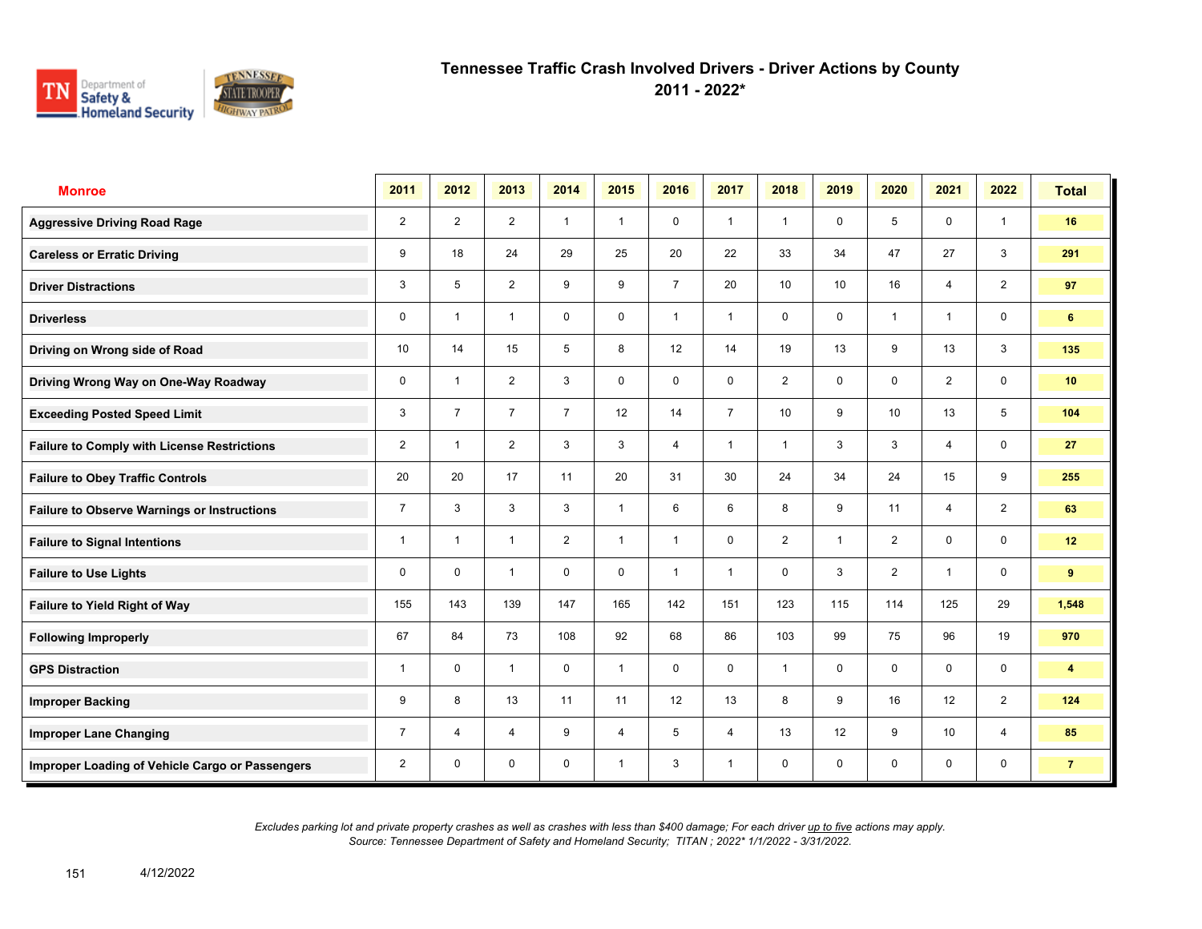# Tennessee Traffic Crash Involved Drivers - Driver Actions by County

## 2011 - 2022*

| Monroe | 2011 | 2012 | 2013 | 2014 | 2015 | 2016 | 2017 | 2018 | 2019 | 2020 | 2021 | 2022 | Total |
|---|---|---|---|---|---|---|---|---|---|---|---|---|---|
| Aggressive Driving Road Rage | 2 | 2 | 2 | 1 | 1 | 0 | 1 | 1 | 0 | 5 | 0 | 1 | 16 |
| Careless or Erratic Driving | 9 | 18 | 24 | 29 | 25 | 20 | 22 | 33 | 34 | 47 | 27 | 3 | 291 |
| Driver Distractions | 3 | 5 | 2 | 9 | 9 | 7 | 20 | 10 | 10 | 16 | 4 | 2 | 97 |
| Driverless | 0 | 1 | 1 | 0 | 0 | 1 | 1 | 0 | 0 | 1 | 1 | 0 | 6 |
| Driving on Wrong side of Road | 10 | 14 | 15 | 5 | 8 | 12 | 14 | 19 | 13 | 9 | 13 | 3 | 135 |
| Driving Wrong Way on One-Way Roadway | 0 | 1 | 2 | 3 | 0 | 0 | 0 | 2 | 0 | 0 | 2 | 0 | 10 |
| Exceeding Posted Speed Limit | 3 | 7 | 7 | 7 | 12 | 14 | 7 | 10 | 9 | 10 | 13 | 5 | 104 |
| Failure to Comply with License Restrictions | 2 | 1 | 2 | 3 | 3 | 4 | 1 | 1 | 3 | 3 | 4 | 0 | 27 |
| Failure to Obey Traffic Controls | 20 | 20 | 17 | 11 | 20 | 31 | 30 | 24 | 34 | 24 | 15 | 9 | 255 |
| Failure to Observe Warnings or Instructions | 7 | 3 | 3 | 3 | 1 | 6 | 6 | 8 | 9 | 11 | 4 | 2 | 63 |
| Failure to Signal Intentions | 1 | 1 | 1 | 2 | 1 | 1 | 0 | 2 | 1 | 2 | 0 | 0 | 12 |
| Failure to Use Lights | 0 | 0 | 1 | 0 | 0 | 1 | 1 | 0 | 3 | 2 | 1 | 0 | 9 |
| Failure to Yield Right of Way | 155 | 143 | 139 | 147 | 165 | 142 | 151 | 123 | 115 | 114 | 125 | 29 | 1,548 |
| Following Improperly | 67 | 84 | 73 | 108 | 92 | 68 | 86 | 103 | 99 | 75 | 96 | 19 | 970 |
| GPS Distraction | 1 | 0 | 1 | 0 | 1 | 0 | 0 | 1 | 0 | 0 | 0 | 0 | 4 |
| Improper Backing | 9 | 8 | 13 | 11 | 11 | 12 | 13 | 8 | 9 | 16 | 12 | 2 | 124 |
| Improper Lane Changing | 7 | 4 | 4 | 9 | 4 | 5 | 4 | 13 | 12 | 9 | 10 | 4 | 85 |
| Improper Loading of Vehicle Cargo or Passengers | 2 | 0 | 0 | 0 | 1 | 3 | 1 | 0 | 0 | 0 | 0 | 0 | 7 |

*Excludes parking lot and private property crashes as well as crashes with less than $400 damage; For each driver up to five actions may apply.*
*Source: Tennessee Department of Safety and Homeland Security; TITAN ; 2022* 1/1/2022 - 3/31/2022.*

4/12/2022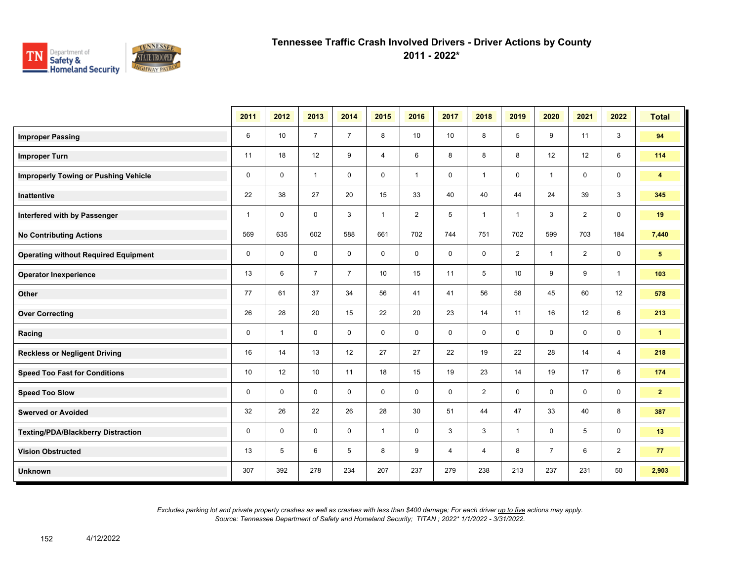# Tennessee Traffic Crash Involved Drivers - Driver Actions by County
## 2011 - 2022*

| | 2011 | 2012 | 2013 | 2014 | 2015 | 2016 | 2017 | 2018 | 2019 | 2020 | 2021 | 2022 | Total |
|---|---|---|---|---|---|---|---|---|---|---|---|---|---|
| **Improper Passing** | 6 | 10 | 7 | 7 | 8 | 10 | 10 | 8 | 5 | 9 | 11 | 3 | **94** |
| **Improper Turn** | 11 | 18 | 12 | 9 | 4 | 6 | 8 | 8 | 8 | 12 | 12 | 6 | **114** |
| **Improperly Towing or Pushing Vehicle** | 0 | 0 | 1 | 0 | 0 | 1 | 0 | 1 | 0 | 1 | 0 | 0 | **4** |
| **Inattentive** | 22 | 38 | 27 | 20 | 15 | 33 | 40 | 40 | 44 | 24 | 39 | 3 | **345** |
| **Interfered with by Passenger** | 1 | 0 | 0 | 3 | 1 | 2 | 5 | 1 | 1 | 3 | 2 | 0 | **19** |
| **No Contributing Actions** | 569 | 635 | 602 | 588 | 661 | 702 | 744 | 751 | 702 | 599 | 703 | 184 | **7,440** |
| **Operating without Required Equipment** | 0 | 0 | 0 | 0 | 0 | 0 | 0 | 0 | 2 | 1 | 2 | 0 | **5** |
| **Operator Inexperience** | 13 | 6 | 7 | 7 | 10 | 15 | 11 | 5 | 10 | 9 | 9 | 1 | **103** |
| **Other** | 77 | 61 | 37 | 34 | 56 | 41 | 41 | 56 | 58 | 45 | 60 | 12 | **578** |
| **Over Correcting** | 26 | 28 | 20 | 15 | 22 | 20 | 23 | 14 | 11 | 16 | 12 | 6 | **213** |
| **Racing** | 0 | 1 | 0 | 0 | 0 | 0 | 0 | 0 | 0 | 0 | 0 | 0 | **1** |
| **Reckless or Negligent Driving** | 16 | 14 | 13 | 12 | 27 | 27 | 22 | 19 | 22 | 28 | 14 | 4 | **218** |
| **Speed Too Fast for Conditions** | 10 | 12 | 10 | 11 | 18 | 15 | 19 | 23 | 14 | 19 | 17 | 6 | **174** |
| **Speed Too Slow** | 0 | 0 | 0 | 0 | 0 | 0 | 0 | 2 | 0 | 0 | 0 | 0 | **2** |
| **Swerved or Avoided** | 32 | 26 | 22 | 26 | 28 | 30 | 51 | 44 | 47 | 33 | 40 | 8 | **387** |
| **Texting/PDA/Blackberry Distraction** | 0 | 0 | 0 | 0 | 1 | 0 | 3 | 3 | 1 | 0 | 5 | 0 | **13** |
| **Vision Obstructed** | 13 | 5 | 6 | 5 | 8 | 9 | 4 | 4 | 8 | 7 | 6 | 2 | **77** |
| **Unknown** | 307 | 392 | 278 | 234 | 207 | 237 | 279 | 238 | 213 | 237 | 231 | 50 | **2,903** |

*Excludes parking lot and private property crashes as well as crashes with less than $400 damage; For each driver up to five actions may apply.*
*Source: Tennessee Department of Safety and Homeland Security; TITAN ; 2022* 1/1/2022 - 3/31/2022.*

4/12/2022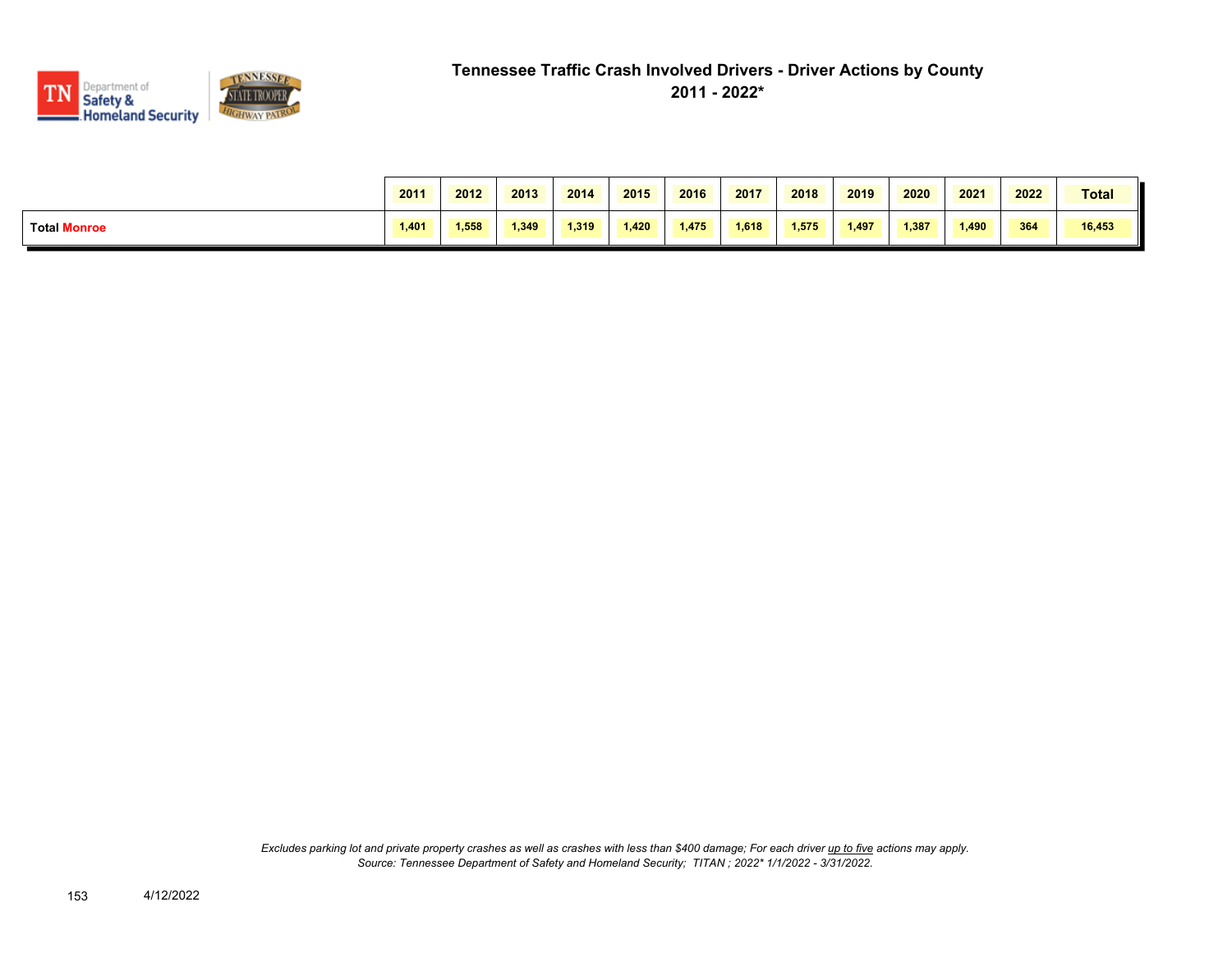# Tennessee Traffic Crash Involved Drivers - Driver Actions by County

## 2011 - 2022*

| | 2011 | 2012 | 2013 | 2014 | 2015 | 2016 | 2017 | 2018 | 2019 | 2020 | 2021 | 2022 | Total |
|---|---|---|---|---|---|---|---|---|---|---|---|---|---|
| **Total Monroe** | 1,401 | 1,558 | 1,349 | 1,319 | 1,420 | 1,475 | 1,618 | 1,575 | 1,497 | 1,387 | 1,490 | 364 | 16,453 |

*Excludes parking lot and private property crashes as well as crashes with less than $400 damage; For each driver up to five actions may apply.*
*Source: Tennessee Department of Safety and Homeland Security; TITAN ; 2022* 1/1/2022 - 3/31/2022.*

4/12/2022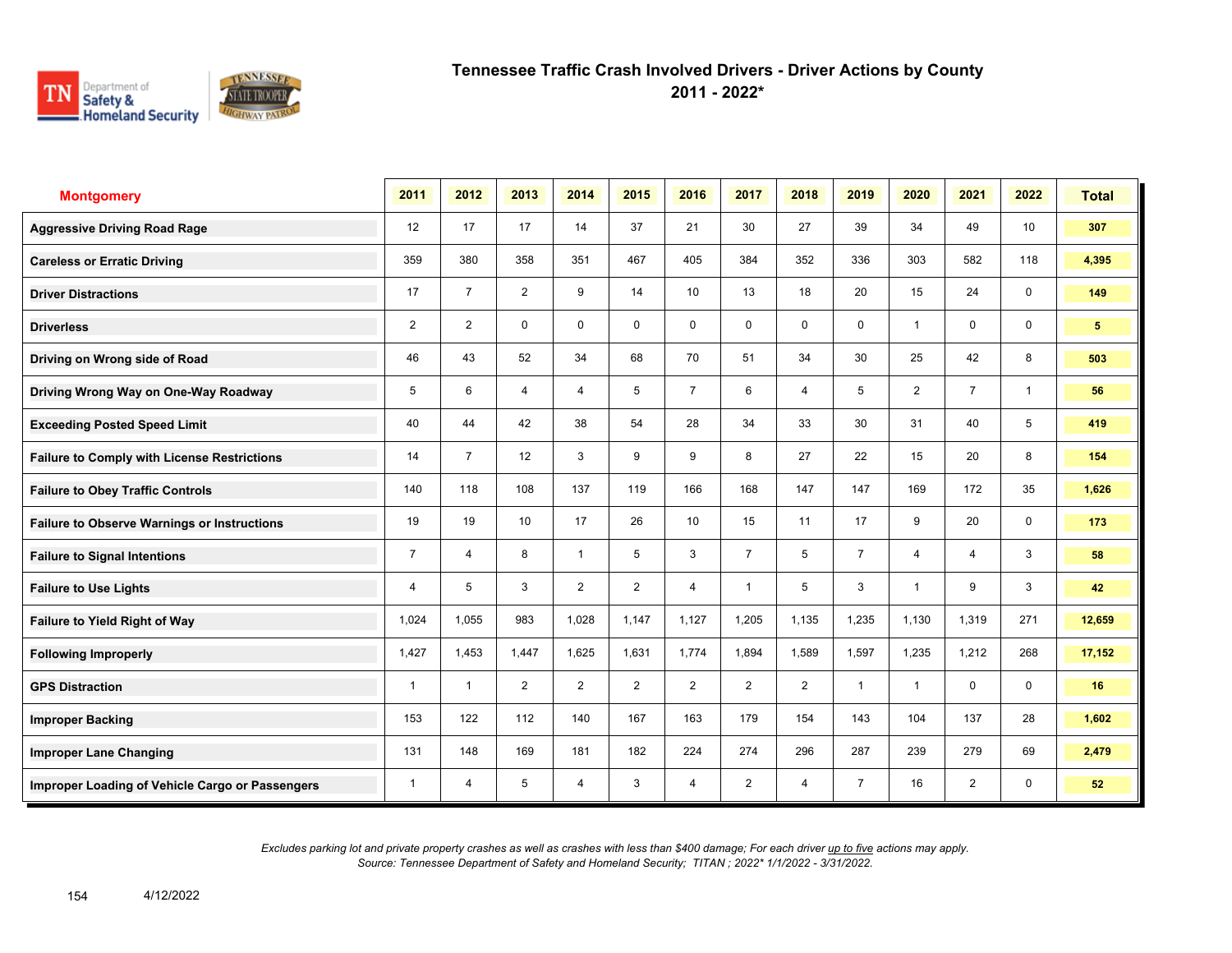# Tennessee Traffic Crash Involved Drivers - Driver Actions by County
## 2011 - 2022*

| Montgomery | 2011 | 2012 | 2013 | 2014 | 2015 | 2016 | 2017 | 2018 | 2019 | 2020 | 2021 | 2022 | Total |
|---|---|---|---|---|---|---|---|---|---|---|---|---|---|
| Aggressive Driving Road Rage | 12 | 17 | 17 | 14 | 37 | 21 | 30 | 27 | 39 | 34 | 49 | 10 | 307 |
| Careless or Erratic Driving | 359 | 380 | 358 | 351 | 467 | 405 | 384 | 352 | 336 | 303 | 582 | 118 | 4,395 |
| Driver Distractions | 17 | 7 | 2 | 9 | 14 | 10 | 13 | 18 | 20 | 15 | 24 | 0 | 149 |
| Driverless | 2 | 2 | 0 | 0 | 0 | 0 | 0 | 0 | 0 | 1 | 0 | 0 | 5 |
| Driving on Wrong side of Road | 46 | 43 | 52 | 34 | 68 | 70 | 51 | 34 | 30 | 25 | 42 | 8 | 503 |
| Driving Wrong Way on One-Way Roadway | 5 | 6 | 4 | 4 | 5 | 7 | 6 | 4 | 5 | 2 | 7 | 1 | 56 |
| Exceeding Posted Speed Limit | 40 | 44 | 42 | 38 | 54 | 28 | 34 | 33 | 30 | 31 | 40 | 5 | 419 |
| Failure to Comply with License Restrictions | 14 | 7 | 12 | 3 | 9 | 9 | 8 | 27 | 22 | 15 | 20 | 8 | 154 |
| Failure to Obey Traffic Controls | 140 | 118 | 108 | 137 | 119 | 166 | 168 | 147 | 147 | 169 | 172 | 35 | 1,626 |
| Failure to Observe Warnings or Instructions | 19 | 19 | 10 | 17 | 26 | 10 | 15 | 11 | 17 | 9 | 20 | 0 | 173 |
| Failure to Signal Intentions | 7 | 4 | 8 | 1 | 5 | 3 | 7 | 5 | 7 | 4 | 4 | 3 | 58 |
| Failure to Use Lights | 4 | 5 | 3 | 2 | 2 | 4 | 1 | 5 | 3 | 1 | 9 | 3 | 42 |
| Failure to Yield Right of Way | 1,024 | 1,055 | 983 | 1,028 | 1,147 | 1,127 | 1,205 | 1,135 | 1,235 | 1,130 | 1,319 | 271 | 12,659 |
| Following Improperly | 1,427 | 1,453 | 1,447 | 1,625 | 1,631 | 1,774 | 1,894 | 1,589 | 1,597 | 1,235 | 1,212 | 268 | 17,152 |
| GPS Distraction | 1 | 1 | 2 | 2 | 2 | 2 | 2 | 2 | 1 | 1 | 0 | 0 | 16 |
| Improper Backing | 153 | 122 | 112 | 140 | 167 | 163 | 179 | 154 | 143 | 104 | 137 | 28 | 1,602 |
| Improper Lane Changing | 131 | 148 | 169 | 181 | 182 | 224 | 274 | 296 | 287 | 239 | 279 | 69 | 2,479 |
| Improper Loading of Vehicle Cargo or Passengers | 1 | 4 | 5 | 4 | 3 | 4 | 2 | 4 | 7 | 16 | 2 | 0 | 52 |

*Excludes parking lot and private property crashes as well as crashes with less than $400 damage; For each driver up to five actions may apply.*
*Source: Tennessee Department of Safety and Homeland Security; TITAN ; 2022* 1/1/2022 - 3/31/2022.*

4/12/2022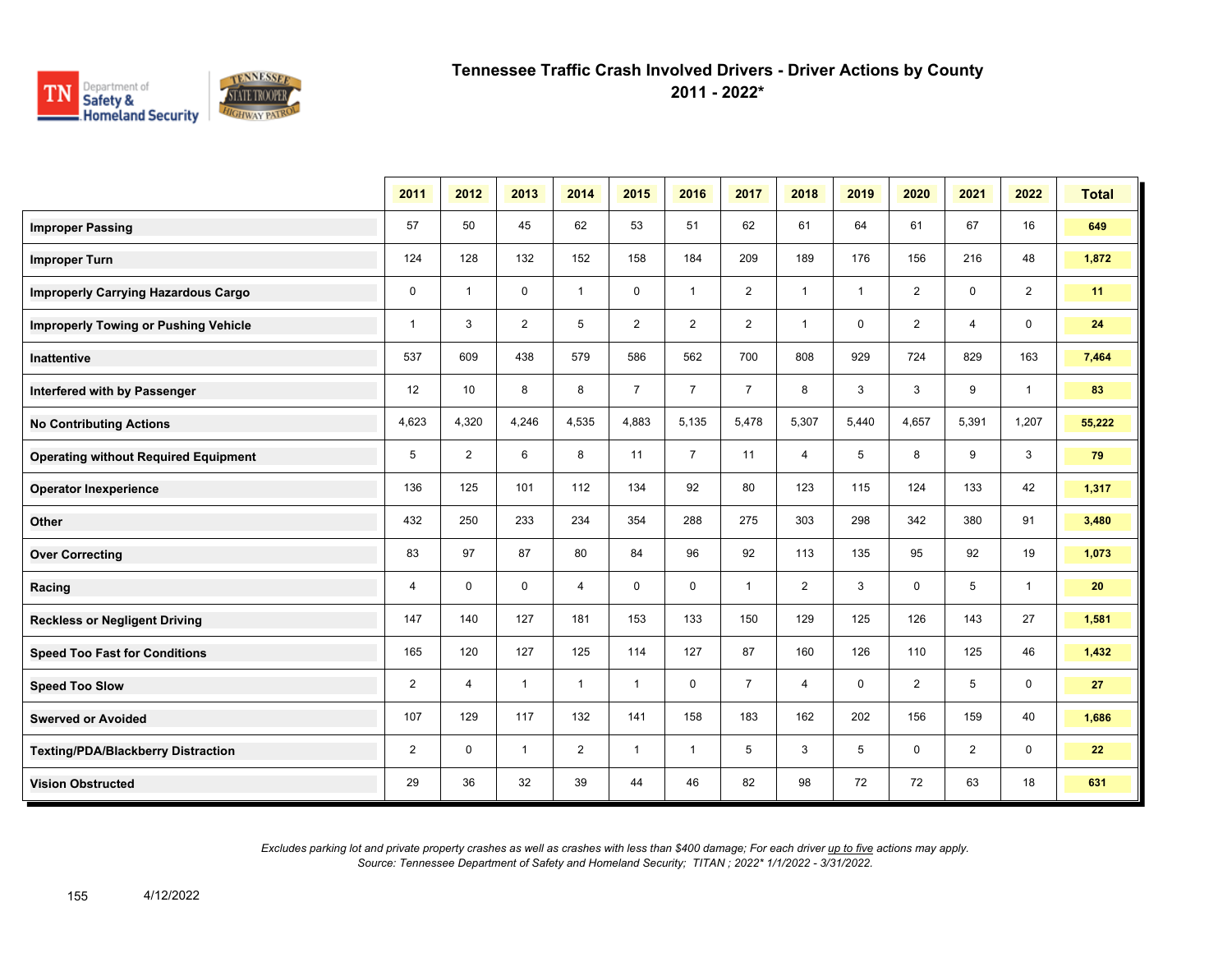# Tennessee Traffic Crash Involved Drivers - Driver Actions by County
## 2011 - 2022*

| | 2011 | 2012 | 2013 | 2014 | 2015 | 2016 | 2017 | 2018 | 2019 | 2020 | 2021 | 2022 | Total |
|---|---|---|---|---|---|---|---|---|---|---|---|---|---|
| **Improper Passing** | 57 | 50 | 45 | 62 | 53 | 51 | 62 | 61 | 64 | 61 | 67 | 16 | **649** |
| **Improper Turn** | 124 | 128 | 132 | 152 | 158 | 184 | 209 | 189 | 176 | 156 | 216 | 48 | **1,872** |
| **Improperly Carrying Hazardous Cargo** | 0 | 1 | 0 | 1 | 0 | 1 | 2 | 1 | 1 | 2 | 0 | 2 | **11** |
| **Improperly Towing or Pushing Vehicle** | 1 | 3 | 2 | 5 | 2 | 2 | 2 | 1 | 0 | 2 | 4 | 0 | **24** |
| **Inattentive** | 537 | 609 | 438 | 579 | 586 | 562 | 700 | 808 | 929 | 724 | 829 | 163 | **7,464** |
| **Interfered with by Passenger** | 12 | 10 | 8 | 8 | 7 | 7 | 7 | 8 | 3 | 3 | 9 | 1 | **83** |
| **No Contributing Actions** | 4,623 | 4,320 | 4,246 | 4,535 | 4,883 | 5,135 | 5,478 | 5,307 | 5,440 | 4,657 | 5,391 | 1,207 | **55,222** |
| **Operating without Required Equipment** | 5 | 2 | 6 | 8 | 11 | 7 | 11 | 4 | 5 | 8 | 9 | 3 | **79** |
| **Operator Inexperience** | 136 | 125 | 101 | 112 | 134 | 92 | 80 | 123 | 115 | 124 | 133 | 42 | **1,317** |
| **Other** | 432 | 250 | 233 | 234 | 354 | 288 | 275 | 303 | 298 | 342 | 380 | 91 | **3,480** |
| **Over Correcting** | 83 | 97 | 87 | 80 | 84 | 96 | 92 | 113 | 135 | 95 | 92 | 19 | **1,073** |
| **Racing** | 4 | 0 | 0 | 4 | 0 | 0 | 1 | 2 | 3 | 0 | 5 | 1 | **20** |
| **Reckless or Negligent Driving** | 147 | 140 | 127 | 181 | 153 | 133 | 150 | 129 | 125 | 126 | 143 | 27 | **1,581** |
| **Speed Too Fast for Conditions** | 165 | 120 | 127 | 125 | 114 | 127 | 87 | 160 | 126 | 110 | 125 | 46 | **1,432** |
| **Speed Too Slow** | 2 | 4 | 1 | 1 | 1 | 0 | 7 | 4 | 0 | 2 | 5 | 0 | **27** |
| **Swerved or Avoided** | 107 | 129 | 117 | 132 | 141 | 158 | 183 | 162 | 202 | 156 | 159 | 40 | **1,686** |
| **Texting/PDA/Blackberry Distraction** | 2 | 0 | 1 | 2 | 1 | 1 | 5 | 3 | 5 | 0 | 2 | 0 | **22** |
| **Vision Obstructed** | 29 | 36 | 32 | 39 | 44 | 46 | 82 | 98 | 72 | 72 | 63 | 18 | **631** |

*Excludes parking lot and private property crashes as well as crashes with less than $400 damage; For each driver up to five actions may apply.*
*Source: Tennessee Department of Safety and Homeland Security; TITAN ; 2022* 1/1/2022 - 3/31/2022.*

4/12/2022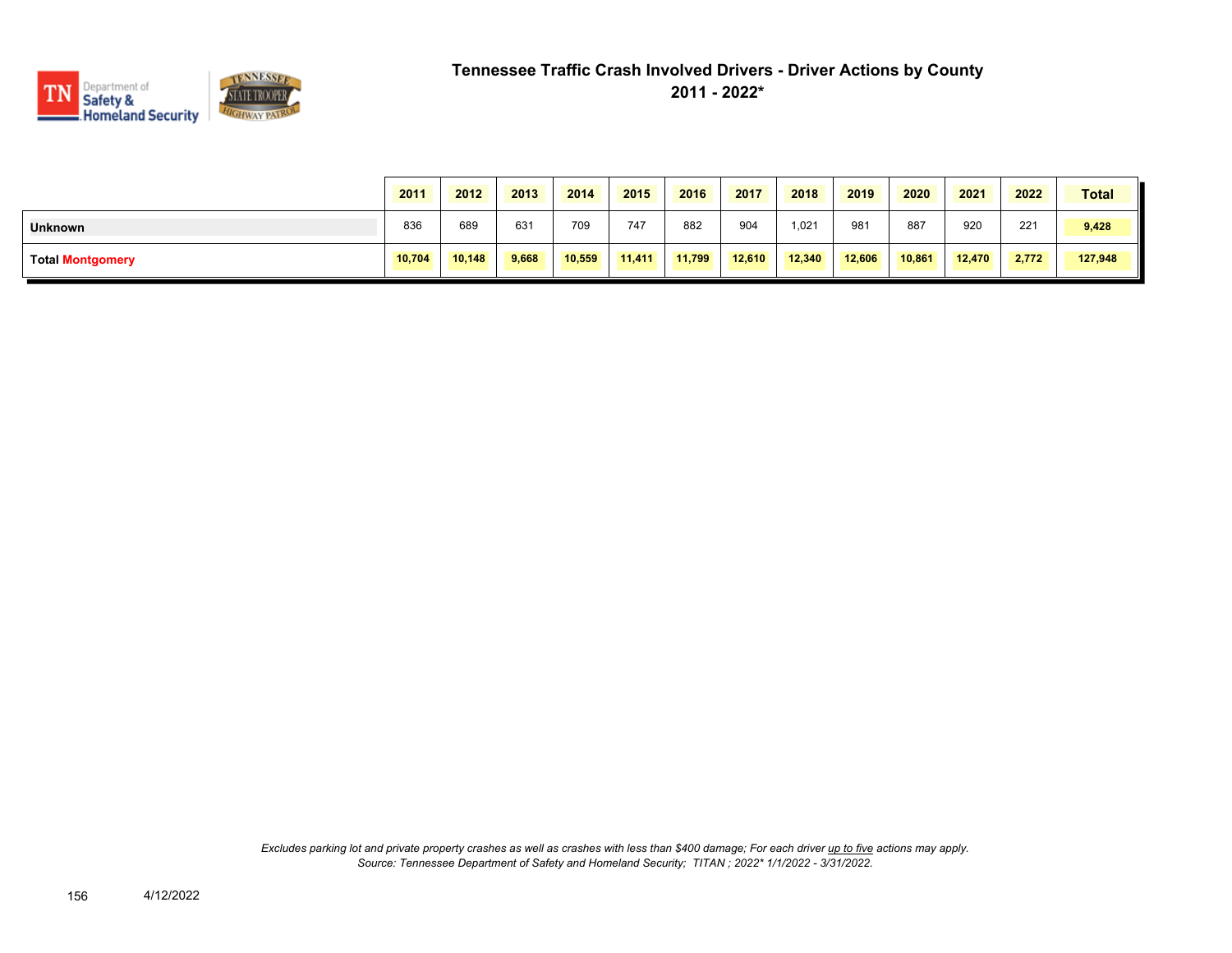# Tennessee Traffic Crash Involved Drivers - Driver Actions by County

## 2011 - 2022*

| | 2011 | 2012 | 2013 | 2014 | 2015 | 2016 | 2017 | 2018 | 2019 | 2020 | 2021 | 2022 | Total |
|---|---|---|---|---|---|---|---|---|---|---|---|---|---|
| **Unknown** | 836 | 689 | 631 | 709 | 747 | 882 | 904 | 1,021 | 981 | 887 | 920 | 221 | **9,428** |
| **Total Montgomery** | **10,704** | **10,148** | **9,668** | **10,559** | **11,411** | **11,799** | **12,610** | **12,340** | **12,606** | **10,861** | **12,470** | **2,772** | **127,948** |

*Excludes parking lot and private property crashes as well as crashes with less than $400 damage; For each driver up to five actions may apply.*
*Source: Tennessee Department of Safety and Homeland Security; TITAN ; 2022* 1/1/2022 - 3/31/2022.*

4/12/2022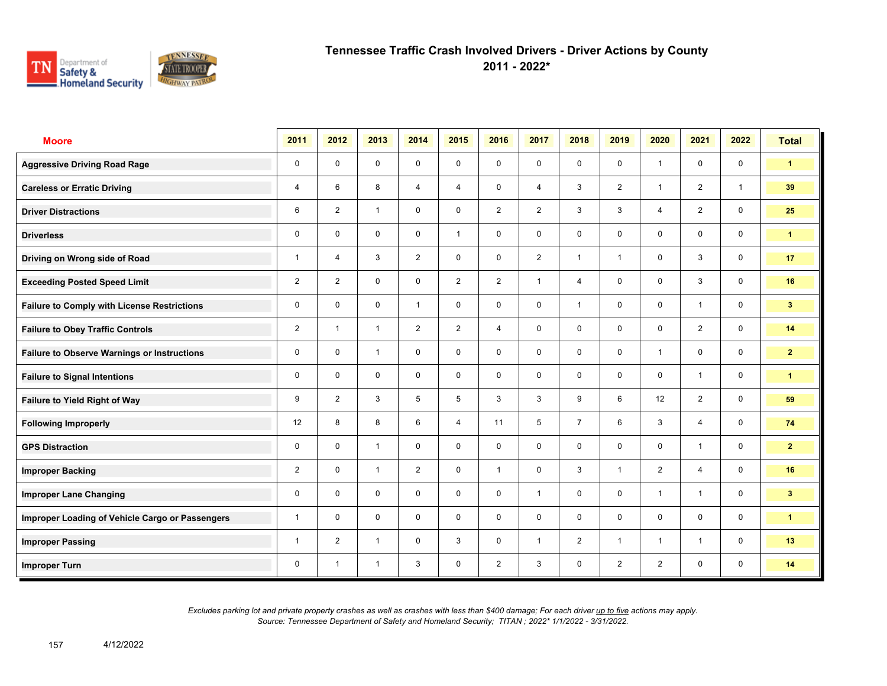# Tennessee Traffic Crash Involved Drivers - Driver Actions by County
## 2011 - 2022*

| Moore | 2011 | 2012 | 2013 | 2014 | 2015 | 2016 | 2017 | 2018 | 2019 | 2020 | 2021 | 2022 | Total |
|---|---|---|---|---|---|---|---|---|---|---|---|---|---|
| Aggressive Driving Road Rage | 0 | 0 | 0 | 0 | 0 | 0 | 0 | 0 | 0 | 1 | 0 | 0 | 1 |
| Careless or Erratic Driving | 4 | 6 | 8 | 4 | 4 | 0 | 4 | 3 | 2 | 1 | 2 | 1 | 39 |
| Driver Distractions | 6 | 2 | 1 | 0 | 0 | 2 | 2 | 3 | 3 | 4 | 2 | 0 | 25 |
| Driverless | 0 | 0 | 0 | 0 | 1 | 0 | 0 | 0 | 0 | 0 | 0 | 0 | 1 |
| Driving on Wrong side of Road | 1 | 4 | 3 | 2 | 0 | 0 | 2 | 1 | 1 | 0 | 3 | 0 | 17 |
| Exceeding Posted Speed Limit | 2 | 2 | 0 | 0 | 2 | 2 | 1 | 4 | 0 | 0 | 3 | 0 | 16 |
| Failure to Comply with License Restrictions | 0 | 0 | 0 | 1 | 0 | 0 | 0 | 1 | 0 | 0 | 1 | 0 | 3 |
| Failure to Obey Traffic Controls | 2 | 1 | 1 | 2 | 2 | 4 | 0 | 0 | 0 | 0 | 2 | 0 | 14 |
| Failure to Observe Warnings or Instructions | 0 | 0 | 1 | 0 | 0 | 0 | 0 | 0 | 0 | 1 | 0 | 0 | 2 |
| Failure to Signal Intentions | 0 | 0 | 0 | 0 | 0 | 0 | 0 | 0 | 0 | 0 | 1 | 0 | 1 |
| Failure to Yield Right of Way | 9 | 2 | 3 | 5 | 5 | 3 | 3 | 9 | 6 | 12 | 2 | 0 | 59 |
| Following Improperly | 12 | 8 | 8 | 6 | 4 | 11 | 5 | 7 | 6 | 3 | 4 | 0 | 74 |
| GPS Distraction | 0 | 0 | 1 | 0 | 0 | 0 | 0 | 0 | 0 | 0 | 1 | 0 | 2 |
| Improper Backing | 2 | 0 | 1 | 2 | 0 | 1 | 0 | 3 | 1 | 2 | 4 | 0 | 16 |
| Improper Lane Changing | 0 | 0 | 0 | 0 | 0 | 0 | 1 | 0 | 0 | 1 | 1 | 0 | 3 |
| Improper Loading of Vehicle Cargo or Passengers | 1 | 0 | 0 | 0 | 0 | 0 | 0 | 0 | 0 | 0 | 0 | 0 | 1 |
| Improper Passing | 1 | 2 | 1 | 0 | 3 | 0 | 1 | 2 | 1 | 1 | 1 | 0 | 13 |
| Improper Turn | 0 | 1 | 1 | 3 | 0 | 2 | 3 | 0 | 2 | 2 | 0 | 0 | 14 |

*Excludes parking lot and private property crashes as well as crashes with less than $400 damage; For each driver up to five actions may apply.*
*Source: Tennessee Department of Safety and Homeland Security; TITAN ; 2022* 1/1/2022 - 3/31/2022.*

4/12/2022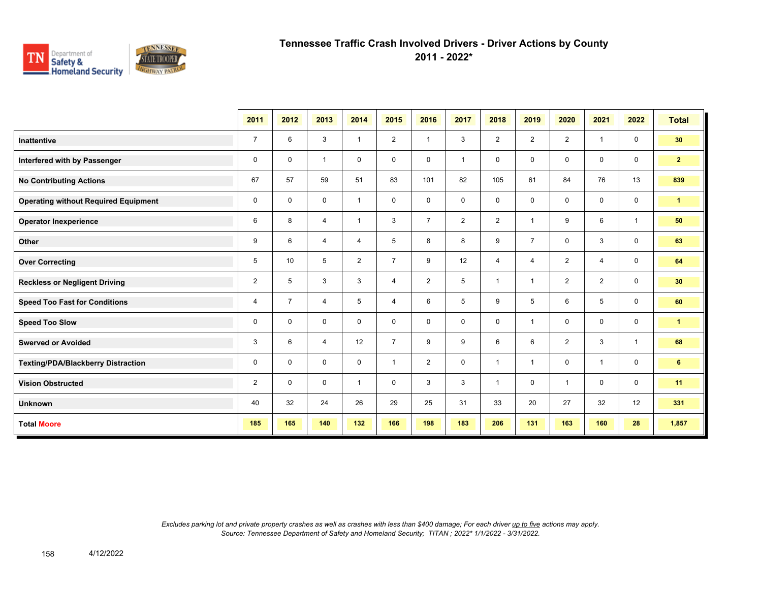# Tennessee Traffic Crash Involved Drivers - Driver Actions by County
## 2011 - 2022*

| | 2011 | 2012 | 2013 | 2014 | 2015 | 2016 | 2017 | 2018 | 2019 | 2020 | 2021 | 2022 | Total |
|---|---|---|---|---|---|---|---|---|---|---|---|---|---|
| **Inattentive** | 7 | 6 | 3 | 1 | 2 | 1 | 3 | 2 | 2 | 2 | 1 | 0 | **30** |
| **Interfered with by Passenger** | 0 | 0 | 1 | 0 | 0 | 0 | 1 | 0 | 0 | 0 | 0 | 0 | **2** |
| **No Contributing Actions** | 67 | 57 | 59 | 51 | 83 | 101 | 82 | 105 | 61 | 84 | 76 | 13 | **839** |
| **Operating without Required Equipment** | 0 | 0 | 0 | 1 | 0 | 0 | 0 | 0 | 0 | 0 | 0 | 0 | **1** |
| **Operator Inexperience** | 6 | 8 | 4 | 1 | 3 | 7 | 2 | 2 | 1 | 9 | 6 | 1 | **50** |
| **Other** | 9 | 6 | 4 | 4 | 5 | 8 | 8 | 9 | 7 | 0 | 3 | 0 | **63** |
| **Over Correcting** | 5 | 10 | 5 | 2 | 7 | 9 | 12 | 4 | 4 | 2 | 4 | 0 | **64** |
| **Reckless or Negligent Driving** | 2 | 5 | 3 | 3 | 4 | 2 | 5 | 1 | 1 | 2 | 2 | 0 | **30** |
| **Speed Too Fast for Conditions** | 4 | 7 | 4 | 5 | 4 | 6 | 5 | 9 | 5 | 6 | 5 | 0 | **60** |
| **Speed Too Slow** | 0 | 0 | 0 | 0 | 0 | 0 | 0 | 0 | 1 | 0 | 0 | 0 | **1** |
| **Swerved or Avoided** | 3 | 6 | 4 | 12 | 7 | 9 | 9 | 6 | 6 | 2 | 3 | 1 | **68** |
| **Texting/PDA/Blackberry Distraction** | 0 | 0 | 0 | 0 | 1 | 2 | 0 | 1 | 1 | 0 | 1 | 0 | **6** |
| **Vision Obstructed** | 2 | 0 | 0 | 1 | 0 | 3 | 3 | 1 | 0 | 1 | 0 | 0 | **11** |
| **Unknown** | 40 | 32 | 24 | 26 | 29 | 25 | 31 | 33 | 20 | 27 | 32 | 12 | **331** |
| **Total Moore** | **185** | **165** | **140** | **132** | **166** | **198** | **183** | **206** | **131** | **163** | **160** | **28** | **1,857** |

*Excludes parking lot and private property crashes as well as crashes with less than $400 damage; For each driver up to five actions may apply.*
*Source: Tennessee Department of Safety and Homeland Security; TITAN ; 2022* 1/1/2022 - 3/31/2022.*

4/12/2022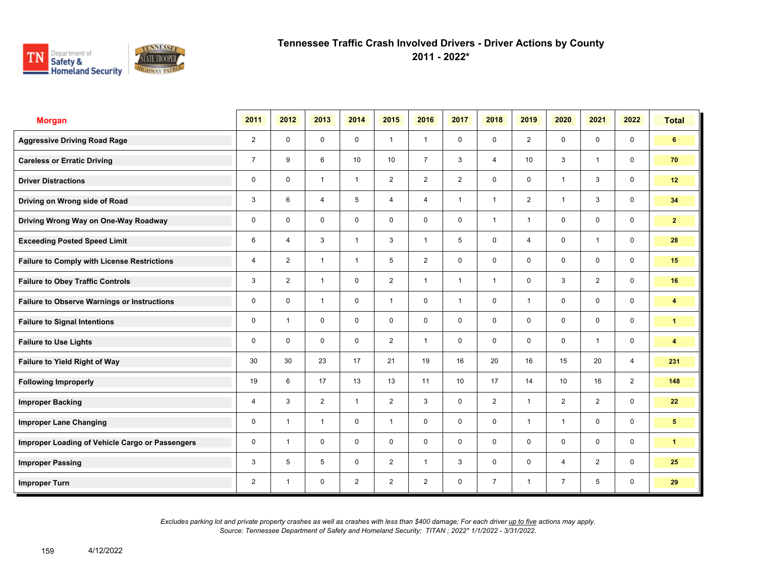# Tennessee Traffic Crash Involved Drivers - Driver Actions by County
## 2011 - 2022*

| Morgan | 2011 | 2012 | 2013 | 2014 | 2015 | 2016 | 2017 | 2018 | 2019 | 2020 | 2021 | 2022 | Total |
|---|---|---|---|---|---|---|---|---|---|---|---|---|---|
| Aggressive Driving Road Rage | 2 | 0 | 0 | 0 | 1 | 1 | 0 | 0 | 2 | 0 | 0 | 0 | 6 |
| Careless or Erratic Driving | 7 | 9 | 6 | 10 | 10 | 7 | 3 | 4 | 10 | 3 | 1 | 0 | 70 |
| Driver Distractions | 0 | 0 | 1 | 1 | 2 | 2 | 2 | 0 | 0 | 1 | 3 | 0 | 12 |
| Driving on Wrong side of Road | 3 | 6 | 4 | 5 | 4 | 4 | 1 | 1 | 2 | 1 | 3 | 0 | 34 |
| Driving Wrong Way on One-Way Roadway | 0 | 0 | 0 | 0 | 0 | 0 | 0 | 1 | 1 | 0 | 0 | 0 | 2 |
| Exceeding Posted Speed Limit | 6 | 4 | 3 | 1 | 3 | 1 | 5 | 0 | 4 | 0 | 1 | 0 | 28 |
| Failure to Comply with License Restrictions | 4 | 2 | 1 | 1 | 5 | 2 | 0 | 0 | 0 | 0 | 0 | 0 | 15 |
| Failure to Obey Traffic Controls | 3 | 2 | 1 | 0 | 2 | 1 | 1 | 1 | 0 | 3 | 2 | 0 | 16 |
| Failure to Observe Warnings or Instructions | 0 | 0 | 1 | 0 | 1 | 0 | 1 | 0 | 1 | 0 | 0 | 0 | 4 |
| Failure to Signal Intentions | 0 | 1 | 0 | 0 | 0 | 0 | 0 | 0 | 0 | 0 | 0 | 0 | 1 |
| Failure to Use Lights | 0 | 0 | 0 | 0 | 2 | 1 | 0 | 0 | 0 | 0 | 1 | 0 | 4 |
| Failure to Yield Right of Way | 30 | 30 | 23 | 17 | 21 | 19 | 16 | 20 | 16 | 15 | 20 | 4 | 231 |
| Following Improperly | 19 | 6 | 17 | 13 | 13 | 11 | 10 | 17 | 14 | 10 | 16 | 2 | 148 |
| Improper Backing | 4 | 3 | 2 | 1 | 2 | 3 | 0 | 2 | 1 | 2 | 2 | 0 | 22 |
| Improper Lane Changing | 0 | 1 | 1 | 0 | 1 | 0 | 0 | 0 | 1 | 1 | 0 | 0 | 5 |
| Improper Loading of Vehicle Cargo or Passengers | 0 | 1 | 0 | 0 | 0 | 0 | 0 | 0 | 0 | 0 | 0 | 0 | 1 |
| Improper Passing | 3 | 5 | 5 | 0 | 2 | 1 | 3 | 0 | 0 | 4 | 2 | 0 | 25 |
| Improper Turn | 2 | 1 | 0 | 2 | 2 | 2 | 0 | 7 | 1 | 7 | 5 | 0 | 29 |

*Excludes parking lot and private property crashes as well as crashes with less than $400 damage; For each driver up to five actions may apply.*
*Source: Tennessee Department of Safety and Homeland Security; TITAN ; 2022* 1/1/2022 - 3/31/2022.*

4/12/2022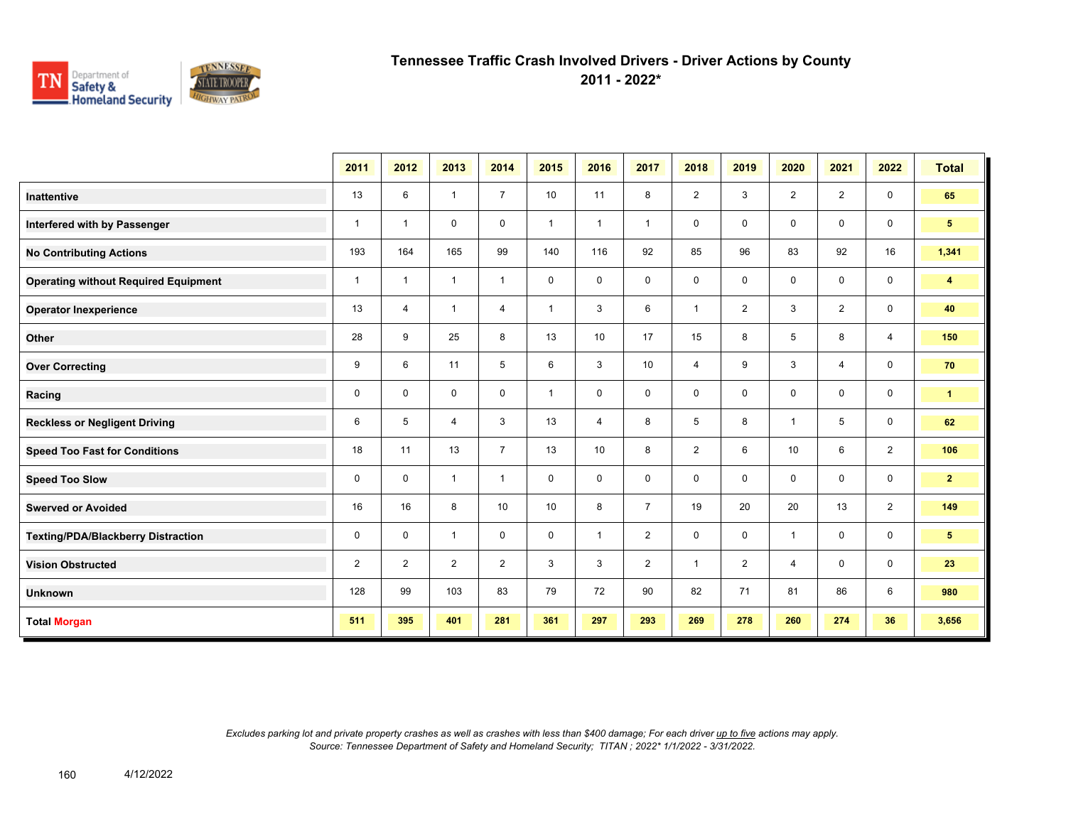# Tennessee Traffic Crash Involved Drivers - Driver Actions by County

## 2011 - 2022*

| | 2011 | 2012 | 2013 | 2014 | 2015 | 2016 | 2017 | 2018 | 2019 | 2020 | 2021 | 2022 | Total |
|---|---|---|---|---|---|---|---|---|---|---|---|---|---|
| **Inattentive** | 13 | 6 | 1 | 7 | 10 | 11 | 8 | 2 | 3 | 2 | 2 | 0 | **65** |
| **Interfered with by Passenger** | 1 | 1 | 0 | 0 | 1 | 1 | 1 | 0 | 0 | 0 | 0 | 0 | **5** |
| **No Contributing Actions** | 193 | 164 | 165 | 99 | 140 | 116 | 92 | 85 | 96 | 83 | 92 | 16 | **1,341** |
| **Operating without Required Equipment** | 1 | 1 | 1 | 1 | 0 | 0 | 0 | 0 | 0 | 0 | 0 | 0 | **4** |
| **Operator Inexperience** | 13 | 4 | 1 | 4 | 1 | 3 | 6 | 1 | 2 | 3 | 2 | 0 | **40** |
| **Other** | 28 | 9 | 25 | 8 | 13 | 10 | 17 | 15 | 8 | 5 | 8 | 4 | **150** |
| **Over Correcting** | 9 | 6 | 11 | 5 | 6 | 3 | 10 | 4 | 9 | 3 | 4 | 0 | **70** |
| **Racing** | 0 | 0 | 0 | 0 | 1 | 0 | 0 | 0 | 0 | 0 | 0 | 0 | **1** |
| **Reckless or Negligent Driving** | 6 | 5 | 4 | 3 | 13 | 4 | 8 | 5 | 8 | 1 | 5 | 0 | **62** |
| **Speed Too Fast for Conditions** | 18 | 11 | 13 | 7 | 13 | 10 | 8 | 2 | 6 | 10 | 6 | 2 | **106** |
| **Speed Too Slow** | 0 | 0 | 1 | 1 | 0 | 0 | 0 | 0 | 0 | 0 | 0 | 0 | **2** |
| **Swerved or Avoided** | 16 | 16 | 8 | 10 | 10 | 8 | 7 | 19 | 20 | 20 | 13 | 2 | **149** |
| **Texting/PDA/Blackberry Distraction** | 0 | 0 | 1 | 0 | 0 | 1 | 2 | 0 | 0 | 1 | 0 | 0 | **5** |
| **Vision Obstructed** | 2 | 2 | 2 | 2 | 3 | 3 | 2 | 1 | 2 | 4 | 0 | 0 | **23** |
| **Unknown** | 128 | 99 | 103 | 83 | 79 | 72 | 90 | 82 | 71 | 81 | 86 | 6 | **980** |
| **Total Morgan** | **511** | **395** | **401** | **281** | **361** | **297** | **293** | **269** | **278** | **260** | **274** | **36** | **3,656** |

*Excludes parking lot and private property crashes as well as crashes with less than $400 damage; For each driver up to five actions may apply.*
*Source: Tennessee Department of Safety and Homeland Security; TITAN ; 2022* 1/1/2022 - 3/31/2022.*

4/12/2022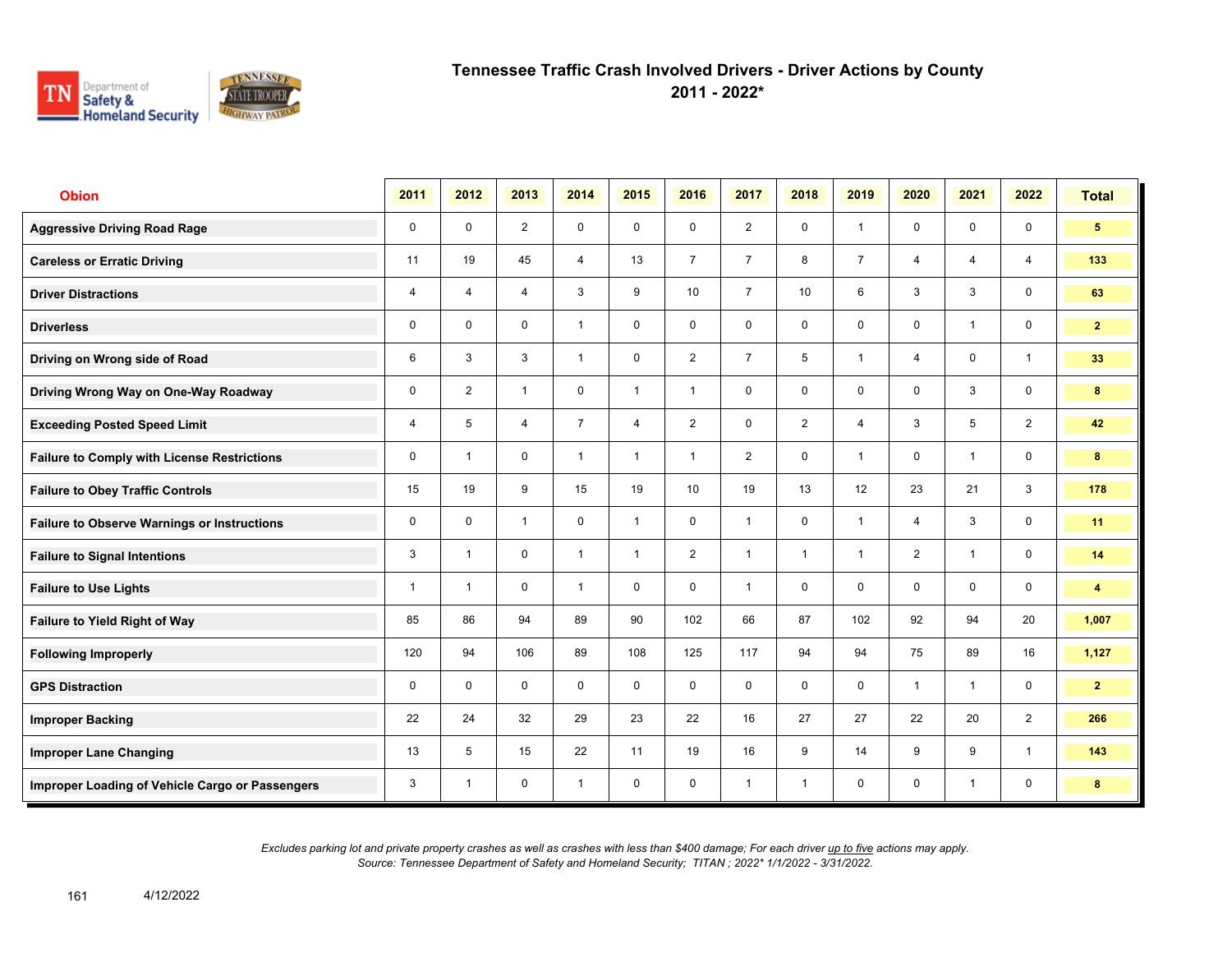# Tennessee Traffic Crash Involved Drivers - Driver Actions by County
## 2011 - 2022*

| Obion | 2011 | 2012 | 2013 | 2014 | 2015 | 2016 | 2017 | 2018 | 2019 | 2020 | 2021 | 2022 | Total |
|---|---|---|---|---|---|---|---|---|---|---|---|---|---|
| Aggressive Driving Road Rage | 0 | 0 | 2 | 0 | 0 | 0 | 2 | 0 | 1 | 0 | 0 | 0 | **5** |
| Careless or Erratic Driving | 11 | 19 | 45 | 4 | 13 | 7 | 7 | 8 | 7 | 4 | 4 | 4 | **133** |
| Driver Distractions | 4 | 4 | 4 | 3 | 9 | 10 | 7 | 10 | 6 | 3 | 3 | 0 | **63** |
| Driverless | 0 | 0 | 0 | 1 | 0 | 0 | 0 | 0 | 0 | 0 | 1 | 0 | **2** |
| Driving on Wrong side of Road | 6 | 3 | 3 | 1 | 0 | 2 | 7 | 5 | 1 | 4 | 0 | 1 | **33** |
| Driving Wrong Way on One-Way Roadway | 0 | 2 | 1 | 0 | 1 | 1 | 0 | 0 | 0 | 0 | 3 | 0 | **8** |
| Exceeding Posted Speed Limit | 4 | 5 | 4 | 7 | 4 | 2 | 0 | 2 | 4 | 3 | 5 | 2 | **42** |
| Failure to Comply with License Restrictions | 0 | 1 | 0 | 1 | 1 | 1 | 2 | 0 | 1 | 0 | 1 | 0 | **8** |
| Failure to Obey Traffic Controls | 15 | 19 | 9 | 15 | 19 | 10 | 19 | 13 | 12 | 23 | 21 | 3 | **178** |
| Failure to Observe Warnings or Instructions | 0 | 0 | 1 | 0 | 1 | 0 | 1 | 0 | 1 | 4 | 3 | 0 | **11** |
| Failure to Signal Intentions | 3 | 1 | 0 | 1 | 1 | 2 | 1 | 1 | 1 | 2 | 1 | 0 | **14** |
| Failure to Use Lights | 1 | 1 | 0 | 1 | 0 | 0 | 1 | 0 | 0 | 0 | 0 | 0 | **4** |
| Failure to Yield Right of Way | 85 | 86 | 94 | 89 | 90 | 102 | 66 | 87 | 102 | 92 | 94 | 20 | **1,007** |
| Following Improperly | 120 | 94 | 106 | 89 | 108 | 125 | 117 | 94 | 94 | 75 | 89 | 16 | **1,127** |
| GPS Distraction | 0 | 0 | 0 | 0 | 0 | 0 | 0 | 0 | 0 | 1 | 1 | 0 | **2** |
| Improper Backing | 22 | 24 | 32 | 29 | 23 | 22 | 16 | 27 | 27 | 22 | 20 | 2 | **266** |
| Improper Lane Changing | 13 | 5 | 15 | 22 | 11 | 19 | 16 | 9 | 14 | 9 | 9 | 1 | **143** |
| Improper Loading of Vehicle Cargo or Passengers | 3 | 1 | 0 | 1 | 0 | 0 | 1 | 1 | 0 | 0 | 1 | 0 | **8** |

*Excludes parking lot and private property crashes as well as crashes with less than $400 damage; For each driver up to five actions may apply.*
*Source: Tennessee Department of Safety and Homeland Security; TITAN ; 2022* 1/1/2022 - 3/31/2022.*

4/12/2022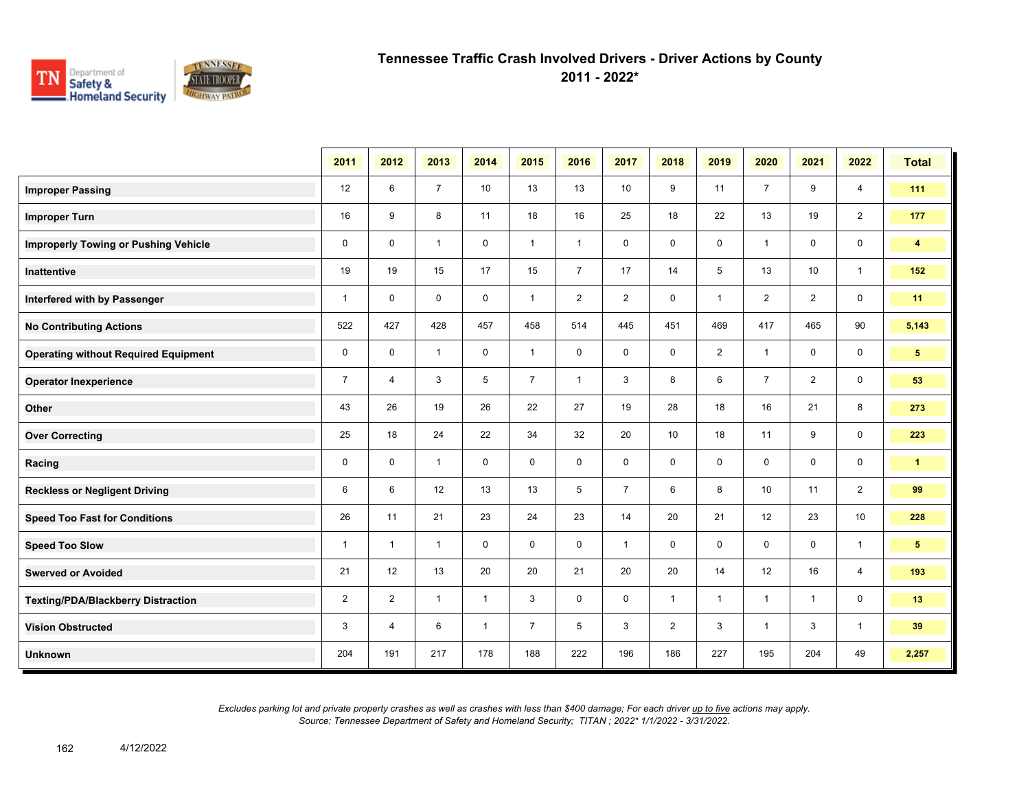# Tennessee Traffic Crash Involved Drivers - Driver Actions by County

## 2011 - 2022*

| | 2011 | 2012 | 2013 | 2014 | 2015 | 2016 | 2017 | 2018 | 2019 | 2020 | 2021 | 2022 | Total |
|---|---|---|---|---|---|---|---|---|---|---|---|---|---|
| **Improper Passing** | 12 | 6 | 7 | 10 | 13 | 13 | 10 | 9 | 11 | 7 | 9 | 4 | **111** |
| **Improper Turn** | 16 | 9 | 8 | 11 | 18 | 16 | 25 | 18 | 22 | 13 | 19 | 2 | **177** |
| **Improperly Towing or Pushing Vehicle** | 0 | 0 | 1 | 0 | 1 | 1 | 0 | 0 | 0 | 1 | 0 | 0 | **4** |
| **Inattentive** | 19 | 19 | 15 | 17 | 15 | 7 | 17 | 14 | 5 | 13 | 10 | 1 | **152** |
| **Interfered with by Passenger** | 1 | 0 | 0 | 0 | 1 | 2 | 2 | 0 | 1 | 2 | 2 | 0 | **11** |
| **No Contributing Actions** | 522 | 427 | 428 | 457 | 458 | 514 | 445 | 451 | 469 | 417 | 465 | 90 | **5,143** |
| **Operating without Required Equipment** | 0 | 0 | 1 | 0 | 1 | 0 | 0 | 0 | 2 | 1 | 0 | 0 | **5** |
| **Operator Inexperience** | 7 | 4 | 3 | 5 | 7 | 1 | 3 | 8 | 6 | 7 | 2 | 0 | **53** |
| **Other** | 43 | 26 | 19 | 26 | 22 | 27 | 19 | 28 | 18 | 16 | 21 | 8 | **273** |
| **Over Correcting** | 25 | 18 | 24 | 22 | 34 | 32 | 20 | 10 | 18 | 11 | 9 | 0 | **223** |
| **Racing** | 0 | 0 | 1 | 0 | 0 | 0 | 0 | 0 | 0 | 0 | 0 | 0 | **1** |
| **Reckless or Negligent Driving** | 6 | 6 | 12 | 13 | 13 | 5 | 7 | 6 | 8 | 10 | 11 | 2 | **99** |
| **Speed Too Fast for Conditions** | 26 | 11 | 21 | 23 | 24 | 23 | 14 | 20 | 21 | 12 | 23 | 10 | **228** |
| **Speed Too Slow** | 1 | 1 | 1 | 0 | 0 | 0 | 1 | 0 | 0 | 0 | 0 | 1 | **5** |
| **Swerved or Avoided** | 21 | 12 | 13 | 20 | 20 | 21 | 20 | 20 | 14 | 12 | 16 | 4 | **193** |
| **Texting/PDA/Blackberry Distraction** | 2 | 2 | 1 | 1 | 3 | 0 | 0 | 1 | 1 | 1 | 1 | 0 | **13** |
| **Vision Obstructed** | 3 | 4 | 6 | 1 | 7 | 5 | 3 | 2 | 3 | 1 | 3 | 1 | **39** |
| **Unknown** | 204 | 191 | 217 | 178 | 188 | 222 | 196 | 186 | 227 | 195 | 204 | 49 | **2,257** |

*Excludes parking lot and private property crashes as well as crashes with less than $400 damage; For each driver up to five actions may apply.*
*Source: Tennessee Department of Safety and Homeland Security; TITAN ; 2022* 1/1/2022 - 3/31/2022.*

4/12/2022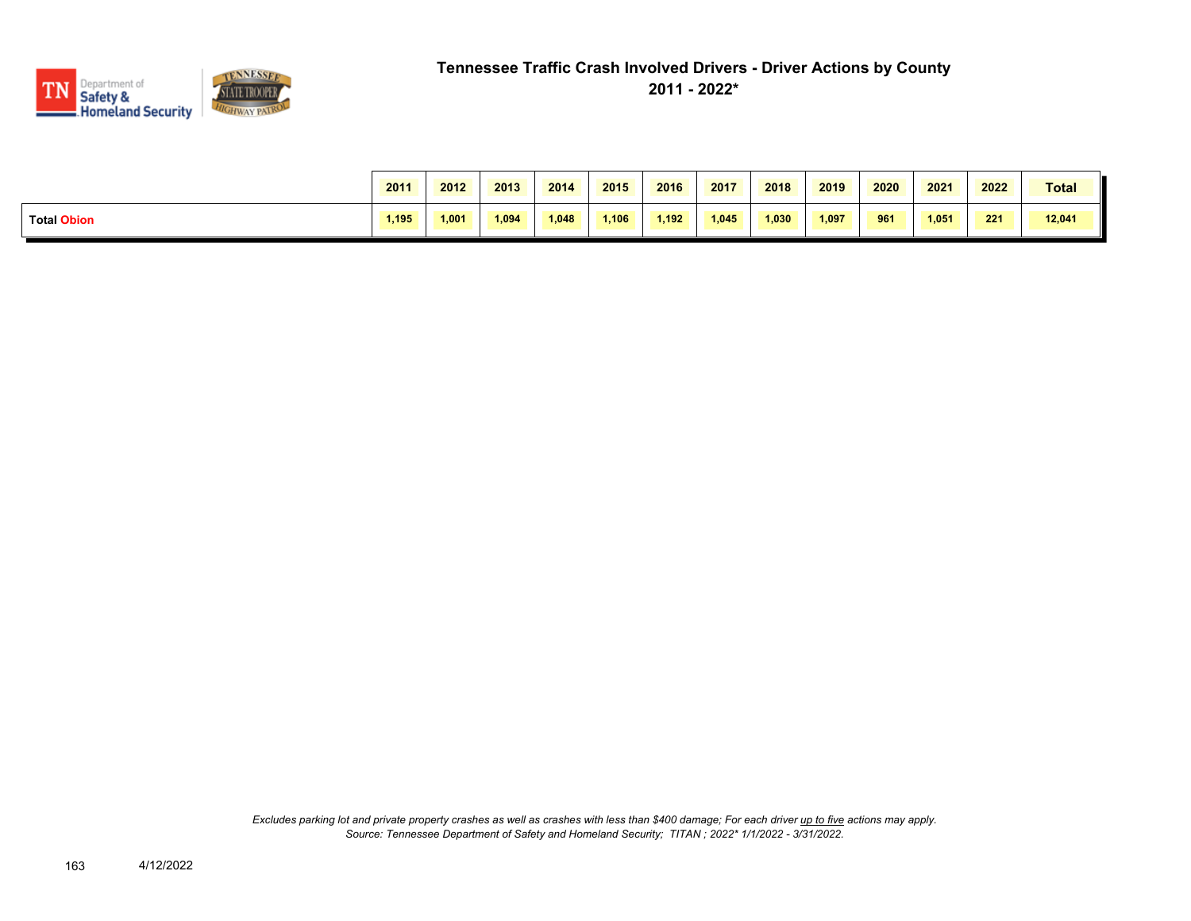# Tennessee Traffic Crash Involved Drivers - Driver Actions by County

## 2011 - 2022*

| | 2011 | 2012 | 2013 | 2014 | 2015 | 2016 | 2017 | 2018 | 2019 | 2020 | 2021 | 2022 | Total |
|---|---|---|---|---|---|---|---|---|---|---|---|---|---|
| **Total Obion** | 1,195 | 1,001 | 1,094 | 1,048 | 1,106 | 1,192 | 1,045 | 1,030 | 1,097 | 961 | 1,051 | 221 | 12,041 |

*Excludes parking lot and private property crashes as well as crashes with less than $400 damage; For each driver up to five actions may apply.*
*Source: Tennessee Department of Safety and Homeland Security; TITAN ; 2022* 1/1/2022 - 3/31/2022.*

4/12/2022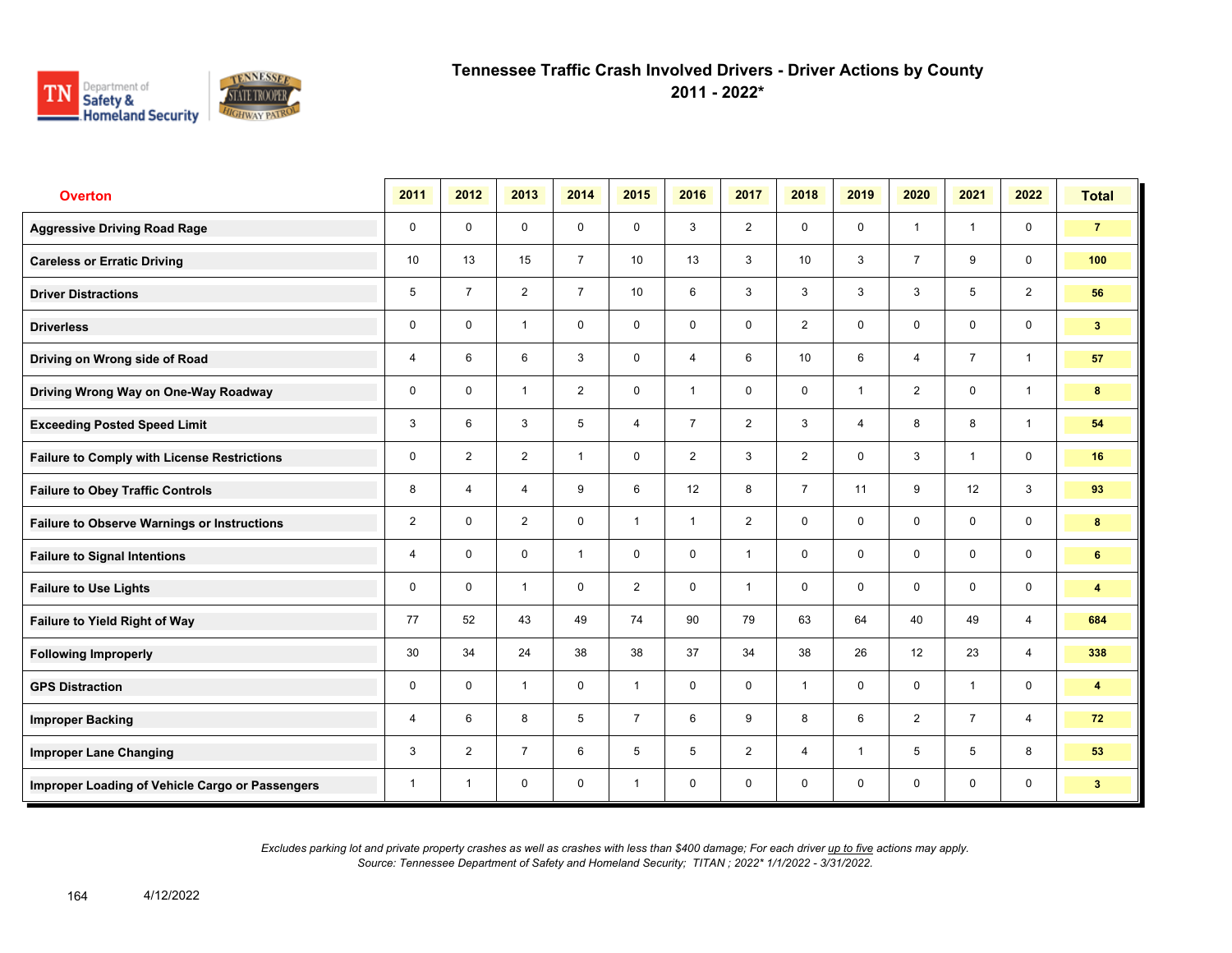# Tennessee Traffic Crash Involved Drivers - Driver Actions by County

## 2011 - 2022*

| Overton | 2011 | 2012 | 2013 | 2014 | 2015 | 2016 | 2017 | 2018 | 2019 | 2020 | 2021 | 2022 | Total |
|---|---|---|---|---|---|---|---|---|---|---|---|---|---|
| Aggressive Driving Road Rage | 0 | 0 | 0 | 0 | 0 | 3 | 2 | 0 | 0 | 1 | 1 | 0 | 7 |
| Careless or Erratic Driving | 10 | 13 | 15 | 7 | 10 | 13 | 3 | 10 | 3 | 7 | 9 | 0 | 100 |
| Driver Distractions | 5 | 7 | 2 | 7 | 10 | 6 | 3 | 3 | 3 | 3 | 5 | 2 | 56 |
| Driverless | 0 | 0 | 1 | 0 | 0 | 0 | 0 | 2 | 0 | 0 | 0 | 0 | 3 |
| Driving on Wrong side of Road | 4 | 6 | 6 | 3 | 0 | 4 | 6 | 10 | 6 | 4 | 7 | 1 | 57 |
| Driving Wrong Way on One-Way Roadway | 0 | 0 | 1 | 2 | 0 | 1 | 0 | 0 | 1 | 2 | 0 | 1 | 8 |
| Exceeding Posted Speed Limit | 3 | 6 | 3 | 5 | 4 | 7 | 2 | 3 | 4 | 8 | 8 | 1 | 54 |
| Failure to Comply with License Restrictions | 0 | 2 | 2 | 1 | 0 | 2 | 3 | 2 | 0 | 3 | 1 | 0 | 16 |
| Failure to Obey Traffic Controls | 8 | 4 | 4 | 9 | 6 | 12 | 8 | 7 | 11 | 9 | 12 | 3 | 93 |
| Failure to Observe Warnings or Instructions | 2 | 0 | 2 | 0 | 1 | 1 | 2 | 0 | 0 | 0 | 0 | 0 | 8 |
| Failure to Signal Intentions | 4 | 0 | 0 | 1 | 0 | 0 | 1 | 0 | 0 | 0 | 0 | 0 | 6 |
| Failure to Use Lights | 0 | 0 | 1 | 0 | 2 | 0 | 1 | 0 | 0 | 0 | 0 | 0 | 4 |
| Failure to Yield Right of Way | 77 | 52 | 43 | 49 | 74 | 90 | 79 | 63 | 64 | 40 | 49 | 4 | 684 |
| Following Improperly | 30 | 34 | 24 | 38 | 38 | 37 | 34 | 38 | 26 | 12 | 23 | 4 | 338 |
| GPS Distraction | 0 | 0 | 1 | 0 | 1 | 0 | 0 | 1 | 0 | 0 | 1 | 0 | 4 |
| Improper Backing | 4 | 6 | 8 | 5 | 7 | 6 | 9 | 8 | 6 | 2 | 7 | 4 | 72 |
| Improper Lane Changing | 3 | 2 | 7 | 6 | 5 | 5 | 2 | 4 | 1 | 5 | 5 | 8 | 53 |
| Improper Loading of Vehicle Cargo or Passengers | 1 | 1 | 0 | 0 | 1 | 0 | 0 | 0 | 0 | 0 | 0 | 0 | 3 |

*Excludes parking lot and private property crashes as well as crashes with less than $400 damage; For each driver up to five actions may apply.*
*Source: Tennessee Department of Safety and Homeland Security; TITAN ; 2022* 1/1/2022 - 3/31/2022.*

4/12/2022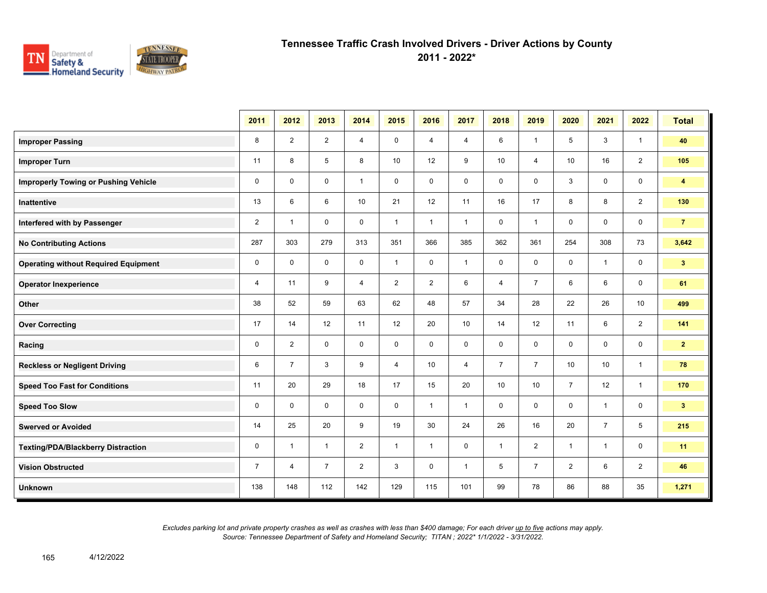# Tennessee Traffic Crash Involved Drivers - Driver Actions by County
## 2011 - 2022*

| | 2011 | 2012 | 2013 | 2014 | 2015 | 2016 | 2017 | 2018 | 2019 | 2020 | 2021 | 2022 | Total |
|---|---|---|---|---|---|---|---|---|---|---|---|---|---|
| **Improper Passing** | 8 | 2 | 2 | 4 | 0 | 4 | 4 | 6 | 1 | 5 | 3 | 1 | **40** |
| **Improper Turn** | 11 | 8 | 5 | 8 | 10 | 12 | 9 | 10 | 4 | 10 | 16 | 2 | **105** |
| **Improperly Towing or Pushing Vehicle** | 0 | 0 | 0 | 1 | 0 | 0 | 0 | 0 | 0 | 3 | 0 | 0 | **4** |
| **Inattentive** | 13 | 6 | 6 | 10 | 21 | 12 | 11 | 16 | 17 | 8 | 8 | 2 | **130** |
| **Interfered with by Passenger** | 2 | 1 | 0 | 0 | 1 | 1 | 1 | 0 | 1 | 0 | 0 | 0 | **7** |
| **No Contributing Actions** | 287 | 303 | 279 | 313 | 351 | 366 | 385 | 362 | 361 | 254 | 308 | 73 | **3,642** |
| **Operating without Required Equipment** | 0 | 0 | 0 | 0 | 1 | 0 | 1 | 0 | 0 | 0 | 1 | 0 | **3** |
| **Operator Inexperience** | 4 | 11 | 9 | 4 | 2 | 2 | 6 | 4 | 7 | 6 | 6 | 0 | **61** |
| **Other** | 38 | 52 | 59 | 63 | 62 | 48 | 57 | 34 | 28 | 22 | 26 | 10 | **499** |
| **Over Correcting** | 17 | 14 | 12 | 11 | 12 | 20 | 10 | 14 | 12 | 11 | 6 | 2 | **141** |
| **Racing** | 0 | 2 | 0 | 0 | 0 | 0 | 0 | 0 | 0 | 0 | 0 | 0 | **2** |
| **Reckless or Negligent Driving** | 6 | 7 | 3 | 9 | 4 | 10 | 4 | 7 | 7 | 10 | 10 | 1 | **78** |
| **Speed Too Fast for Conditions** | 11 | 20 | 29 | 18 | 17 | 15 | 20 | 10 | 10 | 7 | 12 | 1 | **170** |
| **Speed Too Slow** | 0 | 0 | 0 | 0 | 0 | 1 | 1 | 0 | 0 | 0 | 1 | 0 | **3** |
| **Swerved or Avoided** | 14 | 25 | 20 | 9 | 19 | 30 | 24 | 26 | 16 | 20 | 7 | 5 | **215** |
| **Texting/PDA/Blackberry Distraction** | 0 | 1 | 1 | 2 | 1 | 1 | 0 | 1 | 2 | 1 | 1 | 0 | **11** |
| **Vision Obstructed** | 7 | 4 | 7 | 2 | 3 | 0 | 1 | 5 | 7 | 2 | 6 | 2 | **46** |
| **Unknown** | 138 | 148 | 112 | 142 | 129 | 115 | 101 | 99 | 78 | 86 | 88 | 35 | **1,271** |

*Excludes parking lot and private property crashes as well as crashes with less than $400 damage; For each driver up to five actions may apply.*
*Source: Tennessee Department of Safety and Homeland Security; TITAN ; 2022* 1/1/2022 - 3/31/2022.*

4/12/2022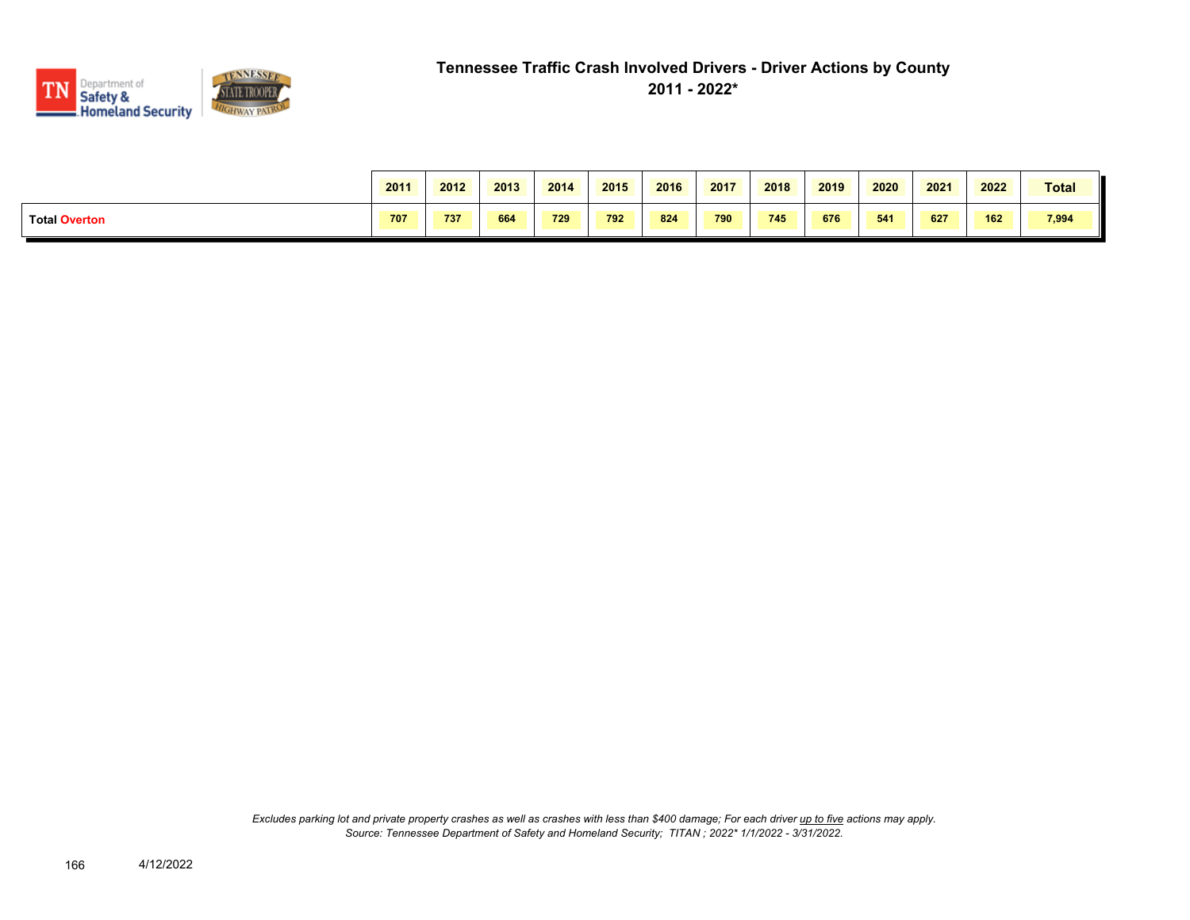# Tennessee Traffic Crash Involved Drivers - Driver Actions by County
## 2011 - 2022*

| | 2011 | 2012 | 2013 | 2014 | 2015 | 2016 | 2017 | 2018 | 2019 | 2020 | 2021 | 2022 | Total |
|---|---|---|---|---|---|---|---|---|---|---|---|---|---|
| **Total Overton** | 707 | 737 | 664 | 729 | 792 | 824 | 790 | 745 | 676 | 541 | 627 | 162 | 7,994 |

*Excludes parking lot and private property crashes as well as crashes with less than $400 damage; For each driver up to five actions may apply.*
*Source: Tennessee Department of Safety and Homeland Security; TITAN ; 2022* 1/1/2022 - 3/31/2022.*

4/12/2022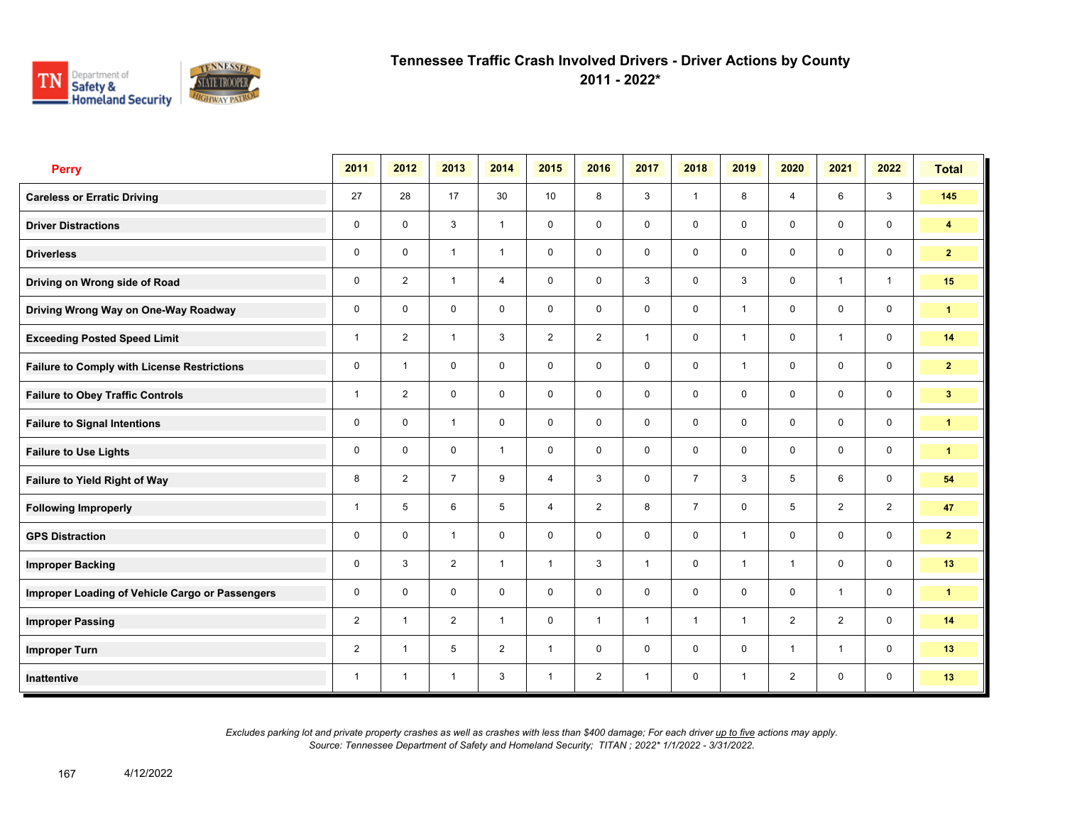# Tennessee Traffic Crash Involved Drivers - Driver Actions by County

## 2011 - 2022*

| Perry | 2011 | 2012 | 2013 | 2014 | 2015 | 2016 | 2017 | 2018 | 2019 | 2020 | 2021 | 2022 | Total |
|---|---|---|---|---|---|---|---|---|---|---|---|---|---|
| **Careless or Erratic Driving** | 27 | 28 | 17 | 30 | 10 | 8 | 3 | 1 | 8 | 4 | 6 | 3 | **145** |
| **Driver Distractions** | 0 | 0 | 3 | 1 | 0 | 0 | 0 | 0 | 0 | 0 | 0 | 0 | **4** |
| **Driverless** | 0 | 0 | 1 | 1 | 0 | 0 | 0 | 0 | 0 | 0 | 0 | 0 | **2** |
| **Driving on Wrong side of Road** | 0 | 2 | 1 | 4 | 0 | 0 | 3 | 0 | 3 | 0 | 1 | 1 | **15** |
| **Driving Wrong Way on One-Way Roadway** | 0 | 0 | 0 | 0 | 0 | 0 | 0 | 0 | 1 | 0 | 0 | 0 | **1** |
| **Exceeding Posted Speed Limit** | 1 | 2 | 1 | 3 | 2 | 2 | 1 | 0 | 1 | 0 | 1 | 0 | **14** |
| **Failure to Comply with License Restrictions** | 0 | 1 | 0 | 0 | 0 | 0 | 0 | 0 | 1 | 0 | 0 | 0 | **2** |
| **Failure to Obey Traffic Controls** | 1 | 2 | 0 | 0 | 0 | 0 | 0 | 0 | 0 | 0 | 0 | 0 | **3** |
| **Failure to Signal Intentions** | 0 | 0 | 1 | 0 | 0 | 0 | 0 | 0 | 0 | 0 | 0 | 0 | **1** |
| **Failure to Use Lights** | 0 | 0 | 0 | 1 | 0 | 0 | 0 | 0 | 0 | 0 | 0 | 0 | **1** |
| **Failure to Yield Right of Way** | 8 | 2 | 7 | 9 | 4 | 3 | 0 | 7 | 3 | 5 | 6 | 0 | **54** |
| **Following Improperly** | 1 | 5 | 6 | 5 | 4 | 2 | 8 | 7 | 0 | 5 | 2 | 2 | **47** |
| **GPS Distraction** | 0 | 0 | 1 | 0 | 0 | 0 | 0 | 0 | 1 | 0 | 0 | 0 | **2** |
| **Improper Backing** | 0 | 3 | 2 | 1 | 1 | 3 | 1 | 0 | 1 | 1 | 0 | 0 | **13** |
| **Improper Loading of Vehicle Cargo or Passengers** | 0 | 0 | 0 | 0 | 0 | 0 | 0 | 0 | 0 | 0 | 1 | 0 | **1** |
| **Improper Passing** | 2 | 1 | 2 | 1 | 0 | 1 | 1 | 1 | 1 | 2 | 2 | 0 | **14** |
| **Improper Turn** | 2 | 1 | 5 | 2 | 1 | 0 | 0 | 0 | 0 | 1 | 1 | 0 | **13** |
| **Inattentive** | 1 | 1 | 1 | 3 | 1 | 2 | 1 | 0 | 1 | 2 | 0 | 0 | **13** |

*Excludes parking lot and private property crashes as well as crashes with less than $400 damage; For each driver up to five actions may apply.*
*Source: Tennessee Department of Safety and Homeland Security; TITAN ; 2022* 1/1/2022 - 3/31/2022.*

4/12/2022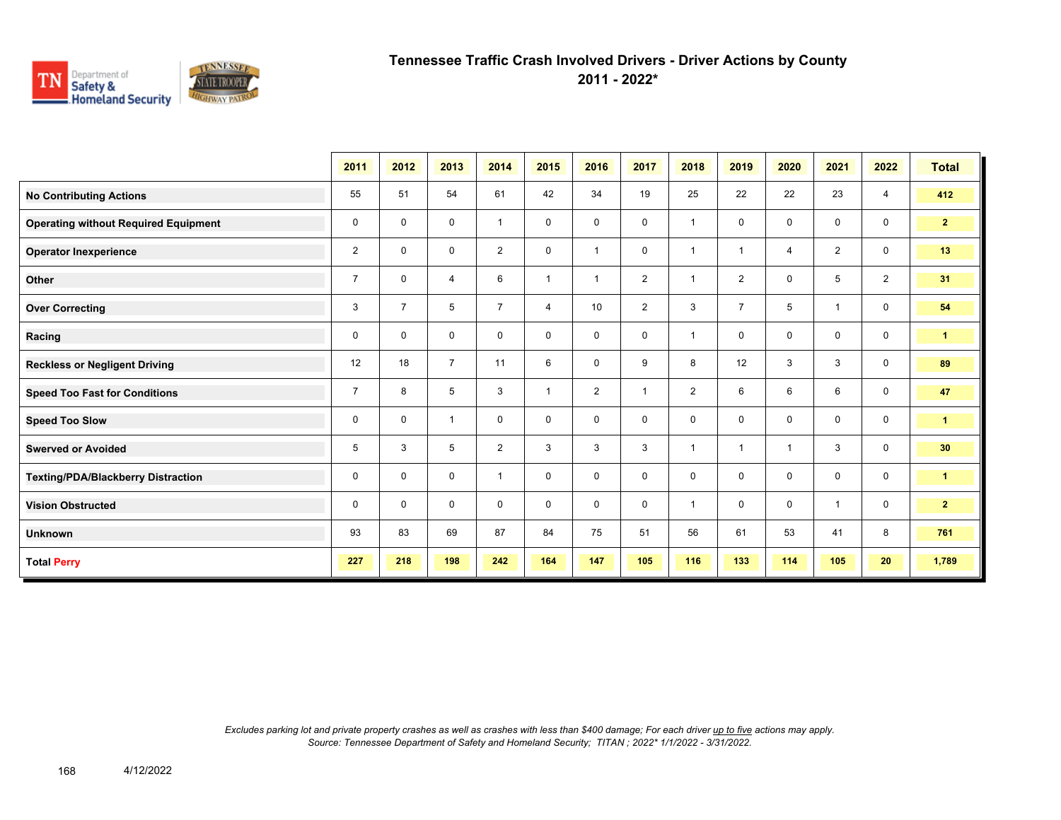# Tennessee Traffic Crash Involved Drivers - Driver Actions by County

## 2011 - 2022*

| | 2011 | 2012 | 2013 | 2014 | 2015 | 2016 | 2017 | 2018 | 2019 | 2020 | 2021 | 2022 | Total |
|---|---|---|---|---|---|---|---|---|---|---|---|---|---|
| **No Contributing Actions** | 55 | 51 | 54 | 61 | 42 | 34 | 19 | 25 | 22 | 22 | 23 | 4 | **412** |
| **Operating without Required Equipment** | 0 | 0 | 0 | 1 | 0 | 0 | 0 | 1 | 0 | 0 | 0 | 0 | **2** |
| **Operator Inexperience** | 2 | 0 | 0 | 2 | 0 | 1 | 0 | 1 | 1 | 4 | 2 | 0 | **13** |
| **Other** | 7 | 0 | 4 | 6 | 1 | 1 | 2 | 1 | 2 | 0 | 5 | 2 | **31** |
| **Over Correcting** | 3 | 7 | 5 | 7 | 4 | 10 | 2 | 3 | 7 | 5 | 1 | 0 | **54** |
| **Racing** | 0 | 0 | 0 | 0 | 0 | 0 | 0 | 1 | 0 | 0 | 0 | 0 | **1** |
| **Reckless or Negligent Driving** | 12 | 18 | 7 | 11 | 6 | 0 | 9 | 8 | 12 | 3 | 3 | 0 | **89** |
| **Speed Too Fast for Conditions** | 7 | 8 | 5 | 3 | 1 | 2 | 1 | 2 | 6 | 6 | 6 | 0 | **47** |
| **Speed Too Slow** | 0 | 0 | 1 | 0 | 0 | 0 | 0 | 0 | 0 | 0 | 0 | 0 | **1** |
| **Swerved or Avoided** | 5 | 3 | 5 | 2 | 3 | 3 | 3 | 1 | 1 | 1 | 3 | 0 | **30** |
| **Texting/PDA/Blackberry Distraction** | 0 | 0 | 0 | 1 | 0 | 0 | 0 | 0 | 0 | 0 | 0 | 0 | **1** |
| **Vision Obstructed** | 0 | 0 | 0 | 0 | 0 | 0 | 0 | 1 | 0 | 0 | 1 | 0 | **2** |
| **Unknown** | 93 | 83 | 69 | 87 | 84 | 75 | 51 | 56 | 61 | 53 | 41 | 8 | **761** |
| **Total Perry** | **227** | **218** | **198** | **242** | **164** | **147** | **105** | **116** | **133** | **114** | **105** | **20** | **1,789** |

*Excludes parking lot and private property crashes as well as crashes with less than $400 damage; For each driver up to five actions may apply.*
*Source: Tennessee Department of Safety and Homeland Security; TITAN ; 2022* 1/1/2022 - 3/31/2022.*

4/12/2022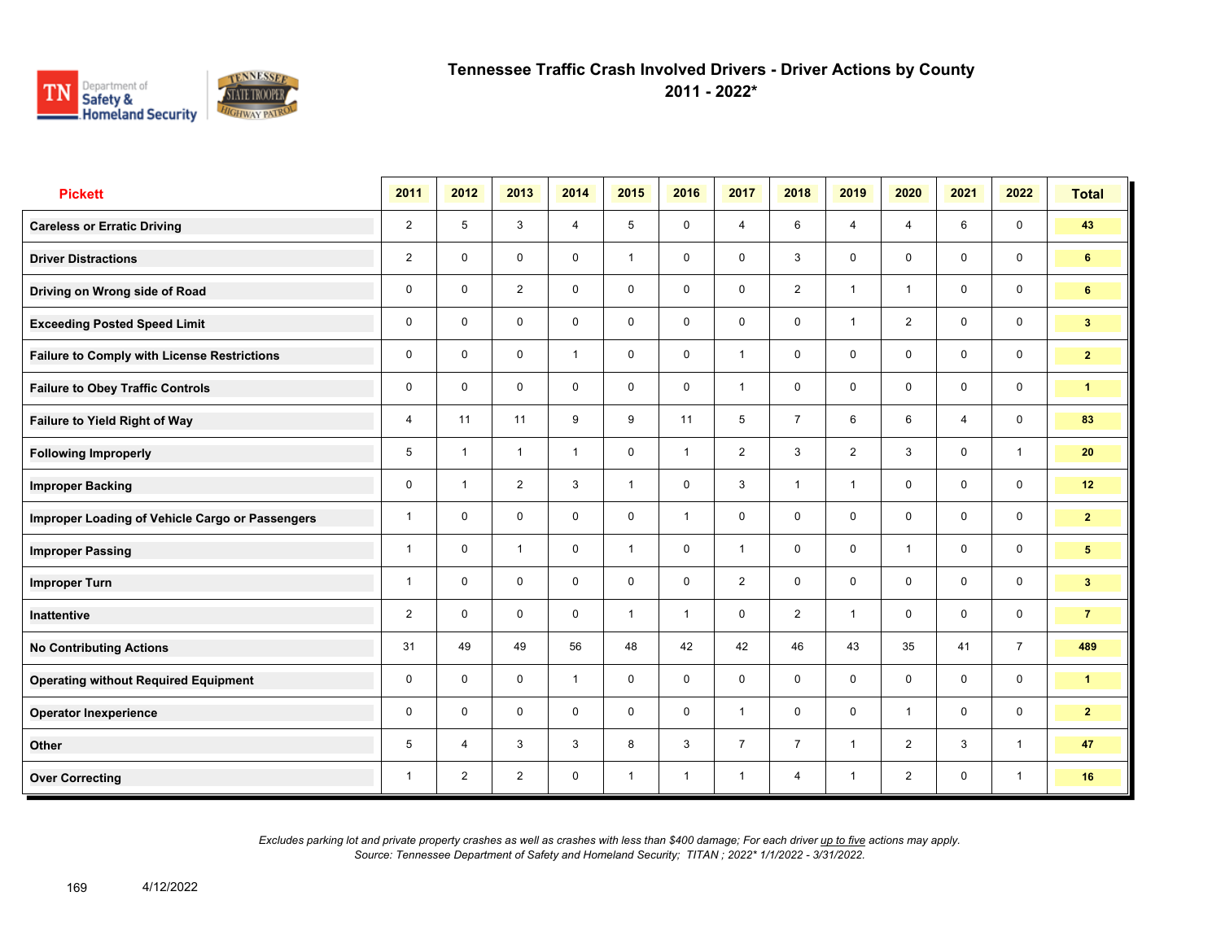# Tennessee Traffic Crash Involved Drivers - Driver Actions by County
## 2011 - 2022*

| Pickett | 2011 | 2012 | 2013 | 2014 | 2015 | 2016 | 2017 | 2018 | 2019 | 2020 | 2021 | 2022 | Total |
|---|---|---|---|---|---|---|---|---|---|---|---|---|---|
| Careless or Erratic Driving | 2 | 5 | 3 | 4 | 5 | 0 | 4 | 6 | 4 | 4 | 6 | 0 | 43 |
| Driver Distractions | 2 | 0 | 0 | 0 | 1 | 0 | 0 | 3 | 0 | 0 | 0 | 0 | 6 |
| Driving on Wrong side of Road | 0 | 0 | 2 | 0 | 0 | 0 | 0 | 2 | 1 | 1 | 0 | 0 | 6 |
| Exceeding Posted Speed Limit | 0 | 0 | 0 | 0 | 0 | 0 | 0 | 0 | 1 | 2 | 0 | 0 | 3 |
| Failure to Comply with License Restrictions | 0 | 0 | 0 | 1 | 0 | 0 | 1 | 0 | 0 | 0 | 0 | 0 | 2 |
| Failure to Obey Traffic Controls | 0 | 0 | 0 | 0 | 0 | 0 | 1 | 0 | 0 | 0 | 0 | 0 | 1 |
| Failure to Yield Right of Way | 4 | 11 | 11 | 9 | 9 | 11 | 5 | 7 | 6 | 6 | 4 | 0 | 83 |
| Following Improperly | 5 | 1 | 1 | 1 | 0 | 1 | 2 | 3 | 2 | 3 | 0 | 1 | 20 |
| Improper Backing | 0 | 1 | 2 | 3 | 1 | 0 | 3 | 1 | 1 | 0 | 0 | 0 | 12 |
| Improper Loading of Vehicle Cargo or Passengers | 1 | 0 | 0 | 0 | 0 | 1 | 0 | 0 | 0 | 0 | 0 | 0 | 2 |
| Improper Passing | 1 | 0 | 1 | 0 | 1 | 0 | 1 | 0 | 0 | 1 | 0 | 0 | 5 |
| Improper Turn | 1 | 0 | 0 | 0 | 0 | 0 | 2 | 0 | 0 | 0 | 0 | 0 | 3 |
| Inattentive | 2 | 0 | 0 | 0 | 1 | 1 | 0 | 2 | 1 | 0 | 0 | 0 | 7 |
| No Contributing Actions | 31 | 49 | 49 | 56 | 48 | 42 | 42 | 46 | 43 | 35 | 41 | 7 | 489 |
| Operating without Required Equipment | 0 | 0 | 0 | 1 | 0 | 0 | 0 | 0 | 0 | 0 | 0 | 0 | 1 |
| Operator Inexperience | 0 | 0 | 0 | 0 | 0 | 0 | 1 | 0 | 0 | 1 | 0 | 0 | 2 |
| Other | 5 | 4 | 3 | 3 | 8 | 3 | 7 | 7 | 1 | 2 | 3 | 1 | 47 |
| Over Correcting | 1 | 2 | 2 | 0 | 1 | 1 | 1 | 4 | 1 | 2 | 0 | 1 | 16 |

*Excludes parking lot and private property crashes as well as crashes with less than $400 damage; For each driver up to five actions may apply.*
*Source: Tennessee Department of Safety and Homeland Security; TITAN ; 2022* 1/1/2022 - 3/31/2022.*

4/12/2022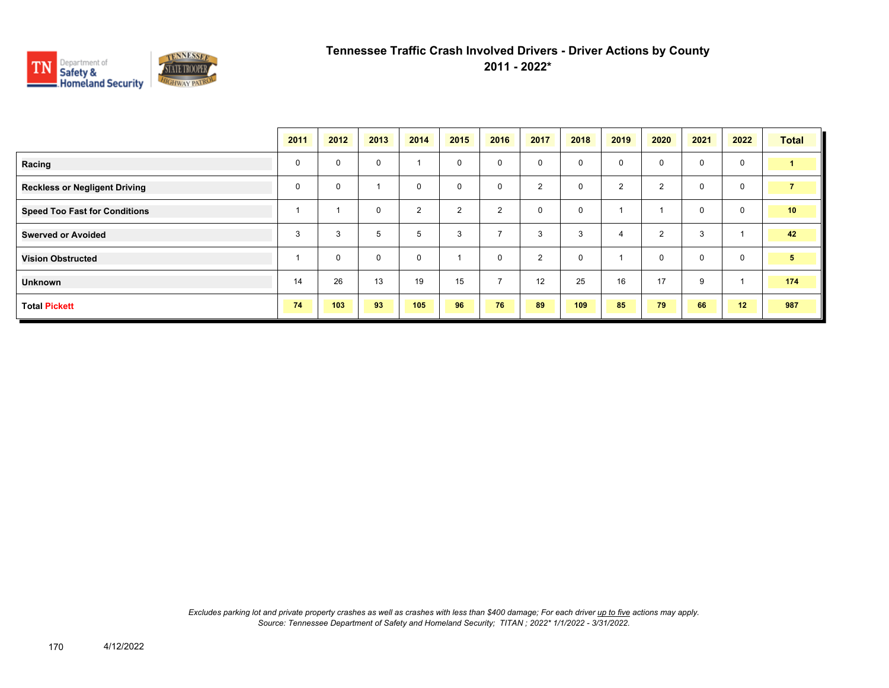# Tennessee Traffic Crash Involved Drivers - Driver Actions by County
## 2011 - 2022*

| | 2011 | 2012 | 2013 | 2014 | 2015 | 2016 | 2017 | 2018 | 2019 | 2020 | 2021 | 2022 | Total |
|---|---|---|---|---|---|---|---|---|---|---|---|---|---|
| **Racing** | 0 | 0 | 0 | 1 | 0 | 0 | 0 | 0 | 0 | 0 | 0 | 0 | **1** |
| **Reckless or Negligent Driving** | 0 | 0 | 1 | 0 | 0 | 0 | 2 | 0 | 2 | 2 | 0 | 0 | **7** |
| **Speed Too Fast for Conditions** | 1 | 1 | 0 | 2 | 2 | 2 | 0 | 0 | 1 | 1 | 0 | 0 | **10** |
| **Swerved or Avoided** | 3 | 3 | 5 | 5 | 3 | 7 | 3 | 3 | 4 | 2 | 3 | 1 | **42** |
| **Vision Obstructed** | 1 | 0 | 0 | 0 | 1 | 0 | 2 | 0 | 1 | 0 | 0 | 0 | **5** |
| **Unknown** | 14 | 26 | 13 | 19 | 15 | 7 | 12 | 25 | 16 | 17 | 9 | 1 | **174** |
| **Total Pickett** | **74** | **103** | **93** | **105** | **96** | **76** | **89** | **109** | **85** | **79** | **66** | **12** | **987** |

*Excludes parking lot and private property crashes as well as crashes with less than $400 damage; For each driver up to five actions may apply.*
*Source: Tennessee Department of Safety and Homeland Security; TITAN ; 2022* 1/1/2022 - 3/31/2022.*

4/12/2022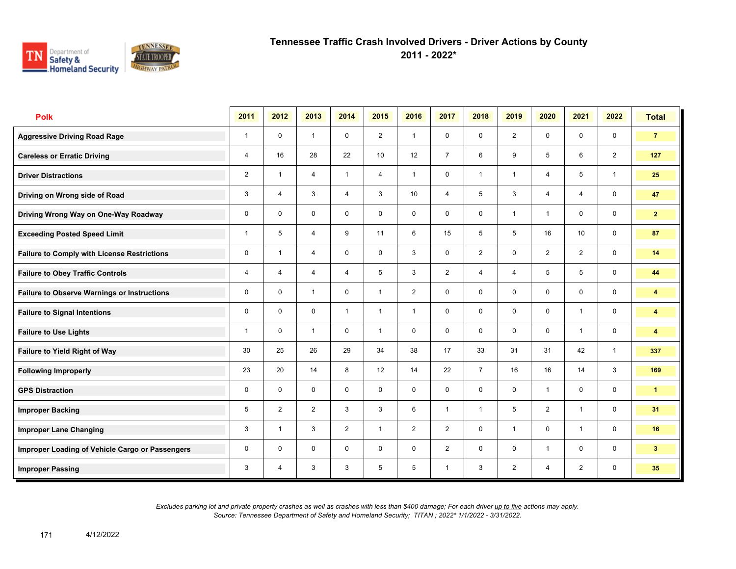# Tennessee Traffic Crash Involved Drivers - Driver Actions by County
## 2011 - 2022*

| Polk | 2011 | 2012 | 2013 | 2014 | 2015 | 2016 | 2017 | 2018 | 2019 | 2020 | 2021 | 2022 | Total |
|---|---|---|---|---|---|---|---|---|---|---|---|---|---|
| Aggressive Driving Road Rage | 1 | 0 | 1 | 0 | 2 | 1 | 0 | 0 | 2 | 0 | 0 | 0 | 7 |
| Careless or Erratic Driving | 4 | 16 | 28 | 22 | 10 | 12 | 7 | 6 | 9 | 5 | 6 | 2 | 127 |
| Driver Distractions | 2 | 1 | 4 | 1 | 4 | 1 | 0 | 1 | 1 | 4 | 5 | 1 | 25 |
| Driving on Wrong side of Road | 3 | 4 | 3 | 4 | 3 | 10 | 4 | 5 | 3 | 4 | 4 | 0 | 47 |
| Driving Wrong Way on One-Way Roadway | 0 | 0 | 0 | 0 | 0 | 0 | 0 | 0 | 1 | 1 | 0 | 0 | 2 |
| Exceeding Posted Speed Limit | 1 | 5 | 4 | 9 | 11 | 6 | 15 | 5 | 5 | 16 | 10 | 0 | 87 |
| Failure to Comply with License Restrictions | 0 | 1 | 4 | 0 | 0 | 3 | 0 | 2 | 0 | 2 | 2 | 0 | 14 |
| Failure to Obey Traffic Controls | 4 | 4 | 4 | 4 | 5 | 3 | 2 | 4 | 4 | 5 | 5 | 0 | 44 |
| Failure to Observe Warnings or Instructions | 0 | 0 | 1 | 0 | 1 | 2 | 0 | 0 | 0 | 0 | 0 | 0 | 4 |
| Failure to Signal Intentions | 0 | 0 | 0 | 1 | 1 | 1 | 0 | 0 | 0 | 0 | 1 | 0 | 4 |
| Failure to Use Lights | 1 | 0 | 1 | 0 | 1 | 0 | 0 | 0 | 0 | 0 | 1 | 0 | 4 |
| Failure to Yield Right of Way | 30 | 25 | 26 | 29 | 34 | 38 | 17 | 33 | 31 | 31 | 42 | 1 | 337 |
| Following Improperly | 23 | 20 | 14 | 8 | 12 | 14 | 22 | 7 | 16 | 16 | 14 | 3 | 169 |
| GPS Distraction | 0 | 0 | 0 | 0 | 0 | 0 | 0 | 0 | 0 | 1 | 0 | 0 | 1 |
| Improper Backing | 5 | 2 | 2 | 3 | 3 | 6 | 1 | 1 | 5 | 2 | 1 | 0 | 31 |
| Improper Lane Changing | 3 | 1 | 3 | 2 | 1 | 2 | 2 | 0 | 1 | 0 | 1 | 0 | 16 |
| Improper Loading of Vehicle Cargo or Passengers | 0 | 0 | 0 | 0 | 0 | 0 | 2 | 0 | 0 | 1 | 0 | 0 | 3 |
| Improper Passing | 3 | 4 | 3 | 3 | 5 | 5 | 1 | 3 | 2 | 4 | 2 | 0 | 35 |

*Excludes parking lot and private property crashes as well as crashes with less than $400 damage; For each driver up to five actions may apply.*
*Source: Tennessee Department of Safety and Homeland Security; TITAN ; 2022* 1/1/2022 - 3/31/2022.*

4/12/2022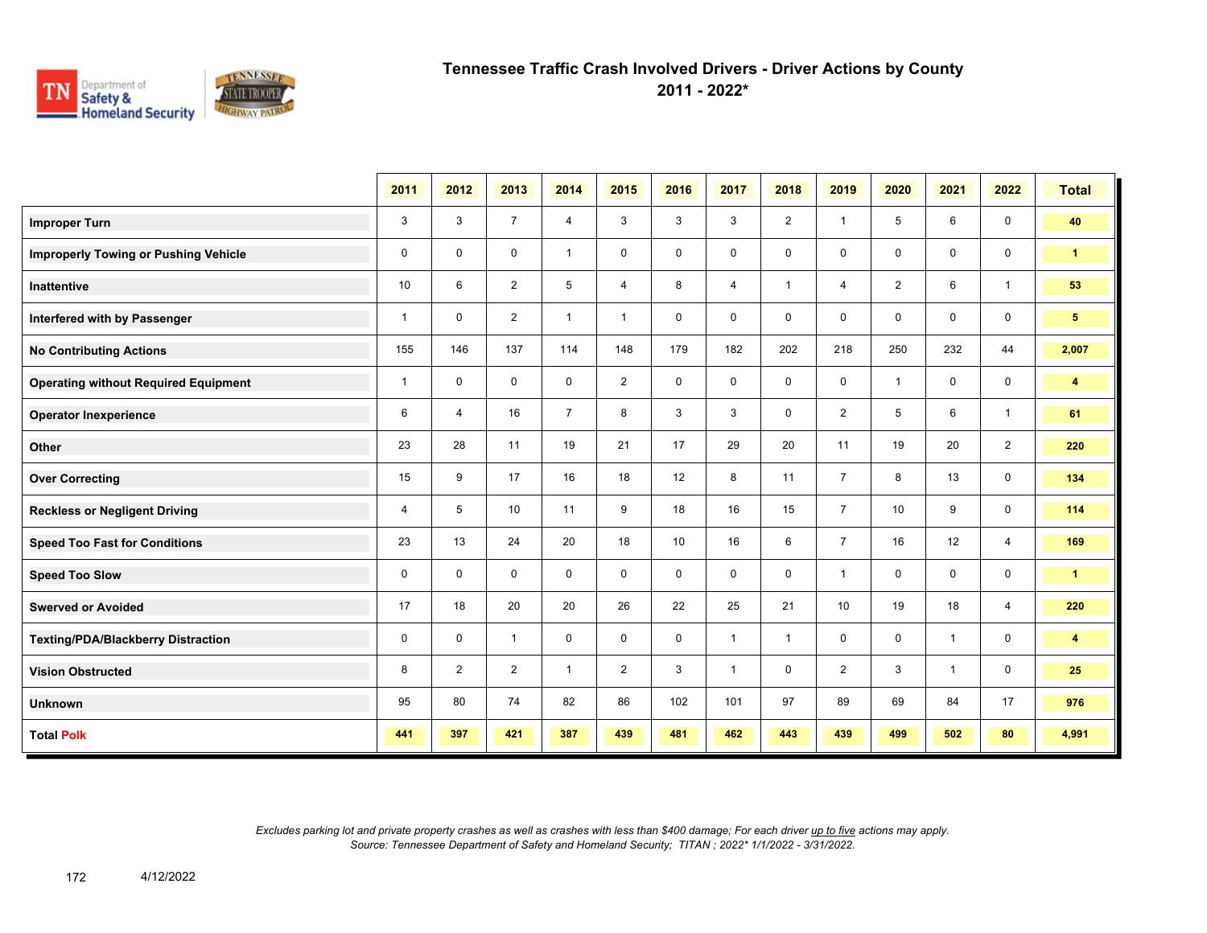# Tennessee Traffic Crash Involved Drivers - Driver Actions by County
## 2011 - 2022*

| | 2011 | 2012 | 2013 | 2014 | 2015 | 2016 | 2017 | 2018 | 2019 | 2020 | 2021 | 2022 | Total |
|---|---|---|---|---|---|---|---|---|---|---|---|---|---|
| **Improper Turn** | 3 | 3 | 7 | 4 | 3 | 3 | 3 | 2 | 1 | 5 | 6 | 0 | **40** |
| **Improperly Towing or Pushing Vehicle** | 0 | 0 | 0 | 1 | 0 | 0 | 0 | 0 | 0 | 0 | 0 | 0 | **1** |
| **Inattentive** | 10 | 6 | 2 | 5 | 4 | 8 | 4 | 1 | 4 | 2 | 6 | 1 | **53** |
| **Interfered with by Passenger** | 1 | 0 | 2 | 1 | 1 | 0 | 0 | 0 | 0 | 0 | 0 | 0 | **5** |
| **No Contributing Actions** | 155 | 146 | 137 | 114 | 148 | 179 | 182 | 202 | 218 | 250 | 232 | 44 | **2,007** |
| **Operating without Required Equipment** | 1 | 0 | 0 | 0 | 2 | 0 | 0 | 0 | 0 | 1 | 0 | 0 | **4** |
| **Operator Inexperience** | 6 | 4 | 16 | 7 | 8 | 3 | 3 | 0 | 2 | 5 | 6 | 1 | **61** |
| **Other** | 23 | 28 | 11 | 19 | 21 | 17 | 29 | 20 | 11 | 19 | 20 | 2 | **220** |
| **Over Correcting** | 15 | 9 | 17 | 16 | 18 | 12 | 8 | 11 | 7 | 8 | 13 | 0 | **134** |
| **Reckless or Negligent Driving** | 4 | 5 | 10 | 11 | 9 | 18 | 16 | 15 | 7 | 10 | 9 | 0 | **114** |
| **Speed Too Fast for Conditions** | 23 | 13 | 24 | 20 | 18 | 10 | 16 | 6 | 7 | 16 | 12 | 4 | **169** |
| **Speed Too Slow** | 0 | 0 | 0 | 0 | 0 | 0 | 0 | 0 | 1 | 0 | 0 | 0 | **1** |
| **Swerved or Avoided** | 17 | 18 | 20 | 20 | 26 | 22 | 25 | 21 | 10 | 19 | 18 | 4 | **220** |
| **Texting/PDA/Blackberry Distraction** | 0 | 0 | 1 | 0 | 0 | 0 | 1 | 1 | 0 | 0 | 1 | 0 | **4** |
| **Vision Obstructed** | 8 | 2 | 2 | 1 | 2 | 3 | 1 | 0 | 2 | 3 | 1 | 0 | **25** |
| **Unknown** | 95 | 80 | 74 | 82 | 86 | 102 | 101 | 97 | 89 | 69 | 84 | 17 | **976** |
| **Total Polk** | **441** | **397** | **421** | **387** | **439** | **481** | **462** | **443** | **439** | **499** | **502** | **80** | **4,991** |

*Excludes parking lot and private property crashes as well as crashes with less than $400 damage; For each driver up to five actions may apply.*
*Source: Tennessee Department of Safety and Homeland Security; TITAN ; 2022* 1/1/2022 - 3/31/2022.*

4/12/2022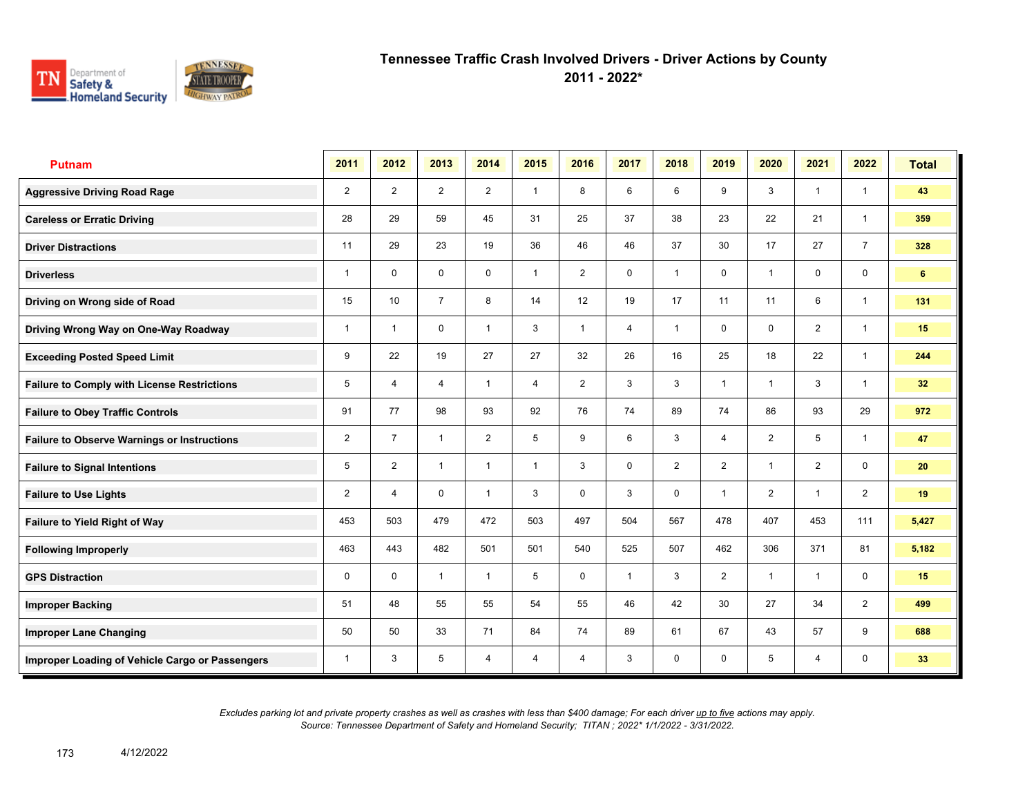# Tennessee Traffic Crash Involved Drivers - Driver Actions by County

## 2011 - 2022*

| Putnam | 2011 | 2012 | 2013 | 2014 | 2015 | 2016 | 2017 | 2018 | 2019 | 2020 | 2021 | 2022 | Total |
|---|---|---|---|---|---|---|---|---|---|---|---|---|---|
| Aggressive Driving Road Rage | 2 | 2 | 2 | 2 | 1 | 8 | 6 | 6 | 9 | 3 | 1 | 1 | 43 |
| Careless or Erratic Driving | 28 | 29 | 59 | 45 | 31 | 25 | 37 | 38 | 23 | 22 | 21 | 1 | 359 |
| Driver Distractions | 11 | 29 | 23 | 19 | 36 | 46 | 46 | 37 | 30 | 17 | 27 | 7 | 328 |
| Driverless | 1 | 0 | 0 | 0 | 1 | 2 | 0 | 1 | 0 | 1 | 0 | 0 | 6 |
| Driving on Wrong side of Road | 15 | 10 | 7 | 8 | 14 | 12 | 19 | 17 | 11 | 11 | 6 | 1 | 131 |
| Driving Wrong Way on One-Way Roadway | 1 | 1 | 0 | 1 | 3 | 1 | 4 | 1 | 0 | 0 | 2 | 1 | 15 |
| Exceeding Posted Speed Limit | 9 | 22 | 19 | 27 | 27 | 32 | 26 | 16 | 25 | 18 | 22 | 1 | 244 |
| Failure to Comply with License Restrictions | 5 | 4 | 4 | 1 | 4 | 2 | 3 | 3 | 1 | 1 | 3 | 1 | 32 |
| Failure to Obey Traffic Controls | 91 | 77 | 98 | 93 | 92 | 76 | 74 | 89 | 74 | 86 | 93 | 29 | 972 |
| Failure to Observe Warnings or Instructions | 2 | 7 | 1 | 2 | 5 | 9 | 6 | 3 | 4 | 2 | 5 | 1 | 47 |
| Failure to Signal Intentions | 5 | 2 | 1 | 1 | 1 | 3 | 0 | 2 | 2 | 1 | 2 | 0 | 20 |
| Failure to Use Lights | 2 | 4 | 0 | 1 | 3 | 0 | 3 | 0 | 1 | 2 | 1 | 2 | 19 |
| Failure to Yield Right of Way | 453 | 503 | 479 | 472 | 503 | 497 | 504 | 567 | 478 | 407 | 453 | 111 | 5,427 |
| Following Improperly | 463 | 443 | 482 | 501 | 501 | 540 | 525 | 507 | 462 | 306 | 371 | 81 | 5,182 |
| GPS Distraction | 0 | 0 | 1 | 1 | 5 | 0 | 1 | 3 | 2 | 1 | 1 | 0 | 15 |
| Improper Backing | 51 | 48 | 55 | 55 | 54 | 55 | 46 | 42 | 30 | 27 | 34 | 2 | 499 |
| Improper Lane Changing | 50 | 50 | 33 | 71 | 84 | 74 | 89 | 61 | 67 | 43 | 57 | 9 | 688 |
| Improper Loading of Vehicle Cargo or Passengers | 1 | 3 | 5 | 4 | 4 | 4 | 3 | 0 | 0 | 5 | 4 | 0 | 33 |

*Excludes parking lot and private property crashes as well as crashes with less than $400 damage; For each driver up to five actions may apply.*
*Source: Tennessee Department of Safety and Homeland Security; TITAN ; 2022* 1/1/2022 - 3/31/2022.*

4/12/2022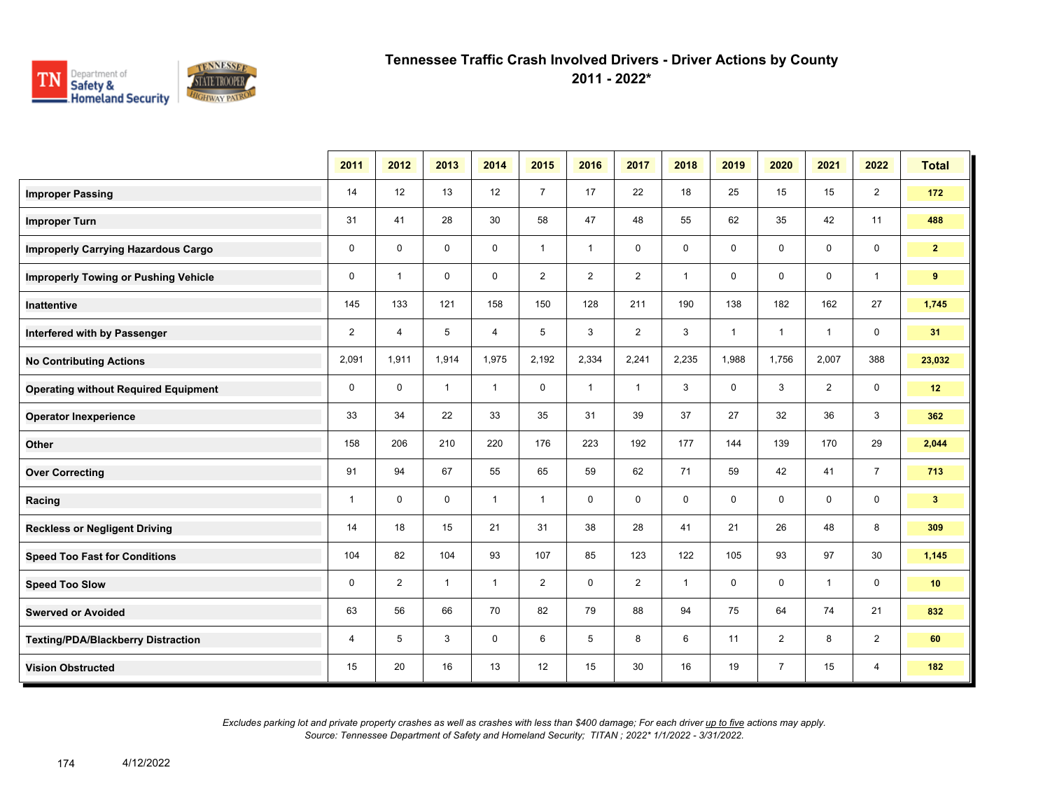# Tennessee Traffic Crash Involved Drivers - Driver Actions by County
## 2011 - 2022*

| | 2011 | 2012 | 2013 | 2014 | 2015 | 2016 | 2017 | 2018 | 2019 | 2020 | 2021 | 2022 | Total |
|---|---|---|---|---|---|---|---|---|---|---|---|---|---|
| **Improper Passing** | 14 | 12 | 13 | 12 | 7 | 17 | 22 | 18 | 25 | 15 | 15 | 2 | **172** |
| **Improper Turn** | 31 | 41 | 28 | 30 | 58 | 47 | 48 | 55 | 62 | 35 | 42 | 11 | **488** |
| **Improperly Carrying Hazardous Cargo** | 0 | 0 | 0 | 0 | 1 | 1 | 0 | 0 | 0 | 0 | 0 | 0 | **2** |
| **Improperly Towing or Pushing Vehicle** | 0 | 1 | 0 | 0 | 2 | 2 | 2 | 1 | 0 | 0 | 0 | 1 | **9** |
| **Inattentive** | 145 | 133 | 121 | 158 | 150 | 128 | 211 | 190 | 138 | 182 | 162 | 27 | **1,745** |
| **Interfered with by Passenger** | 2 | 4 | 5 | 4 | 5 | 3 | 2 | 3 | 1 | 1 | 1 | 0 | **31** |
| **No Contributing Actions** | 2,091 | 1,911 | 1,914 | 1,975 | 2,192 | 2,334 | 2,241 | 2,235 | 1,988 | 1,756 | 2,007 | 388 | **23,032** |
| **Operating without Required Equipment** | 0 | 0 | 1 | 1 | 0 | 1 | 1 | 3 | 0 | 3 | 2 | 0 | **12** |
| **Operator Inexperience** | 33 | 34 | 22 | 33 | 35 | 31 | 39 | 37 | 27 | 32 | 36 | 3 | **362** |
| **Other** | 158 | 206 | 210 | 220 | 176 | 223 | 192 | 177 | 144 | 139 | 170 | 29 | **2,044** |
| **Over Correcting** | 91 | 94 | 67 | 55 | 65 | 59 | 62 | 71 | 59 | 42 | 41 | 7 | **713** |
| **Racing** | 1 | 0 | 0 | 1 | 1 | 0 | 0 | 0 | 0 | 0 | 0 | 0 | **3** |
| **Reckless or Negligent Driving** | 14 | 18 | 15 | 21 | 31 | 38 | 28 | 41 | 21 | 26 | 48 | 8 | **309** |
| **Speed Too Fast for Conditions** | 104 | 82 | 104 | 93 | 107 | 85 | 123 | 122 | 105 | 93 | 97 | 30 | **1,145** |
| **Speed Too Slow** | 0 | 2 | 1 | 1 | 2 | 0 | 2 | 1 | 0 | 0 | 1 | 0 | **10** |
| **Swerved or Avoided** | 63 | 56 | 66 | 70 | 82 | 79 | 88 | 94 | 75 | 64 | 74 | 21 | **832** |
| **Texting/PDA/Blackberry Distraction** | 4 | 5 | 3 | 0 | 6 | 5 | 8 | 6 | 11 | 2 | 8 | 2 | **60** |
| **Vision Obstructed** | 15 | 20 | 16 | 13 | 12 | 15 | 30 | 16 | 19 | 7 | 15 | 4 | **182** |

*Excludes parking lot and private property crashes as well as crashes with less than $400 damage; For each driver up to five actions may apply.*
*Source: Tennessee Department of Safety and Homeland Security; TITAN ; 2022* 1/1/2022 - 3/31/2022.*

4/12/2022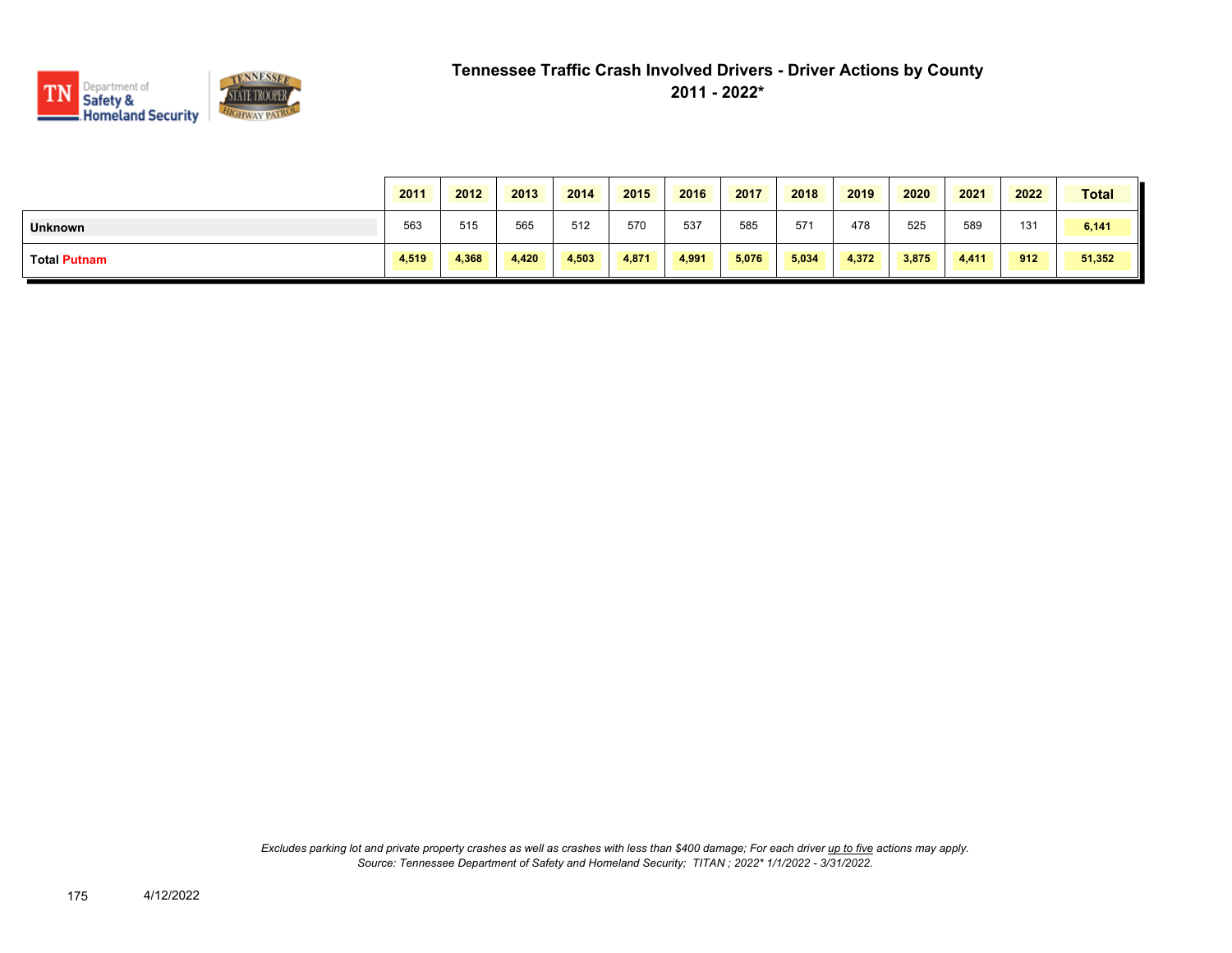# Tennessee Traffic Crash Involved Drivers - Driver Actions by County

## 2011 - 2022*

| | 2011 | 2012 | 2013 | 2014 | 2015 | 2016 | 2017 | 2018 | 2019 | 2020 | 2021 | 2022 | Total |
|---|---|---|---|---|---|---|---|---|---|---|---|---|---|
| **Unknown** | 563 | 515 | 565 | 512 | 570 | 537 | 585 | 571 | 478 | 525 | 589 | 131 | **6,141** |
| **Total Putnam** | **4,519** | **4,368** | **4,420** | **4,503** | **4,871** | **4,991** | **5,076** | **5,034** | **4,372** | **3,875** | **4,411** | **912** | **51,352** |

*Excludes parking lot and private property crashes as well as crashes with less than $400 damage; For each driver up to five actions may apply.*
*Source: Tennessee Department of Safety and Homeland Security; TITAN ; 2022* 1/1/2022 - 3/31/2022.*

4/12/2022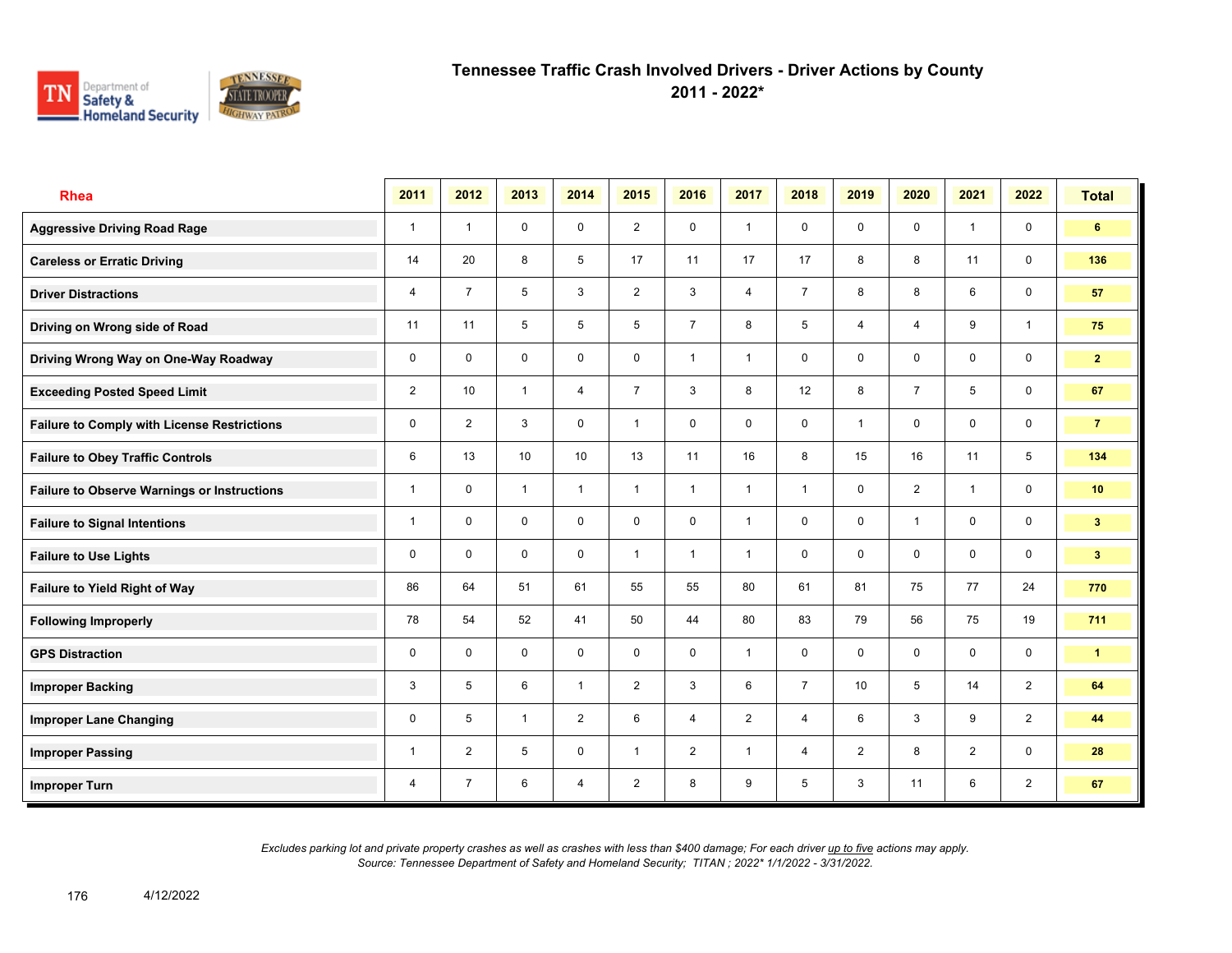# Tennessee Traffic Crash Involved Drivers - Driver Actions by County

## 2011 - 2022*

| Rhea | 2011 | 2012 | 2013 | 2014 | 2015 | 2016 | 2017 | 2018 | 2019 | 2020 | 2021 | 2022 | Total |
|---|---|---|---|---|---|---|---|---|---|---|---|---|---|
| Aggressive Driving Road Rage | 1 | 1 | 0 | 0 | 2 | 0 | 1 | 0 | 0 | 0 | 1 | 0 | 6 |
| Careless or Erratic Driving | 14 | 20 | 8 | 5 | 17 | 11 | 17 | 17 | 8 | 8 | 11 | 0 | 136 |
| Driver Distractions | 4 | 7 | 5 | 3 | 2 | 3 | 4 | 7 | 8 | 8 | 6 | 0 | 57 |
| Driving on Wrong side of Road | 11 | 11 | 5 | 5 | 5 | 7 | 8 | 5 | 4 | 4 | 9 | 1 | 75 |
| Driving Wrong Way on One-Way Roadway | 0 | 0 | 0 | 0 | 0 | 1 | 1 | 0 | 0 | 0 | 0 | 0 | 2 |
| Exceeding Posted Speed Limit | 2 | 10 | 1 | 4 | 7 | 3 | 8 | 12 | 8 | 7 | 5 | 0 | 67 |
| Failure to Comply with License Restrictions | 0 | 2 | 3 | 0 | 1 | 0 | 0 | 0 | 1 | 0 | 0 | 0 | 7 |
| Failure to Obey Traffic Controls | 6 | 13 | 10 | 10 | 13 | 11 | 16 | 8 | 15 | 16 | 11 | 5 | 134 |
| Failure to Observe Warnings or Instructions | 1 | 0 | 1 | 1 | 1 | 1 | 1 | 1 | 0 | 2 | 1 | 0 | 10 |
| Failure to Signal Intentions | 1 | 0 | 0 | 0 | 0 | 0 | 1 | 0 | 0 | 1 | 0 | 0 | 3 |
| Failure to Use Lights | 0 | 0 | 0 | 0 | 1 | 1 | 1 | 0 | 0 | 0 | 0 | 0 | 3 |
| Failure to Yield Right of Way | 86 | 64 | 51 | 61 | 55 | 55 | 80 | 61 | 81 | 75 | 77 | 24 | 770 |
| Following Improperly | 78 | 54 | 52 | 41 | 50 | 44 | 80 | 83 | 79 | 56 | 75 | 19 | 711 |
| GPS Distraction | 0 | 0 | 0 | 0 | 0 | 0 | 1 | 0 | 0 | 0 | 0 | 0 | 1 |
| Improper Backing | 3 | 5 | 6 | 1 | 2 | 3 | 6 | 7 | 10 | 5 | 14 | 2 | 64 |
| Improper Lane Changing | 0 | 5 | 1 | 2 | 6 | 4 | 2 | 4 | 6 | 3 | 9 | 2 | 44 |
| Improper Passing | 1 | 2 | 5 | 0 | 1 | 2 | 1 | 4 | 2 | 8 | 2 | 0 | 28 |
| Improper Turn | 4 | 7 | 6 | 4 | 2 | 8 | 9 | 5 | 3 | 11 | 6 | 2 | 67 |

*Excludes parking lot and private property crashes as well as crashes with less than $400 damage; For each driver up to five actions may apply.*
*Source: Tennessee Department of Safety and Homeland Security; TITAN ; 2022* 1/1/2022 - 3/31/2022.*

4/12/2022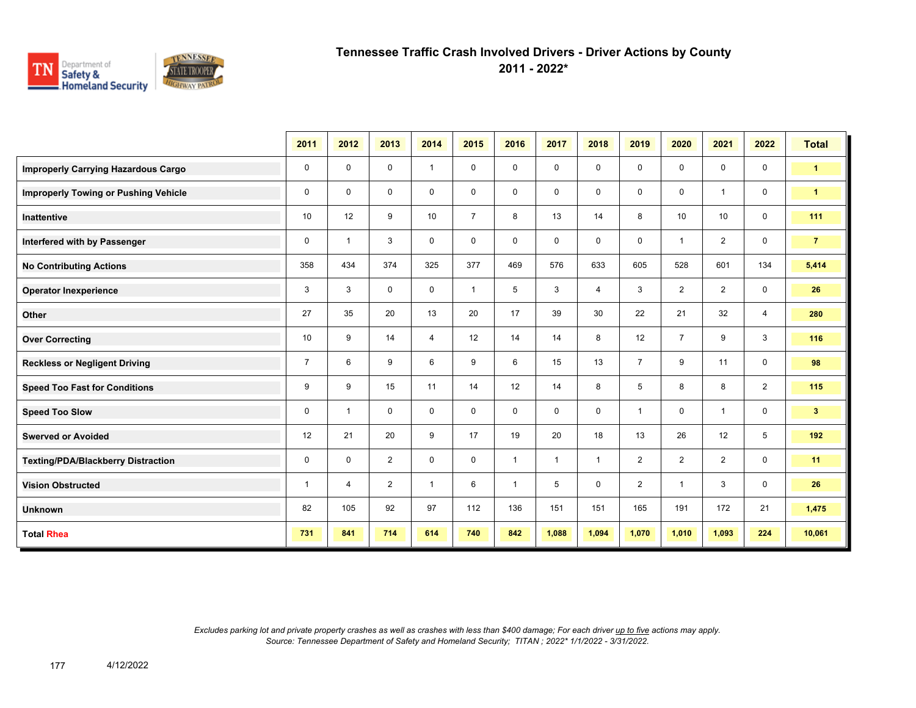# Tennessee Traffic Crash Involved Drivers - Driver Actions by County
## 2011 - 2022*

| | 2011 | 2012 | 2013 | 2014 | 2015 | 2016 | 2017 | 2018 | 2019 | 2020 | 2021 | 2022 | Total |
|---|---|---|---|---|---|---|---|---|---|---|---|---|---|
| **Improperly Carrying Hazardous Cargo** | 0 | 0 | 0 | 1 | 0 | 0 | 0 | 0 | 0 | 0 | 0 | 0 | **1** |
| **Improperly Towing or Pushing Vehicle** | 0 | 0 | 0 | 0 | 0 | 0 | 0 | 0 | 0 | 0 | 1 | 0 | **1** |
| **Inattentive** | 10 | 12 | 9 | 10 | 7 | 8 | 13 | 14 | 8 | 10 | 10 | 0 | **111** |
| **Interfered with by Passenger** | 0 | 1 | 3 | 0 | 0 | 0 | 0 | 0 | 0 | 1 | 2 | 0 | **7** |
| **No Contributing Actions** | 358 | 434 | 374 | 325 | 377 | 469 | 576 | 633 | 605 | 528 | 601 | 134 | **5,414** |
| **Operator Inexperience** | 3 | 3 | 0 | 0 | 1 | 5 | 3 | 4 | 3 | 2 | 2 | 0 | **26** |
| **Other** | 27 | 35 | 20 | 13 | 20 | 17 | 39 | 30 | 22 | 21 | 32 | 4 | **280** |
| **Over Correcting** | 10 | 9 | 14 | 4 | 12 | 14 | 14 | 8 | 12 | 7 | 9 | 3 | **116** |
| **Reckless or Negligent Driving** | 7 | 6 | 9 | 6 | 9 | 6 | 15 | 13 | 7 | 9 | 11 | 0 | **98** |
| **Speed Too Fast for Conditions** | 9 | 9 | 15 | 11 | 14 | 12 | 14 | 8 | 5 | 8 | 8 | 2 | **115** |
| **Speed Too Slow** | 0 | 1 | 0 | 0 | 0 | 0 | 0 | 0 | 1 | 0 | 1 | 0 | **3** |
| **Swerved or Avoided** | 12 | 21 | 20 | 9 | 17 | 19 | 20 | 18 | 13 | 26 | 12 | 5 | **192** |
| **Texting/PDA/Blackberry Distraction** | 0 | 0 | 2 | 0 | 0 | 1 | 1 | 1 | 2 | 2 | 2 | 0 | **11** |
| **Vision Obstructed** | 1 | 4 | 2 | 1 | 6 | 1 | 5 | 0 | 2 | 1 | 3 | 0 | **26** |
| **Unknown** | 82 | 105 | 92 | 97 | 112 | 136 | 151 | 151 | 165 | 191 | 172 | 21 | **1,475** |
| **Total Rhea** | **731** | **841** | **714** | **614** | **740** | **842** | **1,088** | **1,094** | **1,070** | **1,010** | **1,093** | **224** | **10,061** |

*Excludes parking lot and private property crashes as well as crashes with less than $400 damage; For each driver up to five actions may apply.*
*Source: Tennessee Department of Safety and Homeland Security; TITAN ; 2022* 1/1/2022 - 3/31/2022.*

4/12/2022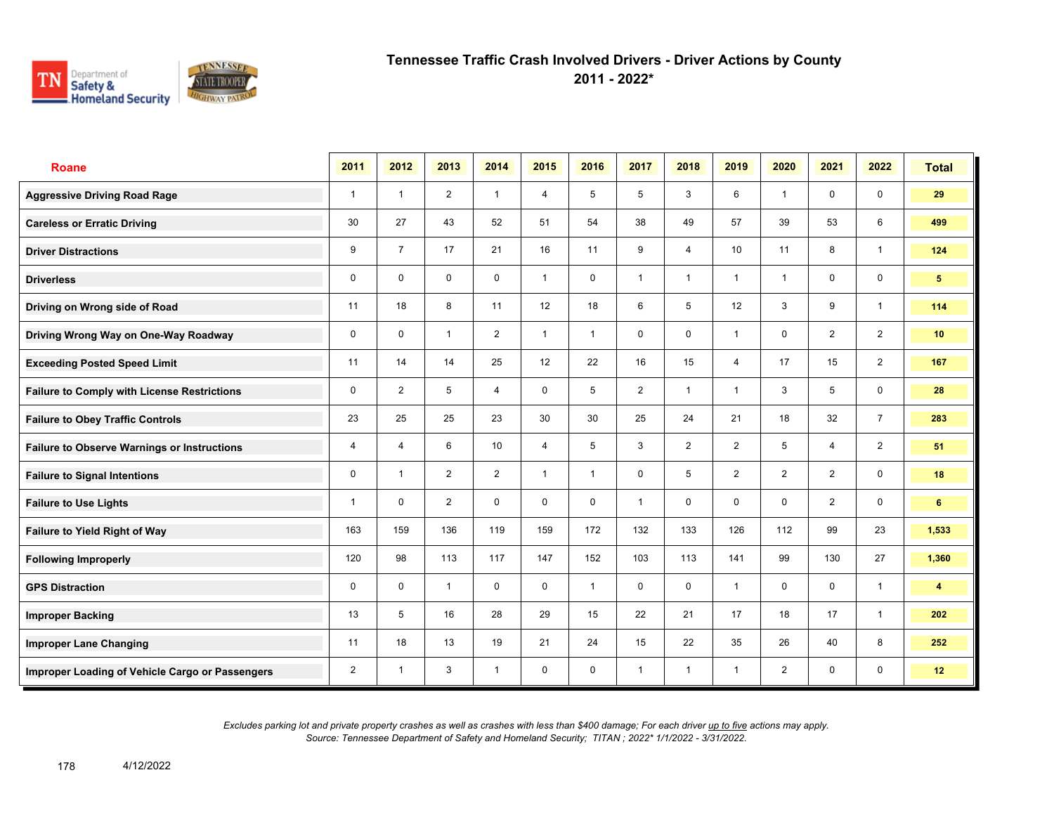# Tennessee Traffic Crash Involved Drivers - Driver Actions by County
## 2011 - 2022*

| Roane | 2011 | 2012 | 2013 | 2014 | 2015 | 2016 | 2017 | 2018 | 2019 | 2020 | 2021 | 2022 | Total |
|---|---|---|---|---|---|---|---|---|---|---|---|---|---|
| **Aggressive Driving Road Rage** | 1 | 1 | 2 | 1 | 4 | 5 | 5 | 3 | 6 | 1 | 0 | 0 | **29** |
| **Careless or Erratic Driving** | 30 | 27 | 43 | 52 | 51 | 54 | 38 | 49 | 57 | 39 | 53 | 6 | **499** |
| **Driver Distractions** | 9 | 7 | 17 | 21 | 16 | 11 | 9 | 4 | 10 | 11 | 8 | 1 | **124** |
| **Driverless** | 0 | 0 | 0 | 0 | 1 | 0 | 1 | 1 | 1 | 1 | 0 | 0 | **5** |
| **Driving on Wrong side of Road** | 11 | 18 | 8 | 11 | 12 | 18 | 6 | 5 | 12 | 3 | 9 | 1 | **114** |
| **Driving Wrong Way on One-Way Roadway** | 0 | 0 | 1 | 2 | 1 | 1 | 0 | 0 | 1 | 0 | 2 | 2 | **10** |
| **Exceeding Posted Speed Limit** | 11 | 14 | 14 | 25 | 12 | 22 | 16 | 15 | 4 | 17 | 15 | 2 | **167** |
| **Failure to Comply with License Restrictions** | 0 | 2 | 5 | 4 | 0 | 5 | 2 | 1 | 1 | 3 | 5 | 0 | **28** |
| **Failure to Obey Traffic Controls** | 23 | 25 | 25 | 23 | 30 | 30 | 25 | 24 | 21 | 18 | 32 | 7 | **283** |
| **Failure to Observe Warnings or Instructions** | 4 | 4 | 6 | 10 | 4 | 5 | 3 | 2 | 2 | 5 | 4 | 2 | **51** |
| **Failure to Signal Intentions** | 0 | 1 | 2 | 2 | 1 | 1 | 0 | 5 | 2 | 2 | 2 | 0 | **18** |
| **Failure to Use Lights** | 1 | 0 | 2 | 0 | 0 | 0 | 1 | 0 | 0 | 0 | 2 | 0 | **6** |
| **Failure to Yield Right of Way** | 163 | 159 | 136 | 119 | 159 | 172 | 132 | 133 | 126 | 112 | 99 | 23 | **1,533** |
| **Following Improperly** | 120 | 98 | 113 | 117 | 147 | 152 | 103 | 113 | 141 | 99 | 130 | 27 | **1,360** |
| **GPS Distraction** | 0 | 0 | 1 | 0 | 0 | 1 | 0 | 0 | 1 | 0 | 0 | 1 | **4** |
| **Improper Backing** | 13 | 5 | 16 | 28 | 29 | 15 | 22 | 21 | 17 | 18 | 17 | 1 | **202** |
| **Improper Lane Changing** | 11 | 18 | 13 | 19 | 21 | 24 | 15 | 22 | 35 | 26 | 40 | 8 | **252** |
| **Improper Loading of Vehicle Cargo or Passengers** | 2 | 1 | 3 | 1 | 0 | 0 | 1 | 1 | 1 | 2 | 0 | 0 | **12** |

*Excludes parking lot and private property crashes as well as crashes with less than $400 damage; For each driver up to five actions may apply.*
*Source: Tennessee Department of Safety and Homeland Security; TITAN ; 2022* 1/1/2022 - 3/31/2022.*

4/12/2022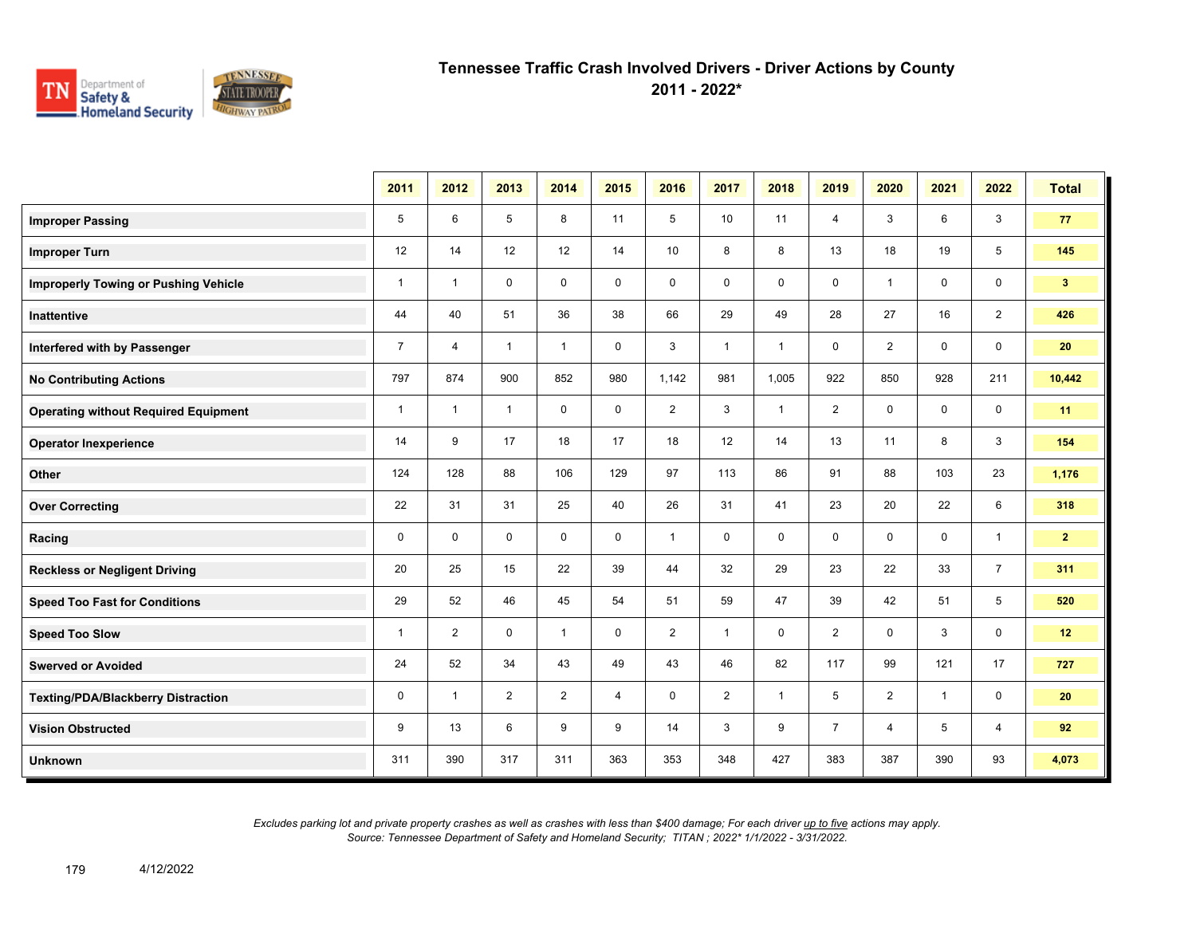# Tennessee Traffic Crash Involved Drivers - Driver Actions by County
## 2011 - 2022*

| | 2011 | 2012 | 2013 | 2014 | 2015 | 2016 | 2017 | 2018 | 2019 | 2020 | 2021 | 2022 | Total |
|---|---|---|---|---|---|---|---|---|---|---|---|---|---|
| **Improper Passing** | 5 | 6 | 5 | 8 | 11 | 5 | 10 | 11 | 4 | 3 | 6 | 3 | **77** |
| **Improper Turn** | 12 | 14 | 12 | 12 | 14 | 10 | 8 | 8 | 13 | 18 | 19 | 5 | **145** |
| **Improperly Towing or Pushing Vehicle** | 1 | 1 | 0 | 0 | 0 | 0 | 0 | 0 | 0 | 1 | 0 | 0 | **3** |
| **Inattentive** | 44 | 40 | 51 | 36 | 38 | 66 | 29 | 49 | 28 | 27 | 16 | 2 | **426** |
| **Interfered with by Passenger** | 7 | 4 | 1 | 1 | 0 | 3 | 1 | 1 | 0 | 2 | 0 | 0 | **20** |
| **No Contributing Actions** | 797 | 874 | 900 | 852 | 980 | 1,142 | 981 | 1,005 | 922 | 850 | 928 | 211 | **10,442** |
| **Operating without Required Equipment** | 1 | 1 | 1 | 0 | 0 | 2 | 3 | 1 | 2 | 0 | 0 | 0 | **11** |
| **Operator Inexperience** | 14 | 9 | 17 | 18 | 17 | 18 | 12 | 14 | 13 | 11 | 8 | 3 | **154** |
| **Other** | 124 | 128 | 88 | 106 | 129 | 97 | 113 | 86 | 91 | 88 | 103 | 23 | **1,176** |
| **Over Correcting** | 22 | 31 | 31 | 25 | 40 | 26 | 31 | 41 | 23 | 20 | 22 | 6 | **318** |
| **Racing** | 0 | 0 | 0 | 0 | 0 | 1 | 0 | 0 | 0 | 0 | 0 | 1 | **2** |
| **Reckless or Negligent Driving** | 20 | 25 | 15 | 22 | 39 | 44 | 32 | 29 | 23 | 22 | 33 | 7 | **311** |
| **Speed Too Fast for Conditions** | 29 | 52 | 46 | 45 | 54 | 51 | 59 | 47 | 39 | 42 | 51 | 5 | **520** |
| **Speed Too Slow** | 1 | 2 | 0 | 1 | 0 | 2 | 1 | 0 | 2 | 0 | 3 | 0 | **12** |
| **Swerved or Avoided** | 24 | 52 | 34 | 43 | 49 | 43 | 46 | 82 | 117 | 99 | 121 | 17 | **727** |
| **Texting/PDA/Blackberry Distraction** | 0 | 1 | 2 | 2 | 4 | 0 | 2 | 1 | 5 | 2 | 1 | 0 | **20** |
| **Vision Obstructed** | 9 | 13 | 6 | 9 | 9 | 14 | 3 | 9 | 7 | 4 | 5 | 4 | **92** |
| **Unknown** | 311 | 390 | 317 | 311 | 363 | 353 | 348 | 427 | 383 | 387 | 390 | 93 | **4,073** |

*Excludes parking lot and private property crashes as well as crashes with less than $400 damage; For each driver up to five actions may apply.*
*Source: Tennessee Department of Safety and Homeland Security; TITAN ; 2022* 1/1/2022 - 3/31/2022.*

4/12/2022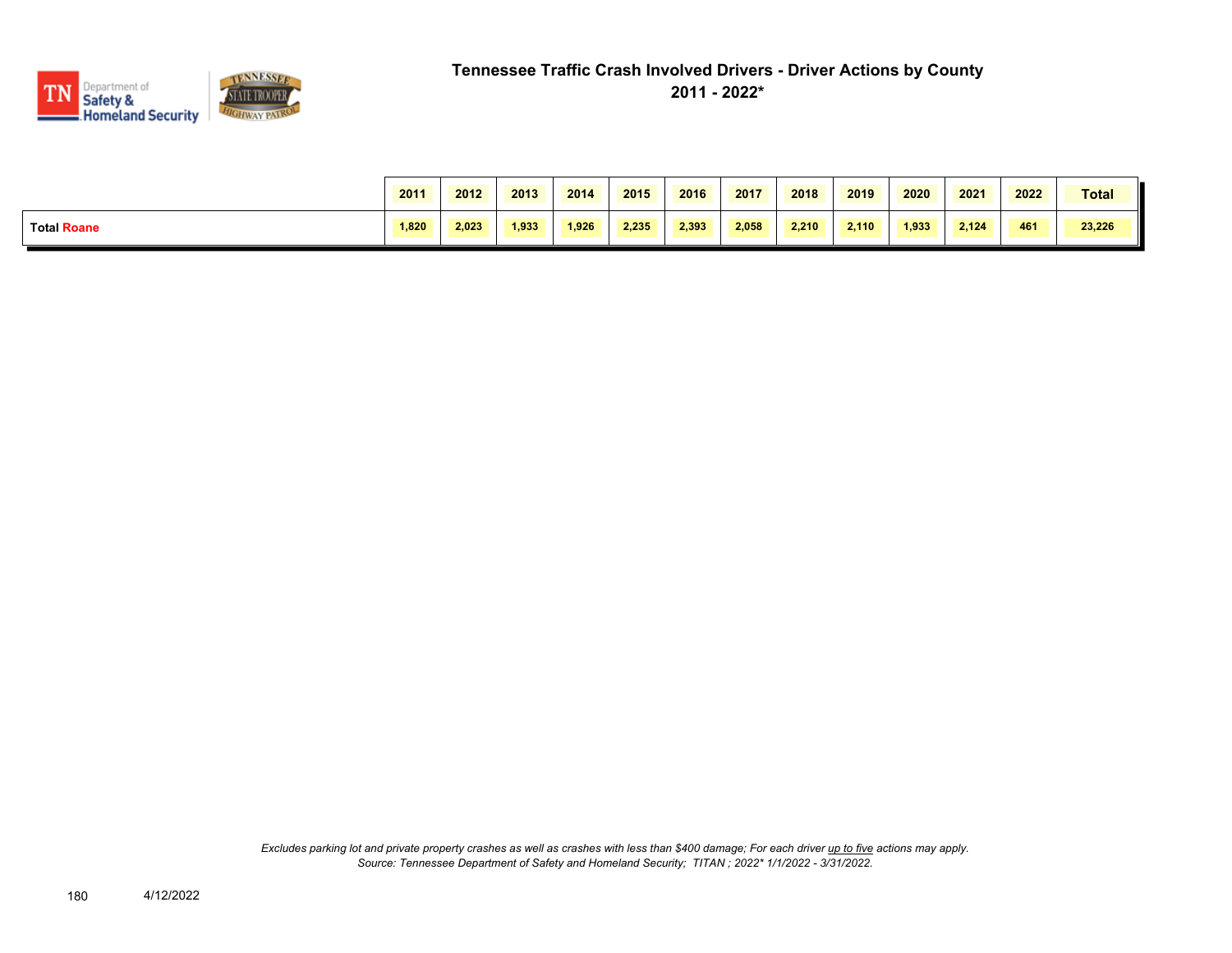# Tennessee Traffic Crash Involved Drivers - Driver Actions by County

## 2011 - 2022*

| | 2011 | 2012 | 2013 | 2014 | 2015 | 2016 | 2017 | 2018 | 2019 | 2020 | 2021 | 2022 | Total |
|---|---|---|---|---|---|---|---|---|---|---|---|---|---|
| **Total Roane** | 1,820 | 2,023 | 1,933 | 1,926 | 2,235 | 2,393 | 2,058 | 2,210 | 2,110 | 1,933 | 2,124 | 461 | 23,226 |

*Excludes parking lot and private property crashes as well as crashes with less than $400 damage; For each driver up to five actions may apply.*
*Source: Tennessee Department of Safety and Homeland Security; TITAN ; 2022* 1/1/2022 - 3/31/2022.*

4/12/2022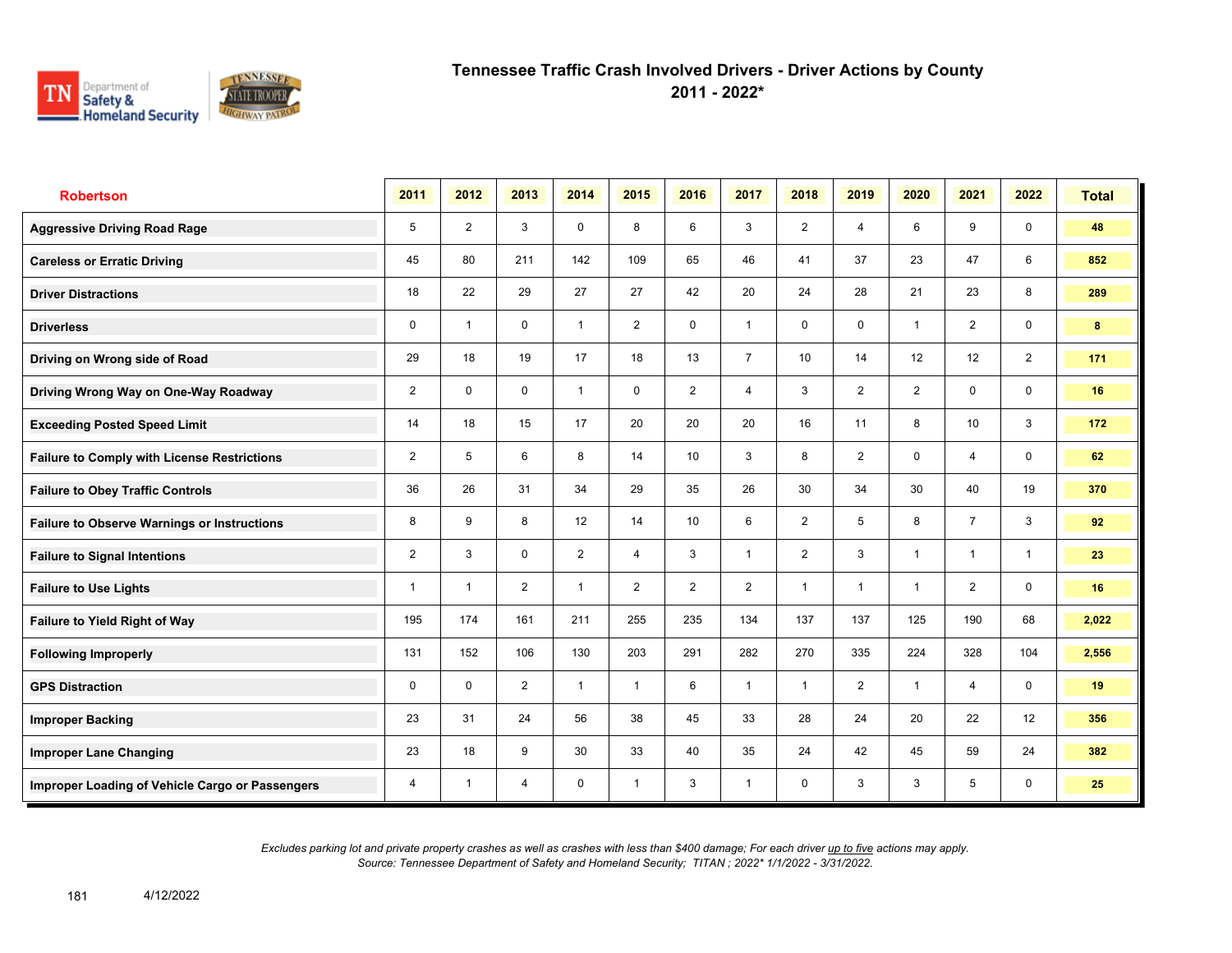# Tennessee Traffic Crash Involved Drivers - Driver Actions by County
## 2011 - 2022*

| Robertson | 2011 | 2012 | 2013 | 2014 | 2015 | 2016 | 2017 | 2018 | 2019 | 2020 | 2021 | 2022 | Total |
|---|---|---|---|---|---|---|---|---|---|---|---|---|---|
| **Aggressive Driving Road Rage** | 5 | 2 | 3 | 0 | 8 | 6 | 3 | 2 | 4 | 6 | 9 | 0 | **48** |
| **Careless or Erratic Driving** | 45 | 80 | 211 | 142 | 109 | 65 | 46 | 41 | 37 | 23 | 47 | 6 | **852** |
| **Driver Distractions** | 18 | 22 | 29 | 27 | 27 | 42 | 20 | 24 | 28 | 21 | 23 | 8 | **289** |
| **Driverless** | 0 | 1 | 0 | 1 | 2 | 0 | 1 | 0 | 0 | 1 | 2 | 0 | **8** |
| **Driving on Wrong side of Road** | 29 | 18 | 19 | 17 | 18 | 13 | 7 | 10 | 14 | 12 | 12 | 2 | **171** |
| **Driving Wrong Way on One-Way Roadway** | 2 | 0 | 0 | 1 | 0 | 2 | 4 | 3 | 2 | 2 | 0 | 0 | **16** |
| **Exceeding Posted Speed Limit** | 14 | 18 | 15 | 17 | 20 | 20 | 20 | 16 | 11 | 8 | 10 | 3 | **172** |
| **Failure to Comply with License Restrictions** | 2 | 5 | 6 | 8 | 14 | 10 | 3 | 8 | 2 | 0 | 4 | 0 | **62** |
| **Failure to Obey Traffic Controls** | 36 | 26 | 31 | 34 | 29 | 35 | 26 | 30 | 34 | 30 | 40 | 19 | **370** |
| **Failure to Observe Warnings or Instructions** | 8 | 9 | 8 | 12 | 14 | 10 | 6 | 2 | 5 | 8 | 7 | 3 | **92** |
| **Failure to Signal Intentions** | 2 | 3 | 0 | 2 | 4 | 3 | 1 | 2 | 3 | 1 | 1 | 1 | **23** |
| **Failure to Use Lights** | 1 | 1 | 2 | 1 | 2 | 2 | 2 | 1 | 1 | 1 | 2 | 0 | **16** |
| **Failure to Yield Right of Way** | 195 | 174 | 161 | 211 | 255 | 235 | 134 | 137 | 137 | 125 | 190 | 68 | **2,022** |
| **Following Improperly** | 131 | 152 | 106 | 130 | 203 | 291 | 282 | 270 | 335 | 224 | 328 | 104 | **2,556** |
| **GPS Distraction** | 0 | 0 | 2 | 1 | 1 | 6 | 1 | 1 | 2 | 1 | 4 | 0 | **19** |
| **Improper Backing** | 23 | 31 | 24 | 56 | 38 | 45 | 33 | 28 | 24 | 20 | 22 | 12 | **356** |
| **Improper Lane Changing** | 23 | 18 | 9 | 30 | 33 | 40 | 35 | 24 | 42 | 45 | 59 | 24 | **382** |
| **Improper Loading of Vehicle Cargo or Passengers** | 4 | 1 | 4 | 0 | 1 | 3 | 1 | 0 | 3 | 3 | 5 | 0 | **25** |

*Excludes parking lot and private property crashes as well as crashes with less than $400 damage; For each driver up to five actions may apply.*
*Source: Tennessee Department of Safety and Homeland Security; TITAN ; 2022* 1/1/2022 - 3/31/2022.*

4/12/2022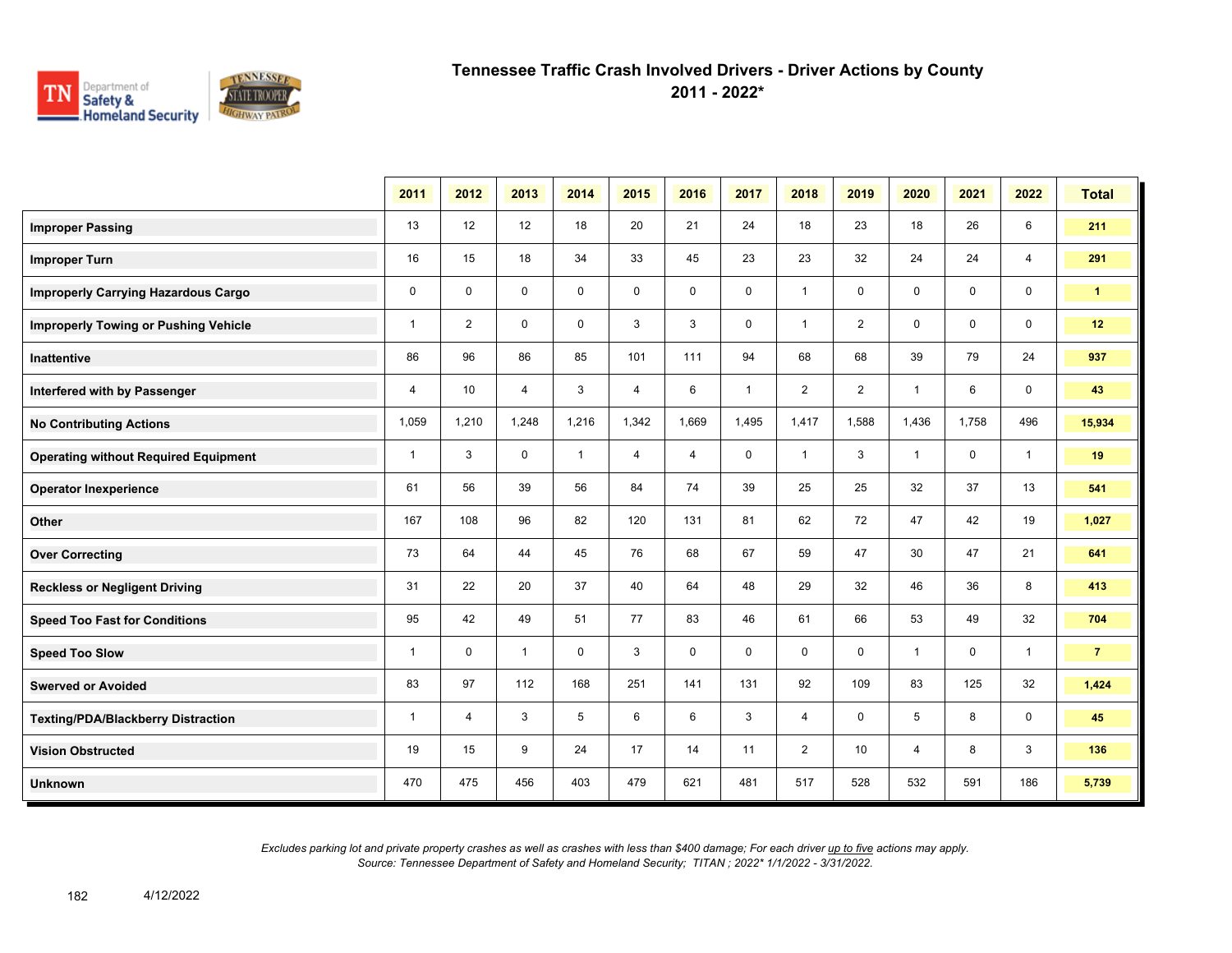# Tennessee Traffic Crash Involved Drivers - Driver Actions by County
## 2011 - 2022*

| | 2011 | 2012 | 2013 | 2014 | 2015 | 2016 | 2017 | 2018 | 2019 | 2020 | 2021 | 2022 | Total |
|---|---|---|---|---|---|---|---|---|---|---|---|---|---|
| **Improper Passing** | 13 | 12 | 12 | 18 | 20 | 21 | 24 | 18 | 23 | 18 | 26 | 6 | **211** |
| **Improper Turn** | 16 | 15 | 18 | 34 | 33 | 45 | 23 | 23 | 32 | 24 | 24 | 4 | **291** |
| **Improperly Carrying Hazardous Cargo** | 0 | 0 | 0 | 0 | 0 | 0 | 0 | 1 | 0 | 0 | 0 | 0 | **1** |
| **Improperly Towing or Pushing Vehicle** | 1 | 2 | 0 | 0 | 3 | 3 | 0 | 1 | 2 | 0 | 0 | 0 | **12** |
| **Inattentive** | 86 | 96 | 86 | 85 | 101 | 111 | 94 | 68 | 68 | 39 | 79 | 24 | **937** |
| **Interfered with by Passenger** | 4 | 10 | 4 | 3 | 4 | 6 | 1 | 2 | 2 | 1 | 6 | 0 | **43** |
| **No Contributing Actions** | 1,059 | 1,210 | 1,248 | 1,216 | 1,342 | 1,669 | 1,495 | 1,417 | 1,588 | 1,436 | 1,758 | 496 | **15,934** |
| **Operating without Required Equipment** | 1 | 3 | 0 | 1 | 4 | 4 | 0 | 1 | 3 | 1 | 0 | 1 | **19** |
| **Operator Inexperience** | 61 | 56 | 39 | 56 | 84 | 74 | 39 | 25 | 25 | 32 | 37 | 13 | **541** |
| **Other** | 167 | 108 | 96 | 82 | 120 | 131 | 81 | 62 | 72 | 47 | 42 | 19 | **1,027** |
| **Over Correcting** | 73 | 64 | 44 | 45 | 76 | 68 | 67 | 59 | 47 | 30 | 47 | 21 | **641** |
| **Reckless or Negligent Driving** | 31 | 22 | 20 | 37 | 40 | 64 | 48 | 29 | 32 | 46 | 36 | 8 | **413** |
| **Speed Too Fast for Conditions** | 95 | 42 | 49 | 51 | 77 | 83 | 46 | 61 | 66 | 53 | 49 | 32 | **704** |
| **Speed Too Slow** | 1 | 0 | 1 | 0 | 3 | 0 | 0 | 0 | 0 | 1 | 0 | 1 | **7** |
| **Swerved or Avoided** | 83 | 97 | 112 | 168 | 251 | 141 | 131 | 92 | 109 | 83 | 125 | 32 | **1,424** |
| **Texting/PDA/Blackberry Distraction** | 1 | 4 | 3 | 5 | 6 | 6 | 3 | 4 | 0 | 5 | 8 | 0 | **45** |
| **Vision Obstructed** | 19 | 15 | 9 | 24 | 17 | 14 | 11 | 2 | 10 | 4 | 8 | 3 | **136** |
| **Unknown** | 470 | 475 | 456 | 403 | 479 | 621 | 481 | 517 | 528 | 532 | 591 | 186 | **5,739** |

*Excludes parking lot and private property crashes as well as crashes with less than $400 damage; For each driver up to five actions may apply.*
*Source: Tennessee Department of Safety and Homeland Security; TITAN ; 2022* 1/1/2022 - 3/31/2022.*

4/12/2022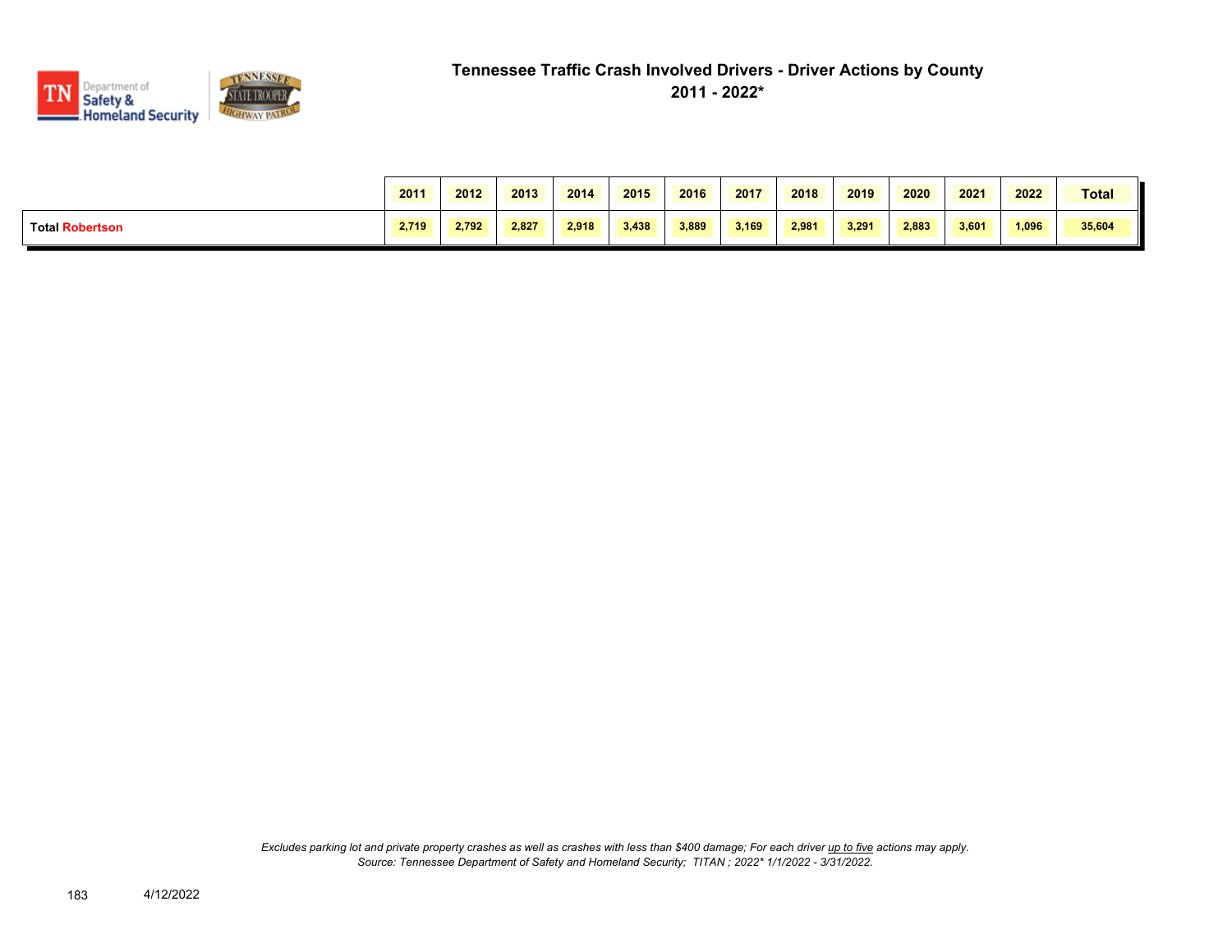# Tennessee Traffic Crash Involved Drivers - Driver Actions by County
## 2011 - 2022*

| | 2011 | 2012 | 2013 | 2014 | 2015 | 2016 | 2017 | 2018 | 2019 | 2020 | 2021 | 2022 | Total |
|---|---|---|---|---|---|---|---|---|---|---|---|---|---|
| **Total Robertson** | 2,719 | 2,792 | 2,827 | 2,918 | 3,438 | 3,889 | 3,169 | 2,981 | 3,291 | 2,883 | 3,601 | 1,096 | 35,604 |

*Excludes parking lot and private property crashes as well as crashes with less than $400 damage; For each driver up to five actions may apply.*
*Source: Tennessee Department of Safety and Homeland Security; TITAN ; 2022* 1/1/2022 - 3/31/2022.*

4/12/2022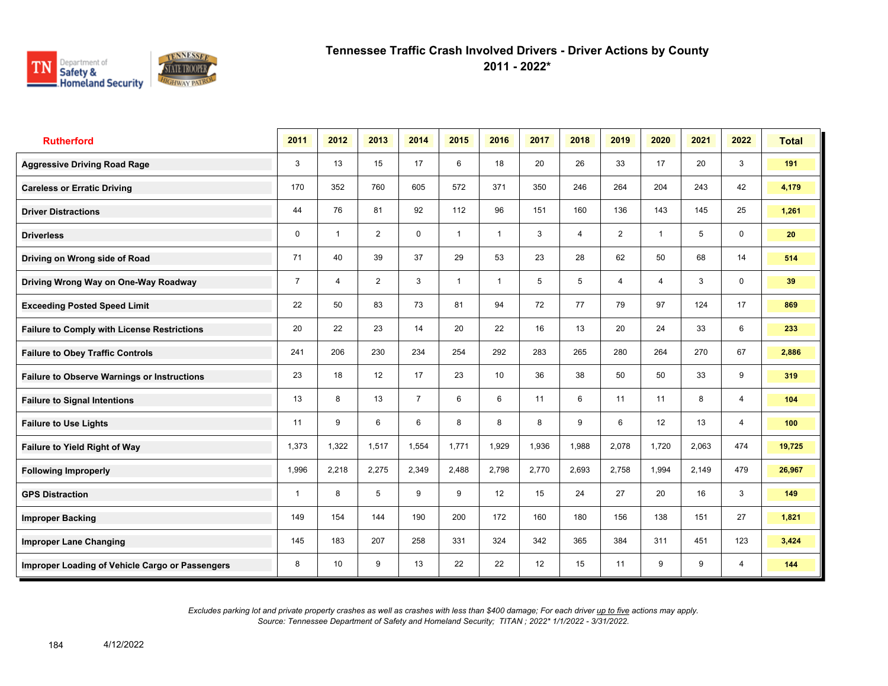# Tennessee Traffic Crash Involved Drivers - Driver Actions by County
## 2011 - 2022*

| Rutherford | 2011 | 2012 | 2013 | 2014 | 2015 | 2016 | 2017 | 2018 | 2019 | 2020 | 2021 | 2022 | Total |
|---|---|---|---|---|---|---|---|---|---|---|---|---|---|
| Aggressive Driving Road Rage | 3 | 13 | 15 | 17 | 6 | 18 | 20 | 26 | 33 | 17 | 20 | 3 | 191 |
| Careless or Erratic Driving | 170 | 352 | 760 | 605 | 572 | 371 | 350 | 246 | 264 | 204 | 243 | 42 | 4,179 |
| Driver Distractions | 44 | 76 | 81 | 92 | 112 | 96 | 151 | 160 | 136 | 143 | 145 | 25 | 1,261 |
| Driverless | 0 | 1 | 2 | 0 | 1 | 1 | 3 | 4 | 2 | 1 | 5 | 0 | 20 |
| Driving on Wrong side of Road | 71 | 40 | 39 | 37 | 29 | 53 | 23 | 28 | 62 | 50 | 68 | 14 | 514 |
| Driving Wrong Way on One-Way Roadway | 7 | 4 | 2 | 3 | 1 | 1 | 5 | 5 | 4 | 4 | 3 | 0 | 39 |
| Exceeding Posted Speed Limit | 22 | 50 | 83 | 73 | 81 | 94 | 72 | 77 | 79 | 97 | 124 | 17 | 869 |
| Failure to Comply with License Restrictions | 20 | 22 | 23 | 14 | 20 | 22 | 16 | 13 | 20 | 24 | 33 | 6 | 233 |
| Failure to Obey Traffic Controls | 241 | 206 | 230 | 234 | 254 | 292 | 283 | 265 | 280 | 264 | 270 | 67 | 2,886 |
| Failure to Observe Warnings or Instructions | 23 | 18 | 12 | 17 | 23 | 10 | 36 | 38 | 50 | 50 | 33 | 9 | 319 |
| Failure to Signal Intentions | 13 | 8 | 13 | 7 | 6 | 6 | 11 | 6 | 11 | 11 | 8 | 4 | 104 |
| Failure to Use Lights | 11 | 9 | 6 | 6 | 8 | 8 | 8 | 9 | 6 | 12 | 13 | 4 | 100 |
| Failure to Yield Right of Way | 1,373 | 1,322 | 1,517 | 1,554 | 1,771 | 1,929 | 1,936 | 1,988 | 2,078 | 1,720 | 2,063 | 474 | 19,725 |
| Following Improperly | 1,996 | 2,218 | 2,275 | 2,349 | 2,488 | 2,798 | 2,770 | 2,693 | 2,758 | 1,994 | 2,149 | 479 | 26,967 |
| GPS Distraction | 1 | 8 | 5 | 9 | 9 | 12 | 15 | 24 | 27 | 20 | 16 | 3 | 149 |
| Improper Backing | 149 | 154 | 144 | 190 | 200 | 172 | 160 | 180 | 156 | 138 | 151 | 27 | 1,821 |
| Improper Lane Changing | 145 | 183 | 207 | 258 | 331 | 324 | 342 | 365 | 384 | 311 | 451 | 123 | 3,424 |
| Improper Loading of Vehicle Cargo or Passengers | 8 | 10 | 9 | 13 | 22 | 22 | 12 | 15 | 11 | 9 | 9 | 4 | 144 |

*Excludes parking lot and private property crashes as well as crashes with less than $400 damage; For each driver up to five actions may apply.*
*Source: Tennessee Department of Safety and Homeland Security; TITAN ; 2022* 1/1/2022 - 3/31/2022.*

4/12/2022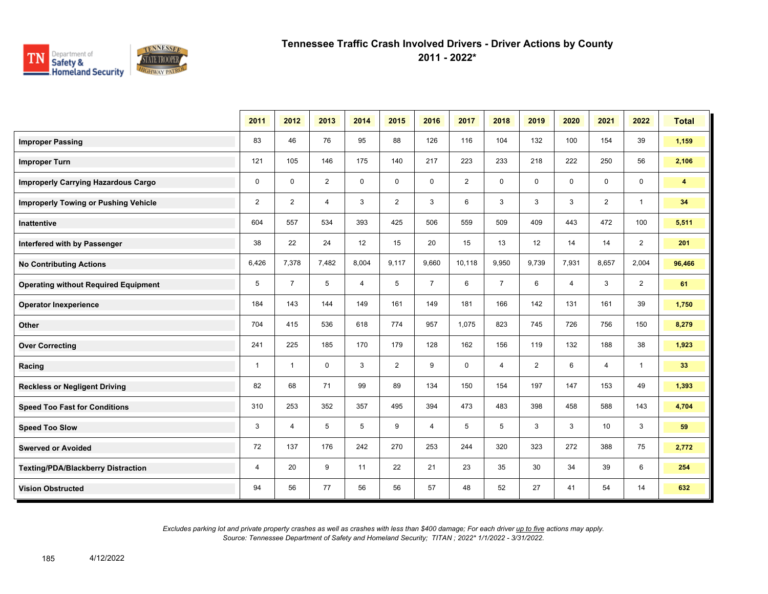# Tennessee Traffic Crash Involved Drivers - Driver Actions by County
## 2011 - 2022*

| | 2011 | 2012 | 2013 | 2014 | 2015 | 2016 | 2017 | 2018 | 2019 | 2020 | 2021 | 2022 | Total |
|---|---|---|---|---|---|---|---|---|---|---|---|---|---|
| **Improper Passing** | 83 | 46 | 76 | 95 | 88 | 126 | 116 | 104 | 132 | 100 | 154 | 39 | **1,159** |
| **Improper Turn** | 121 | 105 | 146 | 175 | 140 | 217 | 223 | 233 | 218 | 222 | 250 | 56 | **2,106** |
| **Improperly Carrying Hazardous Cargo** | 0 | 0 | 2 | 0 | 0 | 0 | 2 | 0 | 0 | 0 | 0 | 0 | **4** |
| **Improperly Towing or Pushing Vehicle** | 2 | 2 | 4 | 3 | 2 | 3 | 6 | 3 | 3 | 3 | 2 | 1 | **34** |
| **Inattentive** | 604 | 557 | 534 | 393 | 425 | 506 | 559 | 509 | 409 | 443 | 472 | 100 | **5,511** |
| **Interfered with by Passenger** | 38 | 22 | 24 | 12 | 15 | 20 | 15 | 13 | 12 | 14 | 14 | 2 | **201** |
| **No Contributing Actions** | 6,426 | 7,378 | 7,482 | 8,004 | 9,117 | 9,660 | 10,118 | 9,950 | 9,739 | 7,931 | 8,657 | 2,004 | **96,466** |
| **Operating without Required Equipment** | 5 | 7 | 5 | 4 | 5 | 7 | 6 | 7 | 6 | 4 | 3 | 2 | **61** |
| **Operator Inexperience** | 184 | 143 | 144 | 149 | 161 | 149 | 181 | 166 | 142 | 131 | 161 | 39 | **1,750** |
| **Other** | 704 | 415 | 536 | 618 | 774 | 957 | 1,075 | 823 | 745 | 726 | 756 | 150 | **8,279** |
| **Over Correcting** | 241 | 225 | 185 | 170 | 179 | 128 | 162 | 156 | 119 | 132 | 188 | 38 | **1,923** |
| **Racing** | 1 | 1 | 0 | 3 | 2 | 9 | 0 | 4 | 2 | 6 | 4 | 1 | **33** |
| **Reckless or Negligent Driving** | 82 | 68 | 71 | 99 | 89 | 134 | 150 | 154 | 197 | 147 | 153 | 49 | **1,393** |
| **Speed Too Fast for Conditions** | 310 | 253 | 352 | 357 | 495 | 394 | 473 | 483 | 398 | 458 | 588 | 143 | **4,704** |
| **Speed Too Slow** | 3 | 4 | 5 | 5 | 9 | 4 | 5 | 5 | 3 | 3 | 10 | 3 | **59** |
| **Swerved or Avoided** | 72 | 137 | 176 | 242 | 270 | 253 | 244 | 320 | 323 | 272 | 388 | 75 | **2,772** |
| **Texting/PDA/Blackberry Distraction** | 4 | 20 | 9 | 11 | 22 | 21 | 23 | 35 | 30 | 34 | 39 | 6 | **254** |
| **Vision Obstructed** | 94 | 56 | 77 | 56 | 56 | 57 | 48 | 52 | 27 | 41 | 54 | 14 | **632** |

*Excludes parking lot and private property crashes as well as crashes with less than $400 damage; For each driver up to five actions may apply.*
*Source: Tennessee Department of Safety and Homeland Security; TITAN ; 2022* 1/1/2022 - 3/31/2022.*

4/12/2022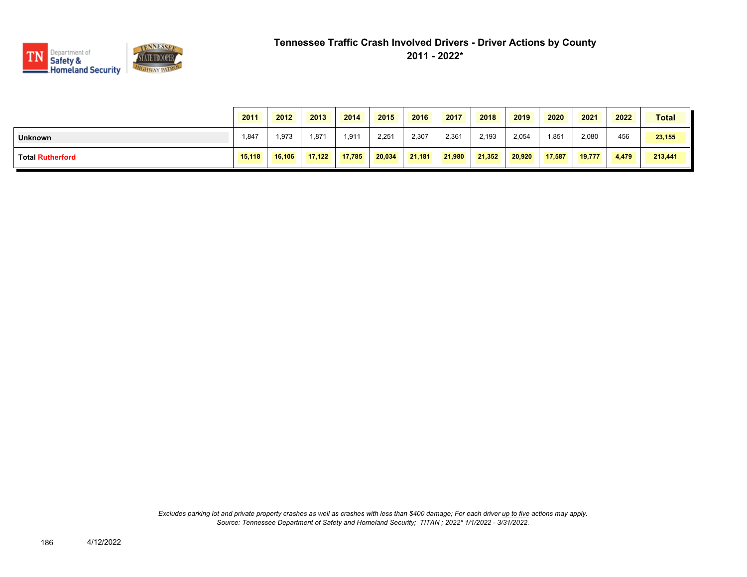# Tennessee Traffic Crash Involved Drivers - Driver Actions by County
## 2011 - 2022*

| | 2011 | 2012 | 2013 | 2014 | 2015 | 2016 | 2017 | 2018 | 2019 | 2020 | 2021 | 2022 | Total |
|---|---|---|---|---|---|---|---|---|---|---|---|---|---|
| **Unknown** | 1,847 | 1,973 | 1,871 | 1,911 | 2,251 | 2,307 | 2,361 | 2,193 | 2,054 | 1,851 | 2,080 | 456 | **23,155** |
| **Total Rutherford** | **15,118** | **16,106** | **17,122** | **17,785** | **20,034** | **21,181** | **21,980** | **21,352** | **20,920** | **17,587** | **19,777** | **4,479** | **213,441** |

*Excludes parking lot and private property crashes as well as crashes with less than $400 damage; For each driver up to five actions may apply.*
*Source: Tennessee Department of Safety and Homeland Security; TITAN ; 2022* 1/1/2022 - 3/31/2022.*

4/12/2022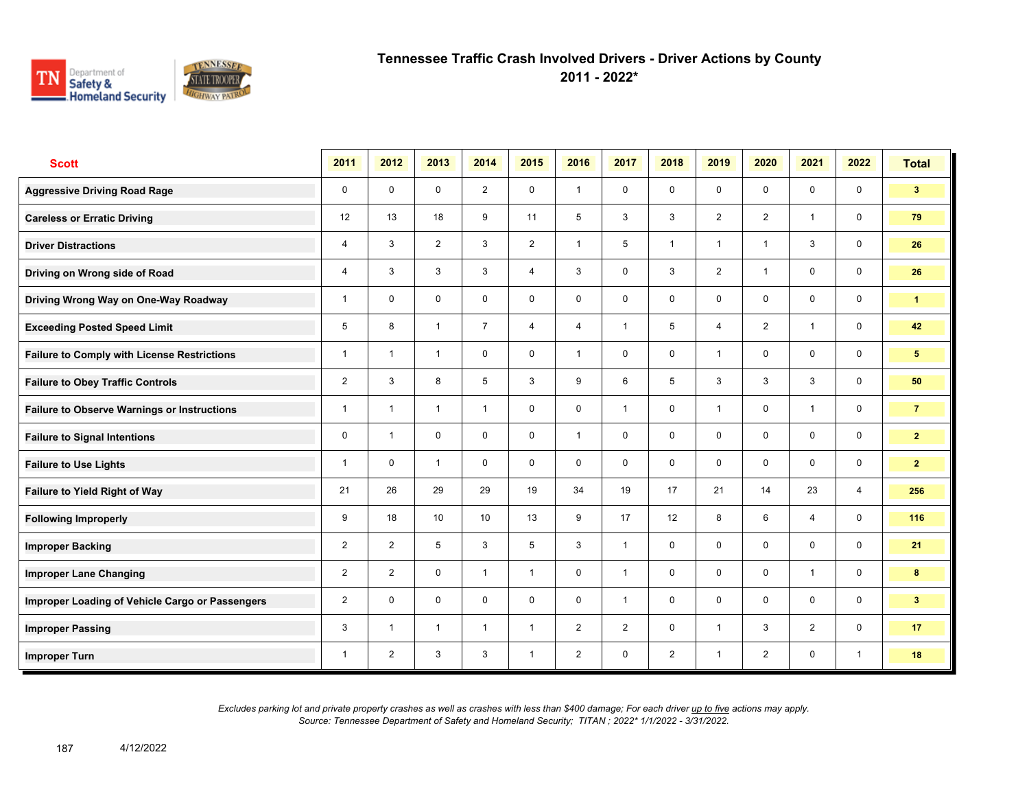# Tennessee Traffic Crash Involved Drivers - Driver Actions by County
## 2011 - 2022*

| Scott | 2011 | 2012 | 2013 | 2014 | 2015 | 2016 | 2017 | 2018 | 2019 | 2020 | 2021 | 2022 | Total |
|---|---|---|---|---|---|---|---|---|---|---|---|---|---|
| Aggressive Driving Road Rage | 0 | 0 | 0 | 2 | 0 | 1 | 0 | 0 | 0 | 0 | 0 | 0 | 3 |
| Careless or Erratic Driving | 12 | 13 | 18 | 9 | 11 | 5 | 3 | 3 | 2 | 2 | 1 | 0 | 79 |
| Driver Distractions | 4 | 3 | 2 | 3 | 2 | 1 | 5 | 1 | 1 | 1 | 3 | 0 | 26 |
| Driving on Wrong side of Road | 4 | 3 | 3 | 3 | 4 | 3 | 0 | 3 | 2 | 1 | 0 | 0 | 26 |
| Driving Wrong Way on One-Way Roadway | 1 | 0 | 0 | 0 | 0 | 0 | 0 | 0 | 0 | 0 | 0 | 0 | 1 |
| Exceeding Posted Speed Limit | 5 | 8 | 1 | 7 | 4 | 4 | 1 | 5 | 4 | 2 | 1 | 0 | 42 |
| Failure to Comply with License Restrictions | 1 | 1 | 1 | 0 | 0 | 1 | 0 | 0 | 1 | 0 | 0 | 0 | 5 |
| Failure to Obey Traffic Controls | 2 | 3 | 8 | 5 | 3 | 9 | 6 | 5 | 3 | 3 | 3 | 0 | 50 |
| Failure to Observe Warnings or Instructions | 1 | 1 | 1 | 1 | 0 | 0 | 1 | 0 | 1 | 0 | 1 | 0 | 7 |
| Failure to Signal Intentions | 0 | 1 | 0 | 0 | 0 | 1 | 0 | 0 | 0 | 0 | 0 | 0 | 2 |
| Failure to Use Lights | 1 | 0 | 1 | 0 | 0 | 0 | 0 | 0 | 0 | 0 | 0 | 0 | 2 |
| Failure to Yield Right of Way | 21 | 26 | 29 | 29 | 19 | 34 | 19 | 17 | 21 | 14 | 23 | 4 | 256 |
| Following Improperly | 9 | 18 | 10 | 10 | 13 | 9 | 17 | 12 | 8 | 6 | 4 | 0 | 116 |
| Improper Backing | 2 | 2 | 5 | 3 | 5 | 3 | 1 | 0 | 0 | 0 | 0 | 0 | 21 |
| Improper Lane Changing | 2 | 2 | 0 | 1 | 1 | 0 | 1 | 0 | 0 | 0 | 1 | 0 | 8 |
| Improper Loading of Vehicle Cargo or Passengers | 2 | 0 | 0 | 0 | 0 | 0 | 1 | 0 | 0 | 0 | 0 | 0 | 3 |
| Improper Passing | 3 | 1 | 1 | 1 | 1 | 2 | 2 | 0 | 1 | 3 | 2 | 0 | 17 |
| Improper Turn | 1 | 2 | 3 | 3 | 1 | 2 | 0 | 2 | 1 | 2 | 0 | 1 | 18 |

*Excludes parking lot and private property crashes as well as crashes with less than $400 damage; For each driver up to five actions may apply.*
*Source: Tennessee Department of Safety and Homeland Security; TITAN ; 2022* 1/1/2022 - 3/31/2022.*

4/12/2022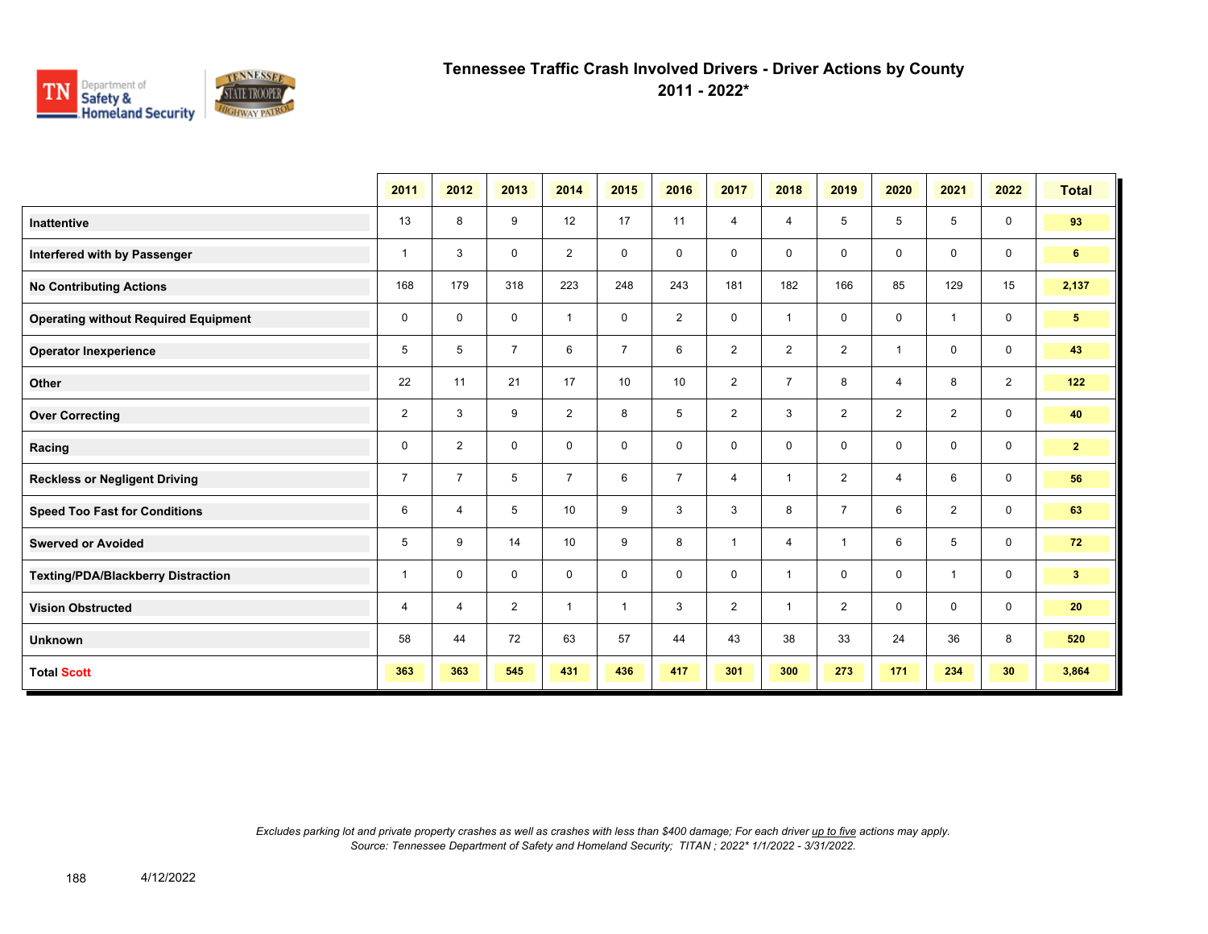# Tennessee Traffic Crash Involved Drivers - Driver Actions by County
## 2011 - 2022*

| | 2011 | 2012 | 2013 | 2014 | 2015 | 2016 | 2017 | 2018 | 2019 | 2020 | 2021 | 2022 | Total |
|---|---|---|---|---|---|---|---|---|---|---|---|---|---|
| **Inattentive** | 13 | 8 | 9 | 12 | 17 | 11 | 4 | 4 | 5 | 5 | 5 | 0 | **93** |
| **Interfered with by Passenger** | 1 | 3 | 0 | 2 | 0 | 0 | 0 | 0 | 0 | 0 | 0 | 0 | **6** |
| **No Contributing Actions** | 168 | 179 | 318 | 223 | 248 | 243 | 181 | 182 | 166 | 85 | 129 | 15 | **2,137** |
| **Operating without Required Equipment** | 0 | 0 | 0 | 1 | 0 | 2 | 0 | 1 | 0 | 0 | 1 | 0 | **5** |
| **Operator Inexperience** | 5 | 5 | 7 | 6 | 7 | 6 | 2 | 2 | 2 | 1 | 0 | 0 | **43** |
| **Other** | 22 | 11 | 21 | 17 | 10 | 10 | 2 | 7 | 8 | 4 | 8 | 2 | **122** |
| **Over Correcting** | 2 | 3 | 9 | 2 | 8 | 5 | 2 | 3 | 2 | 2 | 2 | 0 | **40** |
| **Racing** | 0 | 2 | 0 | 0 | 0 | 0 | 0 | 0 | 0 | 0 | 0 | 0 | **2** |
| **Reckless or Negligent Driving** | 7 | 7 | 5 | 7 | 6 | 7 | 4 | 1 | 2 | 4 | 6 | 0 | **56** |
| **Speed Too Fast for Conditions** | 6 | 4 | 5 | 10 | 9 | 3 | 3 | 8 | 7 | 6 | 2 | 0 | **63** |
| **Swerved or Avoided** | 5 | 9 | 14 | 10 | 9 | 8 | 1 | 4 | 1 | 6 | 5 | 0 | **72** |
| **Texting/PDA/Blackberry Distraction** | 1 | 0 | 0 | 0 | 0 | 0 | 0 | 1 | 0 | 0 | 1 | 0 | **3** |
| **Vision Obstructed** | 4 | 4 | 2 | 1 | 1 | 3 | 2 | 1 | 2 | 0 | 0 | 0 | **20** |
| **Unknown** | 58 | 44 | 72 | 63 | 57 | 44 | 43 | 38 | 33 | 24 | 36 | 8 | **520** |
| **Total Scott** | **363** | **363** | **545** | **431** | **436** | **417** | **301** | **300** | **273** | **171** | **234** | **30** | **3,864** |

*Excludes parking lot and private property crashes as well as crashes with less than $400 damage; For each driver up to five actions may apply.*
*Source: Tennessee Department of Safety and Homeland Security; TITAN ; 2022* 1/1/2022 - 3/31/2022.*

4/12/2022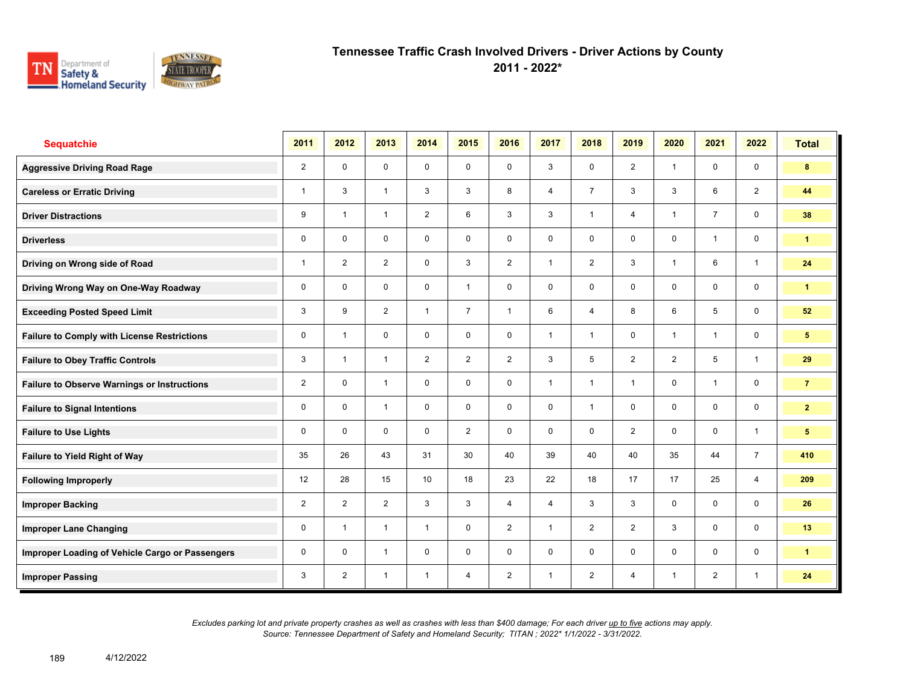# Tennessee Traffic Crash Involved Drivers - Driver Actions by County
## 2011 - 2022*

| Sequatchie | 2011 | 2012 | 2013 | 2014 | 2015 | 2016 | 2017 | 2018 | 2019 | 2020 | 2021 | 2022 | Total |
|---|---|---|---|---|---|---|---|---|---|---|---|---|---|
| Aggressive Driving Road Rage | 2 | 0 | 0 | 0 | 0 | 0 | 3 | 0 | 2 | 1 | 0 | 0 | 8 |
| Careless or Erratic Driving | 1 | 3 | 1 | 3 | 3 | 8 | 4 | 7 | 3 | 3 | 6 | 2 | 44 |
| Driver Distractions | 9 | 1 | 1 | 2 | 6 | 3 | 3 | 1 | 4 | 1 | 7 | 0 | 38 |
| Driverless | 0 | 0 | 0 | 0 | 0 | 0 | 0 | 0 | 0 | 0 | 1 | 0 | 1 |
| Driving on Wrong side of Road | 1 | 2 | 2 | 0 | 3 | 2 | 1 | 2 | 3 | 1 | 6 | 1 | 24 |
| Driving Wrong Way on One-Way Roadway | 0 | 0 | 0 | 0 | 1 | 0 | 0 | 0 | 0 | 0 | 0 | 0 | 1 |
| Exceeding Posted Speed Limit | 3 | 9 | 2 | 1 | 7 | 1 | 6 | 4 | 8 | 6 | 5 | 0 | 52 |
| Failure to Comply with License Restrictions | 0 | 1 | 0 | 0 | 0 | 0 | 1 | 1 | 0 | 1 | 1 | 0 | 5 |
| Failure to Obey Traffic Controls | 3 | 1 | 1 | 2 | 2 | 2 | 3 | 5 | 2 | 2 | 5 | 1 | 29 |
| Failure to Observe Warnings or Instructions | 2 | 0 | 1 | 0 | 0 | 0 | 1 | 1 | 1 | 0 | 1 | 0 | 7 |
| Failure to Signal Intentions | 0 | 0 | 1 | 0 | 0 | 0 | 0 | 1 | 0 | 0 | 0 | 0 | 2 |
| Failure to Use Lights | 0 | 0 | 0 | 0 | 2 | 0 | 0 | 0 | 2 | 0 | 0 | 1 | 5 |
| Failure to Yield Right of Way | 35 | 26 | 43 | 31 | 30 | 40 | 39 | 40 | 40 | 35 | 44 | 7 | 410 |
| Following Improperly | 12 | 28 | 15 | 10 | 18 | 23 | 22 | 18 | 17 | 17 | 25 | 4 | 209 |
| Improper Backing | 2 | 2 | 2 | 3 | 3 | 4 | 4 | 3 | 3 | 0 | 0 | 0 | 26 |
| Improper Lane Changing | 0 | 1 | 1 | 1 | 0 | 2 | 1 | 2 | 2 | 3 | 0 | 0 | 13 |
| Improper Loading of Vehicle Cargo or Passengers | 0 | 0 | 1 | 0 | 0 | 0 | 0 | 0 | 0 | 0 | 0 | 0 | 1 |
| Improper Passing | 3 | 2 | 1 | 1 | 4 | 2 | 1 | 2 | 4 | 1 | 2 | 1 | 24 |

*Excludes parking lot and private property crashes as well as crashes with less than $400 damage; For each driver up to five actions may apply.*
*Source: Tennessee Department of Safety and Homeland Security; TITAN ; 2022* 1/1/2022 - 3/31/2022.*

4/12/2022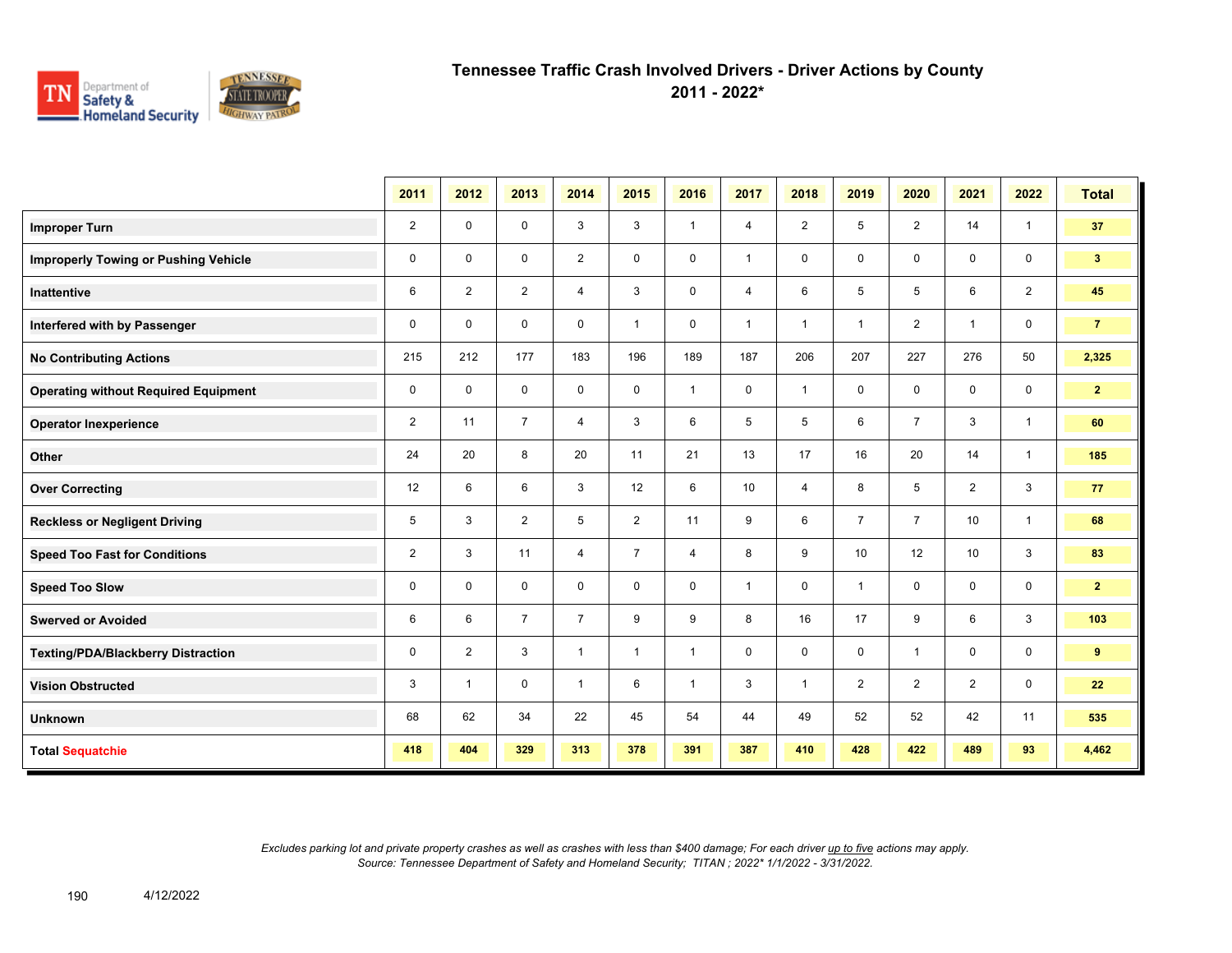# Tennessee Traffic Crash Involved Drivers - Driver Actions by County
## 2011 - 2022*

| | 2011 | 2012 | 2013 | 2014 | 2015 | 2016 | 2017 | 2018 | 2019 | 2020 | 2021 | 2022 | Total |
|---|---|---|---|---|---|---|---|---|---|---|---|---|---|
| **Improper Turn** | 2 | 0 | 0 | 3 | 3 | 1 | 4 | 2 | 5 | 2 | 14 | 1 | **37** |
| **Improperly Towing or Pushing Vehicle** | 0 | 0 | 0 | 2 | 0 | 0 | 1 | 0 | 0 | 0 | 0 | 0 | **3** |
| **Inattentive** | 6 | 2 | 2 | 4 | 3 | 0 | 4 | 6 | 5 | 5 | 6 | 2 | **45** |
| **Interfered with by Passenger** | 0 | 0 | 0 | 0 | 1 | 0 | 1 | 1 | 1 | 2 | 1 | 0 | **7** |
| **No Contributing Actions** | 215 | 212 | 177 | 183 | 196 | 189 | 187 | 206 | 207 | 227 | 276 | 50 | **2,325** |
| **Operating without Required Equipment** | 0 | 0 | 0 | 0 | 0 | 1 | 0 | 1 | 0 | 0 | 0 | 0 | **2** |
| **Operator Inexperience** | 2 | 11 | 7 | 4 | 3 | 6 | 5 | 5 | 6 | 7 | 3 | 1 | **60** |
| **Other** | 24 | 20 | 8 | 20 | 11 | 21 | 13 | 17 | 16 | 20 | 14 | 1 | **185** |
| **Over Correcting** | 12 | 6 | 6 | 3 | 12 | 6 | 10 | 4 | 8 | 5 | 2 | 3 | **77** |
| **Reckless or Negligent Driving** | 5 | 3 | 2 | 5 | 2 | 11 | 9 | 6 | 7 | 7 | 10 | 1 | **68** |
| **Speed Too Fast for Conditions** | 2 | 3 | 11 | 4 | 7 | 4 | 8 | 9 | 10 | 12 | 10 | 3 | **83** |
| **Speed Too Slow** | 0 | 0 | 0 | 0 | 0 | 0 | 1 | 0 | 1 | 0 | 0 | 0 | **2** |
| **Swerved or Avoided** | 6 | 6 | 7 | 7 | 9 | 9 | 8 | 16 | 17 | 9 | 6 | 3 | **103** |
| **Texting/PDA/Blackberry Distraction** | 0 | 2 | 3 | 1 | 1 | 1 | 0 | 0 | 0 | 1 | 0 | 0 | **9** |
| **Vision Obstructed** | 3 | 1 | 0 | 1 | 6 | 1 | 3 | 1 | 2 | 2 | 2 | 0 | **22** |
| **Unknown** | 68 | 62 | 34 | 22 | 45 | 54 | 44 | 49 | 52 | 52 | 42 | 11 | **535** |
| **Total Sequatchie** | **418** | **404** | **329** | **313** | **378** | **391** | **387** | **410** | **428** | **422** | **489** | **93** | **4,462** |

*Excludes parking lot and private property crashes as well as crashes with less than $400 damage; For each driver up to five actions may apply.*
*Source: Tennessee Department of Safety and Homeland Security; TITAN ; 2022* 1/1/2022 - 3/31/2022.*

4/12/2022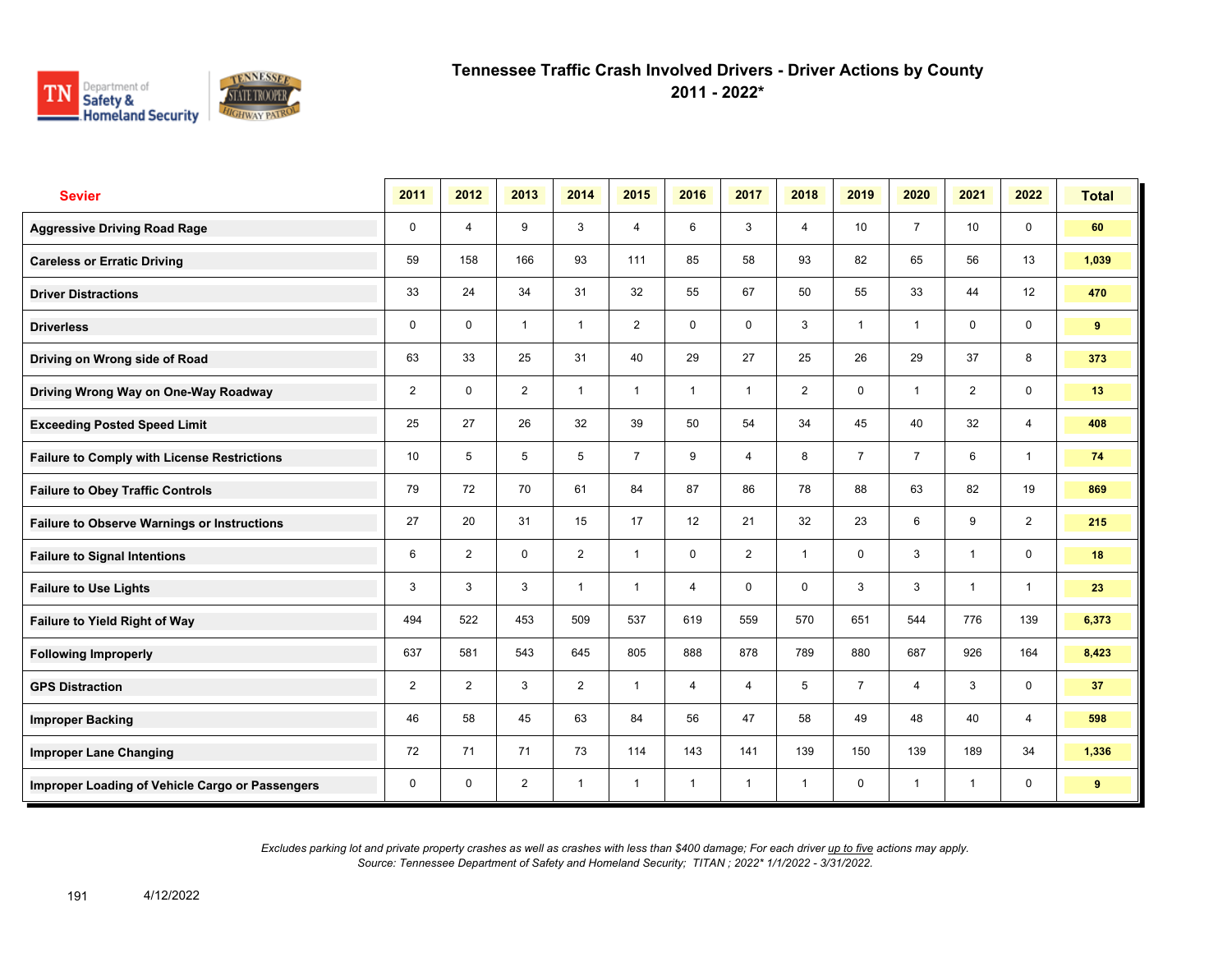# Tennessee Traffic Crash Involved Drivers - Driver Actions by County
## 2011 - 2022*

| Sevier | 2011 | 2012 | 2013 | 2014 | 2015 | 2016 | 2017 | 2018 | 2019 | 2020 | 2021 | 2022 | Total |
|---|---|---|---|---|---|---|---|---|---|---|---|---|---|
| **Aggressive Driving Road Rage** | 0 | 4 | 9 | 3 | 4 | 6 | 3 | 4 | 10 | 7 | 10 | 0 | **60** |
| **Careless or Erratic Driving** | 59 | 158 | 166 | 93 | 111 | 85 | 58 | 93 | 82 | 65 | 56 | 13 | **1,039** |
| **Driver Distractions** | 33 | 24 | 34 | 31 | 32 | 55 | 67 | 50 | 55 | 33 | 44 | 12 | **470** |
| **Driverless** | 0 | 0 | 1 | 1 | 2 | 0 | 0 | 3 | 1 | 1 | 0 | 0 | **9** |
| **Driving on Wrong side of Road** | 63 | 33 | 25 | 31 | 40 | 29 | 27 | 25 | 26 | 29 | 37 | 8 | **373** |
| **Driving Wrong Way on One-Way Roadway** | 2 | 0 | 2 | 1 | 1 | 1 | 1 | 2 | 0 | 1 | 2 | 0 | **13** |
| **Exceeding Posted Speed Limit** | 25 | 27 | 26 | 32 | 39 | 50 | 54 | 34 | 45 | 40 | 32 | 4 | **408** |
| **Failure to Comply with License Restrictions** | 10 | 5 | 5 | 5 | 7 | 9 | 4 | 8 | 7 | 7 | 6 | 1 | **74** |
| **Failure to Obey Traffic Controls** | 79 | 72 | 70 | 61 | 84 | 87 | 86 | 78 | 88 | 63 | 82 | 19 | **869** |
| **Failure to Observe Warnings or Instructions** | 27 | 20 | 31 | 15 | 17 | 12 | 21 | 32 | 23 | 6 | 9 | 2 | **215** |
| **Failure to Signal Intentions** | 6 | 2 | 0 | 2 | 1 | 0 | 2 | 1 | 0 | 3 | 1 | 0 | **18** |
| **Failure to Use Lights** | 3 | 3 | 3 | 1 | 1 | 4 | 0 | 0 | 3 | 3 | 1 | 1 | **23** |
| **Failure to Yield Right of Way** | 494 | 522 | 453 | 509 | 537 | 619 | 559 | 570 | 651 | 544 | 776 | 139 | **6,373** |
| **Following Improperly** | 637 | 581 | 543 | 645 | 805 | 888 | 878 | 789 | 880 | 687 | 926 | 164 | **8,423** |
| **GPS Distraction** | 2 | 2 | 3 | 2 | 1 | 4 | 4 | 5 | 7 | 4 | 3 | 0 | **37** |
| **Improper Backing** | 46 | 58 | 45 | 63 | 84 | 56 | 47 | 58 | 49 | 48 | 40 | 4 | **598** |
| **Improper Lane Changing** | 72 | 71 | 71 | 73 | 114 | 143 | 141 | 139 | 150 | 139 | 189 | 34 | **1,336** |
| **Improper Loading of Vehicle Cargo or Passengers** | 0 | 0 | 2 | 1 | 1 | 1 | 1 | 1 | 0 | 1 | 1 | 0 | **9** |

*Excludes parking lot and private property crashes as well as crashes with less than $400 damage; For each driver up to five actions may apply.*
*Source: Tennessee Department of Safety and Homeland Security; TITAN ; 2022* 1/1/2022 - 3/31/2022.*

4/12/2022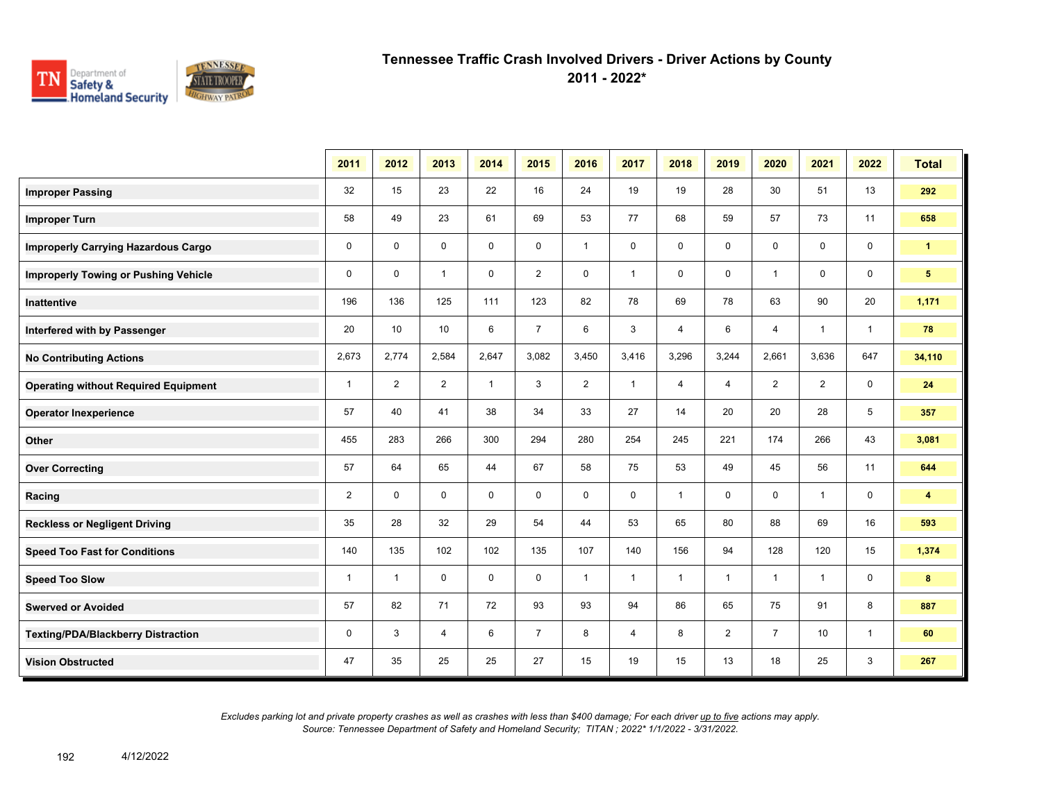# Tennessee Traffic Crash Involved Drivers - Driver Actions by County

## 2011 - 2022*

| | 2011 | 2012 | 2013 | 2014 | 2015 | 2016 | 2017 | 2018 | 2019 | 2020 | 2021 | 2022 | Total |
|---|---|---|---|---|---|---|---|---|---|---|---|---|---|
| **Improper Passing** | 32 | 15 | 23 | 22 | 16 | 24 | 19 | 19 | 28 | 30 | 51 | 13 | **292** |
| **Improper Turn** | 58 | 49 | 23 | 61 | 69 | 53 | 77 | 68 | 59 | 57 | 73 | 11 | **658** |
| **Improperly Carrying Hazardous Cargo** | 0 | 0 | 0 | 0 | 0 | 1 | 0 | 0 | 0 | 0 | 0 | 0 | **1** |
| **Improperly Towing or Pushing Vehicle** | 0 | 0 | 1 | 0 | 2 | 0 | 1 | 0 | 0 | 1 | 0 | 0 | **5** |
| **Inattentive** | 196 | 136 | 125 | 111 | 123 | 82 | 78 | 69 | 78 | 63 | 90 | 20 | **1,171** |
| **Interfered with by Passenger** | 20 | 10 | 10 | 6 | 7 | 6 | 3 | 4 | 6 | 4 | 1 | 1 | **78** |
| **No Contributing Actions** | 2,673 | 2,774 | 2,584 | 2,647 | 3,082 | 3,450 | 3,416 | 3,296 | 3,244 | 2,661 | 3,636 | 647 | **34,110** |
| **Operating without Required Equipment** | 1 | 2 | 2 | 1 | 3 | 2 | 1 | 4 | 4 | 2 | 2 | 0 | **24** |
| **Operator Inexperience** | 57 | 40 | 41 | 38 | 34 | 33 | 27 | 14 | 20 | 20 | 28 | 5 | **357** |
| **Other** | 455 | 283 | 266 | 300 | 294 | 280 | 254 | 245 | 221 | 174 | 266 | 43 | **3,081** |
| **Over Correcting** | 57 | 64 | 65 | 44 | 67 | 58 | 75 | 53 | 49 | 45 | 56 | 11 | **644** |
| **Racing** | 2 | 0 | 0 | 0 | 0 | 0 | 0 | 1 | 0 | 0 | 1 | 0 | **4** |
| **Reckless or Negligent Driving** | 35 | 28 | 32 | 29 | 54 | 44 | 53 | 65 | 80 | 88 | 69 | 16 | **593** |
| **Speed Too Fast for Conditions** | 140 | 135 | 102 | 102 | 135 | 107 | 140 | 156 | 94 | 128 | 120 | 15 | **1,374** |
| **Speed Too Slow** | 1 | 1 | 0 | 0 | 0 | 1 | 1 | 1 | 1 | 1 | 1 | 0 | **8** |
| **Swerved or Avoided** | 57 | 82 | 71 | 72 | 93 | 93 | 94 | 86 | 65 | 75 | 91 | 8 | **887** |
| **Texting/PDA/Blackberry Distraction** | 0 | 3 | 4 | 6 | 7 | 8 | 4 | 8 | 2 | 7 | 10 | 1 | **60** |
| **Vision Obstructed** | 47 | 35 | 25 | 25 | 27 | 15 | 19 | 15 | 13 | 18 | 25 | 3 | **267** |

*Excludes parking lot and private property crashes as well as crashes with less than $400 damage; For each driver up to five actions may apply.*
*Source: Tennessee Department of Safety and Homeland Security; TITAN ; 2022* 1/1/2022 - 3/31/2022.*

4/12/2022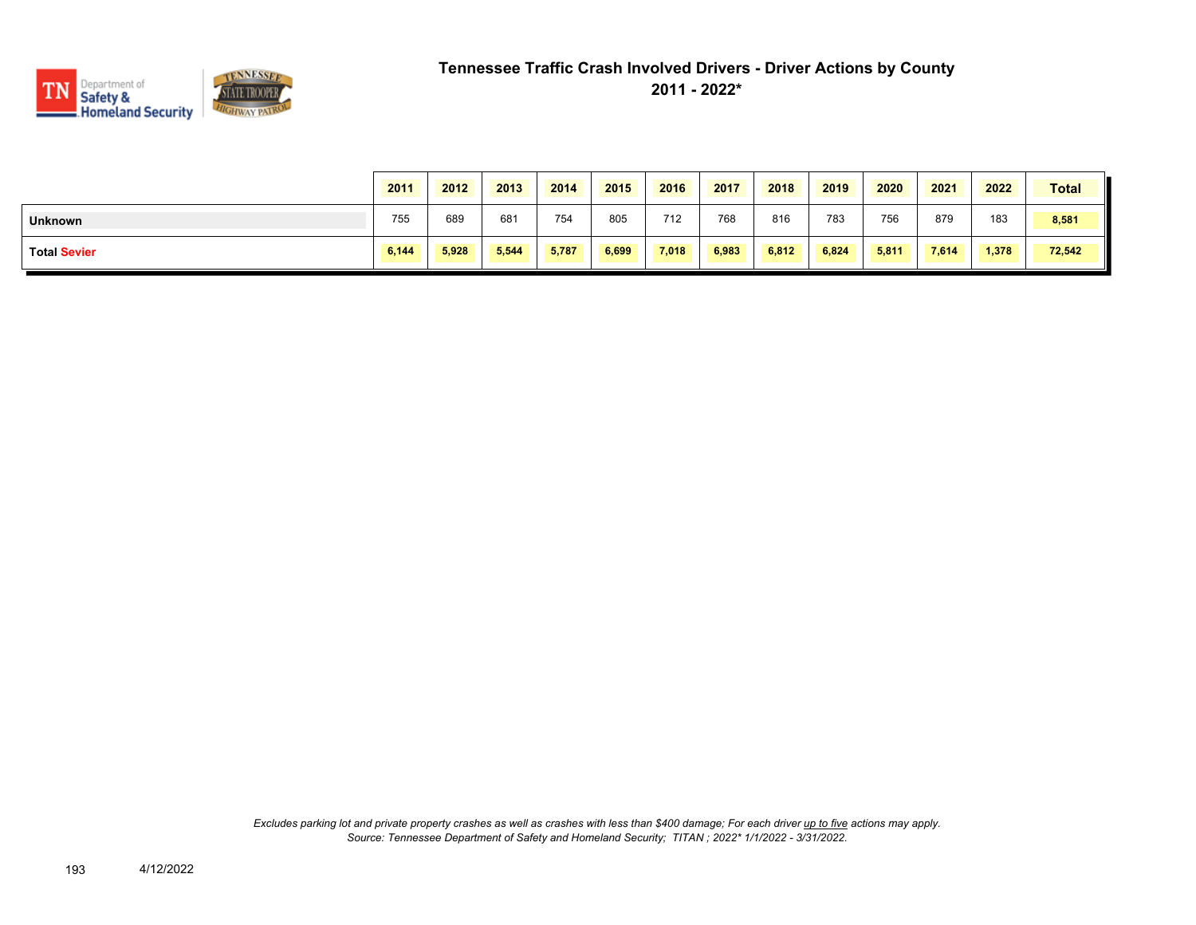# Tennessee Traffic Crash Involved Drivers - Driver Actions by County
## 2011 - 2022*

| | 2011 | 2012 | 2013 | 2014 | 2015 | 2016 | 2017 | 2018 | 2019 | 2020 | 2021 | 2022 | Total |
|---|---|---|---|---|---|---|---|---|---|---|---|---|---|
| **Unknown** | 755 | 689 | 681 | 754 | 805 | 712 | 768 | 816 | 783 | 756 | 879 | 183 | **8,581** |
| **Total Sevier** | **6,144** | **5,928** | **5,544** | **5,787** | **6,699** | **7,018** | **6,983** | **6,812** | **6,824** | **5,811** | **7,614** | **1,378** | **72,542** |

*Excludes parking lot and private property crashes as well as crashes with less than $400 damage; For each driver up to five actions may apply.*
*Source: Tennessee Department of Safety and Homeland Security; TITAN ; 2022* 1/1/2022 - 3/31/2022.*

4/12/2022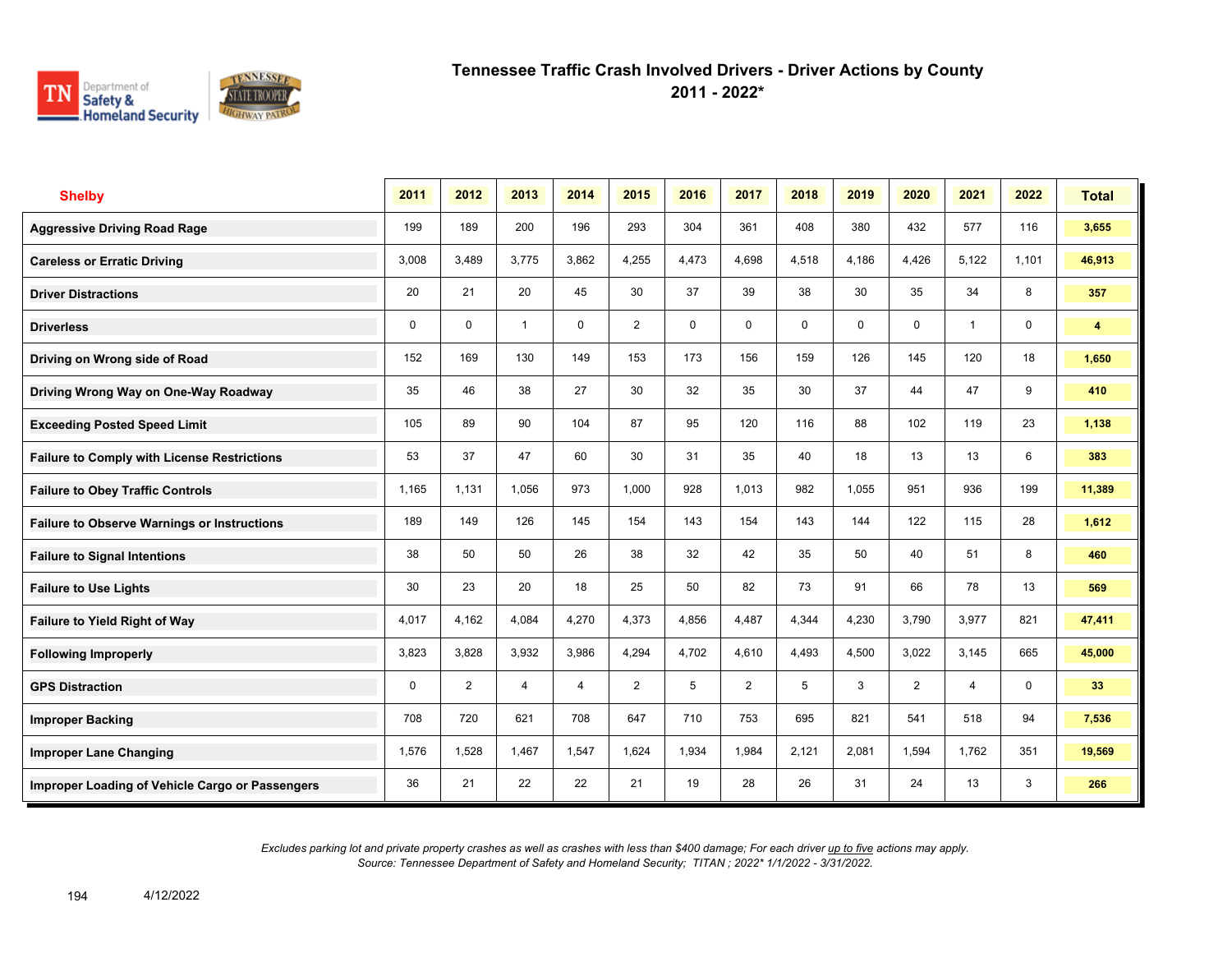# Tennessee Traffic Crash Involved Drivers - Driver Actions by County
## 2011 - 2022*

| Shelby | 2011 | 2012 | 2013 | 2014 | 2015 | 2016 | 2017 | 2018 | 2019 | 2020 | 2021 | 2022 | Total |
|---|---|---|---|---|---|---|---|---|---|---|---|---|---|
| Aggressive Driving Road Rage | 199 | 189 | 200 | 196 | 293 | 304 | 361 | 408 | 380 | 432 | 577 | 116 | 3,655 |
| Careless or Erratic Driving | 3,008 | 3,489 | 3,775 | 3,862 | 4,255 | 4,473 | 4,698 | 4,518 | 4,186 | 4,426 | 5,122 | 1,101 | 46,913 |
| Driver Distractions | 20 | 21 | 20 | 45 | 30 | 37 | 39 | 38 | 30 | 35 | 34 | 8 | 357 |
| Driverless | 0 | 0 | 1 | 0 | 2 | 0 | 0 | 0 | 0 | 0 | 1 | 0 | 4 |
| Driving on Wrong side of Road | 152 | 169 | 130 | 149 | 153 | 173 | 156 | 159 | 126 | 145 | 120 | 18 | 1,650 |
| Driving Wrong Way on One-Way Roadway | 35 | 46 | 38 | 27 | 30 | 32 | 35 | 30 | 37 | 44 | 47 | 9 | 410 |
| Exceeding Posted Speed Limit | 105 | 89 | 90 | 104 | 87 | 95 | 120 | 116 | 88 | 102 | 119 | 23 | 1,138 |
| Failure to Comply with License Restrictions | 53 | 37 | 47 | 60 | 30 | 31 | 35 | 40 | 18 | 13 | 13 | 6 | 383 |
| Failure to Obey Traffic Controls | 1,165 | 1,131 | 1,056 | 973 | 1,000 | 928 | 1,013 | 982 | 1,055 | 951 | 936 | 199 | 11,389 |
| Failure to Observe Warnings or Instructions | 189 | 149 | 126 | 145 | 154 | 143 | 154 | 143 | 144 | 122 | 115 | 28 | 1,612 |
| Failure to Signal Intentions | 38 | 50 | 50 | 26 | 38 | 32 | 42 | 35 | 50 | 40 | 51 | 8 | 460 |
| Failure to Use Lights | 30 | 23 | 20 | 18 | 25 | 50 | 82 | 73 | 91 | 66 | 78 | 13 | 569 |
| Failure to Yield Right of Way | 4,017 | 4,162 | 4,084 | 4,270 | 4,373 | 4,856 | 4,487 | 4,344 | 4,230 | 3,790 | 3,977 | 821 | 47,411 |
| Following Improperly | 3,823 | 3,828 | 3,932 | 3,986 | 4,294 | 4,702 | 4,610 | 4,493 | 4,500 | 3,022 | 3,145 | 665 | 45,000 |
| GPS Distraction | 0 | 2 | 4 | 4 | 2 | 5 | 2 | 5 | 3 | 2 | 4 | 0 | 33 |
| Improper Backing | 708 | 720 | 621 | 708 | 647 | 710 | 753 | 695 | 821 | 541 | 518 | 94 | 7,536 |
| Improper Lane Changing | 1,576 | 1,528 | 1,467 | 1,547 | 1,624 | 1,934 | 1,984 | 2,121 | 2,081 | 1,594 | 1,762 | 351 | 19,569 |
| Improper Loading of Vehicle Cargo or Passengers | 36 | 21 | 22 | 22 | 21 | 19 | 28 | 26 | 31 | 24 | 13 | 3 | 266 |

*Excludes parking lot and private property crashes as well as crashes with less than $400 damage; For each driver up to five actions may apply.*
*Source: Tennessee Department of Safety and Homeland Security; TITAN ; 2022* 1/1/2022 - 3/31/2022.*

4/12/2022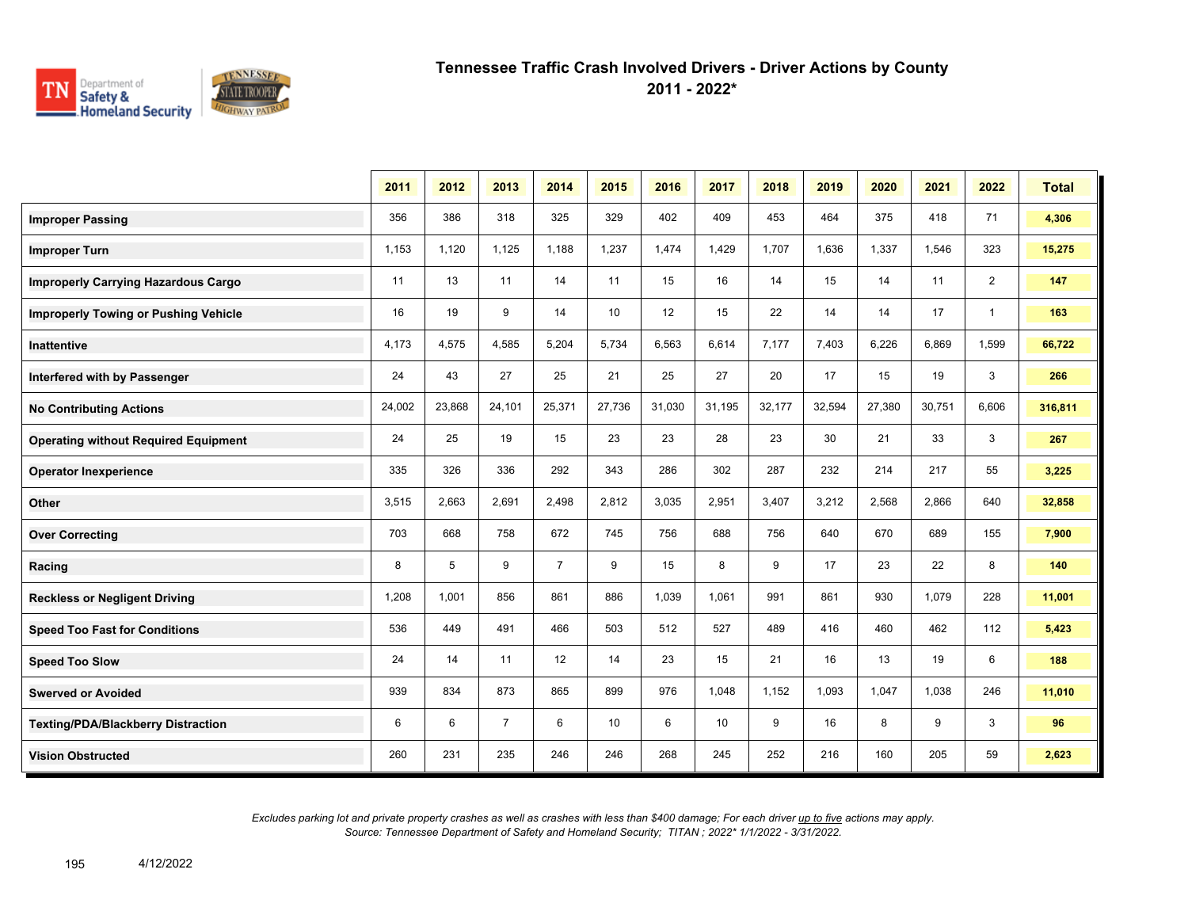# Tennessee Traffic Crash Involved Drivers - Driver Actions by County
## 2011 - 2022*

| | 2011 | 2012 | 2013 | 2014 | 2015 | 2016 | 2017 | 2018 | 2019 | 2020 | 2021 | 2022 | Total |
|---|---|---|---|---|---|---|---|---|---|---|---|---|---|
| **Improper Passing** | 356 | 386 | 318 | 325 | 329 | 402 | 409 | 453 | 464 | 375 | 418 | 71 | **4,306** |
| **Improper Turn** | 1,153 | 1,120 | 1,125 | 1,188 | 1,237 | 1,474 | 1,429 | 1,707 | 1,636 | 1,337 | 1,546 | 323 | **15,275** |
| **Improperly Carrying Hazardous Cargo** | 11 | 13 | 11 | 14 | 11 | 15 | 16 | 14 | 15 | 14 | 11 | 2 | **147** |
| **Improperly Towing or Pushing Vehicle** | 16 | 19 | 9 | 14 | 10 | 12 | 15 | 22 | 14 | 14 | 17 | 1 | **163** |
| **Inattentive** | 4,173 | 4,575 | 4,585 | 5,204 | 5,734 | 6,563 | 6,614 | 7,177 | 7,403 | 6,226 | 6,869 | 1,599 | **66,722** |
| **Interfered with by Passenger** | 24 | 43 | 27 | 25 | 21 | 25 | 27 | 20 | 17 | 15 | 19 | 3 | **266** |
| **No Contributing Actions** | 24,002 | 23,868 | 24,101 | 25,371 | 27,736 | 31,030 | 31,195 | 32,177 | 32,594 | 27,380 | 30,751 | 6,606 | **316,811** |
| **Operating without Required Equipment** | 24 | 25 | 19 | 15 | 23 | 23 | 28 | 23 | 30 | 21 | 33 | 3 | **267** |
| **Operator Inexperience** | 335 | 326 | 336 | 292 | 343 | 286 | 302 | 287 | 232 | 214 | 217 | 55 | **3,225** |
| **Other** | 3,515 | 2,663 | 2,691 | 2,498 | 2,812 | 3,035 | 2,951 | 3,407 | 3,212 | 2,568 | 2,866 | 640 | **32,858** |
| **Over Correcting** | 703 | 668 | 758 | 672 | 745 | 756 | 688 | 756 | 640 | 670 | 689 | 155 | **7,900** |
| **Racing** | 8 | 5 | 9 | 7 | 9 | 15 | 8 | 9 | 17 | 23 | 22 | 8 | **140** |
| **Reckless or Negligent Driving** | 1,208 | 1,001 | 856 | 861 | 886 | 1,039 | 1,061 | 991 | 861 | 930 | 1,079 | 228 | **11,001** |
| **Speed Too Fast for Conditions** | 536 | 449 | 491 | 466 | 503 | 512 | 527 | 489 | 416 | 460 | 462 | 112 | **5,423** |
| **Speed Too Slow** | 24 | 14 | 11 | 12 | 14 | 23 | 15 | 21 | 16 | 13 | 19 | 6 | **188** |
| **Swerved or Avoided** | 939 | 834 | 873 | 865 | 899 | 976 | 1,048 | 1,152 | 1,093 | 1,047 | 1,038 | 246 | **11,010** |
| **Texting/PDA/Blackberry Distraction** | 6 | 6 | 7 | 6 | 10 | 6 | 10 | 9 | 16 | 8 | 9 | 3 | **96** |
| **Vision Obstructed** | 260 | 231 | 235 | 246 | 246 | 268 | 245 | 252 | 216 | 160 | 205 | 59 | **2,623** |

*Excludes parking lot and private property crashes as well as crashes with less than $400 damage; For each driver up to five actions may apply.*
*Source: Tennessee Department of Safety and Homeland Security; TITAN ; 2022* 1/1/2022 - 3/31/2022.*

4/12/2022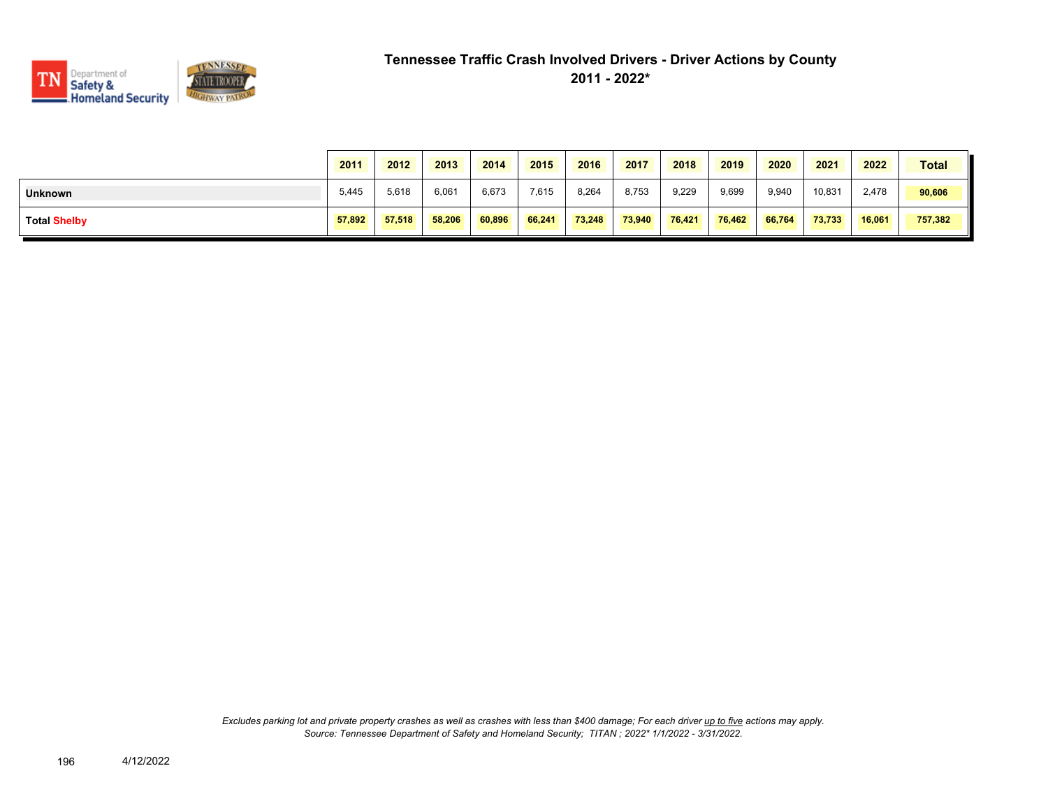# Tennessee Traffic Crash Involved Drivers - Driver Actions by County

## 2011 - 2022*

| | 2011 | 2012 | 2013 | 2014 | 2015 | 2016 | 2017 | 2018 | 2019 | 2020 | 2021 | 2022 | Total |
|---|---|---|---|---|---|---|---|---|---|---|---|---|---|
| **Unknown** | 5,445 | 5,618 | 6,061 | 6,673 | 7,615 | 8,264 | 8,753 | 9,229 | 9,699 | 9,940 | 10,831 | 2,478 | **90,606** |
| **Total Shelby** | **57,892** | **57,518** | **58,206** | **60,896** | **66,241** | **73,248** | **73,940** | **76,421** | **76,462** | **66,764** | **73,733** | **16,061** | **757,382** |

*Excludes parking lot and private property crashes as well as crashes with less than $400 damage; For each driver up to five actions may apply.*
*Source: Tennessee Department of Safety and Homeland Security; TITAN ; 2022* 1/1/2022 - 3/31/2022.*

4/12/2022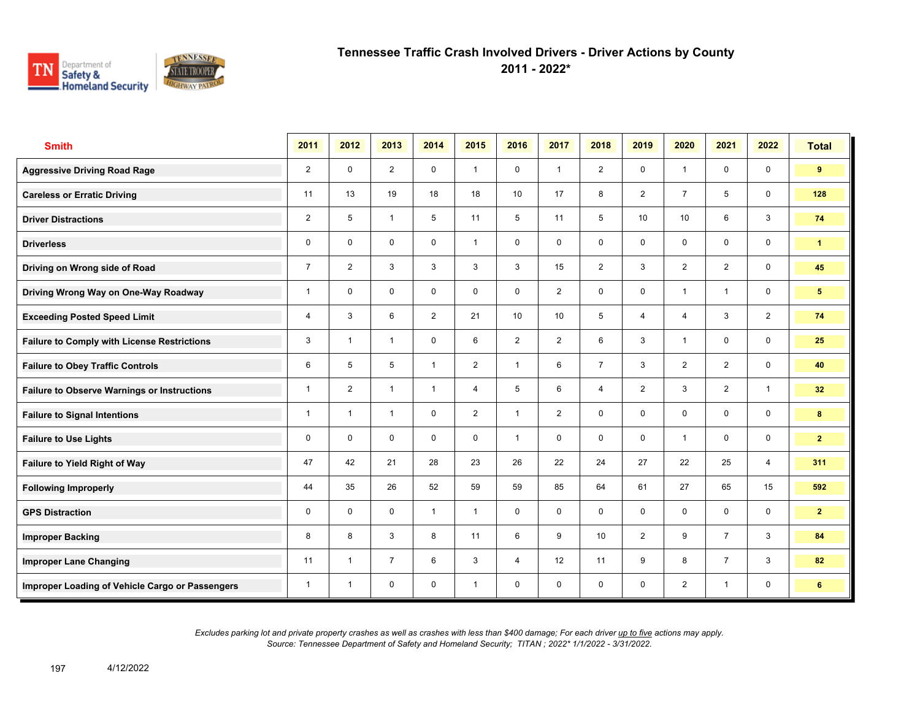# Tennessee Traffic Crash Involved Drivers - Driver Actions by County

## 2011 - 2022*

| Smith | 2011 | 2012 | 2013 | 2014 | 2015 | 2016 | 2017 | 2018 | 2019 | 2020 | 2021 | 2022 | Total |
|---|---|---|---|---|---|---|---|---|---|---|---|---|---|
| Aggressive Driving Road Rage | 2 | 0 | 2 | 0 | 1 | 0 | 1 | 2 | 0 | 1 | 0 | 0 | 9 |
| Careless or Erratic Driving | 11 | 13 | 19 | 18 | 18 | 10 | 17 | 8 | 2 | 7 | 5 | 0 | 128 |
| Driver Distractions | 2 | 5 | 1 | 5 | 11 | 5 | 11 | 5 | 10 | 10 | 6 | 3 | 74 |
| Driverless | 0 | 0 | 0 | 0 | 1 | 0 | 0 | 0 | 0 | 0 | 0 | 0 | 1 |
| Driving on Wrong side of Road | 7 | 2 | 3 | 3 | 3 | 3 | 15 | 2 | 3 | 2 | 2 | 0 | 45 |
| Driving Wrong Way on One-Way Roadway | 1 | 0 | 0 | 0 | 0 | 0 | 2 | 0 | 0 | 1 | 1 | 0 | 5 |
| Exceeding Posted Speed Limit | 4 | 3 | 6 | 2 | 21 | 10 | 10 | 5 | 4 | 4 | 3 | 2 | 74 |
| Failure to Comply with License Restrictions | 3 | 1 | 1 | 0 | 6 | 2 | 2 | 6 | 3 | 1 | 0 | 0 | 25 |
| Failure to Obey Traffic Controls | 6 | 5 | 5 | 1 | 2 | 1 | 6 | 7 | 3 | 2 | 2 | 0 | 40 |
| Failure to Observe Warnings or Instructions | 1 | 2 | 1 | 1 | 4 | 5 | 6 | 4 | 2 | 3 | 2 | 1 | 32 |
| Failure to Signal Intentions | 1 | 1 | 1 | 0 | 2 | 1 | 2 | 0 | 0 | 0 | 0 | 0 | 8 |
| Failure to Use Lights | 0 | 0 | 0 | 0 | 0 | 1 | 0 | 0 | 0 | 1 | 0 | 0 | 2 |
| Failure to Yield Right of Way | 47 | 42 | 21 | 28 | 23 | 26 | 22 | 24 | 27 | 22 | 25 | 4 | 311 |
| Following Improperly | 44 | 35 | 26 | 52 | 59 | 59 | 85 | 64 | 61 | 27 | 65 | 15 | 592 |
| GPS Distraction | 0 | 0 | 0 | 1 | 1 | 0 | 0 | 0 | 0 | 0 | 0 | 0 | 2 |
| Improper Backing | 8 | 8 | 3 | 8 | 11 | 6 | 9 | 10 | 2 | 9 | 7 | 3 | 84 |
| Improper Lane Changing | 11 | 1 | 7 | 6 | 3 | 4 | 12 | 11 | 9 | 8 | 7 | 3 | 82 |
| Improper Loading of Vehicle Cargo or Passengers | 1 | 1 | 0 | 0 | 1 | 0 | 0 | 0 | 0 | 2 | 1 | 0 | 6 |

*Excludes parking lot and private property crashes as well as crashes with less than $400 damage; For each driver up to five actions may apply.*
*Source: Tennessee Department of Safety and Homeland Security; TITAN ; 2022* 1/1/2022 - 3/31/2022.*

4/12/2022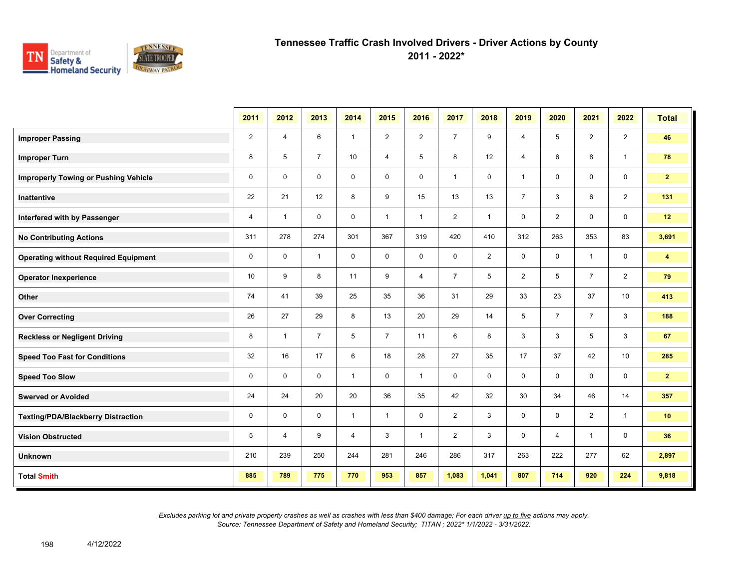# Tennessee Traffic Crash Involved Drivers - Driver Actions by County
## 2011 - 2022*

| | 2011 | 2012 | 2013 | 2014 | 2015 | 2016 | 2017 | 2018 | 2019 | 2020 | 2021 | 2022 | Total |
|---|---|---|---|---|---|---|---|---|---|---|---|---|---|
| **Improper Passing** | 2 | 4 | 6 | 1 | 2 | 2 | 7 | 9 | 4 | 5 | 2 | 2 | **46** |
| **Improper Turn** | 8 | 5 | 7 | 10 | 4 | 5 | 8 | 12 | 4 | 6 | 8 | 1 | **78** |
| **Improperly Towing or Pushing Vehicle** | 0 | 0 | 0 | 0 | 0 | 0 | 1 | 0 | 1 | 0 | 0 | 0 | **2** |
| **Inattentive** | 22 | 21 | 12 | 8 | 9 | 15 | 13 | 13 | 7 | 3 | 6 | 2 | **131** |
| **Interfered with by Passenger** | 4 | 1 | 0 | 0 | 1 | 1 | 2 | 1 | 0 | 2 | 0 | 0 | **12** |
| **No Contributing Actions** | 311 | 278 | 274 | 301 | 367 | 319 | 420 | 410 | 312 | 263 | 353 | 83 | **3,691** |
| **Operating without Required Equipment** | 0 | 0 | 1 | 0 | 0 | 0 | 0 | 2 | 0 | 0 | 1 | 0 | **4** |
| **Operator Inexperience** | 10 | 9 | 8 | 11 | 9 | 4 | 7 | 5 | 2 | 5 | 7 | 2 | **79** |
| **Other** | 74 | 41 | 39 | 25 | 35 | 36 | 31 | 29 | 33 | 23 | 37 | 10 | **413** |
| **Over Correcting** | 26 | 27 | 29 | 8 | 13 | 20 | 29 | 14 | 5 | 7 | 7 | 3 | **188** |
| **Reckless or Negligent Driving** | 8 | 1 | 7 | 5 | 7 | 11 | 6 | 8 | 3 | 3 | 5 | 3 | **67** |
| **Speed Too Fast for Conditions** | 32 | 16 | 17 | 6 | 18 | 28 | 27 | 35 | 17 | 37 | 42 | 10 | **285** |
| **Speed Too Slow** | 0 | 0 | 0 | 1 | 0 | 1 | 0 | 0 | 0 | 0 | 0 | 0 | **2** |
| **Swerved or Avoided** | 24 | 24 | 20 | 20 | 36 | 35 | 42 | 32 | 30 | 34 | 46 | 14 | **357** |
| **Texting/PDA/Blackberry Distraction** | 0 | 0 | 0 | 1 | 1 | 0 | 2 | 3 | 0 | 0 | 2 | 1 | **10** |
| **Vision Obstructed** | 5 | 4 | 9 | 4 | 3 | 1 | 2 | 3 | 0 | 4 | 1 | 0 | **36** |
| **Unknown** | 210 | 239 | 250 | 244 | 281 | 246 | 286 | 317 | 263 | 222 | 277 | 62 | **2,897** |
| **Total Smith** | **885** | **789** | **775** | **770** | **953** | **857** | **1,083** | **1,041** | **807** | **714** | **920** | **224** | **9,818** |

*Excludes parking lot and private property crashes as well as crashes with less than $400 damage; For each driver up to five actions may apply.*
*Source: Tennessee Department of Safety and Homeland Security; TITAN ; 2022* 1/1/2022 - 3/31/2022.*

4/12/2022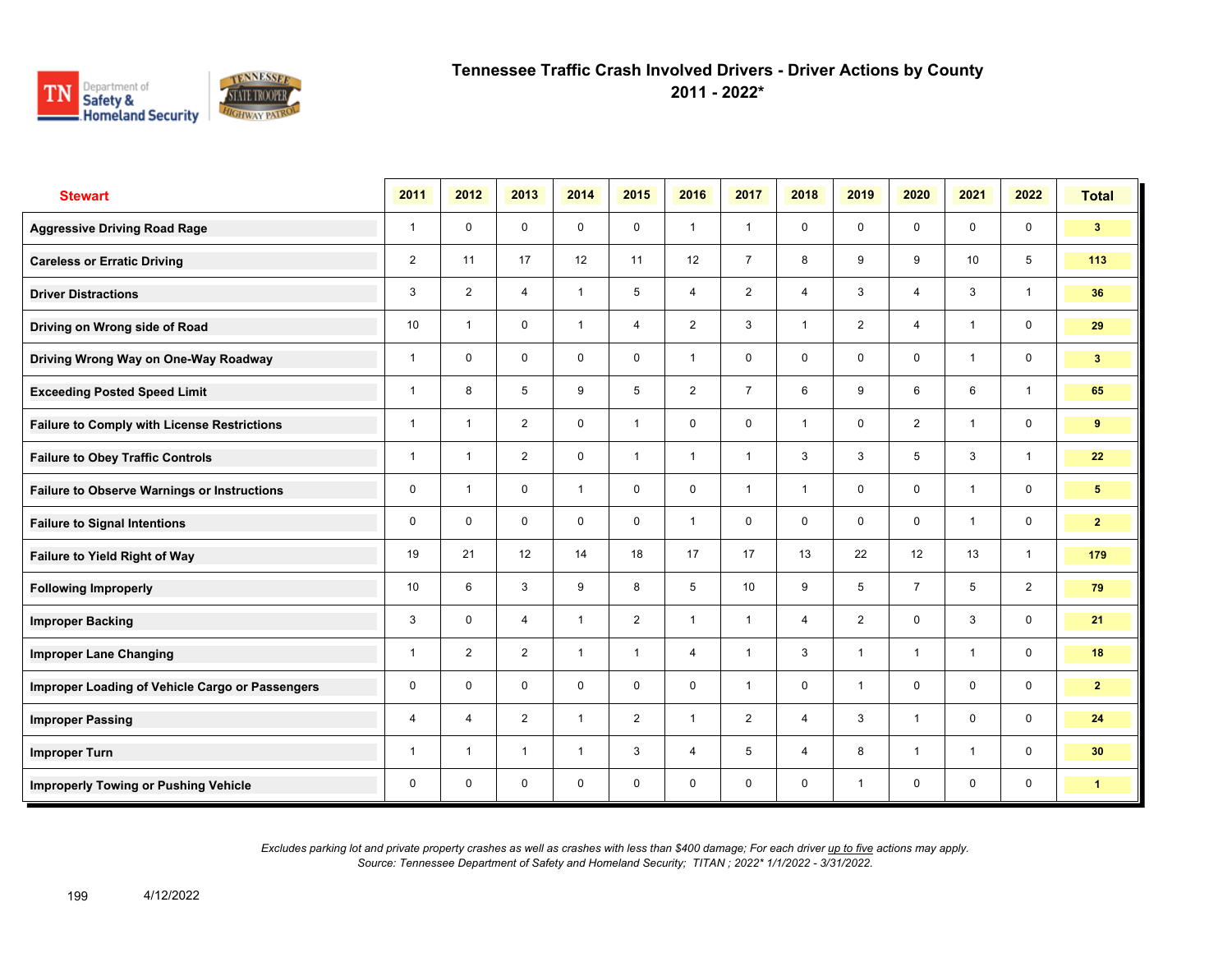# Tennessee Traffic Crash Involved Drivers - Driver Actions by County
## 2011 - 2022*

| Stewart | 2011 | 2012 | 2013 | 2014 | 2015 | 2016 | 2017 | 2018 | 2019 | 2020 | 2021 | 2022 | Total |
|---|---|---|---|---|---|---|---|---|---|---|---|---|---|
| Aggressive Driving Road Rage | 1 | 0 | 0 | 0 | 0 | 1 | 1 | 0 | 0 | 0 | 0 | 0 | 3 |
| Careless or Erratic Driving | 2 | 11 | 17 | 12 | 11 | 12 | 7 | 8 | 9 | 9 | 10 | 5 | 113 |
| Driver Distractions | 3 | 2 | 4 | 1 | 5 | 4 | 2 | 4 | 3 | 4 | 3 | 1 | 36 |
| Driving on Wrong side of Road | 10 | 1 | 0 | 1 | 4 | 2 | 3 | 1 | 2 | 4 | 1 | 0 | 29 |
| Driving Wrong Way on One-Way Roadway | 1 | 0 | 0 | 0 | 0 | 1 | 0 | 0 | 0 | 0 | 1 | 0 | 3 |
| Exceeding Posted Speed Limit | 1 | 8 | 5 | 9 | 5 | 2 | 7 | 6 | 9 | 6 | 6 | 1 | 65 |
| Failure to Comply with License Restrictions | 1 | 1 | 2 | 0 | 1 | 0 | 0 | 1 | 0 | 2 | 1 | 0 | 9 |
| Failure to Obey Traffic Controls | 1 | 1 | 2 | 0 | 1 | 1 | 1 | 3 | 3 | 5 | 3 | 1 | 22 |
| Failure to Observe Warnings or Instructions | 0 | 1 | 0 | 1 | 0 | 0 | 1 | 1 | 0 | 0 | 1 | 0 | 5 |
| Failure to Signal Intentions | 0 | 0 | 0 | 0 | 0 | 1 | 0 | 0 | 0 | 0 | 1 | 0 | 2 |
| Failure to Yield Right of Way | 19 | 21 | 12 | 14 | 18 | 17 | 17 | 13 | 22 | 12 | 13 | 1 | 179 |
| Following Improperly | 10 | 6 | 3 | 9 | 8 | 5 | 10 | 9 | 5 | 7 | 5 | 2 | 79 |
| Improper Backing | 3 | 0 | 4 | 1 | 2 | 1 | 1 | 4 | 2 | 0 | 3 | 0 | 21 |
| Improper Lane Changing | 1 | 2 | 2 | 1 | 1 | 4 | 1 | 3 | 1 | 1 | 1 | 0 | 18 |
| Improper Loading of Vehicle Cargo or Passengers | 0 | 0 | 0 | 0 | 0 | 0 | 1 | 0 | 1 | 0 | 0 | 0 | 2 |
| Improper Passing | 4 | 4 | 2 | 1 | 2 | 1 | 2 | 4 | 3 | 1 | 0 | 0 | 24 |
| Improper Turn | 1 | 1 | 1 | 1 | 3 | 4 | 5 | 4 | 8 | 1 | 1 | 0 | 30 |
| Improperly Towing or Pushing Vehicle | 0 | 0 | 0 | 0 | 0 | 0 | 0 | 0 | 1 | 0 | 0 | 0 | 1 |

*Excludes parking lot and private property crashes as well as crashes with less than $400 damage; For each driver up to five actions may apply.*
*Source: Tennessee Department of Safety and Homeland Security; TITAN ; 2022* 1/1/2022 - 3/31/2022.*

4/12/2022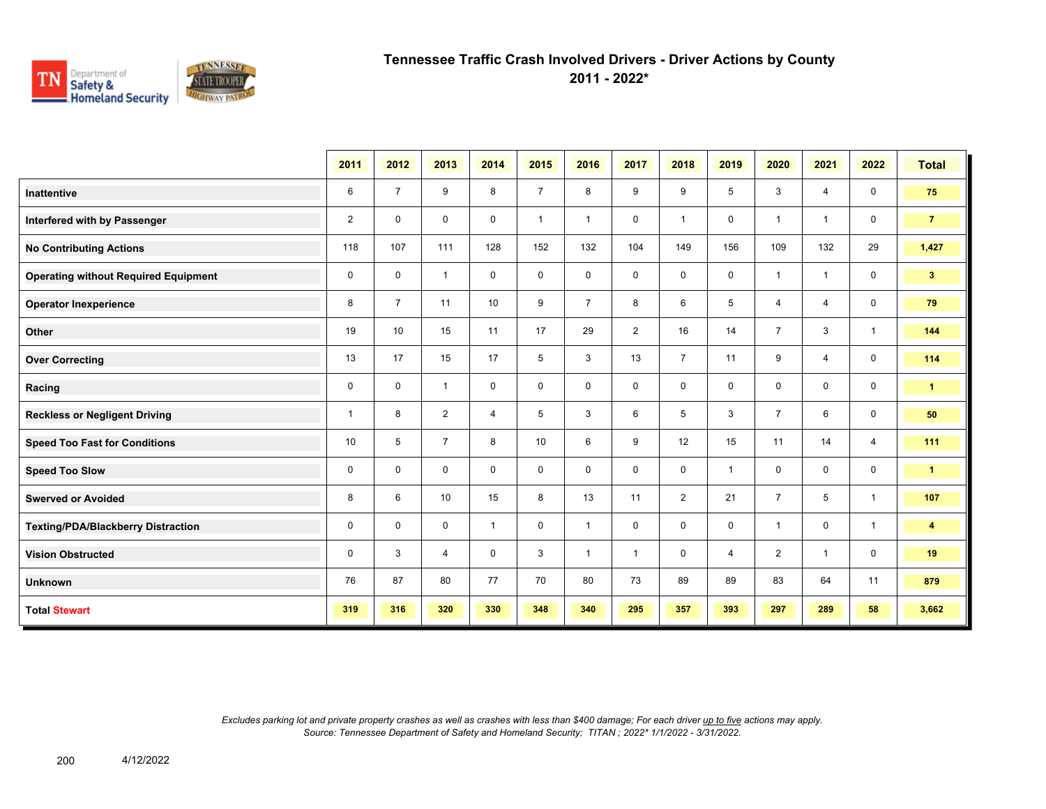# Tennessee Traffic Crash Involved Drivers - Driver Actions by County

## 2011 - 2022*

| | 2011 | 2012 | 2013 | 2014 | 2015 | 2016 | 2017 | 2018 | 2019 | 2020 | 2021 | 2022 | Total |
|---|---|---|---|---|---|---|---|---|---|---|---|---|---|
| **Inattentive** | 6 | 7 | 9 | 8 | 7 | 8 | 9 | 9 | 5 | 3 | 4 | 0 | **75** |
| **Interfered with by Passenger** | 2 | 0 | 0 | 0 | 1 | 1 | 0 | 1 | 0 | 1 | 1 | 0 | **7** |
| **No Contributing Actions** | 118 | 107 | 111 | 128 | 152 | 132 | 104 | 149 | 156 | 109 | 132 | 29 | **1,427** |
| **Operating without Required Equipment** | 0 | 0 | 1 | 0 | 0 | 0 | 0 | 0 | 0 | 1 | 1 | 0 | **3** |
| **Operator Inexperience** | 8 | 7 | 11 | 10 | 9 | 7 | 8 | 6 | 5 | 4 | 4 | 0 | **79** |
| **Other** | 19 | 10 | 15 | 11 | 17 | 29 | 2 | 16 | 14 | 7 | 3 | 1 | **144** |
| **Over Correcting** | 13 | 17 | 15 | 17 | 5 | 3 | 13 | 7 | 11 | 9 | 4 | 0 | **114** |
| **Racing** | 0 | 0 | 1 | 0 | 0 | 0 | 0 | 0 | 0 | 0 | 0 | 0 | **1** |
| **Reckless or Negligent Driving** | 1 | 8 | 2 | 4 | 5 | 3 | 6 | 5 | 3 | 7 | 6 | 0 | **50** |
| **Speed Too Fast for Conditions** | 10 | 5 | 7 | 8 | 10 | 6 | 9 | 12 | 15 | 11 | 14 | 4 | **111** |
| **Speed Too Slow** | 0 | 0 | 0 | 0 | 0 | 0 | 0 | 0 | 1 | 0 | 0 | 0 | **1** |
| **Swerved or Avoided** | 8 | 6 | 10 | 15 | 8 | 13 | 11 | 2 | 21 | 7 | 5 | 1 | **107** |
| **Texting/PDA/Blackberry Distraction** | 0 | 0 | 0 | 1 | 0 | 1 | 0 | 0 | 0 | 1 | 0 | 1 | **4** |
| **Vision Obstructed** | 0 | 3 | 4 | 0 | 3 | 1 | 1 | 0 | 4 | 2 | 1 | 0 | **19** |
| **Unknown** | 76 | 87 | 80 | 77 | 70 | 80 | 73 | 89 | 89 | 83 | 64 | 11 | **879** |
| **Total Stewart** | **319** | **316** | **320** | **330** | **348** | **340** | **295** | **357** | **393** | **297** | **289** | **58** | **3,662** |

*Excludes parking lot and private property crashes as well as crashes with less than $400 damage; For each driver up to five actions may apply.*
*Source: Tennessee Department of Safety and Homeland Security; TITAN ; 2022* 1/1/2022 - 3/31/2022.*

4/12/2022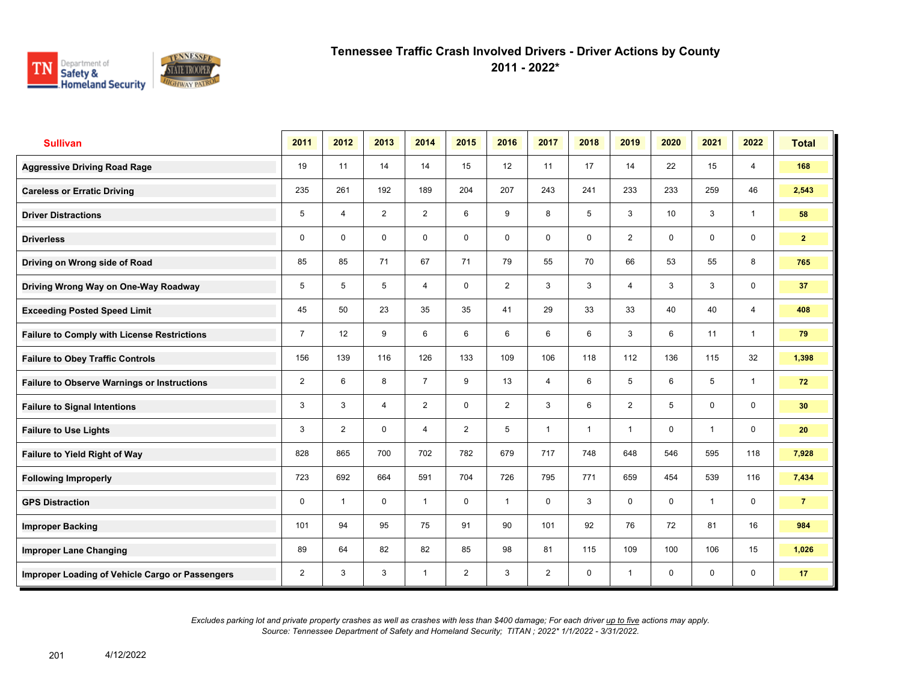# Tennessee Traffic Crash Involved Drivers - Driver Actions by County
## 2011 - 2022*

| Sullivan | 2011 | 2012 | 2013 | 2014 | 2015 | 2016 | 2017 | 2018 | 2019 | 2020 | 2021 | 2022 | Total |
|---|---|---|---|---|---|---|---|---|---|---|---|---|---|
| Aggressive Driving Road Rage | 19 | 11 | 14 | 14 | 15 | 12 | 11 | 17 | 14 | 22 | 15 | 4 | 168 |
| Careless or Erratic Driving | 235 | 261 | 192 | 189 | 204 | 207 | 243 | 241 | 233 | 233 | 259 | 46 | 2,543 |
| Driver Distractions | 5 | 4 | 2 | 2 | 6 | 9 | 8 | 5 | 3 | 10 | 3 | 1 | 58 |
| Driverless | 0 | 0 | 0 | 0 | 0 | 0 | 0 | 0 | 2 | 0 | 0 | 0 | 2 |
| Driving on Wrong side of Road | 85 | 85 | 71 | 67 | 71 | 79 | 55 | 70 | 66 | 53 | 55 | 8 | 765 |
| Driving Wrong Way on One-Way Roadway | 5 | 5 | 5 | 4 | 0 | 2 | 3 | 3 | 4 | 3 | 3 | 0 | 37 |
| Exceeding Posted Speed Limit | 45 | 50 | 23 | 35 | 35 | 41 | 29 | 33 | 33 | 40 | 40 | 4 | 408 |
| Failure to Comply with License Restrictions | 7 | 12 | 9 | 6 | 6 | 6 | 6 | 6 | 3 | 6 | 11 | 1 | 79 |
| Failure to Obey Traffic Controls | 156 | 139 | 116 | 126 | 133 | 109 | 106 | 118 | 112 | 136 | 115 | 32 | 1,398 |
| Failure to Observe Warnings or Instructions | 2 | 6 | 8 | 7 | 9 | 13 | 4 | 6 | 5 | 6 | 5 | 1 | 72 |
| Failure to Signal Intentions | 3 | 3 | 4 | 2 | 0 | 2 | 3 | 6 | 2 | 5 | 0 | 0 | 30 |
| Failure to Use Lights | 3 | 2 | 0 | 4 | 2 | 5 | 1 | 1 | 1 | 0 | 1 | 0 | 20 |
| Failure to Yield Right of Way | 828 | 865 | 700 | 702 | 782 | 679 | 717 | 748 | 648 | 546 | 595 | 118 | 7,928 |
| Following Improperly | 723 | 692 | 664 | 591 | 704 | 726 | 795 | 771 | 659 | 454 | 539 | 116 | 7,434 |
| GPS Distraction | 0 | 1 | 0 | 1 | 0 | 1 | 0 | 3 | 0 | 0 | 1 | 0 | 7 |
| Improper Backing | 101 | 94 | 95 | 75 | 91 | 90 | 101 | 92 | 76 | 72 | 81 | 16 | 984 |
| Improper Lane Changing | 89 | 64 | 82 | 82 | 85 | 98 | 81 | 115 | 109 | 100 | 106 | 15 | 1,026 |
| Improper Loading of Vehicle Cargo or Passengers | 2 | 3 | 3 | 1 | 2 | 3 | 2 | 0 | 1 | 0 | 0 | 0 | 17 |

*Excludes parking lot and private property crashes as well as crashes with less than $400 damage; For each driver up to five actions may apply.*
*Source: Tennessee Department of Safety and Homeland Security; TITAN ; 2022* 1/1/2022 - 3/31/2022.*

4/12/2022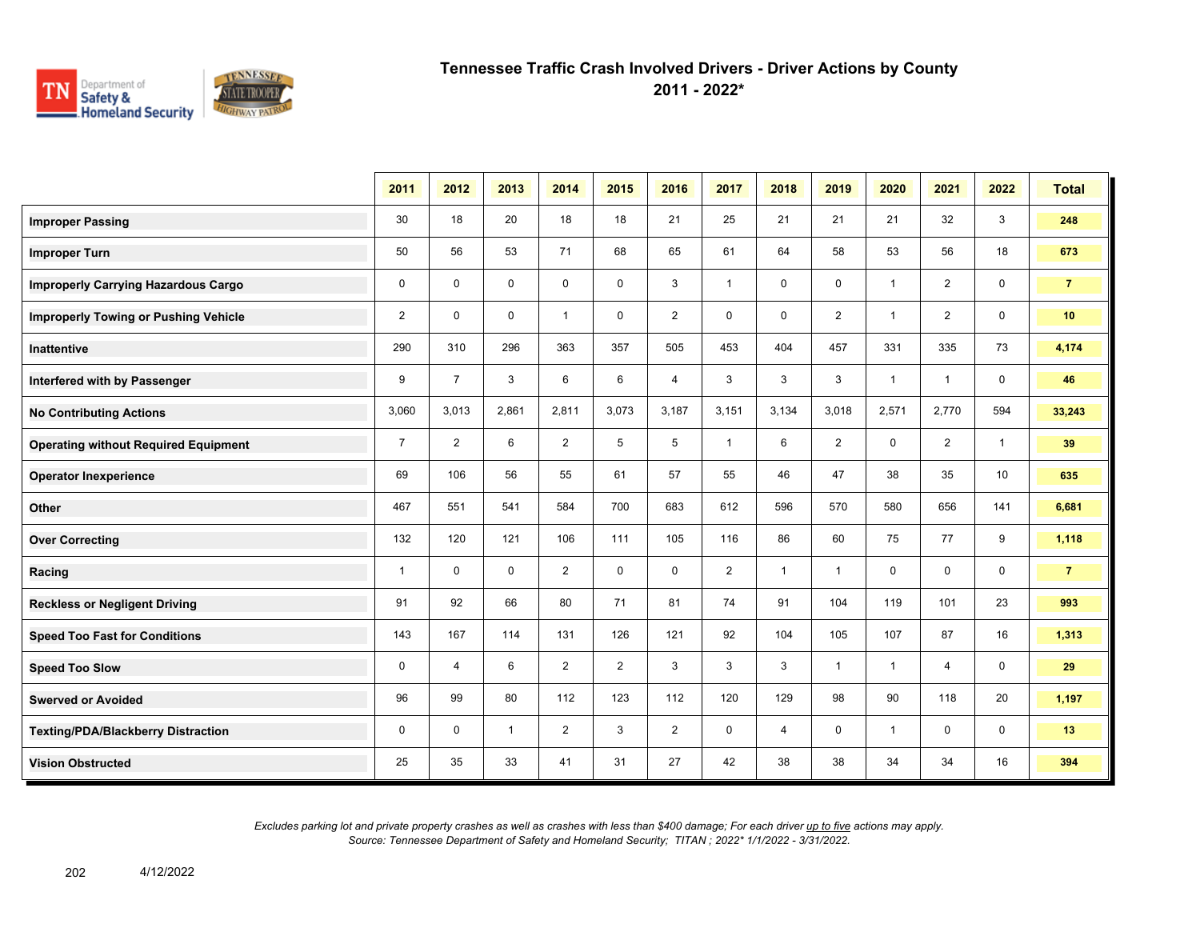# Tennessee Traffic Crash Involved Drivers - Driver Actions by County
## 2011 - 2022*

| | 2011 | 2012 | 2013 | 2014 | 2015 | 2016 | 2017 | 2018 | 2019 | 2020 | 2021 | 2022 | Total |
|---|---|---|---|---|---|---|---|---|---|---|---|---|---|
| **Improper Passing** | 30 | 18 | 20 | 18 | 18 | 21 | 25 | 21 | 21 | 21 | 32 | 3 | **248** |
| **Improper Turn** | 50 | 56 | 53 | 71 | 68 | 65 | 61 | 64 | 58 | 53 | 56 | 18 | **673** |
| **Improperly Carrying Hazardous Cargo** | 0 | 0 | 0 | 0 | 0 | 3 | 1 | 0 | 0 | 1 | 2 | 0 | **7** |
| **Improperly Towing or Pushing Vehicle** | 2 | 0 | 0 | 1 | 0 | 2 | 0 | 0 | 2 | 1 | 2 | 0 | **10** |
| **Inattentive** | 290 | 310 | 296 | 363 | 357 | 505 | 453 | 404 | 457 | 331 | 335 | 73 | **4,174** |
| **Interfered with by Passenger** | 9 | 7 | 3 | 6 | 6 | 4 | 3 | 3 | 3 | 1 | 1 | 0 | **46** |
| **No Contributing Actions** | 3,060 | 3,013 | 2,861 | 2,811 | 3,073 | 3,187 | 3,151 | 3,134 | 3,018 | 2,571 | 2,770 | 594 | **33,243** |
| **Operating without Required Equipment** | 7 | 2 | 6 | 2 | 5 | 5 | 1 | 6 | 2 | 0 | 2 | 1 | **39** |
| **Operator Inexperience** | 69 | 106 | 56 | 55 | 61 | 57 | 55 | 46 | 47 | 38 | 35 | 10 | **635** |
| **Other** | 467 | 551 | 541 | 584 | 700 | 683 | 612 | 596 | 570 | 580 | 656 | 141 | **6,681** |
| **Over Correcting** | 132 | 120 | 121 | 106 | 111 | 105 | 116 | 86 | 60 | 75 | 77 | 9 | **1,118** |
| **Racing** | 1 | 0 | 0 | 2 | 0 | 0 | 2 | 1 | 1 | 0 | 0 | 0 | **7** |
| **Reckless or Negligent Driving** | 91 | 92 | 66 | 80 | 71 | 81 | 74 | 91 | 104 | 119 | 101 | 23 | **993** |
| **Speed Too Fast for Conditions** | 143 | 167 | 114 | 131 | 126 | 121 | 92 | 104 | 105 | 107 | 87 | 16 | **1,313** |
| **Speed Too Slow** | 0 | 4 | 6 | 2 | 2 | 3 | 3 | 3 | 1 | 1 | 4 | 0 | **29** |
| **Swerved or Avoided** | 96 | 99 | 80 | 112 | 123 | 112 | 120 | 129 | 98 | 90 | 118 | 20 | **1,197** |
| **Texting/PDA/Blackberry Distraction** | 0 | 0 | 1 | 2 | 3 | 2 | 0 | 4 | 0 | 1 | 0 | 0 | **13** |
| **Vision Obstructed** | 25 | 35 | 33 | 41 | 31 | 27 | 42 | 38 | 38 | 34 | 34 | 16 | **394** |

*Excludes parking lot and private property crashes as well as crashes with less than $400 damage; For each driver up to five actions may apply.*
*Source: Tennessee Department of Safety and Homeland Security; TITAN ; 2022* 1/1/2022 - 3/31/2022.*

4/12/2022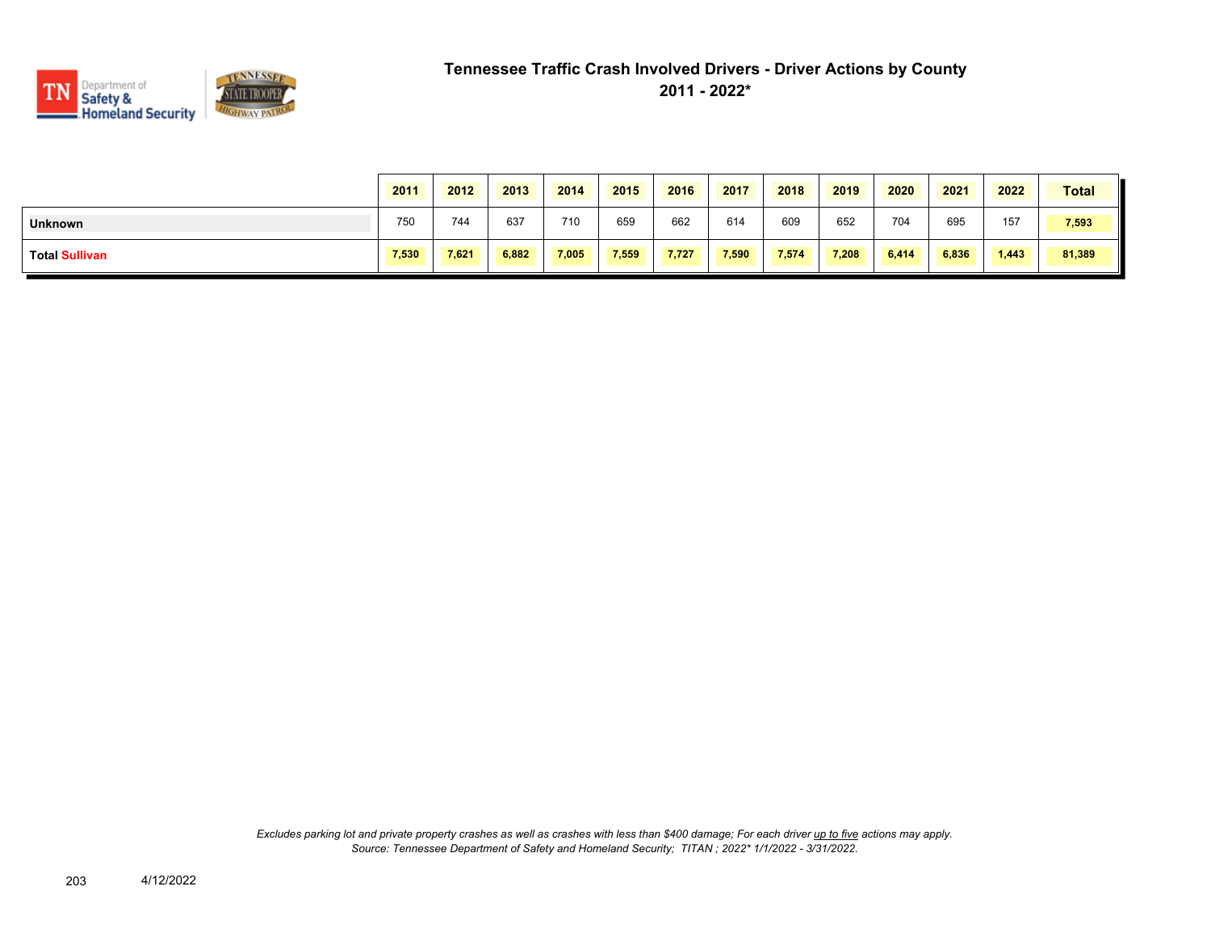# Tennessee Traffic Crash Involved Drivers - Driver Actions by County
## 2011 - 2022*

| | 2011 | 2012 | 2013 | 2014 | 2015 | 2016 | 2017 | 2018 | 2019 | 2020 | 2021 | 2022 | Total |
|---|---|---|---|---|---|---|---|---|---|---|---|---|---|
| **Unknown** | 750 | 744 | 637 | 710 | 659 | 662 | 614 | 609 | 652 | 704 | 695 | 157 | **7,593** |
| **Total Sullivan** | **7,530** | **7,621** | **6,882** | **7,005** | **7,559** | **7,727** | **7,590** | **7,574** | **7,208** | **6,414** | **6,836** | **1,443** | **81,389** |

*Excludes parking lot and private property crashes as well as crashes with less than $400 damage; For each driver up to five actions may apply.*
*Source: Tennessee Department of Safety and Homeland Security; TITAN ; 2022* 1/1/2022 - 3/31/2022.*

4/12/2022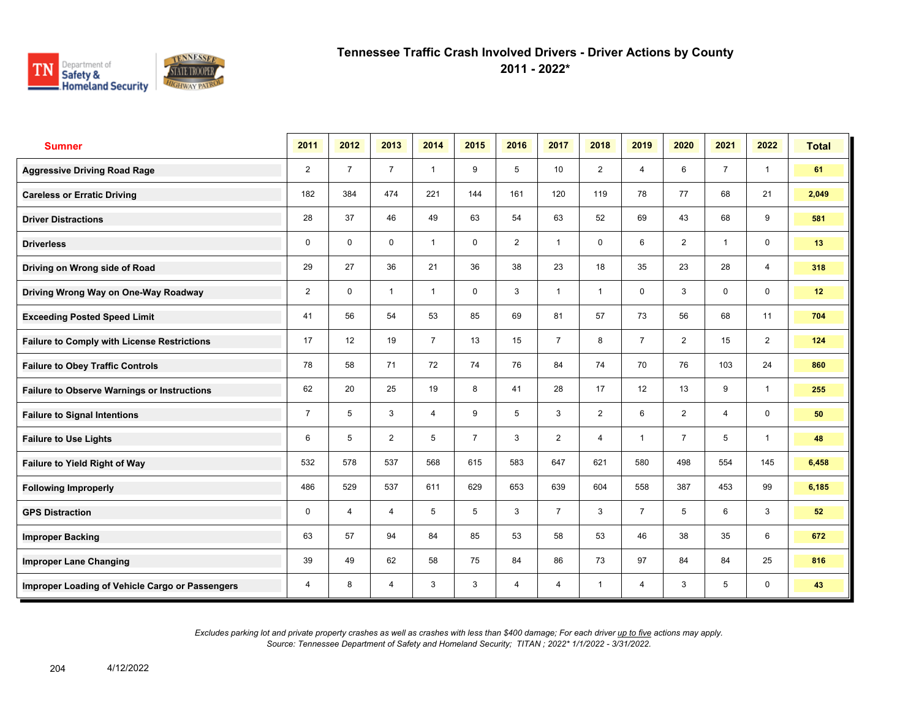# Tennessee Traffic Crash Involved Drivers - Driver Actions by County
## 2011 - 2022*

| Sumner | 2011 | 2012 | 2013 | 2014 | 2015 | 2016 | 2017 | 2018 | 2019 | 2020 | 2021 | 2022 | Total |
|---|---|---|---|---|---|---|---|---|---|---|---|---|---|
| Aggressive Driving Road Rage | 2 | 7 | 7 | 1 | 9 | 5 | 10 | 2 | 4 | 6 | 7 | 1 | 61 |
| Careless or Erratic Driving | 182 | 384 | 474 | 221 | 144 | 161 | 120 | 119 | 78 | 77 | 68 | 21 | 2,049 |
| Driver Distractions | 28 | 37 | 46 | 49 | 63 | 54 | 63 | 52 | 69 | 43 | 68 | 9 | 581 |
| Driverless | 0 | 0 | 0 | 1 | 0 | 2 | 1 | 0 | 6 | 2 | 1 | 0 | 13 |
| Driving on Wrong side of Road | 29 | 27 | 36 | 21 | 36 | 38 | 23 | 18 | 35 | 23 | 28 | 4 | 318 |
| Driving Wrong Way on One-Way Roadway | 2 | 0 | 1 | 1 | 0 | 3 | 1 | 1 | 0 | 3 | 0 | 0 | 12 |
| Exceeding Posted Speed Limit | 41 | 56 | 54 | 53 | 85 | 69 | 81 | 57 | 73 | 56 | 68 | 11 | 704 |
| Failure to Comply with License Restrictions | 17 | 12 | 19 | 7 | 13 | 15 | 7 | 8 | 7 | 2 | 15 | 2 | 124 |
| Failure to Obey Traffic Controls | 78 | 58 | 71 | 72 | 74 | 76 | 84 | 74 | 70 | 76 | 103 | 24 | 860 |
| Failure to Observe Warnings or Instructions | 62 | 20 | 25 | 19 | 8 | 41 | 28 | 17 | 12 | 13 | 9 | 1 | 255 |
| Failure to Signal Intentions | 7 | 5 | 3 | 4 | 9 | 5 | 3 | 2 | 6 | 2 | 4 | 0 | 50 |
| Failure to Use Lights | 6 | 5 | 2 | 5 | 7 | 3 | 2 | 4 | 1 | 7 | 5 | 1 | 48 |
| Failure to Yield Right of Way | 532 | 578 | 537 | 568 | 615 | 583 | 647 | 621 | 580 | 498 | 554 | 145 | 6,458 |
| Following Improperly | 486 | 529 | 537 | 611 | 629 | 653 | 639 | 604 | 558 | 387 | 453 | 99 | 6,185 |
| GPS Distraction | 0 | 4 | 4 | 5 | 5 | 3 | 7 | 3 | 7 | 5 | 6 | 3 | 52 |
| Improper Backing | 63 | 57 | 94 | 84 | 85 | 53 | 58 | 53 | 46 | 38 | 35 | 6 | 672 |
| Improper Lane Changing | 39 | 49 | 62 | 58 | 75 | 84 | 86 | 73 | 97 | 84 | 84 | 25 | 816 |
| Improper Loading of Vehicle Cargo or Passengers | 4 | 8 | 4 | 3 | 3 | 4 | 4 | 1 | 4 | 3 | 5 | 0 | 43 |

*Excludes parking lot and private property crashes as well as crashes with less than $400 damage; For each driver up to five actions may apply.*
*Source: Tennessee Department of Safety and Homeland Security; TITAN ; 2022* 1/1/2022 - 3/31/2022.*

4/12/2022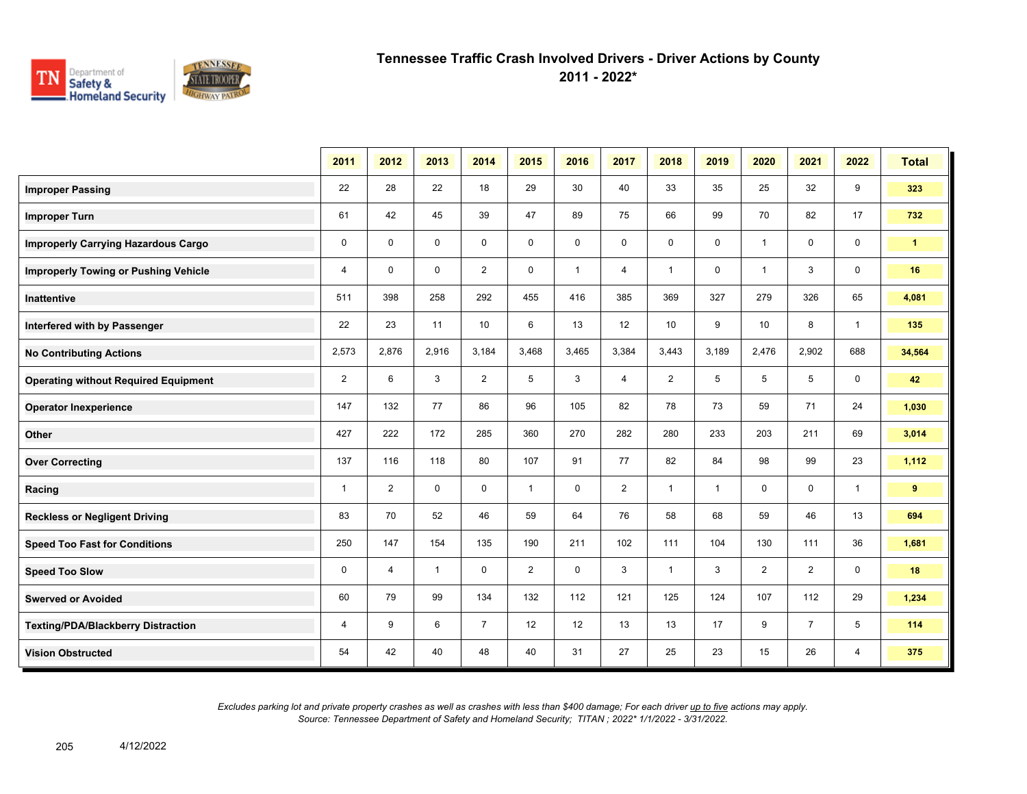# Tennessee Traffic Crash Involved Drivers - Driver Actions by County
## 2011 - 2022*

| | 2011 | 2012 | 2013 | 2014 | 2015 | 2016 | 2017 | 2018 | 2019 | 2020 | 2021 | 2022 | Total |
|---|---|---|---|---|---|---|---|---|---|---|---|---|---|
| **Improper Passing** | 22 | 28 | 22 | 18 | 29 | 30 | 40 | 33 | 35 | 25 | 32 | 9 | **323** |
| **Improper Turn** | 61 | 42 | 45 | 39 | 47 | 89 | 75 | 66 | 99 | 70 | 82 | 17 | **732** |
| **Improperly Carrying Hazardous Cargo** | 0 | 0 | 0 | 0 | 0 | 0 | 0 | 0 | 0 | 1 | 0 | 0 | **1** |
| **Improperly Towing or Pushing Vehicle** | 4 | 0 | 0 | 2 | 0 | 1 | 4 | 1 | 0 | 1 | 3 | 0 | **16** |
| **Inattentive** | 511 | 398 | 258 | 292 | 455 | 416 | 385 | 369 | 327 | 279 | 326 | 65 | **4,081** |
| **Interfered with by Passenger** | 22 | 23 | 11 | 10 | 6 | 13 | 12 | 10 | 9 | 10 | 8 | 1 | **135** |
| **No Contributing Actions** | 2,573 | 2,876 | 2,916 | 3,184 | 3,468 | 3,465 | 3,384 | 3,443 | 3,189 | 2,476 | 2,902 | 688 | **34,564** |
| **Operating without Required Equipment** | 2 | 6 | 3 | 2 | 5 | 3 | 4 | 2 | 5 | 5 | 5 | 0 | **42** |
| **Operator Inexperience** | 147 | 132 | 77 | 86 | 96 | 105 | 82 | 78 | 73 | 59 | 71 | 24 | **1,030** |
| **Other** | 427 | 222 | 172 | 285 | 360 | 270 | 282 | 280 | 233 | 203 | 211 | 69 | **3,014** |
| **Over Correcting** | 137 | 116 | 118 | 80 | 107 | 91 | 77 | 82 | 84 | 98 | 99 | 23 | **1,112** |
| **Racing** | 1 | 2 | 0 | 0 | 1 | 0 | 2 | 1 | 1 | 0 | 0 | 1 | **9** |
| **Reckless or Negligent Driving** | 83 | 70 | 52 | 46 | 59 | 64 | 76 | 58 | 68 | 59 | 46 | 13 | **694** |
| **Speed Too Fast for Conditions** | 250 | 147 | 154 | 135 | 190 | 211 | 102 | 111 | 104 | 130 | 111 | 36 | **1,681** |
| **Speed Too Slow** | 0 | 4 | 1 | 0 | 2 | 0 | 3 | 1 | 3 | 2 | 2 | 0 | **18** |
| **Swerved or Avoided** | 60 | 79 | 99 | 134 | 132 | 112 | 121 | 125 | 124 | 107 | 112 | 29 | **1,234** |
| **Texting/PDA/Blackberry Distraction** | 4 | 9 | 6 | 7 | 12 | 12 | 13 | 13 | 17 | 9 | 7 | 5 | **114** |
| **Vision Obstructed** | 54 | 42 | 40 | 48 | 40 | 31 | 27 | 25 | 23 | 15 | 26 | 4 | **375** |

*Excludes parking lot and private property crashes as well as crashes with less than $400 damage; For each driver up to five actions may apply.*
*Source: Tennessee Department of Safety and Homeland Security; TITAN ; 2022* 1/1/2022 - 3/31/2022.*

4/12/2022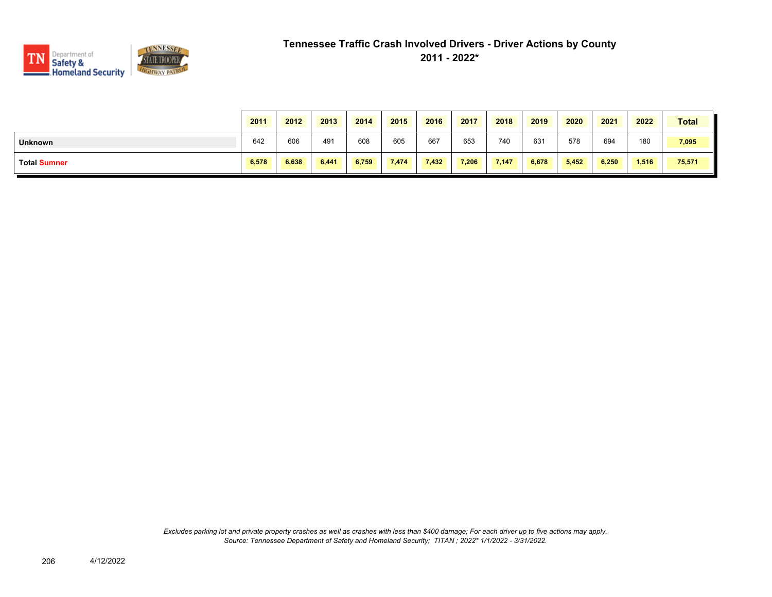# Tennessee Traffic Crash Involved Drivers - Driver Actions by County

## 2011 - 2022*

| | 2011 | 2012 | 2013 | 2014 | 2015 | 2016 | 2017 | 2018 | 2019 | 2020 | 2021 | 2022 | Total |
|---|---|---|---|---|---|---|---|---|---|---|---|---|---|
| **Unknown** | 642 | 606 | 491 | 608 | 605 | 667 | 653 | 740 | 631 | 578 | 694 | 180 | **7,095** |
| **Total Sumner** | **6,578** | **6,638** | **6,441** | **6,759** | **7,474** | **7,432** | **7,206** | **7,147** | **6,678** | **5,452** | **6,250** | **1,516** | **75,571** |

*Excludes parking lot and private property crashes as well as crashes with less than $400 damage; For each driver up to five actions may apply.*
*Source: Tennessee Department of Safety and Homeland Security; TITAN ; 2022* 1/1/2022 - 3/31/2022.*

4/12/2022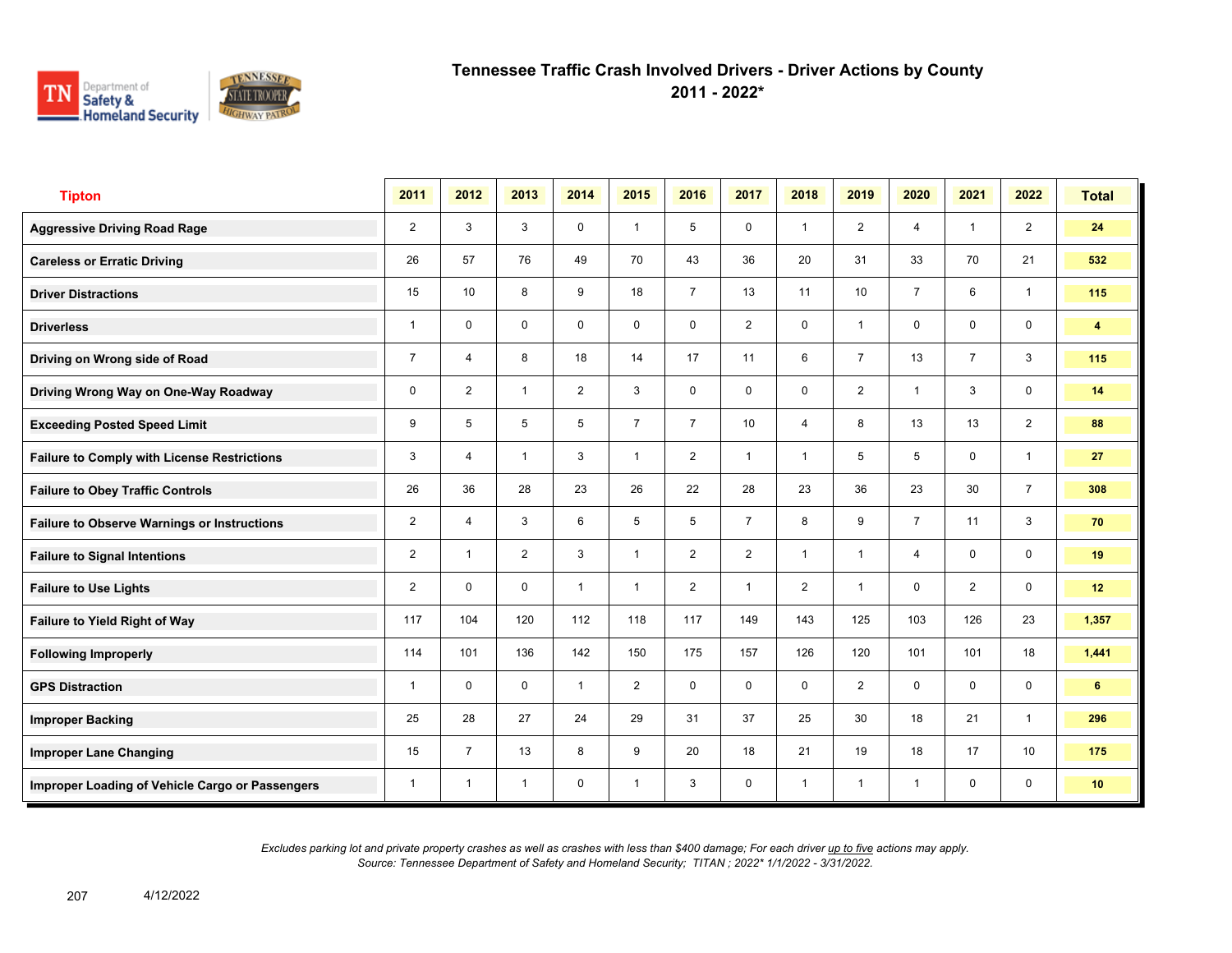# Tennessee Traffic Crash Involved Drivers - Driver Actions by County
## 2011 - 2022*

| Tipton | 2011 | 2012 | 2013 | 2014 | 2015 | 2016 | 2017 | 2018 | 2019 | 2020 | 2021 | 2022 | Total |
|---|---|---|---|---|---|---|---|---|---|---|---|---|---|
| Aggressive Driving Road Rage | 2 | 3 | 3 | 0 | 1 | 5 | 0 | 1 | 2 | 4 | 1 | 2 | 24 |
| Careless or Erratic Driving | 26 | 57 | 76 | 49 | 70 | 43 | 36 | 20 | 31 | 33 | 70 | 21 | 532 |
| Driver Distractions | 15 | 10 | 8 | 9 | 18 | 7 | 13 | 11 | 10 | 7 | 6 | 1 | 115 |
| Driverless | 1 | 0 | 0 | 0 | 0 | 0 | 2 | 0 | 1 | 0 | 0 | 0 | 4 |
| Driving on Wrong side of Road | 7 | 4 | 8 | 18 | 14 | 17 | 11 | 6 | 7 | 13 | 7 | 3 | 115 |
| Driving Wrong Way on One-Way Roadway | 0 | 2 | 1 | 2 | 3 | 0 | 0 | 0 | 2 | 1 | 3 | 0 | 14 |
| Exceeding Posted Speed Limit | 9 | 5 | 5 | 5 | 7 | 7 | 10 | 4 | 8 | 13 | 13 | 2 | 88 |
| Failure to Comply with License Restrictions | 3 | 4 | 1 | 3 | 1 | 2 | 1 | 1 | 5 | 5 | 0 | 1 | 27 |
| Failure to Obey Traffic Controls | 26 | 36 | 28 | 23 | 26 | 22 | 28 | 23 | 36 | 23 | 30 | 7 | 308 |
| Failure to Observe Warnings or Instructions | 2 | 4 | 3 | 6 | 5 | 5 | 7 | 8 | 9 | 7 | 11 | 3 | 70 |
| Failure to Signal Intentions | 2 | 1 | 2 | 3 | 1 | 2 | 2 | 1 | 1 | 4 | 0 | 0 | 19 |
| Failure to Use Lights | 2 | 0 | 0 | 1 | 1 | 2 | 1 | 2 | 1 | 0 | 2 | 0 | 12 |
| Failure to Yield Right of Way | 117 | 104 | 120 | 112 | 118 | 117 | 149 | 143 | 125 | 103 | 126 | 23 | 1,357 |
| Following Improperly | 114 | 101 | 136 | 142 | 150 | 175 | 157 | 126 | 120 | 101 | 101 | 18 | 1,441 |
| GPS Distraction | 1 | 0 | 0 | 1 | 2 | 0 | 0 | 0 | 2 | 0 | 0 | 0 | 6 |
| Improper Backing | 25 | 28 | 27 | 24 | 29 | 31 | 37 | 25 | 30 | 18 | 21 | 1 | 296 |
| Improper Lane Changing | 15 | 7 | 13 | 8 | 9 | 20 | 18 | 21 | 19 | 18 | 17 | 10 | 175 |
| Improper Loading of Vehicle Cargo or Passengers | 1 | 1 | 1 | 0 | 1 | 3 | 0 | 1 | 1 | 1 | 0 | 0 | 10 |

*Excludes parking lot and private property crashes as well as crashes with less than $400 damage; For each driver up to five actions may apply.*
*Source: Tennessee Department of Safety and Homeland Security; TITAN ; 2022* 1/1/2022 - 3/31/2022.*

4/12/2022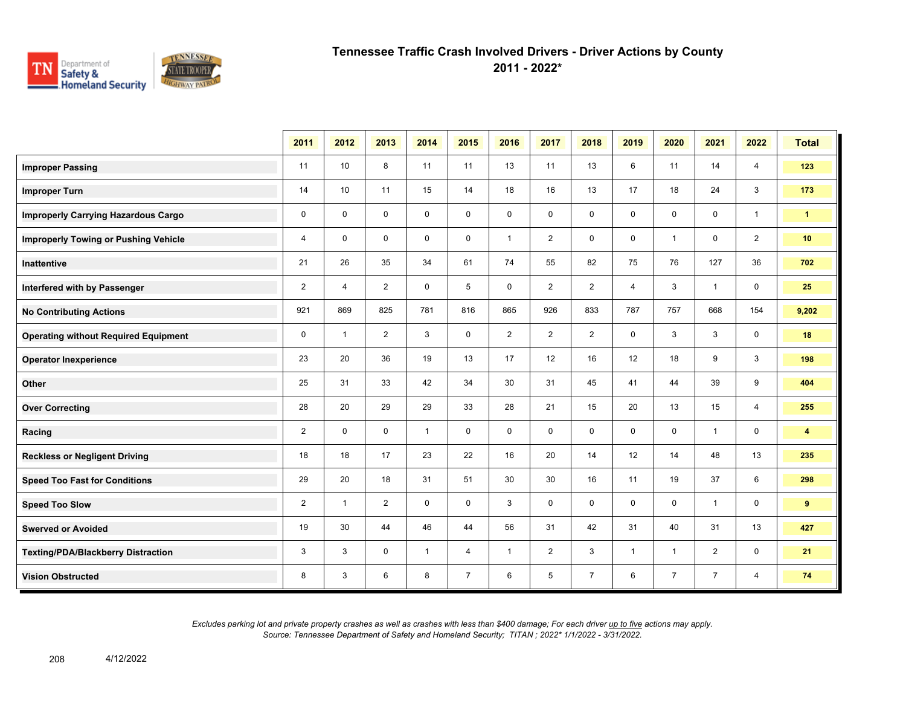# Tennessee Traffic Crash Involved Drivers - Driver Actions by County

## 2011 - 2022*

| | 2011 | 2012 | 2013 | 2014 | 2015 | 2016 | 2017 | 2018 | 2019 | 2020 | 2021 | 2022 | Total |
|---|---|---|---|---|---|---|---|---|---|---|---|---|---|
| **Improper Passing** | 11 | 10 | 8 | 11 | 11 | 13 | 11 | 13 | 6 | 11 | 14 | 4 | **123** |
| **Improper Turn** | 14 | 10 | 11 | 15 | 14 | 18 | 16 | 13 | 17 | 18 | 24 | 3 | **173** |
| **Improperly Carrying Hazardous Cargo** | 0 | 0 | 0 | 0 | 0 | 0 | 0 | 0 | 0 | 0 | 0 | 1 | **1** |
| **Improperly Towing or Pushing Vehicle** | 4 | 0 | 0 | 0 | 0 | 1 | 2 | 0 | 0 | 1 | 0 | 2 | **10** |
| **Inattentive** | 21 | 26 | 35 | 34 | 61 | 74 | 55 | 82 | 75 | 76 | 127 | 36 | **702** |
| **Interfered with by Passenger** | 2 | 4 | 2 | 0 | 5 | 0 | 2 | 2 | 4 | 3 | 1 | 0 | **25** |
| **No Contributing Actions** | 921 | 869 | 825 | 781 | 816 | 865 | 926 | 833 | 787 | 757 | 668 | 154 | **9,202** |
| **Operating without Required Equipment** | 0 | 1 | 2 | 3 | 0 | 2 | 2 | 2 | 0 | 3 | 3 | 0 | **18** |
| **Operator Inexperience** | 23 | 20 | 36 | 19 | 13 | 17 | 12 | 16 | 12 | 18 | 9 | 3 | **198** |
| **Other** | 25 | 31 | 33 | 42 | 34 | 30 | 31 | 45 | 41 | 44 | 39 | 9 | **404** |
| **Over Correcting** | 28 | 20 | 29 | 29 | 33 | 28 | 21 | 15 | 20 | 13 | 15 | 4 | **255** |
| **Racing** | 2 | 0 | 0 | 1 | 0 | 0 | 0 | 0 | 0 | 0 | 1 | 0 | **4** |
| **Reckless or Negligent Driving** | 18 | 18 | 17 | 23 | 22 | 16 | 20 | 14 | 12 | 14 | 48 | 13 | **235** |
| **Speed Too Fast for Conditions** | 29 | 20 | 18 | 31 | 51 | 30 | 30 | 16 | 11 | 19 | 37 | 6 | **298** |
| **Speed Too Slow** | 2 | 1 | 2 | 0 | 0 | 3 | 0 | 0 | 0 | 0 | 1 | 0 | **9** |
| **Swerved or Avoided** | 19 | 30 | 44 | 46 | 44 | 56 | 31 | 42 | 31 | 40 | 31 | 13 | **427** |
| **Texting/PDA/Blackberry Distraction** | 3 | 3 | 0 | 1 | 4 | 1 | 2 | 3 | 1 | 1 | 2 | 0 | **21** |
| **Vision Obstructed** | 8 | 3 | 6 | 8 | 7 | 6 | 5 | 7 | 6 | 7 | 7 | 4 | **74** |

*Excludes parking lot and private property crashes as well as crashes with less than $400 damage; For each driver up to five actions may apply.*
*Source: Tennessee Department of Safety and Homeland Security; TITAN ; 2022* 1/1/2022 - 3/31/2022.*

4/12/2022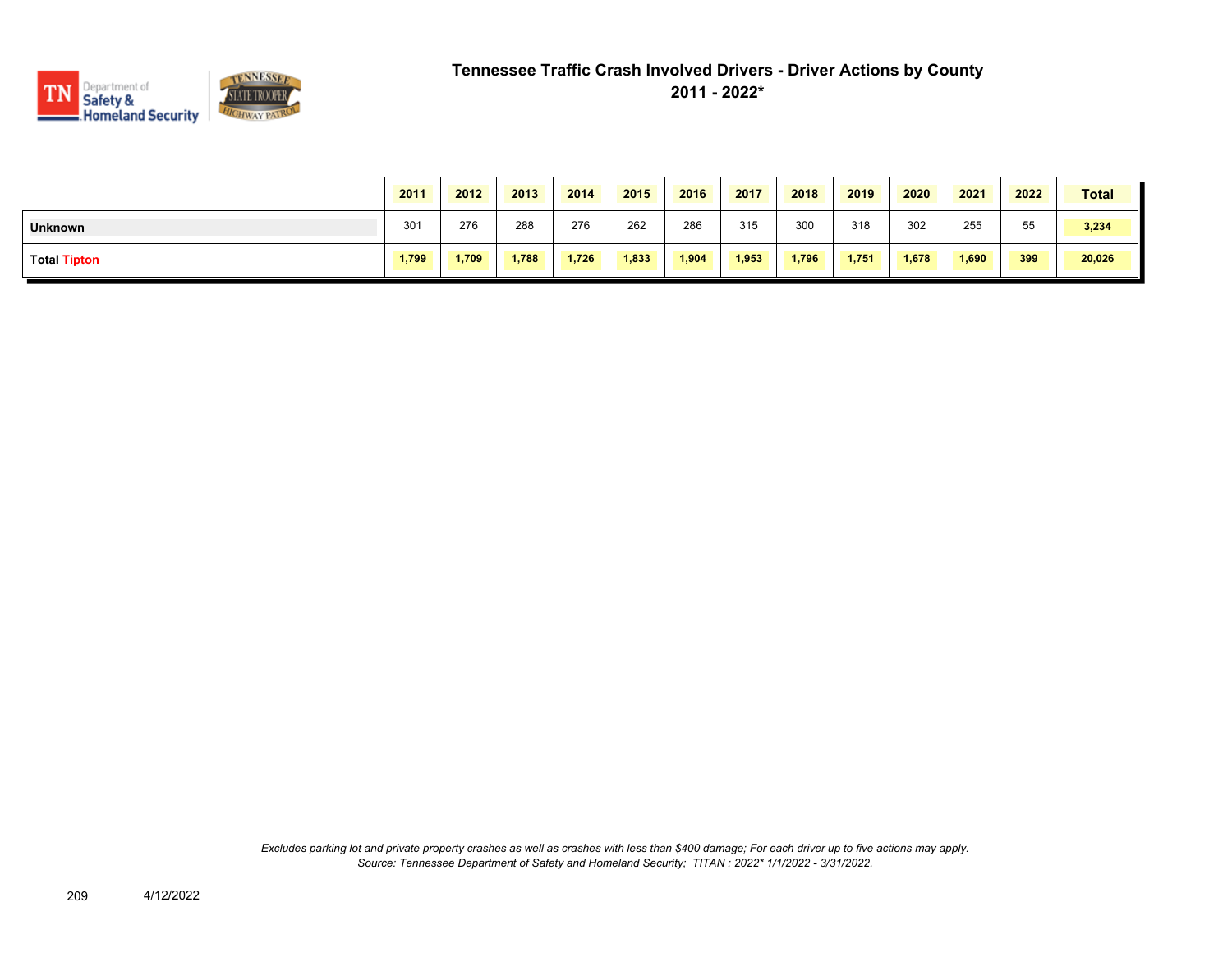# Tennessee Traffic Crash Involved Drivers - Driver Actions by County

## 2011 - 2022*

| | 2011 | 2012 | 2013 | 2014 | 2015 | 2016 | 2017 | 2018 | 2019 | 2020 | 2021 | 2022 | Total |
|---|---|---|---|---|---|---|---|---|---|---|---|---|---|
| **Unknown** | 301 | 276 | 288 | 276 | 262 | 286 | 315 | 300 | 318 | 302 | 255 | 55 | **3,234** |
| **Total Tipton** | **1,799** | **1,709** | **1,788** | **1,726** | **1,833** | **1,904** | **1,953** | **1,796** | **1,751** | **1,678** | **1,690** | **399** | **20,026** |

*Excludes parking lot and private property crashes as well as crashes with less than $400 damage; For each driver up to five actions may apply.*
*Source: Tennessee Department of Safety and Homeland Security; TITAN ; 2022* 1/1/2022 - 3/31/2022.*

4/12/2022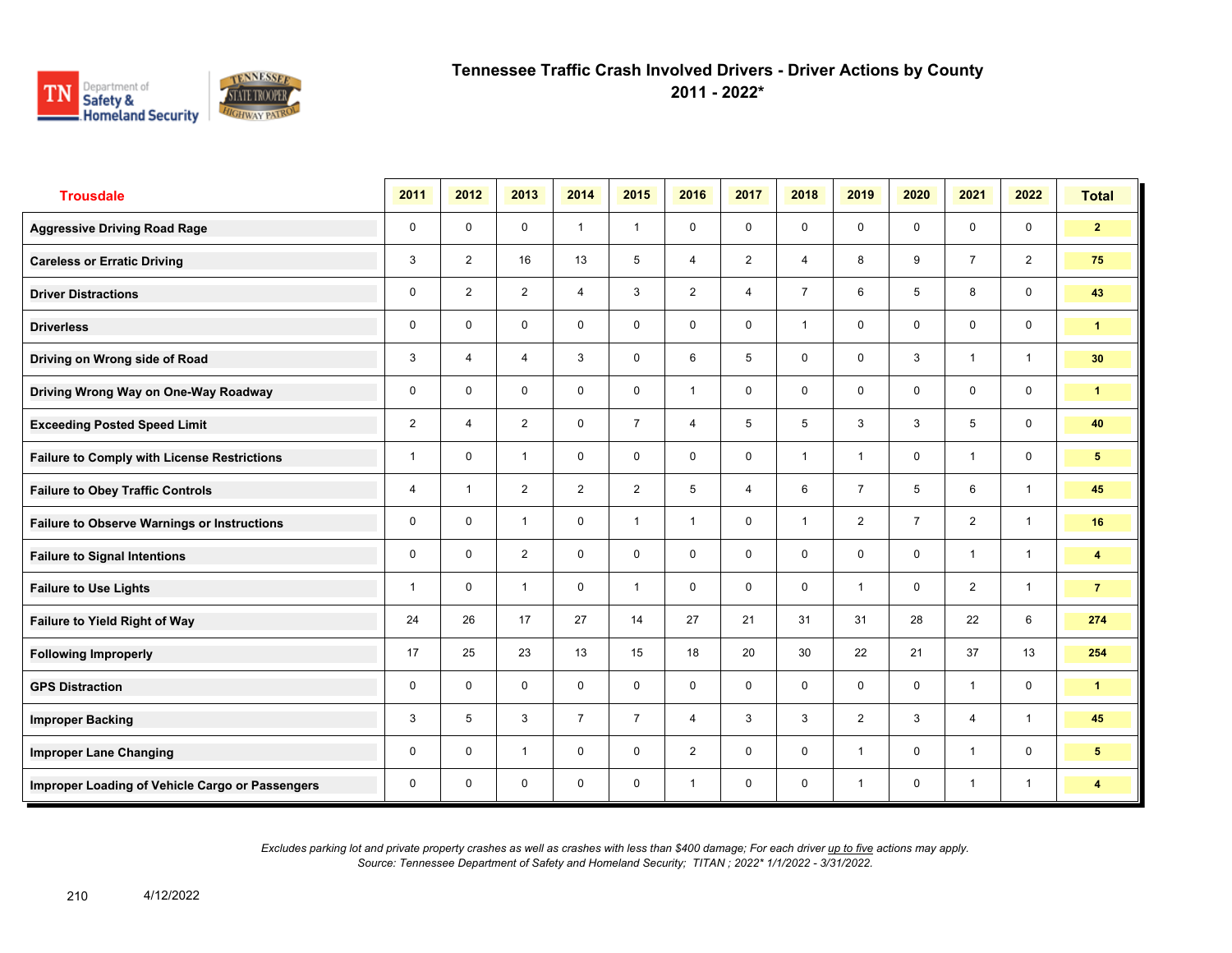# Tennessee Traffic Crash Involved Drivers - Driver Actions by County

## 2011 - 2022*

| Trousdale | 2011 | 2012 | 2013 | 2014 | 2015 | 2016 | 2017 | 2018 | 2019 | 2020 | 2021 | 2022 | Total |
|---|---|---|---|---|---|---|---|---|---|---|---|---|---|
| Aggressive Driving Road Rage | 0 | 0 | 0 | 1 | 1 | 0 | 0 | 0 | 0 | 0 | 0 | 0 | 2 |
| Careless or Erratic Driving | 3 | 2 | 16 | 13 | 5 | 4 | 2 | 4 | 8 | 9 | 7 | 2 | 75 |
| Driver Distractions | 0 | 2 | 2 | 4 | 3 | 2 | 4 | 7 | 6 | 5 | 8 | 0 | 43 |
| Driverless | 0 | 0 | 0 | 0 | 0 | 0 | 0 | 1 | 0 | 0 | 0 | 0 | 1 |
| Driving on Wrong side of Road | 3 | 4 | 4 | 3 | 0 | 6 | 5 | 0 | 0 | 3 | 1 | 1 | 30 |
| Driving Wrong Way on One-Way Roadway | 0 | 0 | 0 | 0 | 0 | 1 | 0 | 0 | 0 | 0 | 0 | 0 | 1 |
| Exceeding Posted Speed Limit | 2 | 4 | 2 | 0 | 7 | 4 | 5 | 5 | 3 | 3 | 5 | 0 | 40 |
| Failure to Comply with License Restrictions | 1 | 0 | 1 | 0 | 0 | 0 | 0 | 1 | 1 | 0 | 1 | 0 | 5 |
| Failure to Obey Traffic Controls | 4 | 1 | 2 | 2 | 2 | 5 | 4 | 6 | 7 | 5 | 6 | 1 | 45 |
| Failure to Observe Warnings or Instructions | 0 | 0 | 1 | 0 | 1 | 1 | 0 | 1 | 2 | 7 | 2 | 1 | 16 |
| Failure to Signal Intentions | 0 | 0 | 2 | 0 | 0 | 0 | 0 | 0 | 0 | 0 | 1 | 1 | 4 |
| Failure to Use Lights | 1 | 0 | 1 | 0 | 1 | 0 | 0 | 0 | 1 | 0 | 2 | 1 | 7 |
| Failure to Yield Right of Way | 24 | 26 | 17 | 27 | 14 | 27 | 21 | 31 | 31 | 28 | 22 | 6 | 274 |
| Following Improperly | 17 | 25 | 23 | 13 | 15 | 18 | 20 | 30 | 22 | 21 | 37 | 13 | 254 |
| GPS Distraction | 0 | 0 | 0 | 0 | 0 | 0 | 0 | 0 | 0 | 0 | 1 | 0 | 1 |
| Improper Backing | 3 | 5 | 3 | 7 | 7 | 4 | 3 | 3 | 2 | 3 | 4 | 1 | 45 |
| Improper Lane Changing | 0 | 0 | 1 | 0 | 0 | 2 | 0 | 0 | 1 | 0 | 1 | 0 | 5 |
| Improper Loading of Vehicle Cargo or Passengers | 0 | 0 | 0 | 0 | 0 | 1 | 0 | 0 | 1 | 0 | 1 | 1 | 4 |

*Excludes parking lot and private property crashes as well as crashes with less than $400 damage; For each driver up to five actions may apply.*
*Source: Tennessee Department of Safety and Homeland Security; TITAN ; 2022* 1/1/2022 - 3/31/2022.*

4/12/2022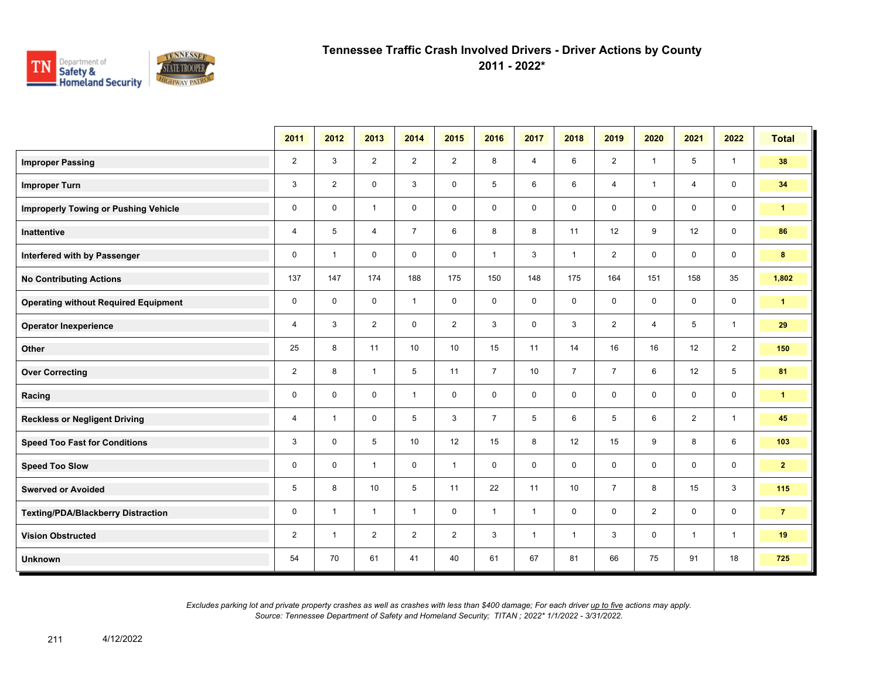# Tennessee Traffic Crash Involved Drivers - Driver Actions by County

## 2011 - 2022*

| | 2011 | 2012 | 2013 | 2014 | 2015 | 2016 | 2017 | 2018 | 2019 | 2020 | 2021 | 2022 | Total |
|---|---|---|---|---|---|---|---|---|---|---|---|---|---|
| **Improper Passing** | 2 | 3 | 2 | 2 | 2 | 8 | 4 | 6 | 2 | 1 | 5 | 1 | **38** |
| **Improper Turn** | 3 | 2 | 0 | 3 | 0 | 5 | 6 | 6 | 4 | 1 | 4 | 0 | **34** |
| **Improperly Towing or Pushing Vehicle** | 0 | 0 | 1 | 0 | 0 | 0 | 0 | 0 | 0 | 0 | 0 | 0 | **1** |
| **Inattentive** | 4 | 5 | 4 | 7 | 6 | 8 | 8 | 11 | 12 | 9 | 12 | 0 | **86** |
| **Interfered with by Passenger** | 0 | 1 | 0 | 0 | 0 | 1 | 3 | 1 | 2 | 0 | 0 | 0 | **8** |
| **No Contributing Actions** | 137 | 147 | 174 | 188 | 175 | 150 | 148 | 175 | 164 | 151 | 158 | 35 | **1,802** |
| **Operating without Required Equipment** | 0 | 0 | 0 | 1 | 0 | 0 | 0 | 0 | 0 | 0 | 0 | 0 | **1** |
| **Operator Inexperience** | 4 | 3 | 2 | 0 | 2 | 3 | 0 | 3 | 2 | 4 | 5 | 1 | **29** |
| **Other** | 25 | 8 | 11 | 10 | 10 | 15 | 11 | 14 | 16 | 16 | 12 | 2 | **150** |
| **Over Correcting** | 2 | 8 | 1 | 5 | 11 | 7 | 10 | 7 | 7 | 6 | 12 | 5 | **81** |
| **Racing** | 0 | 0 | 0 | 1 | 0 | 0 | 0 | 0 | 0 | 0 | 0 | 0 | **1** |
| **Reckless or Negligent Driving** | 4 | 1 | 0 | 5 | 3 | 7 | 5 | 6 | 5 | 6 | 2 | 1 | **45** |
| **Speed Too Fast for Conditions** | 3 | 0 | 5 | 10 | 12 | 15 | 8 | 12 | 15 | 9 | 8 | 6 | **103** |
| **Speed Too Slow** | 0 | 0 | 1 | 0 | 1 | 0 | 0 | 0 | 0 | 0 | 0 | 0 | **2** |
| **Swerved or Avoided** | 5 | 8 | 10 | 5 | 11 | 22 | 11 | 10 | 7 | 8 | 15 | 3 | **115** |
| **Texting/PDA/Blackberry Distraction** | 0 | 1 | 1 | 1 | 0 | 1 | 1 | 0 | 0 | 2 | 0 | 0 | **7** |
| **Vision Obstructed** | 2 | 1 | 2 | 2 | 2 | 3 | 1 | 1 | 3 | 0 | 1 | 1 | **19** |
| **Unknown** | 54 | 70 | 61 | 41 | 40 | 61 | 67 | 81 | 66 | 75 | 91 | 18 | **725** |

*Excludes parking lot and private property crashes as well as crashes with less than $400 damage; For each driver up to five actions may apply.*
*Source: Tennessee Department of Safety and Homeland Security; TITAN ; 2022* 1/1/2022 - 3/31/2022.*

4/12/2022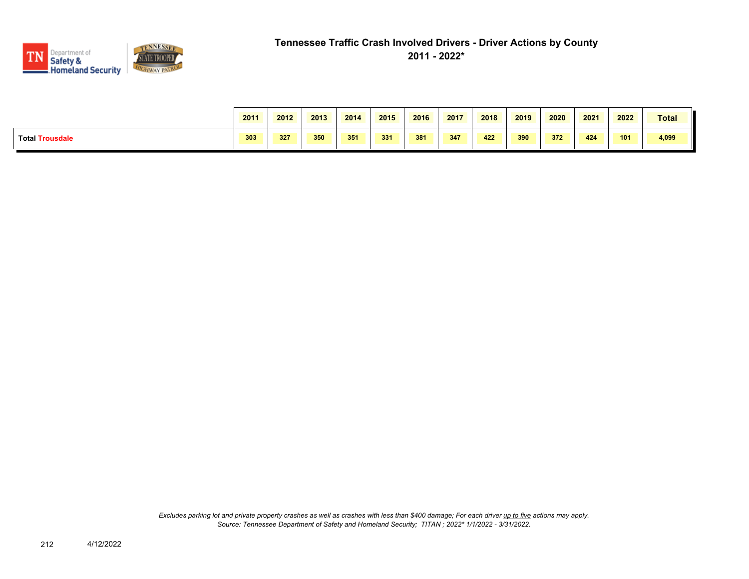# Tennessee Traffic Crash Involved Drivers - Driver Actions by County

## 2011 - 2022*

| | 2011 | 2012 | 2013 | 2014 | 2015 | 2016 | 2017 | 2018 | 2019 | 2020 | 2021 | 2022 | Total |
|---|---|---|---|---|---|---|---|---|---|---|---|---|---|
| **Total Trousdale** | 303 | 327 | 350 | 351 | 331 | 381 | 347 | 422 | 390 | 372 | 424 | 101 | 4,099 |

*Excludes parking lot and private property crashes as well as crashes with less than $400 damage; For each driver up to five actions may apply.*
*Source: Tennessee Department of Safety and Homeland Security; TITAN ; 2022* 1/1/2022 - 3/31/2022.*

4/12/2022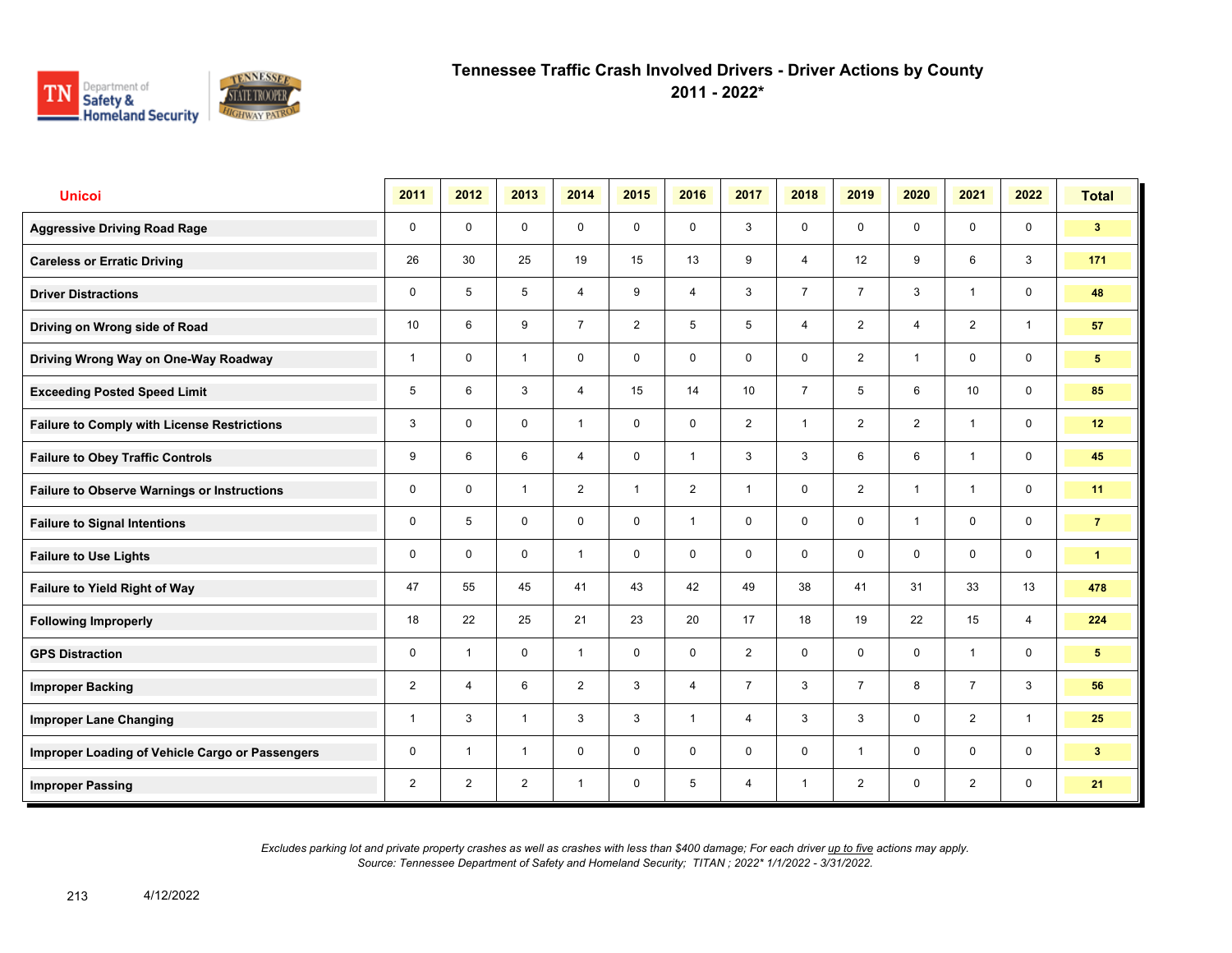# Tennessee Traffic Crash Involved Drivers - Driver Actions by County
## 2011 - 2022*

| Unicoi | 2011 | 2012 | 2013 | 2014 | 2015 | 2016 | 2017 | 2018 | 2019 | 2020 | 2021 | 2022 | Total |
|---|---|---|---|---|---|---|---|---|---|---|---|---|---|
| Aggressive Driving Road Rage | 0 | 0 | 0 | 0 | 0 | 0 | 3 | 0 | 0 | 0 | 0 | 0 | 3 |
| Careless or Erratic Driving | 26 | 30 | 25 | 19 | 15 | 13 | 9 | 4 | 12 | 9 | 6 | 3 | 171 |
| Driver Distractions | 0 | 5 | 5 | 4 | 9 | 4 | 3 | 7 | 7 | 3 | 1 | 0 | 48 |
| Driving on Wrong side of Road | 10 | 6 | 9 | 7 | 2 | 5 | 5 | 4 | 2 | 4 | 2 | 1 | 57 |
| Driving Wrong Way on One-Way Roadway | 1 | 0 | 1 | 0 | 0 | 0 | 0 | 0 | 2 | 1 | 0 | 0 | 5 |
| Exceeding Posted Speed Limit | 5 | 6 | 3 | 4 | 15 | 14 | 10 | 7 | 5 | 6 | 10 | 0 | 85 |
| Failure to Comply with License Restrictions | 3 | 0 | 0 | 1 | 0 | 0 | 2 | 1 | 2 | 2 | 1 | 0 | 12 |
| Failure to Obey Traffic Controls | 9 | 6 | 6 | 4 | 0 | 1 | 3 | 3 | 6 | 6 | 1 | 0 | 45 |
| Failure to Observe Warnings or Instructions | 0 | 0 | 1 | 2 | 1 | 2 | 1 | 0 | 2 | 1 | 1 | 0 | 11 |
| Failure to Signal Intentions | 0 | 5 | 0 | 0 | 0 | 1 | 0 | 0 | 0 | 1 | 0 | 0 | 7 |
| Failure to Use Lights | 0 | 0 | 0 | 1 | 0 | 0 | 0 | 0 | 0 | 0 | 0 | 0 | 1 |
| Failure to Yield Right of Way | 47 | 55 | 45 | 41 | 43 | 42 | 49 | 38 | 41 | 31 | 33 | 13 | 478 |
| Following Improperly | 18 | 22 | 25 | 21 | 23 | 20 | 17 | 18 | 19 | 22 | 15 | 4 | 224 |
| GPS Distraction | 0 | 1 | 0 | 1 | 0 | 0 | 2 | 0 | 0 | 0 | 1 | 0 | 5 |
| Improper Backing | 2 | 4 | 6 | 2 | 3 | 4 | 7 | 3 | 7 | 8 | 7 | 3 | 56 |
| Improper Lane Changing | 1 | 3 | 1 | 3 | 3 | 1 | 4 | 3 | 3 | 0 | 2 | 1 | 25 |
| Improper Loading of Vehicle Cargo or Passengers | 0 | 1 | 1 | 0 | 0 | 0 | 0 | 0 | 1 | 0 | 0 | 0 | 3 |
| Improper Passing | 2 | 2 | 2 | 1 | 0 | 5 | 4 | 1 | 2 | 0 | 2 | 0 | 21 |

*Excludes parking lot and private property crashes as well as crashes with less than $400 damage; For each driver up to five actions may apply.*
*Source: Tennessee Department of Safety and Homeland Security; TITAN ; 2022* 1/1/2022 - 3/31/2022.*

4/12/2022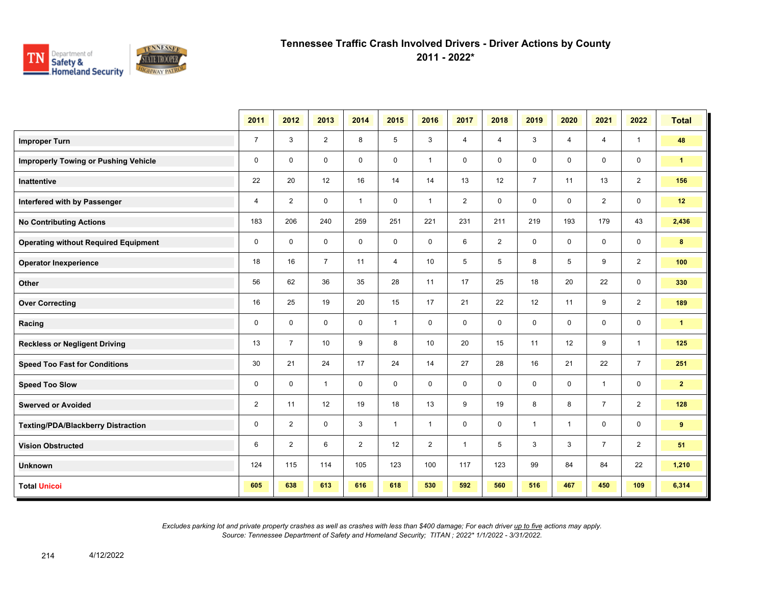# Tennessee Traffic Crash Involved Drivers - Driver Actions by County

## 2011 - 2022*

| | 2011 | 2012 | 2013 | 2014 | 2015 | 2016 | 2017 | 2018 | 2019 | 2020 | 2021 | 2022 | Total |
|---|---|---|---|---|---|---|---|---|---|---|---|---|---|
| **Improper Turn** | 7 | 3 | 2 | 8 | 5 | 3 | 4 | 4 | 3 | 4 | 4 | 1 | **48** |
| **Improperly Towing or Pushing Vehicle** | 0 | 0 | 0 | 0 | 0 | 1 | 0 | 0 | 0 | 0 | 0 | 0 | **1** |
| **Inattentive** | 22 | 20 | 12 | 16 | 14 | 14 | 13 | 12 | 7 | 11 | 13 | 2 | **156** |
| **Interfered with by Passenger** | 4 | 2 | 0 | 1 | 0 | 1 | 2 | 0 | 0 | 0 | 2 | 0 | **12** |
| **No Contributing Actions** | 183 | 206 | 240 | 259 | 251 | 221 | 231 | 211 | 219 | 193 | 179 | 43 | **2,436** |
| **Operating without Required Equipment** | 0 | 0 | 0 | 0 | 0 | 0 | 6 | 2 | 0 | 0 | 0 | 0 | **8** |
| **Operator Inexperience** | 18 | 16 | 7 | 11 | 4 | 10 | 5 | 5 | 8 | 5 | 9 | 2 | **100** |
| **Other** | 56 | 62 | 36 | 35 | 28 | 11 | 17 | 25 | 18 | 20 | 22 | 0 | **330** |
| **Over Correcting** | 16 | 25 | 19 | 20 | 15 | 17 | 21 | 22 | 12 | 11 | 9 | 2 | **189** |
| **Racing** | 0 | 0 | 0 | 0 | 1 | 0 | 0 | 0 | 0 | 0 | 0 | 0 | **1** |
| **Reckless or Negligent Driving** | 13 | 7 | 10 | 9 | 8 | 10 | 20 | 15 | 11 | 12 | 9 | 1 | **125** |
| **Speed Too Fast for Conditions** | 30 | 21 | 24 | 17 | 24 | 14 | 27 | 28 | 16 | 21 | 22 | 7 | **251** |
| **Speed Too Slow** | 0 | 0 | 1 | 0 | 0 | 0 | 0 | 0 | 0 | 0 | 1 | 0 | **2** |
| **Swerved or Avoided** | 2 | 11 | 12 | 19 | 18 | 13 | 9 | 19 | 8 | 8 | 7 | 2 | **128** |
| **Texting/PDA/Blackberry Distraction** | 0 | 2 | 0 | 3 | 1 | 1 | 0 | 0 | 1 | 1 | 0 | 0 | **9** |
| **Vision Obstructed** | 6 | 2 | 6 | 2 | 12 | 2 | 1 | 5 | 3 | 3 | 7 | 2 | **51** |
| **Unknown** | 124 | 115 | 114 | 105 | 123 | 100 | 117 | 123 | 99 | 84 | 84 | 22 | **1,210** |
| **Total Unicoi** | **605** | **638** | **613** | **616** | **618** | **530** | **592** | **560** | **516** | **467** | **450** | **109** | **6,314** |

*Excludes parking lot and private property crashes as well as crashes with less than $400 damage; For each driver up to five actions may apply.*
*Source: Tennessee Department of Safety and Homeland Security; TITAN ; 2022* 1/1/2022 - 3/31/2022.*

4/12/2022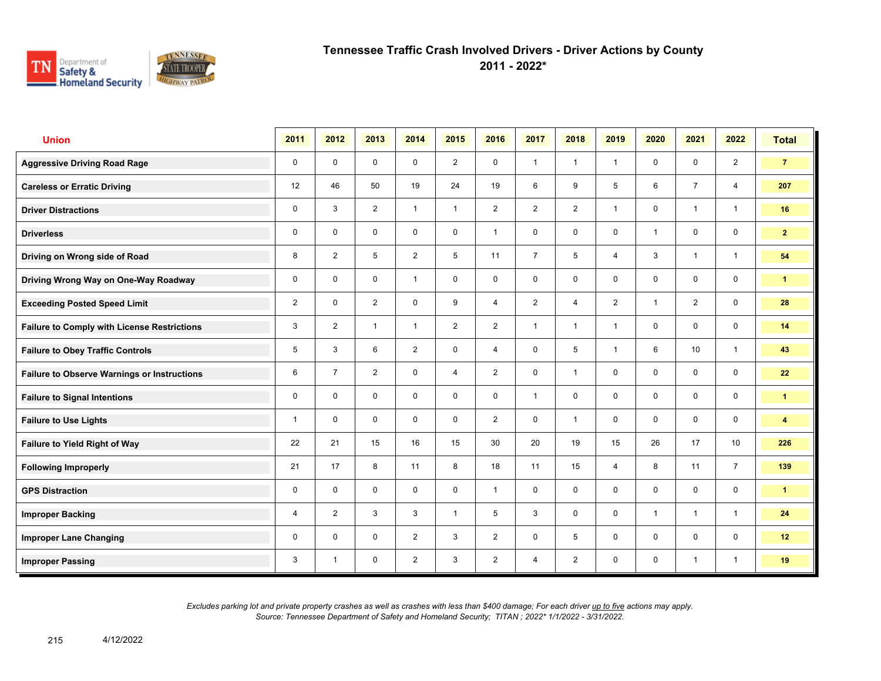# Tennessee Traffic Crash Involved Drivers - Driver Actions by County
## 2011 - 2022*

| Union | 2011 | 2012 | 2013 | 2014 | 2015 | 2016 | 2017 | 2018 | 2019 | 2020 | 2021 | 2022 | Total |
|---|---|---|---|---|---|---|---|---|---|---|---|---|---|
| **Aggressive Driving Road Rage** | 0 | 0 | 0 | 0 | 2 | 0 | 1 | 1 | 1 | 0 | 0 | 2 | **7** |
| **Careless or Erratic Driving** | 12 | 46 | 50 | 19 | 24 | 19 | 6 | 9 | 5 | 6 | 7 | 4 | **207** |
| **Driver Distractions** | 0 | 3 | 2 | 1 | 1 | 2 | 2 | 2 | 1 | 0 | 1 | 1 | **16** |
| **Driverless** | 0 | 0 | 0 | 0 | 0 | 1 | 0 | 0 | 0 | 1 | 0 | 0 | **2** |
| **Driving on Wrong side of Road** | 8 | 2 | 5 | 2 | 5 | 11 | 7 | 5 | 4 | 3 | 1 | 1 | **54** |
| **Driving Wrong Way on One-Way Roadway** | 0 | 0 | 0 | 1 | 0 | 0 | 0 | 0 | 0 | 0 | 0 | 0 | **1** |
| **Exceeding Posted Speed Limit** | 2 | 0 | 2 | 0 | 9 | 4 | 2 | 4 | 2 | 1 | 2 | 0 | **28** |
| **Failure to Comply with License Restrictions** | 3 | 2 | 1 | 1 | 2 | 2 | 1 | 1 | 1 | 0 | 0 | 0 | **14** |
| **Failure to Obey Traffic Controls** | 5 | 3 | 6 | 2 | 0 | 4 | 0 | 5 | 1 | 6 | 10 | 1 | **43** |
| **Failure to Observe Warnings or Instructions** | 6 | 7 | 2 | 0 | 4 | 2 | 0 | 1 | 0 | 0 | 0 | 0 | **22** |
| **Failure to Signal Intentions** | 0 | 0 | 0 | 0 | 0 | 0 | 1 | 0 | 0 | 0 | 0 | 0 | **1** |
| **Failure to Use Lights** | 1 | 0 | 0 | 0 | 0 | 2 | 0 | 1 | 0 | 0 | 0 | 0 | **4** |
| **Failure to Yield Right of Way** | 22 | 21 | 15 | 16 | 15 | 30 | 20 | 19 | 15 | 26 | 17 | 10 | **226** |
| **Following Improperly** | 21 | 17 | 8 | 11 | 8 | 18 | 11 | 15 | 4 | 8 | 11 | 7 | **139** |
| **GPS Distraction** | 0 | 0 | 0 | 0 | 0 | 1 | 0 | 0 | 0 | 0 | 0 | 0 | **1** |
| **Improper Backing** | 4 | 2 | 3 | 3 | 1 | 5 | 3 | 0 | 0 | 1 | 1 | 1 | **24** |
| **Improper Lane Changing** | 0 | 0 | 0 | 2 | 3 | 2 | 0 | 5 | 0 | 0 | 0 | 0 | **12** |
| **Improper Passing** | 3 | 1 | 0 | 2 | 3 | 2 | 4 | 2 | 0 | 0 | 1 | 1 | **19** |

*Excludes parking lot and private property crashes as well as crashes with less than $400 damage; For each driver up to five actions may apply.*
*Source: Tennessee Department of Safety and Homeland Security; TITAN ; 2022* 1/1/2022 - 3/31/2022.*

4/12/2022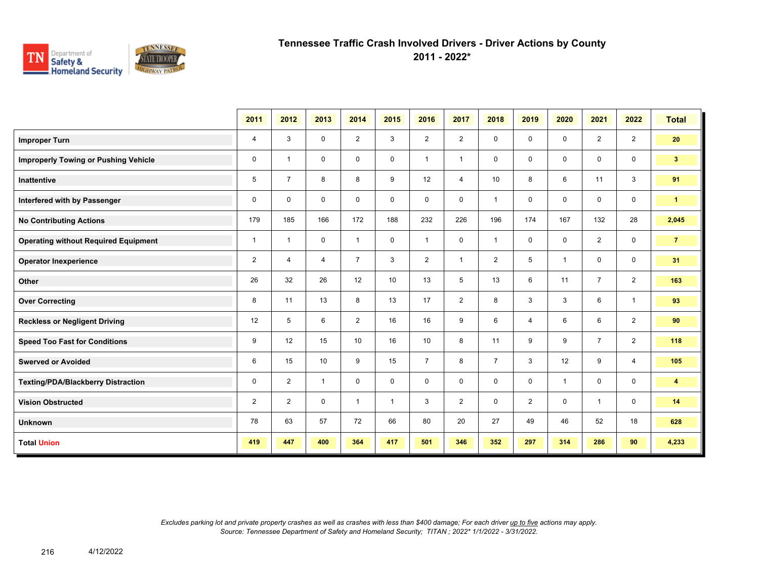# Tennessee Traffic Crash Involved Drivers - Driver Actions by County
## 2011 - 2022*

| | 2011 | 2012 | 2013 | 2014 | 2015 | 2016 | 2017 | 2018 | 2019 | 2020 | 2021 | 2022 | Total |
|---|---|---|---|---|---|---|---|---|---|---|---|---|---|
| **Improper Turn** | 4 | 3 | 0 | 2 | 3 | 2 | 2 | 0 | 0 | 0 | 2 | 2 | **20** |
| **Improperly Towing or Pushing Vehicle** | 0 | 1 | 0 | 0 | 0 | 1 | 1 | 0 | 0 | 0 | 0 | 0 | **3** |
| **Inattentive** | 5 | 7 | 8 | 8 | 9 | 12 | 4 | 10 | 8 | 6 | 11 | 3 | **91** |
| **Interfered with by Passenger** | 0 | 0 | 0 | 0 | 0 | 0 | 0 | 1 | 0 | 0 | 0 | 0 | **1** |
| **No Contributing Actions** | 179 | 185 | 166 | 172 | 188 | 232 | 226 | 196 | 174 | 167 | 132 | 28 | **2,045** |
| **Operating without Required Equipment** | 1 | 1 | 0 | 1 | 0 | 1 | 0 | 1 | 0 | 0 | 2 | 0 | **7** |
| **Operator Inexperience** | 2 | 4 | 4 | 7 | 3 | 2 | 1 | 2 | 5 | 1 | 0 | 0 | **31** |
| **Other** | 26 | 32 | 26 | 12 | 10 | 13 | 5 | 13 | 6 | 11 | 7 | 2 | **163** |
| **Over Correcting** | 8 | 11 | 13 | 8 | 13 | 17 | 2 | 8 | 3 | 3 | 6 | 1 | **93** |
| **Reckless or Negligent Driving** | 12 | 5 | 6 | 2 | 16 | 16 | 9 | 6 | 4 | 6 | 6 | 2 | **90** |
| **Speed Too Fast for Conditions** | 9 | 12 | 15 | 10 | 16 | 10 | 8 | 11 | 9 | 9 | 7 | 2 | **118** |
| **Swerved or Avoided** | 6 | 15 | 10 | 9 | 15 | 7 | 8 | 7 | 3 | 12 | 9 | 4 | **105** |
| **Texting/PDA/Blackberry Distraction** | 0 | 2 | 1 | 0 | 0 | 0 | 0 | 0 | 0 | 1 | 0 | 0 | **4** |
| **Vision Obstructed** | 2 | 2 | 0 | 1 | 1 | 3 | 2 | 0 | 2 | 0 | 1 | 0 | **14** |
| **Unknown** | 78 | 63 | 57 | 72 | 66 | 80 | 20 | 27 | 49 | 46 | 52 | 18 | **628** |
| **Total Union** | **419** | **447** | **400** | **364** | **417** | **501** | **346** | **352** | **297** | **314** | **286** | **90** | **4,233** |

*Excludes parking lot and private property crashes as well as crashes with less than $400 damage; For each driver up to five actions may apply.*
*Source: Tennessee Department of Safety and Homeland Security; TITAN ; 2022* 1/1/2022 - 3/31/2022.*

4/12/2022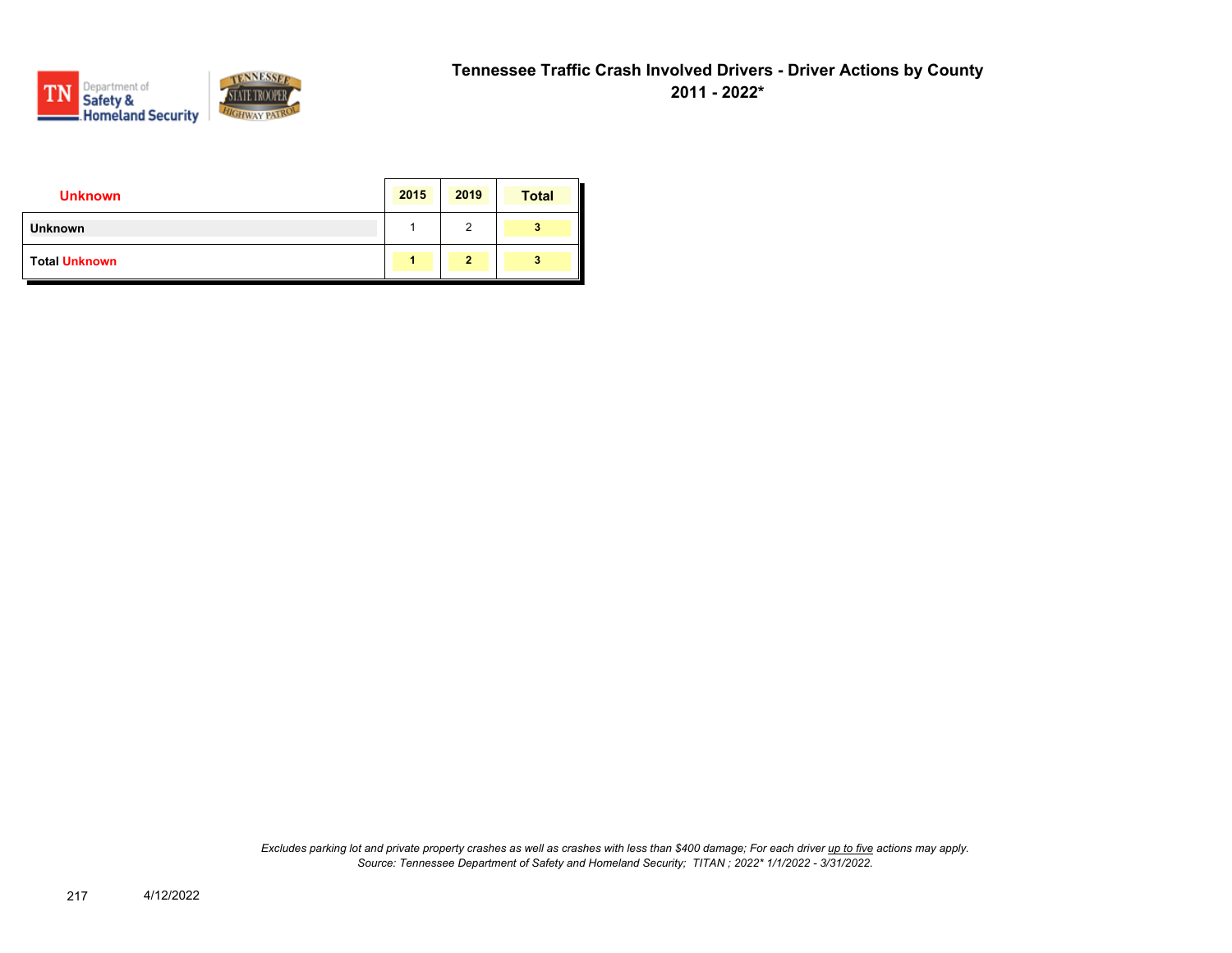# Tennessee Traffic Crash Involved Drivers - Driver Actions by County
## 2011 - 2022*

| Unknown | 2015 | 2019 | Total |
|---|---|---|---|
| **Unknown** | 1 | 2 | **3** |
| **Total Unknown** | **1** | **2** | **3** |

*Excludes parking lot and private property crashes as well as crashes with less than $400 damage; For each driver up to five actions may apply.*
*Source: Tennessee Department of Safety and Homeland Security; TITAN ; 2022* 1/1/2022 - 3/31/2022.*

4/12/2022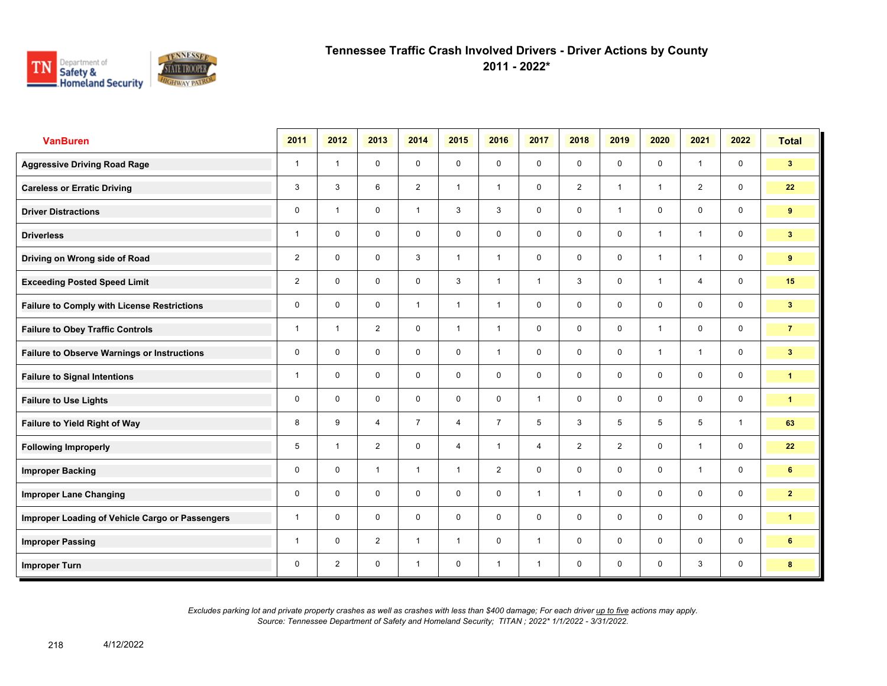# Tennessee Traffic Crash Involved Drivers - Driver Actions by County
## 2011 - 2022*

| VanBuren | 2011 | 2012 | 2013 | 2014 | 2015 | 2016 | 2017 | 2018 | 2019 | 2020 | 2021 | 2022 | Total |
|---|---|---|---|---|---|---|---|---|---|---|---|---|---|
| Aggressive Driving Road Rage | 1 | 1 | 0 | 0 | 0 | 0 | 0 | 0 | 0 | 0 | 1 | 0 | 3 |
| Careless or Erratic Driving | 3 | 3 | 6 | 2 | 1 | 1 | 0 | 2 | 1 | 1 | 2 | 0 | 22 |
| Driver Distractions | 0 | 1 | 0 | 1 | 3 | 3 | 0 | 0 | 1 | 0 | 0 | 0 | 9 |
| Driverless | 1 | 0 | 0 | 0 | 0 | 0 | 0 | 0 | 0 | 1 | 1 | 0 | 3 |
| Driving on Wrong side of Road | 2 | 0 | 0 | 3 | 1 | 1 | 0 | 0 | 0 | 1 | 1 | 0 | 9 |
| Exceeding Posted Speed Limit | 2 | 0 | 0 | 0 | 3 | 1 | 1 | 3 | 0 | 1 | 4 | 0 | 15 |
| Failure to Comply with License Restrictions | 0 | 0 | 0 | 1 | 1 | 1 | 0 | 0 | 0 | 0 | 0 | 0 | 3 |
| Failure to Obey Traffic Controls | 1 | 1 | 2 | 0 | 1 | 1 | 0 | 0 | 0 | 1 | 0 | 0 | 7 |
| Failure to Observe Warnings or Instructions | 0 | 0 | 0 | 0 | 0 | 1 | 0 | 0 | 0 | 1 | 1 | 0 | 3 |
| Failure to Signal Intentions | 1 | 0 | 0 | 0 | 0 | 0 | 0 | 0 | 0 | 0 | 0 | 0 | 1 |
| Failure to Use Lights | 0 | 0 | 0 | 0 | 0 | 0 | 1 | 0 | 0 | 0 | 0 | 0 | 1 |
| Failure to Yield Right of Way | 8 | 9 | 4 | 7 | 4 | 7 | 5 | 3 | 5 | 5 | 5 | 1 | 63 |
| Following Improperly | 5 | 1 | 2 | 0 | 4 | 1 | 4 | 2 | 2 | 0 | 1 | 0 | 22 |
| Improper Backing | 0 | 0 | 1 | 1 | 1 | 2 | 0 | 0 | 0 | 0 | 1 | 0 | 6 |
| Improper Lane Changing | 0 | 0 | 0 | 0 | 0 | 0 | 1 | 1 | 0 | 0 | 0 | 0 | 2 |
| Improper Loading of Vehicle Cargo or Passengers | 1 | 0 | 0 | 0 | 0 | 0 | 0 | 0 | 0 | 0 | 0 | 0 | 1 |
| Improper Passing | 1 | 0 | 2 | 1 | 1 | 0 | 1 | 0 | 0 | 0 | 0 | 0 | 6 |
| Improper Turn | 0 | 2 | 0 | 1 | 0 | 1 | 1 | 0 | 0 | 0 | 3 | 0 | 8 |

*Excludes parking lot and private property crashes as well as crashes with less than $400 damage; For each driver up to five actions may apply.*
*Source: Tennessee Department of Safety and Homeland Security; TITAN ; 2022* 1/1/2022 - 3/31/2022.*

4/12/2022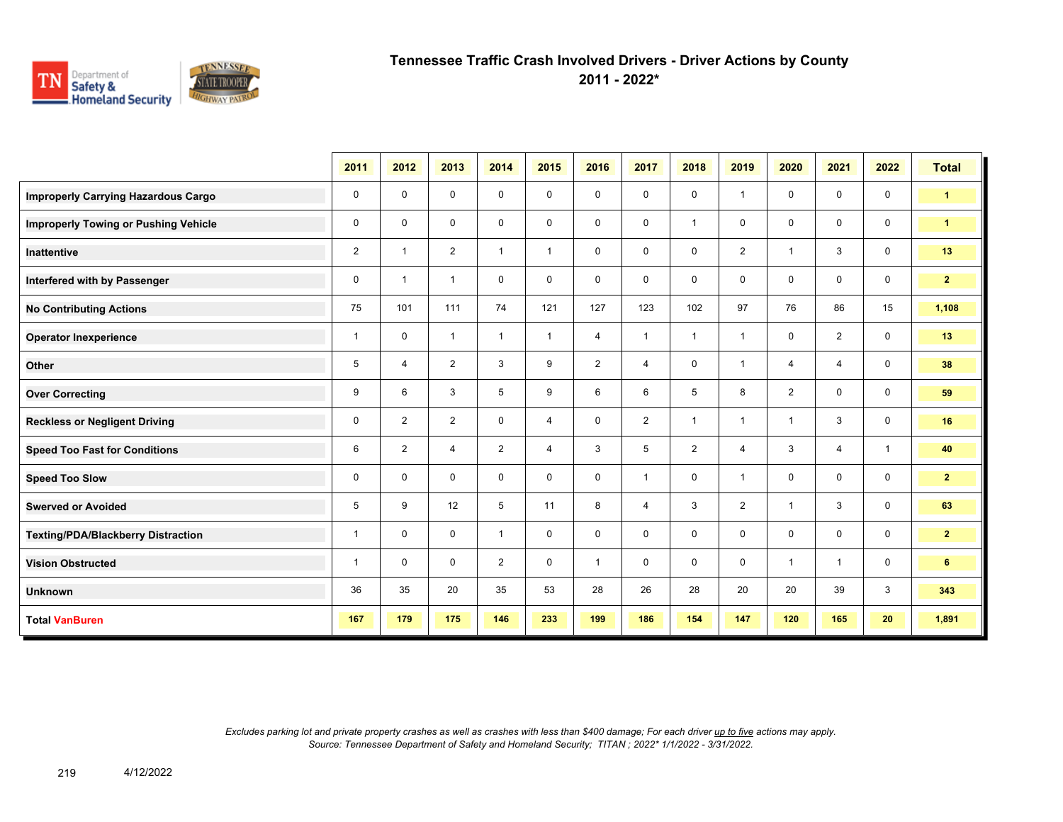# Tennessee Traffic Crash Involved Drivers - Driver Actions by County
## 2011 - 2022*

| | 2011 | 2012 | 2013 | 2014 | 2015 | 2016 | 2017 | 2018 | 2019 | 2020 | 2021 | 2022 | Total |
|---|---|---|---|---|---|---|---|---|---|---|---|---|---|
| **Improperly Carrying Hazardous Cargo** | 0 | 0 | 0 | 0 | 0 | 0 | 0 | 0 | 1 | 0 | 0 | 0 | **1** |
| **Improperly Towing or Pushing Vehicle** | 0 | 0 | 0 | 0 | 0 | 0 | 0 | 1 | 0 | 0 | 0 | 0 | **1** |
| **Inattentive** | 2 | 1 | 2 | 1 | 1 | 0 | 0 | 0 | 2 | 1 | 3 | 0 | **13** |
| **Interfered with by Passenger** | 0 | 1 | 1 | 0 | 0 | 0 | 0 | 0 | 0 | 0 | 0 | 0 | **2** |
| **No Contributing Actions** | 75 | 101 | 111 | 74 | 121 | 127 | 123 | 102 | 97 | 76 | 86 | 15 | **1,108** |
| **Operator Inexperience** | 1 | 0 | 1 | 1 | 1 | 4 | 1 | 1 | 1 | 0 | 2 | 0 | **13** |
| **Other** | 5 | 4 | 2 | 3 | 9 | 2 | 4 | 0 | 1 | 4 | 4 | 0 | **38** |
| **Over Correcting** | 9 | 6 | 3 | 5 | 9 | 6 | 6 | 5 | 8 | 2 | 0 | 0 | **59** |
| **Reckless or Negligent Driving** | 0 | 2 | 2 | 0 | 4 | 0 | 2 | 1 | 1 | 1 | 3 | 0 | **16** |
| **Speed Too Fast for Conditions** | 6 | 2 | 4 | 2 | 4 | 3 | 5 | 2 | 4 | 3 | 4 | 1 | **40** |
| **Speed Too Slow** | 0 | 0 | 0 | 0 | 0 | 0 | 1 | 0 | 1 | 0 | 0 | 0 | **2** |
| **Swerved or Avoided** | 5 | 9 | 12 | 5 | 11 | 8 | 4 | 3 | 2 | 1 | 3 | 0 | **63** |
| **Texting/PDA/Blackberry Distraction** | 1 | 0 | 0 | 1 | 0 | 0 | 0 | 0 | 0 | 0 | 0 | 0 | **2** |
| **Vision Obstructed** | 1 | 0 | 0 | 2 | 0 | 1 | 0 | 0 | 0 | 1 | 1 | 0 | **6** |
| **Unknown** | 36 | 35 | 20 | 35 | 53 | 28 | 26 | 28 | 20 | 20 | 39 | 3 | **343** |
| **Total VanBuren** | **167** | **179** | **175** | **146** | **233** | **199** | **186** | **154** | **147** | **120** | **165** | **20** | **1,891** |

*Excludes parking lot and private property crashes as well as crashes with less than $400 damage; For each driver up to five actions may apply.*
*Source: Tennessee Department of Safety and Homeland Security; TITAN ; 2022* 1/1/2022 - 3/31/2022.*

4/12/2022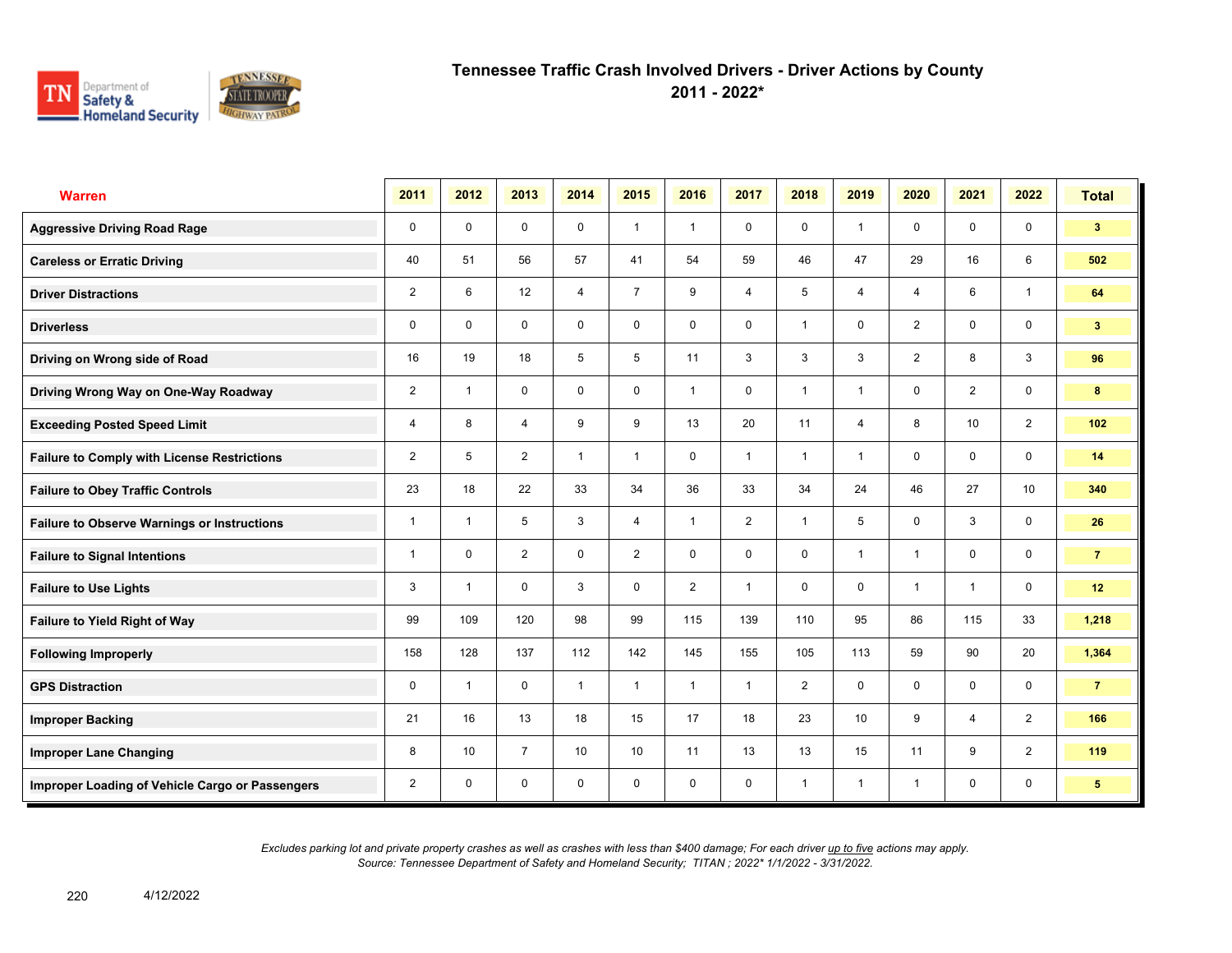# Tennessee Traffic Crash Involved Drivers - Driver Actions by County
## 2011 - 2022*

| Warren | 2011 | 2012 | 2013 | 2014 | 2015 | 2016 | 2017 | 2018 | 2019 | 2020 | 2021 | 2022 | Total |
|---|---|---|---|---|---|---|---|---|---|---|---|---|---|
| Aggressive Driving Road Rage | 0 | 0 | 0 | 0 | 1 | 1 | 0 | 0 | 1 | 0 | 0 | 0 | 3 |
| Careless or Erratic Driving | 40 | 51 | 56 | 57 | 41 | 54 | 59 | 46 | 47 | 29 | 16 | 6 | 502 |
| Driver Distractions | 2 | 6 | 12 | 4 | 7 | 9 | 4 | 5 | 4 | 4 | 6 | 1 | 64 |
| Driverless | 0 | 0 | 0 | 0 | 0 | 0 | 0 | 1 | 0 | 2 | 0 | 0 | 3 |
| Driving on Wrong side of Road | 16 | 19 | 18 | 5 | 5 | 11 | 3 | 3 | 3 | 2 | 8 | 3 | 96 |
| Driving Wrong Way on One-Way Roadway | 2 | 1 | 0 | 0 | 0 | 1 | 0 | 1 | 1 | 0 | 2 | 0 | 8 |
| Exceeding Posted Speed Limit | 4 | 8 | 4 | 9 | 9 | 13 | 20 | 11 | 4 | 8 | 10 | 2 | 102 |
| Failure to Comply with License Restrictions | 2 | 5 | 2 | 1 | 1 | 0 | 1 | 1 | 1 | 0 | 0 | 0 | 14 |
| Failure to Obey Traffic Controls | 23 | 18 | 22 | 33 | 34 | 36 | 33 | 34 | 24 | 46 | 27 | 10 | 340 |
| Failure to Observe Warnings or Instructions | 1 | 1 | 5 | 3 | 4 | 1 | 2 | 1 | 5 | 0 | 3 | 0 | 26 |
| Failure to Signal Intentions | 1 | 0 | 2 | 0 | 2 | 0 | 0 | 0 | 1 | 1 | 0 | 0 | 7 |
| Failure to Use Lights | 3 | 1 | 0 | 3 | 0 | 2 | 1 | 0 | 0 | 1 | 1 | 0 | 12 |
| Failure to Yield Right of Way | 99 | 109 | 120 | 98 | 99 | 115 | 139 | 110 | 95 | 86 | 115 | 33 | 1,218 |
| Following Improperly | 158 | 128 | 137 | 112 | 142 | 145 | 155 | 105 | 113 | 59 | 90 | 20 | 1,364 |
| GPS Distraction | 0 | 1 | 0 | 1 | 1 | 1 | 1 | 2 | 0 | 0 | 0 | 0 | 7 |
| Improper Backing | 21 | 16 | 13 | 18 | 15 | 17 | 18 | 23 | 10 | 9 | 4 | 2 | 166 |
| Improper Lane Changing | 8 | 10 | 7 | 10 | 10 | 11 | 13 | 13 | 15 | 11 | 9 | 2 | 119 |
| Improper Loading of Vehicle Cargo or Passengers | 2 | 0 | 0 | 0 | 0 | 0 | 0 | 1 | 1 | 1 | 0 | 0 | 5 |

*Excludes parking lot and private property crashes as well as crashes with less than $400 damage; For each driver up to five actions may apply.*
*Source: Tennessee Department of Safety and Homeland Security; TITAN ; 2022* 1/1/2022 - 3/31/2022.*

4/12/2022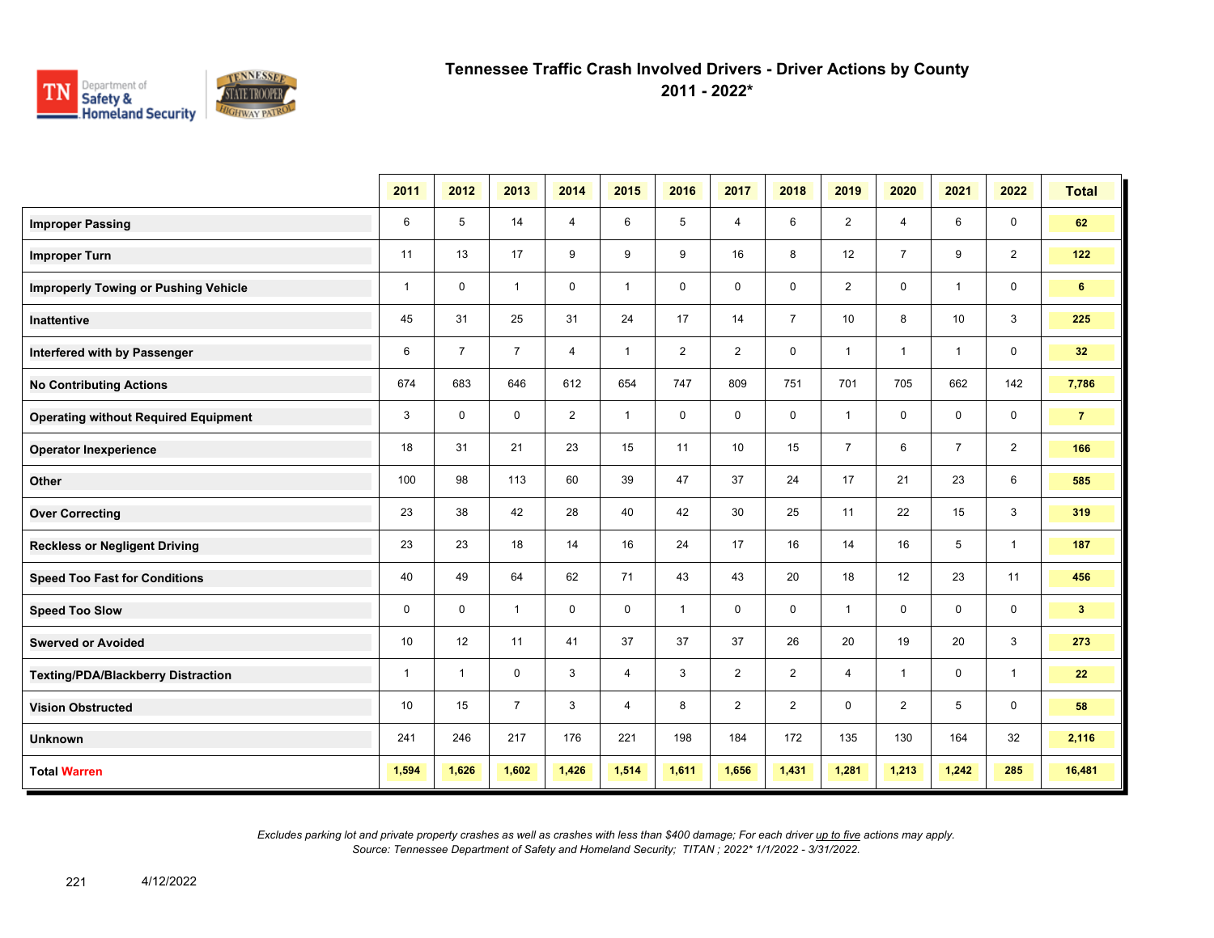# Tennessee Traffic Crash Involved Drivers - Driver Actions by County
## 2011 - 2022*

| | 2011 | 2012 | 2013 | 2014 | 2015 | 2016 | 2017 | 2018 | 2019 | 2020 | 2021 | 2022 | Total |
|---|---|---|---|---|---|---|---|---|---|---|---|---|---|
| **Improper Passing** | 6 | 5 | 14 | 4 | 6 | 5 | 4 | 6 | 2 | 4 | 6 | 0 | **62** |
| **Improper Turn** | 11 | 13 | 17 | 9 | 9 | 9 | 16 | 8 | 12 | 7 | 9 | 2 | **122** |
| **Improperly Towing or Pushing Vehicle** | 1 | 0 | 1 | 0 | 1 | 0 | 0 | 0 | 2 | 0 | 1 | 0 | **6** |
| **Inattentive** | 45 | 31 | 25 | 31 | 24 | 17 | 14 | 7 | 10 | 8 | 10 | 3 | **225** |
| **Interfered with by Passenger** | 6 | 7 | 7 | 4 | 1 | 2 | 2 | 0 | 1 | 1 | 1 | 0 | **32** |
| **No Contributing Actions** | 674 | 683 | 646 | 612 | 654 | 747 | 809 | 751 | 701 | 705 | 662 | 142 | **7,786** |
| **Operating without Required Equipment** | 3 | 0 | 0 | 2 | 1 | 0 | 0 | 0 | 1 | 0 | 0 | 0 | **7** |
| **Operator Inexperience** | 18 | 31 | 21 | 23 | 15 | 11 | 10 | 15 | 7 | 6 | 7 | 2 | **166** |
| **Other** | 100 | 98 | 113 | 60 | 39 | 47 | 37 | 24 | 17 | 21 | 23 | 6 | **585** |
| **Over Correcting** | 23 | 38 | 42 | 28 | 40 | 42 | 30 | 25 | 11 | 22 | 15 | 3 | **319** |
| **Reckless or Negligent Driving** | 23 | 23 | 18 | 14 | 16 | 24 | 17 | 16 | 14 | 16 | 5 | 1 | **187** |
| **Speed Too Fast for Conditions** | 40 | 49 | 64 | 62 | 71 | 43 | 43 | 20 | 18 | 12 | 23 | 11 | **456** |
| **Speed Too Slow** | 0 | 0 | 1 | 0 | 0 | 1 | 0 | 0 | 1 | 0 | 0 | 0 | **3** |
| **Swerved or Avoided** | 10 | 12 | 11 | 41 | 37 | 37 | 37 | 26 | 20 | 19 | 20 | 3 | **273** |
| **Texting/PDA/Blackberry Distraction** | 1 | 1 | 0 | 3 | 4 | 3 | 2 | 2 | 4 | 1 | 0 | 1 | **22** |
| **Vision Obstructed** | 10 | 15 | 7 | 3 | 4 | 8 | 2 | 2 | 0 | 2 | 5 | 0 | **58** |
| **Unknown** | 241 | 246 | 217 | 176 | 221 | 198 | 184 | 172 | 135 | 130 | 164 | 32 | **2,116** |
| **Total Warren** | **1,594** | **1,626** | **1,602** | **1,426** | **1,514** | **1,611** | **1,656** | **1,431** | **1,281** | **1,213** | **1,242** | **285** | **16,481** |

*Excludes parking lot and private property crashes as well as crashes with less than $400 damage; For each driver up to five actions may apply.*
*Source: Tennessee Department of Safety and Homeland Security; TITAN ; 2022* 1/1/2022 - 3/31/2022.*

4/12/2022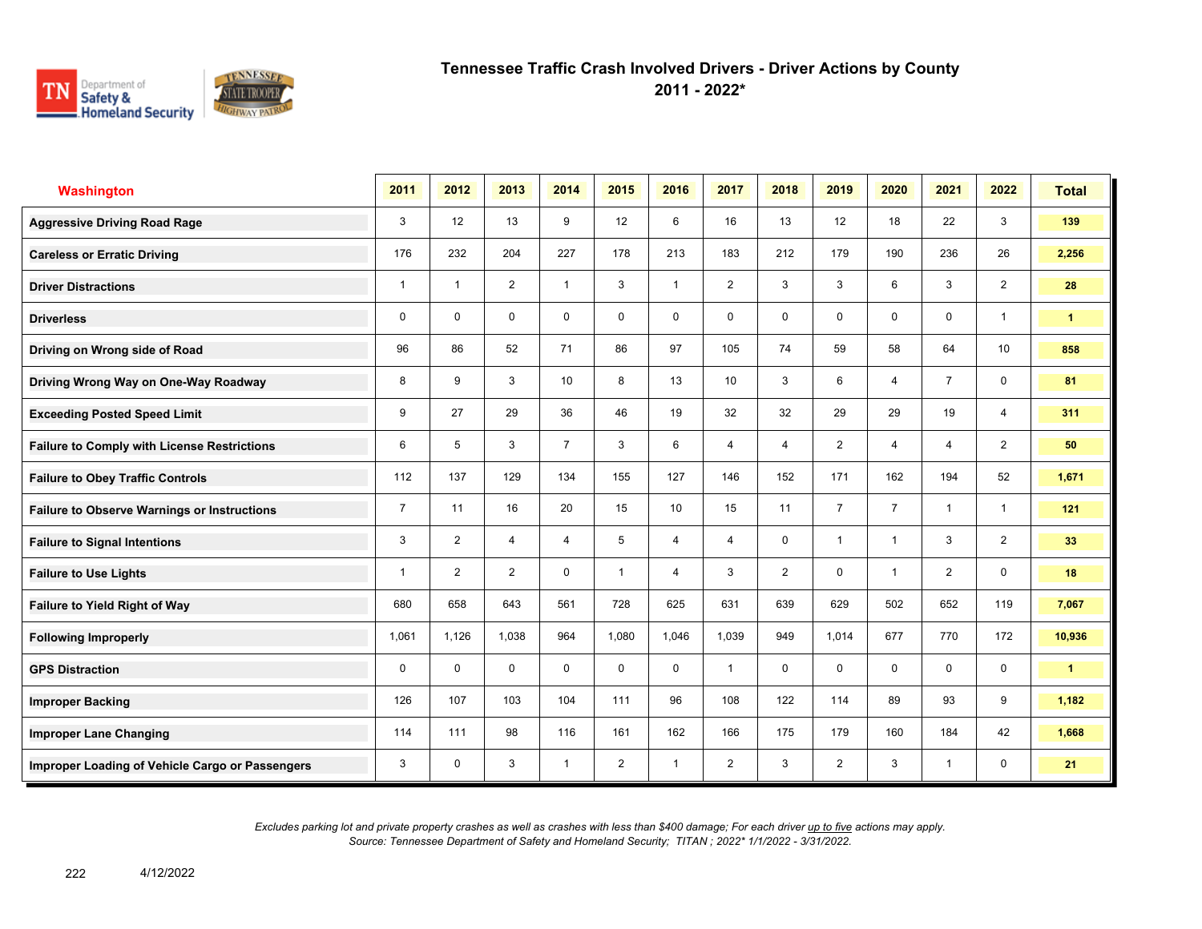# Tennessee Traffic Crash Involved Drivers - Driver Actions by County
## 2011 - 2022*

| Washington | 2011 | 2012 | 2013 | 2014 | 2015 | 2016 | 2017 | 2018 | 2019 | 2020 | 2021 | 2022 | Total |
|---|---|---|---|---|---|---|---|---|---|---|---|---|---|
| Aggressive Driving Road Rage | 3 | 12 | 13 | 9 | 12 | 6 | 16 | 13 | 12 | 18 | 22 | 3 | 139 |
| Careless or Erratic Driving | 176 | 232 | 204 | 227 | 178 | 213 | 183 | 212 | 179 | 190 | 236 | 26 | 2,256 |
| Driver Distractions | 1 | 1 | 2 | 1 | 3 | 1 | 2 | 3 | 3 | 6 | 3 | 2 | 28 |
| Driverless | 0 | 0 | 0 | 0 | 0 | 0 | 0 | 0 | 0 | 0 | 0 | 1 | 1 |
| Driving on Wrong side of Road | 96 | 86 | 52 | 71 | 86 | 97 | 105 | 74 | 59 | 58 | 64 | 10 | 858 |
| Driving Wrong Way on One-Way Roadway | 8 | 9 | 3 | 10 | 8 | 13 | 10 | 3 | 6 | 4 | 7 | 0 | 81 |
| Exceeding Posted Speed Limit | 9 | 27 | 29 | 36 | 46 | 19 | 32 | 32 | 29 | 29 | 19 | 4 | 311 |
| Failure to Comply with License Restrictions | 6 | 5 | 3 | 7 | 3 | 6 | 4 | 4 | 2 | 4 | 4 | 2 | 50 |
| Failure to Obey Traffic Controls | 112 | 137 | 129 | 134 | 155 | 127 | 146 | 152 | 171 | 162 | 194 | 52 | 1,671 |
| Failure to Observe Warnings or Instructions | 7 | 11 | 16 | 20 | 15 | 10 | 15 | 11 | 7 | 7 | 1 | 1 | 121 |
| Failure to Signal Intentions | 3 | 2 | 4 | 4 | 5 | 4 | 4 | 0 | 1 | 1 | 3 | 2 | 33 |
| Failure to Use Lights | 1 | 2 | 2 | 0 | 1 | 4 | 3 | 2 | 0 | 1 | 2 | 0 | 18 |
| Failure to Yield Right of Way | 680 | 658 | 643 | 561 | 728 | 625 | 631 | 639 | 629 | 502 | 652 | 119 | 7,067 |
| Following Improperly | 1,061 | 1,126 | 1,038 | 964 | 1,080 | 1,046 | 1,039 | 949 | 1,014 | 677 | 770 | 172 | 10,936 |
| GPS Distraction | 0 | 0 | 0 | 0 | 0 | 0 | 1 | 0 | 0 | 0 | 0 | 0 | 1 |
| Improper Backing | 126 | 107 | 103 | 104 | 111 | 96 | 108 | 122 | 114 | 89 | 93 | 9 | 1,182 |
| Improper Lane Changing | 114 | 111 | 98 | 116 | 161 | 162 | 166 | 175 | 179 | 160 | 184 | 42 | 1,668 |
| Improper Loading of Vehicle Cargo or Passengers | 3 | 0 | 3 | 1 | 2 | 1 | 2 | 3 | 2 | 3 | 1 | 0 | 21 |

*Excludes parking lot and private property crashes as well as crashes with less than $400 damage; For each driver up to five actions may apply.*
*Source: Tennessee Department of Safety and Homeland Security; TITAN ; 2022* 1/1/2022 - 3/31/2022.*

4/12/2022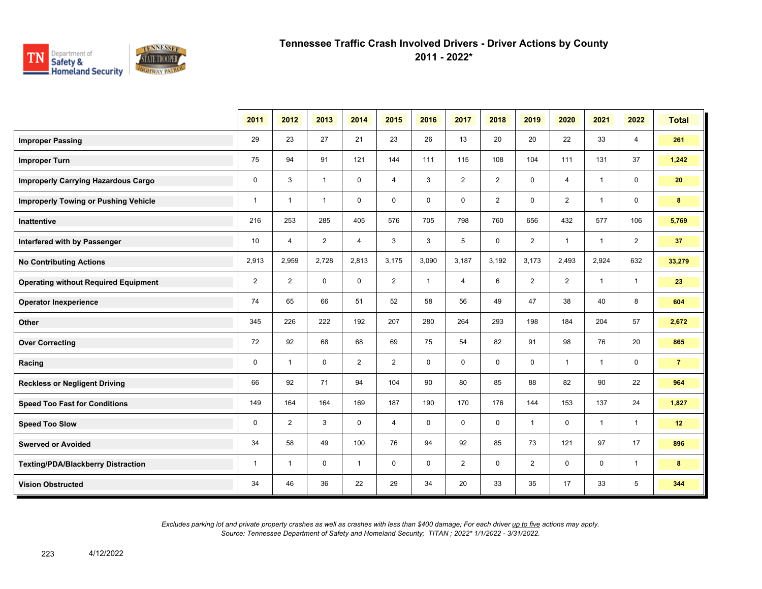# Tennessee Traffic Crash Involved Drivers - Driver Actions by County

## 2011 - 2022*

| | 2011 | 2012 | 2013 | 2014 | 2015 | 2016 | 2017 | 2018 | 2019 | 2020 | 2021 | 2022 | Total |
|---|---|---|---|---|---|---|---|---|---|---|---|---|---|
| **Improper Passing** | 29 | 23 | 27 | 21 | 23 | 26 | 13 | 20 | 20 | 22 | 33 | 4 | **261** |
| **Improper Turn** | 75 | 94 | 91 | 121 | 144 | 111 | 115 | 108 | 104 | 111 | 131 | 37 | **1,242** |
| **Improperly Carrying Hazardous Cargo** | 0 | 3 | 1 | 0 | 4 | 3 | 2 | 2 | 0 | 4 | 1 | 0 | **20** |
| **Improperly Towing or Pushing Vehicle** | 1 | 1 | 1 | 0 | 0 | 0 | 0 | 2 | 0 | 2 | 1 | 0 | **8** |
| **Inattentive** | 216 | 253 | 285 | 405 | 576 | 705 | 798 | 760 | 656 | 432 | 577 | 106 | **5,769** |
| **Interfered with by Passenger** | 10 | 4 | 2 | 4 | 3 | 3 | 5 | 0 | 2 | 1 | 1 | 2 | **37** |
| **No Contributing Actions** | 2,913 | 2,959 | 2,728 | 2,813 | 3,175 | 3,090 | 3,187 | 3,192 | 3,173 | 2,493 | 2,924 | 632 | **33,279** |
| **Operating without Required Equipment** | 2 | 2 | 0 | 0 | 2 | 1 | 4 | 6 | 2 | 2 | 1 | 1 | **23** |
| **Operator Inexperience** | 74 | 65 | 66 | 51 | 52 | 58 | 56 | 49 | 47 | 38 | 40 | 8 | **604** |
| **Other** | 345 | 226 | 222 | 192 | 207 | 280 | 264 | 293 | 198 | 184 | 204 | 57 | **2,672** |
| **Over Correcting** | 72 | 92 | 68 | 68 | 69 | 75 | 54 | 82 | 91 | 98 | 76 | 20 | **865** |
| **Racing** | 0 | 1 | 0 | 2 | 2 | 0 | 0 | 0 | 0 | 1 | 1 | 0 | **7** |
| **Reckless or Negligent Driving** | 66 | 92 | 71 | 94 | 104 | 90 | 80 | 85 | 88 | 82 | 90 | 22 | **964** |
| **Speed Too Fast for Conditions** | 149 | 164 | 164 | 169 | 187 | 190 | 170 | 176 | 144 | 153 | 137 | 24 | **1,827** |
| **Speed Too Slow** | 0 | 2 | 3 | 0 | 4 | 0 | 0 | 0 | 1 | 0 | 1 | 1 | **12** |
| **Swerved or Avoided** | 34 | 58 | 49 | 100 | 76 | 94 | 92 | 85 | 73 | 121 | 97 | 17 | **896** |
| **Texting/PDA/Blackberry Distraction** | 1 | 1 | 0 | 1 | 0 | 0 | 2 | 0 | 2 | 0 | 0 | 1 | **8** |
| **Vision Obstructed** | 34 | 46 | 36 | 22 | 29 | 34 | 20 | 33 | 35 | 17 | 33 | 5 | **344** |

*Excludes parking lot and private property crashes as well as crashes with less than $400 damage; For each driver up to five actions may apply.*
*Source: Tennessee Department of Safety and Homeland Security; TITAN ; 2022* 1/1/2022 - 3/31/2022.*

4/12/2022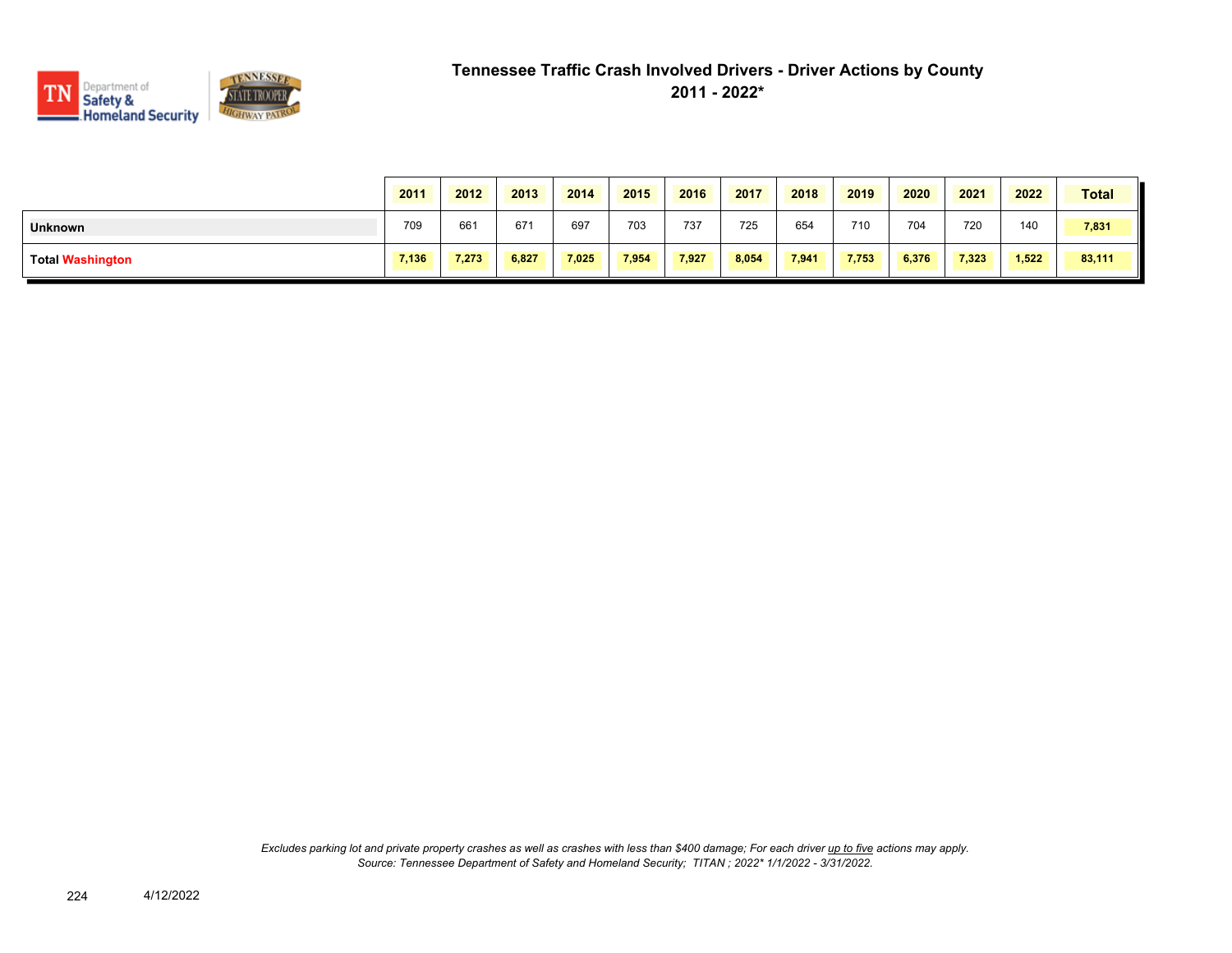# Tennessee Traffic Crash Involved Drivers - Driver Actions by County
## 2011 - 2022*

| | 2011 | 2012 | 2013 | 2014 | 2015 | 2016 | 2017 | 2018 | 2019 | 2020 | 2021 | 2022 | Total |
|---|---|---|---|---|---|---|---|---|---|---|---|---|---|
| **Unknown** | 709 | 661 | 671 | 697 | 703 | 737 | 725 | 654 | 710 | 704 | 720 | 140 | **7,831** |
| **Total Washington** | **7,136** | **7,273** | **6,827** | **7,025** | **7,954** | **7,927** | **8,054** | **7,941** | **7,753** | **6,376** | **7,323** | **1,522** | **83,111** |

*Excludes parking lot and private property crashes as well as crashes with less than $400 damage; For each driver up to five actions may apply.*
*Source: Tennessee Department of Safety and Homeland Security; TITAN ; 2022* 1/1/2022 - 3/31/2022.*

4/12/2022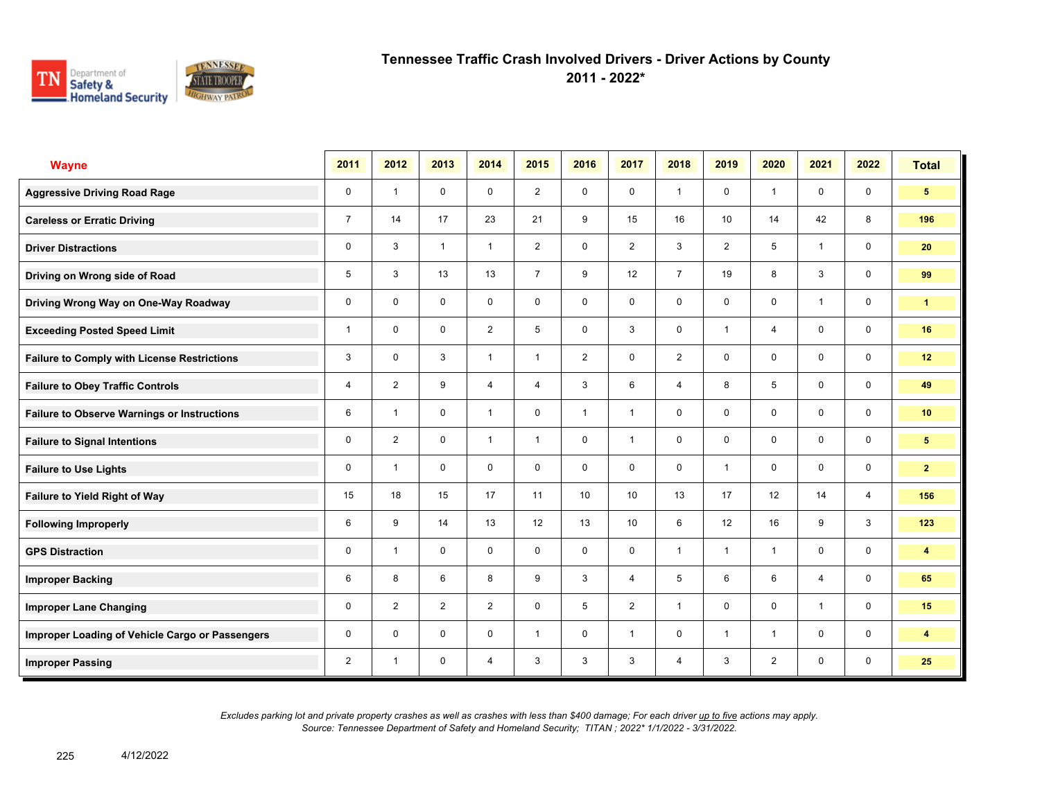# Tennessee Traffic Crash Involved Drivers - Driver Actions by County

## 2011 - 2022*

| Wayne | 2011 | 2012 | 2013 | 2014 | 2015 | 2016 | 2017 | 2018 | 2019 | 2020 | 2021 | 2022 | Total |
|---|---|---|---|---|---|---|---|---|---|---|---|---|---|
| Aggressive Driving Road Rage | 0 | 1 | 0 | 0 | 2 | 0 | 0 | 1 | 0 | 1 | 0 | 0 | 5 |
| Careless or Erratic Driving | 7 | 14 | 17 | 23 | 21 | 9 | 15 | 16 | 10 | 14 | 42 | 8 | 196 |
| Driver Distractions | 0 | 3 | 1 | 1 | 2 | 0 | 2 | 3 | 2 | 5 | 1 | 0 | 20 |
| Driving on Wrong side of Road | 5 | 3 | 13 | 13 | 7 | 9 | 12 | 7 | 19 | 8 | 3 | 0 | 99 |
| Driving Wrong Way on One-Way Roadway | 0 | 0 | 0 | 0 | 0 | 0 | 0 | 0 | 0 | 0 | 1 | 0 | 1 |
| Exceeding Posted Speed Limit | 1 | 0 | 0 | 2 | 5 | 0 | 3 | 0 | 1 | 4 | 0 | 0 | 16 |
| Failure to Comply with License Restrictions | 3 | 0 | 3 | 1 | 1 | 2 | 0 | 2 | 0 | 0 | 0 | 0 | 12 |
| Failure to Obey Traffic Controls | 4 | 2 | 9 | 4 | 4 | 3 | 6 | 4 | 8 | 5 | 0 | 0 | 49 |
| Failure to Observe Warnings or Instructions | 6 | 1 | 0 | 1 | 0 | 1 | 1 | 0 | 0 | 0 | 0 | 0 | 10 |
| Failure to Signal Intentions | 0 | 2 | 0 | 1 | 1 | 0 | 1 | 0 | 0 | 0 | 0 | 0 | 5 |
| Failure to Use Lights | 0 | 1 | 0 | 0 | 0 | 0 | 0 | 0 | 1 | 0 | 0 | 0 | 2 |
| Failure to Yield Right of Way | 15 | 18 | 15 | 17 | 11 | 10 | 10 | 13 | 17 | 12 | 14 | 4 | 156 |
| Following Improperly | 6 | 9 | 14 | 13 | 12 | 13 | 10 | 6 | 12 | 16 | 9 | 3 | 123 |
| GPS Distraction | 0 | 1 | 0 | 0 | 0 | 0 | 0 | 1 | 1 | 1 | 0 | 0 | 4 |
| Improper Backing | 6 | 8 | 6 | 8 | 9 | 3 | 4 | 5 | 6 | 6 | 4 | 0 | 65 |
| Improper Lane Changing | 0 | 2 | 2 | 2 | 0 | 5 | 2 | 1 | 0 | 0 | 1 | 0 | 15 |
| Improper Loading of Vehicle Cargo or Passengers | 0 | 0 | 0 | 0 | 1 | 0 | 1 | 0 | 1 | 1 | 0 | 0 | 4 |
| Improper Passing | 2 | 1 | 0 | 4 | 3 | 3 | 3 | 4 | 3 | 2 | 0 | 0 | 25 |

*Excludes parking lot and private property crashes as well as crashes with less than $400 damage; For each driver up to five actions may apply.*
*Source: Tennessee Department of Safety and Homeland Security; TITAN ; 2022* 1/1/2022 - 3/31/2022.*

4/12/2022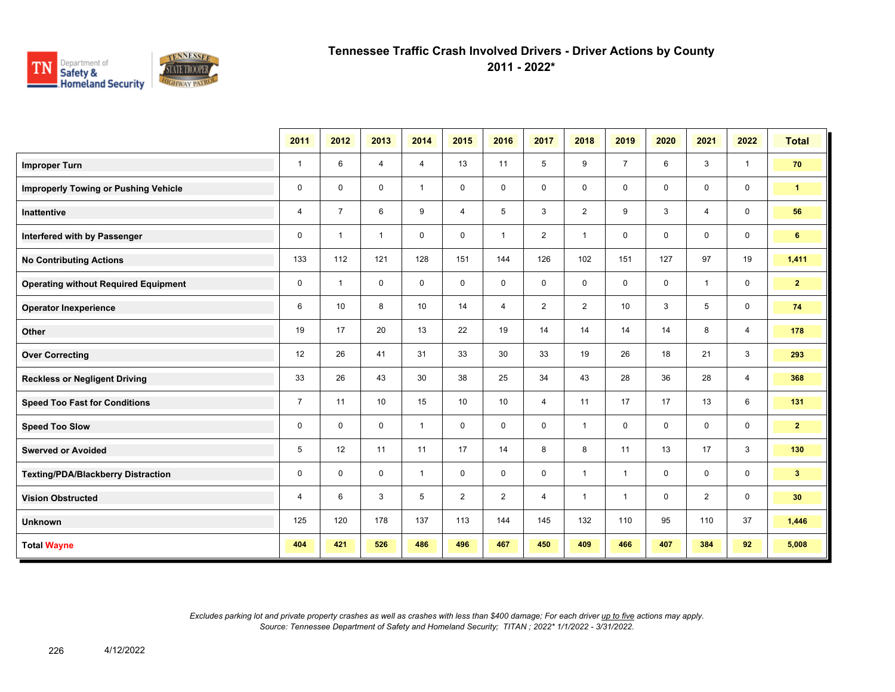# Tennessee Traffic Crash Involved Drivers - Driver Actions by County
## 2011 - 2022*

| | 2011 | 2012 | 2013 | 2014 | 2015 | 2016 | 2017 | 2018 | 2019 | 2020 | 2021 | 2022 | Total |
|---|---|---|---|---|---|---|---|---|---|---|---|---|---|
| **Improper Turn** | 1 | 6 | 4 | 4 | 13 | 11 | 5 | 9 | 7 | 6 | 3 | 1 | **70** |
| **Improperly Towing or Pushing Vehicle** | 0 | 0 | 0 | 1 | 0 | 0 | 0 | 0 | 0 | 0 | 0 | 0 | **1** |
| **Inattentive** | 4 | 7 | 6 | 9 | 4 | 5 | 3 | 2 | 9 | 3 | 4 | 0 | **56** |
| **Interfered with by Passenger** | 0 | 1 | 1 | 0 | 0 | 1 | 2 | 1 | 0 | 0 | 0 | 0 | **6** |
| **No Contributing Actions** | 133 | 112 | 121 | 128 | 151 | 144 | 126 | 102 | 151 | 127 | 97 | 19 | **1,411** |
| **Operating without Required Equipment** | 0 | 1 | 0 | 0 | 0 | 0 | 0 | 0 | 0 | 0 | 1 | 0 | **2** |
| **Operator Inexperience** | 6 | 10 | 8 | 10 | 14 | 4 | 2 | 2 | 10 | 3 | 5 | 0 | **74** |
| **Other** | 19 | 17 | 20 | 13 | 22 | 19 | 14 | 14 | 14 | 14 | 8 | 4 | **178** |
| **Over Correcting** | 12 | 26 | 41 | 31 | 33 | 30 | 33 | 19 | 26 | 18 | 21 | 3 | **293** |
| **Reckless or Negligent Driving** | 33 | 26 | 43 | 30 | 38 | 25 | 34 | 43 | 28 | 36 | 28 | 4 | **368** |
| **Speed Too Fast for Conditions** | 7 | 11 | 10 | 15 | 10 | 10 | 4 | 11 | 17 | 17 | 13 | 6 | **131** |
| **Speed Too Slow** | 0 | 0 | 0 | 1 | 0 | 0 | 0 | 1 | 0 | 0 | 0 | 0 | **2** |
| **Swerved or Avoided** | 5 | 12 | 11 | 11 | 17 | 14 | 8 | 8 | 11 | 13 | 17 | 3 | **130** |
| **Texting/PDA/Blackberry Distraction** | 0 | 0 | 0 | 1 | 0 | 0 | 0 | 1 | 1 | 0 | 0 | 0 | **3** |
| **Vision Obstructed** | 4 | 6 | 3 | 5 | 2 | 2 | 4 | 1 | 1 | 0 | 2 | 0 | **30** |
| **Unknown** | 125 | 120 | 178 | 137 | 113 | 144 | 145 | 132 | 110 | 95 | 110 | 37 | **1,446** |
| **Total Wayne** | **404** | **421** | **526** | **486** | **496** | **467** | **450** | **409** | **466** | **407** | **384** | **92** | **5,008** |

*Excludes parking lot and private property crashes as well as crashes with less than $400 damage; For each driver up to five actions may apply.*
*Source: Tennessee Department of Safety and Homeland Security; TITAN ; 2022* 1/1/2022 - 3/31/2022.*

4/12/2022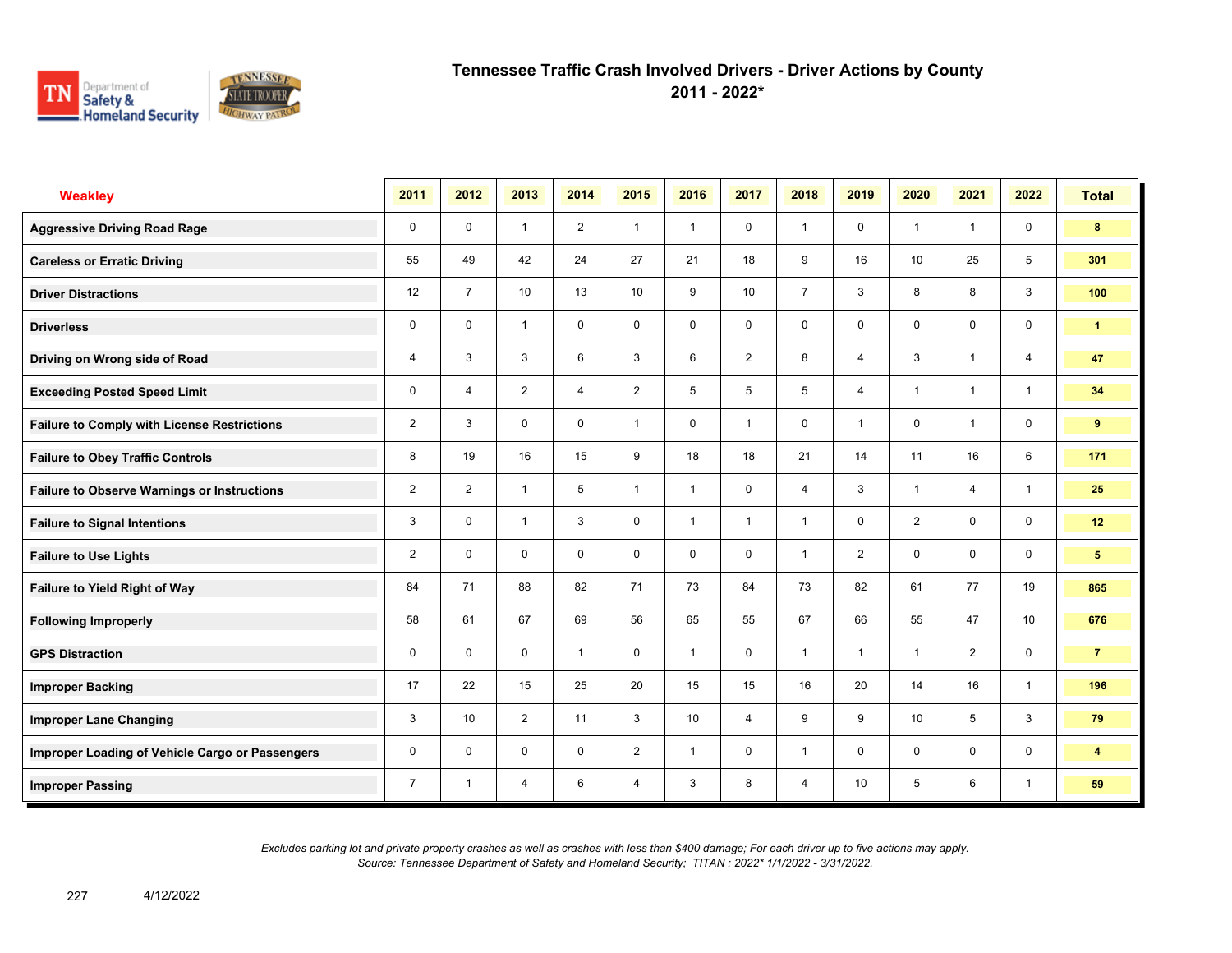# Tennessee Traffic Crash Involved Drivers - Driver Actions by County
## 2011 - 2022*

| Weakley | 2011 | 2012 | 2013 | 2014 | 2015 | 2016 | 2017 | 2018 | 2019 | 2020 | 2021 | 2022 | Total |
|---|---|---|---|---|---|---|---|---|---|---|---|---|---|
| Aggressive Driving Road Rage | 0 | 0 | 1 | 2 | 1 | 1 | 0 | 1 | 0 | 1 | 1 | 0 | 8 |
| Careless or Erratic Driving | 55 | 49 | 42 | 24 | 27 | 21 | 18 | 9 | 16 | 10 | 25 | 5 | 301 |
| Driver Distractions | 12 | 7 | 10 | 13 | 10 | 9 | 10 | 7 | 3 | 8 | 8 | 3 | 100 |
| Driverless | 0 | 0 | 1 | 0 | 0 | 0 | 0 | 0 | 0 | 0 | 0 | 0 | 1 |
| Driving on Wrong side of Road | 4 | 3 | 3 | 6 | 3 | 6 | 2 | 8 | 4 | 3 | 1 | 4 | 47 |
| Exceeding Posted Speed Limit | 0 | 4 | 2 | 4 | 2 | 5 | 5 | 5 | 4 | 1 | 1 | 1 | 34 |
| Failure to Comply with License Restrictions | 2 | 3 | 0 | 0 | 1 | 0 | 1 | 0 | 1 | 0 | 1 | 0 | 9 |
| Failure to Obey Traffic Controls | 8 | 19 | 16 | 15 | 9 | 18 | 18 | 21 | 14 | 11 | 16 | 6 | 171 |
| Failure to Observe Warnings or Instructions | 2 | 2 | 1 | 5 | 1 | 1 | 0 | 4 | 3 | 1 | 4 | 1 | 25 |
| Failure to Signal Intentions | 3 | 0 | 1 | 3 | 0 | 1 | 1 | 1 | 0 | 2 | 0 | 0 | 12 |
| Failure to Use Lights | 2 | 0 | 0 | 0 | 0 | 0 | 0 | 1 | 2 | 0 | 0 | 0 | 5 |
| Failure to Yield Right of Way | 84 | 71 | 88 | 82 | 71 | 73 | 84 | 73 | 82 | 61 | 77 | 19 | 865 |
| Following Improperly | 58 | 61 | 67 | 69 | 56 | 65 | 55 | 67 | 66 | 55 | 47 | 10 | 676 |
| GPS Distraction | 0 | 0 | 0 | 1 | 0 | 1 | 0 | 1 | 1 | 1 | 2 | 0 | 7 |
| Improper Backing | 17 | 22 | 15 | 25 | 20 | 15 | 15 | 16 | 20 | 14 | 16 | 1 | 196 |
| Improper Lane Changing | 3 | 10 | 2 | 11 | 3 | 10 | 4 | 9 | 9 | 10 | 5 | 3 | 79 |
| Improper Loading of Vehicle Cargo or Passengers | 0 | 0 | 0 | 0 | 2 | 1 | 0 | 1 | 0 | 0 | 0 | 0 | 4 |
| Improper Passing | 7 | 1 | 4 | 6 | 4 | 3 | 8 | 4 | 10 | 5 | 6 | 1 | 59 |

*Excludes parking lot and private property crashes as well as crashes with less than $400 damage; For each driver up to five actions may apply.*
*Source: Tennessee Department of Safety and Homeland Security; TITAN ; 2022* 1/1/2022 - 3/31/2022.*

4/12/2022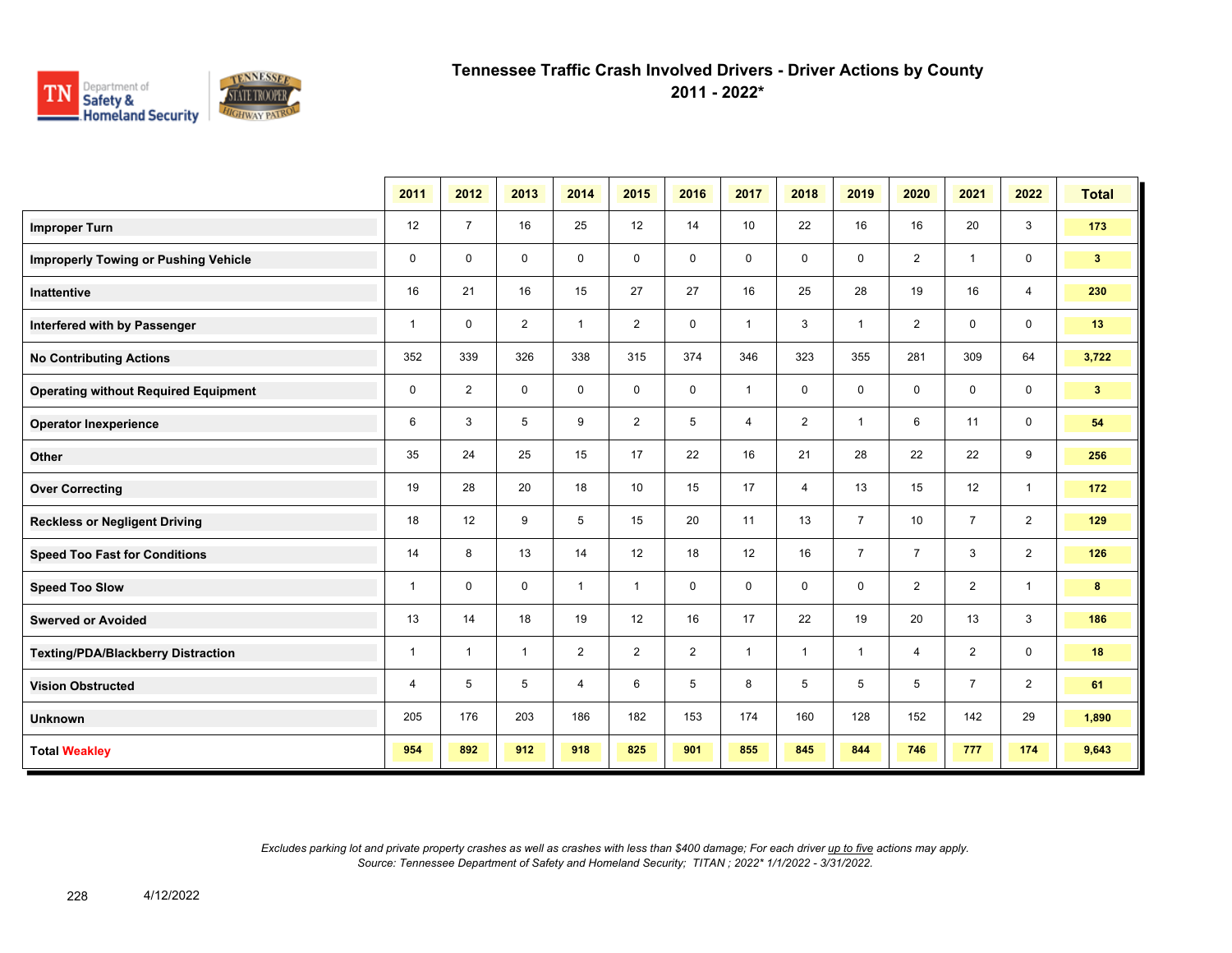# Tennessee Traffic Crash Involved Drivers - Driver Actions by County

## 2011 - 2022*

| | 2011 | 2012 | 2013 | 2014 | 2015 | 2016 | 2017 | 2018 | 2019 | 2020 | 2021 | 2022 | Total |
|---|---|---|---|---|---|---|---|---|---|---|---|---|---|
| **Improper Turn** | 12 | 7 | 16 | 25 | 12 | 14 | 10 | 22 | 16 | 16 | 20 | 3 | **173** |
| **Improperly Towing or Pushing Vehicle** | 0 | 0 | 0 | 0 | 0 | 0 | 0 | 0 | 0 | 2 | 1 | 0 | **3** |
| **Inattentive** | 16 | 21 | 16 | 15 | 27 | 27 | 16 | 25 | 28 | 19 | 16 | 4 | **230** |
| **Interfered with by Passenger** | 1 | 0 | 2 | 1 | 2 | 0 | 1 | 3 | 1 | 2 | 0 | 0 | **13** |
| **No Contributing Actions** | 352 | 339 | 326 | 338 | 315 | 374 | 346 | 323 | 355 | 281 | 309 | 64 | **3,722** |
| **Operating without Required Equipment** | 0 | 2 | 0 | 0 | 0 | 0 | 1 | 0 | 0 | 0 | 0 | 0 | **3** |
| **Operator Inexperience** | 6 | 3 | 5 | 9 | 2 | 5 | 4 | 2 | 1 | 6 | 11 | 0 | **54** |
| **Other** | 35 | 24 | 25 | 15 | 17 | 22 | 16 | 21 | 28 | 22 | 22 | 9 | **256** |
| **Over Correcting** | 19 | 28 | 20 | 18 | 10 | 15 | 17 | 4 | 13 | 15 | 12 | 1 | **172** |
| **Reckless or Negligent Driving** | 18 | 12 | 9 | 5 | 15 | 20 | 11 | 13 | 7 | 10 | 7 | 2 | **129** |
| **Speed Too Fast for Conditions** | 14 | 8 | 13 | 14 | 12 | 18 | 12 | 16 | 7 | 7 | 3 | 2 | **126** |
| **Speed Too Slow** | 1 | 0 | 0 | 1 | 1 | 0 | 0 | 0 | 0 | 2 | 2 | 1 | **8** |
| **Swerved or Avoided** | 13 | 14 | 18 | 19 | 12 | 16 | 17 | 22 | 19 | 20 | 13 | 3 | **186** |
| **Texting/PDA/Blackberry Distraction** | 1 | 1 | 1 | 2 | 2 | 2 | 1 | 1 | 1 | 4 | 2 | 0 | **18** |
| **Vision Obstructed** | 4 | 5 | 5 | 4 | 6 | 5 | 8 | 5 | 5 | 5 | 7 | 2 | **61** |
| **Unknown** | 205 | 176 | 203 | 186 | 182 | 153 | 174 | 160 | 128 | 152 | 142 | 29 | **1,890** |
| **Total Weakley** | **954** | **892** | **912** | **918** | **825** | **901** | **855** | **845** | **844** | **746** | **777** | **174** | **9,643** |

*Excludes parking lot and private property crashes as well as crashes with less than $400 damage; For each driver up to five actions may apply.*
*Source: Tennessee Department of Safety and Homeland Security; TITAN ; 2022* 1/1/2022 - 3/31/2022.*

4/12/2022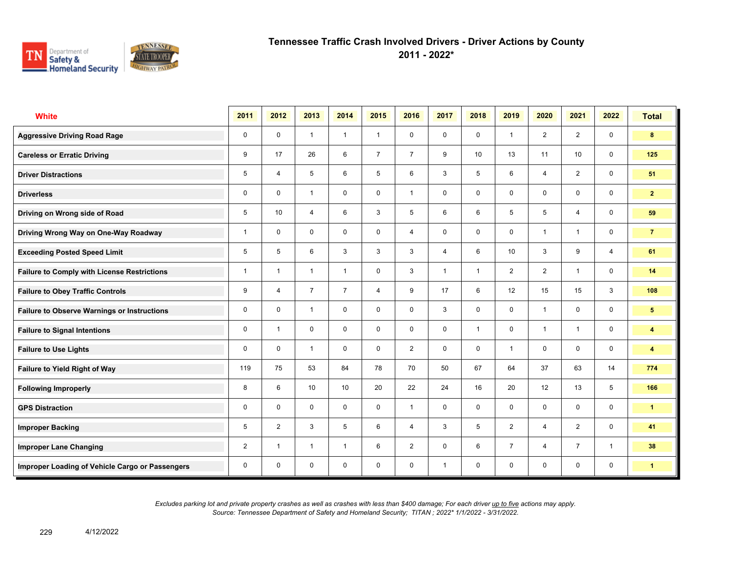# Tennessee Traffic Crash Involved Drivers - Driver Actions by County

## 2011 - 2022*

| White | 2011 | 2012 | 2013 | 2014 | 2015 | 2016 | 2017 | 2018 | 2019 | 2020 | 2021 | 2022 | Total |
|---|---|---|---|---|---|---|---|---|---|---|---|---|---|
| Aggressive Driving Road Rage | 0 | 0 | 1 | 1 | 1 | 0 | 0 | 0 | 1 | 2 | 2 | 0 | 8 |
| Careless or Erratic Driving | 9 | 17 | 26 | 6 | 7 | 7 | 9 | 10 | 13 | 11 | 10 | 0 | 125 |
| Driver Distractions | 5 | 4 | 5 | 6 | 5 | 6 | 3 | 5 | 6 | 4 | 2 | 0 | 51 |
| Driverless | 0 | 0 | 1 | 0 | 0 | 1 | 0 | 0 | 0 | 0 | 0 | 0 | 2 |
| Driving on Wrong side of Road | 5 | 10 | 4 | 6 | 3 | 5 | 6 | 6 | 5 | 5 | 4 | 0 | 59 |
| Driving Wrong Way on One-Way Roadway | 1 | 0 | 0 | 0 | 0 | 4 | 0 | 0 | 0 | 1 | 1 | 0 | 7 |
| Exceeding Posted Speed Limit | 5 | 5 | 6 | 3 | 3 | 3 | 4 | 6 | 10 | 3 | 9 | 4 | 61 |
| Failure to Comply with License Restrictions | 1 | 1 | 1 | 1 | 0 | 3 | 1 | 1 | 2 | 2 | 1 | 0 | 14 |
| Failure to Obey Traffic Controls | 9 | 4 | 7 | 7 | 4 | 9 | 17 | 6 | 12 | 15 | 15 | 3 | 108 |
| Failure to Observe Warnings or Instructions | 0 | 0 | 1 | 0 | 0 | 0 | 3 | 0 | 0 | 1 | 0 | 0 | 5 |
| Failure to Signal Intentions | 0 | 1 | 0 | 0 | 0 | 0 | 0 | 1 | 0 | 1 | 1 | 0 | 4 |
| Failure to Use Lights | 0 | 0 | 1 | 0 | 0 | 2 | 0 | 0 | 1 | 0 | 0 | 0 | 4 |
| Failure to Yield Right of Way | 119 | 75 | 53 | 84 | 78 | 70 | 50 | 67 | 64 | 37 | 63 | 14 | 774 |
| Following Improperly | 8 | 6 | 10 | 10 | 20 | 22 | 24 | 16 | 20 | 12 | 13 | 5 | 166 |
| GPS Distraction | 0 | 0 | 0 | 0 | 0 | 1 | 0 | 0 | 0 | 0 | 0 | 0 | 1 |
| Improper Backing | 5 | 2 | 3 | 5 | 6 | 4 | 3 | 5 | 2 | 4 | 2 | 0 | 41 |
| Improper Lane Changing | 2 | 1 | 1 | 1 | 6 | 2 | 0 | 6 | 7 | 4 | 7 | 1 | 38 |
| Improper Loading of Vehicle Cargo or Passengers | 0 | 0 | 0 | 0 | 0 | 0 | 1 | 0 | 0 | 0 | 0 | 0 | 1 |

*Excludes parking lot and private property crashes as well as crashes with less than $400 damage; For each driver up to five actions may apply.*
*Source: Tennessee Department of Safety and Homeland Security; TITAN ; 2022* 1/1/2022 - 3/31/2022.*

4/12/2022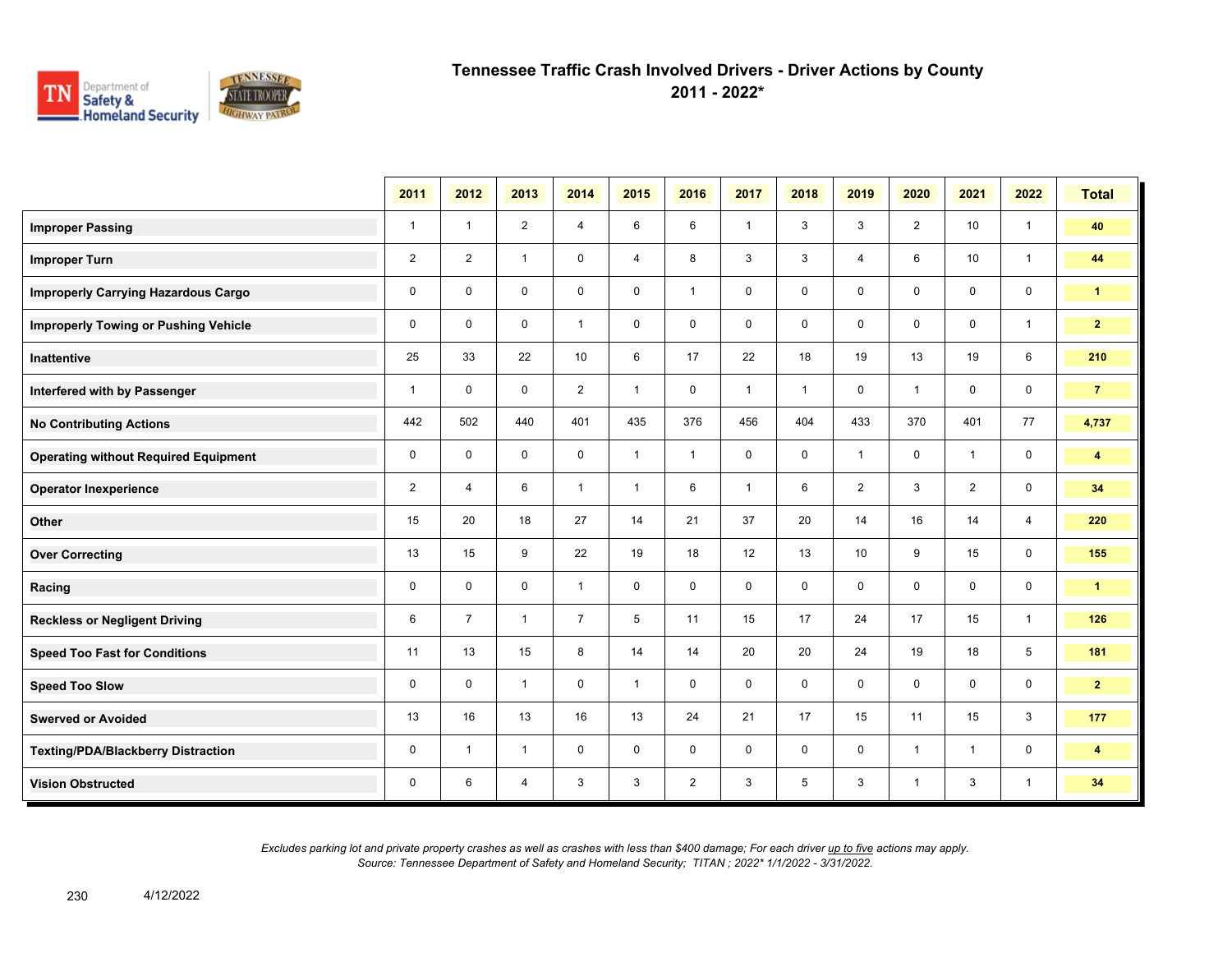# Tennessee Traffic Crash Involved Drivers - Driver Actions by County
## 2011 - 2022*

| | 2011 | 2012 | 2013 | 2014 | 2015 | 2016 | 2017 | 2018 | 2019 | 2020 | 2021 | 2022 | Total |
|---|---|---|---|---|---|---|---|---|---|---|---|---|---|
| **Improper Passing** | 1 | 1 | 2 | 4 | 6 | 6 | 1 | 3 | 3 | 2 | 10 | 1 | **40** |
| **Improper Turn** | 2 | 2 | 1 | 0 | 4 | 8 | 3 | 3 | 4 | 6 | 10 | 1 | **44** |
| **Improperly Carrying Hazardous Cargo** | 0 | 0 | 0 | 0 | 0 | 1 | 0 | 0 | 0 | 0 | 0 | 0 | **1** |
| **Improperly Towing or Pushing Vehicle** | 0 | 0 | 0 | 1 | 0 | 0 | 0 | 0 | 0 | 0 | 0 | 1 | **2** |
| **Inattentive** | 25 | 33 | 22 | 10 | 6 | 17 | 22 | 18 | 19 | 13 | 19 | 6 | **210** |
| **Interfered with by Passenger** | 1 | 0 | 0 | 2 | 1 | 0 | 1 | 1 | 0 | 1 | 0 | 0 | **7** |
| **No Contributing Actions** | 442 | 502 | 440 | 401 | 435 | 376 | 456 | 404 | 433 | 370 | 401 | 77 | **4,737** |
| **Operating without Required Equipment** | 0 | 0 | 0 | 0 | 1 | 1 | 0 | 0 | 1 | 0 | 1 | 0 | **4** |
| **Operator Inexperience** | 2 | 4 | 6 | 1 | 1 | 6 | 1 | 6 | 2 | 3 | 2 | 0 | **34** |
| **Other** | 15 | 20 | 18 | 27 | 14 | 21 | 37 | 20 | 14 | 16 | 14 | 4 | **220** |
| **Over Correcting** | 13 | 15 | 9 | 22 | 19 | 18 | 12 | 13 | 10 | 9 | 15 | 0 | **155** |
| **Racing** | 0 | 0 | 0 | 1 | 0 | 0 | 0 | 0 | 0 | 0 | 0 | 0 | **1** |
| **Reckless or Negligent Driving** | 6 | 7 | 1 | 7 | 5 | 11 | 15 | 17 | 24 | 17 | 15 | 1 | **126** |
| **Speed Too Fast for Conditions** | 11 | 13 | 15 | 8 | 14 | 14 | 20 | 20 | 24 | 19 | 18 | 5 | **181** |
| **Speed Too Slow** | 0 | 0 | 1 | 0 | 1 | 0 | 0 | 0 | 0 | 0 | 0 | 0 | **2** |
| **Swerved or Avoided** | 13 | 16 | 13 | 16 | 13 | 24 | 21 | 17 | 15 | 11 | 15 | 3 | **177** |
| **Texting/PDA/Blackberry Distraction** | 0 | 1 | 1 | 0 | 0 | 0 | 0 | 0 | 0 | 1 | 1 | 0 | **4** |
| **Vision Obstructed** | 0 | 6 | 4 | 3 | 3 | 2 | 3 | 5 | 3 | 1 | 3 | 1 | **34** |

*Excludes parking lot and private property crashes as well as crashes with less than $400 damage; For each driver up to five actions may apply.*
*Source: Tennessee Department of Safety and Homeland Security; TITAN ; 2022* 1/1/2022 - 3/31/2022.*

4/12/2022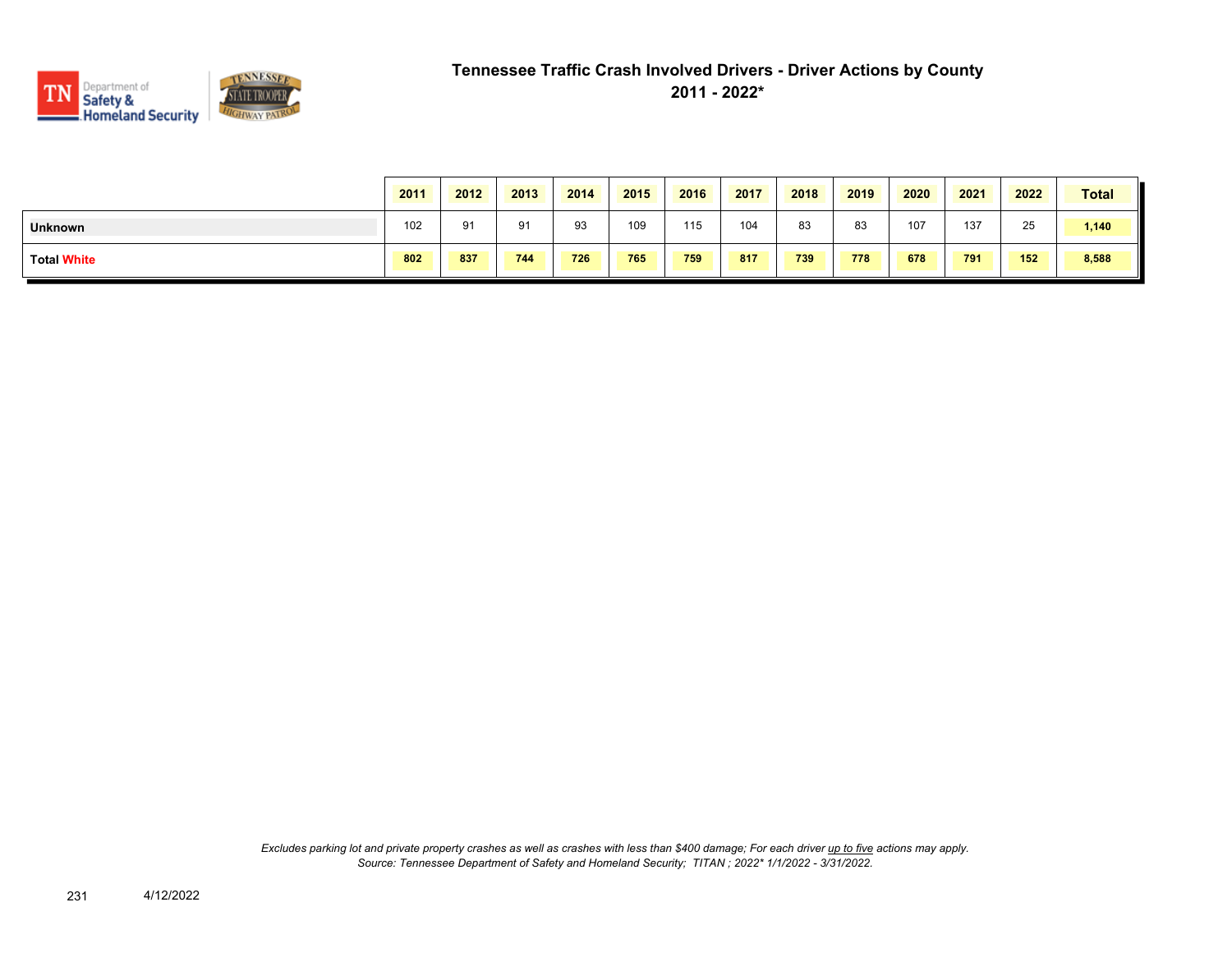# Tennessee Traffic Crash Involved Drivers - Driver Actions by County

## 2011 - 2022*

| | 2011 | 2012 | 2013 | 2014 | 2015 | 2016 | 2017 | 2018 | 2019 | 2020 | 2021 | 2022 | Total |
|---|---|---|---|---|---|---|---|---|---|---|---|---|---|
| **Unknown** | 102 | 91 | 91 | 93 | 109 | 115 | 104 | 83 | 83 | 107 | 137 | 25 | **1,140** |
| **Total White** | **802** | **837** | **744** | **726** | **765** | **759** | **817** | **739** | **778** | **678** | **791** | **152** | **8,588** |

*Excludes parking lot and private property crashes as well as crashes with less than $400 damage; For each driver up to five actions may apply.*
*Source: Tennessee Department of Safety and Homeland Security; TITAN ; 2022* 1/1/2022 - 3/31/2022.*

4/12/2022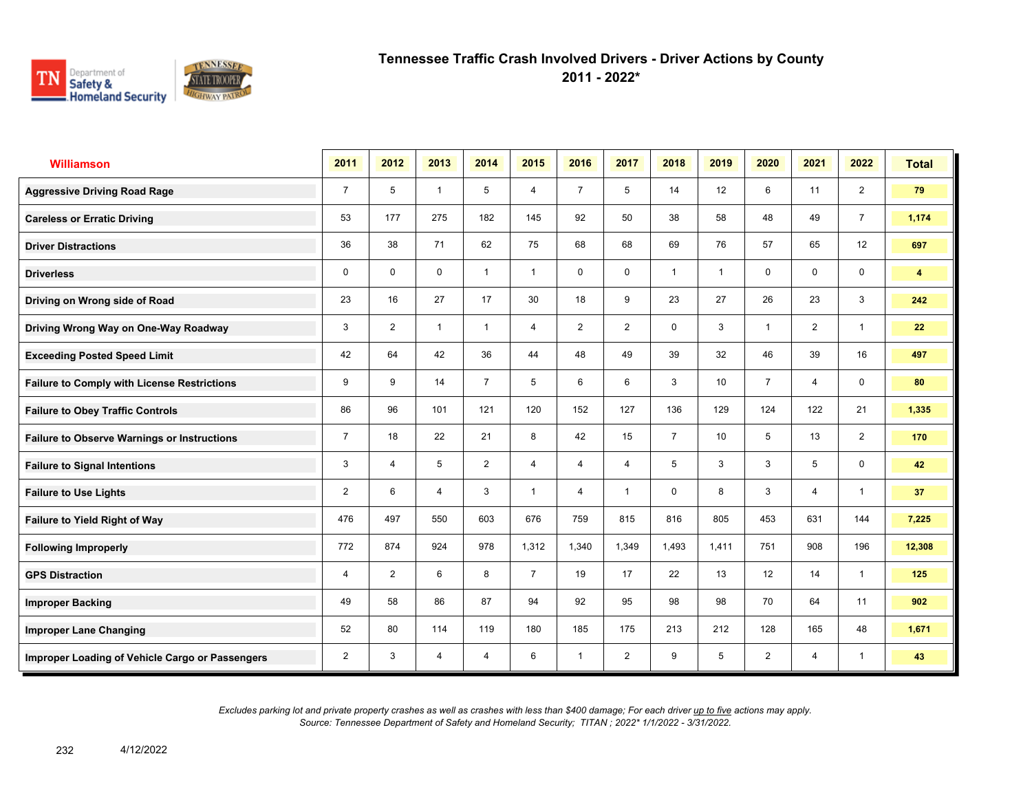# Tennessee Traffic Crash Involved Drivers - Driver Actions by County
## 2011 - 2022*

| Williamson | 2011 | 2012 | 2013 | 2014 | 2015 | 2016 | 2017 | 2018 | 2019 | 2020 | 2021 | 2022 | Total |
|---|---|---|---|---|---|---|---|---|---|---|---|---|---|
| Aggressive Driving Road Rage | 7 | 5 | 1 | 5 | 4 | 7 | 5 | 14 | 12 | 6 | 11 | 2 | 79 |
| Careless or Erratic Driving | 53 | 177 | 275 | 182 | 145 | 92 | 50 | 38 | 58 | 48 | 49 | 7 | 1,174 |
| Driver Distractions | 36 | 38 | 71 | 62 | 75 | 68 | 68 | 69 | 76 | 57 | 65 | 12 | 697 |
| Driverless | 0 | 0 | 0 | 1 | 1 | 0 | 0 | 1 | 1 | 0 | 0 | 0 | 4 |
| Driving on Wrong side of Road | 23 | 16 | 27 | 17 | 30 | 18 | 9 | 23 | 27 | 26 | 23 | 3 | 242 |
| Driving Wrong Way on One-Way Roadway | 3 | 2 | 1 | 1 | 4 | 2 | 2 | 0 | 3 | 1 | 2 | 1 | 22 |
| Exceeding Posted Speed Limit | 42 | 64 | 42 | 36 | 44 | 48 | 49 | 39 | 32 | 46 | 39 | 16 | 497 |
| Failure to Comply with License Restrictions | 9 | 9 | 14 | 7 | 5 | 6 | 6 | 3 | 10 | 7 | 4 | 0 | 80 |
| Failure to Obey Traffic Controls | 86 | 96 | 101 | 121 | 120 | 152 | 127 | 136 | 129 | 124 | 122 | 21 | 1,335 |
| Failure to Observe Warnings or Instructions | 7 | 18 | 22 | 21 | 8 | 42 | 15 | 7 | 10 | 5 | 13 | 2 | 170 |
| Failure to Signal Intentions | 3 | 4 | 5 | 2 | 4 | 4 | 4 | 5 | 3 | 3 | 5 | 0 | 42 |
| Failure to Use Lights | 2 | 6 | 4 | 3 | 1 | 4 | 1 | 0 | 8 | 3 | 4 | 1 | 37 |
| Failure to Yield Right of Way | 476 | 497 | 550 | 603 | 676 | 759 | 815 | 816 | 805 | 453 | 631 | 144 | 7,225 |
| Following Improperly | 772 | 874 | 924 | 978 | 1,312 | 1,340 | 1,349 | 1,493 | 1,411 | 751 | 908 | 196 | 12,308 |
| GPS Distraction | 4 | 2 | 6 | 8 | 7 | 19 | 17 | 22 | 13 | 12 | 14 | 1 | 125 |
| Improper Backing | 49 | 58 | 86 | 87 | 94 | 92 | 95 | 98 | 98 | 70 | 64 | 11 | 902 |
| Improper Lane Changing | 52 | 80 | 114 | 119 | 180 | 185 | 175 | 213 | 212 | 128 | 165 | 48 | 1,671 |
| Improper Loading of Vehicle Cargo or Passengers | 2 | 3 | 4 | 4 | 6 | 1 | 2 | 9 | 5 | 2 | 4 | 1 | 43 |

*Excludes parking lot and private property crashes as well as crashes with less than $400 damage; For each driver up to five actions may apply.*
*Source: Tennessee Department of Safety and Homeland Security; TITAN ; 2022* 1/1/2022 - 3/31/2022.*

4/12/2022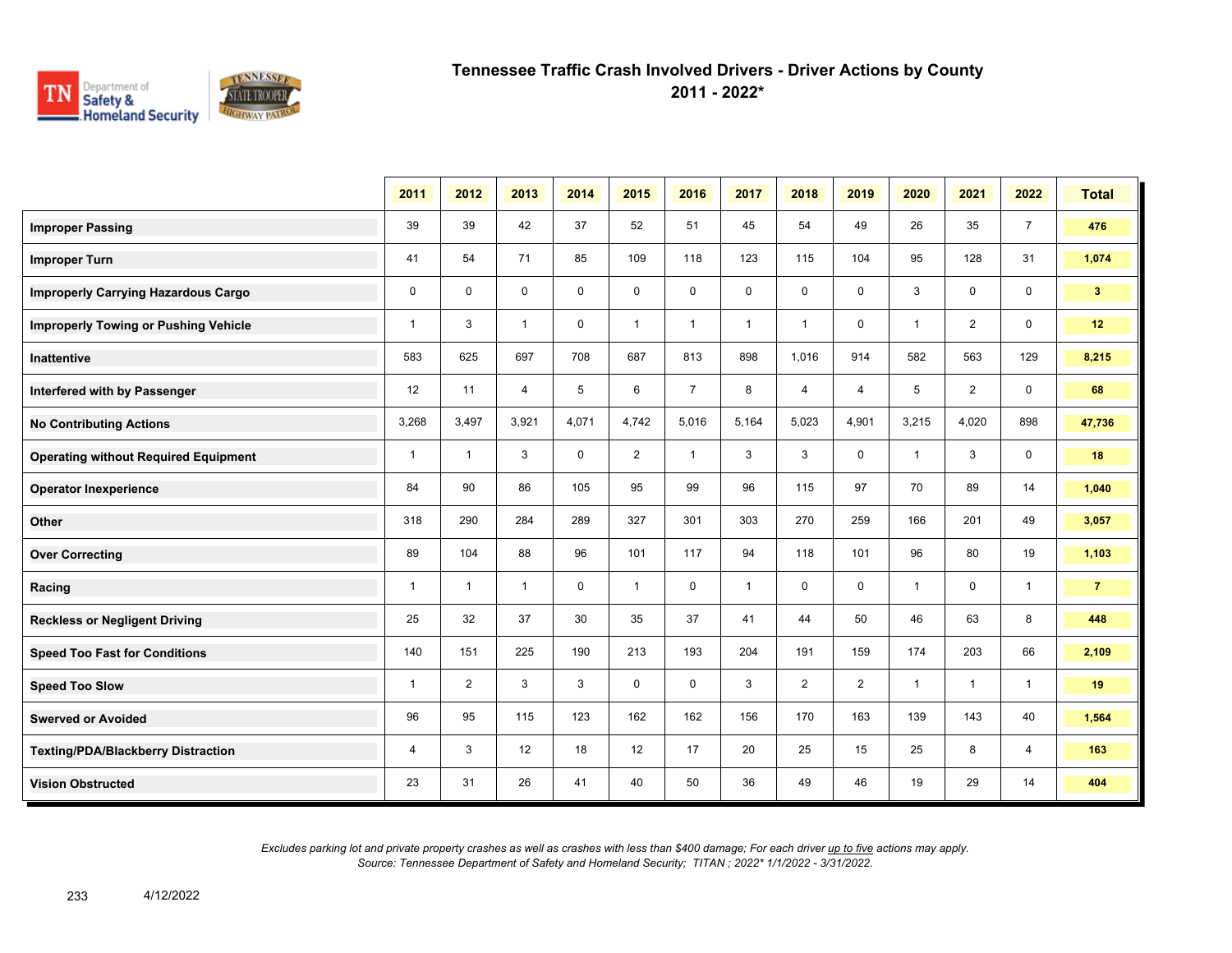# Tennessee Traffic Crash Involved Drivers - Driver Actions by County

## 2011 - 2022*

| | 2011 | 2012 | 2013 | 2014 | 2015 | 2016 | 2017 | 2018 | 2019 | 2020 | 2021 | 2022 | Total |
|---|---|---|---|---|---|---|---|---|---|---|---|---|---|
| **Improper Passing** | 39 | 39 | 42 | 37 | 52 | 51 | 45 | 54 | 49 | 26 | 35 | 7 | **476** |
| **Improper Turn** | 41 | 54 | 71 | 85 | 109 | 118 | 123 | 115 | 104 | 95 | 128 | 31 | **1,074** |
| **Improperly Carrying Hazardous Cargo** | 0 | 0 | 0 | 0 | 0 | 0 | 0 | 0 | 0 | 3 | 0 | 0 | **3** |
| **Improperly Towing or Pushing Vehicle** | 1 | 3 | 1 | 0 | 1 | 1 | 1 | 1 | 0 | 1 | 2 | 0 | **12** |
| **Inattentive** | 583 | 625 | 697 | 708 | 687 | 813 | 898 | 1,016 | 914 | 582 | 563 | 129 | **8,215** |
| **Interfered with by Passenger** | 12 | 11 | 4 | 5 | 6 | 7 | 8 | 4 | 4 | 5 | 2 | 0 | **68** |
| **No Contributing Actions** | 3,268 | 3,497 | 3,921 | 4,071 | 4,742 | 5,016 | 5,164 | 5,023 | 4,901 | 3,215 | 4,020 | 898 | **47,736** |
| **Operating without Required Equipment** | 1 | 1 | 3 | 0 | 2 | 1 | 3 | 3 | 0 | 1 | 3 | 0 | **18** |
| **Operator Inexperience** | 84 | 90 | 86 | 105 | 95 | 99 | 96 | 115 | 97 | 70 | 89 | 14 | **1,040** |
| **Other** | 318 | 290 | 284 | 289 | 327 | 301 | 303 | 270 | 259 | 166 | 201 | 49 | **3,057** |
| **Over Correcting** | 89 | 104 | 88 | 96 | 101 | 117 | 94 | 118 | 101 | 96 | 80 | 19 | **1,103** |
| **Racing** | 1 | 1 | 1 | 0 | 1 | 0 | 1 | 0 | 0 | 1 | 0 | 1 | **7** |
| **Reckless or Negligent Driving** | 25 | 32 | 37 | 30 | 35 | 37 | 41 | 44 | 50 | 46 | 63 | 8 | **448** |
| **Speed Too Fast for Conditions** | 140 | 151 | 225 | 190 | 213 | 193 | 204 | 191 | 159 | 174 | 203 | 66 | **2,109** |
| **Speed Too Slow** | 1 | 2 | 3 | 3 | 0 | 0 | 3 | 2 | 2 | 1 | 1 | 1 | **19** |
| **Swerved or Avoided** | 96 | 95 | 115 | 123 | 162 | 162 | 156 | 170 | 163 | 139 | 143 | 40 | **1,564** |
| **Texting/PDA/Blackberry Distraction** | 4 | 3 | 12 | 18 | 12 | 17 | 20 | 25 | 15 | 25 | 8 | 4 | **163** |
| **Vision Obstructed** | 23 | 31 | 26 | 41 | 40 | 50 | 36 | 49 | 46 | 19 | 29 | 14 | **404** |

*Excludes parking lot and private property crashes as well as crashes with less than $400 damage; For each driver up to five actions may apply.*
*Source: Tennessee Department of Safety and Homeland Security; TITAN ; 2022* 1/1/2022 - 3/31/2022.*

4/12/2022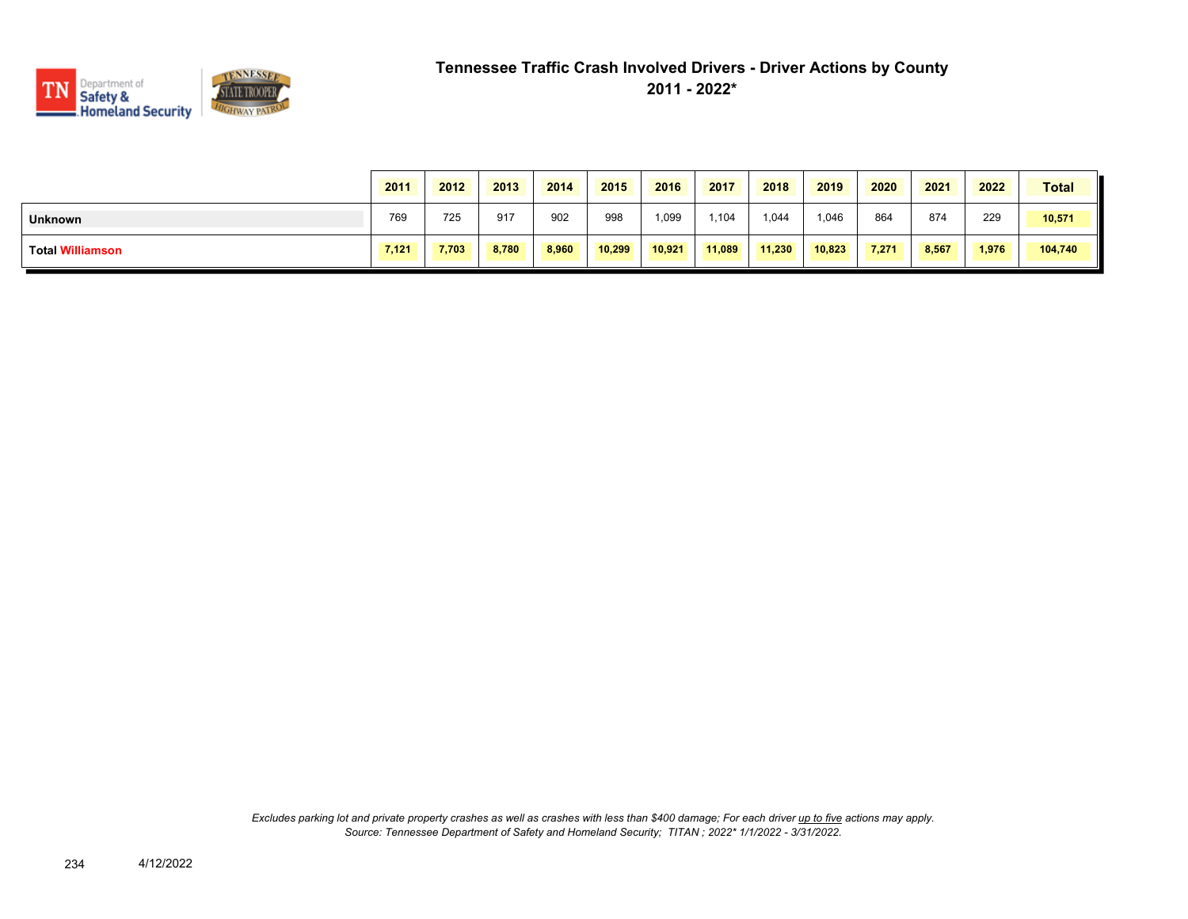# Tennessee Traffic Crash Involved Drivers - Driver Actions by County

## 2011 - 2022*

| | 2011 | 2012 | 2013 | 2014 | 2015 | 2016 | 2017 | 2018 | 2019 | 2020 | 2021 | 2022 | Total |
|---|---|---|---|---|---|---|---|---|---|---|---|---|---|
| **Unknown** | 769 | 725 | 917 | 902 | 998 | 1,099 | 1,104 | 1,044 | 1,046 | 864 | 874 | 229 | **10,571** |
| **Total Williamson** | **7,121** | **7,703** | **8,780** | **8,960** | **10,299** | **10,921** | **11,089** | **11,230** | **10,823** | **7,271** | **8,567** | **1,976** | **104,740** |

*Excludes parking lot and private property crashes as well as crashes with less than $400 damage; For each driver up to five actions may apply.*
*Source: Tennessee Department of Safety and Homeland Security; TITAN ; 2022* 1/1/2022 - 3/31/2022.*

4/12/2022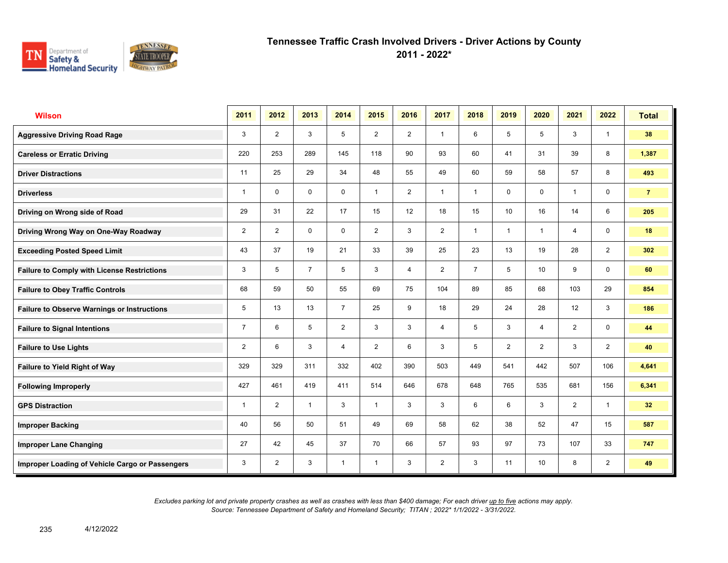# Tennessee Traffic Crash Involved Drivers - Driver Actions by County
## 2011 - 2022*

| Wilson | 2011 | 2012 | 2013 | 2014 | 2015 | 2016 | 2017 | 2018 | 2019 | 2020 | 2021 | 2022 | Total |
|---|---|---|---|---|---|---|---|---|---|---|---|---|---|
| Aggressive Driving Road Rage | 3 | 2 | 3 | 5 | 2 | 2 | 1 | 6 | 5 | 5 | 3 | 1 | 38 |
| Careless or Erratic Driving | 220 | 253 | 289 | 145 | 118 | 90 | 93 | 60 | 41 | 31 | 39 | 8 | 1,387 |
| Driver Distractions | 11 | 25 | 29 | 34 | 48 | 55 | 49 | 60 | 59 | 58 | 57 | 8 | 493 |
| Driverless | 1 | 0 | 0 | 0 | 1 | 2 | 1 | 1 | 0 | 0 | 1 | 0 | 7 |
| Driving on Wrong side of Road | 29 | 31 | 22 | 17 | 15 | 12 | 18 | 15 | 10 | 16 | 14 | 6 | 205 |
| Driving Wrong Way on One-Way Roadway | 2 | 2 | 0 | 0 | 2 | 3 | 2 | 1 | 1 | 1 | 4 | 0 | 18 |
| Exceeding Posted Speed Limit | 43 | 37 | 19 | 21 | 33 | 39 | 25 | 23 | 13 | 19 | 28 | 2 | 302 |
| Failure to Comply with License Restrictions | 3 | 5 | 7 | 5 | 3 | 4 | 2 | 7 | 5 | 10 | 9 | 0 | 60 |
| Failure to Obey Traffic Controls | 68 | 59 | 50 | 55 | 69 | 75 | 104 | 89 | 85 | 68 | 103 | 29 | 854 |
| Failure to Observe Warnings or Instructions | 5 | 13 | 13 | 7 | 25 | 9 | 18 | 29 | 24 | 28 | 12 | 3 | 186 |
| Failure to Signal Intentions | 7 | 6 | 5 | 2 | 3 | 3 | 4 | 5 | 3 | 4 | 2 | 0 | 44 |
| Failure to Use Lights | 2 | 6 | 3 | 4 | 2 | 6 | 3 | 5 | 2 | 2 | 3 | 2 | 40 |
| Failure to Yield Right of Way | 329 | 329 | 311 | 332 | 402 | 390 | 503 | 449 | 541 | 442 | 507 | 106 | 4,641 |
| Following Improperly | 427 | 461 | 419 | 411 | 514 | 646 | 678 | 648 | 765 | 535 | 681 | 156 | 6,341 |
| GPS Distraction | 1 | 2 | 1 | 3 | 1 | 3 | 3 | 6 | 6 | 3 | 2 | 1 | 32 |
| Improper Backing | 40 | 56 | 50 | 51 | 49 | 69 | 58 | 62 | 38 | 52 | 47 | 15 | 587 |
| Improper Lane Changing | 27 | 42 | 45 | 37 | 70 | 66 | 57 | 93 | 97 | 73 | 107 | 33 | 747 |
| Improper Loading of Vehicle Cargo or Passengers | 3 | 2 | 3 | 1 | 1 | 3 | 2 | 3 | 11 | 10 | 8 | 2 | 49 |

*Excludes parking lot and private property crashes as well as crashes with less than $400 damage; For each driver up to five actions may apply.*
*Source: Tennessee Department of Safety and Homeland Security; TITAN ; 2022* 1/1/2022 - 3/31/2022.*

4/12/2022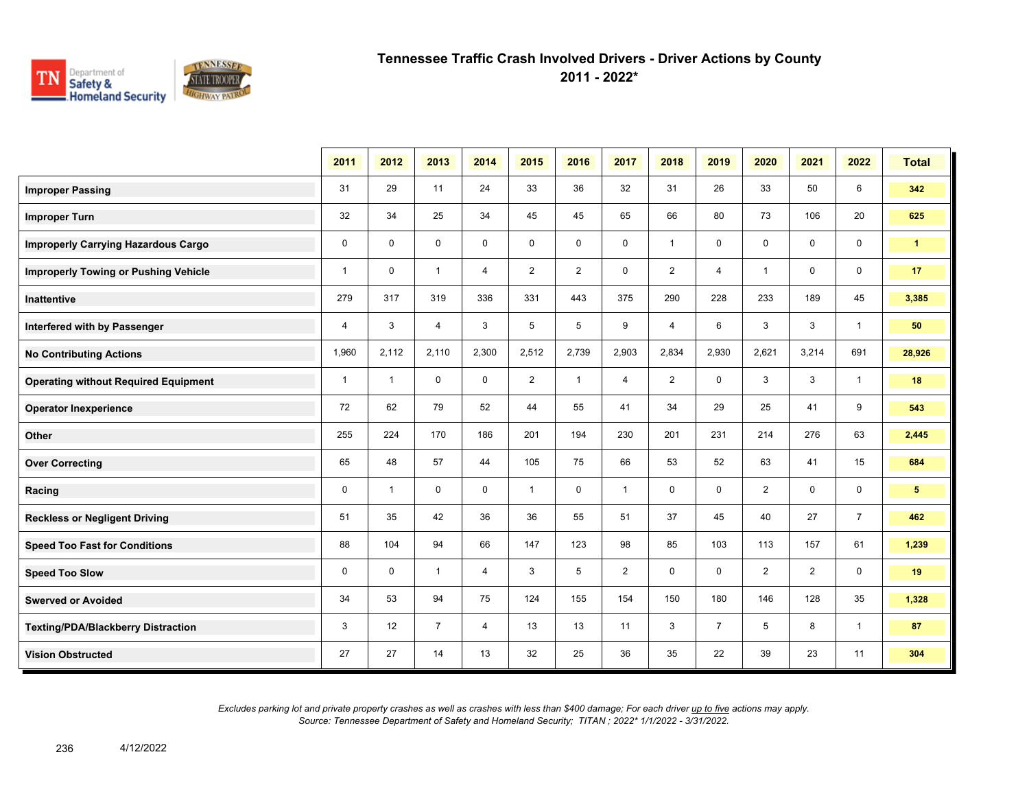# Tennessee Traffic Crash Involved Drivers - Driver Actions by County
## 2011 - 2022*

| | 2011 | 2012 | 2013 | 2014 | 2015 | 2016 | 2017 | 2018 | 2019 | 2020 | 2021 | 2022 | Total |
|---|---|---|---|---|---|---|---|---|---|---|---|---|---|
| **Improper Passing** | 31 | 29 | 11 | 24 | 33 | 36 | 32 | 31 | 26 | 33 | 50 | 6 | **342** |
| **Improper Turn** | 32 | 34 | 25 | 34 | 45 | 45 | 65 | 66 | 80 | 73 | 106 | 20 | **625** |
| **Improperly Carrying Hazardous Cargo** | 0 | 0 | 0 | 0 | 0 | 0 | 0 | 1 | 0 | 0 | 0 | 0 | **1** |
| **Improperly Towing or Pushing Vehicle** | 1 | 0 | 1 | 4 | 2 | 2 | 0 | 2 | 4 | 1 | 0 | 0 | **17** |
| **Inattentive** | 279 | 317 | 319 | 336 | 331 | 443 | 375 | 290 | 228 | 233 | 189 | 45 | **3,385** |
| **Interfered with by Passenger** | 4 | 3 | 4 | 3 | 5 | 5 | 9 | 4 | 6 | 3 | 3 | 1 | **50** |
| **No Contributing Actions** | 1,960 | 2,112 | 2,110 | 2,300 | 2,512 | 2,739 | 2,903 | 2,834 | 2,930 | 2,621 | 3,214 | 691 | **28,926** |
| **Operating without Required Equipment** | 1 | 1 | 0 | 0 | 2 | 1 | 4 | 2 | 0 | 3 | 3 | 1 | **18** |
| **Operator Inexperience** | 72 | 62 | 79 | 52 | 44 | 55 | 41 | 34 | 29 | 25 | 41 | 9 | **543** |
| **Other** | 255 | 224 | 170 | 186 | 201 | 194 | 230 | 201 | 231 | 214 | 276 | 63 | **2,445** |
| **Over Correcting** | 65 | 48 | 57 | 44 | 105 | 75 | 66 | 53 | 52 | 63 | 41 | 15 | **684** |
| **Racing** | 0 | 1 | 0 | 0 | 1 | 0 | 1 | 0 | 0 | 2 | 0 | 0 | **5** |
| **Reckless or Negligent Driving** | 51 | 35 | 42 | 36 | 36 | 55 | 51 | 37 | 45 | 40 | 27 | 7 | **462** |
| **Speed Too Fast for Conditions** | 88 | 104 | 94 | 66 | 147 | 123 | 98 | 85 | 103 | 113 | 157 | 61 | **1,239** |
| **Speed Too Slow** | 0 | 0 | 1 | 4 | 3 | 5 | 2 | 0 | 0 | 2 | 2 | 0 | **19** |
| **Swerved or Avoided** | 34 | 53 | 94 | 75 | 124 | 155 | 154 | 150 | 180 | 146 | 128 | 35 | **1,328** |
| **Texting/PDA/Blackberry Distraction** | 3 | 12 | 7 | 4 | 13 | 13 | 11 | 3 | 7 | 5 | 8 | 1 | **87** |
| **Vision Obstructed** | 27 | 27 | 14 | 13 | 32 | 25 | 36 | 35 | 22 | 39 | 23 | 11 | **304** |

*Excludes parking lot and private property crashes as well as crashes with less than $400 damage; For each driver up to five actions may apply.*
*Source: Tennessee Department of Safety and Homeland Security; TITAN ; 2022* 1/1/2022 - 3/31/2022.*

4/12/2022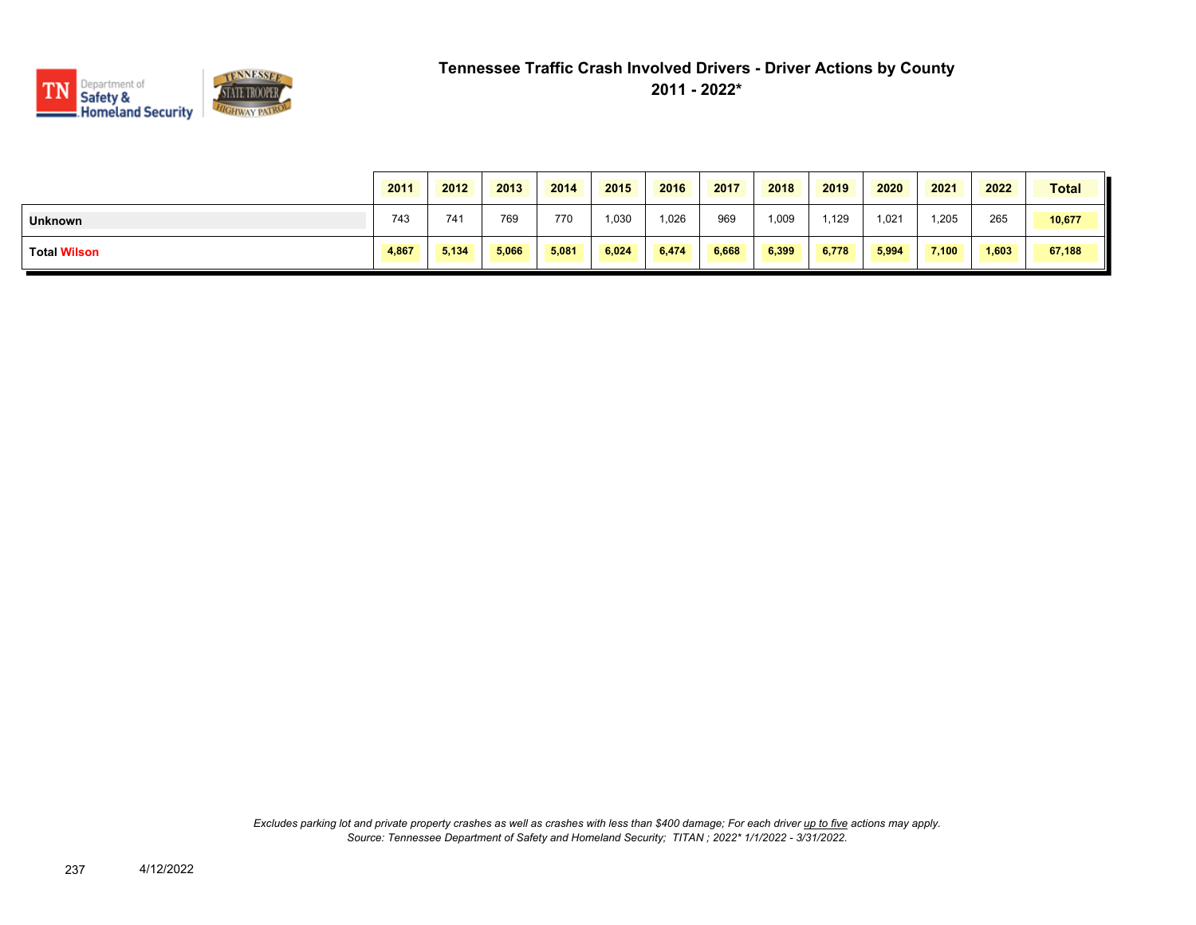# Tennessee Traffic Crash Involved Drivers - Driver Actions by County

## 2011 - 2022*

| | 2011 | 2012 | 2013 | 2014 | 2015 | 2016 | 2017 | 2018 | 2019 | 2020 | 2021 | 2022 | Total |
|---|---|---|---|---|---|---|---|---|---|---|---|---|---|
| **Unknown** | 743 | 741 | 769 | 770 | 1,030 | 1,026 | 969 | 1,009 | 1,129 | 1,021 | 1,205 | 265 | **10,677** |
| **Total Wilson** | **4,867** | **5,134** | **5,066** | **5,081** | **6,024** | **6,474** | **6,668** | **6,399** | **6,778** | **5,994** | **7,100** | **1,603** | **67,188** |

*Excludes parking lot and private property crashes as well as crashes with less than $400 damage; For each driver up to five actions may apply.*
*Source: Tennessee Department of Safety and Homeland Security; TITAN ; 2022* 1/1/2022 - 3/31/2022.*

4/12/2022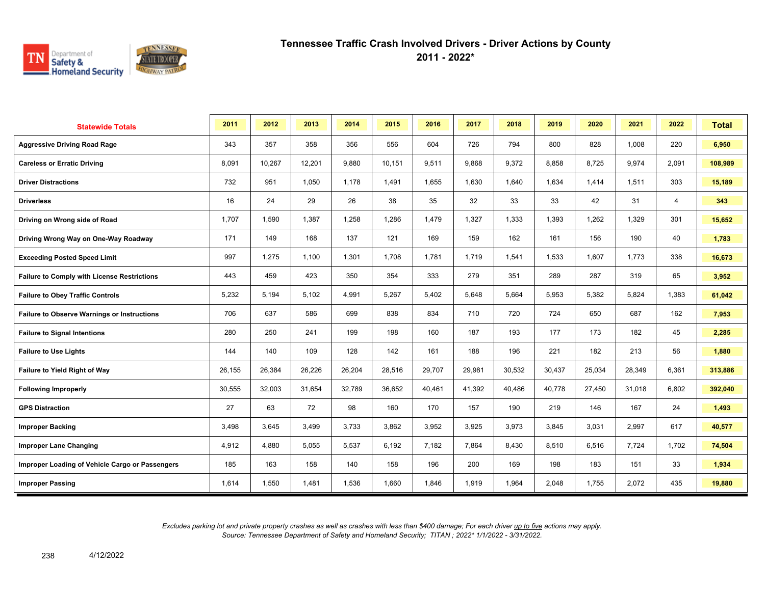# Tennessee Traffic Crash Involved Drivers - Driver Actions by County
## 2011 - 2022*

| Statewide Totals | 2011 | 2012 | 2013 | 2014 | 2015 | 2016 | 2017 | 2018 | 2019 | 2020 | 2021 | 2022 | Total |
|---|---|---|---|---|---|---|---|---|---|---|---|---|---|
| **Aggressive Driving Road Rage** | 343 | 357 | 358 | 356 | 556 | 604 | 726 | 794 | 800 | 828 | 1,008 | 220 | **6,950** |
| **Careless or Erratic Driving** | 8,091 | 10,267 | 12,201 | 9,880 | 10,151 | 9,511 | 9,868 | 9,372 | 8,858 | 8,725 | 9,974 | 2,091 | **108,989** |
| **Driver Distractions** | 732 | 951 | 1,050 | 1,178 | 1,491 | 1,655 | 1,630 | 1,640 | 1,634 | 1,414 | 1,511 | 303 | **15,189** |
| **Driverless** | 16 | 24 | 29 | 26 | 38 | 35 | 32 | 33 | 33 | 42 | 31 | 4 | **343** |
| **Driving on Wrong side of Road** | 1,707 | 1,590 | 1,387 | 1,258 | 1,286 | 1,479 | 1,327 | 1,333 | 1,393 | 1,262 | 1,329 | 301 | **15,652** |
| **Driving Wrong Way on One-Way Roadway** | 171 | 149 | 168 | 137 | 121 | 169 | 159 | 162 | 161 | 156 | 190 | 40 | **1,783** |
| **Exceeding Posted Speed Limit** | 997 | 1,275 | 1,100 | 1,301 | 1,708 | 1,781 | 1,719 | 1,541 | 1,533 | 1,607 | 1,773 | 338 | **16,673** |
| **Failure to Comply with License Restrictions** | 443 | 459 | 423 | 350 | 354 | 333 | 279 | 351 | 289 | 287 | 319 | 65 | **3,952** |
| **Failure to Obey Traffic Controls** | 5,232 | 5,194 | 5,102 | 4,991 | 5,267 | 5,402 | 5,648 | 5,664 | 5,953 | 5,382 | 5,824 | 1,383 | **61,042** |
| **Failure to Observe Warnings or Instructions** | 706 | 637 | 586 | 699 | 838 | 834 | 710 | 720 | 724 | 650 | 687 | 162 | **7,953** |
| **Failure to Signal Intentions** | 280 | 250 | 241 | 199 | 198 | 160 | 187 | 193 | 177 | 173 | 182 | 45 | **2,285** |
| **Failure to Use Lights** | 144 | 140 | 109 | 128 | 142 | 161 | 188 | 196 | 221 | 182 | 213 | 56 | **1,880** |
| **Failure to Yield Right of Way** | 26,155 | 26,384 | 26,226 | 26,204 | 28,516 | 29,707 | 29,981 | 30,532 | 30,437 | 25,034 | 28,349 | 6,361 | **313,886** |
| **Following Improperly** | 30,555 | 32,003 | 31,654 | 32,789 | 36,652 | 40,461 | 41,392 | 40,486 | 40,778 | 27,450 | 31,018 | 6,802 | **392,040** |
| **GPS Distraction** | 27 | 63 | 72 | 98 | 160 | 170 | 157 | 190 | 219 | 146 | 167 | 24 | **1,493** |
| **Improper Backing** | 3,498 | 3,645 | 3,499 | 3,733 | 3,862 | 3,952 | 3,925 | 3,973 | 3,845 | 3,031 | 2,997 | 617 | **40,577** |
| **Improper Lane Changing** | 4,912 | 4,880 | 5,055 | 5,537 | 6,192 | 7,182 | 7,864 | 8,430 | 8,510 | 6,516 | 7,724 | 1,702 | **74,504** |
| **Improper Loading of Vehicle Cargo or Passengers** | 185 | 163 | 158 | 140 | 158 | 196 | 200 | 169 | 198 | 183 | 151 | 33 | **1,934** |
| **Improper Passing** | 1,614 | 1,550 | 1,481 | 1,536 | 1,660 | 1,846 | 1,919 | 1,964 | 2,048 | 1,755 | 2,072 | 435 | **19,880** |

*Excludes parking lot and private property crashes as well as crashes with less than $400 damage; For each driver up to five actions may apply.*
*Source: Tennessee Department of Safety and Homeland Security; TITAN ; 2022* 1/1/2022 - 3/31/2022.*

4/12/2022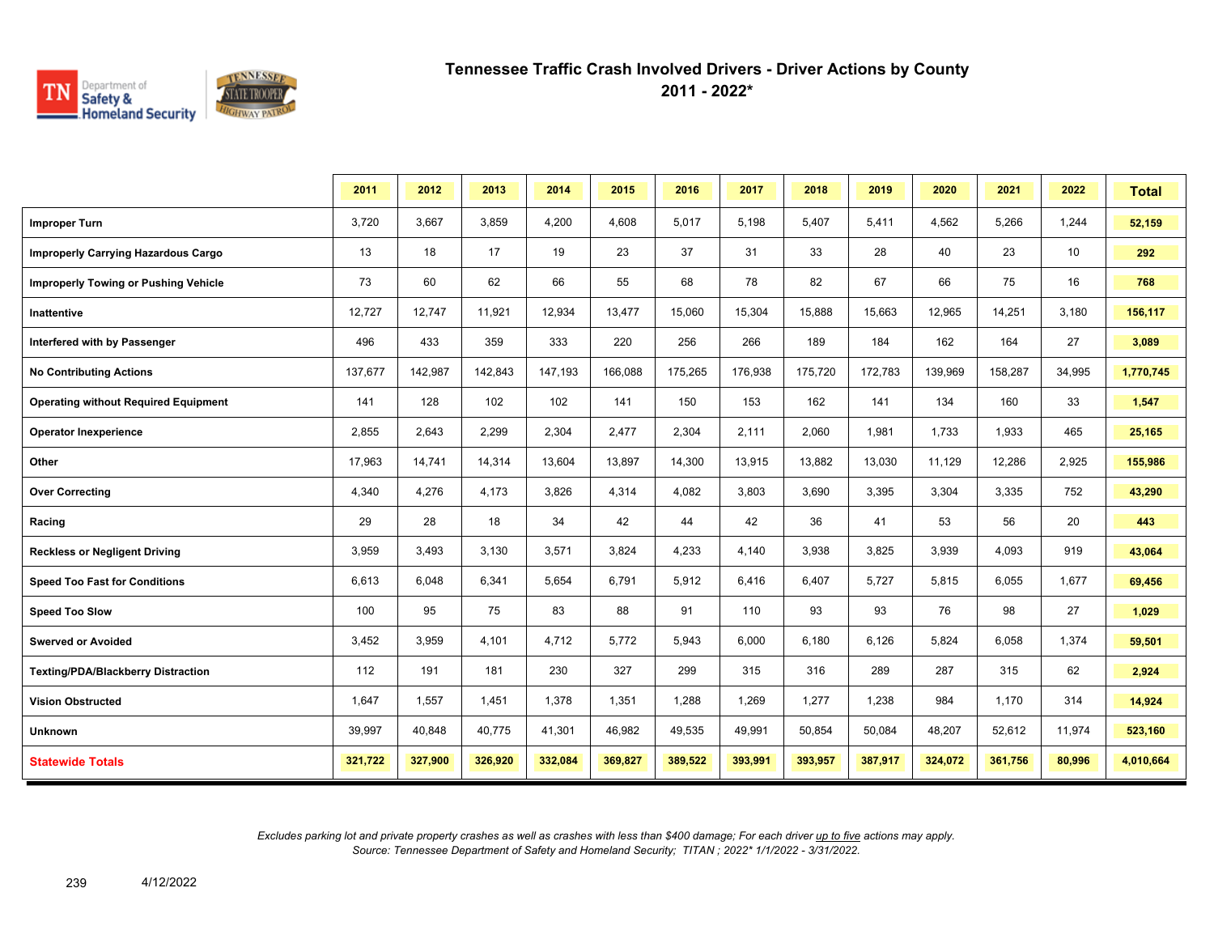# Tennessee Traffic Crash Involved Drivers - Driver Actions by County
## 2011 - 2022*

| | 2011 | 2012 | 2013 | 2014 | 2015 | 2016 | 2017 | 2018 | 2019 | 2020 | 2021 | 2022 | Total |
|---|---|---|---|---|---|---|---|---|---|---|---|---|---|
| **Improper Turn** | 3,720 | 3,667 | 3,859 | 4,200 | 4,608 | 5,017 | 5,198 | 5,407 | 5,411 | 4,562 | 5,266 | 1,244 | **52,159** |
| **Improperly Carrying Hazardous Cargo** | 13 | 18 | 17 | 19 | 23 | 37 | 31 | 33 | 28 | 40 | 23 | 10 | **292** |
| **Improperly Towing or Pushing Vehicle** | 73 | 60 | 62 | 66 | 55 | 68 | 78 | 82 | 67 | 66 | 75 | 16 | **768** |
| **Inattentive** | 12,727 | 12,747 | 11,921 | 12,934 | 13,477 | 15,060 | 15,304 | 15,888 | 15,663 | 12,965 | 14,251 | 3,180 | **156,117** |
| **Interfered with by Passenger** | 496 | 433 | 359 | 333 | 220 | 256 | 266 | 189 | 184 | 162 | 164 | 27 | **3,089** |
| **No Contributing Actions** | 137,677 | 142,987 | 142,843 | 147,193 | 166,088 | 175,265 | 176,938 | 175,720 | 172,783 | 139,969 | 158,287 | 34,995 | **1,770,745** |
| **Operating without Required Equipment** | 141 | 128 | 102 | 102 | 141 | 150 | 153 | 162 | 141 | 134 | 160 | 33 | **1,547** |
| **Operator Inexperience** | 2,855 | 2,643 | 2,299 | 2,304 | 2,477 | 2,304 | 2,111 | 2,060 | 1,981 | 1,733 | 1,933 | 465 | **25,165** |
| **Other** | 17,963 | 14,741 | 14,314 | 13,604 | 13,897 | 14,300 | 13,915 | 13,882 | 13,030 | 11,129 | 12,286 | 2,925 | **155,986** |
| **Over Correcting** | 4,340 | 4,276 | 4,173 | 3,826 | 4,314 | 4,082 | 3,803 | 3,690 | 3,395 | 3,304 | 3,335 | 752 | **43,290** |
| **Racing** | 29 | 28 | 18 | 34 | 42 | 44 | 42 | 36 | 41 | 53 | 56 | 20 | **443** |
| **Reckless or Negligent Driving** | 3,959 | 3,493 | 3,130 | 3,571 | 3,824 | 4,233 | 4,140 | 3,938 | 3,825 | 3,939 | 4,093 | 919 | **43,064** |
| **Speed Too Fast for Conditions** | 6,613 | 6,048 | 6,341 | 5,654 | 6,791 | 5,912 | 6,416 | 6,407 | 5,727 | 5,815 | 6,055 | 1,677 | **69,456** |
| **Speed Too Slow** | 100 | 95 | 75 | 83 | 88 | 91 | 110 | 93 | 93 | 76 | 98 | 27 | **1,029** |
| **Swerved or Avoided** | 3,452 | 3,959 | 4,101 | 4,712 | 5,772 | 5,943 | 6,000 | 6,180 | 6,126 | 5,824 | 6,058 | 1,374 | **59,501** |
| **Texting/PDA/Blackberry Distraction** | 112 | 191 | 181 | 230 | 327 | 299 | 315 | 316 | 289 | 287 | 315 | 62 | **2,924** |
| **Vision Obstructed** | 1,647 | 1,557 | 1,451 | 1,378 | 1,351 | 1,288 | 1,269 | 1,277 | 1,238 | 984 | 1,170 | 314 | **14,924** |
| **Unknown** | 39,997 | 40,848 | 40,775 | 41,301 | 46,982 | 49,535 | 49,991 | 50,854 | 50,084 | 48,207 | 52,612 | 11,974 | **523,160** |
| **Statewide Totals** | **321,722** | **327,900** | **326,920** | **332,084** | **369,827** | **389,522** | **393,991** | **393,957** | **387,917** | **324,072** | **361,756** | **80,996** | **4,010,664** |

*Excludes parking lot and private property crashes as well as crashes with less than $400 damage; For each driver up to five actions may apply.*
*Source: Tennessee Department of Safety and Homeland Security; TITAN ; 2022* 1/1/2022 - 3/31/2022.*

4/12/2022